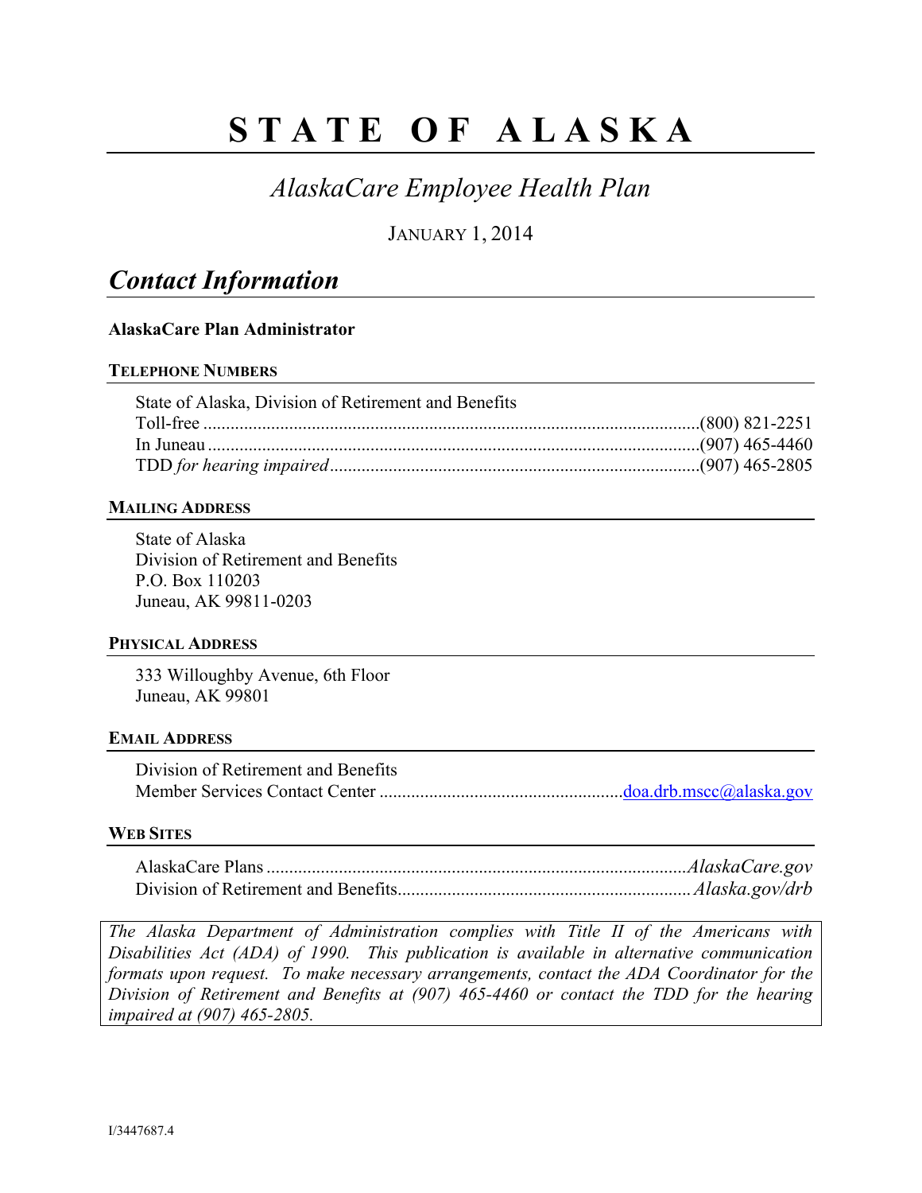# STATE OF ALASKA

## *AlaskaCare Employee Health Plan*

JANUARY 1, 2014

## *Contact Information*

**AlaskaCare Plan Administrator**

### TELEPHONE NUMBERS

State of Alaska, Division of Retirement and Benefits

| | |
|---|---|
| Toll-free | (800) 821-2251 |
| In Juneau | (907) 465-4460 |
| TDD *for hearing impaired* | (907) 465-2805 |

### MAILING ADDRESS

State of Alaska
Division of Retirement and Benefits
P.O. Box 110203
Juneau, AK 99811-0203

### PHYSICAL ADDRESS

333 Willoughby Avenue, 6th Floor
Juneau, AK 99801

### EMAIL ADDRESS

Division of Retirement and Benefits

| | |
|---|---|
| Member Services Contact Center | doa.drb.mscc@alaska.gov |

### WEB SITES

| | |
|---|---|
| AlaskaCare Plans | *AlaskaCare.gov* |
| Division of Retirement and Benefits | *Alaska.gov/drb* |

*The Alaska Department of Administration complies with Title II of the Americans with Disabilities Act (ADA) of 1990. This publication is available in alternative communication formats upon request. To make necessary arrangements, contact the ADA Coordinator for the Division of Retirement and Benefits at (907) 465-4460 or contact the TDD for the hearing impaired at (907) 465-2805.*

I/3447687.4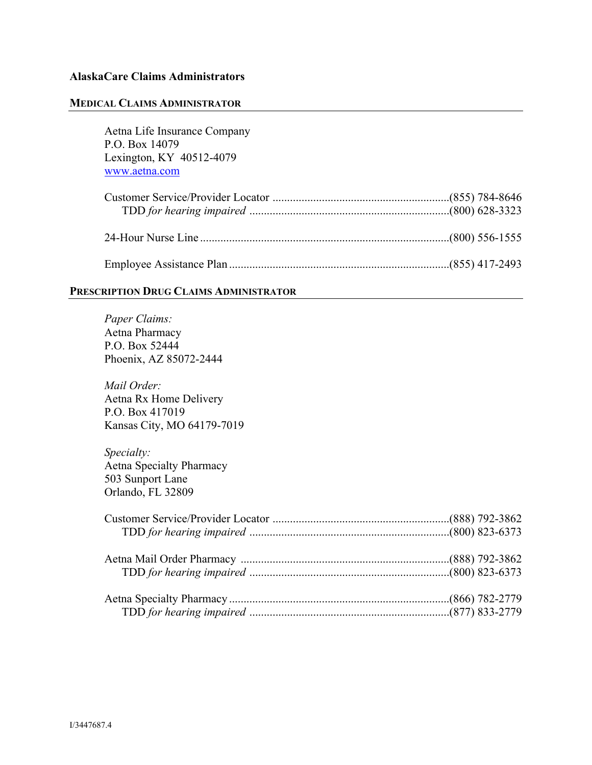# AlaskaCare Claims Administrators

## Medical Claims Administrator

Aetna Life Insurance Company
P.O. Box 14079
Lexington, KY 40512-4079
www.aetna.com

Customer Service/Provider Locator ............................................................(855) 784-8646
TDD *for hearing impaired* ....................................................................(800) 628-3323

24-Hour Nurse Line ......................................................................................(800) 556-1555

Employee Assistance Plan ...........................................................................(855) 417-2493

## Prescription Drug Claims Administrator

*Paper Claims:*
Aetna Pharmacy
P.O. Box 52444
Phoenix, AZ 85072-2444

*Mail Order:*
Aetna Rx Home Delivery
P.O. Box 417019
Kansas City, MO 64179-7019

*Specialty:*
Aetna Specialty Pharmacy
503 Sunport Lane
Orlando, FL 32809

Customer Service/Provider Locator ............................................................(888) 792-3862
TDD *for hearing impaired* ....................................................................(800) 823-6373

Aetna Mail Order Pharmacy .......................................................................(888) 792-3862
TDD *for hearing impaired* ....................................................................(800) 823-6373

Aetna Specialty Pharmacy ............................................................................(866) 782-2779
TDD *for hearing impaired* ....................................................................(877) 833-2779

I/3447687.4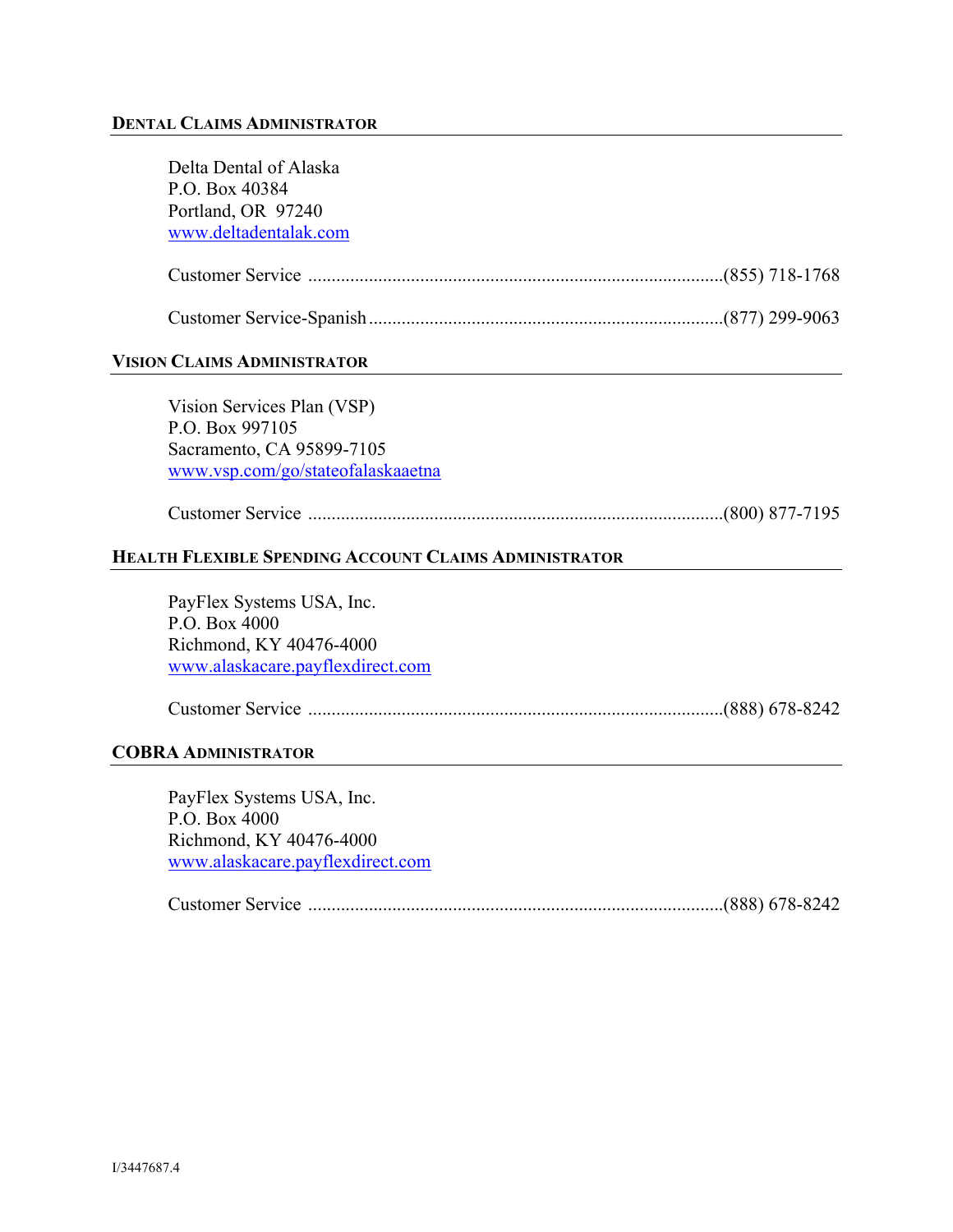## DENTAL CLAIMS ADMINISTRATOR

Delta Dental of Alaska
P.O. Box 40384
Portland, OR 97240
www.deltadentalak.com

Customer Service ........................................................................................(855) 718-1768

Customer Service-Spanish ...........................................................................(877) 299-9063

## VISION CLAIMS ADMINISTRATOR

Vision Services Plan (VSP)
P.O. Box 997105
Sacramento, CA 95899-7105
www.vsp.com/go/stateofalaskaaetna

Customer Service ........................................................................................(800) 877-7195

## HEALTH FLEXIBLE SPENDING ACCOUNT CLAIMS ADMINISTRATOR

PayFlex Systems USA, Inc.
P.O. Box 4000
Richmond, KY 40476-4000
www.alaskacare.payflexdirect.com

Customer Service ........................................................................................(888) 678-8242

## COBRA ADMINISTRATOR

PayFlex Systems USA, Inc.
P.O. Box 4000
Richmond, KY 40476-4000
www.alaskacare.payflexdirect.com

Customer Service ........................................................................................(888) 678-8242

I/3447687.4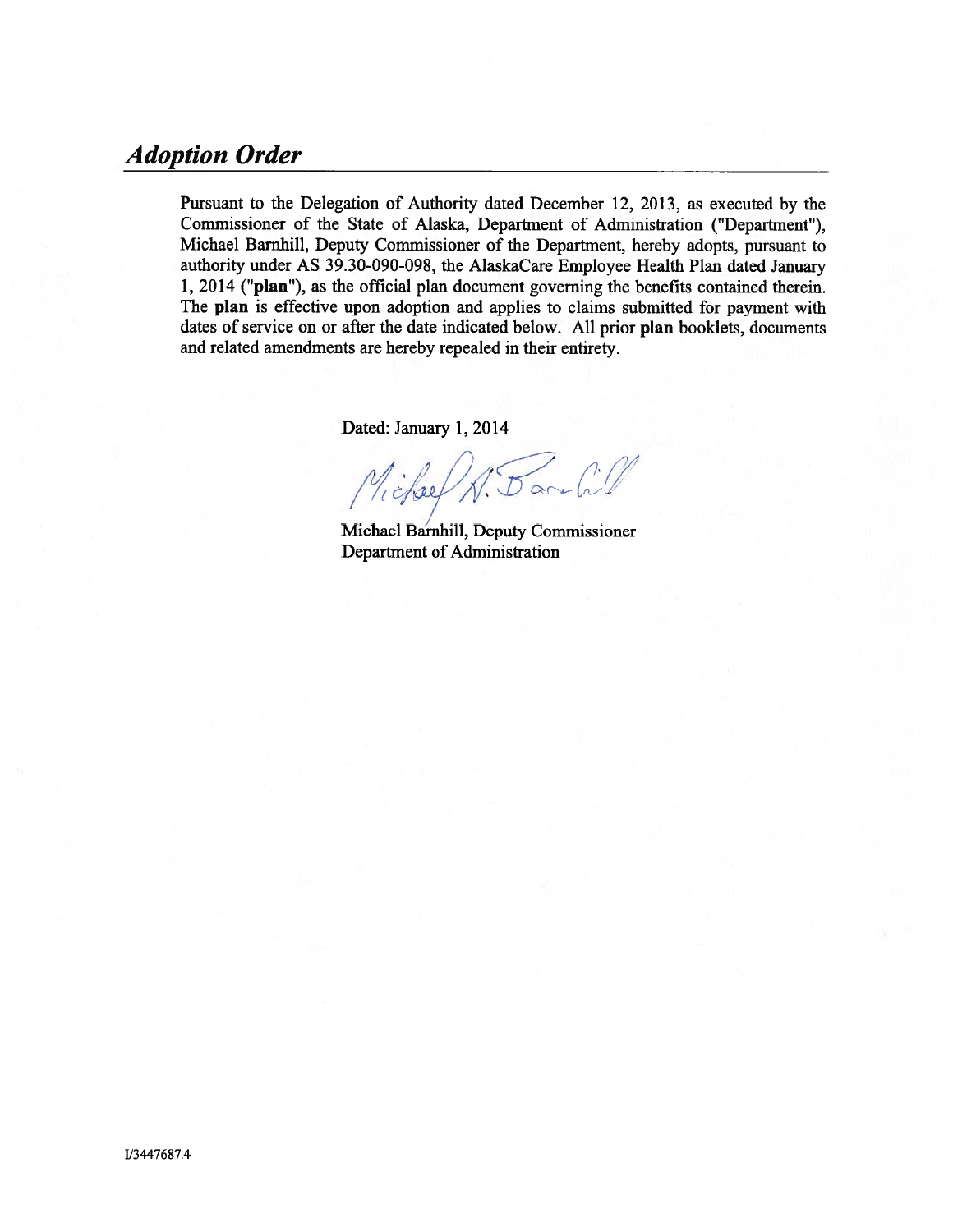## *Adoption Order*

Pursuant to the Delegation of Authority dated December 12, 2013, as executed by the Commissioner of the State of Alaska, Department of Administration ("Department"), Michael Barnhill, Deputy Commissioner of the Department, hereby adopts, pursuant to authority under AS 39.30-090-098, the AlaskaCare Employee Health Plan dated January 1, 2014 ("**plan**"), as the official plan document governing the benefits contained therein. The **plan** is effective upon adoption and applies to claims submitted for payment with dates of service on or after the date indicated below. All prior **plan** booklets, documents and related amendments are hereby repealed in their entirety.

Dated: January 1, 2014

Michael Barnhill, Deputy Commissioner
Department of Administration

I/3447687.4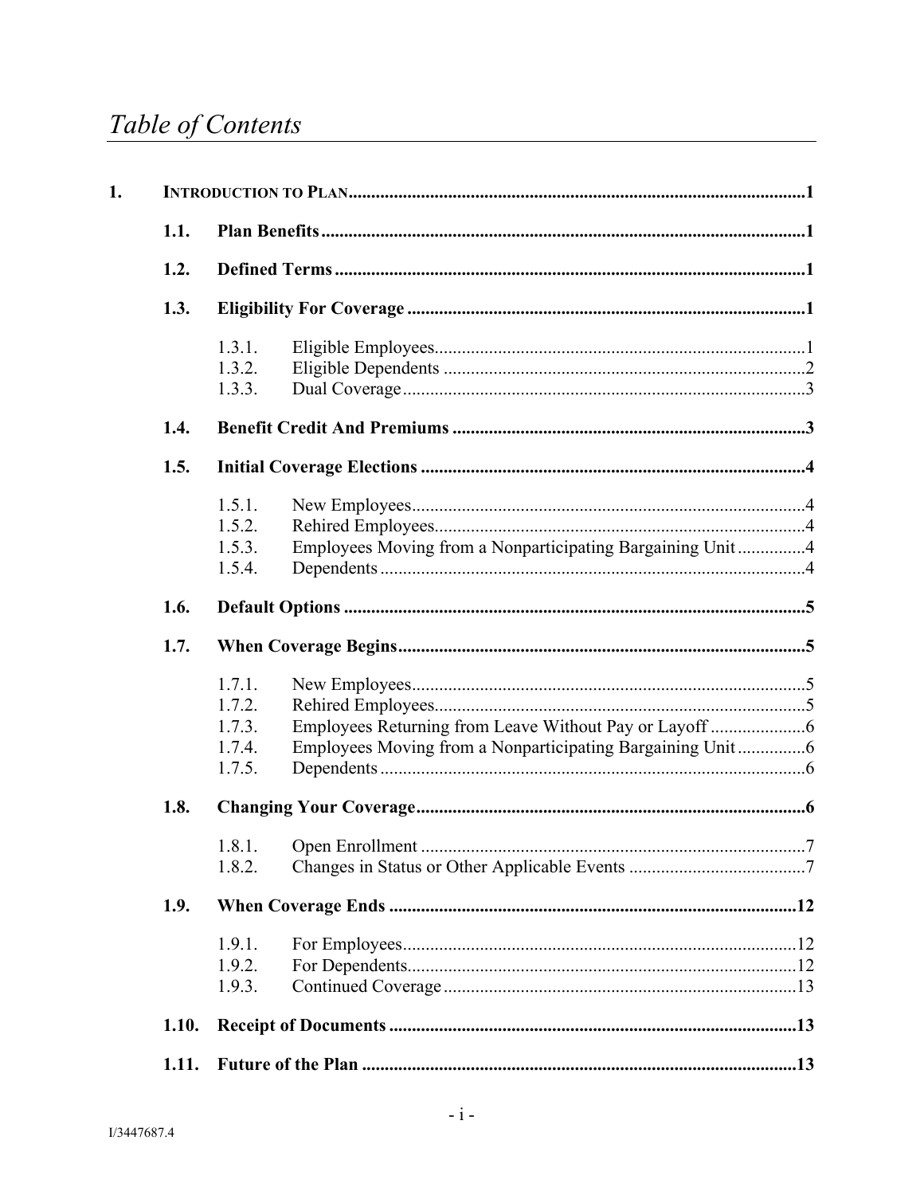# *Table of Contents*

| | | | |
|---|---|---|---|
| **1.** | **INTRODUCTION TO PLAN** | | **1** |
| | **1.1.** | **Plan Benefits** | **1** |
| | **1.2.** | **Defined Terms** | **1** |
| | **1.3.** | **Eligibility For Coverage** | **1** |
| | 1.3.1. | Eligible Employees | 1 |
| | 1.3.2. | Eligible Dependents | 2 |
| | 1.3.3. | Dual Coverage | 3 |
| | **1.4.** | **Benefit Credit And Premiums** | **3** |
| | **1.5.** | **Initial Coverage Elections** | **4** |
| | 1.5.1. | New Employees | 4 |
| | 1.5.2. | Rehired Employees | 4 |
| | 1.5.3. | Employees Moving from a Nonparticipating Bargaining Unit | 4 |
| | 1.5.4. | Dependents | 4 |
| | **1.6.** | **Default Options** | **5** |
| | **1.7.** | **When Coverage Begins** | **5** |
| | 1.7.1. | New Employees | 5 |
| | 1.7.2. | Rehired Employees | 5 |
| | 1.7.3. | Employees Returning from Leave Without Pay or Layoff | 6 |
| | 1.7.4. | Employees Moving from a Nonparticipating Bargaining Unit | 6 |
| | 1.7.5. | Dependents | 6 |
| | **1.8.** | **Changing Your Coverage** | **6** |
| | 1.8.1. | Open Enrollment | 7 |
| | 1.8.2. | Changes in Status or Other Applicable Events | 7 |
| | **1.9.** | **When Coverage Ends** | **12** |
| | 1.9.1. | For Employees | 12 |
| | 1.9.2. | For Dependents | 12 |
| | 1.9.3. | Continued Coverage | 13 |
| | **1.10.** | **Receipt of Documents** | **13** |
| | **1.11.** | **Future of the Plan** | **13** |

I/3447687.4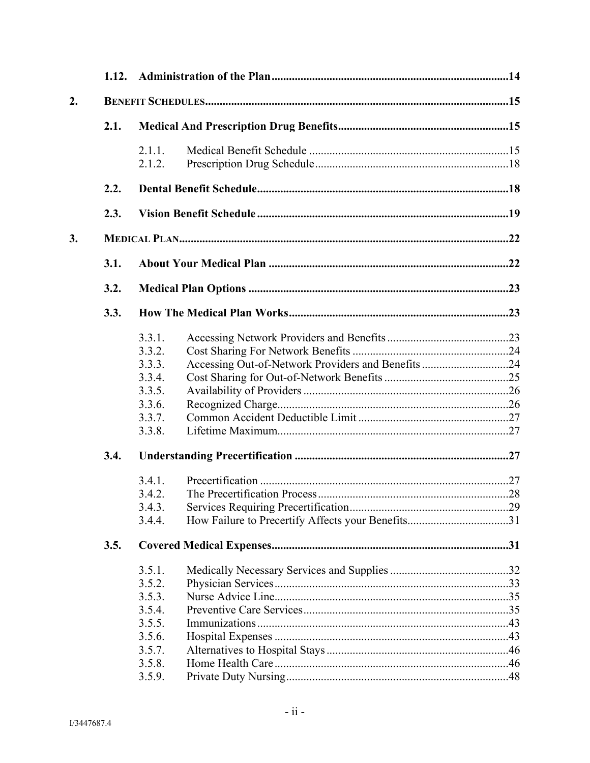1.12. **Administration of the Plan** ..... 14

2. **Benefit Schedules** ..... 15

   2.1. **Medical And Prescription Drug Benefits** ..... 15

   - 2.1.1. Medical Benefit Schedule ..... 15
   - 2.1.2. Prescription Drug Schedule ..... 18

   2.2. **Dental Benefit Schedule** ..... 18

   2.3. **Vision Benefit Schedule** ..... 19

3. **Medical Plan** ..... 22

   3.1. **About Your Medical Plan** ..... 22

   3.2. **Medical Plan Options** ..... 23

   3.3. **How The Medical Plan Works** ..... 23

   - 3.3.1. Accessing Network Providers and Benefits ..... 23
   - 3.3.2. Cost Sharing For Network Benefits ..... 24
   - 3.3.3. Accessing Out-of-Network Providers and Benefits ..... 24
   - 3.3.4. Cost Sharing for Out-of-Network Benefits ..... 25
   - 3.3.5. Availability of Providers ..... 26
   - 3.3.6. Recognized Charge ..... 26
   - 3.3.7. Common Accident Deductible Limit ..... 27
   - 3.3.8. Lifetime Maximum ..... 27

   3.4. **Understanding Precertification** ..... 27

   - 3.4.1. Precertification ..... 27
   - 3.4.2. The Precertification Process ..... 28
   - 3.4.3. Services Requiring Precertification ..... 29
   - 3.4.4. How Failure to Precertify Affects your Benefits ..... 31

   3.5. **Covered Medical Expenses** ..... 31

   - 3.5.1. Medically Necessary Services and Supplies ..... 32
   - 3.5.2. Physician Services ..... 33
   - 3.5.3. Nurse Advice Line ..... 35
   - 3.5.4. Preventive Care Services ..... 35
   - 3.5.5. Immunizations ..... 43
   - 3.5.6. Hospital Expenses ..... 43
   - 3.5.7. Alternatives to Hospital Stays ..... 46
   - 3.5.8. Home Health Care ..... 46
   - 3.5.9. Private Duty Nursing ..... 48

I/3447687.4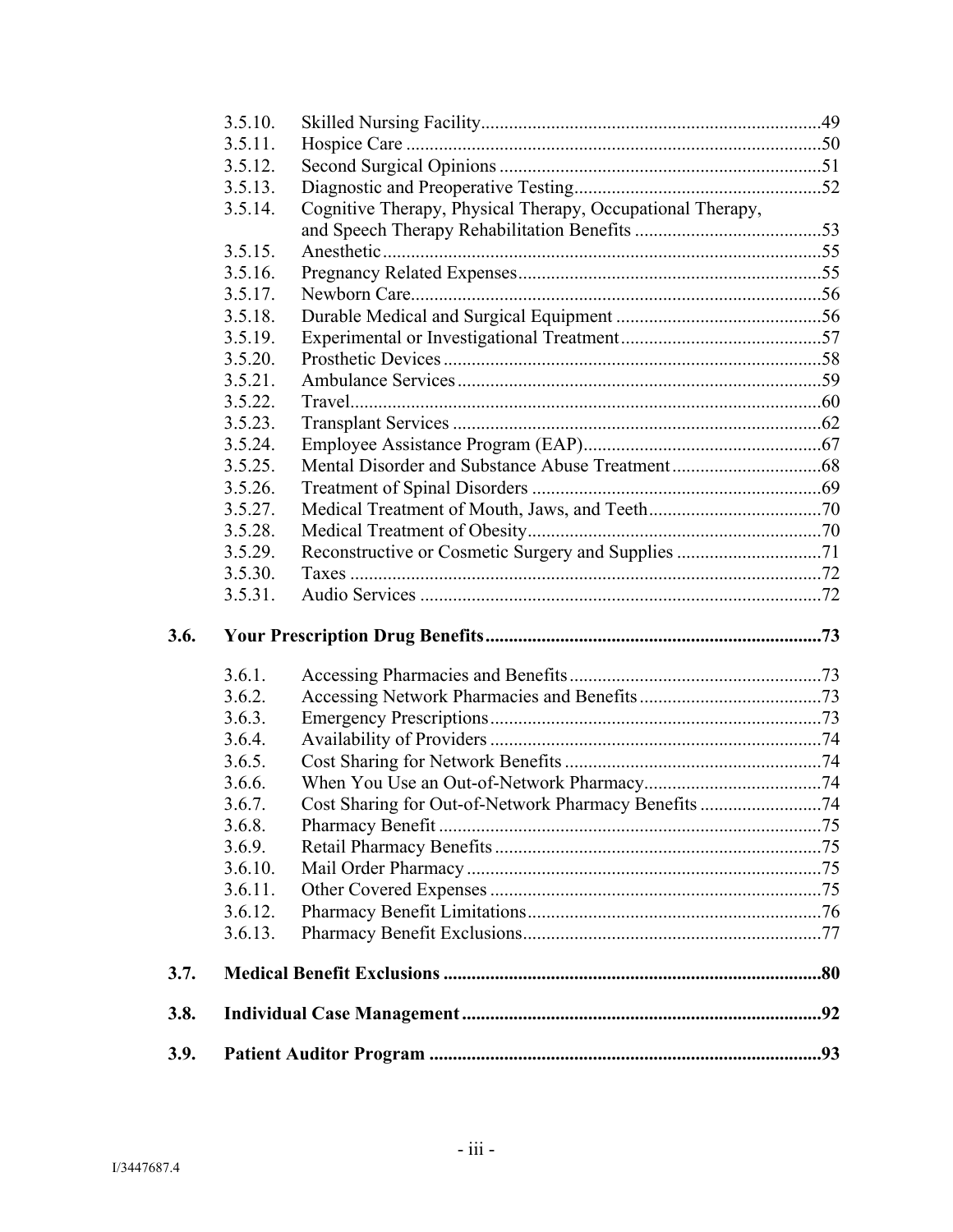| | | |
|---|---|---|
| 3.5.10. | Skilled Nursing Facility | 49 |
| 3.5.11. | Hospice Care | 50 |
| 3.5.12. | Second Surgical Opinions | 51 |
| 3.5.13. | Diagnostic and Preoperative Testing | 52 |
| 3.5.14. | Cognitive Therapy, Physical Therapy, Occupational Therapy, and Speech Therapy Rehabilitation Benefits | 53 |
| 3.5.15. | Anesthetic | 55 |
| 3.5.16. | Pregnancy Related Expenses | 55 |
| 3.5.17. | Newborn Care | 56 |
| 3.5.18. | Durable Medical and Surgical Equipment | 56 |
| 3.5.19. | Experimental or Investigational Treatment | 57 |
| 3.5.20. | Prosthetic Devices | 58 |
| 3.5.21. | Ambulance Services | 59 |
| 3.5.22. | Travel | 60 |
| 3.5.23. | Transplant Services | 62 |
| 3.5.24. | Employee Assistance Program (EAP) | 67 |
| 3.5.25. | Mental Disorder and Substance Abuse Treatment | 68 |
| 3.5.26. | Treatment of Spinal Disorders | 69 |
| 3.5.27. | Medical Treatment of Mouth, Jaws, and Teeth | 70 |
| 3.5.28. | Medical Treatment of Obesity | 70 |
| 3.5.29. | Reconstructive or Cosmetic Surgery and Supplies | 71 |
| 3.5.30. | Taxes | 72 |
| 3.5.31. | Audio Services | 72 |

**3.6. Your Prescription Drug Benefits ....73**

| | | |
|---|---|---|
| 3.6.1. | Accessing Pharmacies and Benefits | 73 |
| 3.6.2. | Accessing Network Pharmacies and Benefits | 73 |
| 3.6.3. | Emergency Prescriptions | 73 |
| 3.6.4. | Availability of Providers | 74 |
| 3.6.5. | Cost Sharing for Network Benefits | 74 |
| 3.6.6. | When You Use an Out-of-Network Pharmacy | 74 |
| 3.6.7. | Cost Sharing for Out-of-Network Pharmacy Benefits | 74 |
| 3.6.8. | Pharmacy Benefit | 75 |
| 3.6.9. | Retail Pharmacy Benefits | 75 |
| 3.6.10. | Mail Order Pharmacy | 75 |
| 3.6.11. | Other Covered Expenses | 75 |
| 3.6.12. | Pharmacy Benefit Limitations | 76 |
| 3.6.13. | Pharmacy Benefit Exclusions | 77 |

**3.7. Medical Benefit Exclusions ....80**

**3.8. Individual Case Management ....92**

**3.9. Patient Auditor Program ....93**

I/3447687.4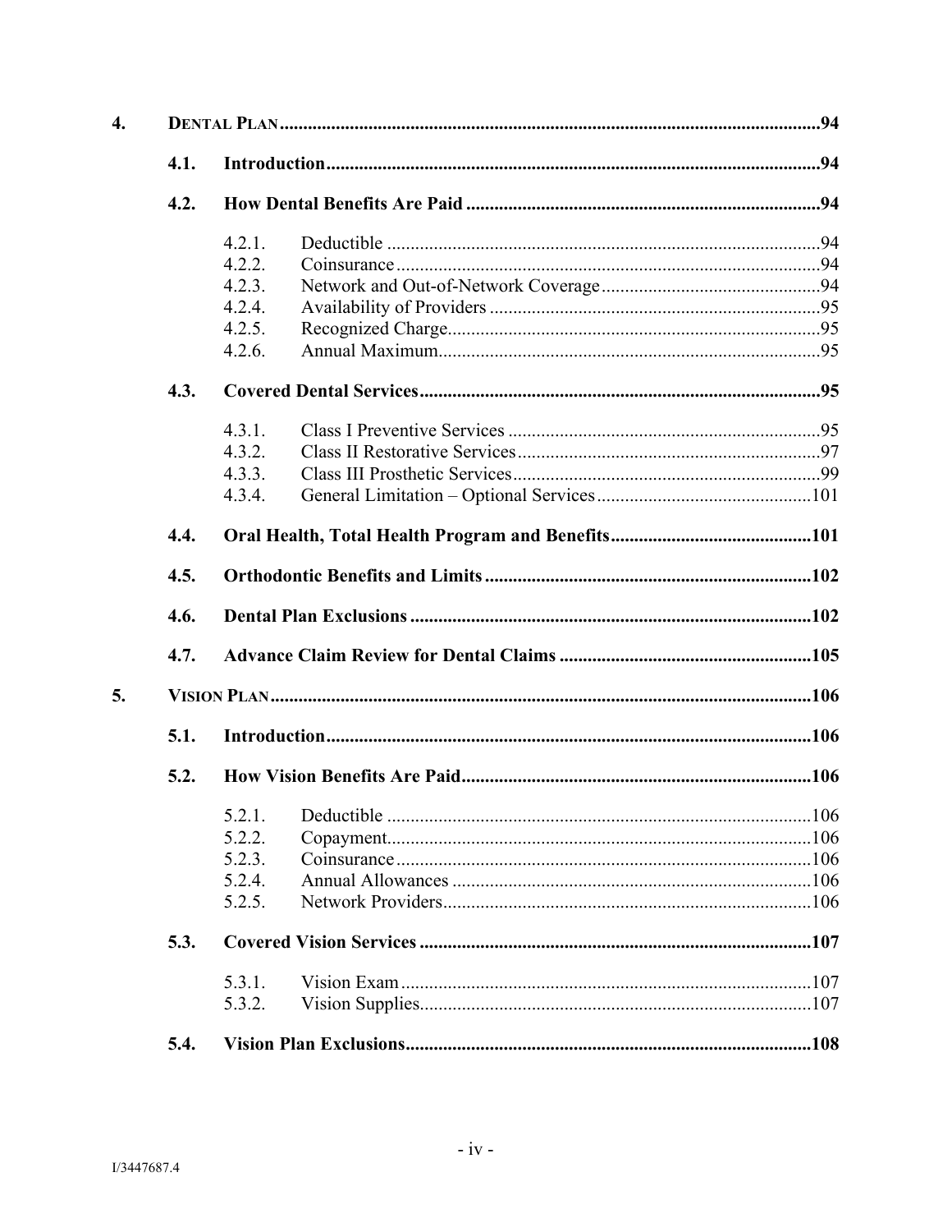| | | | |
|---|---|---|---|
| **4.** | **DENTAL PLAN** | | **94** |
| | **4.1.** | **Introduction** | **94** |
| | **4.2.** | **How Dental Benefits Are Paid** | **94** |
| | | 4.2.1. Deductible | 94 |
| | | 4.2.2. Coinsurance | 94 |
| | | 4.2.3. Network and Out-of-Network Coverage | 94 |
| | | 4.2.4. Availability of Providers | 95 |
| | | 4.2.5. Recognized Charge | 95 |
| | | 4.2.6. Annual Maximum | 95 |
| | **4.3.** | **Covered Dental Services** | **95** |
| | | 4.3.1. Class I Preventive Services | 95 |
| | | 4.3.2. Class II Restorative Services | 97 |
| | | 4.3.3. Class III Prosthetic Services | 99 |
| | | 4.3.4. General Limitation – Optional Services | 101 |
| | **4.4.** | **Oral Health, Total Health Program and Benefits** | **101** |
| | **4.5.** | **Orthodontic Benefits and Limits** | **102** |
| | **4.6.** | **Dental Plan Exclusions** | **102** |
| | **4.7.** | **Advance Claim Review for Dental Claims** | **105** |
| **5.** | **VISION PLAN** | | **106** |
| | **5.1.** | **Introduction** | **106** |
| | **5.2.** | **How Vision Benefits Are Paid** | **106** |
| | | 5.2.1. Deductible | 106 |
| | | 5.2.2. Copayment | 106 |
| | | 5.2.3. Coinsurance | 106 |
| | | 5.2.4. Annual Allowances | 106 |
| | | 5.2.5. Network Providers | 106 |
| | **5.3.** | **Covered Vision Services** | **107** |
| | | 5.3.1. Vision Exam | 107 |
| | | 5.3.2. Vision Supplies | 107 |
| | **5.4.** | **Vision Plan Exclusions** | **108** |

I/3447687.4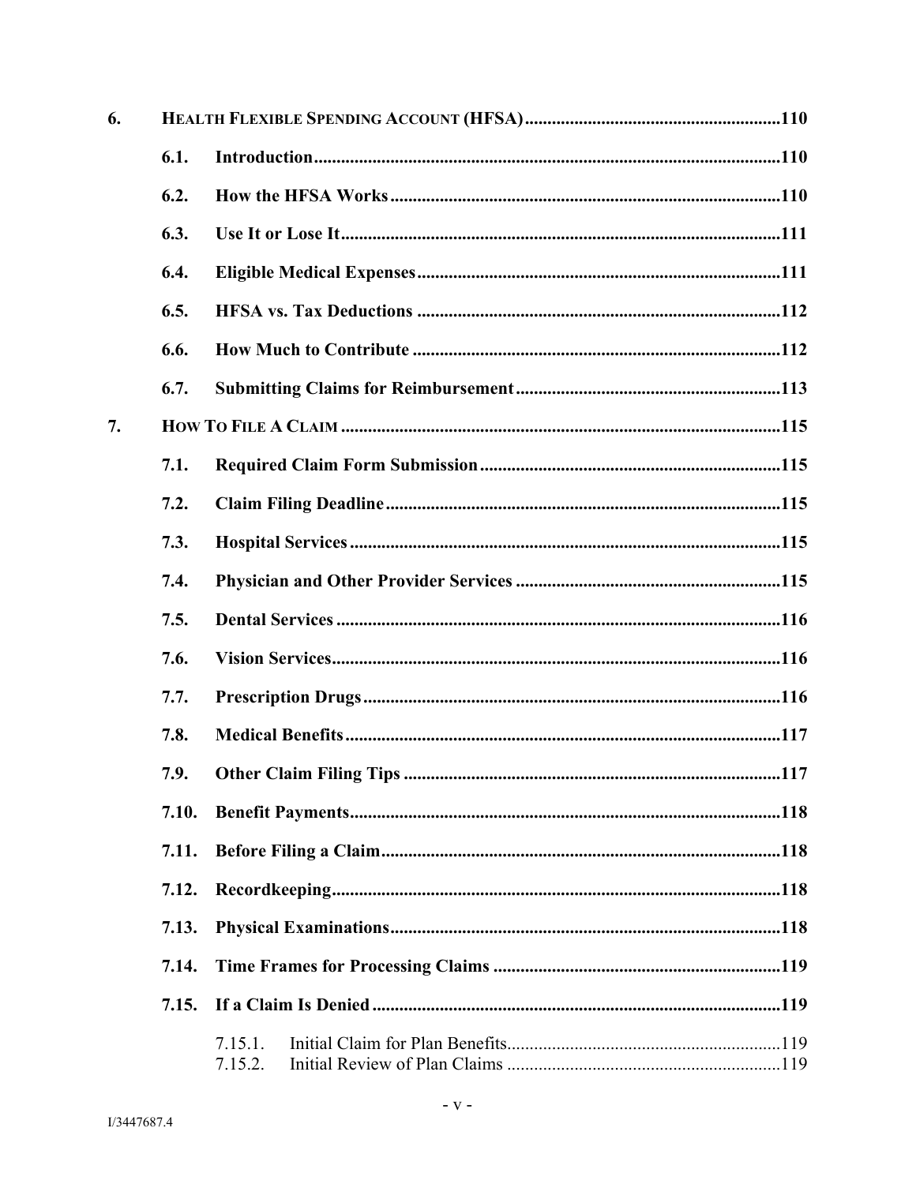6. **HEALTH FLEXIBLE SPENDING ACCOUNT (HFSA)** ........................................................ 110

- 6.1. **Introduction** ........................................................................................ 110
- 6.2. **How the HFSA Works** ....................................................................... 110
- 6.3. **Use It or Lose It** .................................................................................. 111
- 6.4. **Eligible Medical Expenses** ................................................................. 111
- 6.5. **HFSA vs. Tax Deductions** ................................................................. 112
- 6.6. **How Much to Contribute** .................................................................. 112
- 6.7. **Submitting Claims for Reimbursement** ........................................... 113

7. **HOW TO FILE A CLAIM** .................................................................................. 115

- 7.1. **Required Claim Form Submission** ................................................... 115
- 7.2. **Claim Filing Deadline** ........................................................................ 115
- 7.3. **Hospital Services** ................................................................................ 115
- 7.4. **Physician and Other Provider Services** ............................................ 115
- 7.5. **Dental Services** .................................................................................. 116
- 7.6. **Vision Services** ................................................................................... 116
- 7.7. **Prescription Drugs** ............................................................................. 116
- 7.8. **Medical Benefits** ................................................................................. 117
- 7.9. **Other Claim Filing Tips** .................................................................... 117
- 7.10. **Benefit Payments** ............................................................................... 118
- 7.11. **Before Filing a Claim** ......................................................................... 118
- 7.12. **Recordkeeping** .................................................................................... 118
- 7.13. **Physical Examinations** ....................................................................... 118
- 7.14. **Time Frames for Processing Claims** ................................................ 119
- 7.15. **If a Claim Is Denied** ........................................................................... 119
  - 7.15.1. Initial Claim for Plan Benefits ............................................................ 119
  - 7.15.2. Initial Review of Plan Claims ............................................................ 119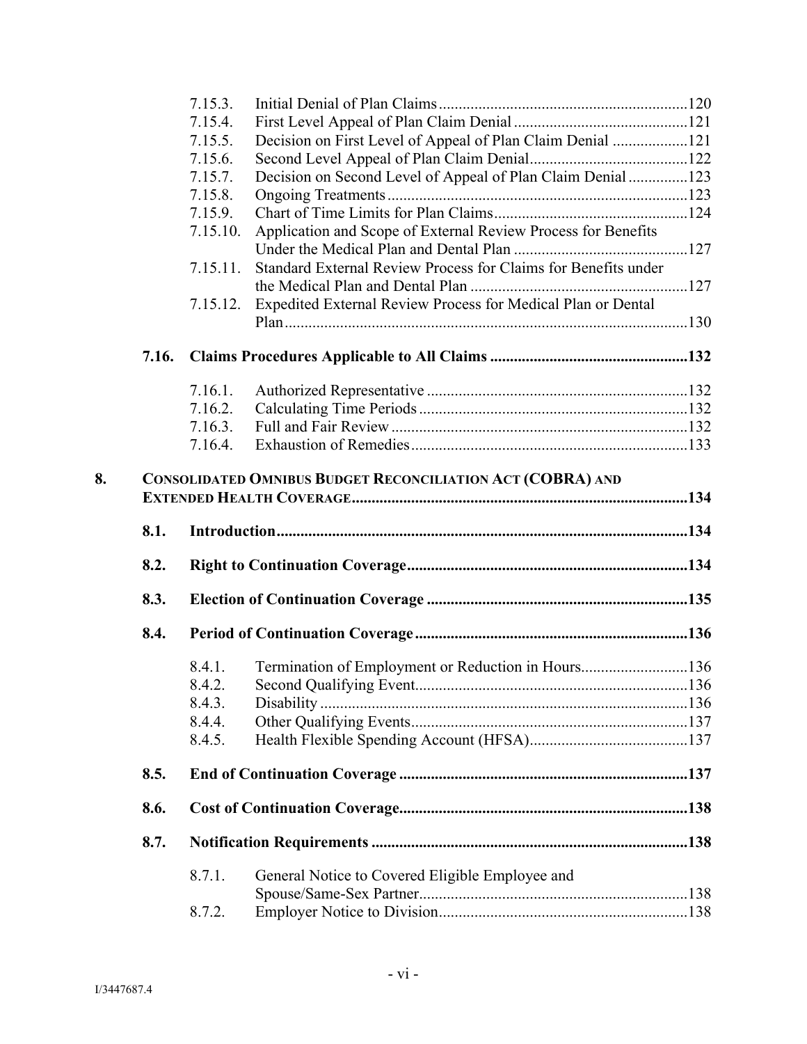7.15.3. Initial Denial of Plan Claims ..... 120
7.15.4. First Level Appeal of Plan Claim Denial ..... 121
7.15.5. Decision on First Level of Appeal of Plan Claim Denial ..... 121
7.15.6. Second Level Appeal of Plan Claim Denial ..... 122
7.15.7. Decision on Second Level of Appeal of Plan Claim Denial ..... 123
7.15.8. Ongoing Treatments ..... 123
7.15.9. Chart of Time Limits for Plan Claims ..... 124
7.15.10. Application and Scope of External Review Process for Benefits Under the Medical Plan and Dental Plan ..... 127
7.15.11. Standard External Review Process for Claims for Benefits under the Medical Plan and Dental Plan ..... 127
7.15.12. Expedited External Review Process for Medical Plan or Dental Plan ..... 130

**7.16. Claims Procedures Applicable to All Claims ..... 132**

7.16.1. Authorized Representative ..... 132
7.16.2. Calculating Time Periods ..... 132
7.16.3. Full and Fair Review ..... 132
7.16.4. Exhaustion of Remedies ..... 133

**8. CONSOLIDATED OMNIBUS BUDGET RECONCILIATION ACT (COBRA) AND EXTENDED HEALTH COVERAGE ..... 134**

**8.1. Introduction ..... 134**

**8.2. Right to Continuation Coverage ..... 134**

**8.3. Election of Continuation Coverage ..... 135**

**8.4. Period of Continuation Coverage ..... 136**

8.4.1. Termination of Employment or Reduction in Hours ..... 136
8.4.2. Second Qualifying Event ..... 136
8.4.3. Disability ..... 136
8.4.4. Other Qualifying Events ..... 137
8.4.5. Health Flexible Spending Account (HFSA) ..... 137

**8.5. End of Continuation Coverage ..... 137**

**8.6. Cost of Continuation Coverage ..... 138**

**8.7. Notification Requirements ..... 138**

8.7.1. General Notice to Covered Eligible Employee and Spouse/Same-Sex Partner ..... 138
8.7.2. Employer Notice to Division ..... 138

I/3447687.4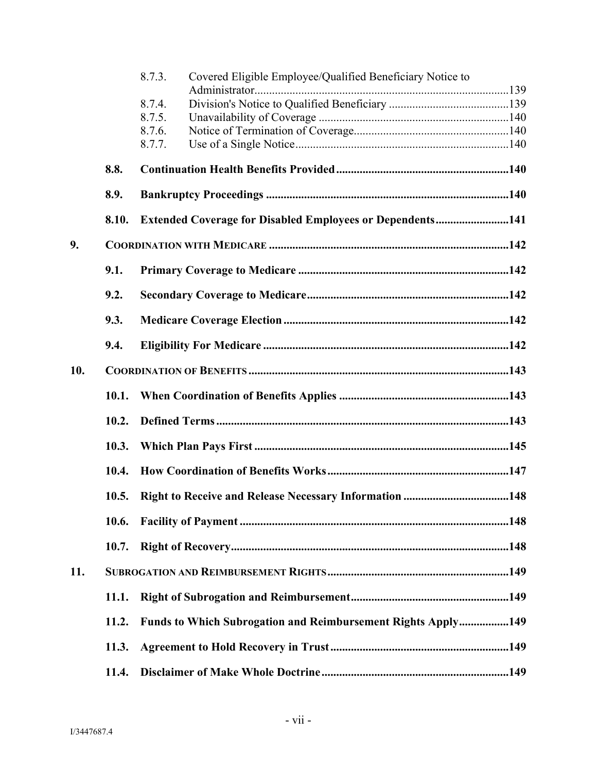8.7.3. Covered Eligible Employee/Qualified Beneficiary Notice to Administrator....139
8.7.4. Division's Notice to Qualified Beneficiary....139
8.7.5. Unavailability of Coverage....140
8.7.6. Notice of Termination of Coverage....140
8.7.7. Use of a Single Notice....140

**8.8. Continuation Health Benefits Provided....140**

**8.9. Bankruptcy Proceedings....140**

**8.10. Extended Coverage for Disabled Employees or Dependents....141**

**9. COORDINATION WITH MEDICARE....142**

**9.1. Primary Coverage to Medicare....142**

**9.2. Secondary Coverage to Medicare....142**

**9.3. Medicare Coverage Election....142**

**9.4. Eligibility For Medicare....142**

**10. COORDINATION OF BENEFITS....143**

**10.1. When Coordination of Benefits Applies....143**

**10.2. Defined Terms....143**

**10.3. Which Plan Pays First....145**

**10.4. How Coordination of Benefits Works....147**

**10.5. Right to Receive and Release Necessary Information....148**

**10.6. Facility of Payment....148**

**10.7. Right of Recovery....148**

**11. SUBROGATION AND REIMBURSEMENT RIGHTS....149**

**11.1. Right of Subrogation and Reimbursement....149**

**11.2. Funds to Which Subrogation and Reimbursement Rights Apply....149**

**11.3. Agreement to Hold Recovery in Trust....149**

**11.4. Disclaimer of Make Whole Doctrine....149**

I/3447687.4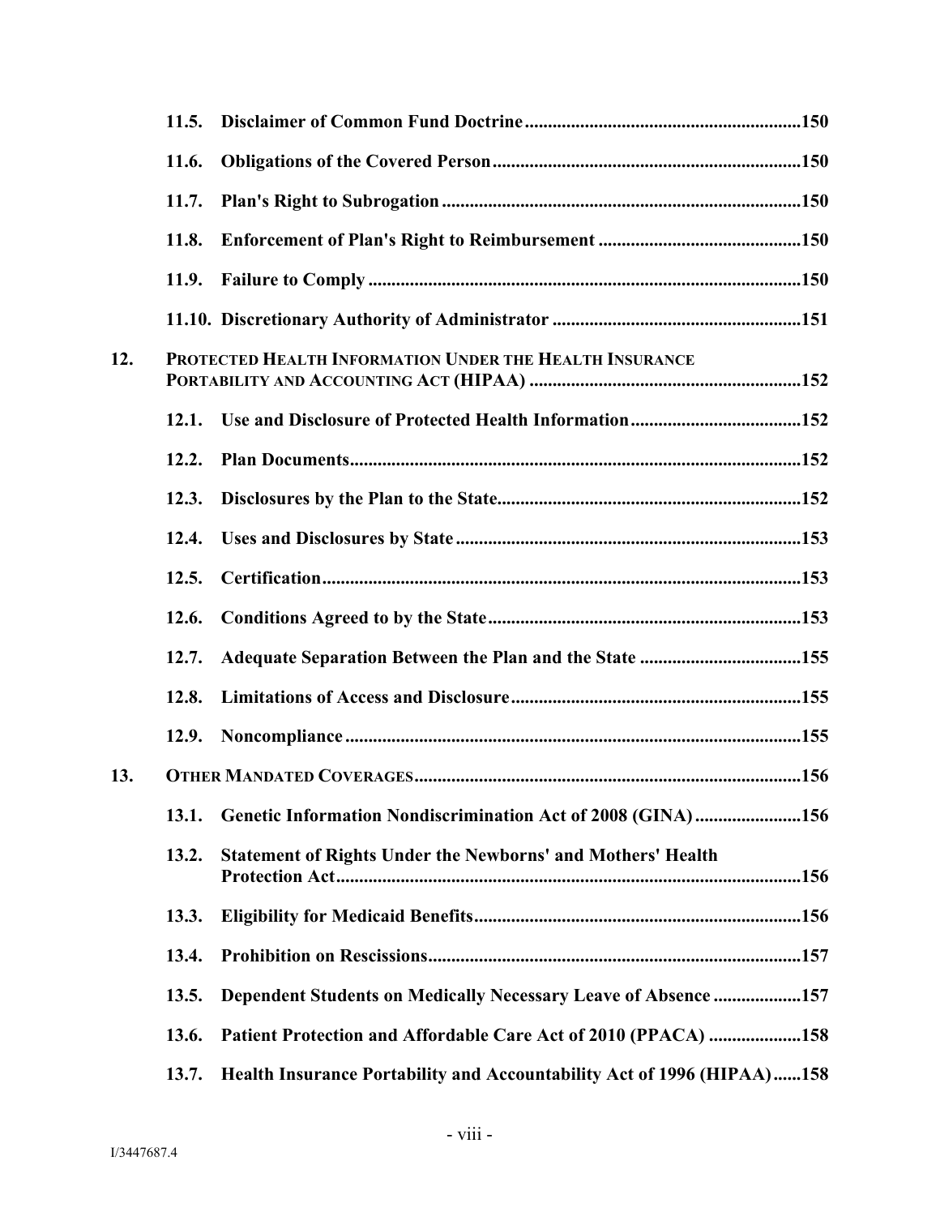11.5. **Disclaimer of Common Fund Doctrine** ........................................................... 150

11.6. **Obligations of the Covered Person** ................................................................ 150

11.7. **Plan's Right to Subrogation** ........................................................................... 150

11.8. **Enforcement of Plan's Right to Reimbursement** ........................................... 150

11.9. **Failure to Comply** ............................................................................................ 150

11.10. **Discretionary Authority of Administrator** ..................................................... 151

**12. PROTECTED HEALTH INFORMATION UNDER THE HEALTH INSURANCE PORTABILITY AND ACCOUNTING ACT (HIPAA)** ........................................................... 152

12.1. **Use and Disclosure of Protected Health Information** .................................... 152

12.2. **Plan Documents** ................................................................................................ 152

12.3. **Disclosures by the Plan to the State** ................................................................ 152

12.4. **Uses and Disclosures by State** ......................................................................... 153

12.5. **Certification** ...................................................................................................... 153

12.6. **Conditions Agreed to by the State** .................................................................. 153

12.7. **Adequate Separation Between the Plan and the State** .................................. 155

12.8. **Limitations of Access and Disclosure** ............................................................. 155

12.9. **Noncompliance** ................................................................................................. 155

**13. OTHER MANDATED COVERAGES** ................................................................................... 156

13.1. **Genetic Information Nondiscrimination Act of 2008 (GINA)** ...................... 156

13.2. **Statement of Rights Under the Newborns' and Mothers' Health Protection Act** ................................................................................................... 156

13.3. **Eligibility for Medicaid Benefits** ...................................................................... 156

13.4. **Prohibition on Rescissions** ................................................................................ 157

13.5. **Dependent Students on Medically Necessary Leave of Absence** .................. 157

13.6. **Patient Protection and Affordable Care Act of 2010 (PPACA)** .................... 158

13.7. **Health Insurance Portability and Accountability Act of 1996 (HIPAA)** ...... 158

I/3447687.4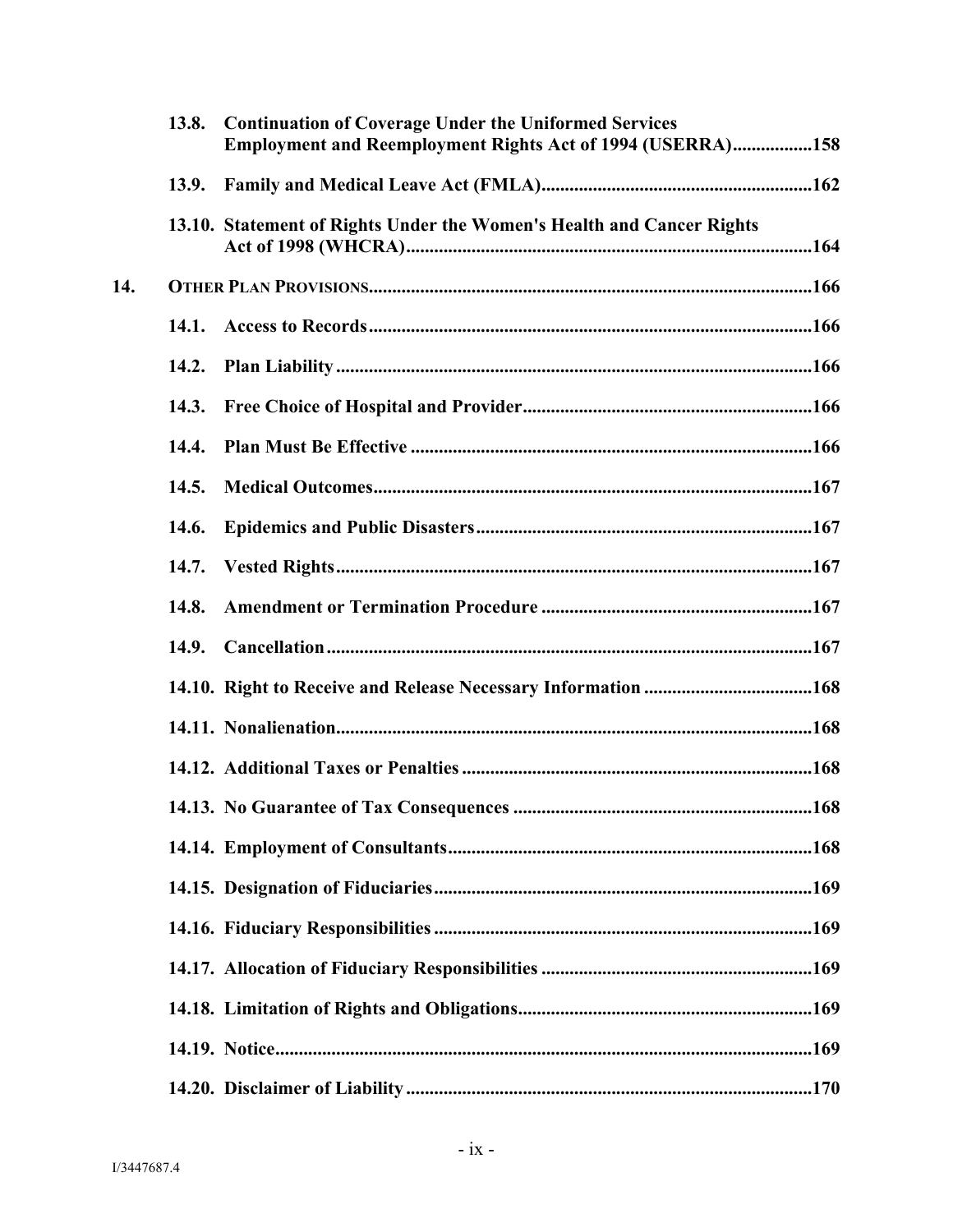**13.8. Continuation of Coverage Under the Uniformed Services Employment and Reemployment Rights Act of 1994 (USERRA)................158**

**13.9. Family and Medical Leave Act (FMLA)..........................................................162**

**13.10. Statement of Rights Under the Women's Health and Cancer Rights Act of 1998 (WHCRA).......................................................................................164**

**14. OTHER PLAN PROVISIONS...............................................................................................166**

**14.1. Access to Records...............................................................................................166**

**14.2. Plan Liability ......................................................................................................166**

**14.3. Free Choice of Hospital and Provider..............................................................166**

**14.4. Plan Must Be Effective ......................................................................................166**

**14.5. Medical Outcomes..............................................................................................167**

**14.6. Epidemics and Public Disasters........................................................................167**

**14.7. Vested Rights......................................................................................................167**

**14.8. Amendment or Termination Procedure ..........................................................167**

**14.9. Cancellation........................................................................................................167**

**14.10. Right to Receive and Release Necessary Information ....................................168**

**14.11. Nonalienation......................................................................................................168**

**14.12. Additional Taxes or Penalties ...........................................................................168**

**14.13. No Guarantee of Tax Consequences ................................................................168**

**14.14. Employment of Consultants..............................................................................168**

**14.15. Designation of Fiduciaries.................................................................................169**

**14.16. Fiduciary Responsibilities .................................................................................169**

**14.17. Allocation of Fiduciary Responsibilities ..........................................................169**

**14.18. Limitation of Rights and Obligations...............................................................169**

**14.19. Notice...................................................................................................................169**

**14.20. Disclaimer of Liability .......................................................................................170**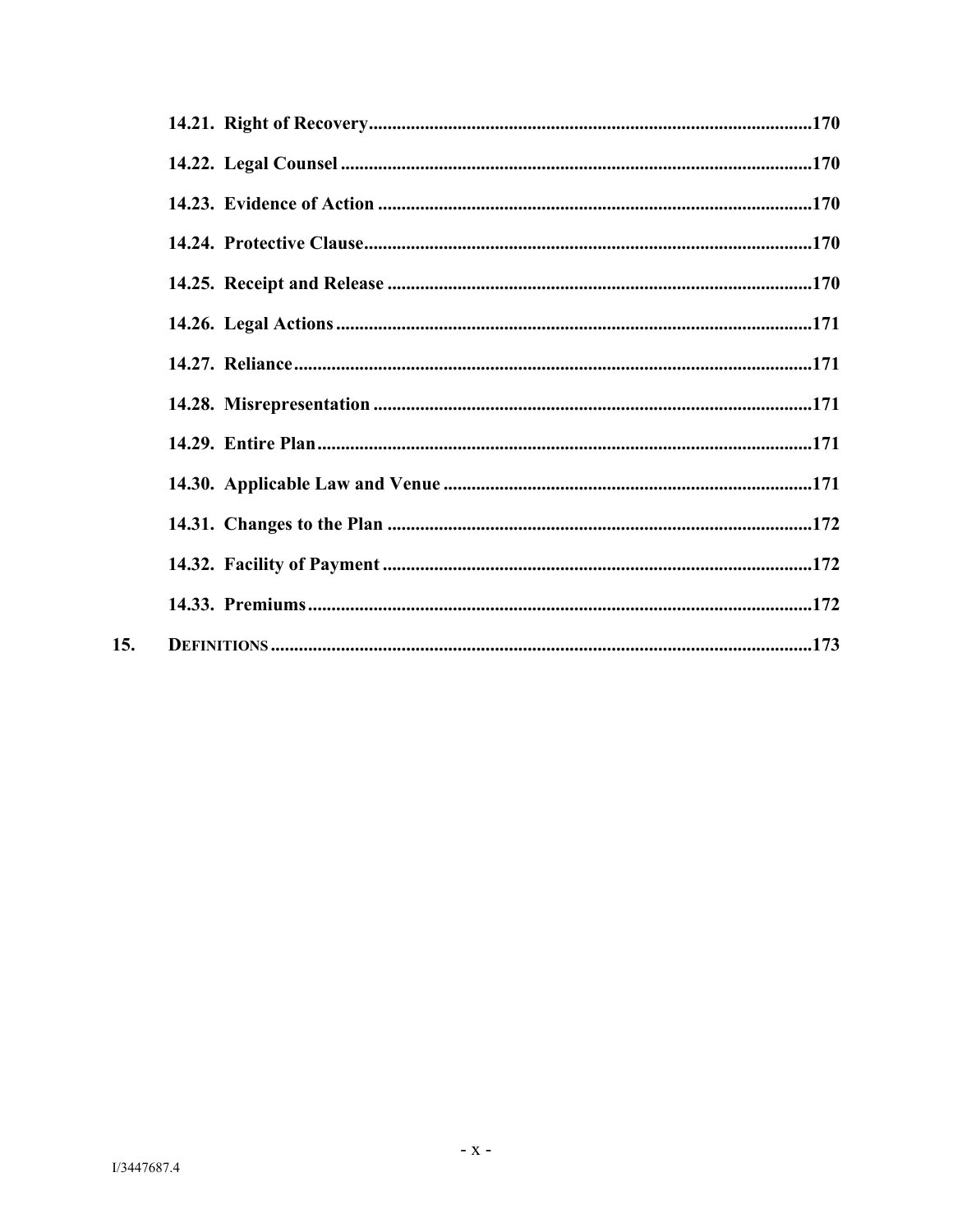**14.21. Right of Recovery** ..... 170

**14.22. Legal Counsel** ..... 170

**14.23. Evidence of Action** ..... 170

**14.24. Protective Clause** ..... 170

**14.25. Receipt and Release** ..... 170

**14.26. Legal Actions** ..... 171

**14.27. Reliance** ..... 171

**14.28. Misrepresentation** ..... 171

**14.29. Entire Plan** ..... 171

**14.30. Applicable Law and Venue** ..... 171

**14.31. Changes to the Plan** ..... 172

**14.32. Facility of Payment** ..... 172

**14.33. Premiums** ..... 172

**15. DEFINITIONS** ..... 173

I/3447687.4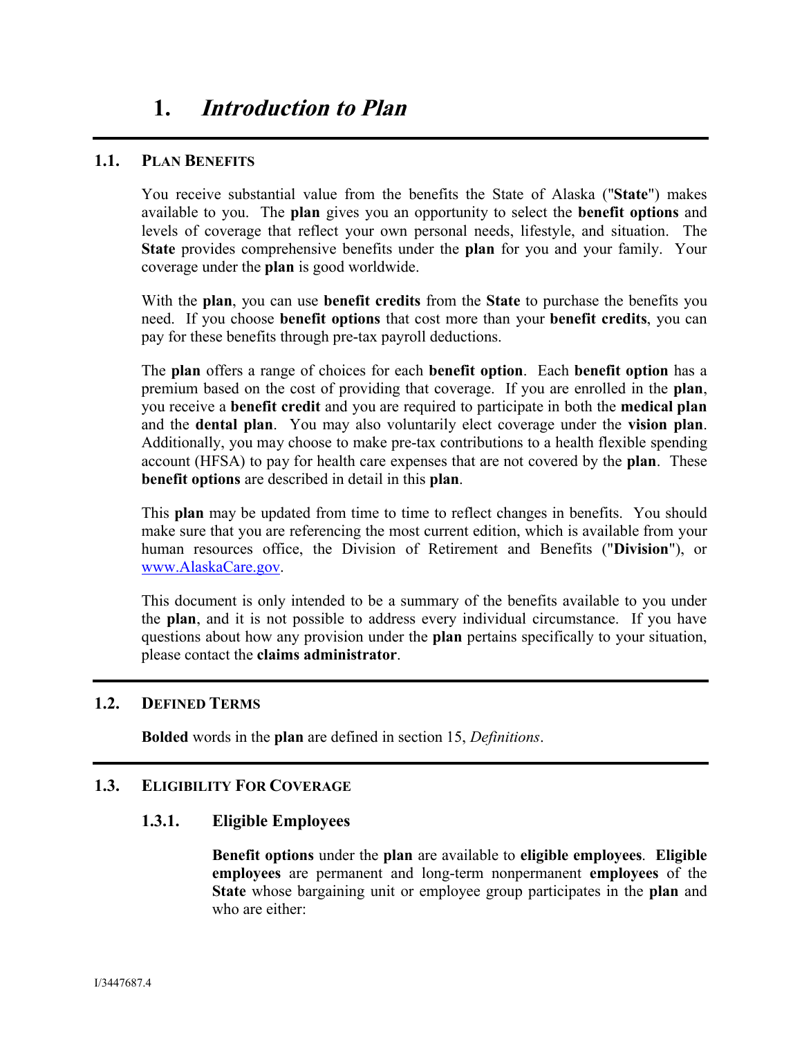# 1. *Introduction to Plan*

## 1.1. Plan Benefits

You receive substantial value from the benefits the State of Alaska ("**State**") makes available to you. The **plan** gives you an opportunity to select the **benefit options** and levels of coverage that reflect your own personal needs, lifestyle, and situation. The **State** provides comprehensive benefits under the **plan** for you and your family. Your coverage under the **plan** is good worldwide.

With the **plan**, you can use **benefit credits** from the **State** to purchase the benefits you need. If you choose **benefit options** that cost more than your **benefit credits**, you can pay for these benefits through pre-tax payroll deductions.

The **plan** offers a range of choices for each **benefit option**. Each **benefit option** has a premium based on the cost of providing that coverage. If you are enrolled in the **plan**, you receive a **benefit credit** and you are required to participate in both the **medical plan** and the **dental plan**. You may also voluntarily elect coverage under the **vision plan**. Additionally, you may choose to make pre-tax contributions to a health flexible spending account (HFSA) to pay for health care expenses that are not covered by the **plan**. These **benefit options** are described in detail in this **plan**.

This **plan** may be updated from time to time to reflect changes in benefits. You should make sure that you are referencing the most current edition, which is available from your human resources office, the Division of Retirement and Benefits ("**Division**"), or [www.AlaskaCare.gov](http://www.AlaskaCare.gov).

This document is only intended to be a summary of the benefits available to you under the **plan**, and it is not possible to address every individual circumstance. If you have questions about how any provision under the **plan** pertains specifically to your situation, please contact the **claims administrator**.

## 1.2. Defined Terms

**Bolded** words in the **plan** are defined in section 15, *Definitions*.

## 1.3. Eligibility For Coverage

### 1.3.1. Eligible Employees

**Benefit options** under the **plan** are available to **eligible employees**. **Eligible employees** are permanent and long-term nonpermanent **employees** of the **State** whose bargaining unit or employee group participates in the **plan** and who are either: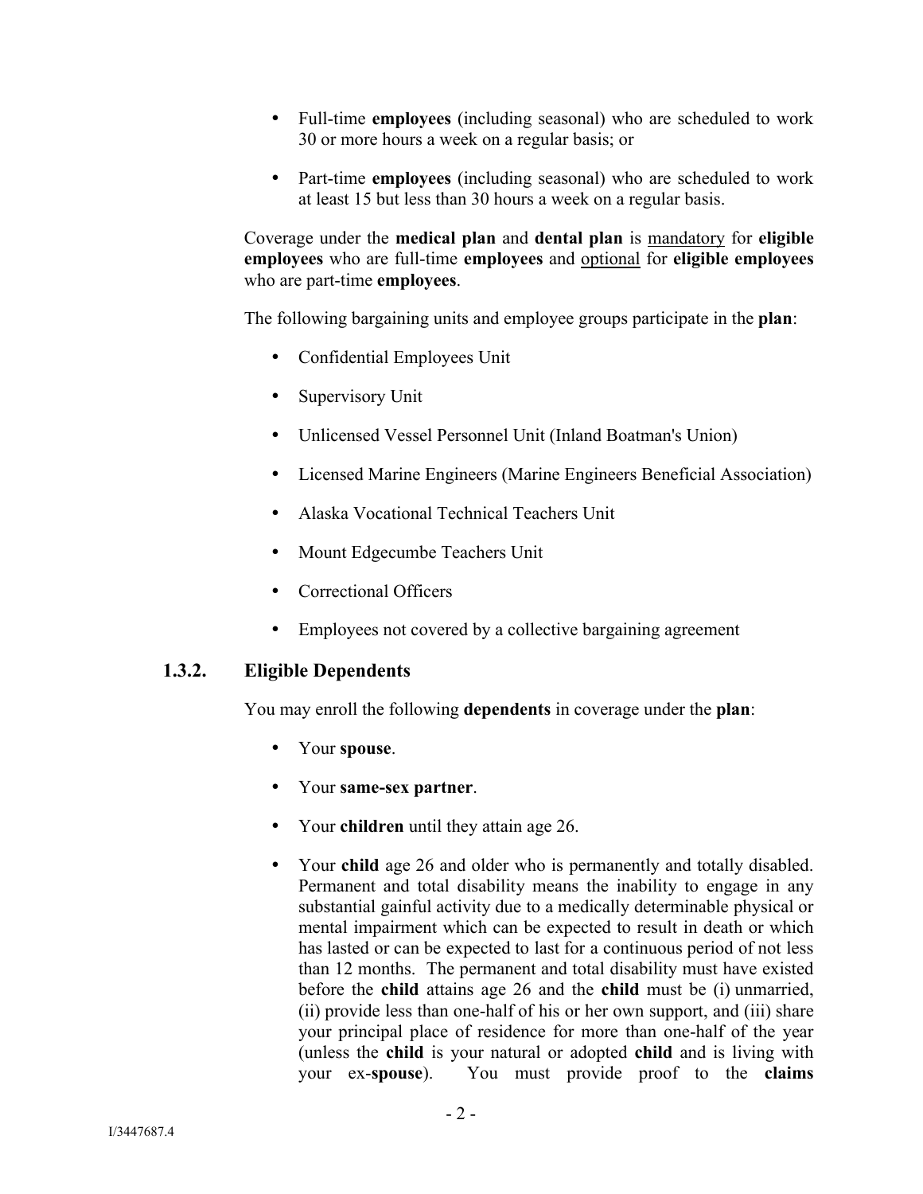- Full-time **employees** (including seasonal) who are scheduled to work 30 or more hours a week on a regular basis; or

- Part-time **employees** (including seasonal) who are scheduled to work at least 15 but less than 30 hours a week on a regular basis.

Coverage under the **medical plan** and **dental plan** is mandatory for **eligible employees** who are full-time **employees** and optional for **eligible employees** who are part-time **employees**.

The following bargaining units and employee groups participate in the **plan**:

- Confidential Employees Unit
- Supervisory Unit
- Unlicensed Vessel Personnel Unit (Inland Boatman's Union)
- Licensed Marine Engineers (Marine Engineers Beneficial Association)
- Alaska Vocational Technical Teachers Unit
- Mount Edgecumbe Teachers Unit
- Correctional Officers
- Employees not covered by a collective bargaining agreement

### 1.3.2. Eligible Dependents

You may enroll the following **dependents** in coverage under the **plan**:

- Your **spouse**.
- Your **same-sex partner**.
- Your **children** until they attain age 26.
- Your **child** age 26 and older who is permanently and totally disabled. Permanent and total disability means the inability to engage in any substantial gainful activity due to a medically determinable physical or mental impairment which can be expected to result in death or which has lasted or can be expected to last for a continuous period of not less than 12 months. The permanent and total disability must have existed before the **child** attains age 26 and the **child** must be (i) unmarried, (ii) provide less than one-half of his or her own support, and (iii) share your principal place of residence for more than one-half of the year (unless the **child** is your natural or adopted **child** and is living with your ex-**spouse**). You must provide proof to the **claims**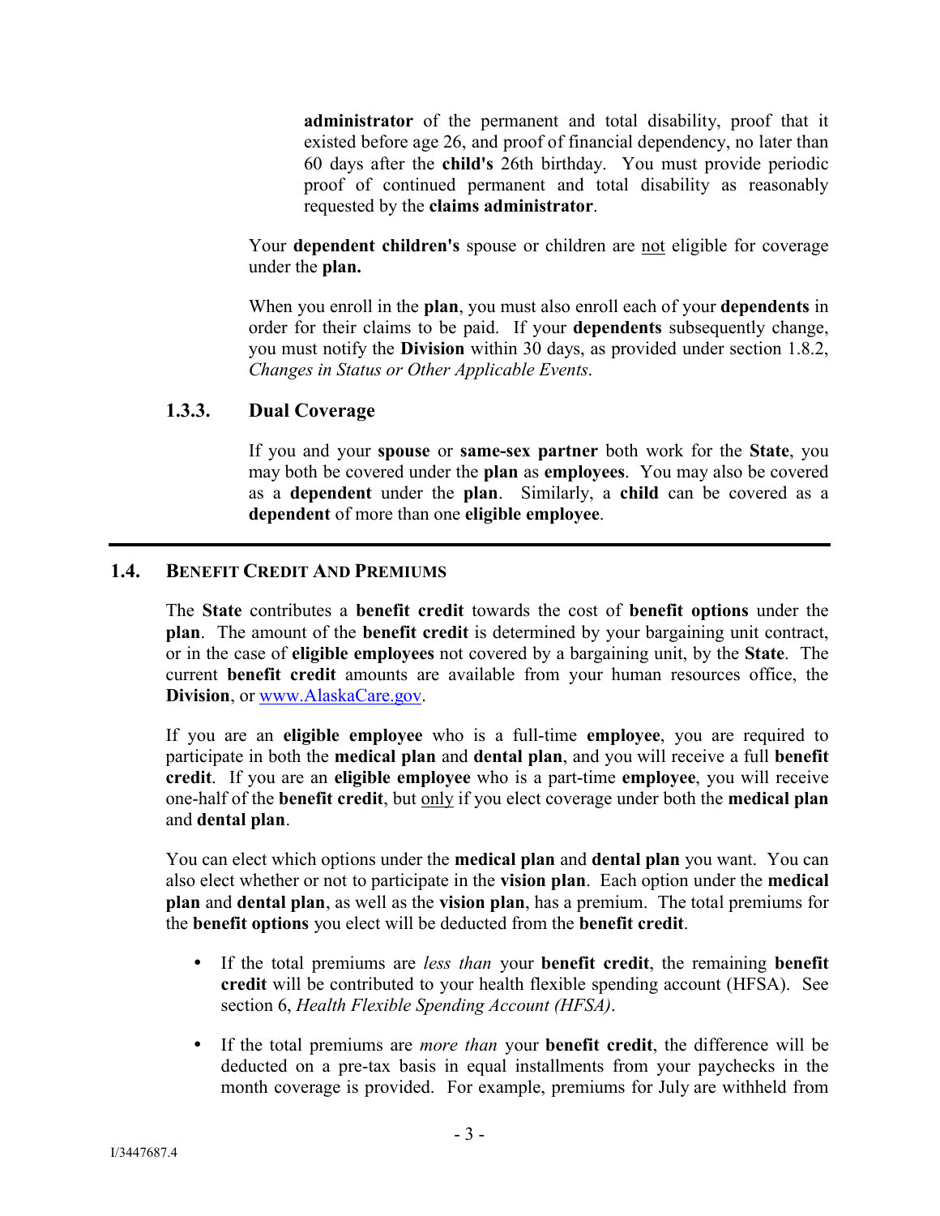**administrator** of the permanent and total disability, proof that it existed before age 26, and proof of financial dependency, no later than 60 days after the **child's** 26th birthday. You must provide periodic proof of continued permanent and total disability as reasonably requested by the **claims administrator**.

Your **dependent children's** spouse or children are not eligible for coverage under the **plan.**

When you enroll in the **plan**, you must also enroll each of your **dependents** in order for their claims to be paid. If your **dependents** subsequently change, you must notify the **Division** within 30 days, as provided under section 1.8.2, *Changes in Status or Other Applicable Events*.

### 1.3.3. Dual Coverage

If you and your **spouse** or **same-sex partner** both work for the **State**, you may both be covered under the **plan** as **employees**. You may also be covered as a **dependent** under the **plan**. Similarly, a **child** can be covered as a **dependent** of more than one **eligible employee**.

## 1.4. BENEFIT CREDIT AND PREMIUMS

The **State** contributes a **benefit credit** towards the cost of **benefit options** under the **plan**. The amount of the **benefit credit** is determined by your bargaining unit contract, or in the case of **eligible employees** not covered by a bargaining unit, by the **State**. The current **benefit credit** amounts are available from your human resources office, the **Division**, or www.AlaskaCare.gov.

If you are an **eligible employee** who is a full-time **employee**, you are required to participate in both the **medical plan** and **dental plan**, and you will receive a full **benefit credit**. If you are an **eligible employee** who is a part-time **employee**, you will receive one-half of the **benefit credit**, but only if you elect coverage under both the **medical plan** and **dental plan**.

You can elect which options under the **medical plan** and **dental plan** you want. You can also elect whether or not to participate in the **vision plan**. Each option under the **medical plan** and **dental plan**, as well as the **vision plan**, has a premium. The total premiums for the **benefit options** you elect will be deducted from the **benefit credit**.

- If the total premiums are *less than* your **benefit credit**, the remaining **benefit credit** will be contributed to your health flexible spending account (HFSA). See section 6, *Health Flexible Spending Account (HFSA)*.
- If the total premiums are *more than* your **benefit credit**, the difference will be deducted on a pre-tax basis in equal installments from your paychecks in the month coverage is provided. For example, premiums for July are withheld from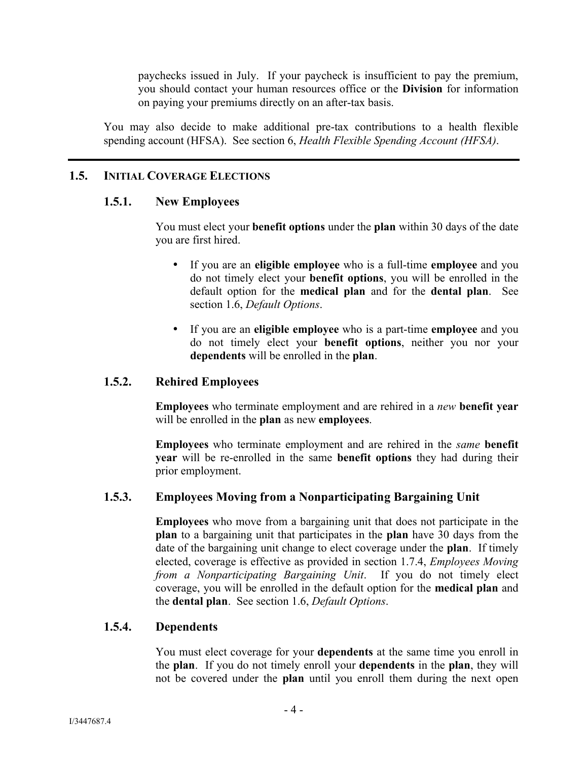paychecks issued in July. If your paycheck is insufficient to pay the premium, you should contact your human resources office or the **Division** for information on paying your premiums directly on an after-tax basis.

You may also decide to make additional pre-tax contributions to a health flexible spending account (HFSA). See section 6, *Health Flexible Spending Account (HFSA)*.

---

## 1.5. INITIAL COVERAGE ELECTIONS

### 1.5.1. New Employees

You must elect your **benefit options** under the **plan** within 30 days of the date you are first hired.

- If you are an **eligible employee** who is a full-time **employee** and you do not timely elect your **benefit options**, you will be enrolled in the default option for the **medical plan** and for the **dental plan**. See section 1.6, *Default Options*.
- If you are an **eligible employee** who is a part-time **employee** and you do not timely elect your **benefit options**, neither you nor your **dependents** will be enrolled in the **plan**.

### 1.5.2. Rehired Employees

**Employees** who terminate employment and are rehired in a *new* **benefit year** will be enrolled in the **plan** as new **employees**.

**Employees** who terminate employment and are rehired in the *same* **benefit year** will be re-enrolled in the same **benefit options** they had during their prior employment.

### 1.5.3. Employees Moving from a Nonparticipating Bargaining Unit

**Employees** who move from a bargaining unit that does not participate in the **plan** to a bargaining unit that participates in the **plan** have 30 days from the date of the bargaining unit change to elect coverage under the **plan**. If timely elected, coverage is effective as provided in section 1.7.4, *Employees Moving from a Nonparticipating Bargaining Unit*. If you do not timely elect coverage, you will be enrolled in the default option for the **medical plan** and the **dental plan**. See section 1.6, *Default Options*.

### 1.5.4. Dependents

You must elect coverage for your **dependents** at the same time you enroll in the **plan**. If you do not timely enroll your **dependents** in the **plan**, they will not be covered under the **plan** until you enroll them during the next open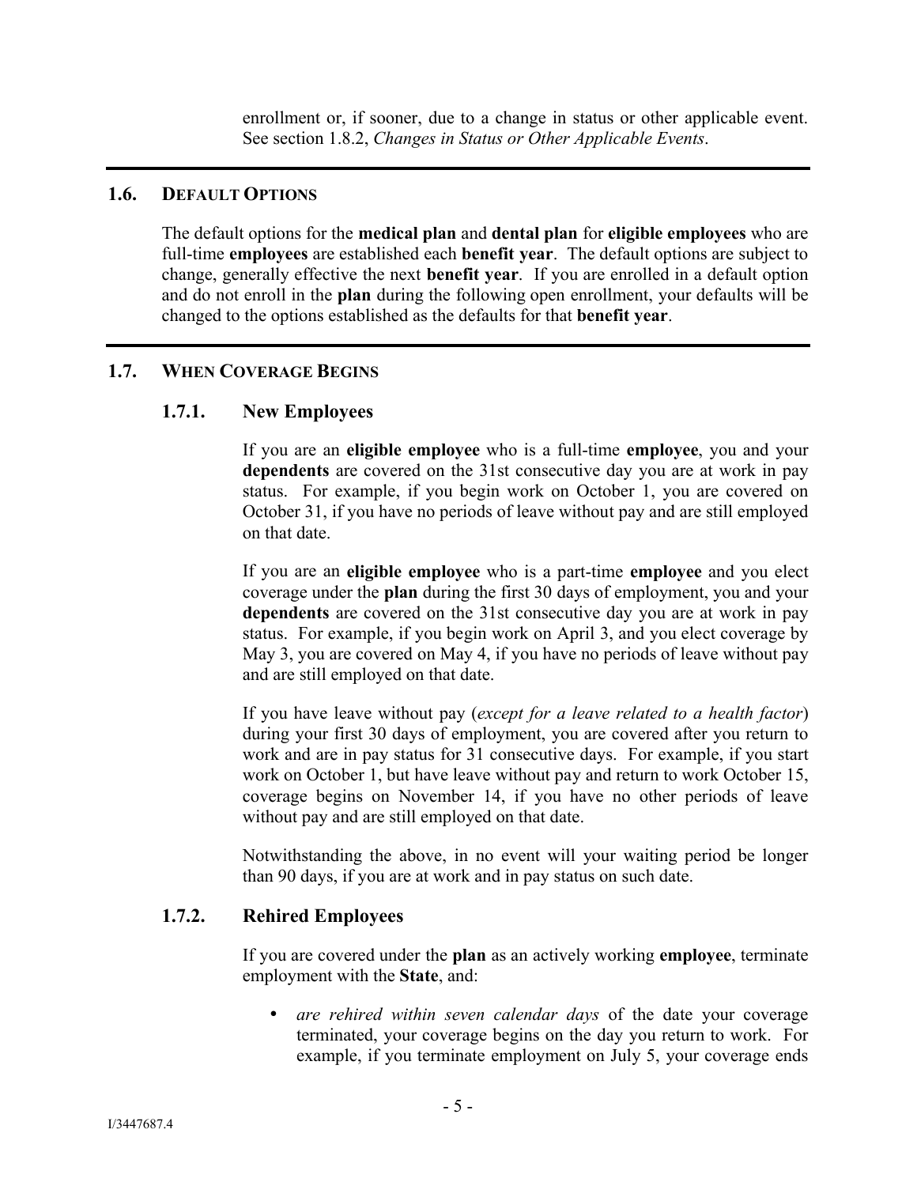enrollment or, if sooner, due to a change in status or other applicable event. See section 1.8.2, *Changes in Status or Other Applicable Events*.

## 1.6. DEFAULT OPTIONS

The default options for the **medical plan** and **dental plan** for **eligible employees** who are full-time **employees** are established each **benefit year**. The default options are subject to change, generally effective the next **benefit year**. If you are enrolled in a default option and do not enroll in the **plan** during the following open enrollment, your defaults will be changed to the options established as the defaults for that **benefit year**.

## 1.7. WHEN COVERAGE BEGINS

### 1.7.1. New Employees

If you are an **eligible employee** who is a full-time **employee**, you and your **dependents** are covered on the 31st consecutive day you are at work in pay status. For example, if you begin work on October 1, you are covered on October 31, if you have no periods of leave without pay and are still employed on that date.

If you are an **eligible employee** who is a part-time **employee** and you elect coverage under the **plan** during the first 30 days of employment, you and your **dependents** are covered on the 31st consecutive day you are at work in pay status. For example, if you begin work on April 3, and you elect coverage by May 3, you are covered on May 4, if you have no periods of leave without pay and are still employed on that date.

If you have leave without pay (*except for a leave related to a health factor*) during your first 30 days of employment, you are covered after you return to work and are in pay status for 31 consecutive days. For example, if you start work on October 1, but have leave without pay and return to work October 15, coverage begins on November 14, if you have no other periods of leave without pay and are still employed on that date.

Notwithstanding the above, in no event will your waiting period be longer than 90 days, if you are at work and in pay status on such date.

### 1.7.2. Rehired Employees

If you are covered under the **plan** as an actively working **employee**, terminate employment with the **State**, and:

- *are rehired within seven calendar days* of the date your coverage terminated, your coverage begins on the day you return to work. For example, if you terminate employment on July 5, your coverage ends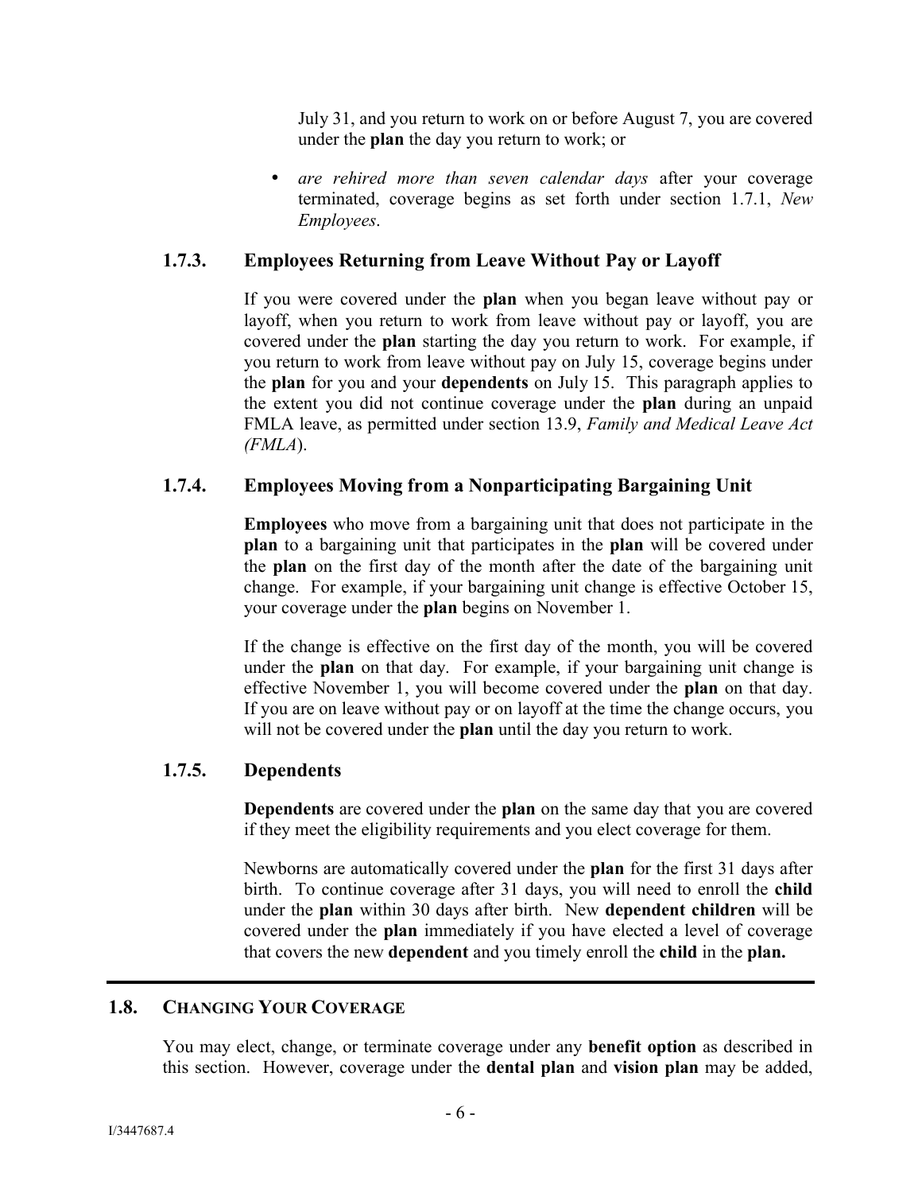July 31, and you return to work on or before August 7, you are covered under the **plan** the day you return to work; or

- *are rehired more than seven calendar days* after your coverage terminated, coverage begins as set forth under section 1.7.1, *New Employees*.

### 1.7.3. Employees Returning from Leave Without Pay or Layoff

If you were covered under the **plan** when you began leave without pay or layoff, when you return to work from leave without pay or layoff, you are covered under the **plan** starting the day you return to work. For example, if you return to work from leave without pay on July 15, coverage begins under the **plan** for you and your **dependents** on July 15. This paragraph applies to the extent you did not continue coverage under the **plan** during an unpaid FMLA leave, as permitted under section 13.9, *Family and Medical Leave Act (FMLA)*.

### 1.7.4. Employees Moving from a Nonparticipating Bargaining Unit

**Employees** who move from a bargaining unit that does not participate in the **plan** to a bargaining unit that participates in the **plan** will be covered under the **plan** on the first day of the month after the date of the bargaining unit change. For example, if your bargaining unit change is effective October 15, your coverage under the **plan** begins on November 1.

If the change is effective on the first day of the month, you will be covered under the **plan** on that day. For example, if your bargaining unit change is effective November 1, you will become covered under the **plan** on that day. If you are on leave without pay or on layoff at the time the change occurs, you will not be covered under the **plan** until the day you return to work.

### 1.7.5. Dependents

**Dependents** are covered under the **plan** on the same day that you are covered if they meet the eligibility requirements and you elect coverage for them.

Newborns are automatically covered under the **plan** for the first 31 days after birth. To continue coverage after 31 days, you will need to enroll the **child** under the **plan** within 30 days after birth. New **dependent children** will be covered under the **plan** immediately if you have elected a level of coverage that covers the new **dependent** and you timely enroll the **child** in the **plan.**

## 1.8. CHANGING YOUR COVERAGE

You may elect, change, or terminate coverage under any **benefit option** as described in this section. However, coverage under the **dental plan** and **vision plan** may be added,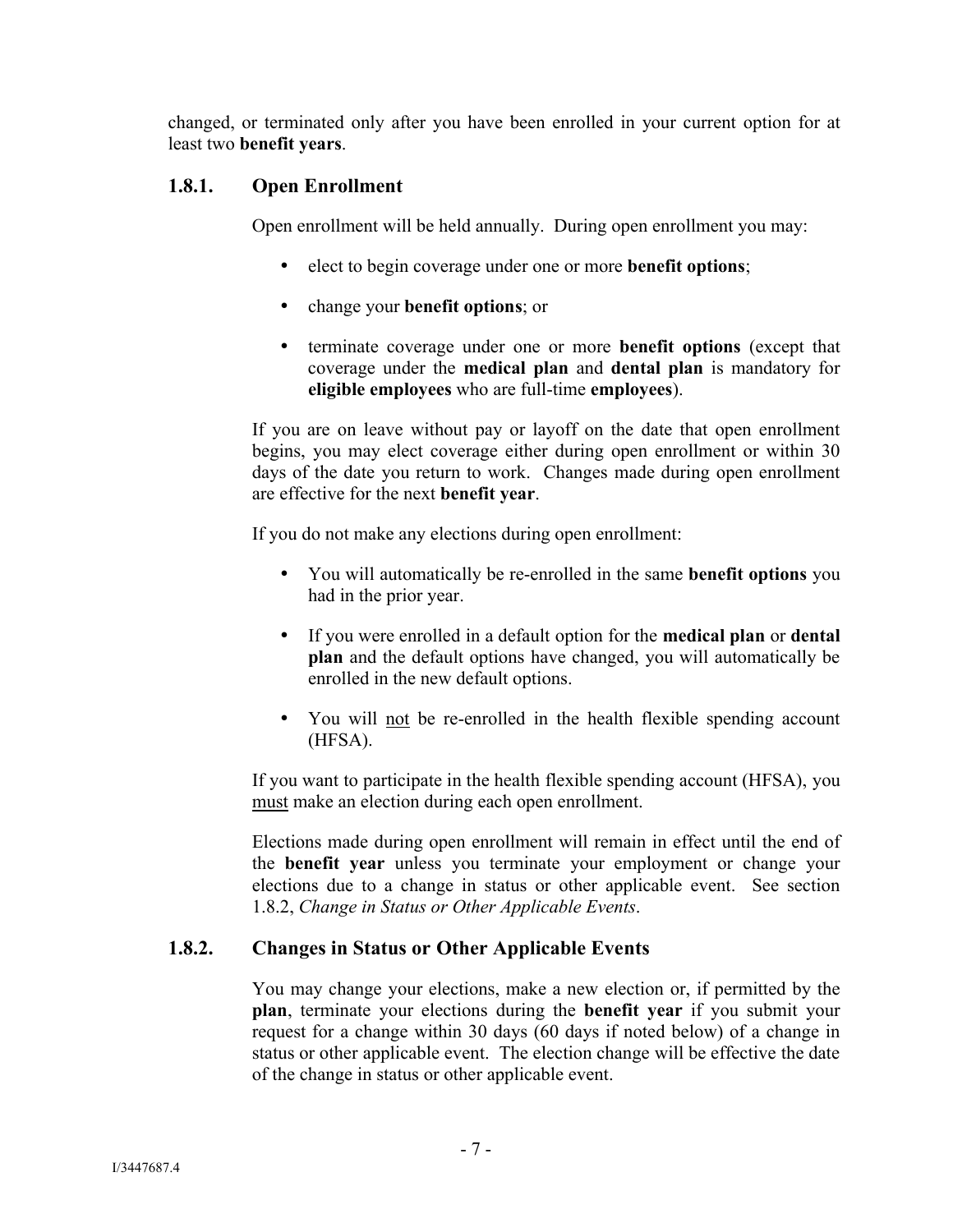changed, or terminated only after you have been enrolled in your current option for at least two **benefit years**.

### 1.8.1. Open Enrollment

Open enrollment will be held annually. During open enrollment you may:

- elect to begin coverage under one or more **benefit options**;
- change your **benefit options**; or
- terminate coverage under one or more **benefit options** (except that coverage under the **medical plan** and **dental plan** is mandatory for **eligible employees** who are full-time **employees**).

If you are on leave without pay or layoff on the date that open enrollment begins, you may elect coverage either during open enrollment or within 30 days of the date you return to work. Changes made during open enrollment are effective for the next **benefit year**.

If you do not make any elections during open enrollment:

- You will automatically be re-enrolled in the same **benefit options** you had in the prior year.
- If you were enrolled in a default option for the **medical plan** or **dental plan** and the default options have changed, you will automatically be enrolled in the new default options.
- You will <u>not</u> be re-enrolled in the health flexible spending account (HFSA).

If you want to participate in the health flexible spending account (HFSA), you <u>must</u> make an election during each open enrollment.

Elections made during open enrollment will remain in effect until the end of the **benefit year** unless you terminate your employment or change your elections due to a change in status or other applicable event. See section 1.8.2, *Change in Status or Other Applicable Events*.

### 1.8.2. Changes in Status or Other Applicable Events

You may change your elections, make a new election or, if permitted by the **plan**, terminate your elections during the **benefit year** if you submit your request for a change within 30 days (60 days if noted below) of a change in status or other applicable event. The election change will be effective the date of the change in status or other applicable event.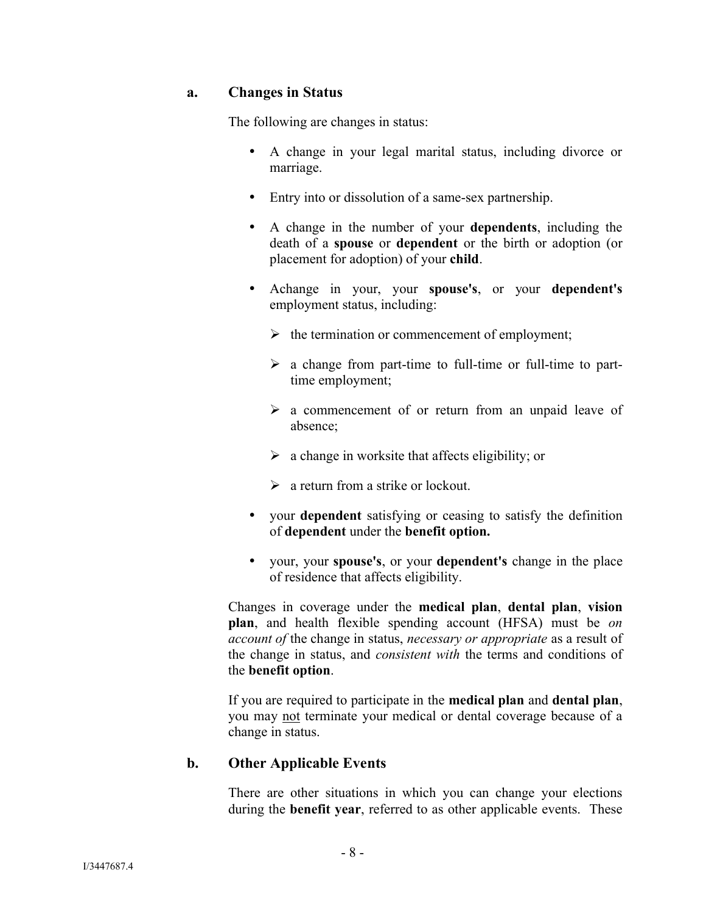### a. Changes in Status

The following are changes in status:

- A change in your legal marital status, including divorce or marriage.
- Entry into or dissolution of a same-sex partnership.
- A change in the number of your **dependents**, including the death of a **spouse** or **dependent** or the birth or adoption (or placement for adoption) of your **child**.
- Achange in your, your **spouse's**, or your **dependent's** employment status, including:
  - the termination or commencement of employment;
  - a change from part-time to full-time or full-time to part-time employment;
  - a commencement of or return from an unpaid leave of absence;
  - a change in worksite that affects eligibility; or
  - a return from a strike or lockout.
- your **dependent** satisfying or ceasing to satisfy the definition of **dependent** under the **benefit option.**
- your, your **spouse's**, or your **dependent's** change in the place of residence that affects eligibility.

Changes in coverage under the **medical plan**, **dental plan**, **vision plan**, and health flexible spending account (HFSA) must be *on account of* the change in status, *necessary or appropriate* as a result of the change in status, and *consistent with* the terms and conditions of the **benefit option**.

If you are required to participate in the **medical plan** and **dental plan**, you may <u>not</u> terminate your medical or dental coverage because of a change in status.

### b. Other Applicable Events

There are other situations in which you can change your elections during the **benefit year**, referred to as other applicable events. These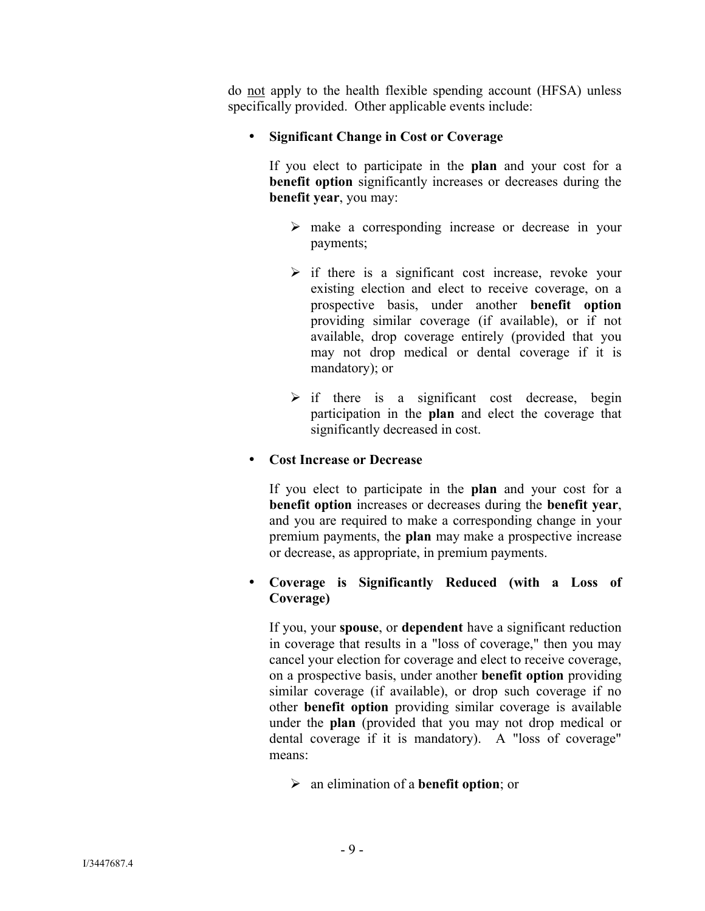do <u>not</u> apply to the health flexible spending account (HFSA) unless specifically provided. Other applicable events include:

- **Significant Change in Cost or Coverage**

  If you elect to participate in the **plan** and your cost for a **benefit option** significantly increases or decreases during the **benefit year**, you may:

  - make a corresponding increase or decrease in your payments;

  - if there is a significant cost increase, revoke your existing election and elect to receive coverage, on a prospective basis, under another **benefit option** providing similar coverage (if available), or if not available, drop coverage entirely (provided that you may not drop medical or dental coverage if it is mandatory); or

  - if there is a significant cost decrease, begin participation in the **plan** and elect the coverage that significantly decreased in cost.

- **Cost Increase or Decrease**

  If you elect to participate in the **plan** and your cost for a **benefit option** increases or decreases during the **benefit year**, and you are required to make a corresponding change in your premium payments, the **plan** may make a prospective increase or decrease, as appropriate, in premium payments.

- **Coverage is Significantly Reduced (with a Loss of Coverage)**

  If you, your **spouse**, or **dependent** have a significant reduction in coverage that results in a "loss of coverage," then you may cancel your election for coverage and elect to receive coverage, on a prospective basis, under another **benefit option** providing similar coverage (if available), or drop such coverage if no other **benefit option** providing similar coverage is available under the **plan** (provided that you may not drop medical or dental coverage if it is mandatory). A "loss of coverage" means:

  - an elimination of a **benefit option**; or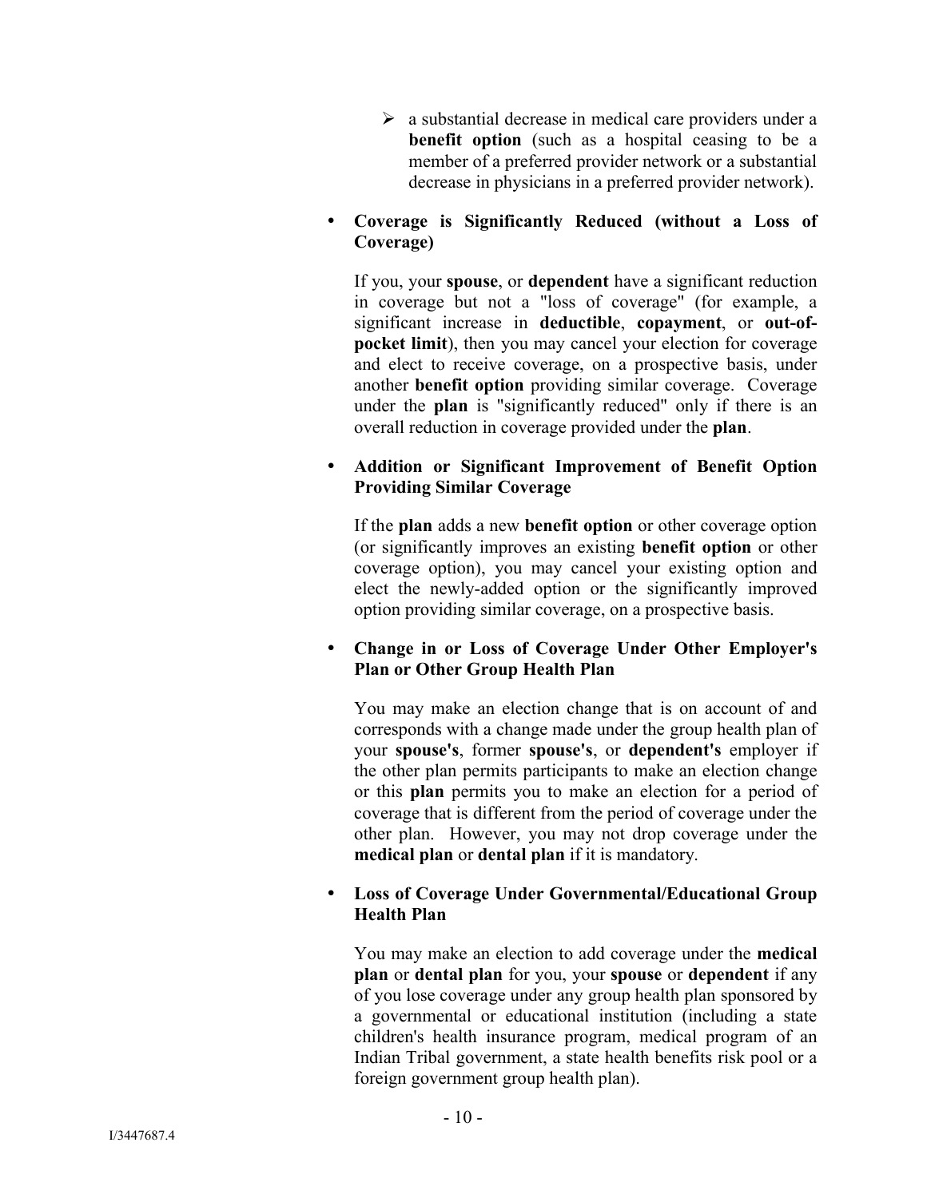- a substantial decrease in medical care providers under a **benefit option** (such as a hospital ceasing to be a member of a preferred provider network or a substantial decrease in physicians in a preferred provider network).

- **Coverage is Significantly Reduced (without a Loss of Coverage)**

  If you, your **spouse**, or **dependent** have a significant reduction in coverage but not a "loss of coverage" (for example, a significant increase in **deductible**, **copayment**, or **out-of-pocket limit**), then you may cancel your election for coverage and elect to receive coverage, on a prospective basis, under another **benefit option** providing similar coverage. Coverage under the **plan** is "significantly reduced" only if there is an overall reduction in coverage provided under the **plan**.

- **Addition or Significant Improvement of Benefit Option Providing Similar Coverage**

  If the **plan** adds a new **benefit option** or other coverage option (or significantly improves an existing **benefit option** or other coverage option), you may cancel your existing option and elect the newly-added option or the significantly improved option providing similar coverage, on a prospective basis.

- **Change in or Loss of Coverage Under Other Employer's Plan or Other Group Health Plan**

  You may make an election change that is on account of and corresponds with a change made under the group health plan of your **spouse's**, former **spouse's**, or **dependent's** employer if the other plan permits participants to make an election change or this **plan** permits you to make an election for a period of coverage that is different from the period of coverage under the other plan. However, you may not drop coverage under the **medical plan** or **dental plan** if it is mandatory.

- **Loss of Coverage Under Governmental/Educational Group Health Plan**

  You may make an election to add coverage under the **medical plan** or **dental plan** for you, your **spouse** or **dependent** if any of you lose coverage under any group health plan sponsored by a governmental or educational institution (including a state children's health insurance program, medical program of an Indian Tribal government, a state health benefits risk pool or a foreign government group health plan).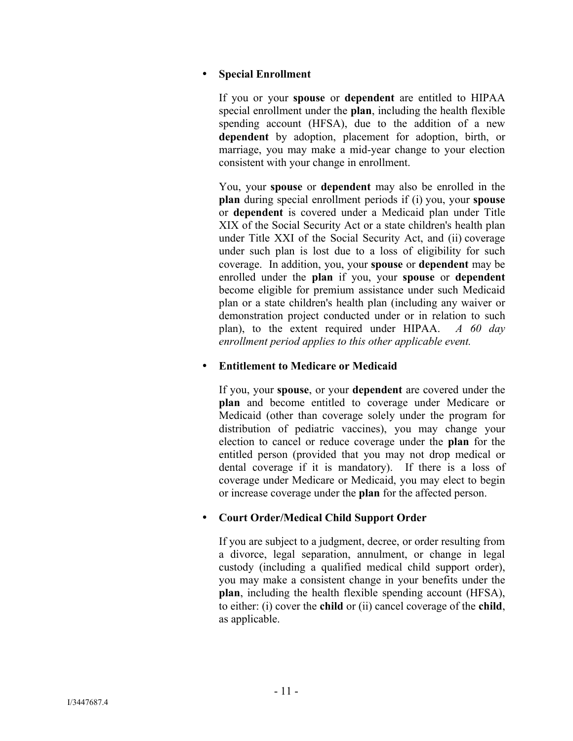- **Special Enrollment**

  If you or your **spouse** or **dependent** are entitled to HIPAA special enrollment under the **plan**, including the health flexible spending account (HFSA), due to the addition of a new **dependent** by adoption, placement for adoption, birth, or marriage, you may make a mid-year change to your election consistent with your change in enrollment.

  You, your **spouse** or **dependent** may also be enrolled in the **plan** during special enrollment periods if (i) you, your **spouse** or **dependent** is covered under a Medicaid plan under Title XIX of the Social Security Act or a state children's health plan under Title XXI of the Social Security Act, and (ii) coverage under such plan is lost due to a loss of eligibility for such coverage. In addition, you, your **spouse** or **dependent** may be enrolled under the **plan** if you, your **spouse** or **dependent** become eligible for premium assistance under such Medicaid plan or a state children's health plan (including any waiver or demonstration project conducted under or in relation to such plan), to the extent required under HIPAA. *A 60 day enrollment period applies to this other applicable event.*

- **Entitlement to Medicare or Medicaid**

  If you, your **spouse**, or your **dependent** are covered under the **plan** and become entitled to coverage under Medicare or Medicaid (other than coverage solely under the program for distribution of pediatric vaccines), you may change your election to cancel or reduce coverage under the **plan** for the entitled person (provided that you may not drop medical or dental coverage if it is mandatory). If there is a loss of coverage under Medicare or Medicaid, you may elect to begin or increase coverage under the **plan** for the affected person.

- **Court Order/Medical Child Support Order**

  If you are subject to a judgment, decree, or order resulting from a divorce, legal separation, annulment, or change in legal custody (including a qualified medical child support order), you may make a consistent change in your benefits under the **plan**, including the health flexible spending account (HFSA), to either: (i) cover the **child** or (ii) cancel coverage of the **child**, as applicable.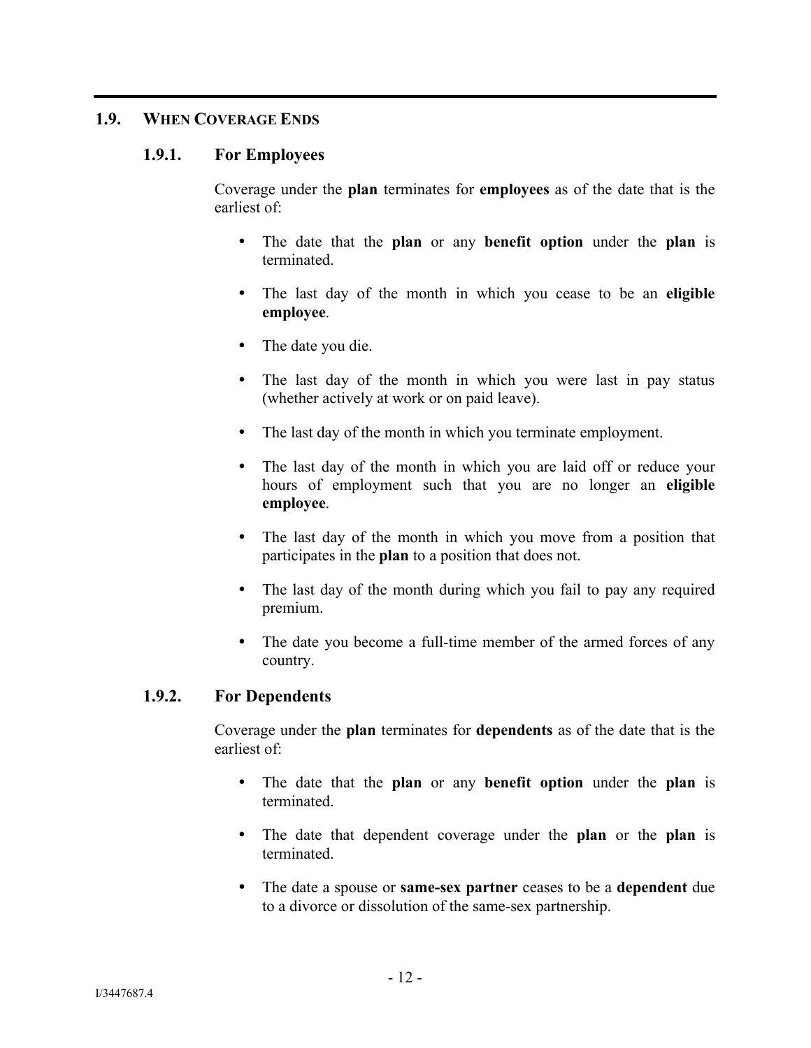## 1.9. WHEN COVERAGE ENDS

### 1.9.1. For Employees

Coverage under the **plan** terminates for **employees** as of the date that is the earliest of:

- The date that the **plan** or any **benefit option** under the **plan** is terminated.
- The last day of the month in which you cease to be an **eligible employee**.
- The date you die.
- The last day of the month in which you were last in pay status (whether actively at work or on paid leave).
- The last day of the month in which you terminate employment.
- The last day of the month in which you are laid off or reduce your hours of employment such that you are no longer an **eligible employee**.
- The last day of the month in which you move from a position that participates in the **plan** to a position that does not.
- The last day of the month during which you fail to pay any required premium.
- The date you become a full-time member of the armed forces of any country.

### 1.9.2. For Dependents

Coverage under the **plan** terminates for **dependents** as of the date that is the earliest of:

- The date that the **plan** or any **benefit option** under the **plan** is terminated.
- The date that dependent coverage under the **plan** or the **plan** is terminated.
- The date a spouse or **same-sex partner** ceases to be a **dependent** due to a divorce or dissolution of the same-sex partnership.

I/3447687.4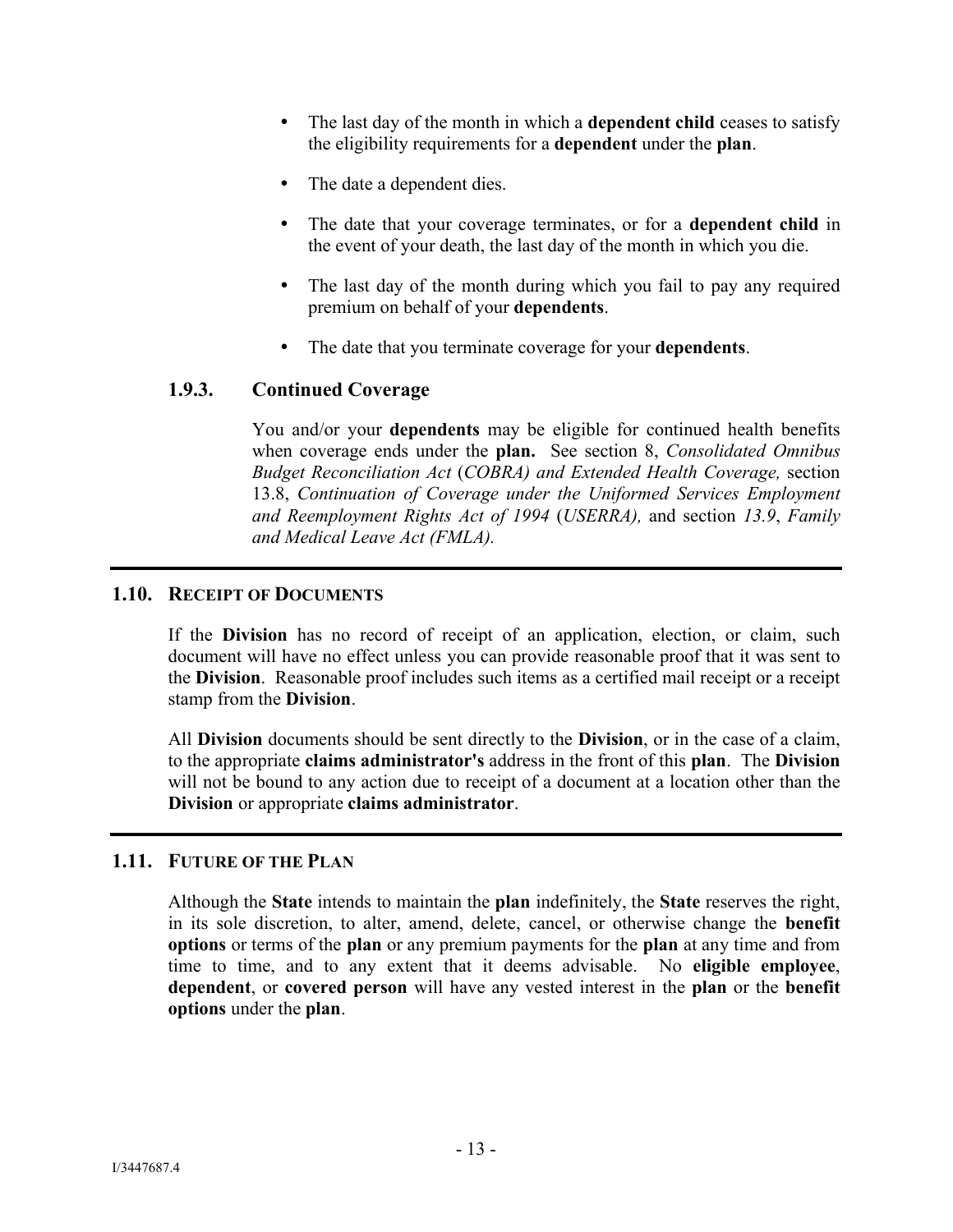- The last day of the month in which a **dependent child** ceases to satisfy the eligibility requirements for a **dependent** under the **plan**.
- The date a dependent dies.
- The date that your coverage terminates, or for a **dependent child** in the event of your death, the last day of the month in which you die.
- The last day of the month during which you fail to pay any required premium on behalf of your **dependents**.
- The date that you terminate coverage for your **dependents**.

### 1.9.3. Continued Coverage

You and/or your **dependents** may be eligible for continued health benefits when coverage ends under the **plan.** See section 8, *Consolidated Omnibus Budget Reconciliation Act* (*COBRA) and Extended Health Coverage,* section 13.8, *Continuation of Coverage under the Uniformed Services Employment and Reemployment Rights Act of 1994* (*USERRA),* and section *13.9*, *Family and Medical Leave Act (FMLA).*

## 1.10. RECEIPT OF DOCUMENTS

If the **Division** has no record of receipt of an application, election, or claim, such document will have no effect unless you can provide reasonable proof that it was sent to the **Division**. Reasonable proof includes such items as a certified mail receipt or a receipt stamp from the **Division**.

All **Division** documents should be sent directly to the **Division**, or in the case of a claim, to the appropriate **claims administrator's** address in the front of this **plan**. The **Division** will not be bound to any action due to receipt of a document at a location other than the **Division** or appropriate **claims administrator**.

## 1.11. FUTURE OF THE PLAN

Although the **State** intends to maintain the **plan** indefinitely, the **State** reserves the right, in its sole discretion, to alter, amend, delete, cancel, or otherwise change the **benefit options** or terms of the **plan** or any premium payments for the **plan** at any time and from time to time, and to any extent that it deems advisable. No **eligible employee**, **dependent**, or **covered person** will have any vested interest in the **plan** or the **benefit options** under the **plan**.

I/3447687.4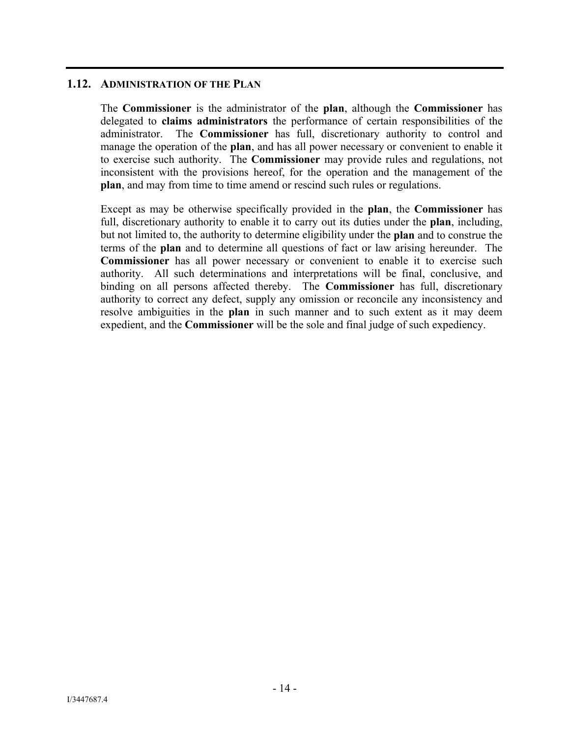## 1.12. ADMINISTRATION OF THE PLAN

The **Commissioner** is the administrator of the **plan**, although the **Commissioner** has delegated to **claims administrators** the performance of certain responsibilities of the administrator. The **Commissioner** has full, discretionary authority to control and manage the operation of the **plan**, and has all power necessary or convenient to enable it to exercise such authority. The **Commissioner** may provide rules and regulations, not inconsistent with the provisions hereof, for the operation and the management of the **plan**, and may from time to time amend or rescind such rules or regulations.

Except as may be otherwise specifically provided in the **plan**, the **Commissioner** has full, discretionary authority to enable it to carry out its duties under the **plan**, including, but not limited to, the authority to determine eligibility under the **plan** and to construe the terms of the **plan** and to determine all questions of fact or law arising hereunder. The **Commissioner** has all power necessary or convenient to enable it to exercise such authority. All such determinations and interpretations will be final, conclusive, and binding on all persons affected thereby. The **Commissioner** has full, discretionary authority to correct any defect, supply any omission or reconcile any inconsistency and resolve ambiguities in the **plan** in such manner and to such extent as it may deem expedient, and the **Commissioner** will be the sole and final judge of such expediency.

I/3447687.4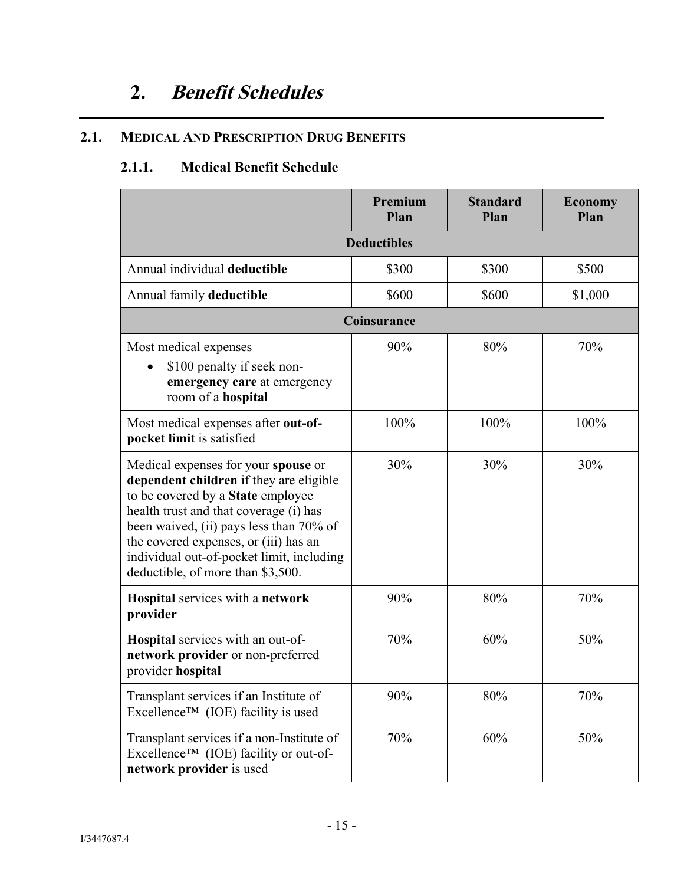# 2. *Benefit Schedules*

## 2.1. Medical And Prescription Drug Benefits

### 2.1.1. Medical Benefit Schedule

| | Premium Plan | Standard Plan | Economy Plan |
|---|---|---|---|
| **Deductibles** | | | |
| Annual individual **deductible** | $300 | $300 | $500 |
| Annual family **deductible** | $600 | $600 | $1,000 |
| **Coinsurance** | | | |
| Most medical expenses<br>• $100 penalty if seek non-**emergency care** at emergency room of a **hospital** | 90% | 80% | 70% |
| Most medical expenses after **out-of-pocket limit** is satisfied | 100% | 100% | 100% |
| Medical expenses for your **spouse** or **dependent children** if they are eligible to be covered by a **State** employee health trust and that coverage (i) has been waived, (ii) pays less than 70% of the covered expenses, or (iii) has an individual out-of-pocket limit, including deductible, of more than $3,500. | 30% | 30% | 30% |
| **Hospital** services with a **network provider** | 90% | 80% | 70% |
| **Hospital** services with an out-of-**network provider** or non-preferred provider **hospital** | 70% | 60% | 50% |
| Transplant services if an Institute of Excellence™ (IOE) facility is used | 90% | 80% | 70% |
| Transplant services if a non-Institute of Excellence™ (IOE) facility or out-of-**network provider** is used | 70% | 60% | 50% |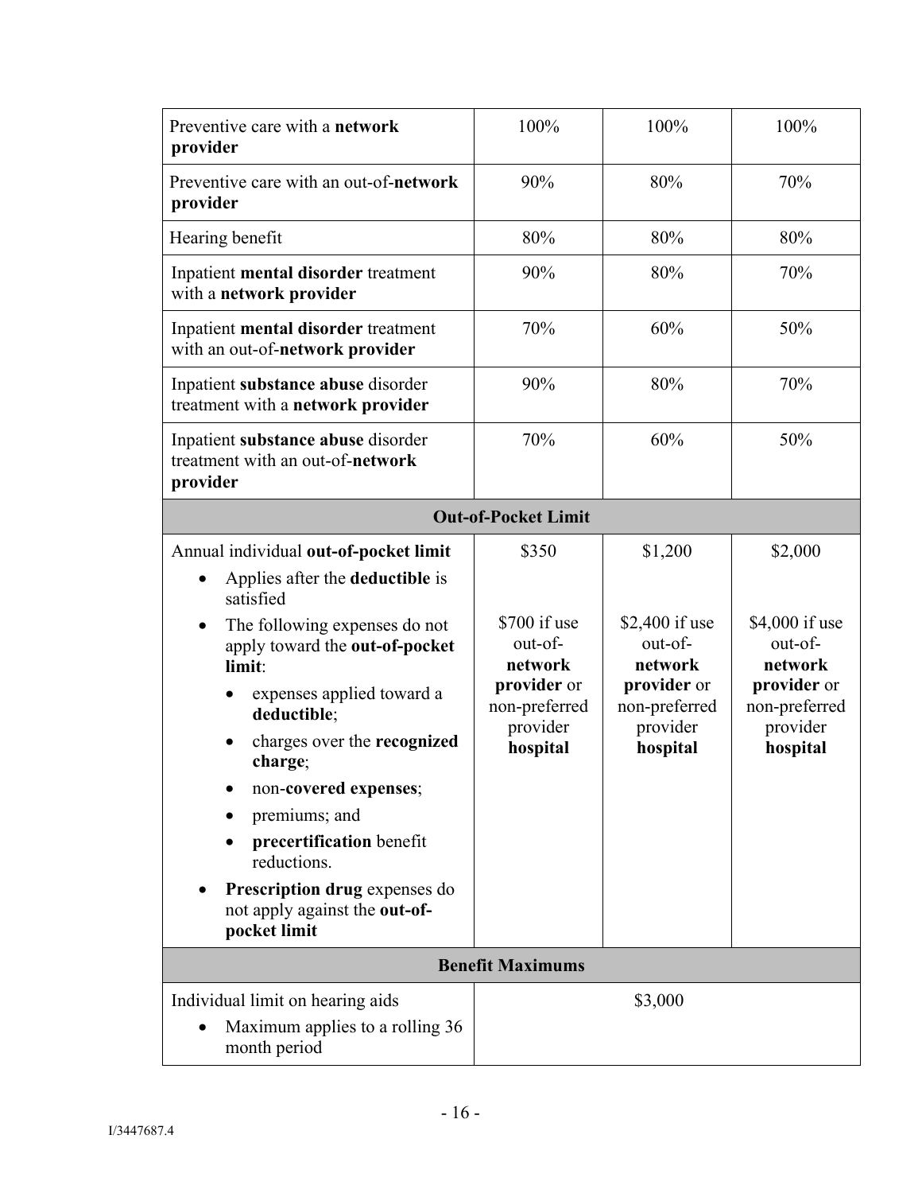| | | | |
|---|---|---|---|
| Preventive care with a **network provider** | 100% | 100% | 100% |
| Preventive care with an out-of-**network provider** | 90% | 80% | 70% |
| Hearing benefit | 80% | 80% | 80% |
| Inpatient **mental disorder** treatment with a **network provider** | 90% | 80% | 70% |
| Inpatient **mental disorder** treatment with an out-of-**network provider** | 70% | 60% | 50% |
| Inpatient **substance abuse** disorder treatment with a **network provider** | 90% | 80% | 70% |
| Inpatient **substance abuse** disorder treatment with an out-of-**network provider** | 70% | 60% | 50% |
| **Out-of-Pocket Limit** | | | |
| Annual individual **out-of-pocket limit**<br>• Applies after the **deductible** is satisfied<br>• The following expenses do not apply toward the **out-of-pocket limit**:<br>  • expenses applied toward a **deductible**;<br>  • charges over the **recognized charge**;<br>  • non-**covered expenses**;<br>  • premiums; and<br>  • **precertification** benefit reductions.<br>• **Prescription drug** expenses do not apply against the **out-of-pocket limit** | $350<br><br>$700 if use out-of-**network provider** or non-preferred provider **hospital** | $1,200<br><br>$2,400 if use out-of-**network provider** or non-preferred provider **hospital** | $2,000<br><br>$4,000 if use out-of-**network provider** or non-preferred provider **hospital** |
| **Benefit Maximums** | | | |
| Individual limit on hearing aids<br>• Maximum applies to a rolling 36 month period | $3,000 | | |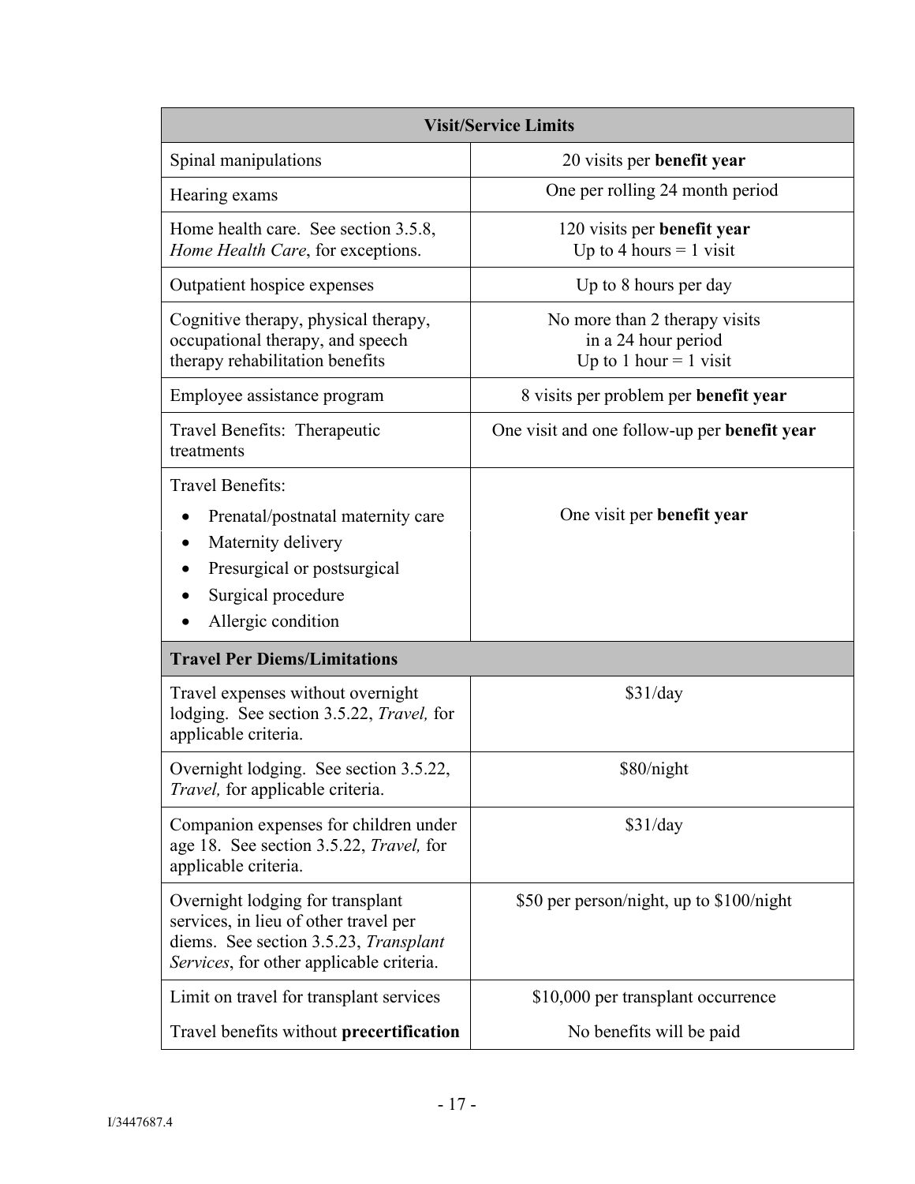| Visit/Service Limits | |
|---|---|
| Spinal manipulations | 20 visits per **benefit year** |
| Hearing exams | One per rolling 24 month period |
| Home health care. See section 3.5.8, *Home Health Care*, for exceptions. | 120 visits per **benefit year**<br>Up to 4 hours = 1 visit |
| Outpatient hospice expenses | Up to 8 hours per day |
| Cognitive therapy, physical therapy, occupational therapy, and speech therapy rehabilitation benefits | No more than 2 therapy visits in a 24 hour period<br>Up to 1 hour = 1 visit |
| Employee assistance program | 8 visits per problem per **benefit year** |
| Travel Benefits: Therapeutic treatments | One visit and one follow-up per **benefit year** |
| Travel Benefits:<br>• Prenatal/postnatal maternity care<br>• Maternity delivery<br>• Presurgical or postsurgical<br>• Surgical procedure<br>• Allergic condition | One visit per **benefit year** |
| **Travel Per Diems/Limitations** | |
| Travel expenses without overnight lodging. See section 3.5.22, *Travel,* for applicable criteria. | $31/day |
| Overnight lodging. See section 3.5.22, *Travel,* for applicable criteria. | $80/night |
| Companion expenses for children under age 18. See section 3.5.22, *Travel,* for applicable criteria. | $31/day |
| Overnight lodging for transplant services, in lieu of other travel per diems. See section 3.5.23, *Transplant Services*, for other applicable criteria. | $50 per person/night, up to $100/night |
| Limit on travel for transplant services | $10,000 per transplant occurrence |
| Travel benefits without **precertification** | No benefits will be paid |

I/3447687.4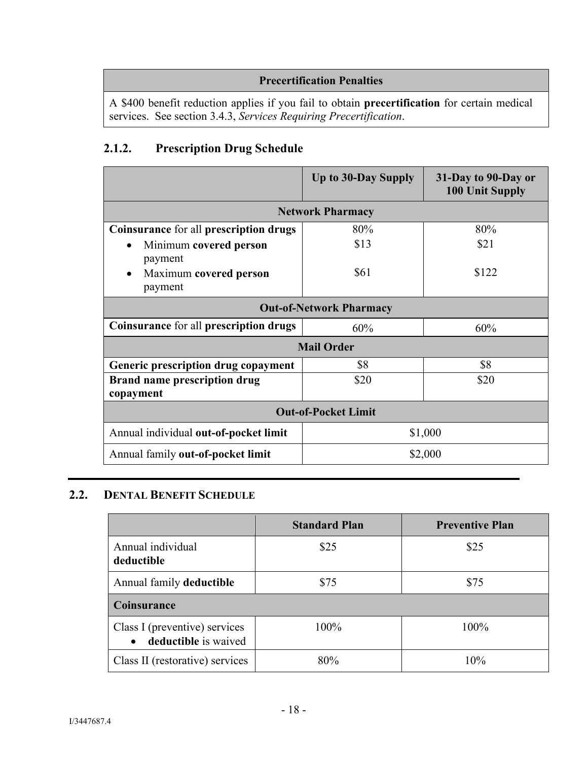| Precertification Penalties |
| --- |
| A $400 benefit reduction applies if you fail to obtain **precertification** for certain medical services. See section 3.4.3, *Services Requiring Precertification*. |

### 2.1.2. Prescription Drug Schedule

| | Up to 30-Day Supply | 31-Day to 90-Day or 100 Unit Supply |
| --- | --- | --- |
| **Network Pharmacy** | | |
| **Coinsurance** for all **prescription drugs** | 80% | 80% |
| • Minimum **covered person** payment | $13 | $21 |
| • Maximum **covered person** payment | $61 | $122 |
| **Out-of-Network Pharmacy** | | |
| **Coinsurance** for all **prescription drugs** | 60% | 60% |
| **Mail Order** | | |
| **Generic prescription drug copayment** | $8 | $8 |
| **Brand name prescription drug copayment** | $20 | $20 |
| **Out-of-Pocket Limit** | | |
| Annual individual **out-of-pocket limit** | $1,000 | |
| Annual family **out-of-pocket limit** | $2,000 | |

## 2.2. DENTAL BENEFIT SCHEDULE

| | Standard Plan | Preventive Plan |
| --- | --- | --- |
| Annual individual **deductible** | $25 | $25 |
| Annual family **deductible** | $75 | $75 |
| **Coinsurance** | | |
| Class I (preventive) services • **deductible** is waived | 100% | 100% |
| Class II (restorative) services | 80% | 10% |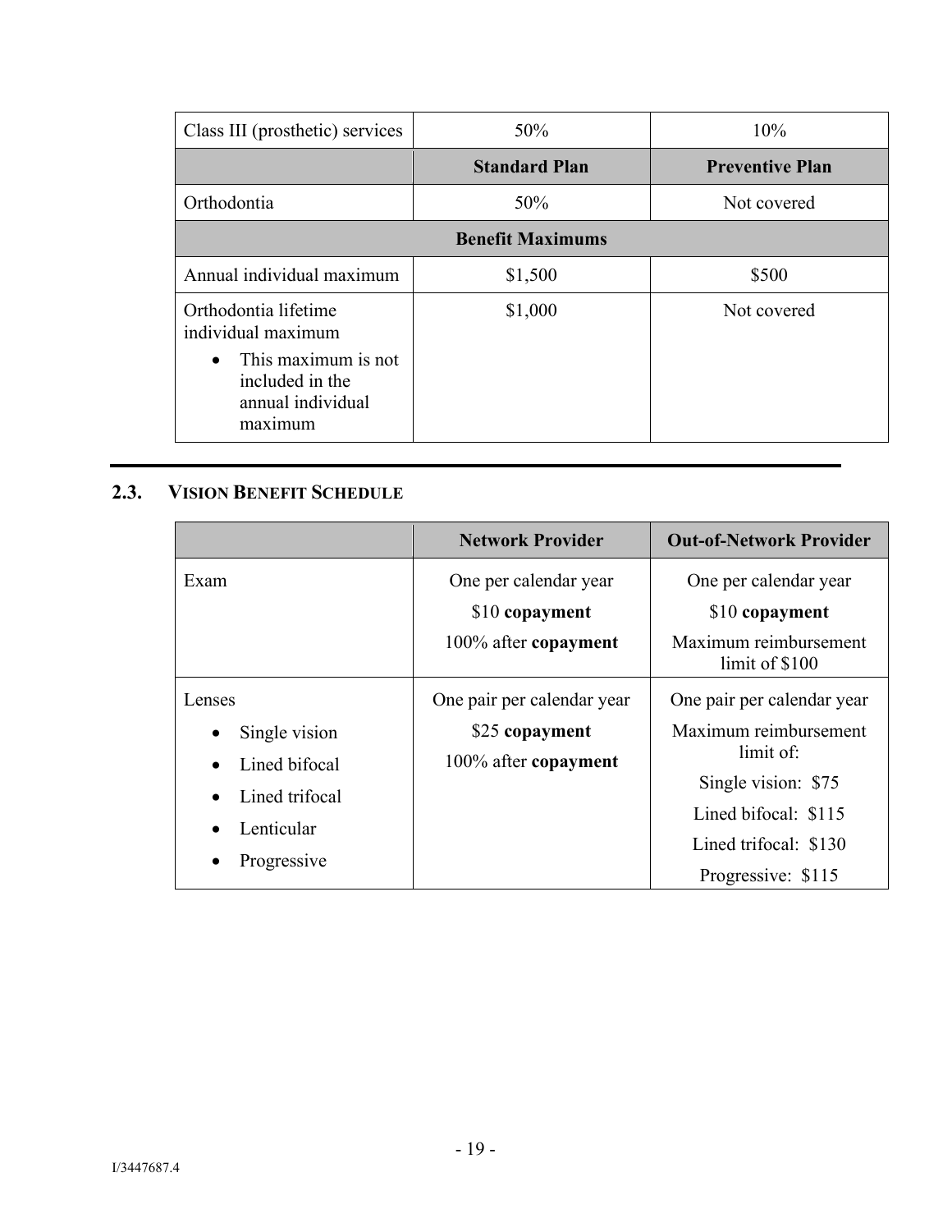| | | |
|---|---|---|
| Class III (prosthetic) services | 50% | 10% |
| | **Standard Plan** | **Preventive Plan** |
| Orthodontia | 50% | Not covered |
| **Benefit Maximums** | | |
| Annual individual maximum | $1,500 | $500 |
| Orthodontia lifetime individual maximum<br>• This maximum is not included in the annual individual maximum | $1,000 | Not covered |

## 2.3. VISION BENEFIT SCHEDULE

| | Network Provider | Out-of-Network Provider |
|---|---|---|
| Exam | One per calendar year<br>$10 **copayment**<br>100% after **copayment** | One per calendar year<br>$10 **copayment**<br>Maximum reimbursement limit of $100 |
| Lenses<br>• Single vision<br>• Lined bifocal<br>• Lined trifocal<br>• Lenticular<br>• Progressive | One pair per calendar year<br>$25 **copayment**<br>100% after **copayment** | One pair per calendar year<br>Maximum reimbursement limit of:<br>Single vision: $75<br>Lined bifocal: $115<br>Lined trifocal: $130<br>Progressive: $115 |

I/3447687.4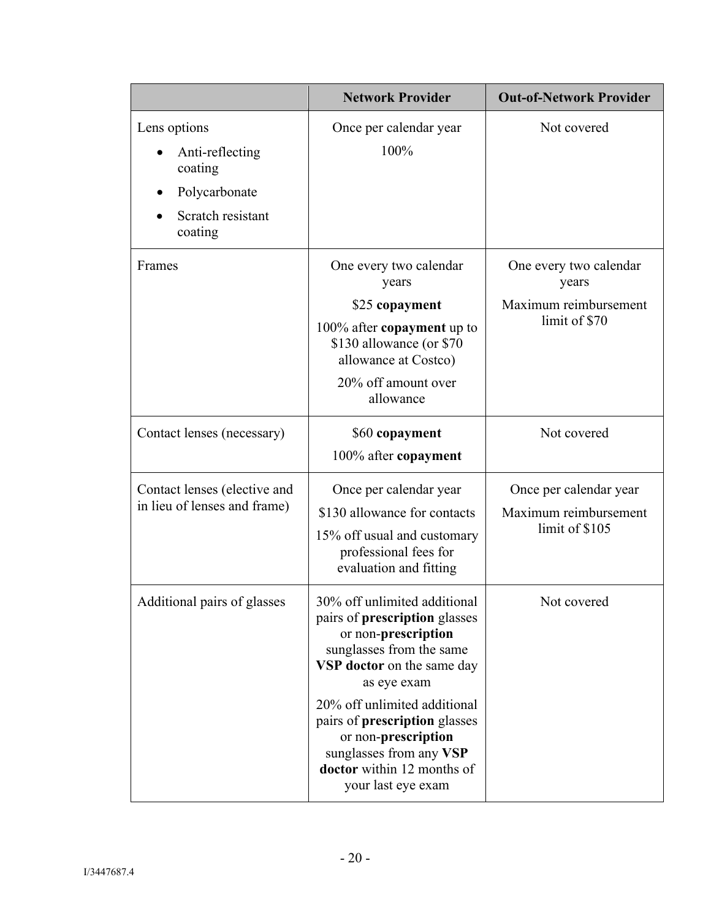| | Network Provider | Out-of-Network Provider |
|---|---|---|
| Lens options<br>• Anti-reflecting coating<br>• Polycarbonate<br>• Scratch resistant coating | Once per calendar year<br>100% | Not covered |
| Frames | One every two calendar years<br>$25 **copayment**<br>100% after **copayment** up to $130 allowance (or $70 allowance at Costco)<br>20% off amount over allowance | One every two calendar years<br>Maximum reimbursement limit of $70 |
| Contact lenses (necessary) | $60 **copayment**<br>100% after **copayment** | Not covered |
| Contact lenses (elective and in lieu of lenses and frame) | Once per calendar year<br>$130 allowance for contacts<br>15% off usual and customary professional fees for evaluation and fitting | Once per calendar year<br>Maximum reimbursement limit of $105 |
| Additional pairs of glasses | 30% off unlimited additional pairs of **prescription** glasses or non-**prescription** sunglasses from the same **VSP doctor** on the same day as eye exam<br>20% off unlimited additional pairs of **prescription** glasses or non-**prescription** sunglasses from any **VSP doctor** within 12 months of your last eye exam | Not covered |

I/3447687.4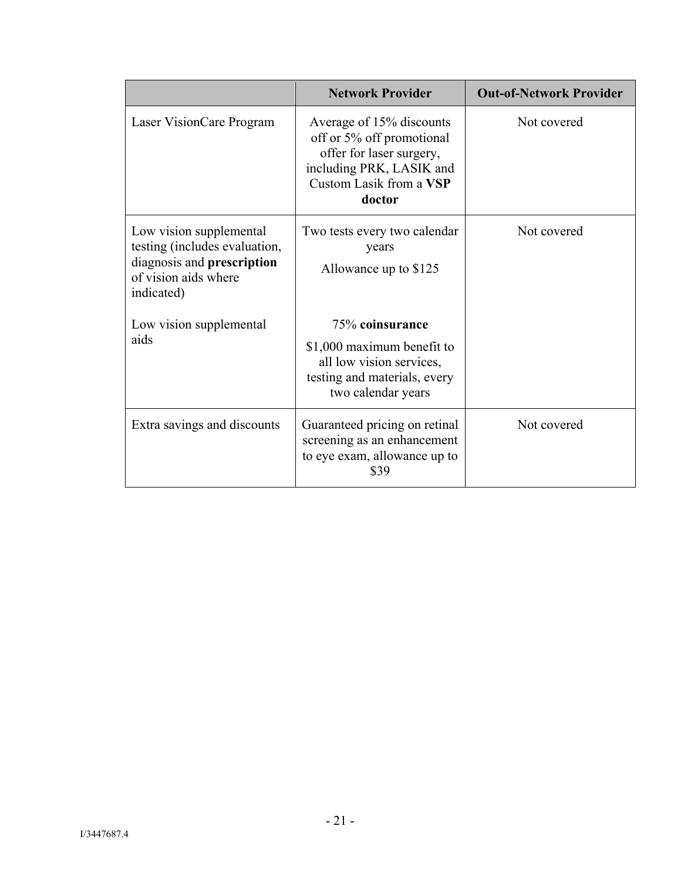| | Network Provider | Out-of-Network Provider |
|---|---|---|
| Laser VisionCare Program | Average of 15% discounts off or 5% off promotional offer for laser surgery, including PRK, LASIK and Custom Lasik from a **VSP doctor** | Not covered |
| Low vision supplemental testing (includes evaluation, diagnosis and **prescription** of vision aids where indicated)<br><br>Low vision supplemental aids | Two tests every two calendar years<br>Allowance up to $125<br><br>75% **coinsurance**<br>$1,000 maximum benefit to all low vision services, testing and materials, every two calendar years | Not covered |
| Extra savings and discounts | Guaranteed pricing on retinal screening as an enhancement to eye exam, allowance up to $39 | Not covered |

I/3447687.4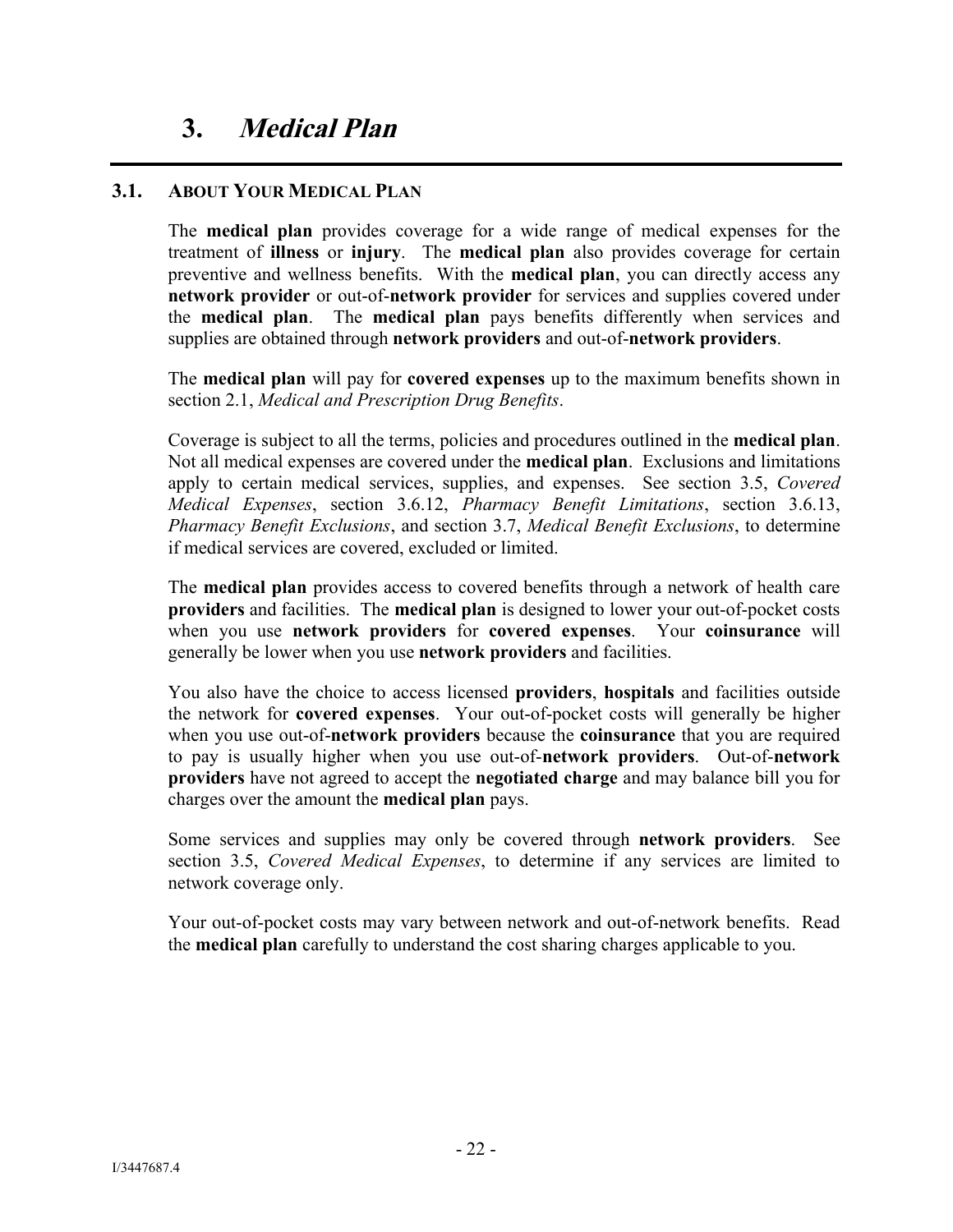# 3. *Medical Plan*

## 3.1. About Your Medical Plan

The **medical plan** provides coverage for a wide range of medical expenses for the treatment of **illness** or **injury**. The **medical plan** also provides coverage for certain preventive and wellness benefits. With the **medical plan**, you can directly access any **network provider** or out-of-**network provider** for services and supplies covered under the **medical plan**. The **medical plan** pays benefits differently when services and supplies are obtained through **network providers** and out-of-**network providers**.

The **medical plan** will pay for **covered expenses** up to the maximum benefits shown in section 2.1, *Medical and Prescription Drug Benefits*.

Coverage is subject to all the terms, policies and procedures outlined in the **medical plan**. Not all medical expenses are covered under the **medical plan**. Exclusions and limitations apply to certain medical services, supplies, and expenses. See section 3.5, *Covered Medical Expenses*, section 3.6.12, *Pharmacy Benefit Limitations*, section 3.6.13, *Pharmacy Benefit Exclusions*, and section 3.7, *Medical Benefit Exclusions*, to determine if medical services are covered, excluded or limited.

The **medical plan** provides access to covered benefits through a network of health care **providers** and facilities. The **medical plan** is designed to lower your out-of-pocket costs when you use **network providers** for **covered expenses**. Your **coinsurance** will generally be lower when you use **network providers** and facilities.

You also have the choice to access licensed **providers**, **hospitals** and facilities outside the network for **covered expenses**. Your out-of-pocket costs will generally be higher when you use out-of-**network providers** because the **coinsurance** that you are required to pay is usually higher when you use out-of-**network providers**. Out-of-**network providers** have not agreed to accept the **negotiated charge** and may balance bill you for charges over the amount the **medical plan** pays.

Some services and supplies may only be covered through **network providers**. See section 3.5, *Covered Medical Expenses*, to determine if any services are limited to network coverage only.

Your out-of-pocket costs may vary between network and out-of-network benefits. Read the **medical plan** carefully to understand the cost sharing charges applicable to you.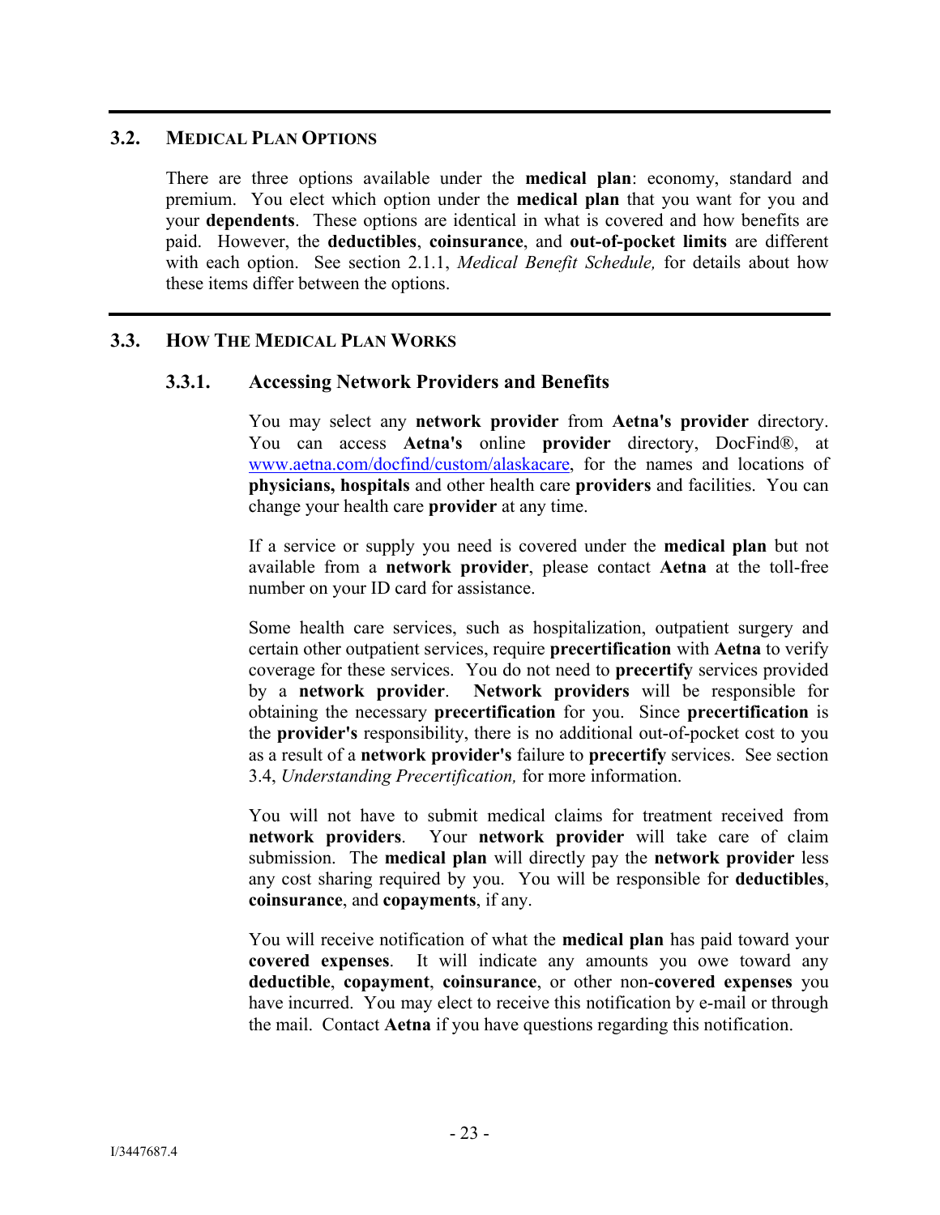## 3.2. Medical Plan Options

There are three options available under the **medical plan**: economy, standard and premium. You elect which option under the **medical plan** that you want for you and your **dependents**. These options are identical in what is covered and how benefits are paid. However, the **deductibles**, **coinsurance**, and **out-of-pocket limits** are different with each option. See section 2.1.1, *Medical Benefit Schedule,* for details about how these items differ between the options.

## 3.3. How The Medical Plan Works

### 3.3.1. Accessing Network Providers and Benefits

You may select any **network provider** from **Aetna's provider** directory. You can access **Aetna's** online **provider** directory, DocFind®, at [www.aetna.com/docfind/custom/alaskacare](www.aetna.com/docfind/custom/alaskacare), for the names and locations of **physicians, hospitals** and other health care **providers** and facilities. You can change your health care **provider** at any time.

If a service or supply you need is covered under the **medical plan** but not available from a **network provider**, please contact **Aetna** at the toll-free number on your ID card for assistance.

Some health care services, such as hospitalization, outpatient surgery and certain other outpatient services, require **precertification** with **Aetna** to verify coverage for these services. You do not need to **precertify** services provided by a **network provider**. **Network providers** will be responsible for obtaining the necessary **precertification** for you. Since **precertification** is the **provider's** responsibility, there is no additional out-of-pocket cost to you as a result of a **network provider's** failure to **precertify** services. See section 3.4, *Understanding Precertification,* for more information.

You will not have to submit medical claims for treatment received from **network providers**. Your **network provider** will take care of claim submission. The **medical plan** will directly pay the **network provider** less any cost sharing required by you. You will be responsible for **deductibles**, **coinsurance**, and **copayments**, if any.

You will receive notification of what the **medical plan** has paid toward your **covered expenses**. It will indicate any amounts you owe toward any **deductible**, **copayment**, **coinsurance**, or other non-**covered expenses** you have incurred. You may elect to receive this notification by e-mail or through the mail. Contact **Aetna** if you have questions regarding this notification.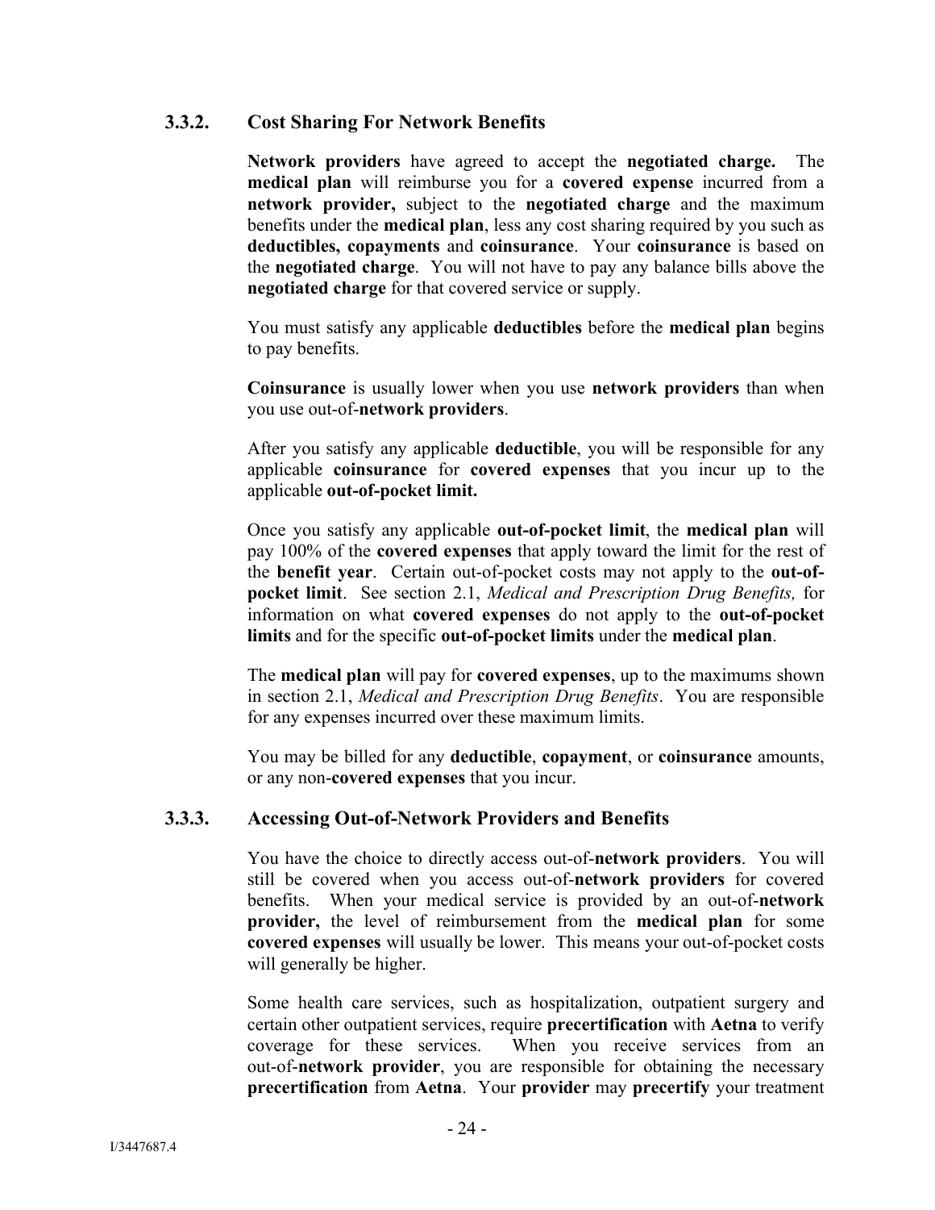### 3.3.2. Cost Sharing For Network Benefits

**Network providers** have agreed to accept the **negotiated charge.** The **medical plan** will reimburse you for a **covered expense** incurred from a **network provider,** subject to the **negotiated charge** and the maximum benefits under the **medical plan**, less any cost sharing required by you such as **deductibles, copayments** and **coinsurance**. Your **coinsurance** is based on the **negotiated charge**. You will not have to pay any balance bills above the **negotiated charge** for that covered service or supply.

You must satisfy any applicable **deductibles** before the **medical plan** begins to pay benefits.

**Coinsurance** is usually lower when you use **network providers** than when you use out-of-**network providers**.

After you satisfy any applicable **deductible**, you will be responsible for any applicable **coinsurance** for **covered expenses** that you incur up to the applicable **out-of-pocket limit.**

Once you satisfy any applicable **out-of-pocket limit**, the **medical plan** will pay 100% of the **covered expenses** that apply toward the limit for the rest of the **benefit year**. Certain out-of-pocket costs may not apply to the **out-of-pocket limit**. See section 2.1, *Medical and Prescription Drug Benefits,* for information on what **covered expenses** do not apply to the **out-of-pocket limits** and for the specific **out-of-pocket limits** under the **medical plan**.

The **medical plan** will pay for **covered expenses**, up to the maximums shown in section 2.1, *Medical and Prescription Drug Benefits*. You are responsible for any expenses incurred over these maximum limits.

You may be billed for any **deductible**, **copayment**, or **coinsurance** amounts, or any non-**covered expenses** that you incur.

### 3.3.3. Accessing Out-of-Network Providers and Benefits

You have the choice to directly access out-of-**network providers**. You will still be covered when you access out-of-**network providers** for covered benefits. When your medical service is provided by an out-of-**network provider,** the level of reimbursement from the **medical plan** for some **covered expenses** will usually be lower. This means your out-of-pocket costs will generally be higher.

Some health care services, such as hospitalization, outpatient surgery and certain other outpatient services, require **precertification** with **Aetna** to verify coverage for these services. When you receive services from an out-of-**network provider**, you are responsible for obtaining the necessary **precertification** from **Aetna**. Your **provider** may **precertify** your treatment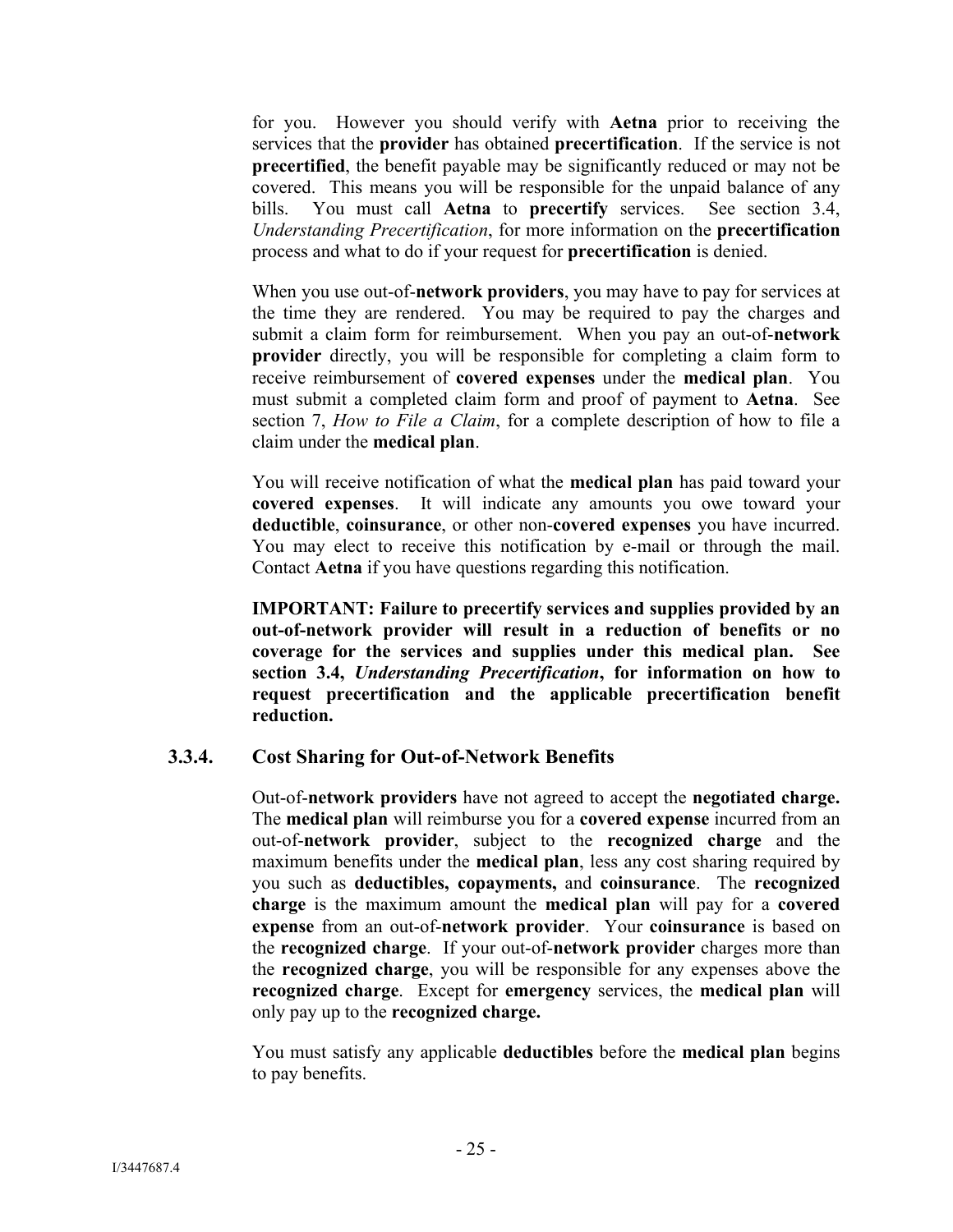for you. However you should verify with **Aetna** prior to receiving the services that the **provider** has obtained **precertification**. If the service is not **precertified**, the benefit payable may be significantly reduced or may not be covered. This means you will be responsible for the unpaid balance of any bills. You must call **Aetna** to **precertify** services. See section 3.4, *Understanding Precertification*, for more information on the **precertification** process and what to do if your request for **precertification** is denied.

When you use out-of-**network providers**, you may have to pay for services at the time they are rendered. You may be required to pay the charges and submit a claim form for reimbursement. When you pay an out-of-**network provider** directly, you will be responsible for completing a claim form to receive reimbursement of **covered expenses** under the **medical plan**. You must submit a completed claim form and proof of payment to **Aetna**. See section 7, *How to File a Claim*, for a complete description of how to file a claim under the **medical plan**.

You will receive notification of what the **medical plan** has paid toward your **covered expenses**. It will indicate any amounts you owe toward your **deductible**, **coinsurance**, or other non-**covered expenses** you have incurred. You may elect to receive this notification by e-mail or through the mail. Contact **Aetna** if you have questions regarding this notification.

**IMPORTANT: Failure to precertify services and supplies provided by an out-of-network provider will result in a reduction of benefits or no coverage for the services and supplies under this medical plan. See section 3.4, *Understanding Precertification*, for information on how to request precertification and the applicable precertification benefit reduction.**

### 3.3.4. Cost Sharing for Out-of-Network Benefits

Out-of-**network providers** have not agreed to accept the **negotiated charge.** The **medical plan** will reimburse you for a **covered expense** incurred from an out-of-**network provider**, subject to the **recognized charge** and the maximum benefits under the **medical plan**, less any cost sharing required by you such as **deductibles, copayments,** and **coinsurance**. The **recognized charge** is the maximum amount the **medical plan** will pay for a **covered expense** from an out-of-**network provider**. Your **coinsurance** is based on the **recognized charge**. If your out-of-**network provider** charges more than the **recognized charge**, you will be responsible for any expenses above the **recognized charge**. Except for **emergency** services, the **medical plan** will only pay up to the **recognized charge.**

You must satisfy any applicable **deductibles** before the **medical plan** begins to pay benefits.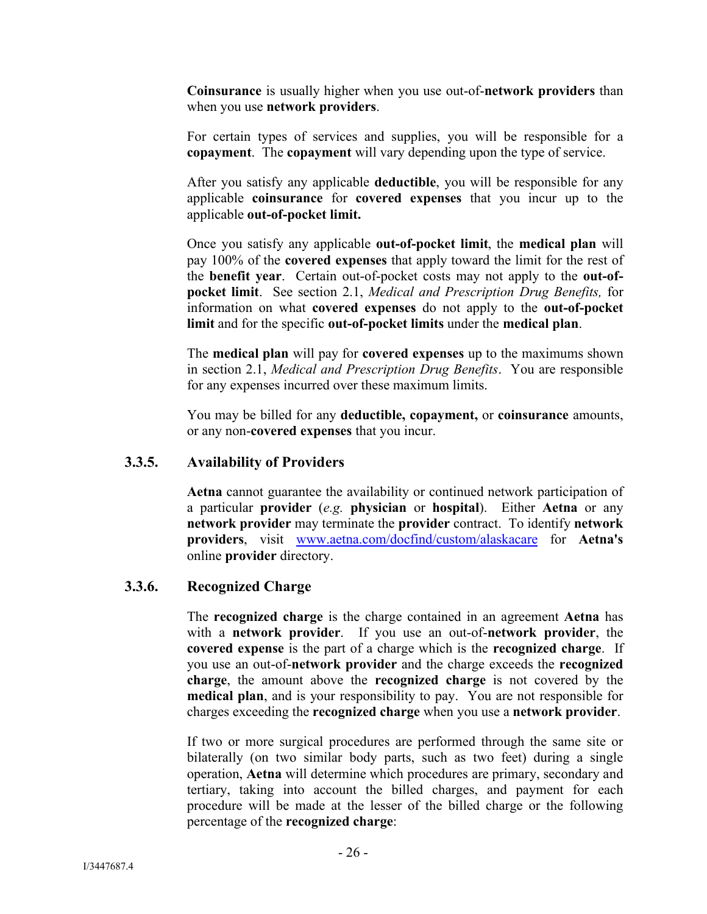**Coinsurance** is usually higher when you use out-of-**network providers** than when you use **network providers**.

For certain types of services and supplies, you will be responsible for a **copayment**. The **copayment** will vary depending upon the type of service.

After you satisfy any applicable **deductible**, you will be responsible for any applicable **coinsurance** for **covered expenses** that you incur up to the applicable **out-of-pocket limit.**

Once you satisfy any applicable **out-of-pocket limit**, the **medical plan** will pay 100% of the **covered expenses** that apply toward the limit for the rest of the **benefit year**. Certain out-of-pocket costs may not apply to the **out-of-pocket limit**. See section 2.1, *Medical and Prescription Drug Benefits,* for information on what **covered expenses** do not apply to the **out-of-pocket limit** and for the specific **out-of-pocket limits** under the **medical plan**.

The **medical plan** will pay for **covered expenses** up to the maximums shown in section 2.1, *Medical and Prescription Drug Benefits*. You are responsible for any expenses incurred over these maximum limits.

You may be billed for any **deductible, copayment,** or **coinsurance** amounts, or any non-**covered expenses** that you incur.

### 3.3.5. Availability of Providers

**Aetna** cannot guarantee the availability or continued network participation of a particular **provider** (*e.g.* **physician** or **hospital**). Either **Aetna** or any **network provider** may terminate the **provider** contract. To identify **network providers**, visit [www.aetna.com/docfind/custom/alaskacare](www.aetna.com/docfind/custom/alaskacare) for **Aetna's** online **provider** directory.

### 3.3.6. Recognized Charge

The **recognized charge** is the charge contained in an agreement **Aetna** has with a **network provider**. If you use an out-of-**network provider**, the **covered expense** is the part of a charge which is the **recognized charge**. If you use an out-of-**network provider** and the charge exceeds the **recognized charge**, the amount above the **recognized charge** is not covered by the **medical plan**, and is your responsibility to pay. You are not responsible for charges exceeding the **recognized charge** when you use a **network provider**.

If two or more surgical procedures are performed through the same site or bilaterally (on two similar body parts, such as two feet) during a single operation, **Aetna** will determine which procedures are primary, secondary and tertiary, taking into account the billed charges, and payment for each procedure will be made at the lesser of the billed charge or the following percentage of the **recognized charge**: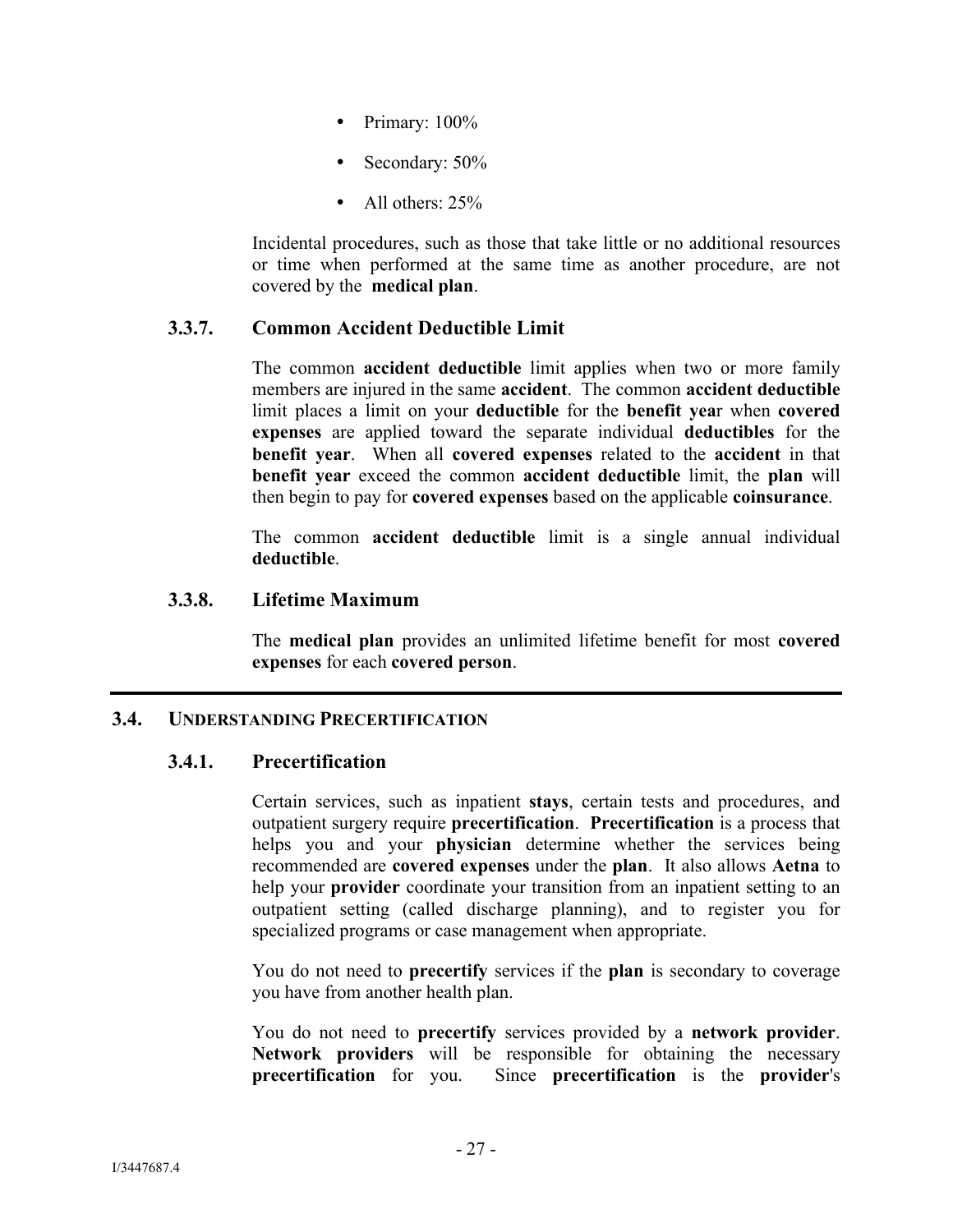- Primary: 100%
- Secondary: 50%
- All others: 25%

Incidental procedures, such as those that take little or no additional resources or time when performed at the same time as another procedure, are not covered by the **medical plan**.

### 3.3.7. Common Accident Deductible Limit

The common **accident deductible** limit applies when two or more family members are injured in the same **accident**. The common **accident deductible** limit places a limit on your **deductible** for the **benefit year** when **covered expenses** are applied toward the separate individual **deductibles** for the **benefit year**. When all **covered expenses** related to the **accident** in that **benefit year** exceed the common **accident deductible** limit, the **plan** will then begin to pay for **covered expenses** based on the applicable **coinsurance**.

The common **accident deductible** limit is a single annual individual **deductible**.

### 3.3.8. Lifetime Maximum

The **medical plan** provides an unlimited lifetime benefit for most **covered expenses** for each **covered person**.

---

## 3.4. UNDERSTANDING PRECERTIFICATION

### 3.4.1. Precertification

Certain services, such as inpatient **stays**, certain tests and procedures, and outpatient surgery require **precertification**. **Precertification** is a process that helps you and your **physician** determine whether the services being recommended are **covered expenses** under the **plan**. It also allows **Aetna** to help your **provider** coordinate your transition from an inpatient setting to an outpatient setting (called discharge planning), and to register you for specialized programs or case management when appropriate.

You do not need to **precertify** services if the **plan** is secondary to coverage you have from another health plan.

You do not need to **precertify** services provided by a **network provider**. **Network providers** will be responsible for obtaining the necessary **precertification** for you. Since **precertification** is the **provider**'s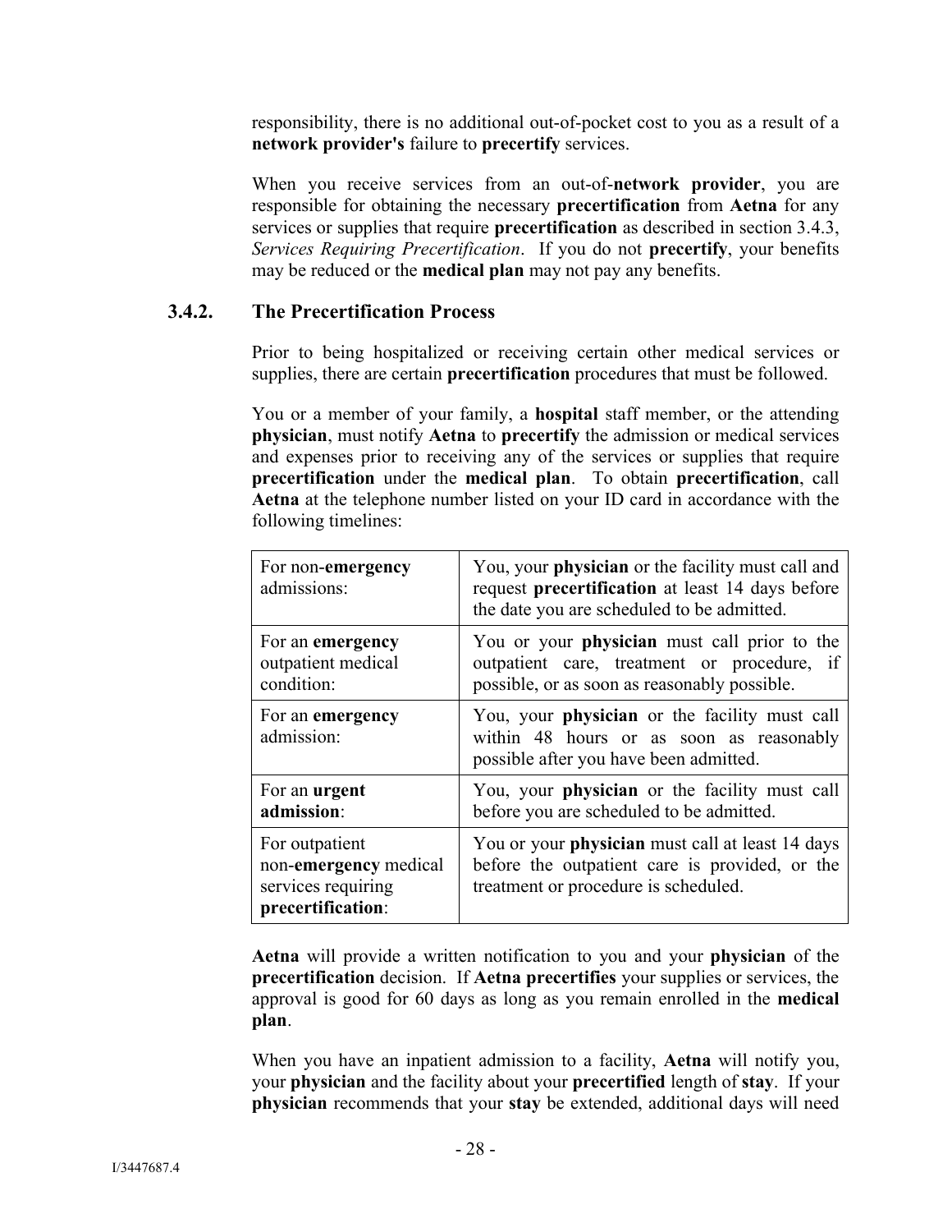responsibility, there is no additional out-of-pocket cost to you as a result of a **network provider's** failure to **precertify** services.

When you receive services from an out-of-**network provider**, you are responsible for obtaining the necessary **precertification** from **Aetna** for any services or supplies that require **precertification** as described in section 3.4.3, *Services Requiring Precertification*. If you do not **precertify**, your benefits may be reduced or the **medical plan** may not pay any benefits.

### 3.4.2. The Precertification Process

Prior to being hospitalized or receiving certain other medical services or supplies, there are certain **precertification** procedures that must be followed.

You or a member of your family, a **hospital** staff member, or the attending **physician**, must notify **Aetna** to **precertify** the admission or medical services and expenses prior to receiving any of the services or supplies that require **precertification** under the **medical plan**. To obtain **precertification**, call **Aetna** at the telephone number listed on your ID card in accordance with the following timelines:

| | |
|---|---|
| For non-**emergency** admissions: | You, your **physician** or the facility must call and request **precertification** at least 14 days before the date you are scheduled to be admitted. |
| For an **emergency** outpatient medical condition: | You or your **physician** must call prior to the outpatient care, treatment or procedure, if possible, or as soon as reasonably possible. |
| For an **emergency** admission: | You, your **physician** or the facility must call within 48 hours or as soon as reasonably possible after you have been admitted. |
| For an **urgent admission**: | You, your **physician** or the facility must call before you are scheduled to be admitted. |
| For outpatient non-**emergency** medical services requiring **precertification**: | You or your **physician** must call at least 14 days before the outpatient care is provided, or the treatment or procedure is scheduled. |

**Aetna** will provide a written notification to you and your **physician** of the **precertification** decision. If **Aetna precertifies** your supplies or services, the approval is good for 60 days as long as you remain enrolled in the **medical plan**.

When you have an inpatient admission to a facility, **Aetna** will notify you, your **physician** and the facility about your **precertified** length of **stay**. If your **physician** recommends that your **stay** be extended, additional days will need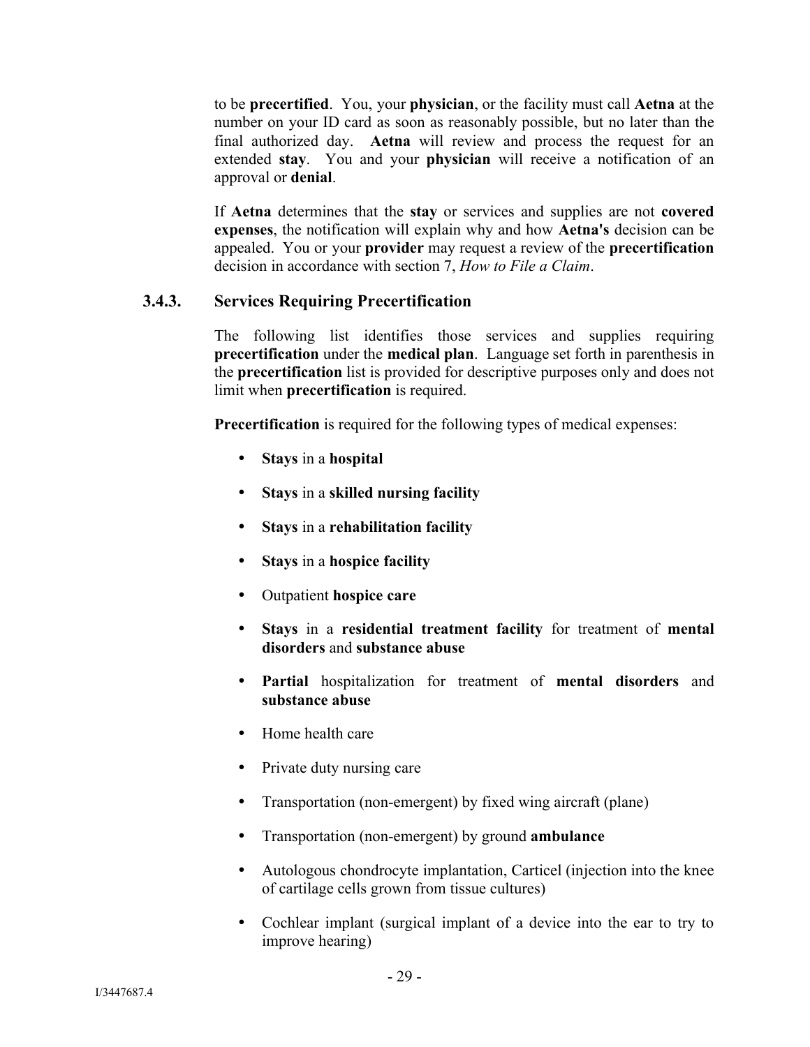to be **precertified**. You, your **physician**, or the facility must call **Aetna** at the number on your ID card as soon as reasonably possible, but no later than the final authorized day. **Aetna** will review and process the request for an extended **stay**. You and your **physician** will receive a notification of an approval or **denial**.

If **Aetna** determines that the **stay** or services and supplies are not **covered expenses**, the notification will explain why and how **Aetna's** decision can be appealed. You or your **provider** may request a review of the **precertification** decision in accordance with section 7, *How to File a Claim*.

### 3.4.3. Services Requiring Precertification

The following list identifies those services and supplies requiring **precertification** under the **medical plan**. Language set forth in parenthesis in the **precertification** list is provided for descriptive purposes only and does not limit when **precertification** is required.

**Precertification** is required for the following types of medical expenses:

- **Stays** in a **hospital**
- **Stays** in a **skilled nursing facility**
- **Stays** in a **rehabilitation facility**
- **Stays** in a **hospice facility**
- Outpatient **hospice care**
- **Stays** in a **residential treatment facility** for treatment of **mental disorders** and **substance abuse**
- **Partial** hospitalization for treatment of **mental disorders** and **substance abuse**
- Home health care
- Private duty nursing care
- Transportation (non-emergent) by fixed wing aircraft (plane)
- Transportation (non-emergent) by ground **ambulance**
- Autologous chondrocyte implantation, Carticel (injection into the knee of cartilage cells grown from tissue cultures)
- Cochlear implant (surgical implant of a device into the ear to try to improve hearing)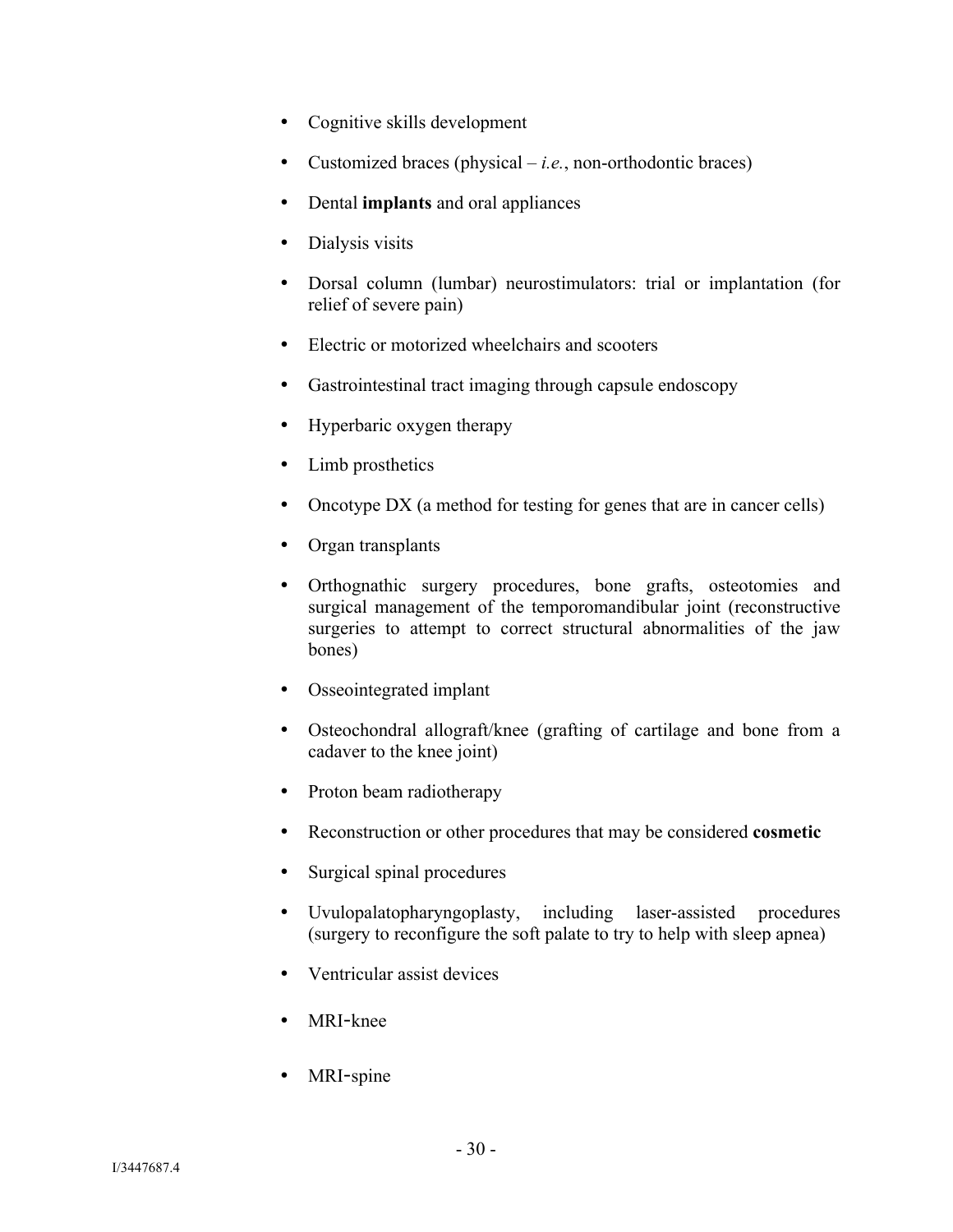- Cognitive skills development
- Customized braces (physical – *i.e.*, non-orthodontic braces)
- Dental **implants** and oral appliances
- Dialysis visits
- Dorsal column (lumbar) neurostimulators: trial or implantation (for relief of severe pain)
- Electric or motorized wheelchairs and scooters
- Gastrointestinal tract imaging through capsule endoscopy
- Hyperbaric oxygen therapy
- Limb prosthetics
- Oncotype DX (a method for testing for genes that are in cancer cells)
- Organ transplants
- Orthognathic surgery procedures, bone grafts, osteotomies and surgical management of the temporomandibular joint (reconstructive surgeries to attempt to correct structural abnormalities of the jaw bones)
- Osseointegrated implant
- Osteochondral allograft/knee (grafting of cartilage and bone from a cadaver to the knee joint)
- Proton beam radiotherapy
- Reconstruction or other procedures that may be considered **cosmetic**
- Surgical spinal procedures
- Uvulopalatopharyngoplasty, including laser-assisted procedures (surgery to reconfigure the soft palate to try to help with sleep apnea)
- Ventricular assist devices
- MRI-knee
- MRI-spine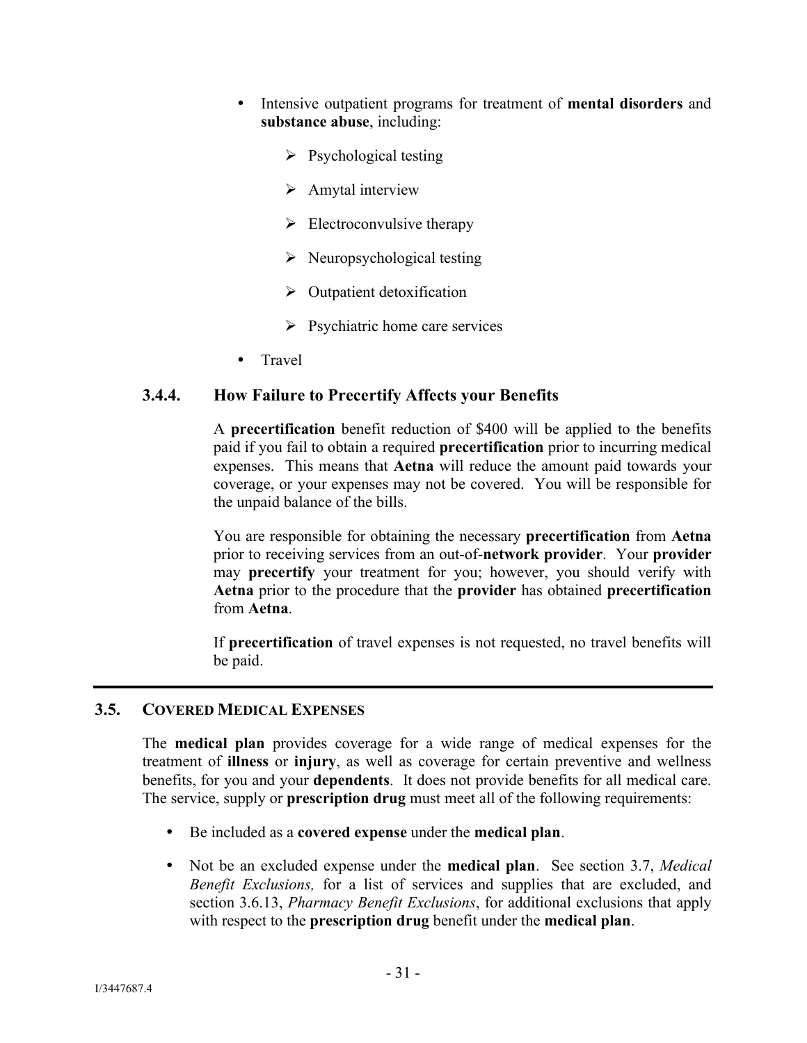- Intensive outpatient programs for treatment of **mental disorders** and **substance abuse**, including:
  - Psychological testing
  - Amytal interview
  - Electroconvulsive therapy
  - Neuropsychological testing
  - Outpatient detoxification
  - Psychiatric home care services
- Travel

### 3.4.4. How Failure to Precertify Affects your Benefits

A **precertification** benefit reduction of $400 will be applied to the benefits paid if you fail to obtain a required **precertification** prior to incurring medical expenses. This means that **Aetna** will reduce the amount paid towards your coverage, or your expenses may not be covered. You will be responsible for the unpaid balance of the bills.

You are responsible for obtaining the necessary **precertification** from **Aetna** prior to receiving services from an out-of-**network provider**. Your **provider** may **precertify** your treatment for you; however, you should verify with **Aetna** prior to the procedure that the **provider** has obtained **precertification** from **Aetna**.

If **precertification** of travel expenses is not requested, no travel benefits will be paid.

---

## 3.5. COVERED MEDICAL EXPENSES

The **medical plan** provides coverage for a wide range of medical expenses for the treatment of **illness** or **injury**, as well as coverage for certain preventive and wellness benefits, for you and your **dependents**. It does not provide benefits for all medical care. The service, supply or **prescription drug** must meet all of the following requirements:

- Be included as a **covered expense** under the **medical plan**.
- Not be an excluded expense under the **medical plan**. See section 3.7, *Medical Benefit Exclusions,* for a list of services and supplies that are excluded, and section 3.6.13, *Pharmacy Benefit Exclusions*, for additional exclusions that apply with respect to the **prescription drug** benefit under the **medical plan**.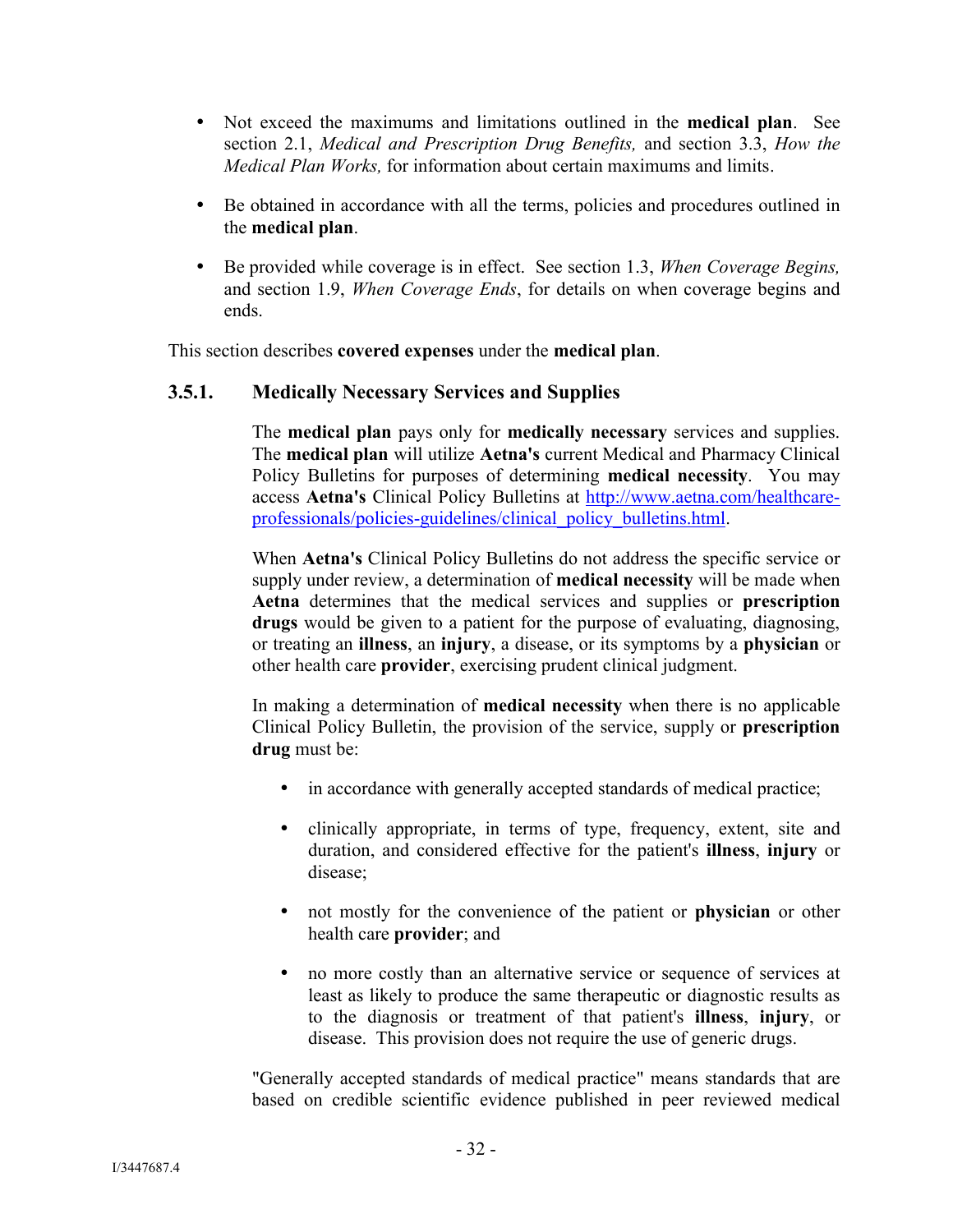- Not exceed the maximums and limitations outlined in the **medical plan**. See section 2.1, *Medical and Prescription Drug Benefits,* and section 3.3, *How the Medical Plan Works,* for information about certain maximums and limits.

- Be obtained in accordance with all the terms, policies and procedures outlined in the **medical plan**.

- Be provided while coverage is in effect. See section 1.3, *When Coverage Begins,* and section 1.9, *When Coverage Ends*, for details on when coverage begins and ends.

This section describes **covered expenses** under the **medical plan**.

### 3.5.1. Medically Necessary Services and Supplies

The **medical plan** pays only for **medically necessary** services and supplies. The **medical plan** will utilize **Aetna's** current Medical and Pharmacy Clinical Policy Bulletins for purposes of determining **medical necessity**. You may access **Aetna's** Clinical Policy Bulletins at http://www.aetna.com/healthcare-professionals/policies-guidelines/clinical_policy_bulletins.html.

When **Aetna's** Clinical Policy Bulletins do not address the specific service or supply under review, a determination of **medical necessity** will be made when **Aetna** determines that the medical services and supplies or **prescription drugs** would be given to a patient for the purpose of evaluating, diagnosing, or treating an **illness**, an **injury**, a disease, or its symptoms by a **physician** or other health care **provider**, exercising prudent clinical judgment.

In making a determination of **medical necessity** when there is no applicable Clinical Policy Bulletin, the provision of the service, supply or **prescription drug** must be:

- in accordance with generally accepted standards of medical practice;

- clinically appropriate, in terms of type, frequency, extent, site and duration, and considered effective for the patient's **illness**, **injury** or disease;

- not mostly for the convenience of the patient or **physician** or other health care **provider**; and

- no more costly than an alternative service or sequence of services at least as likely to produce the same therapeutic or diagnostic results as to the diagnosis or treatment of that patient's **illness**, **injury**, or disease. This provision does not require the use of generic drugs.

"Generally accepted standards of medical practice" means standards that are based on credible scientific evidence published in peer reviewed medical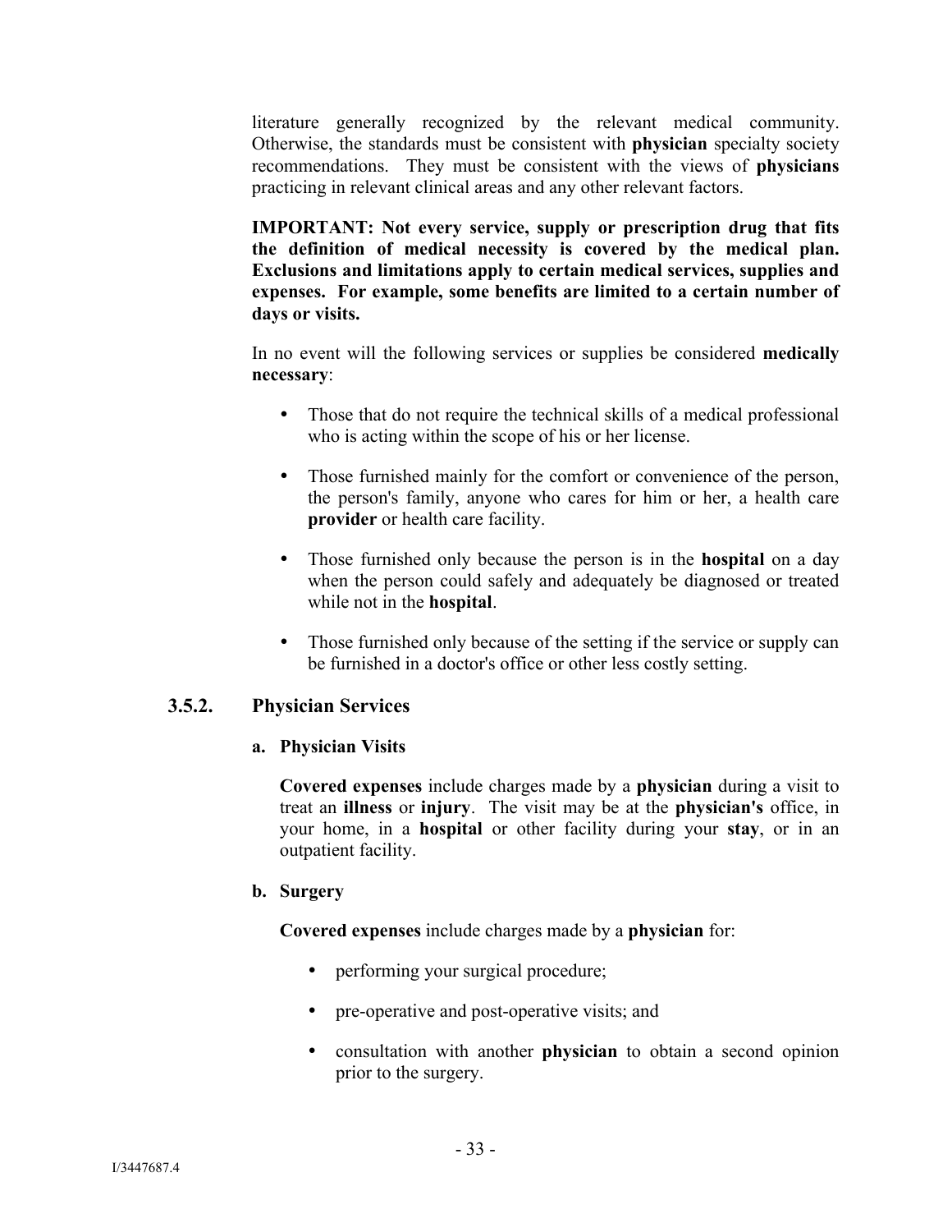literature generally recognized by the relevant medical community. Otherwise, the standards must be consistent with **physician** specialty society recommendations. They must be consistent with the views of **physicians** practicing in relevant clinical areas and any other relevant factors.

**IMPORTANT: Not every service, supply or prescription drug that fits the definition of medical necessity is covered by the medical plan. Exclusions and limitations apply to certain medical services, supplies and expenses. For example, some benefits are limited to a certain number of days or visits.**

In no event will the following services or supplies be considered **medically necessary**:

- Those that do not require the technical skills of a medical professional who is acting within the scope of his or her license.
- Those furnished mainly for the comfort or convenience of the person, the person's family, anyone who cares for him or her, a health care **provider** or health care facility.
- Those furnished only because the person is in the **hospital** on a day when the person could safely and adequately be diagnosed or treated while not in the **hospital**.
- Those furnished only because of the setting if the service or supply can be furnished in a doctor's office or other less costly setting.

### 3.5.2. Physician Services

**a. Physician Visits**

**Covered expenses** include charges made by a **physician** during a visit to treat an **illness** or **injury**. The visit may be at the **physician's** office, in your home, in a **hospital** or other facility during your **stay**, or in an outpatient facility.

**b. Surgery**

**Covered expenses** include charges made by a **physician** for:

- performing your surgical procedure;
- pre-operative and post-operative visits; and
- consultation with another **physician** to obtain a second opinion prior to the surgery.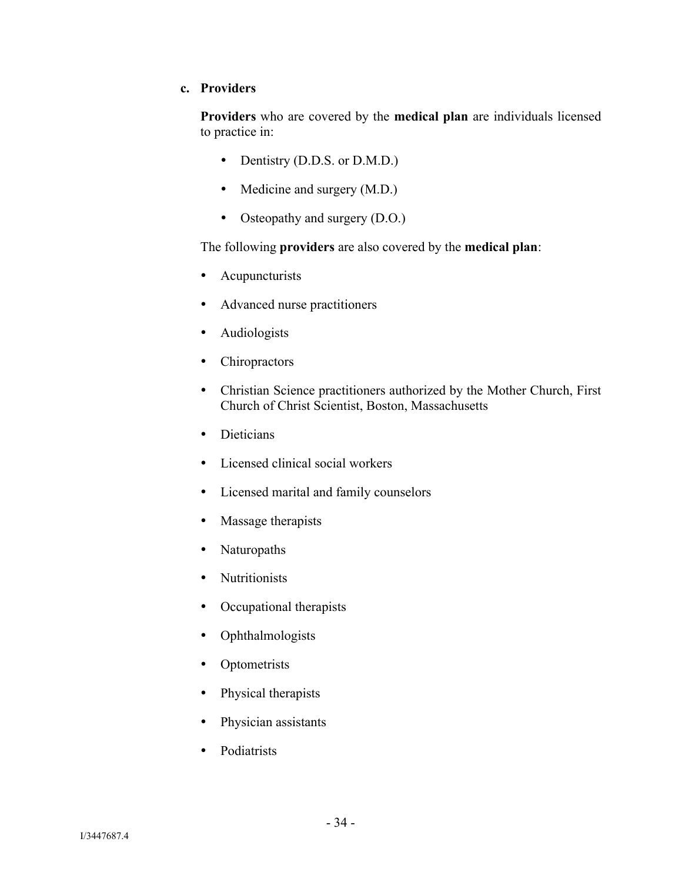### c. Providers

**Providers** who are covered by the **medical plan** are individuals licensed to practice in:

- Dentistry (D.D.S. or D.M.D.)
- Medicine and surgery (M.D.)
- Osteopathy and surgery (D.O.)

The following **providers** are also covered by the **medical plan**:

- Acupuncturists
- Advanced nurse practitioners
- Audiologists
- Chiropractors
- Christian Science practitioners authorized by the Mother Church, First Church of Christ Scientist, Boston, Massachusetts
- Dieticians
- Licensed clinical social workers
- Licensed marital and family counselors
- Massage therapists
- Naturopaths
- Nutritionists
- Occupational therapists
- Ophthalmologists
- Optometrists
- Physical therapists
- Physician assistants
- Podiatrists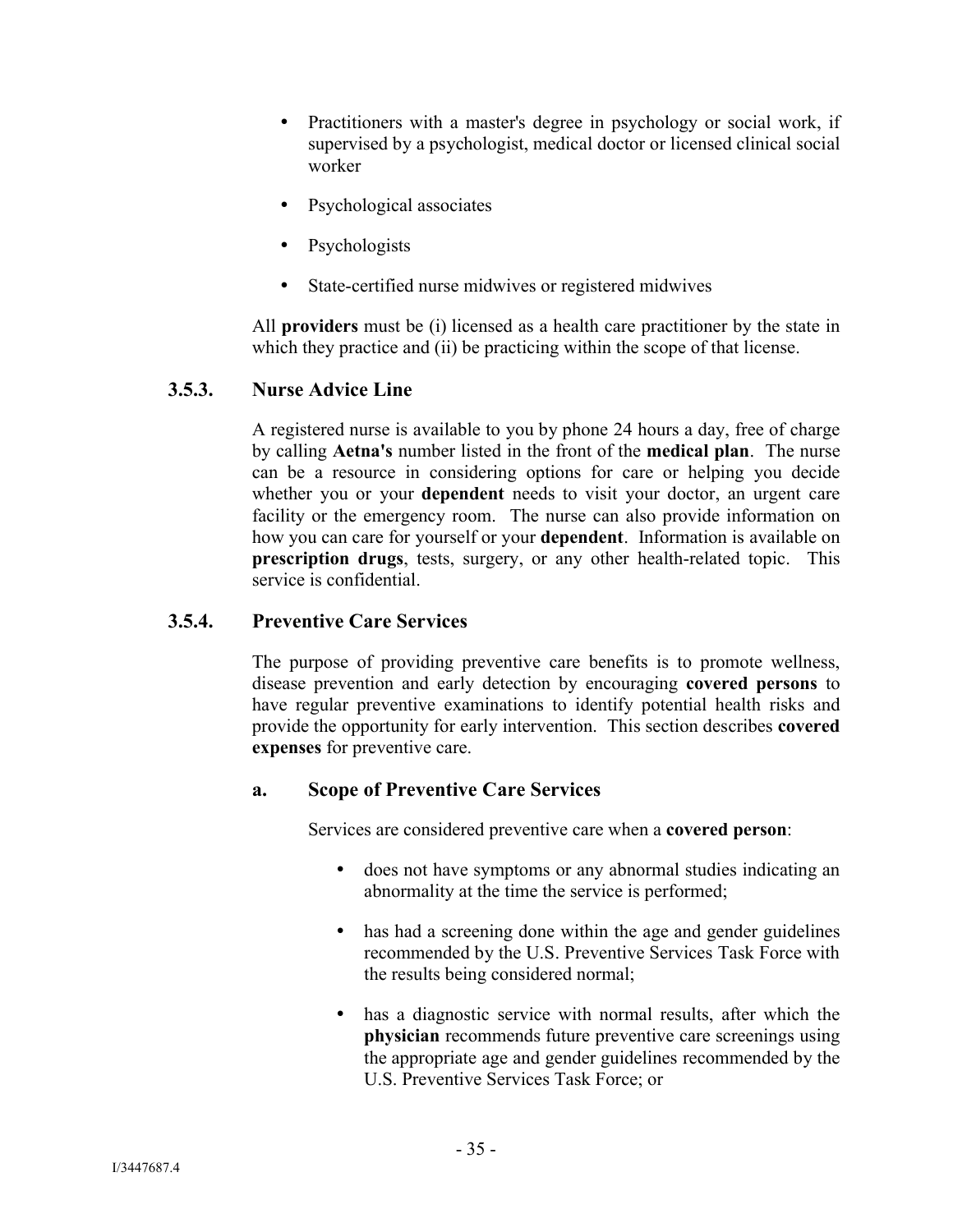- Practitioners with a master's degree in psychology or social work, if supervised by a psychologist, medical doctor or licensed clinical social worker
- Psychological associates
- Psychologists
- State-certified nurse midwives or registered midwives

All **providers** must be (i) licensed as a health care practitioner by the state in which they practice and (ii) be practicing within the scope of that license.

### 3.5.3. Nurse Advice Line

A registered nurse is available to you by phone 24 hours a day, free of charge by calling **Aetna's** number listed in the front of the **medical plan**. The nurse can be a resource in considering options for care or helping you decide whether you or your **dependent** needs to visit your doctor, an urgent care facility or the emergency room. The nurse can also provide information on how you can care for yourself or your **dependent**. Information is available on **prescription drugs**, tests, surgery, or any other health-related topic. This service is confidential.

### 3.5.4. Preventive Care Services

The purpose of providing preventive care benefits is to promote wellness, disease prevention and early detection by encouraging **covered persons** to have regular preventive examinations to identify potential health risks and provide the opportunity for early intervention. This section describes **covered expenses** for preventive care.

#### a. Scope of Preventive Care Services

Services are considered preventive care when a **covered person**:

- does not have symptoms or any abnormal studies indicating an abnormality at the time the service is performed;
- has had a screening done within the age and gender guidelines recommended by the U.S. Preventive Services Task Force with the results being considered normal;
- has a diagnostic service with normal results, after which the **physician** recommends future preventive care screenings using the appropriate age and gender guidelines recommended by the U.S. Preventive Services Task Force; or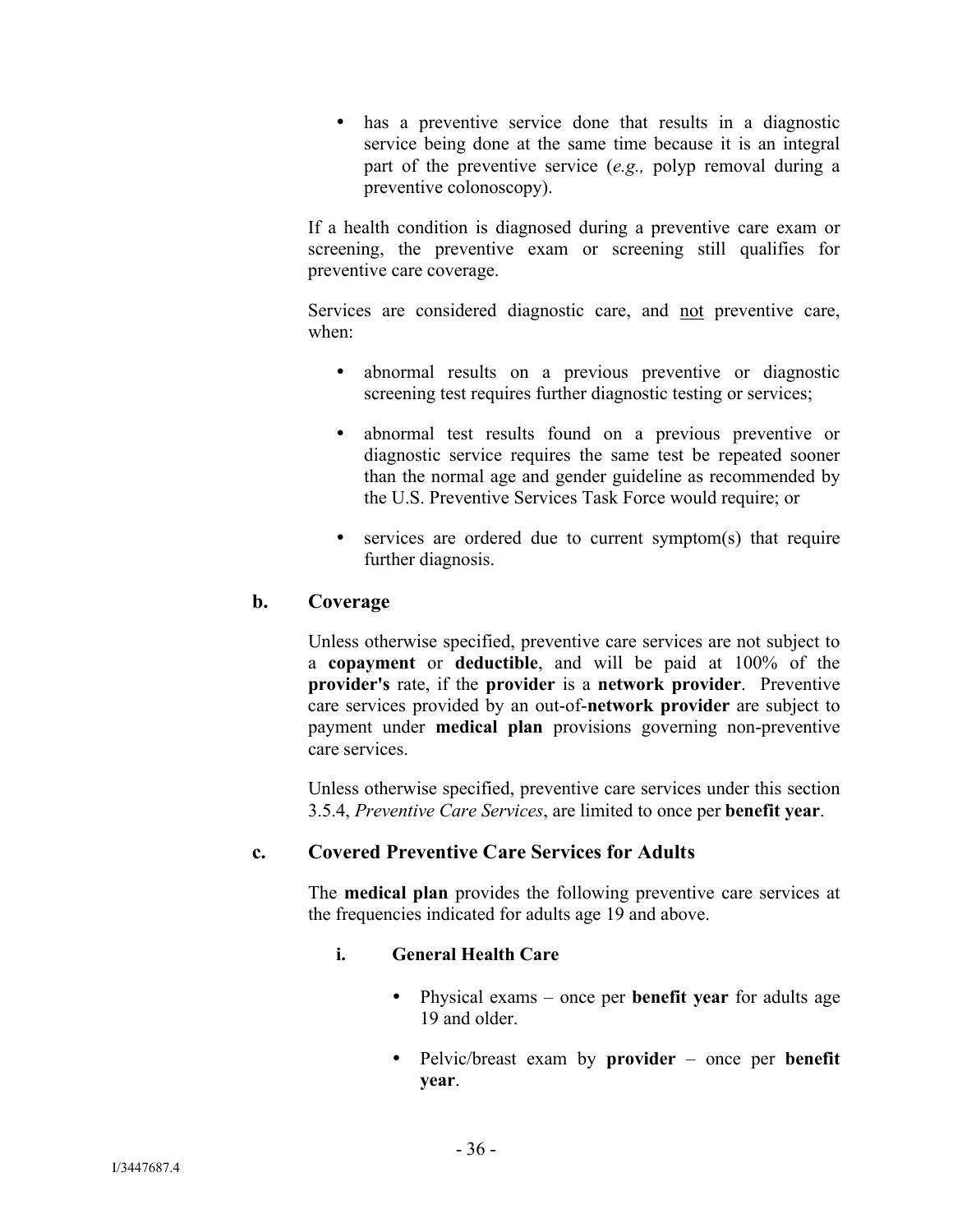- has a preventive service done that results in a diagnostic service being done at the same time because it is an integral part of the preventive service (*e.g.,* polyp removal during a preventive colonoscopy).

If a health condition is diagnosed during a preventive care exam or screening, the preventive exam or screening still qualifies for preventive care coverage.

Services are considered diagnostic care, and not preventive care, when:

- abnormal results on a previous preventive or diagnostic screening test requires further diagnostic testing or services;
- abnormal test results found on a previous preventive or diagnostic service requires the same test be repeated sooner than the normal age and gender guideline as recommended by the U.S. Preventive Services Task Force would require; or
- services are ordered due to current symptom(s) that require further diagnosis.

### b. Coverage

Unless otherwise specified, preventive care services are not subject to a **copayment** or **deductible**, and will be paid at 100% of the **provider's** rate, if the **provider** is a **network provider**. Preventive care services provided by an out-of-**network provider** are subject to payment under **medical plan** provisions governing non-preventive care services.

Unless otherwise specified, preventive care services under this section 3.5.4, *Preventive Care Services*, are limited to once per **benefit year**.

### c. Covered Preventive Care Services for Adults

The **medical plan** provides the following preventive care services at the frequencies indicated for adults age 19 and above.

#### i. General Health Care

- Physical exams – once per **benefit year** for adults age 19 and older.
- Pelvic/breast exam by **provider** – once per **benefit year**.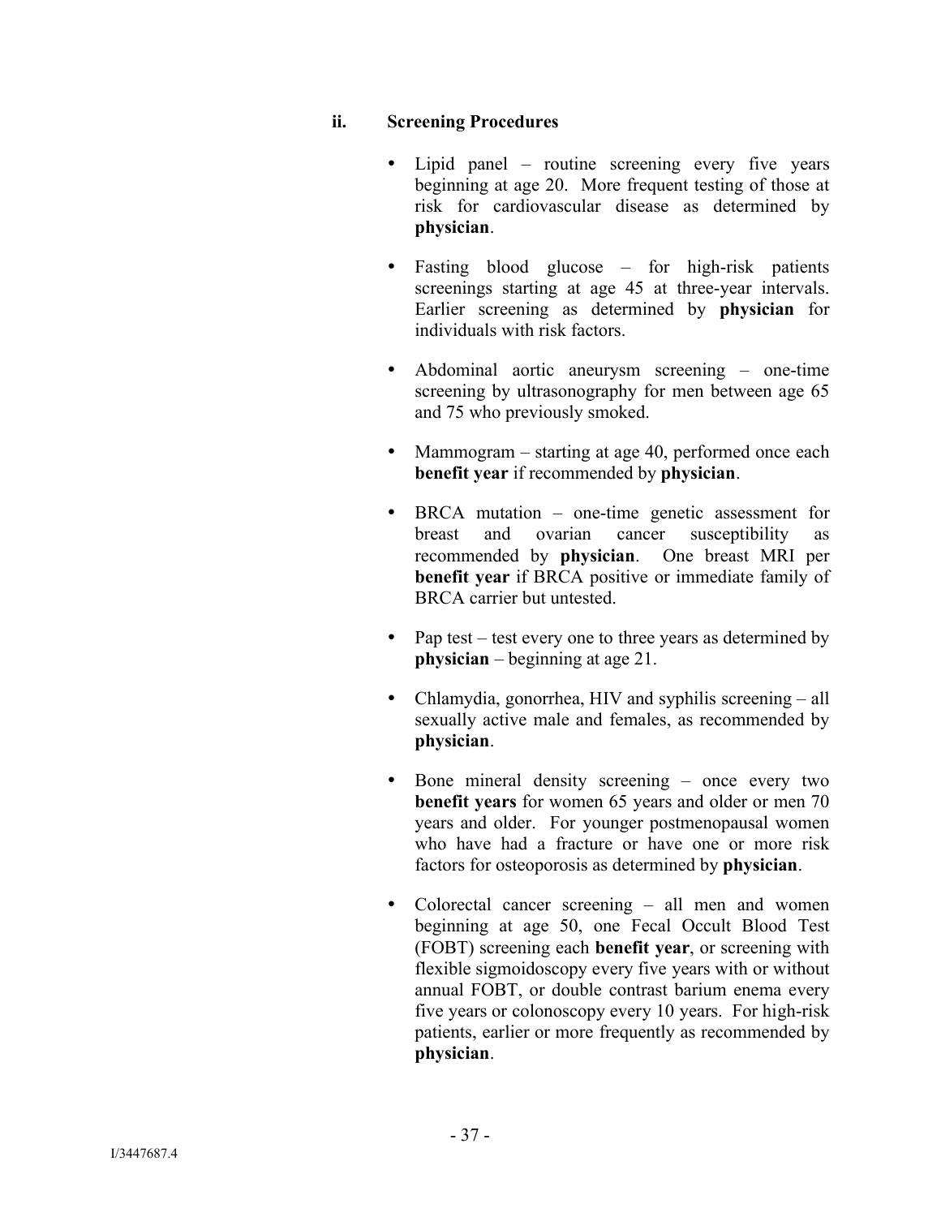#### ii. Screening Procedures

- Lipid panel – routine screening every five years beginning at age 20. More frequent testing of those at risk for cardiovascular disease as determined by **physician**.

- Fasting blood glucose – for high-risk patients screenings starting at age 45 at three-year intervals. Earlier screening as determined by **physician** for individuals with risk factors.

- Abdominal aortic aneurysm screening – one-time screening by ultrasonography for men between age 65 and 75 who previously smoked.

- Mammogram – starting at age 40, performed once each **benefit year** if recommended by **physician**.

- BRCA mutation – one-time genetic assessment for breast and ovarian cancer susceptibility as recommended by **physician**. One breast MRI per **benefit year** if BRCA positive or immediate family of BRCA carrier but untested.

- Pap test – test every one to three years as determined by **physician** – beginning at age 21.

- Chlamydia, gonorrhea, HIV and syphilis screening – all sexually active male and females, as recommended by **physician**.

- Bone mineral density screening – once every two **benefit years** for women 65 years and older or men 70 years and older. For younger postmenopausal women who have had a fracture or have one or more risk factors for osteoporosis as determined by **physician**.

- Colorectal cancer screening – all men and women beginning at age 50, one Fecal Occult Blood Test (FOBT) screening each **benefit year**, or screening with flexible sigmoidoscopy every five years with or without annual FOBT, or double contrast barium enema every five years or colonoscopy every 10 years. For high-risk patients, earlier or more frequently as recommended by **physician**.

I/3447687.4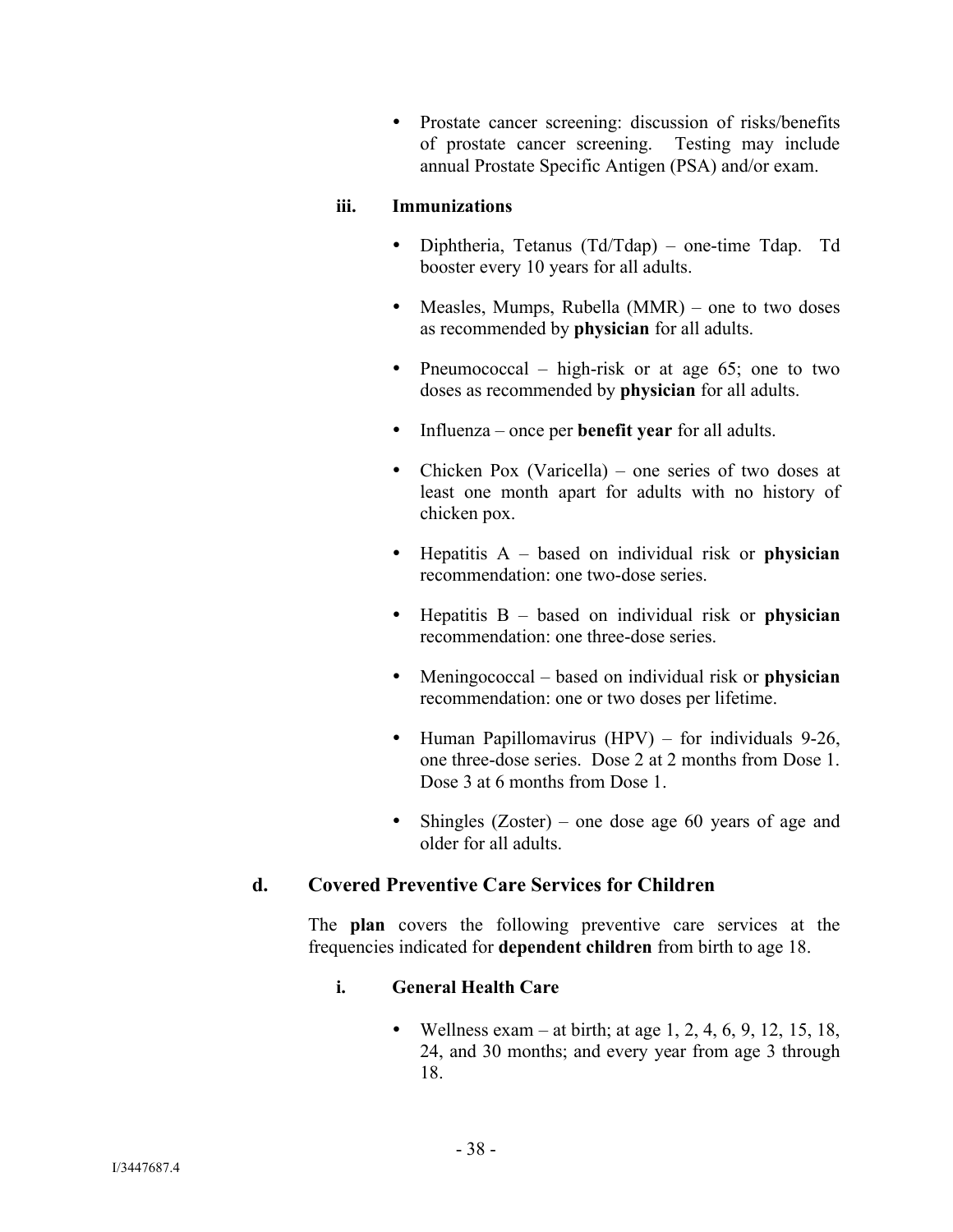- Prostate cancer screening: discussion of risks/benefits of prostate cancer screening. Testing may include annual Prostate Specific Antigen (PSA) and/or exam.

#### iii. Immunizations

- Diphtheria, Tetanus (Td/Tdap) – one-time Tdap. Td booster every 10 years for all adults.
- Measles, Mumps, Rubella (MMR) – one to two doses as recommended by **physician** for all adults.
- Pneumococcal – high-risk or at age 65; one to two doses as recommended by **physician** for all adults.
- Influenza – once per **benefit year** for all adults.
- Chicken Pox (Varicella) – one series of two doses at least one month apart for adults with no history of chicken pox.
- Hepatitis A – based on individual risk or **physician** recommendation: one two-dose series.
- Hepatitis B – based on individual risk or **physician** recommendation: one three-dose series.
- Meningococcal – based on individual risk or **physician** recommendation: one or two doses per lifetime.
- Human Papillomavirus (HPV) – for individuals 9-26, one three-dose series. Dose 2 at 2 months from Dose 1. Dose 3 at 6 months from Dose 1.
- Shingles (Zoster) – one dose age 60 years of age and older for all adults.

### d. Covered Preventive Care Services for Children

The **plan** covers the following preventive care services at the frequencies indicated for **dependent children** from birth to age 18.

#### i. General Health Care

- Wellness exam – at birth; at age 1, 2, 4, 6, 9, 12, 15, 18, 24, and 30 months; and every year from age 3 through 18.

I/3447687.4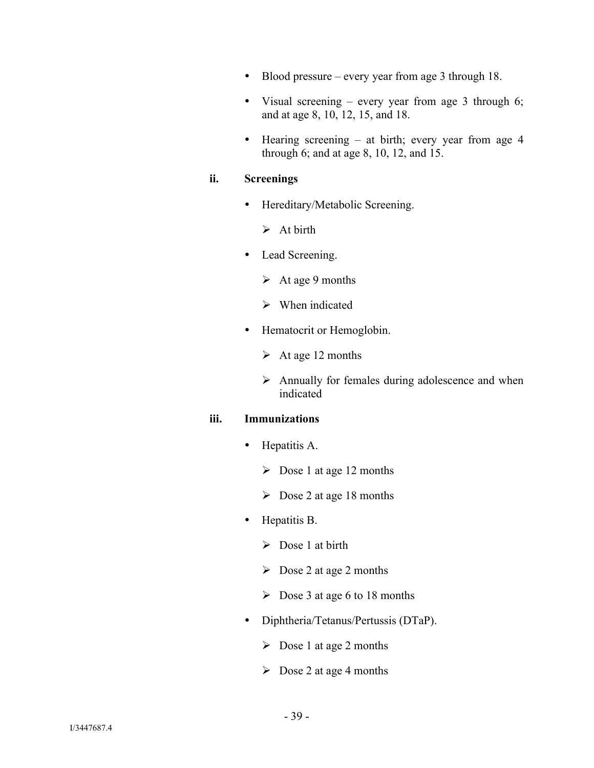- Blood pressure – every year from age 3 through 18.
- Visual screening – every year from age 3 through 6; and at age 8, 10, 12, 15, and 18.
- Hearing screening – at birth; every year from age 4 through 6; and at age 8, 10, 12, and 15.

**ii. Screenings**

- Hereditary/Metabolic Screening.
  - At birth
- Lead Screening.
  - At age 9 months
  - When indicated
- Hematocrit or Hemoglobin.
  - At age 12 months
  - Annually for females during adolescence and when indicated

**iii. Immunizations**

- Hepatitis A.
  - Dose 1 at age 12 months
  - Dose 2 at age 18 months
- Hepatitis B.
  - Dose 1 at birth
  - Dose 2 at age 2 months
  - Dose 3 at age 6 to 18 months
- Diphtheria/Tetanus/Pertussis (DTaP).
  - Dose 1 at age 2 months
  - Dose 2 at age 4 months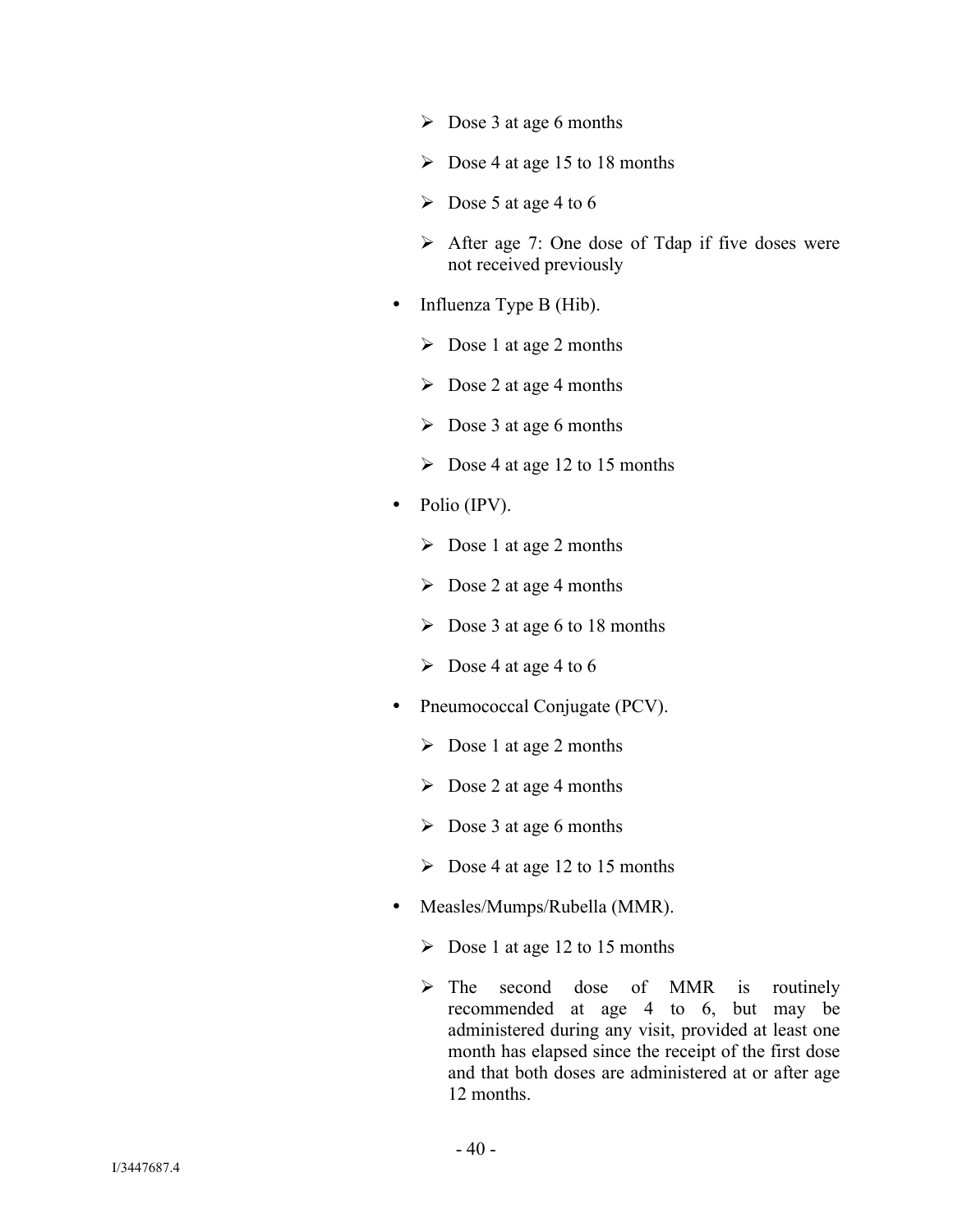- Dose 3 at age 6 months
  - Dose 4 at age 15 to 18 months
  - Dose 5 at age 4 to 6
  - After age 7: One dose of Tdap if five doses were not received previously

- Influenza Type B (Hib).
  - Dose 1 at age 2 months
  - Dose 2 at age 4 months
  - Dose 3 at age 6 months
  - Dose 4 at age 12 to 15 months

- Polio (IPV).
  - Dose 1 at age 2 months
  - Dose 2 at age 4 months
  - Dose 3 at age 6 to 18 months
  - Dose 4 at age 4 to 6

- Pneumococcal Conjugate (PCV).
  - Dose 1 at age 2 months
  - Dose 2 at age 4 months
  - Dose 3 at age 6 months
  - Dose 4 at age 12 to 15 months

- Measles/Mumps/Rubella (MMR).
  - Dose 1 at age 12 to 15 months
  - The second dose of MMR is routinely recommended at age 4 to 6, but may be administered during any visit, provided at least one month has elapsed since the receipt of the first dose and that both doses are administered at or after age 12 months.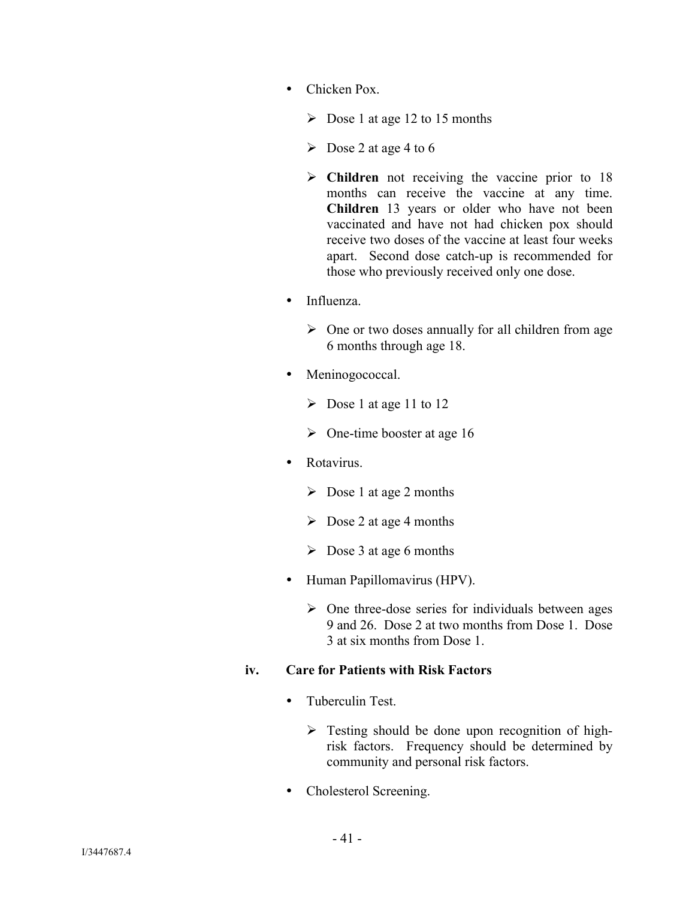- Chicken Pox.

  - Dose 1 at age 12 to 15 months

  - Dose 2 at age 4 to 6

  - **Children** not receiving the vaccine prior to 18 months can receive the vaccine at any time. **Children** 13 years or older who have not been vaccinated and have not had chicken pox should receive two doses of the vaccine at least four weeks apart. Second dose catch-up is recommended for those who previously received only one dose.

- Influenza.

  - One or two doses annually for all children from age 6 months through age 18.

- Meninogococcal.

  - Dose 1 at age 11 to 12

  - One-time booster at age 16

- Rotavirus.

  - Dose 1 at age 2 months

  - Dose 2 at age 4 months

  - Dose 3 at age 6 months

- Human Papillomavirus (HPV).

  - One three-dose series for individuals between ages 9 and 26. Dose 2 at two months from Dose 1. Dose 3 at six months from Dose 1.

### iv. Care for Patients with Risk Factors

- Tuberculin Test.

  - Testing should be done upon recognition of high-risk factors. Frequency should be determined by community and personal risk factors.

- Cholesterol Screening.

I/3447687.4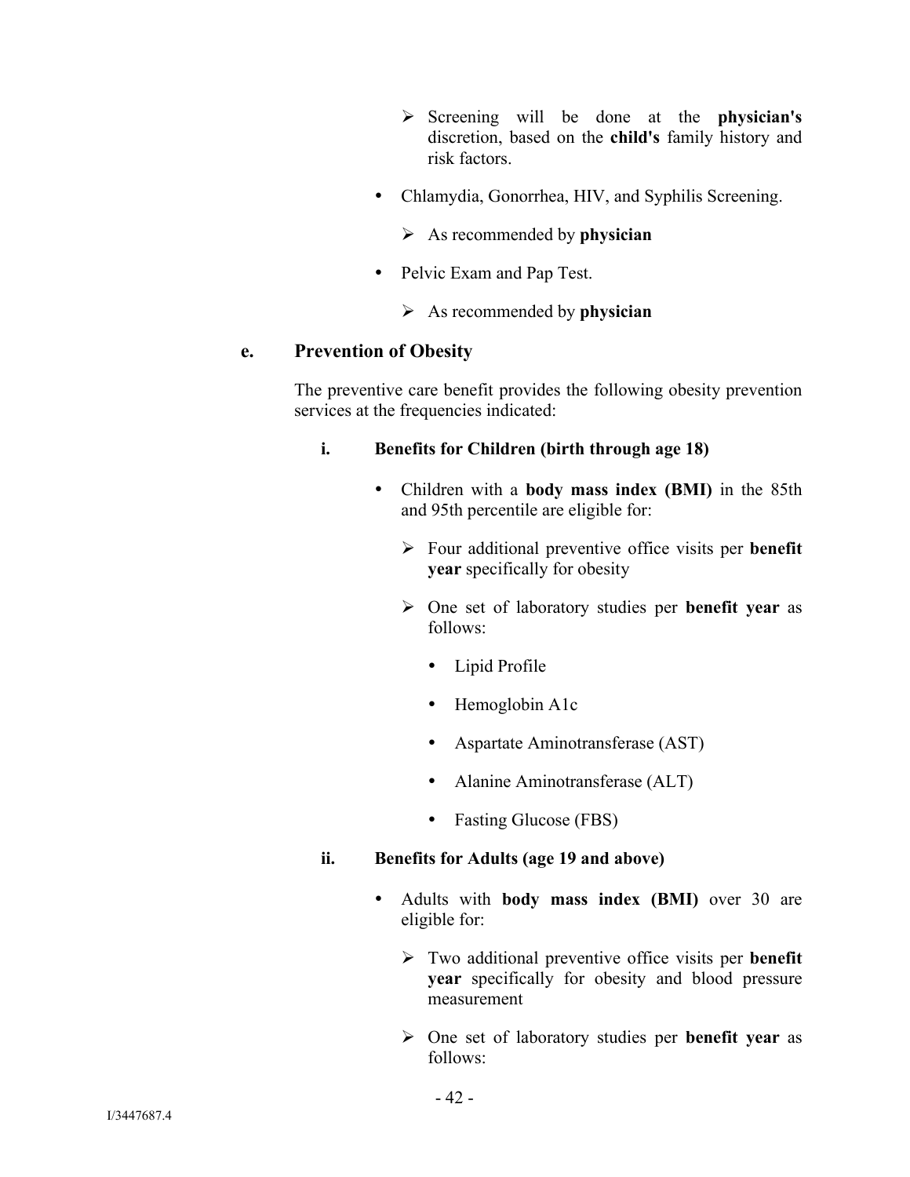- Screening will be done at the **physician's** discretion, based on the **child's** family history and risk factors.

- Chlamydia, Gonorrhea, HIV, and Syphilis Screening.
  - As recommended by **physician**

- Pelvic Exam and Pap Test.
  - As recommended by **physician**

**e. Prevention of Obesity**

The preventive care benefit provides the following obesity prevention services at the frequencies indicated:

**i. Benefits for Children (birth through age 18)**

- Children with a **body mass index (BMI)** in the 85th and 95th percentile are eligible for:
  - Four additional preventive office visits per **benefit year** specifically for obesity
  - One set of laboratory studies per **benefit year** as follows:
    - Lipid Profile
    - Hemoglobin A1c
    - Aspartate Aminotransferase (AST)
    - Alanine Aminotransferase (ALT)
    - Fasting Glucose (FBS)

**ii. Benefits for Adults (age 19 and above)**

- Adults with **body mass index (BMI)** over 30 are eligible for:
  - Two additional preventive office visits per **benefit year** specifically for obesity and blood pressure measurement
  - One set of laboratory studies per **benefit year** as follows: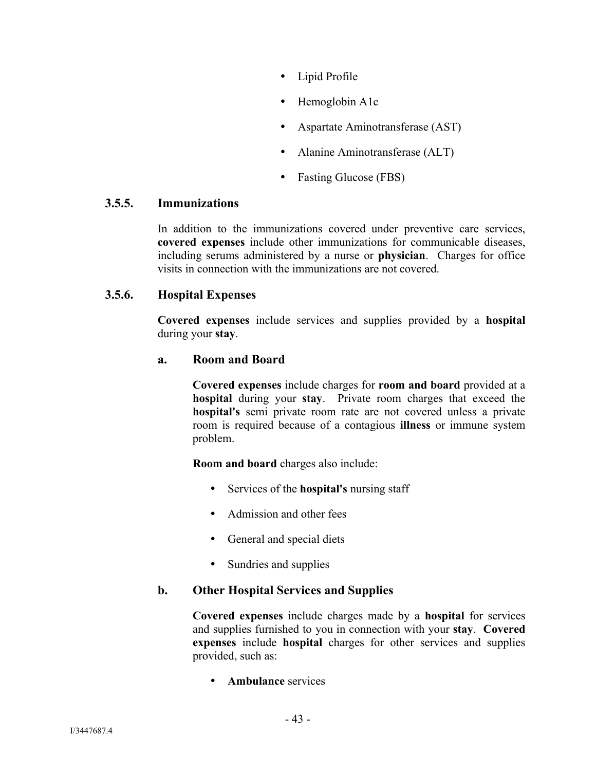- Lipid Profile
- Hemoglobin A1c
- Aspartate Aminotransferase (AST)
- Alanine Aminotransferase (ALT)
- Fasting Glucose (FBS)

### 3.5.5. Immunizations

In addition to the immunizations covered under preventive care services, **covered expenses** include other immunizations for communicable diseases, including serums administered by a nurse or **physician**. Charges for office visits in connection with the immunizations are not covered.

### 3.5.6. Hospital Expenses

**Covered expenses** include services and supplies provided by a **hospital** during your **stay**.

#### a. Room and Board

**Covered expenses** include charges for **room and board** provided at a **hospital** during your **stay**. Private room charges that exceed the **hospital's** semi private room rate are not covered unless a private room is required because of a contagious **illness** or immune system problem.

**Room and board** charges also include:

- Services of the **hospital's** nursing staff
- Admission and other fees
- General and special diets
- Sundries and supplies

#### b. Other Hospital Services and Supplies

**Covered expenses** include charges made by a **hospital** for services and supplies furnished to you in connection with your **stay**. **Covered expenses** include **hospital** charges for other services and supplies provided, such as:

- **Ambulance** services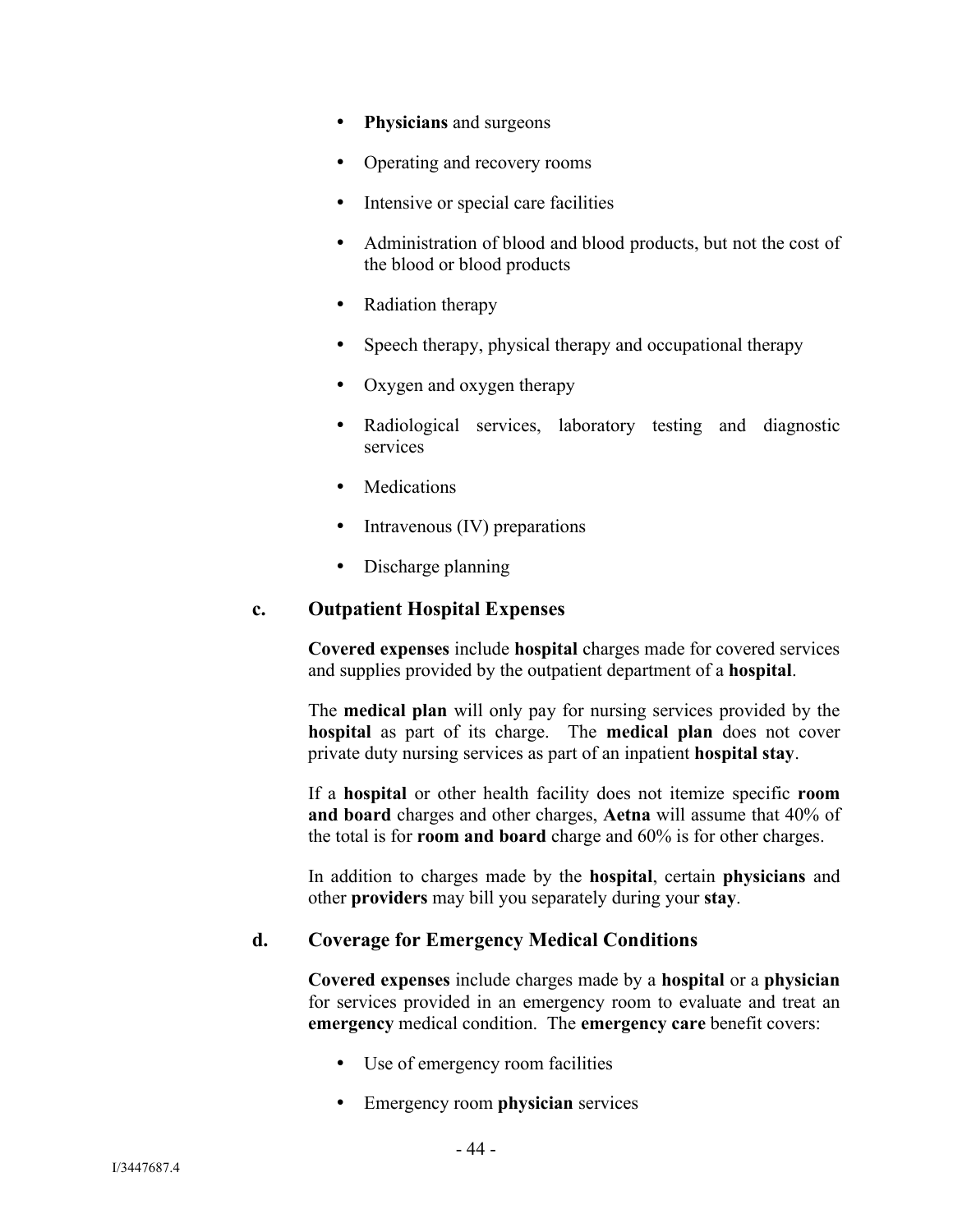- **Physicians** and surgeons
- Operating and recovery rooms
- Intensive or special care facilities
- Administration of blood and blood products, but not the cost of the blood or blood products
- Radiation therapy
- Speech therapy, physical therapy and occupational therapy
- Oxygen and oxygen therapy
- Radiological services, laboratory testing and diagnostic services
- Medications
- Intravenous (IV) preparations
- Discharge planning

### c. Outpatient Hospital Expenses

**Covered expenses** include **hospital** charges made for covered services and supplies provided by the outpatient department of a **hospital**.

The **medical plan** will only pay for nursing services provided by the **hospital** as part of its charge. The **medical plan** does not cover private duty nursing services as part of an inpatient **hospital stay**.

If a **hospital** or other health facility does not itemize specific **room and board** charges and other charges, **Aetna** will assume that 40% of the total is for **room and board** charge and 60% is for other charges.

In addition to charges made by the **hospital**, certain **physicians** and other **providers** may bill you separately during your **stay**.

### d. Coverage for Emergency Medical Conditions

**Covered expenses** include charges made by a **hospital** or a **physician** for services provided in an emergency room to evaluate and treat an **emergency** medical condition. The **emergency care** benefit covers:

- Use of emergency room facilities
- Emergency room **physician** services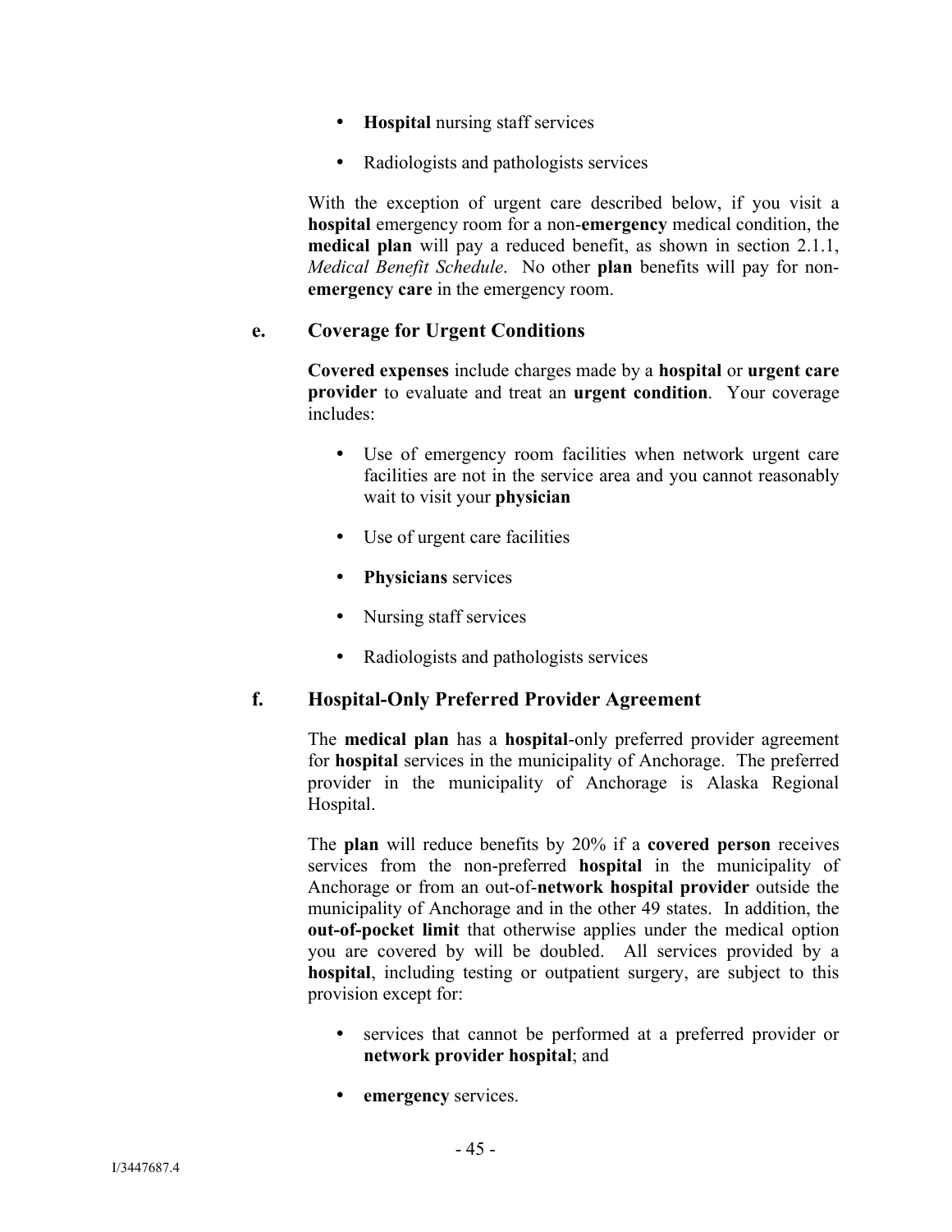- **Hospital** nursing staff services
- Radiologists and pathologists services

With the exception of urgent care described below, if you visit a **hospital** emergency room for a non-**emergency** medical condition, the **medical plan** will pay a reduced benefit, as shown in section 2.1.1, *Medical Benefit Schedule*. No other **plan** benefits will pay for non-**emergency care** in the emergency room.

### e. Coverage for Urgent Conditions

**Covered expenses** include charges made by a **hospital** or **urgent care provider** to evaluate and treat an **urgent condition**. Your coverage includes:

- Use of emergency room facilities when network urgent care facilities are not in the service area and you cannot reasonably wait to visit your **physician**
- Use of urgent care facilities
- **Physicians** services
- Nursing staff services
- Radiologists and pathologists services

### f. Hospital-Only Preferred Provider Agreement

The **medical plan** has a **hospital**-only preferred provider agreement for **hospital** services in the municipality of Anchorage. The preferred provider in the municipality of Anchorage is Alaska Regional Hospital.

The **plan** will reduce benefits by 20% if a **covered person** receives services from the non-preferred **hospital** in the municipality of Anchorage or from an out-of-**network hospital provider** outside the municipality of Anchorage and in the other 49 states. In addition, the **out-of-pocket limit** that otherwise applies under the medical option you are covered by will be doubled. All services provided by a **hospital**, including testing or outpatient surgery, are subject to this provision except for:

- services that cannot be performed at a preferred provider or **network provider hospital**; and
- **emergency** services.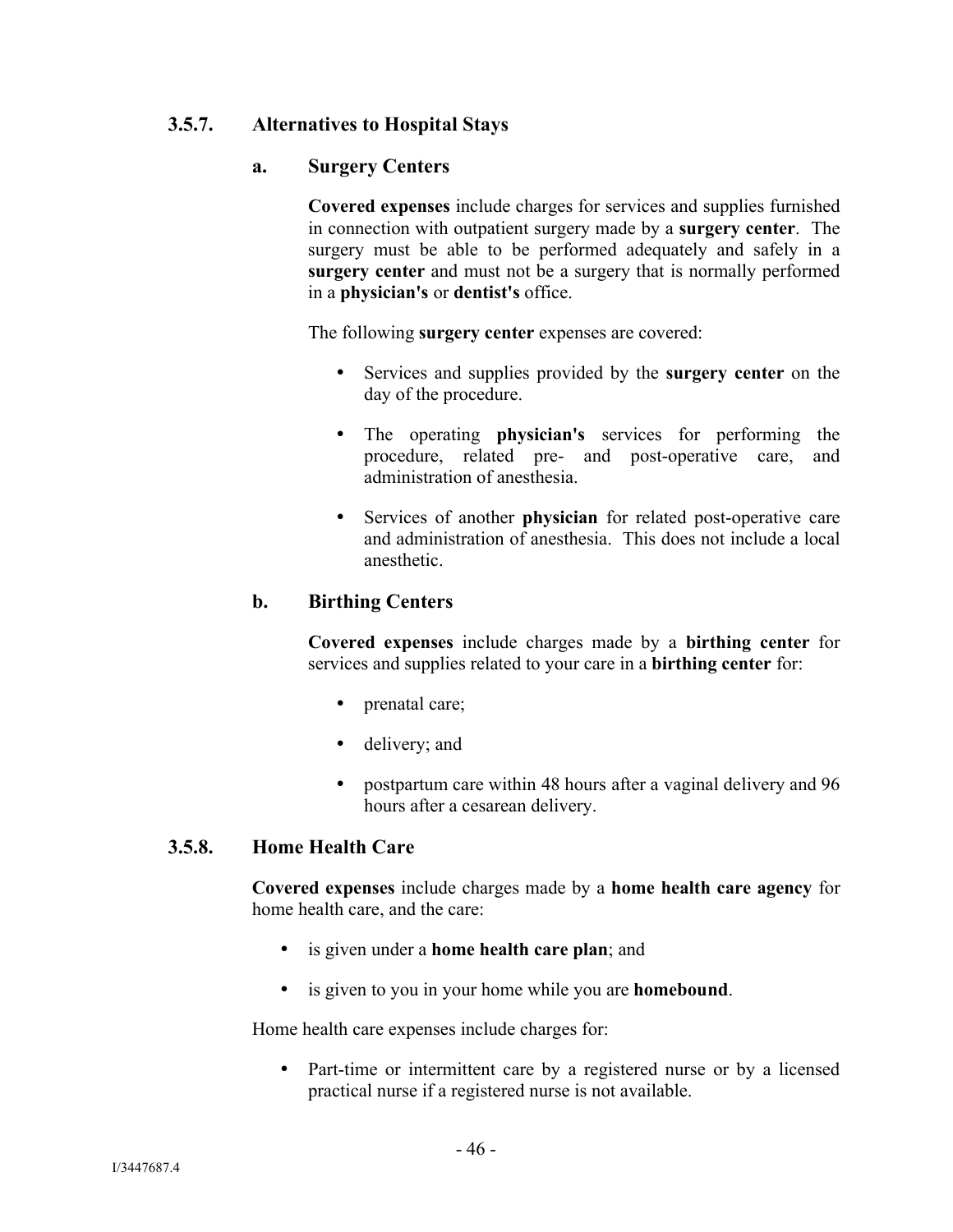### 3.5.7. Alternatives to Hospital Stays

#### a. Surgery Centers

**Covered expenses** include charges for services and supplies furnished in connection with outpatient surgery made by a **surgery center**. The surgery must be able to be performed adequately and safely in a **surgery center** and must not be a surgery that is normally performed in a **physician's** or **dentist's** office.

The following **surgery center** expenses are covered:

- Services and supplies provided by the **surgery center** on the day of the procedure.
- The operating **physician's** services for performing the procedure, related pre- and post-operative care, and administration of anesthesia.
- Services of another **physician** for related post-operative care and administration of anesthesia. This does not include a local anesthetic.

#### b. Birthing Centers

**Covered expenses** include charges made by a **birthing center** for services and supplies related to your care in a **birthing center** for:

- prenatal care;
- delivery; and
- postpartum care within 48 hours after a vaginal delivery and 96 hours after a cesarean delivery.

### 3.5.8. Home Health Care

**Covered expenses** include charges made by a **home health care agency** for home health care, and the care:

- is given under a **home health care plan**; and
- is given to you in your home while you are **homebound**.

Home health care expenses include charges for:

- Part-time or intermittent care by a registered nurse or by a licensed practical nurse if a registered nurse is not available.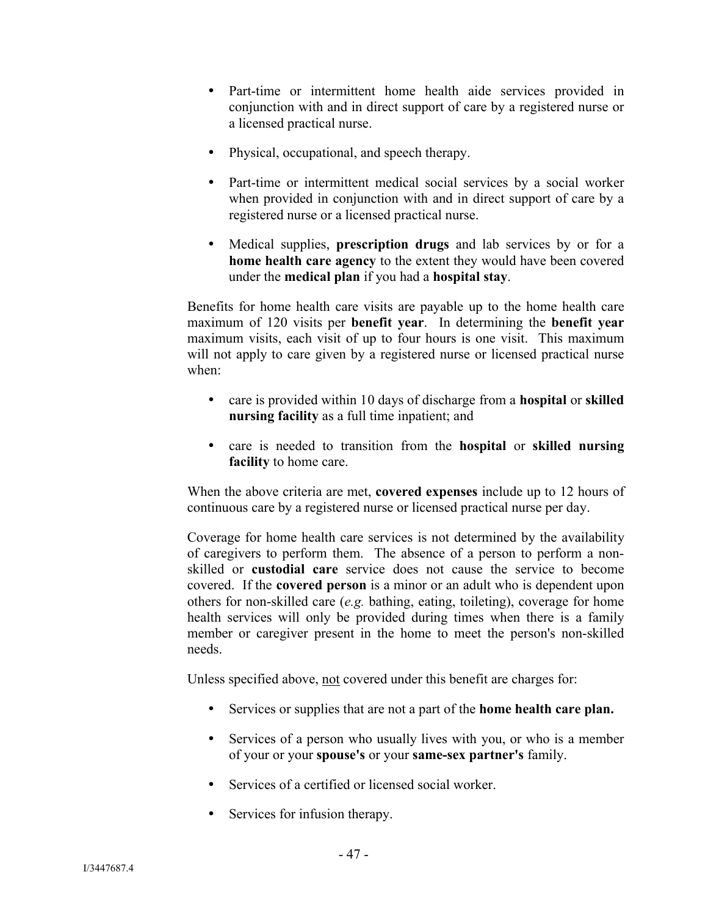- Part-time or intermittent home health aide services provided in conjunction with and in direct support of care by a registered nurse or a licensed practical nurse.

- Physical, occupational, and speech therapy.

- Part-time or intermittent medical social services by a social worker when provided in conjunction with and in direct support of care by a registered nurse or a licensed practical nurse.

- Medical supplies, **prescription drugs** and lab services by or for a **home health care agency** to the extent they would have been covered under the **medical plan** if you had a **hospital stay**.

Benefits for home health care visits are payable up to the home health care maximum of 120 visits per **benefit year**. In determining the **benefit year** maximum visits, each visit of up to four hours is one visit. This maximum will not apply to care given by a registered nurse or licensed practical nurse when:

- care is provided within 10 days of discharge from a **hospital** or **skilled nursing facility** as a full time inpatient; and

- care is needed to transition from the **hospital** or **skilled nursing facility** to home care.

When the above criteria are met, **covered expenses** include up to 12 hours of continuous care by a registered nurse or licensed practical nurse per day.

Coverage for home health care services is not determined by the availability of caregivers to perform them. The absence of a person to perform a non-skilled or **custodial care** service does not cause the service to become covered. If the **covered person** is a minor or an adult who is dependent upon others for non-skilled care (*e.g.* bathing, eating, toileting), coverage for home health services will only be provided during times when there is a family member or caregiver present in the home to meet the person's non-skilled needs.

Unless specified above, not covered under this benefit are charges for:

- Services or supplies that are not a part of the **home health care plan.**

- Services of a person who usually lives with you, or who is a member of your or your **spouse's** or your **same-sex partner's** family.

- Services of a certified or licensed social worker.

- Services for infusion therapy.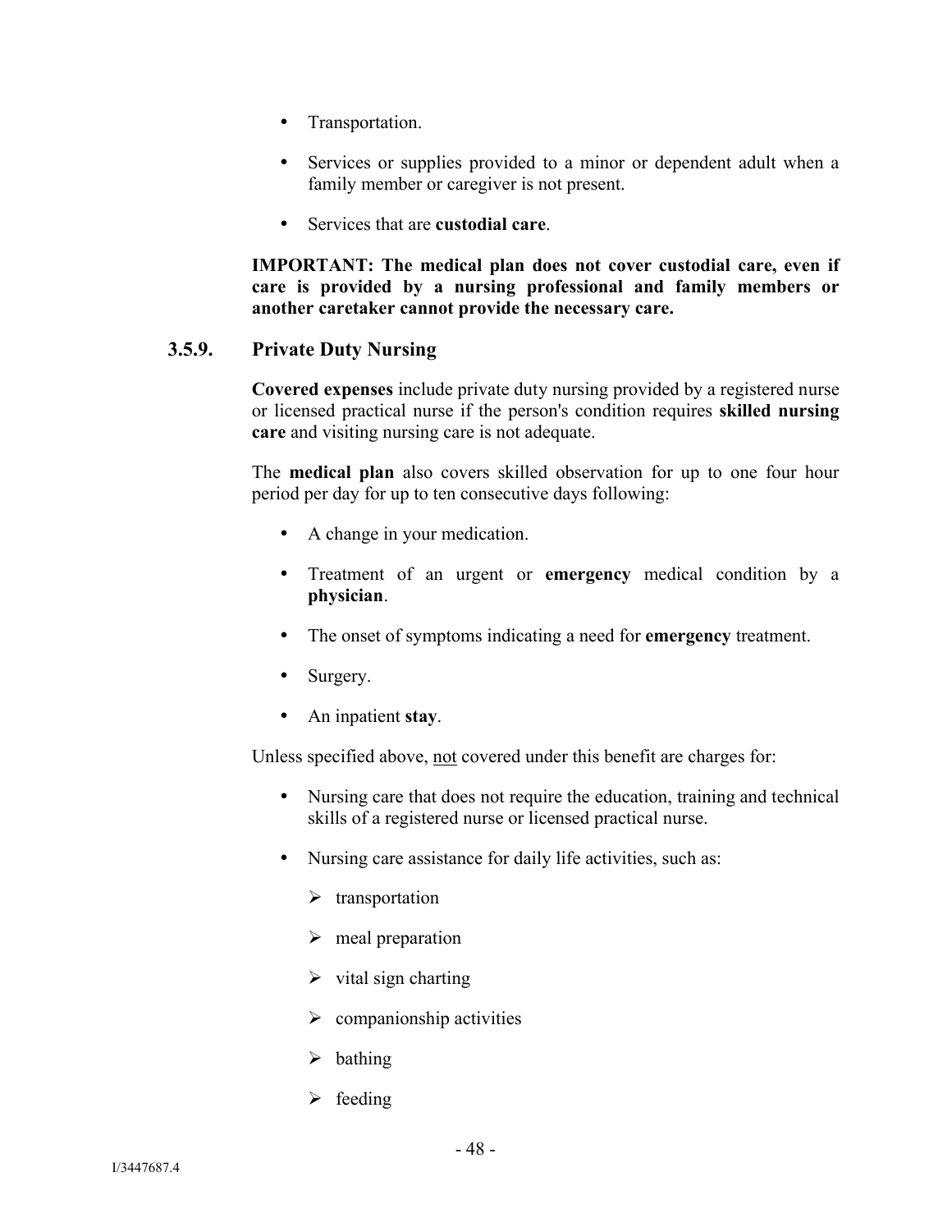- Transportation.
- Services or supplies provided to a minor or dependent adult when a family member or caregiver is not present.
- Services that are **custodial care**.

**IMPORTANT: The medical plan does not cover custodial care, even if care is provided by a nursing professional and family members or another caretaker cannot provide the necessary care.**

### 3.5.9. Private Duty Nursing

**Covered expenses** include private duty nursing provided by a registered nurse or licensed practical nurse if the person's condition requires **skilled nursing care** and visiting nursing care is not adequate.

The **medical plan** also covers skilled observation for up to one four hour period per day for up to ten consecutive days following:

- A change in your medication.
- Treatment of an urgent or **emergency** medical condition by a **physician**.
- The onset of symptoms indicating a need for **emergency** treatment.
- Surgery.
- An inpatient **stay**.

Unless specified above, not covered under this benefit are charges for:

- Nursing care that does not require the education, training and technical skills of a registered nurse or licensed practical nurse.
- Nursing care assistance for daily life activities, such as:
  - transportation
  - meal preparation
  - vital sign charting
  - companionship activities
  - bathing
  - feeding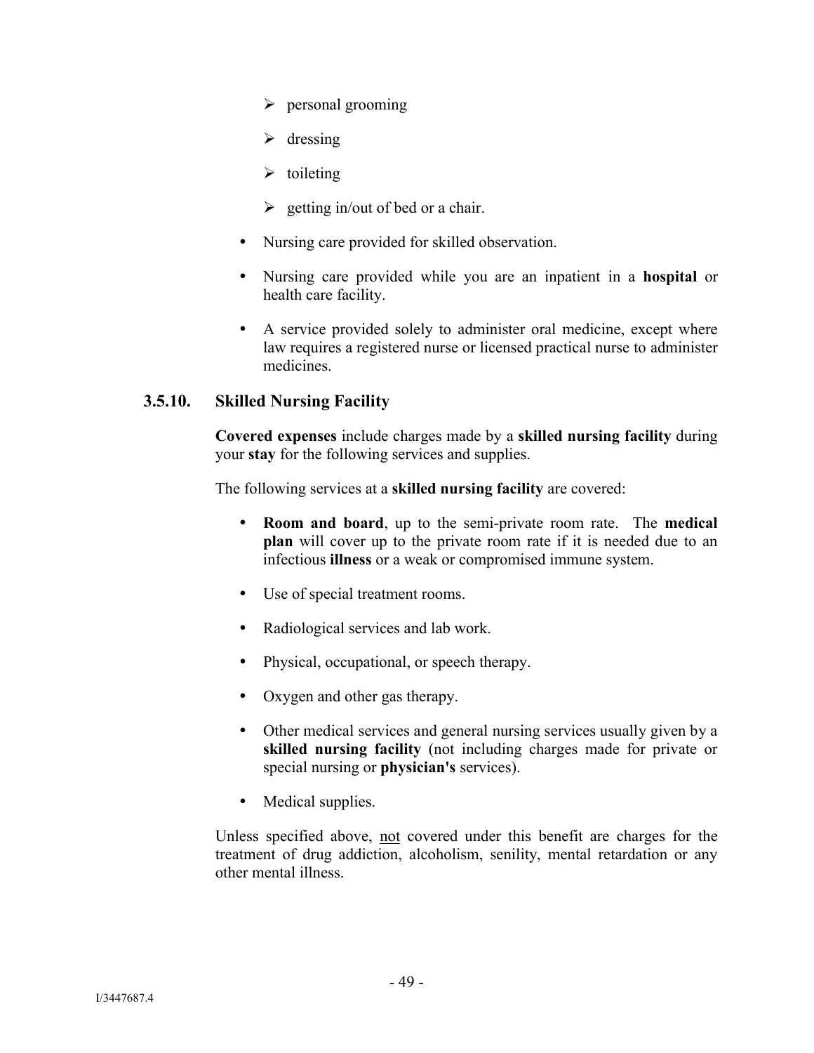- personal grooming
- dressing
- toileting
- getting in/out of bed or a chair.

- Nursing care provided for skilled observation.
- Nursing care provided while you are an inpatient in a **hospital** or health care facility.
- A service provided solely to administer oral medicine, except where law requires a registered nurse or licensed practical nurse to administer medicines.

### 3.5.10. Skilled Nursing Facility

**Covered expenses** include charges made by a **skilled nursing facility** during your **stay** for the following services and supplies.

The following services at a **skilled nursing facility** are covered:

- **Room and board**, up to the semi-private room rate. The **medical plan** will cover up to the private room rate if it is needed due to an infectious **illness** or a weak or compromised immune system.
- Use of special treatment rooms.
- Radiological services and lab work.
- Physical, occupational, or speech therapy.
- Oxygen and other gas therapy.
- Other medical services and general nursing services usually given by a **skilled nursing facility** (not including charges made for private or special nursing or **physician's** services).
- Medical supplies.

Unless specified above, not covered under this benefit are charges for the treatment of drug addiction, alcoholism, senility, mental retardation or any other mental illness.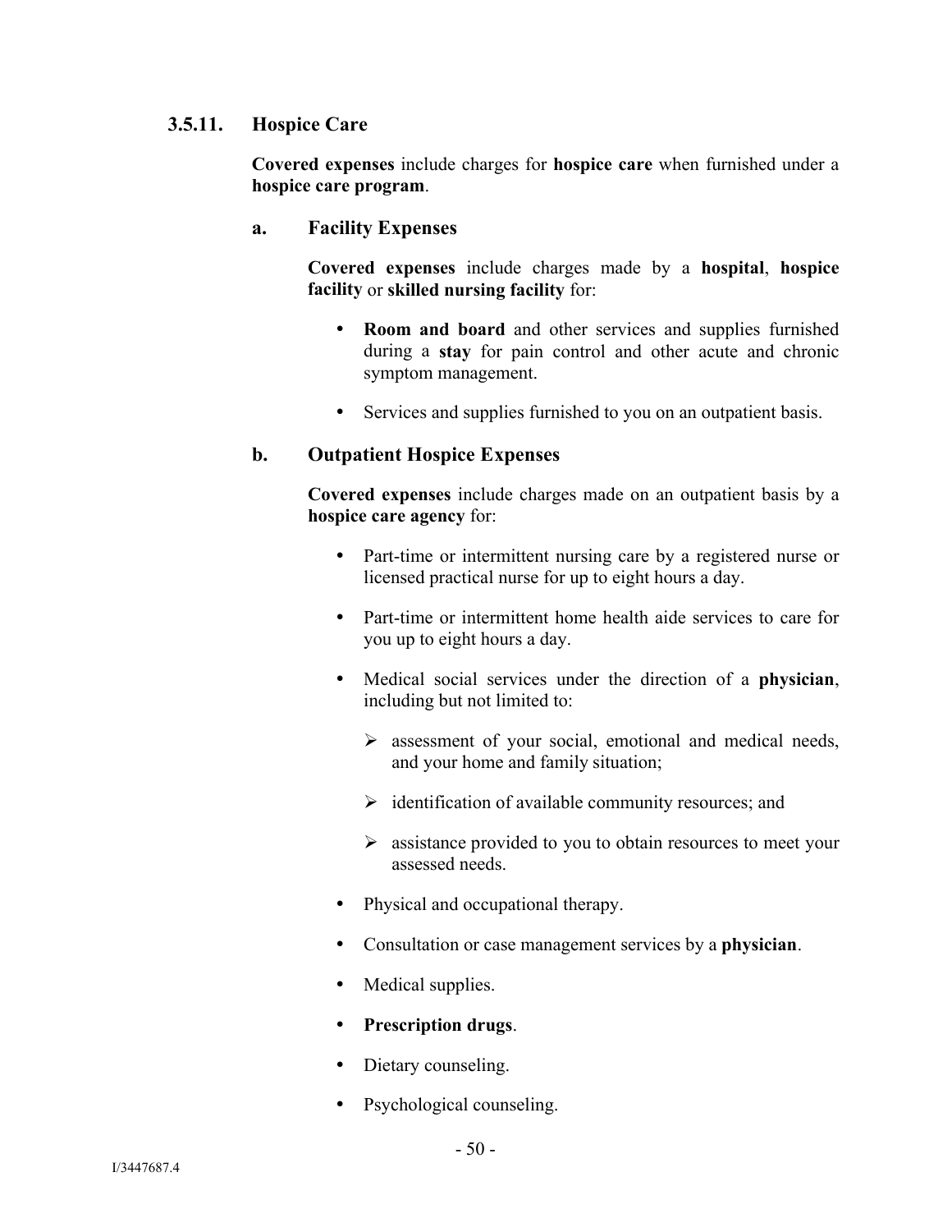### 3.5.11. Hospice Care

**Covered expenses** include charges for **hospice care** when furnished under a **hospice care program**.

#### a. Facility Expenses

**Covered expenses** include charges made by a **hospital**, **hospice facility** or **skilled nursing facility** for:

- **Room and board** and other services and supplies furnished during a **stay** for pain control and other acute and chronic symptom management.
- Services and supplies furnished to you on an outpatient basis.

#### b. Outpatient Hospice Expenses

**Covered expenses** include charges made on an outpatient basis by a **hospice care agency** for:

- Part-time or intermittent nursing care by a registered nurse or licensed practical nurse for up to eight hours a day.
- Part-time or intermittent home health aide services to care for you up to eight hours a day.
- Medical social services under the direction of a **physician**, including but not limited to:
  - assessment of your social, emotional and medical needs, and your home and family situation;
  - identification of available community resources; and
  - assistance provided to you to obtain resources to meet your assessed needs.
- Physical and occupational therapy.
- Consultation or case management services by a **physician**.
- Medical supplies.
- **Prescription drugs**.
- Dietary counseling.
- Psychological counseling.

I/3447687.4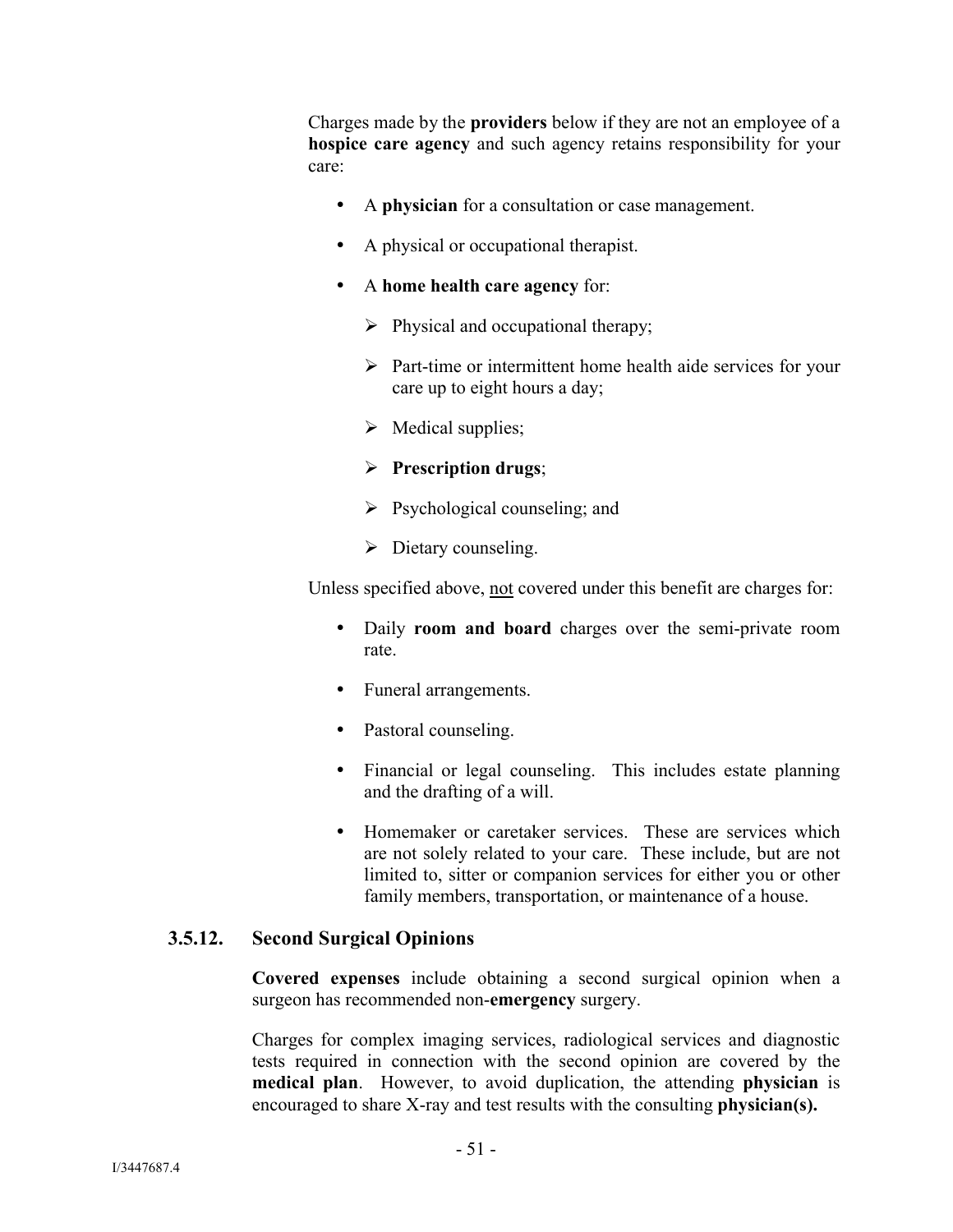Charges made by the **providers** below if they are not an employee of a **hospice care agency** and such agency retains responsibility for your care:

- A **physician** for a consultation or case management.
- A physical or occupational therapist.
- A **home health care agency** for:
  - Physical and occupational therapy;
  - Part-time or intermittent home health aide services for your care up to eight hours a day;
  - Medical supplies;
  - **Prescription drugs**;
  - Psychological counseling; and
  - Dietary counseling.

Unless specified above, <u>not</u> covered under this benefit are charges for:

- Daily **room and board** charges over the semi-private room rate.
- Funeral arrangements.
- Pastoral counseling.
- Financial or legal counseling. This includes estate planning and the drafting of a will.
- Homemaker or caretaker services. These are services which are not solely related to your care. These include, but are not limited to, sitter or companion services for either you or other family members, transportation, or maintenance of a house.

### 3.5.12. Second Surgical Opinions

**Covered expenses** include obtaining a second surgical opinion when a surgeon has recommended non-**emergency** surgery.

Charges for complex imaging services, radiological services and diagnostic tests required in connection with the second opinion are covered by the **medical plan**. However, to avoid duplication, the attending **physician** is encouraged to share X-ray and test results with the consulting **physician(s).**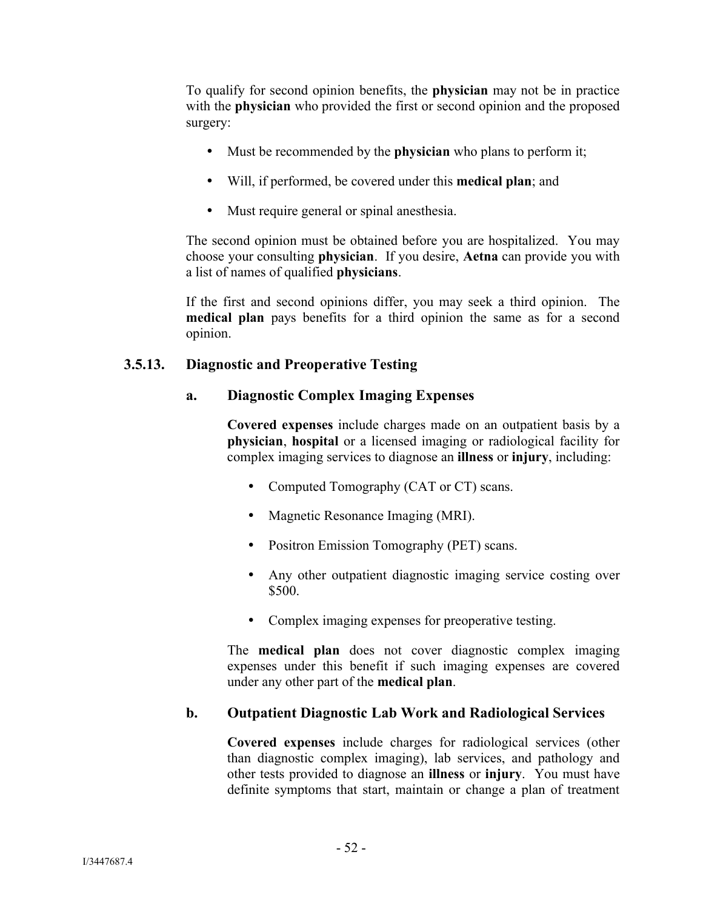To qualify for second opinion benefits, the **physician** may not be in practice with the **physician** who provided the first or second opinion and the proposed surgery:

- Must be recommended by the **physician** who plans to perform it;
- Will, if performed, be covered under this **medical plan**; and
- Must require general or spinal anesthesia.

The second opinion must be obtained before you are hospitalized. You may choose your consulting **physician**. If you desire, **Aetna** can provide you with a list of names of qualified **physicians**.

If the first and second opinions differ, you may seek a third opinion. The **medical plan** pays benefits for a third opinion the same as for a second opinion.

### 3.5.13. Diagnostic and Preoperative Testing

#### a. Diagnostic Complex Imaging Expenses

**Covered expenses** include charges made on an outpatient basis by a **physician**, **hospital** or a licensed imaging or radiological facility for complex imaging services to diagnose an **illness** or **injury**, including:

- Computed Tomography (CAT or CT) scans.
- Magnetic Resonance Imaging (MRI).
- Positron Emission Tomography (PET) scans.
- Any other outpatient diagnostic imaging service costing over $500.
- Complex imaging expenses for preoperative testing.

The **medical plan** does not cover diagnostic complex imaging expenses under this benefit if such imaging expenses are covered under any other part of the **medical plan**.

#### b. Outpatient Diagnostic Lab Work and Radiological Services

**Covered expenses** include charges for radiological services (other than diagnostic complex imaging), lab services, and pathology and other tests provided to diagnose an **illness** or **injury**. You must have definite symptoms that start, maintain or change a plan of treatment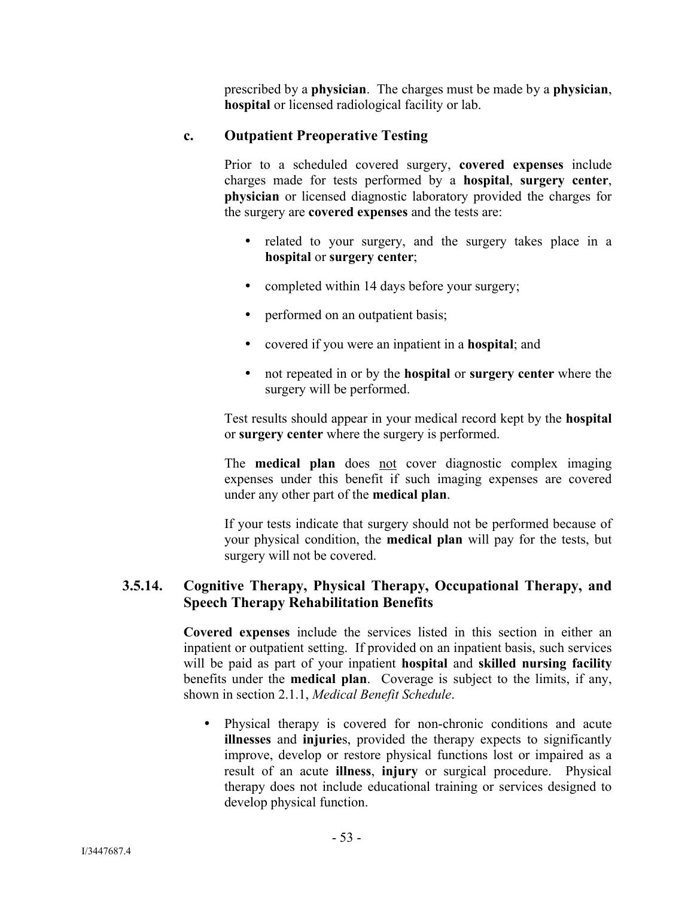prescribed by a **physician**. The charges must be made by a **physician**, **hospital** or licensed radiological facility or lab.

#### c. Outpatient Preoperative Testing

Prior to a scheduled covered surgery, **covered expenses** include charges made for tests performed by a **hospital**, **surgery center**, **physician** or licensed diagnostic laboratory provided the charges for the surgery are **covered expenses** and the tests are:

- related to your surgery, and the surgery takes place in a **hospital** or **surgery center**;
- completed within 14 days before your surgery;
- performed on an outpatient basis;
- covered if you were an inpatient in a **hospital**; and
- not repeated in or by the **hospital** or **surgery center** where the surgery will be performed.

Test results should appear in your medical record kept by the **hospital** or **surgery center** where the surgery is performed.

The **medical plan** does not cover diagnostic complex imaging expenses under this benefit if such imaging expenses are covered under any other part of the **medical plan**.

If your tests indicate that surgery should not be performed because of your physical condition, the **medical plan** will pay for the tests, but surgery will not be covered.

### 3.5.14. Cognitive Therapy, Physical Therapy, Occupational Therapy, and Speech Therapy Rehabilitation Benefits

**Covered expenses** include the services listed in this section in either an inpatient or outpatient setting. If provided on an inpatient basis, such services will be paid as part of your inpatient **hospital** and **skilled nursing facility** benefits under the **medical plan**. Coverage is subject to the limits, if any, shown in section 2.1.1, *Medical Benefit Schedule*.

- Physical therapy is covered for non-chronic conditions and acute **illnesses** and **injurie**s, provided the therapy expects to significantly improve, develop or restore physical functions lost or impaired as a result of an acute **illness**, **injury** or surgical procedure. Physical therapy does not include educational training or services designed to develop physical function.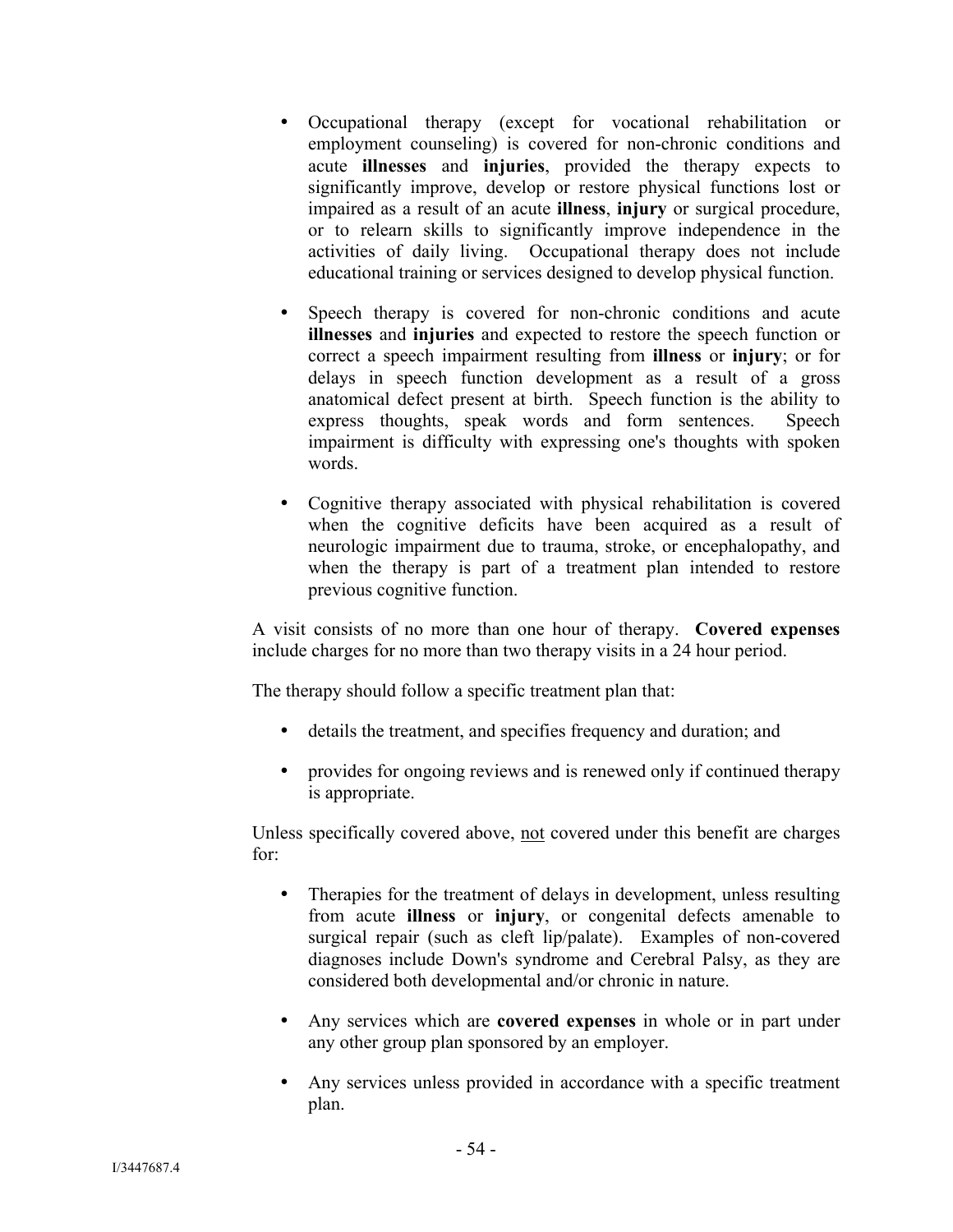- Occupational therapy (except for vocational rehabilitation or employment counseling) is covered for non-chronic conditions and acute **illnesses** and **injuries**, provided the therapy expects to significantly improve, develop or restore physical functions lost or impaired as a result of an acute **illness**, **injury** or surgical procedure, or to relearn skills to significantly improve independence in the activities of daily living. Occupational therapy does not include educational training or services designed to develop physical function.

- Speech therapy is covered for non-chronic conditions and acute **illnesses** and **injuries** and expected to restore the speech function or correct a speech impairment resulting from **illness** or **injury**; or for delays in speech function development as a result of a gross anatomical defect present at birth. Speech function is the ability to express thoughts, speak words and form sentences. Speech impairment is difficulty with expressing one's thoughts with spoken words.

- Cognitive therapy associated with physical rehabilitation is covered when the cognitive deficits have been acquired as a result of neurologic impairment due to trauma, stroke, or encephalopathy, and when the therapy is part of a treatment plan intended to restore previous cognitive function.

A visit consists of no more than one hour of therapy. **Covered expenses** include charges for no more than two therapy visits in a 24 hour period.

The therapy should follow a specific treatment plan that:

- details the treatment, and specifies frequency and duration; and

- provides for ongoing reviews and is renewed only if continued therapy is appropriate.

Unless specifically covered above, <u>not</u> covered under this benefit are charges for:

- Therapies for the treatment of delays in development, unless resulting from acute **illness** or **injury**, or congenital defects amenable to surgical repair (such as cleft lip/palate). Examples of non-covered diagnoses include Down's syndrome and Cerebral Palsy, as they are considered both developmental and/or chronic in nature.

- Any services which are **covered expenses** in whole or in part under any other group plan sponsored by an employer.

- Any services unless provided in accordance with a specific treatment plan.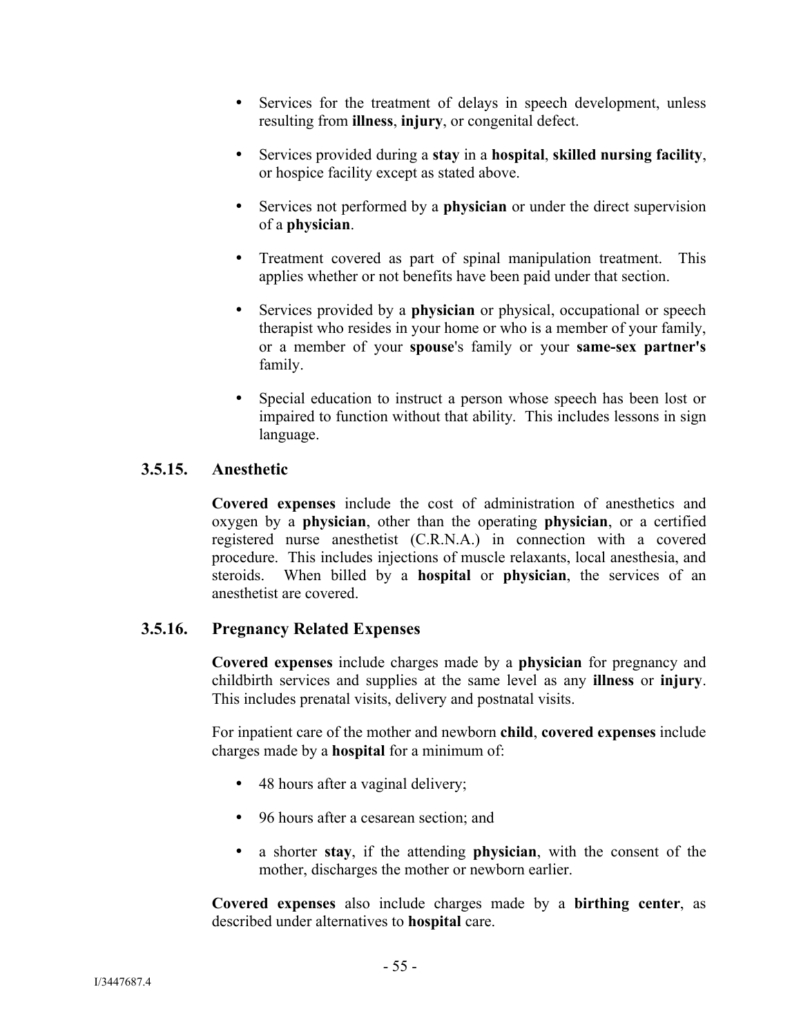- Services for the treatment of delays in speech development, unless resulting from **illness**, **injury**, or congenital defect.
- Services provided during a **stay** in a **hospital**, **skilled nursing facility**, or hospice facility except as stated above.
- Services not performed by a **physician** or under the direct supervision of a **physician**.
- Treatment covered as part of spinal manipulation treatment. This applies whether or not benefits have been paid under that section.
- Services provided by a **physician** or physical, occupational or speech therapist who resides in your home or who is a member of your family, or a member of your **spouse**'s family or your **same-sex partner's** family.
- Special education to instruct a person whose speech has been lost or impaired to function without that ability. This includes lessons in sign language.

### 3.5.15. Anesthetic

**Covered expenses** include the cost of administration of anesthetics and oxygen by a **physician**, other than the operating **physician**, or a certified registered nurse anesthetist (C.R.N.A.) in connection with a covered procedure. This includes injections of muscle relaxants, local anesthesia, and steroids. When billed by a **hospital** or **physician**, the services of an anesthetist are covered.

### 3.5.16. Pregnancy Related Expenses

**Covered expenses** include charges made by a **physician** for pregnancy and childbirth services and supplies at the same level as any **illness** or **injury**. This includes prenatal visits, delivery and postnatal visits.

For inpatient care of the mother and newborn **child**, **covered expenses** include charges made by a **hospital** for a minimum of:

- 48 hours after a vaginal delivery;
- 96 hours after a cesarean section; and
- a shorter **stay**, if the attending **physician**, with the consent of the mother, discharges the mother or newborn earlier.

**Covered expenses** also include charges made by a **birthing center**, as described under alternatives to **hospital** care.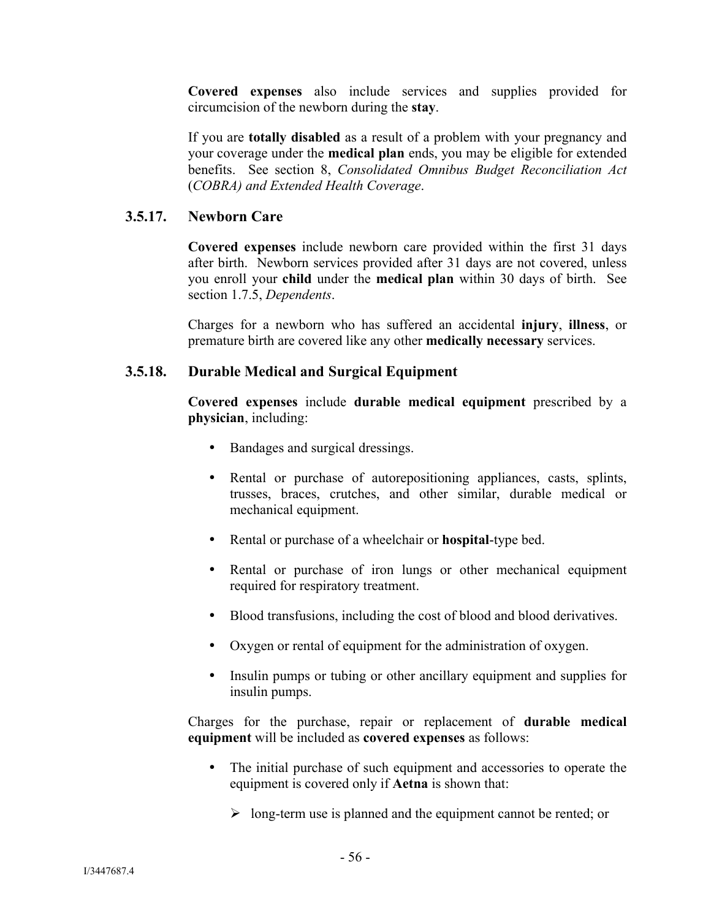**Covered expenses** also include services and supplies provided for circumcision of the newborn during the **stay**.

If you are **totally disabled** as a result of a problem with your pregnancy and your coverage under the **medical plan** ends, you may be eligible for extended benefits. See section 8, *Consolidated Omnibus Budget Reconciliation Act* (*COBRA) and Extended Health Coverage*.

### 3.5.17. Newborn Care

**Covered expenses** include newborn care provided within the first 31 days after birth. Newborn services provided after 31 days are not covered, unless you enroll your **child** under the **medical plan** within 30 days of birth. See section 1.7.5, *Dependents*.

Charges for a newborn who has suffered an accidental **injury**, **illness**, or premature birth are covered like any other **medically necessary** services.

### 3.5.18. Durable Medical and Surgical Equipment

**Covered expenses** include **durable medical equipment** prescribed by a **physician**, including:

- Bandages and surgical dressings.
- Rental or purchase of autorepositioning appliances, casts, splints, trusses, braces, crutches, and other similar, durable medical or mechanical equipment.
- Rental or purchase of a wheelchair or **hospital**-type bed.
- Rental or purchase of iron lungs or other mechanical equipment required for respiratory treatment.
- Blood transfusions, including the cost of blood and blood derivatives.
- Oxygen or rental of equipment for the administration of oxygen.
- Insulin pumps or tubing or other ancillary equipment and supplies for insulin pumps.

Charges for the purchase, repair or replacement of **durable medical equipment** will be included as **covered expenses** as follows:

- The initial purchase of such equipment and accessories to operate the equipment is covered only if **Aetna** is shown that:
  - long-term use is planned and the equipment cannot be rented; or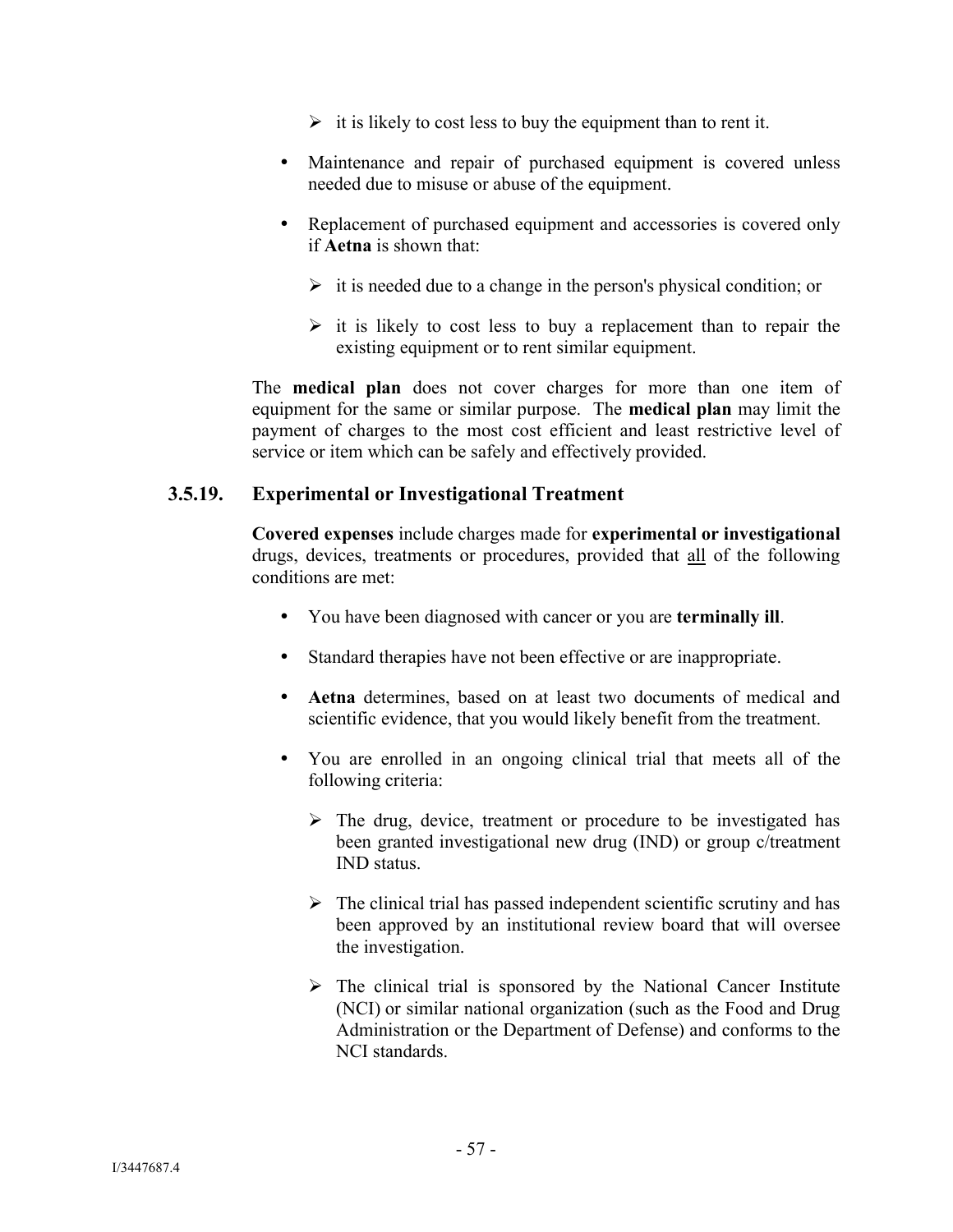- it is likely to cost less to buy the equipment than to rent it.

- Maintenance and repair of purchased equipment is covered unless needed due to misuse or abuse of the equipment.

- Replacement of purchased equipment and accessories is covered only if **Aetna** is shown that:

  - it is needed due to a change in the person's physical condition; or

  - it is likely to cost less to buy a replacement than to repair the existing equipment or to rent similar equipment.

The **medical plan** does not cover charges for more than one item of equipment for the same or similar purpose. The **medical plan** may limit the payment of charges to the most cost efficient and least restrictive level of service or item which can be safely and effectively provided.

### 3.5.19. Experimental or Investigational Treatment

**Covered expenses** include charges made for **experimental or investigational** drugs, devices, treatments or procedures, provided that <u>all</u> of the following conditions are met:

- You have been diagnosed with cancer or you are **terminally ill**.

- Standard therapies have not been effective or are inappropriate.

- **Aetna** determines, based on at least two documents of medical and scientific evidence, that you would likely benefit from the treatment.

- You are enrolled in an ongoing clinical trial that meets all of the following criteria:

  - The drug, device, treatment or procedure to be investigated has been granted investigational new drug (IND) or group c/treatment IND status.

  - The clinical trial has passed independent scientific scrutiny and has been approved by an institutional review board that will oversee the investigation.

  - The clinical trial is sponsored by the National Cancer Institute (NCI) or similar national organization (such as the Food and Drug Administration or the Department of Defense) and conforms to the NCI standards.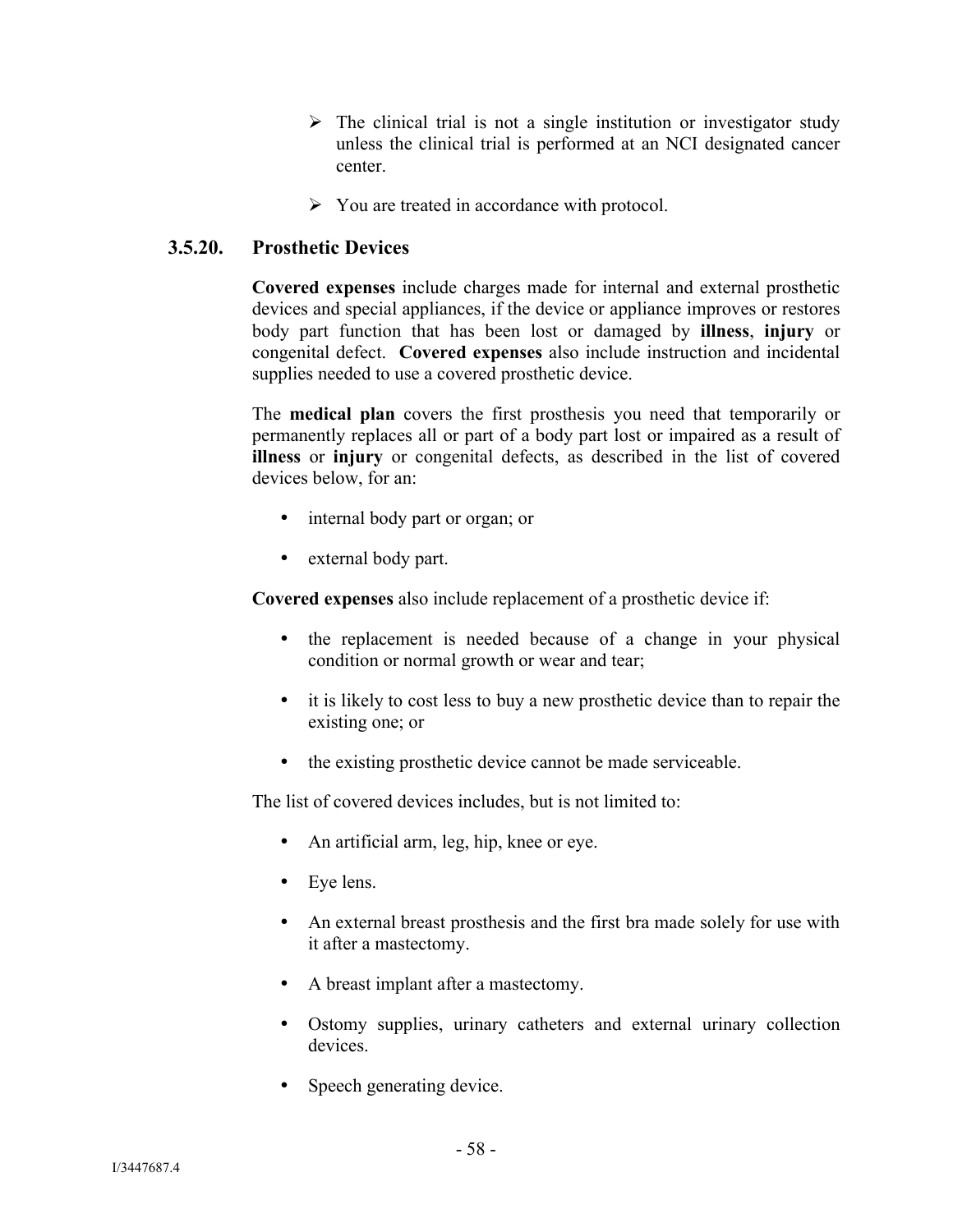- The clinical trial is not a single institution or investigator study unless the clinical trial is performed at an NCI designated cancer center.
- You are treated in accordance with protocol.

### 3.5.20. Prosthetic Devices

**Covered expenses** include charges made for internal and external prosthetic devices and special appliances, if the device or appliance improves or restores body part function that has been lost or damaged by **illness**, **injury** or congenital defect. **Covered expenses** also include instruction and incidental supplies needed to use a covered prosthetic device.

The **medical plan** covers the first prosthesis you need that temporarily or permanently replaces all or part of a body part lost or impaired as a result of **illness** or **injury** or congenital defects, as described in the list of covered devices below, for an:

- internal body part or organ; or
- external body part.

**Covered expenses** also include replacement of a prosthetic device if:

- the replacement is needed because of a change in your physical condition or normal growth or wear and tear;
- it is likely to cost less to buy a new prosthetic device than to repair the existing one; or
- the existing prosthetic device cannot be made serviceable.

The list of covered devices includes, but is not limited to:

- An artificial arm, leg, hip, knee or eye.
- Eye lens.
- An external breast prosthesis and the first bra made solely for use with it after a mastectomy.
- A breast implant after a mastectomy.
- Ostomy supplies, urinary catheters and external urinary collection devices.
- Speech generating device.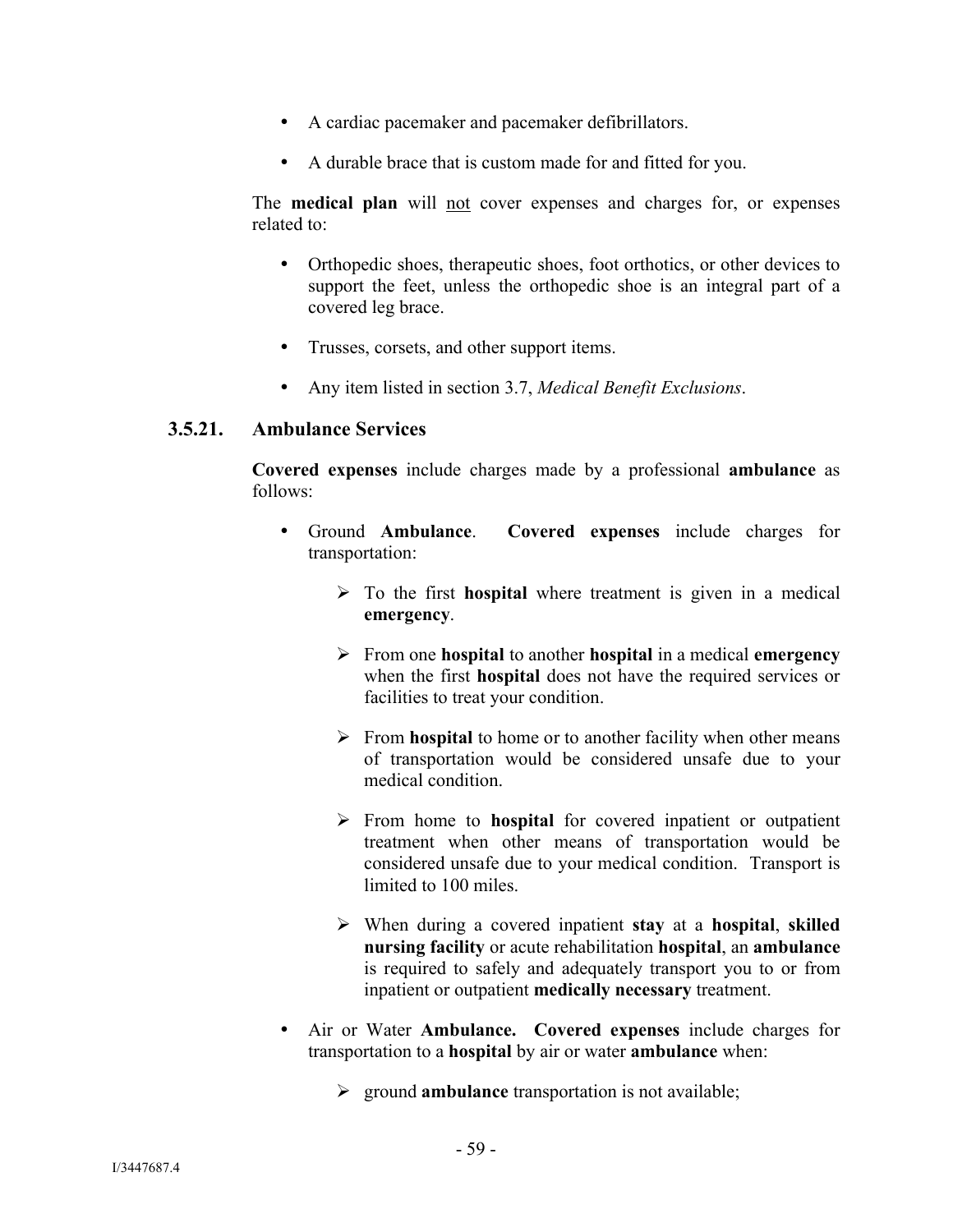- A cardiac pacemaker and pacemaker defibrillators.
- A durable brace that is custom made for and fitted for you.

The **medical plan** will not cover expenses and charges for, or expenses related to:

- Orthopedic shoes, therapeutic shoes, foot orthotics, or other devices to support the feet, unless the orthopedic shoe is an integral part of a covered leg brace.
- Trusses, corsets, and other support items.
- Any item listed in section 3.7, *Medical Benefit Exclusions*.

### 3.5.21. Ambulance Services

**Covered expenses** include charges made by a professional **ambulance** as follows:

- Ground **Ambulance**. **Covered expenses** include charges for transportation:
  - To the first **hospital** where treatment is given in a medical **emergency**.
  - From one **hospital** to another **hospital** in a medical **emergency** when the first **hospital** does not have the required services or facilities to treat your condition.
  - From **hospital** to home or to another facility when other means of transportation would be considered unsafe due to your medical condition.
  - From home to **hospital** for covered inpatient or outpatient treatment when other means of transportation would be considered unsafe due to your medical condition. Transport is limited to 100 miles.
  - When during a covered inpatient **stay** at a **hospital**, **skilled nursing facility** or acute rehabilitation **hospital**, an **ambulance** is required to safely and adequately transport you to or from inpatient or outpatient **medically necessary** treatment.
- Air or Water **Ambulance.** **Covered expenses** include charges for transportation to a **hospital** by air or water **ambulance** when:
  - ground **ambulance** transportation is not available;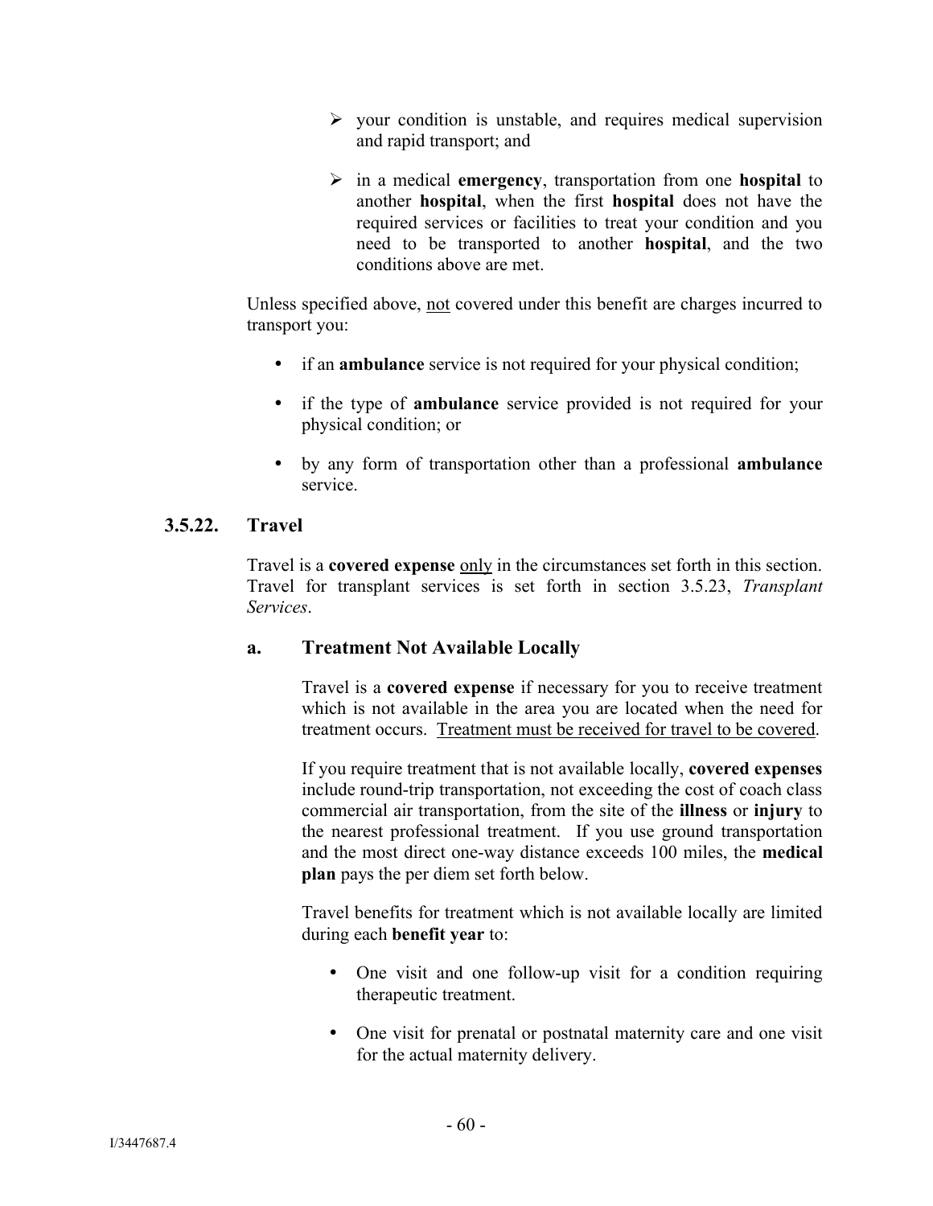- your condition is unstable, and requires medical supervision and rapid transport; and

- in a medical **emergency**, transportation from one **hospital** to another **hospital**, when the first **hospital** does not have the required services or facilities to treat your condition and you need to be transported to another **hospital**, and the two conditions above are met.

Unless specified above, <u>not</u> covered under this benefit are charges incurred to transport you:

- if an **ambulance** service is not required for your physical condition;

- if the type of **ambulance** service provided is not required for your physical condition; or

- by any form of transportation other than a professional **ambulance** service.

### 3.5.22. Travel

Travel is a **covered expense** <u>only</u> in the circumstances set forth in this section. Travel for transplant services is set forth in section 3.5.23, *Transplant Services*.

#### a. Treatment Not Available Locally

Travel is a **covered expense** if necessary for you to receive treatment which is not available in the area you are located when the need for treatment occurs. <u>Treatment must be received for travel to be covered</u>.

If you require treatment that is not available locally, **covered expenses** include round-trip transportation, not exceeding the cost of coach class commercial air transportation, from the site of the **illness** or **injury** to the nearest professional treatment. If you use ground transportation and the most direct one-way distance exceeds 100 miles, the **medical plan** pays the per diem set forth below.

Travel benefits for treatment which is not available locally are limited during each **benefit year** to:

- One visit and one follow-up visit for a condition requiring therapeutic treatment.

- One visit for prenatal or postnatal maternity care and one visit for the actual maternity delivery.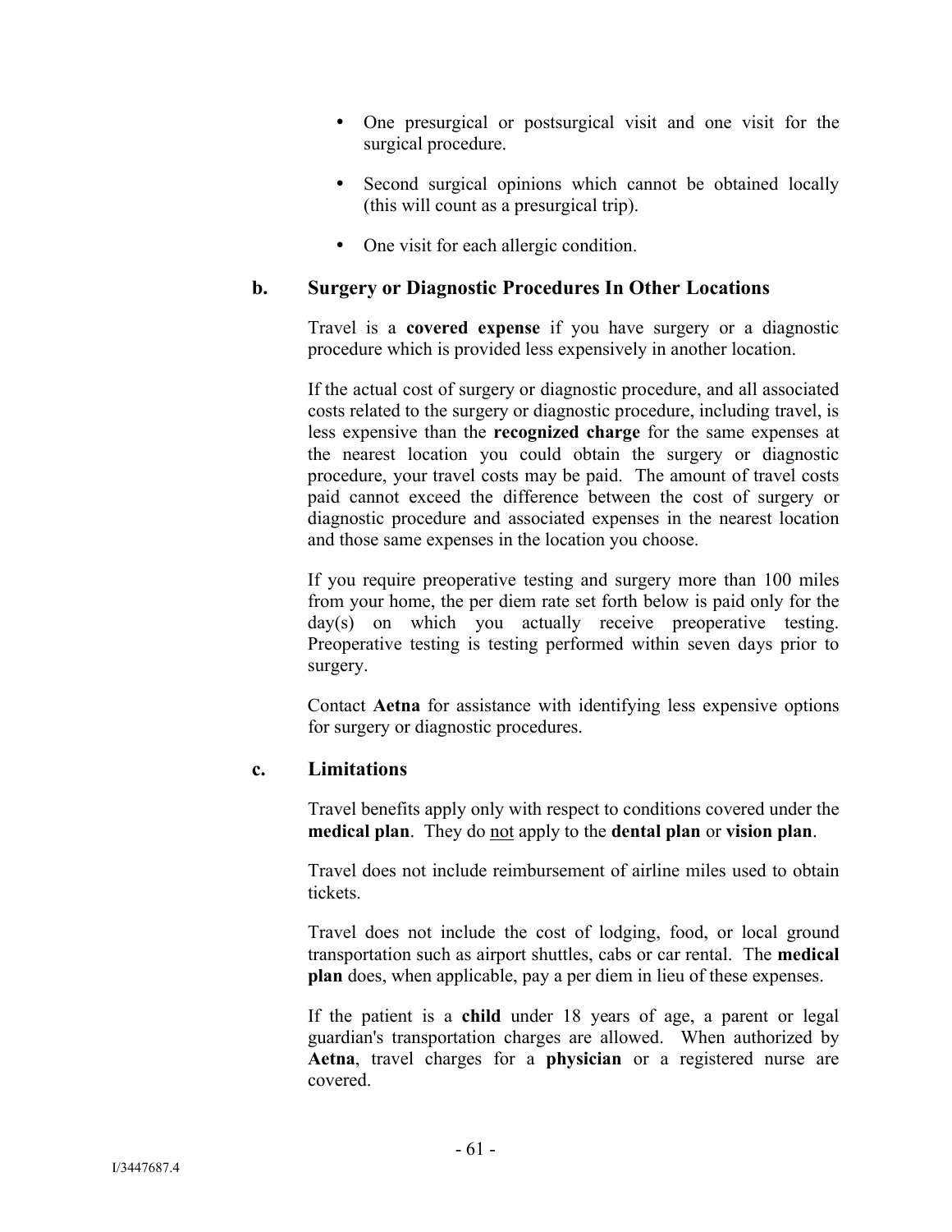- One presurgical or postsurgical visit and one visit for the surgical procedure.
- Second surgical opinions which cannot be obtained locally (this will count as a presurgical trip).
- One visit for each allergic condition.

### b. Surgery or Diagnostic Procedures In Other Locations

Travel is a **covered expense** if you have surgery or a diagnostic procedure which is provided less expensively in another location.

If the actual cost of surgery or diagnostic procedure, and all associated costs related to the surgery or diagnostic procedure, including travel, is less expensive than the **recognized charge** for the same expenses at the nearest location you could obtain the surgery or diagnostic procedure, your travel costs may be paid. The amount of travel costs paid cannot exceed the difference between the cost of surgery or diagnostic procedure and associated expenses in the nearest location and those same expenses in the location you choose.

If you require preoperative testing and surgery more than 100 miles from your home, the per diem rate set forth below is paid only for the day(s) on which you actually receive preoperative testing. Preoperative testing is testing performed within seven days prior to surgery.

Contact **Aetna** for assistance with identifying less expensive options for surgery or diagnostic procedures.

### c. Limitations

Travel benefits apply only with respect to conditions covered under the **medical plan**. They do not apply to the **dental plan** or **vision plan**.

Travel does not include reimbursement of airline miles used to obtain tickets.

Travel does not include the cost of lodging, food, or local ground transportation such as airport shuttles, cabs or car rental. The **medical plan** does, when applicable, pay a per diem in lieu of these expenses.

If the patient is a **child** under 18 years of age, a parent or legal guardian's transportation charges are allowed. When authorized by **Aetna**, travel charges for a **physician** or a registered nurse are covered.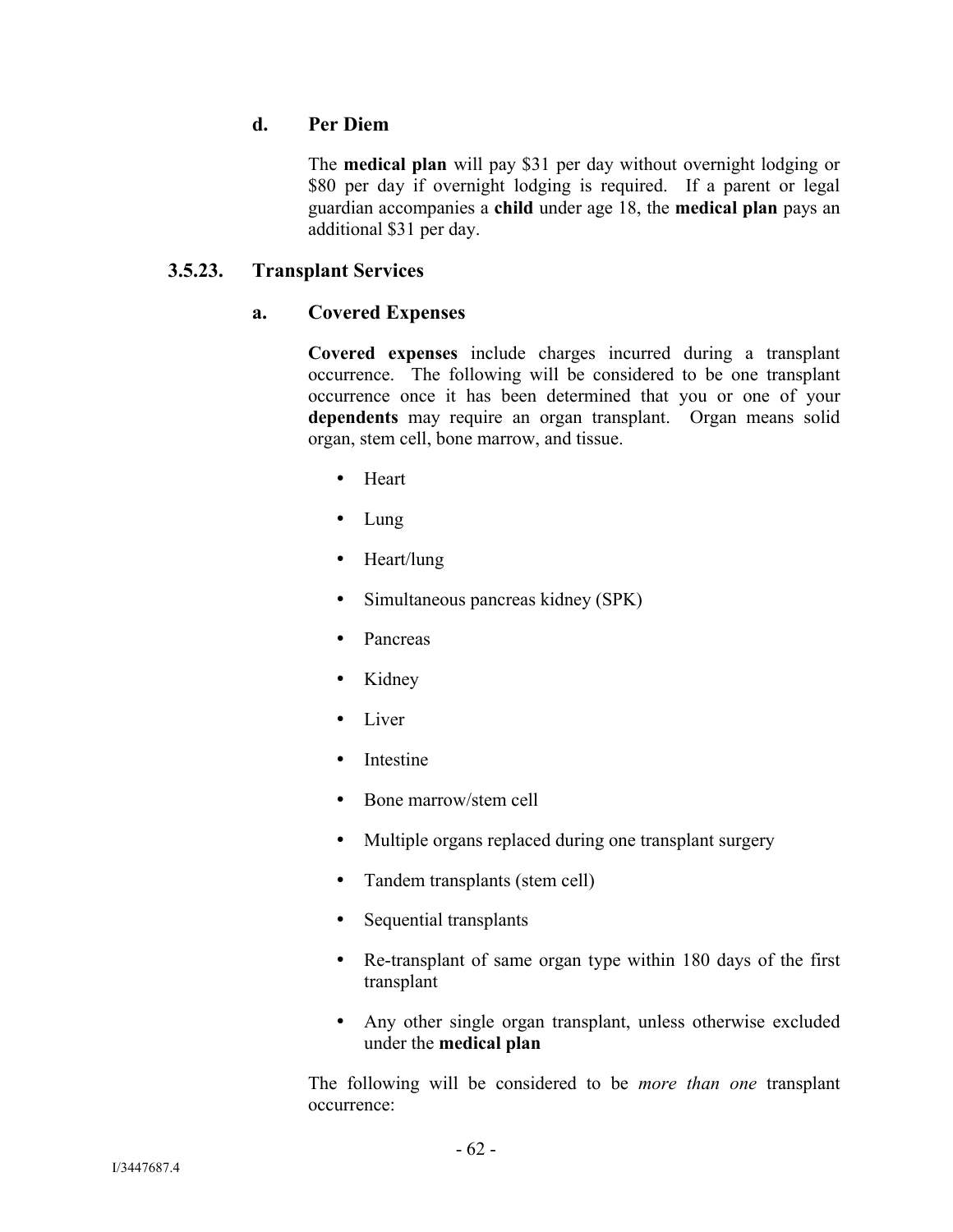#### d. Per Diem

The **medical plan** will pay $31 per day without overnight lodging or $80 per day if overnight lodging is required. If a parent or legal guardian accompanies a **child** under age 18, the **medical plan** pays an additional $31 per day.

### 3.5.23. Transplant Services

#### a. Covered Expenses

**Covered expenses** include charges incurred during a transplant occurrence. The following will be considered to be one transplant occurrence once it has been determined that you or one of your **dependents** may require an organ transplant. Organ means solid organ, stem cell, bone marrow, and tissue.

- Heart
- Lung
- Heart/lung
- Simultaneous pancreas kidney (SPK)
- Pancreas
- Kidney
- Liver
- Intestine
- Bone marrow/stem cell
- Multiple organs replaced during one transplant surgery
- Tandem transplants (stem cell)
- Sequential transplants
- Re-transplant of same organ type within 180 days of the first transplant
- Any other single organ transplant, unless otherwise excluded under the **medical plan**

The following will be considered to be *more than one* transplant occurrence: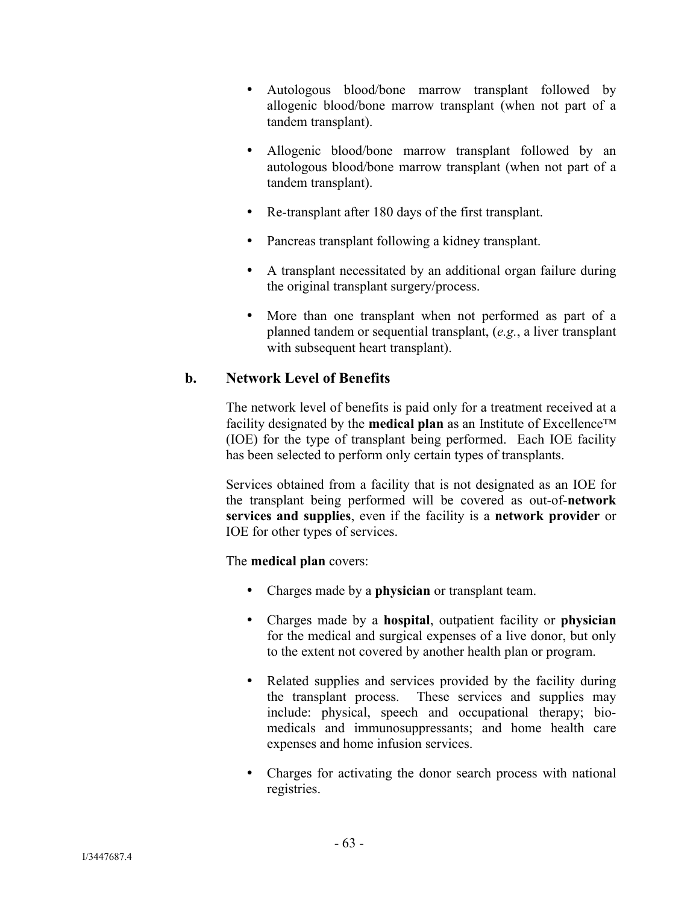- Autologous blood/bone marrow transplant followed by allogenic blood/bone marrow transplant (when not part of a tandem transplant).

- Allogenic blood/bone marrow transplant followed by an autologous blood/bone marrow transplant (when not part of a tandem transplant).

- Re-transplant after 180 days of the first transplant.

- Pancreas transplant following a kidney transplant.

- A transplant necessitated by an additional organ failure during the original transplant surgery/process.

- More than one transplant when not performed as part of a planned tandem or sequential transplant, (*e.g.*, a liver transplant with subsequent heart transplant).

### b. Network Level of Benefits

The network level of benefits is paid only for a treatment received at a facility designated by the **medical plan** as an Institute of Excellence™ (IOE) for the type of transplant being performed. Each IOE facility has been selected to perform only certain types of transplants.

Services obtained from a facility that is not designated as an IOE for the transplant being performed will be covered as out-of-**network services and supplies**, even if the facility is a **network provider** or IOE for other types of services.

The **medical plan** covers:

- Charges made by a **physician** or transplant team.

- Charges made by a **hospital**, outpatient facility or **physician** for the medical and surgical expenses of a live donor, but only to the extent not covered by another health plan or program.

- Related supplies and services provided by the facility during the transplant process. These services and supplies may include: physical, speech and occupational therapy; bio-medicals and immunosuppressants; and home health care expenses and home infusion services.

- Charges for activating the donor search process with national registries.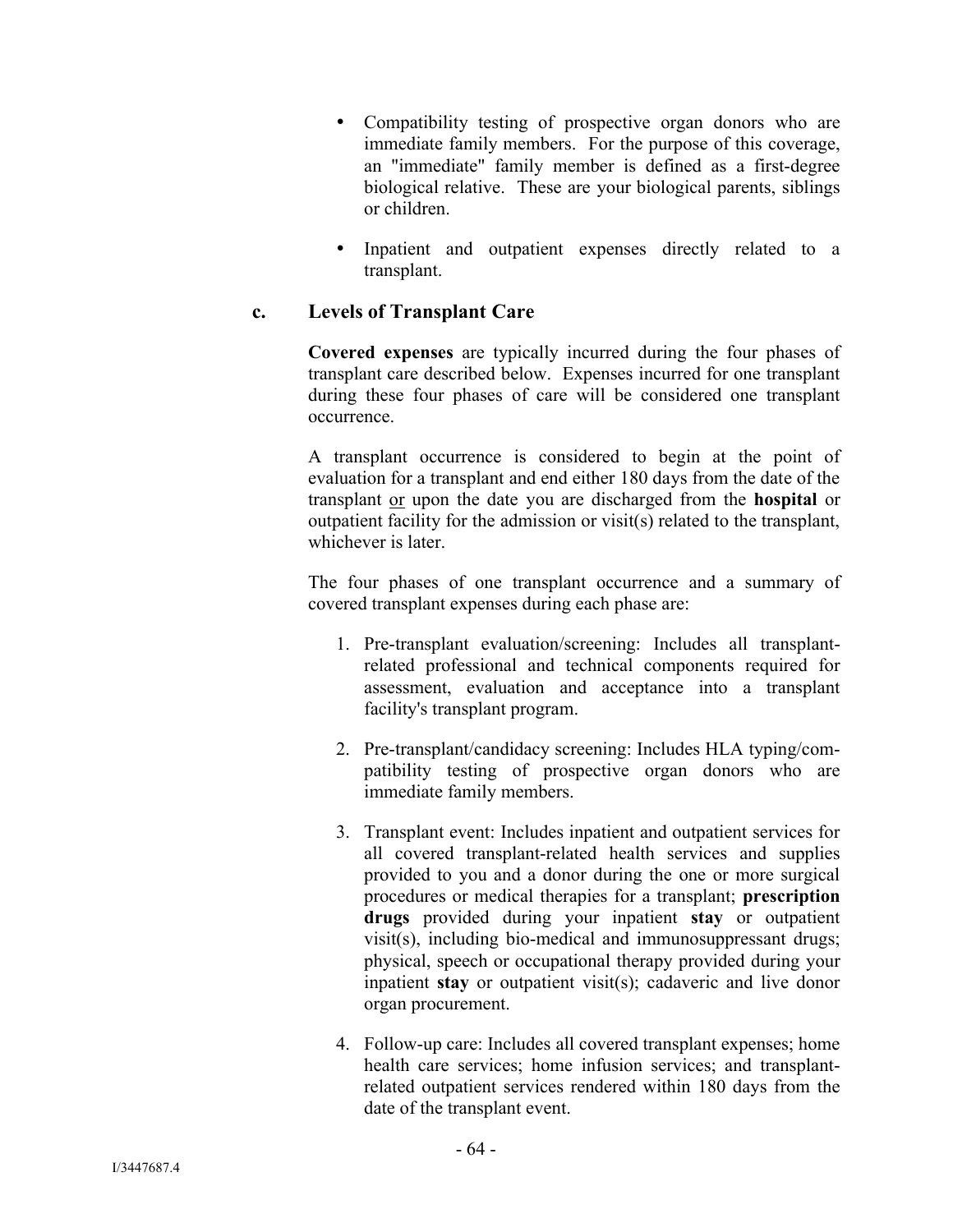- Compatibility testing of prospective organ donors who are immediate family members. For the purpose of this coverage, an "immediate" family member is defined as a first-degree biological relative. These are your biological parents, siblings or children.

- Inpatient and outpatient expenses directly related to a transplant.

### c. Levels of Transplant Care

**Covered expenses** are typically incurred during the four phases of transplant care described below. Expenses incurred for one transplant during these four phases of care will be considered one transplant occurrence.

A transplant occurrence is considered to begin at the point of evaluation for a transplant and end either 180 days from the date of the transplant <u>or</u> upon the date you are discharged from the **hospital** or outpatient facility for the admission or visit(s) related to the transplant, whichever is later.

The four phases of one transplant occurrence and a summary of covered transplant expenses during each phase are:

1. Pre-transplant evaluation/screening: Includes all transplant-related professional and technical components required for assessment, evaluation and acceptance into a transplant facility's transplant program.

2. Pre-transplant/candidacy screening: Includes HLA typing/compatibility testing of prospective organ donors who are immediate family members.

3. Transplant event: Includes inpatient and outpatient services for all covered transplant-related health services and supplies provided to you and a donor during the one or more surgical procedures or medical therapies for a transplant; **prescription drugs** provided during your inpatient **stay** or outpatient visit(s), including bio-medical and immunosuppressant drugs; physical, speech or occupational therapy provided during your inpatient **stay** or outpatient visit(s); cadaveric and live donor organ procurement.

4. Follow-up care: Includes all covered transplant expenses; home health care services; home infusion services; and transplant-related outpatient services rendered within 180 days from the date of the transplant event.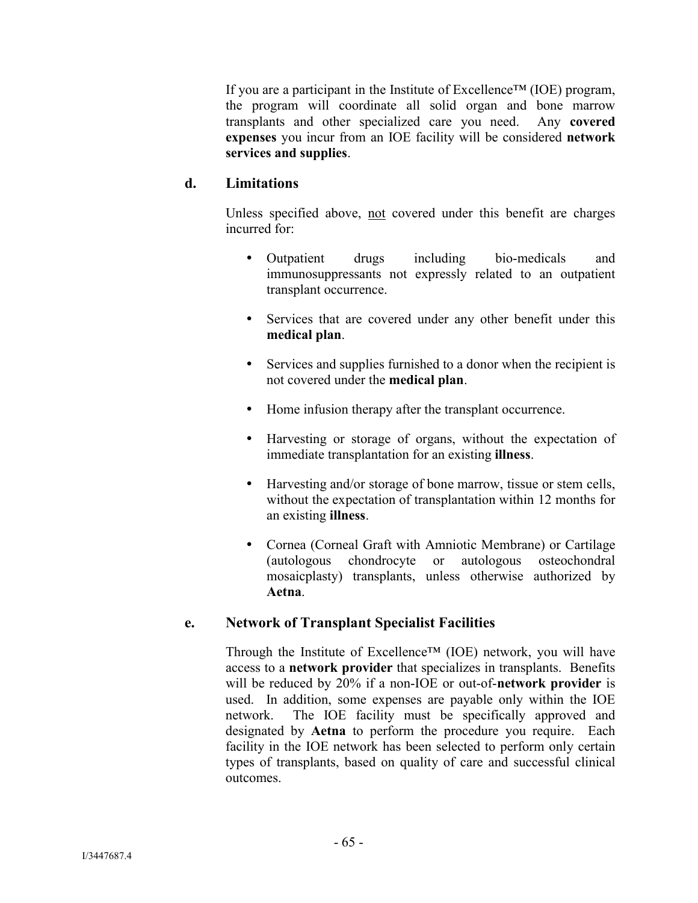If you are a participant in the Institute of Excellence™ (IOE) program, the program will coordinate all solid organ and bone marrow transplants and other specialized care you need. Any **covered expenses** you incur from an IOE facility will be considered **network services and supplies**.

### d. Limitations

Unless specified above, <u>not</u> covered under this benefit are charges incurred for:

- Outpatient drugs including bio-medicals and immunosuppressants not expressly related to an outpatient transplant occurrence.
- Services that are covered under any other benefit under this **medical plan**.
- Services and supplies furnished to a donor when the recipient is not covered under the **medical plan**.
- Home infusion therapy after the transplant occurrence.
- Harvesting or storage of organs, without the expectation of immediate transplantation for an existing **illness**.
- Harvesting and/or storage of bone marrow, tissue or stem cells, without the expectation of transplantation within 12 months for an existing **illness**.
- Cornea (Corneal Graft with Amniotic Membrane) or Cartilage (autologous chondrocyte or autologous osteochondral mosaicplasty) transplants, unless otherwise authorized by **Aetna**.

### e. Network of Transplant Specialist Facilities

Through the Institute of Excellence™ (IOE) network, you will have access to a **network provider** that specializes in transplants. Benefits will be reduced by 20% if a non-IOE or out-of-**network provider** is used. In addition, some expenses are payable only within the IOE network. The IOE facility must be specifically approved and designated by **Aetna** to perform the procedure you require. Each facility in the IOE network has been selected to perform only certain types of transplants, based on quality of care and successful clinical outcomes.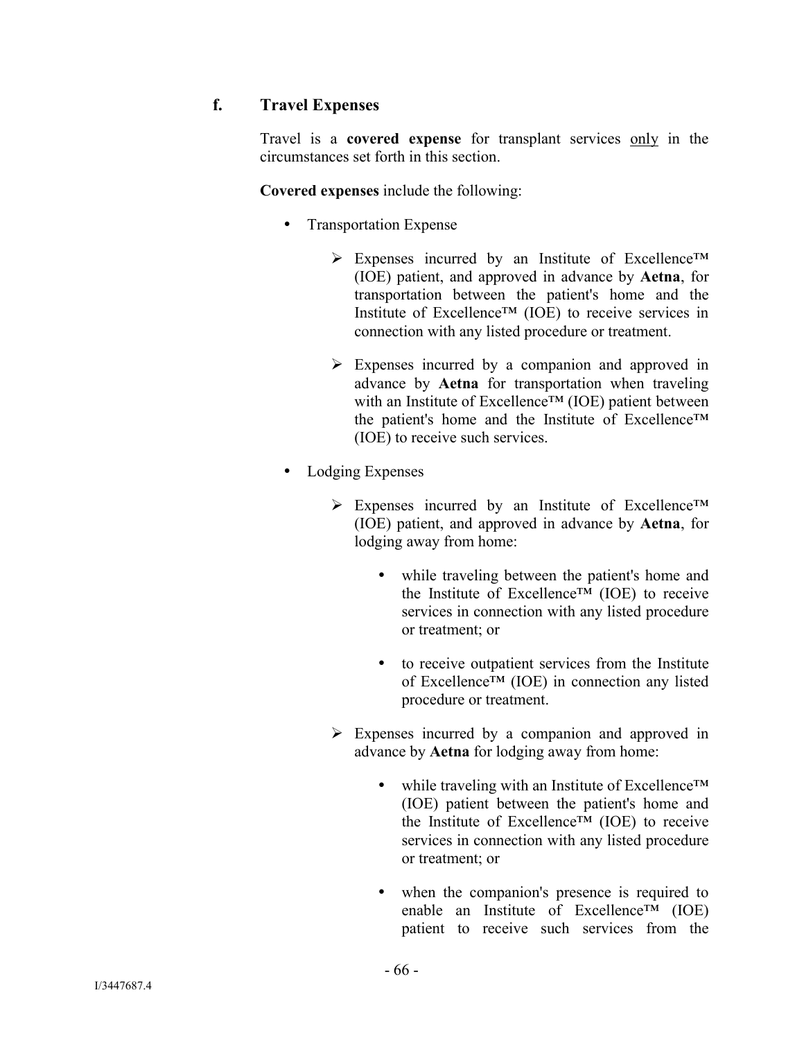### f. Travel Expenses

Travel is a **covered expense** for transplant services only in the circumstances set forth in this section.

**Covered expenses** include the following:

- Transportation Expense
  - Expenses incurred by an Institute of Excellence™ (IOE) patient, and approved in advance by **Aetna**, for transportation between the patient's home and the Institute of Excellence™ (IOE) to receive services in connection with any listed procedure or treatment.
  - Expenses incurred by a companion and approved in advance by **Aetna** for transportation when traveling with an Institute of Excellence™ (IOE) patient between the patient's home and the Institute of Excellence™ (IOE) to receive such services.
- Lodging Expenses
  - Expenses incurred by an Institute of Excellence™ (IOE) patient, and approved in advance by **Aetna**, for lodging away from home:
    - while traveling between the patient's home and the Institute of Excellence™ (IOE) to receive services in connection with any listed procedure or treatment; or
    - to receive outpatient services from the Institute of Excellence™ (IOE) in connection any listed procedure or treatment.
  - Expenses incurred by a companion and approved in advance by **Aetna** for lodging away from home:
    - while traveling with an Institute of Excellence™ (IOE) patient between the patient's home and the Institute of Excellence™ (IOE) to receive services in connection with any listed procedure or treatment; or
    - when the companion's presence is required to enable an Institute of Excellence™ (IOE) patient to receive such services from the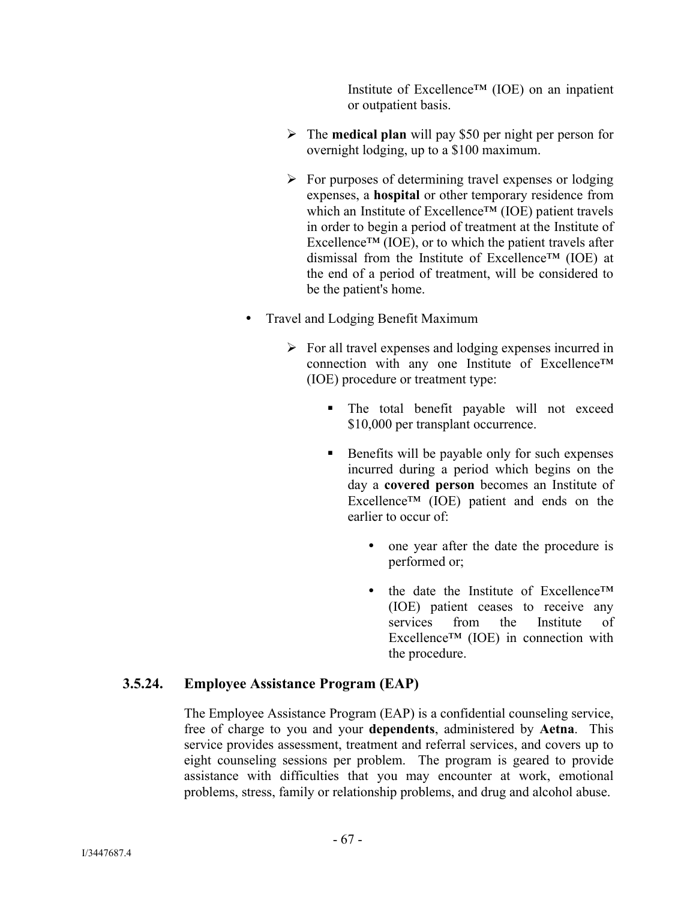Institute of Excellence™ (IOE) on an inpatient or outpatient basis.

- The **medical plan** will pay $50 per night per person for overnight lodging, up to a $100 maximum.

- For purposes of determining travel expenses or lodging expenses, a **hospital** or other temporary residence from which an Institute of Excellence™ (IOE) patient travels in order to begin a period of treatment at the Institute of Excellence™ (IOE), or to which the patient travels after dismissal from the Institute of Excellence™ (IOE) at the end of a period of treatment, will be considered to be the patient's home.

- Travel and Lodging Benefit Maximum

  - For all travel expenses and lodging expenses incurred in connection with any one Institute of Excellence™ (IOE) procedure or treatment type:

    - The total benefit payable will not exceed $10,000 per transplant occurrence.

    - Benefits will be payable only for such expenses incurred during a period which begins on the day a **covered person** becomes an Institute of Excellence™ (IOE) patient and ends on the earlier to occur of:

      - one year after the date the procedure is performed or;

      - the date the Institute of Excellence™ (IOE) patient ceases to receive any services from the Institute of Excellence™ (IOE) in connection with the procedure.

### 3.5.24. Employee Assistance Program (EAP)

The Employee Assistance Program (EAP) is a confidential counseling service, free of charge to you and your **dependents**, administered by **Aetna**. This service provides assessment, treatment and referral services, and covers up to eight counseling sessions per problem. The program is geared to provide assistance with difficulties that you may encounter at work, emotional problems, stress, family or relationship problems, and drug and alcohol abuse.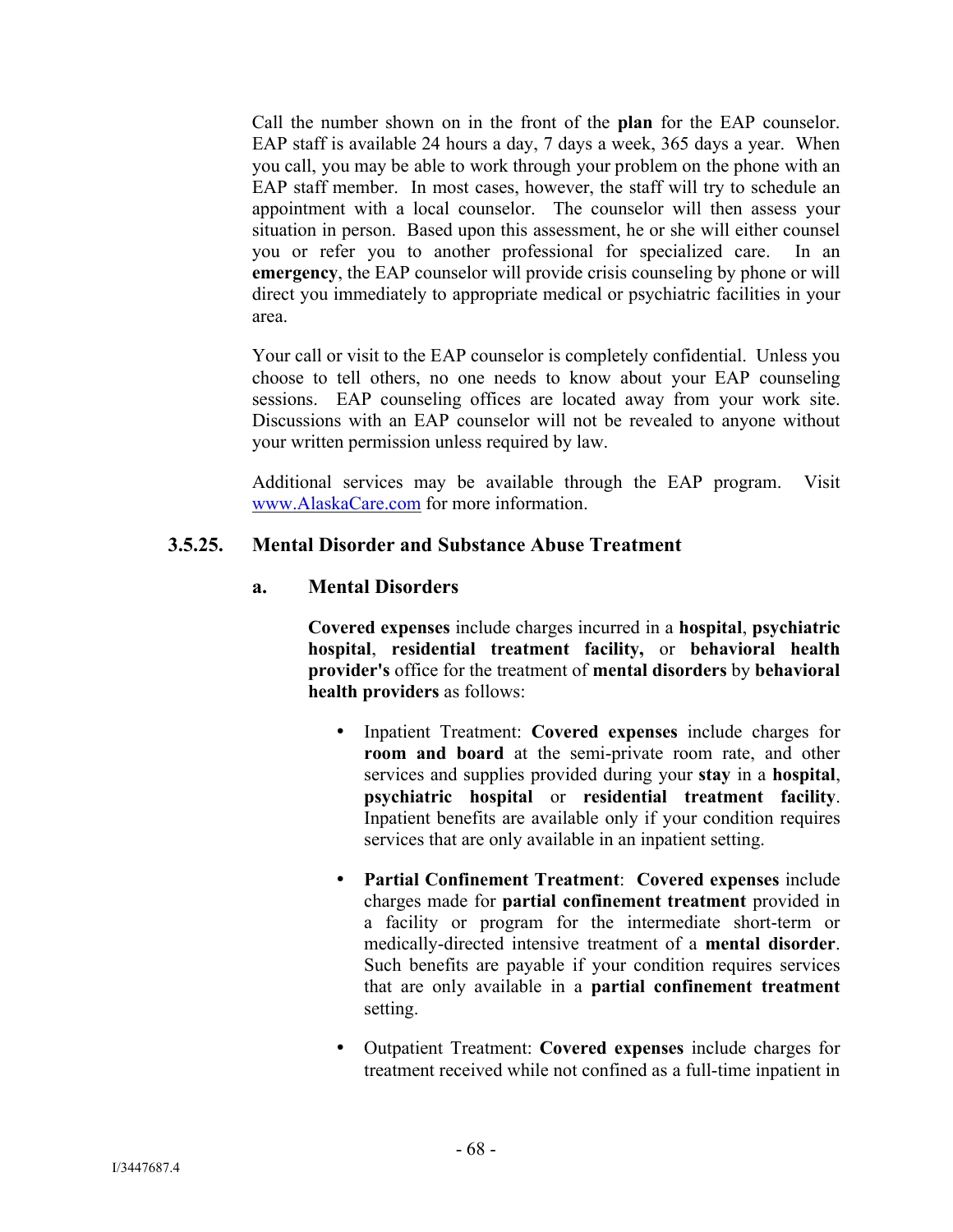Call the number shown on in the front of the **plan** for the EAP counselor. EAP staff is available 24 hours a day, 7 days a week, 365 days a year. When you call, you may be able to work through your problem on the phone with an EAP staff member. In most cases, however, the staff will try to schedule an appointment with a local counselor. The counselor will then assess your situation in person. Based upon this assessment, he or she will either counsel you or refer you to another professional for specialized care. In an **emergency**, the EAP counselor will provide crisis counseling by phone or will direct you immediately to appropriate medical or psychiatric facilities in your area.

Your call or visit to the EAP counselor is completely confidential. Unless you choose to tell others, no one needs to know about your EAP counseling sessions. EAP counseling offices are located away from your work site. Discussions with an EAP counselor will not be revealed to anyone without your written permission unless required by law.

Additional services may be available through the EAP program. Visit www.AlaskaCare.com for more information.

### 3.5.25. Mental Disorder and Substance Abuse Treatment

#### a. Mental Disorders

**Covered expenses** include charges incurred in a **hospital**, **psychiatric hospital**, **residential treatment facility,** or **behavioral health provider's** office for the treatment of **mental disorders** by **behavioral health providers** as follows:

- Inpatient Treatment: **Covered expenses** include charges for **room and board** at the semi-private room rate, and other services and supplies provided during your **stay** in a **hospital**, **psychiatric hospital** or **residential treatment facility**. Inpatient benefits are available only if your condition requires services that are only available in an inpatient setting.

- **Partial Confinement Treatment**: **Covered expenses** include charges made for **partial confinement treatment** provided in a facility or program for the intermediate short-term or medically-directed intensive treatment of a **mental disorder**. Such benefits are payable if your condition requires services that are only available in a **partial confinement treatment** setting.

- Outpatient Treatment: **Covered expenses** include charges for treatment received while not confined as a full-time inpatient in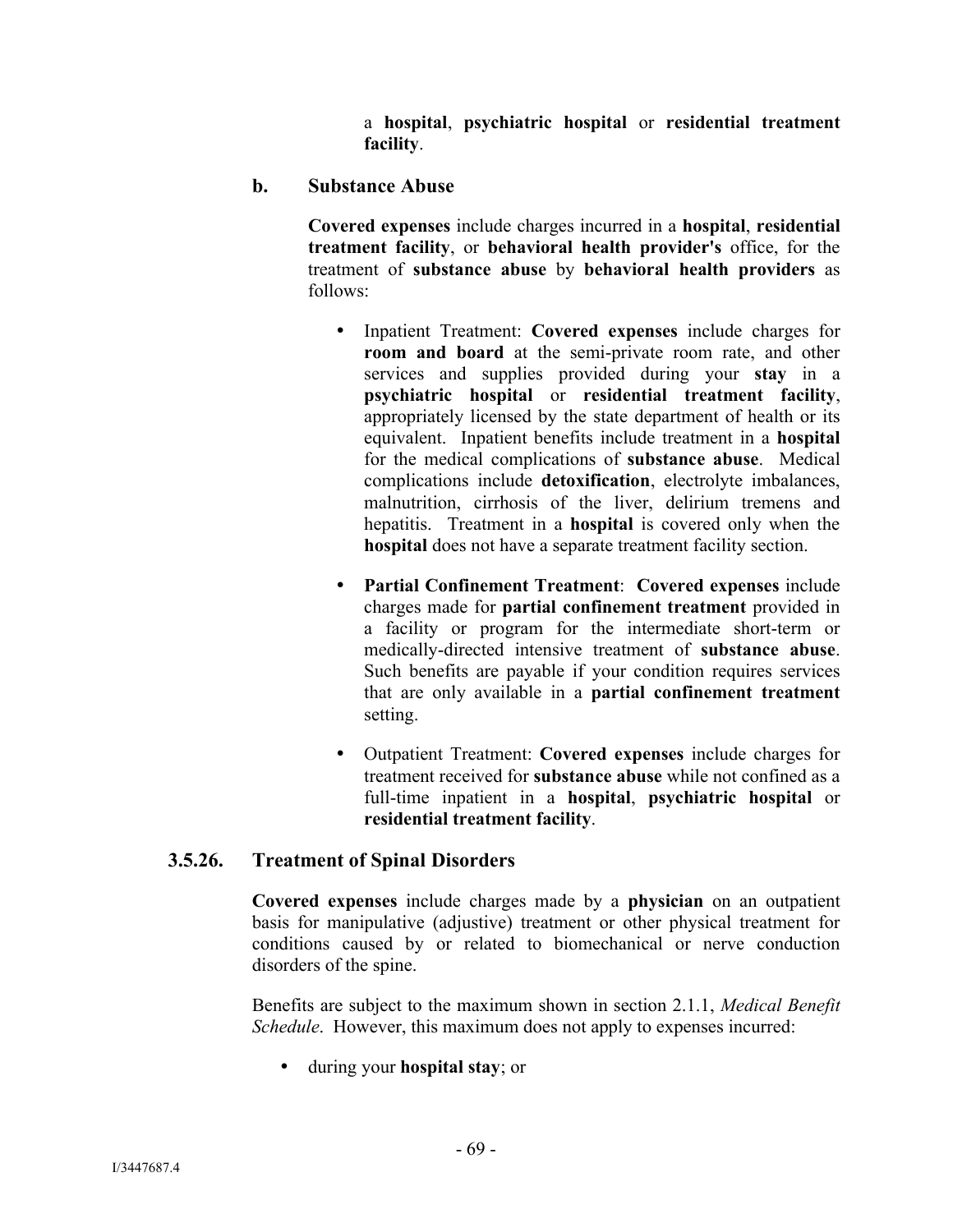a **hospital**, **psychiatric hospital** or **residential treatment facility**.

### b. Substance Abuse

**Covered expenses** include charges incurred in a **hospital**, **residential treatment facility**, or **behavioral health provider's** office, for the treatment of **substance abuse** by **behavioral health providers** as follows:

- Inpatient Treatment: **Covered expenses** include charges for **room and board** at the semi-private room rate, and other services and supplies provided during your **stay** in a **psychiatric hospital** or **residential treatment facility**, appropriately licensed by the state department of health or its equivalent. Inpatient benefits include treatment in a **hospital** for the medical complications of **substance abuse**. Medical complications include **detoxification**, electrolyte imbalances, malnutrition, cirrhosis of the liver, delirium tremens and hepatitis. Treatment in a **hospital** is covered only when the **hospital** does not have a separate treatment facility section.

- **Partial Confinement Treatment**: **Covered expenses** include charges made for **partial confinement treatment** provided in a facility or program for the intermediate short-term or medically-directed intensive treatment of **substance abuse**. Such benefits are payable if your condition requires services that are only available in a **partial confinement treatment** setting.

- Outpatient Treatment: **Covered expenses** include charges for treatment received for **substance abuse** while not confined as a full-time inpatient in a **hospital**, **psychiatric hospital** or **residential treatment facility**.

## 3.5.26. Treatment of Spinal Disorders

**Covered expenses** include charges made by a **physician** on an outpatient basis for manipulative (adjustive) treatment or other physical treatment for conditions caused by or related to biomechanical or nerve conduction disorders of the spine.

Benefits are subject to the maximum shown in section 2.1.1, *Medical Benefit Schedule*. However, this maximum does not apply to expenses incurred:

- during your **hospital stay**; or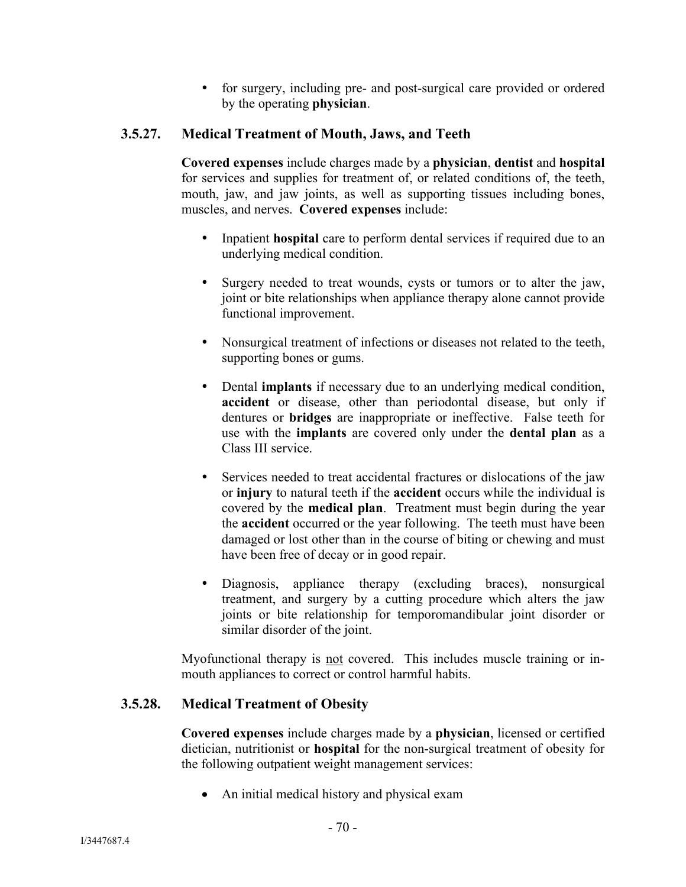- for surgery, including pre- and post-surgical care provided or ordered by the operating **physician**.

### 3.5.27. Medical Treatment of Mouth, Jaws, and Teeth

**Covered expenses** include charges made by a **physician**, **dentist** and **hospital** for services and supplies for treatment of, or related conditions of, the teeth, mouth, jaw, and jaw joints, as well as supporting tissues including bones, muscles, and nerves. **Covered expenses** include:

- Inpatient **hospital** care to perform dental services if required due to an underlying medical condition.
- Surgery needed to treat wounds, cysts or tumors or to alter the jaw, joint or bite relationships when appliance therapy alone cannot provide functional improvement.
- Nonsurgical treatment of infections or diseases not related to the teeth, supporting bones or gums.
- Dental **implants** if necessary due to an underlying medical condition, **accident** or disease, other than periodontal disease, but only if dentures or **bridges** are inappropriate or ineffective. False teeth for use with the **implants** are covered only under the **dental plan** as a Class III service.
- Services needed to treat accidental fractures or dislocations of the jaw or **injury** to natural teeth if the **accident** occurs while the individual is covered by the **medical plan**. Treatment must begin during the year the **accident** occurred or the year following. The teeth must have been damaged or lost other than in the course of biting or chewing and must have been free of decay or in good repair.
- Diagnosis, appliance therapy (excluding braces), nonsurgical treatment, and surgery by a cutting procedure which alters the jaw joints or bite relationship for temporomandibular joint disorder or similar disorder of the joint.

Myofunctional therapy is <u>not</u> covered. This includes muscle training or in-mouth appliances to correct or control harmful habits.

### 3.5.28. Medical Treatment of Obesity

**Covered expenses** include charges made by a **physician**, licensed or certified dietician, nutritionist or **hospital** for the non-surgical treatment of obesity for the following outpatient weight management services:

- An initial medical history and physical exam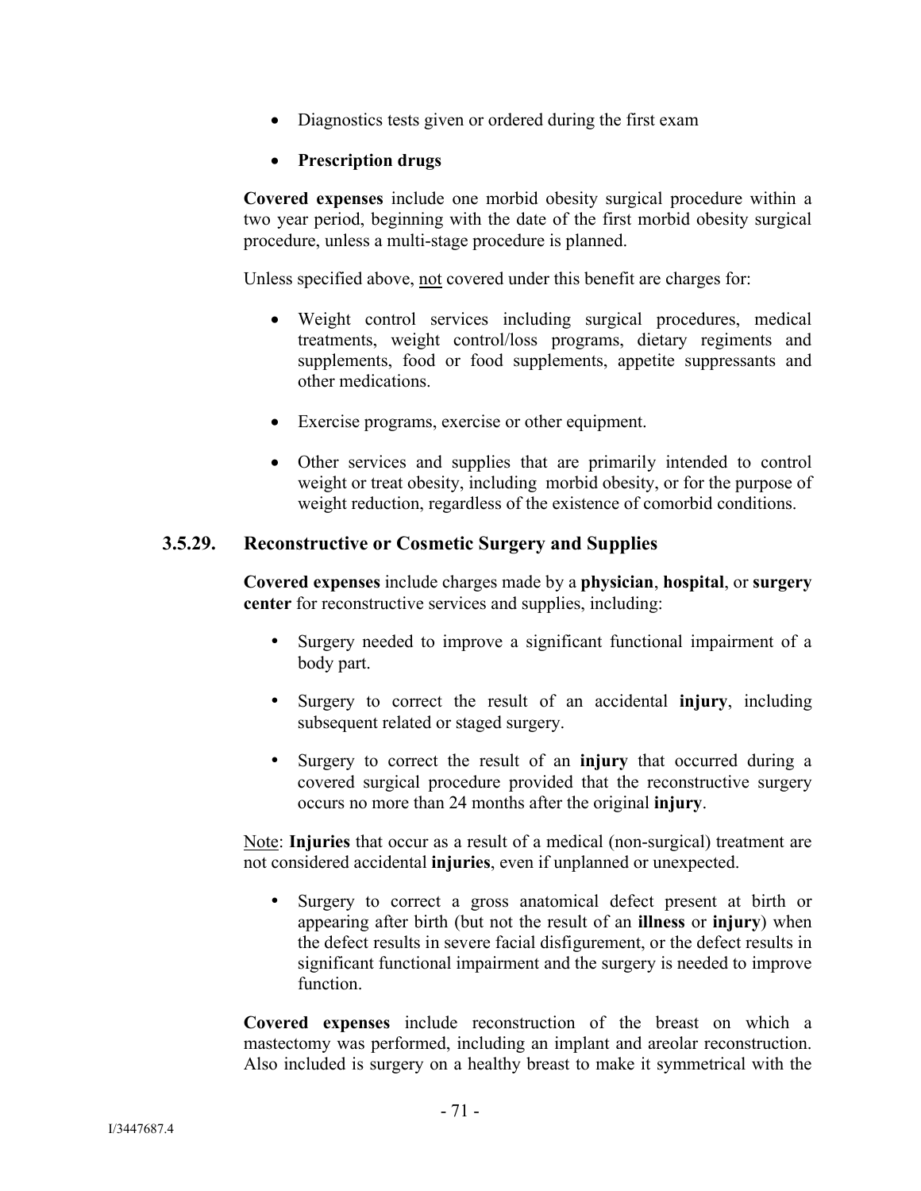- Diagnostics tests given or ordered during the first exam
- **Prescription drugs**

**Covered expenses** include one morbid obesity surgical procedure within a two year period, beginning with the date of the first morbid obesity surgical procedure, unless a multi-stage procedure is planned.

Unless specified above, not covered under this benefit are charges for:

- Weight control services including surgical procedures, medical treatments, weight control/loss programs, dietary regiments and supplements, food or food supplements, appetite suppressants and other medications.
- Exercise programs, exercise or other equipment.
- Other services and supplies that are primarily intended to control weight or treat obesity, including morbid obesity, or for the purpose of weight reduction, regardless of the existence of comorbid conditions.

### 3.5.29. Reconstructive or Cosmetic Surgery and Supplies

**Covered expenses** include charges made by a **physician**, **hospital**, or **surgery center** for reconstructive services and supplies, including:

- Surgery needed to improve a significant functional impairment of a body part.
- Surgery to correct the result of an accidental **injury**, including subsequent related or staged surgery.
- Surgery to correct the result of an **injury** that occurred during a covered surgical procedure provided that the reconstructive surgery occurs no more than 24 months after the original **injury**.

Note: **Injuries** that occur as a result of a medical (non-surgical) treatment are not considered accidental **injuries**, even if unplanned or unexpected.

- Surgery to correct a gross anatomical defect present at birth or appearing after birth (but not the result of an **illness** or **injury**) when the defect results in severe facial disfigurement, or the defect results in significant functional impairment and the surgery is needed to improve function.

**Covered expenses** include reconstruction of the breast on which a mastectomy was performed, including an implant and areolar reconstruction. Also included is surgery on a healthy breast to make it symmetrical with the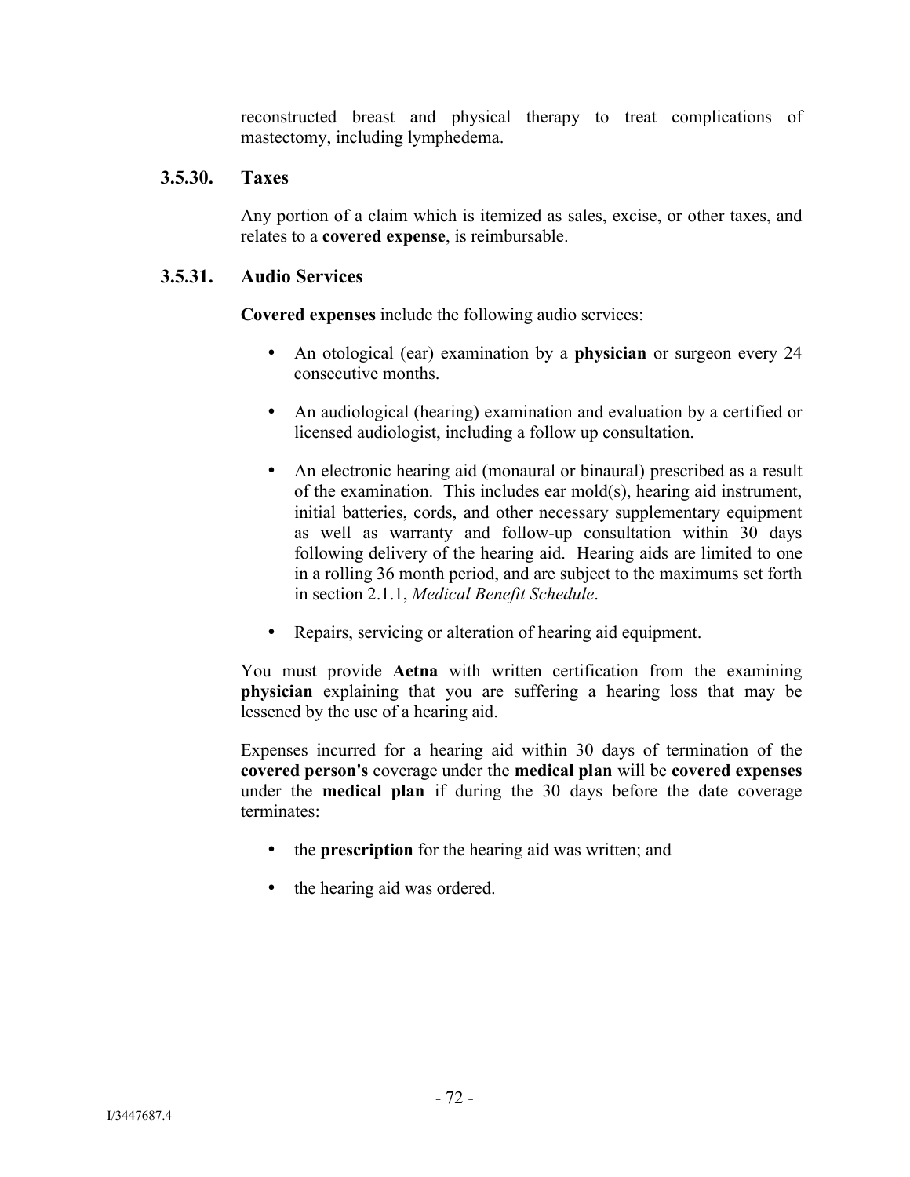reconstructed breast and physical therapy to treat complications of mastectomy, including lymphedema.

### 3.5.30. Taxes

Any portion of a claim which is itemized as sales, excise, or other taxes, and relates to a **covered expense**, is reimbursable.

### 3.5.31. Audio Services

**Covered expenses** include the following audio services:

- An otological (ear) examination by a **physician** or surgeon every 24 consecutive months.
- An audiological (hearing) examination and evaluation by a certified or licensed audiologist, including a follow up consultation.
- An electronic hearing aid (monaural or binaural) prescribed as a result of the examination. This includes ear mold(s), hearing aid instrument, initial batteries, cords, and other necessary supplementary equipment as well as warranty and follow-up consultation within 30 days following delivery of the hearing aid. Hearing aids are limited to one in a rolling 36 month period, and are subject to the maximums set forth in section 2.1.1, *Medical Benefit Schedule*.
- Repairs, servicing or alteration of hearing aid equipment.

You must provide **Aetna** with written certification from the examining **physician** explaining that you are suffering a hearing loss that may be lessened by the use of a hearing aid.

Expenses incurred for a hearing aid within 30 days of termination of the **covered person's** coverage under the **medical plan** will be **covered expenses** under the **medical plan** if during the 30 days before the date coverage terminates:

- the **prescription** for the hearing aid was written; and
- the hearing aid was ordered.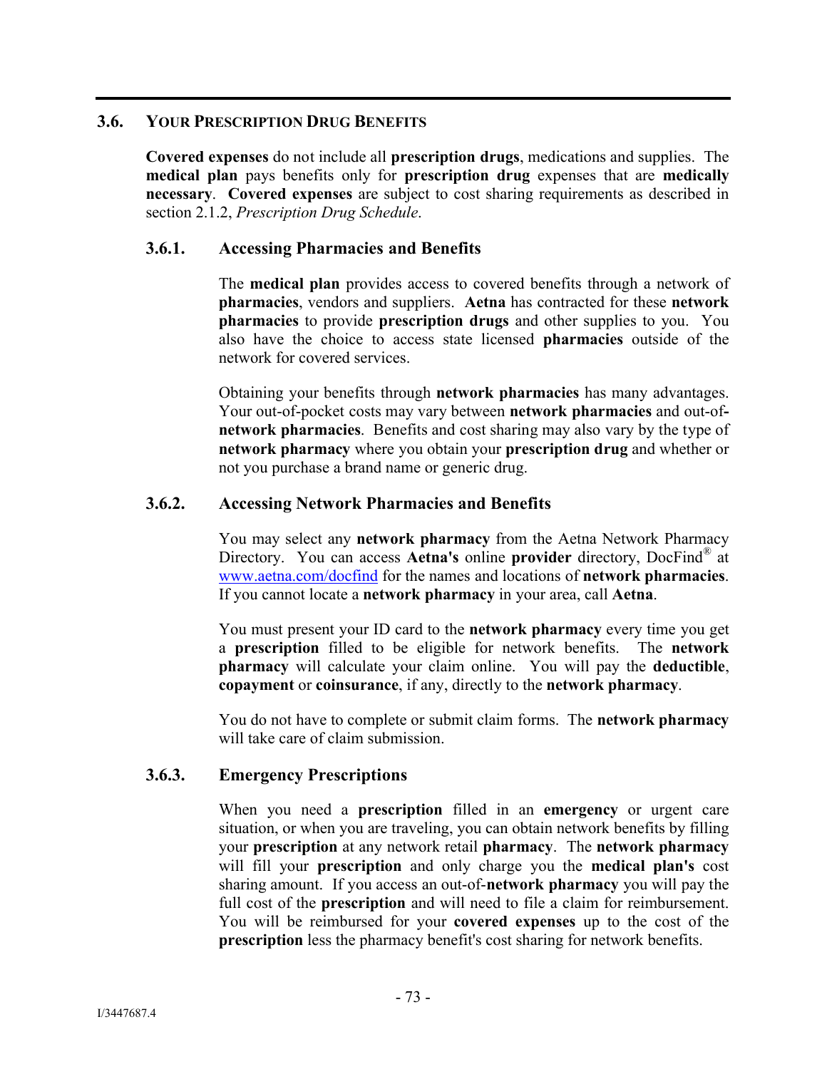## 3.6. Your Prescription Drug Benefits

**Covered expenses** do not include all **prescription drugs**, medications and supplies. The **medical plan** pays benefits only for **prescription drug** expenses that are **medically necessary**. **Covered expenses** are subject to cost sharing requirements as described in section 2.1.2, *Prescription Drug Schedule*.

### 3.6.1. Accessing Pharmacies and Benefits

The **medical plan** provides access to covered benefits through a network of **pharmacies**, vendors and suppliers. **Aetna** has contracted for these **network pharmacies** to provide **prescription drugs** and other supplies to you. You also have the choice to access state licensed **pharmacies** outside of the network for covered services.

Obtaining your benefits through **network pharmacies** has many advantages. Your out-of-pocket costs may vary between **network pharmacies** and out-of-**network pharmacies**. Benefits and cost sharing may also vary by the type of **network pharmacy** where you obtain your **prescription drug** and whether or not you purchase a brand name or generic drug.

### 3.6.2. Accessing Network Pharmacies and Benefits

You may select any **network pharmacy** from the Aetna Network Pharmacy Directory. You can access **Aetna's** online **provider** directory, DocFind® at www.aetna.com/docfind for the names and locations of **network pharmacies**. If you cannot locate a **network pharmacy** in your area, call **Aetna**.

You must present your ID card to the **network pharmacy** every time you get a **prescription** filled to be eligible for network benefits. The **network pharmacy** will calculate your claim online. You will pay the **deductible**, **copayment** or **coinsurance**, if any, directly to the **network pharmacy**.

You do not have to complete or submit claim forms. The **network pharmacy** will take care of claim submission.

### 3.6.3. Emergency Prescriptions

When you need a **prescription** filled in an **emergency** or urgent care situation, or when you are traveling, you can obtain network benefits by filling your **prescription** at any network retail **pharmacy**. The **network pharmacy** will fill your **prescription** and only charge you the **medical plan's** cost sharing amount. If you access an out-of-**network pharmacy** you will pay the full cost of the **prescription** and will need to file a claim for reimbursement. You will be reimbursed for your **covered expenses** up to the cost of the **prescription** less the pharmacy benefit's cost sharing for network benefits.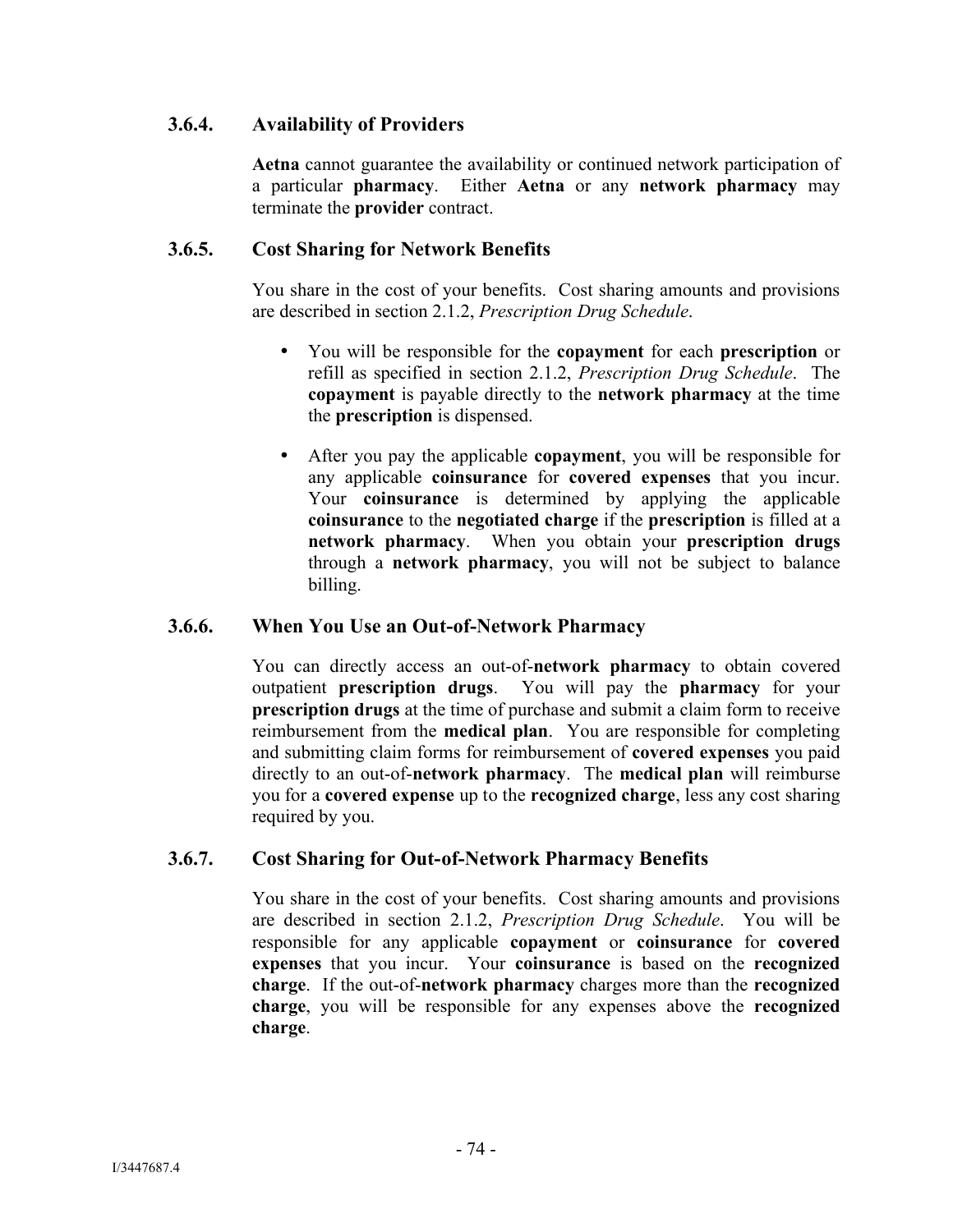### 3.6.4. Availability of Providers

**Aetna** cannot guarantee the availability or continued network participation of a particular **pharmacy**. Either **Aetna** or any **network pharmacy** may terminate the **provider** contract.

### 3.6.5. Cost Sharing for Network Benefits

You share in the cost of your benefits. Cost sharing amounts and provisions are described in section 2.1.2, *Prescription Drug Schedule*.

- You will be responsible for the **copayment** for each **prescription** or refill as specified in section 2.1.2, *Prescription Drug Schedule*. The **copayment** is payable directly to the **network pharmacy** at the time the **prescription** is dispensed.

- After you pay the applicable **copayment**, you will be responsible for any applicable **coinsurance** for **covered expenses** that you incur. Your **coinsurance** is determined by applying the applicable **coinsurance** to the **negotiated charge** if the **prescription** is filled at a **network pharmacy**. When you obtain your **prescription drugs** through a **network pharmacy**, you will not be subject to balance billing.

### 3.6.6. When You Use an Out-of-Network Pharmacy

You can directly access an out-of-**network pharmacy** to obtain covered outpatient **prescription drugs**. You will pay the **pharmacy** for your **prescription drugs** at the time of purchase and submit a claim form to receive reimbursement from the **medical plan**. You are responsible for completing and submitting claim forms for reimbursement of **covered expenses** you paid directly to an out-of-**network pharmacy**. The **medical plan** will reimburse you for a **covered expense** up to the **recognized charge**, less any cost sharing required by you.

### 3.6.7. Cost Sharing for Out-of-Network Pharmacy Benefits

You share in the cost of your benefits. Cost sharing amounts and provisions are described in section 2.1.2, *Prescription Drug Schedule*. You will be responsible for any applicable **copayment** or **coinsurance** for **covered expenses** that you incur. Your **coinsurance** is based on the **recognized charge**. If the out-of-**network pharmacy** charges more than the **recognized charge**, you will be responsible for any expenses above the **recognized charge**.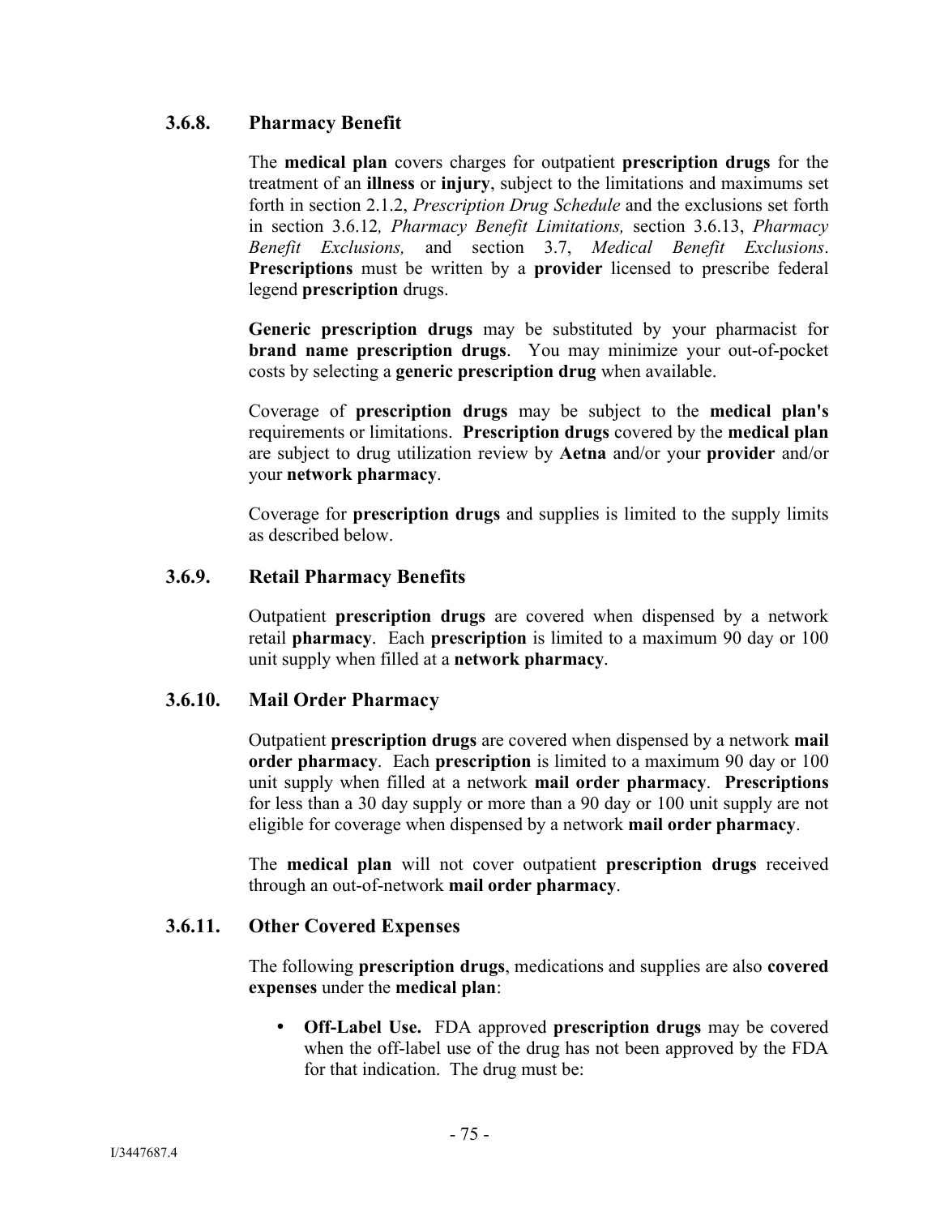### 3.6.8. Pharmacy Benefit

The **medical plan** covers charges for outpatient **prescription drugs** for the treatment of an **illness** or **injury**, subject to the limitations and maximums set forth in section 2.1.2, *Prescription Drug Schedule* and the exclusions set forth in section 3.6.12*, Pharmacy Benefit Limitations,* section 3.6.13, *Pharmacy Benefit Exclusions,* and section 3.7, *Medical Benefit Exclusions*. **Prescriptions** must be written by a **provider** licensed to prescribe federal legend **prescription** drugs.

**Generic prescription drugs** may be substituted by your pharmacist for **brand name prescription drugs**. You may minimize your out-of-pocket costs by selecting a **generic prescription drug** when available.

Coverage of **prescription drugs** may be subject to the **medical plan's** requirements or limitations. **Prescription drugs** covered by the **medical plan** are subject to drug utilization review by **Aetna** and/or your **provider** and/or your **network pharmacy**.

Coverage for **prescription drugs** and supplies is limited to the supply limits as described below.

### 3.6.9. Retail Pharmacy Benefits

Outpatient **prescription drugs** are covered when dispensed by a network retail **pharmacy**. Each **prescription** is limited to a maximum 90 day or 100 unit supply when filled at a **network pharmacy**.

### 3.6.10. Mail Order Pharmacy

Outpatient **prescription drugs** are covered when dispensed by a network **mail order pharmacy**. Each **prescription** is limited to a maximum 90 day or 100 unit supply when filled at a network **mail order pharmacy**. **Prescriptions** for less than a 30 day supply or more than a 90 day or 100 unit supply are not eligible for coverage when dispensed by a network **mail order pharmacy**.

The **medical plan** will not cover outpatient **prescription drugs** received through an out-of-network **mail order pharmacy**.

### 3.6.11. Other Covered Expenses

The following **prescription drugs**, medications and supplies are also **covered expenses** under the **medical plan**:

- **Off-Label Use.** FDA approved **prescription drugs** may be covered when the off-label use of the drug has not been approved by the FDA for that indication. The drug must be: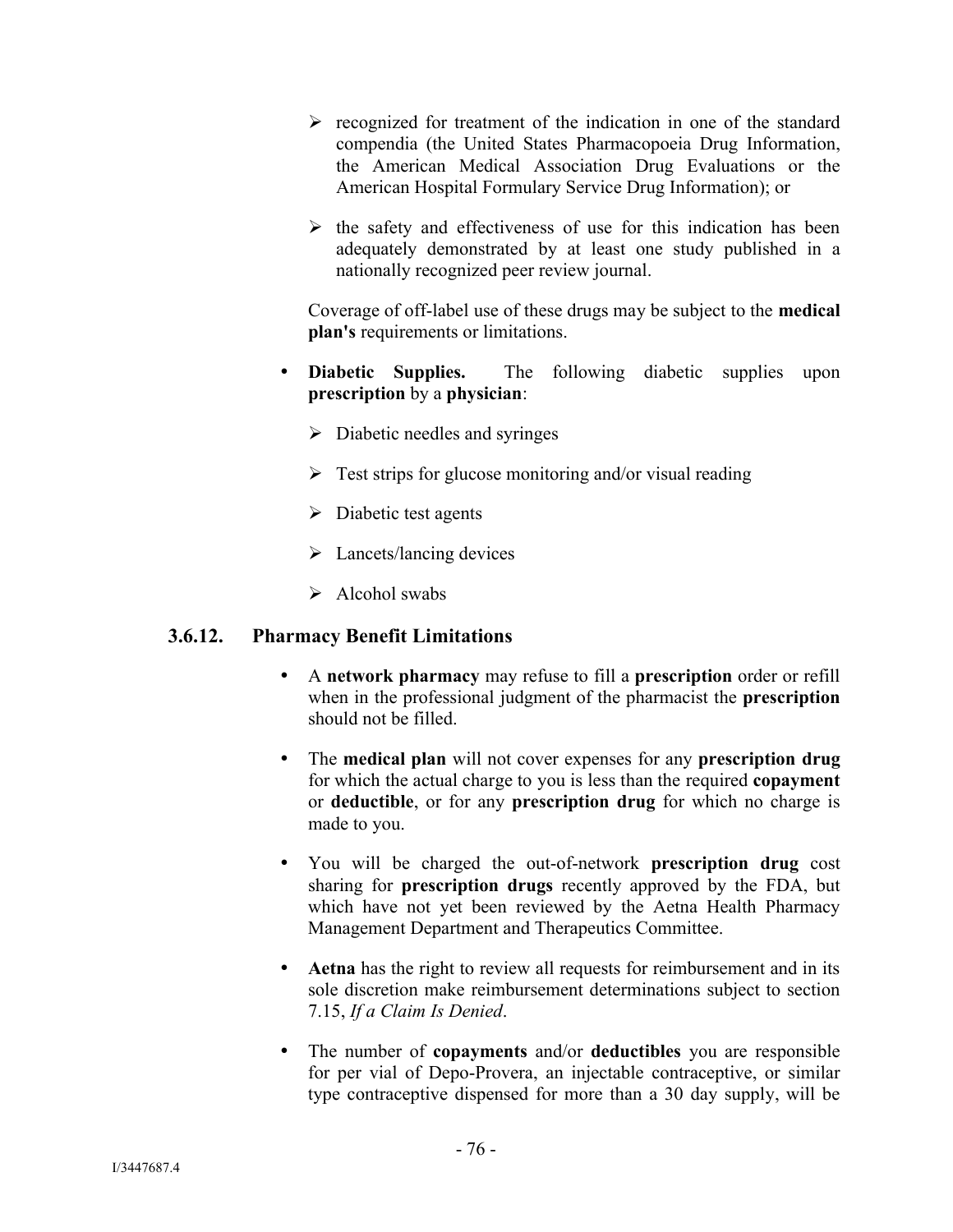- recognized for treatment of the indication in one of the standard compendia (the United States Pharmacopoeia Drug Information, the American Medical Association Drug Evaluations or the American Hospital Formulary Service Drug Information); or

- the safety and effectiveness of use for this indication has been adequately demonstrated by at least one study published in a nationally recognized peer review journal.

Coverage of off-label use of these drugs may be subject to the **medical plan's** requirements or limitations.

- **Diabetic Supplies.** The following diabetic supplies upon **prescription** by a **physician**:

  - Diabetic needles and syringes
  - Test strips for glucose monitoring and/or visual reading
  - Diabetic test agents
  - Lancets/lancing devices
  - Alcohol swabs

### 3.6.12. Pharmacy Benefit Limitations

- A **network pharmacy** may refuse to fill a **prescription** order or refill when in the professional judgment of the pharmacist the **prescription** should not be filled.

- The **medical plan** will not cover expenses for any **prescription drug** for which the actual charge to you is less than the required **copayment** or **deductible**, or for any **prescription drug** for which no charge is made to you.

- You will be charged the out-of-network **prescription drug** cost sharing for **prescription drugs** recently approved by the FDA, but which have not yet been reviewed by the Aetna Health Pharmacy Management Department and Therapeutics Committee.

- **Aetna** has the right to review all requests for reimbursement and in its sole discretion make reimbursement determinations subject to section 7.15, *If a Claim Is Denied*.

- The number of **copayments** and/or **deductibles** you are responsible for per vial of Depo-Provera, an injectable contraceptive, or similar type contraceptive dispensed for more than a 30 day supply, will be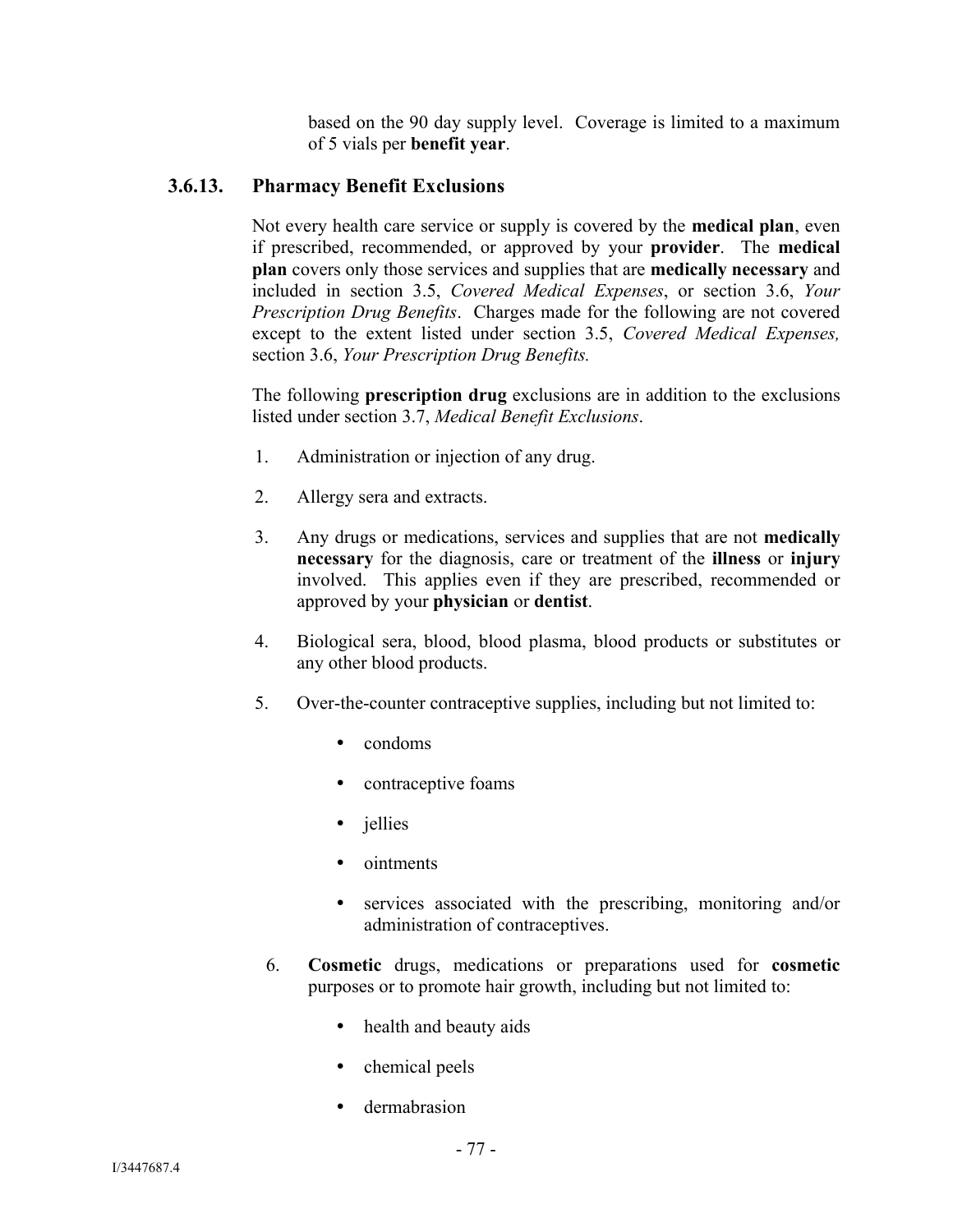based on the 90 day supply level. Coverage is limited to a maximum of 5 vials per **benefit year**.

### 3.6.13. Pharmacy Benefit Exclusions

Not every health care service or supply is covered by the **medical plan**, even if prescribed, recommended, or approved by your **provider**. The **medical plan** covers only those services and supplies that are **medically necessary** and included in section 3.5, *Covered Medical Expenses*, or section 3.6, *Your Prescription Drug Benefits*. Charges made for the following are not covered except to the extent listed under section 3.5, *Covered Medical Expenses,* section 3.6, *Your Prescription Drug Benefits.*

The following **prescription drug** exclusions are in addition to the exclusions listed under section 3.7, *Medical Benefit Exclusions*.

1. Administration or injection of any drug.
2. Allergy sera and extracts.
3. Any drugs or medications, services and supplies that are not **medically necessary** for the diagnosis, care or treatment of the **illness** or **injury** involved. This applies even if they are prescribed, recommended or approved by your **physician** or **dentist**.
4. Biological sera, blood, blood plasma, blood products or substitutes or any other blood products.
5. Over-the-counter contraceptive supplies, including but not limited to:
   - condoms
   - contraceptive foams
   - jellies
   - ointments
   - services associated with the prescribing, monitoring and/or administration of contraceptives.
6. **Cosmetic** drugs, medications or preparations used for **cosmetic** purposes or to promote hair growth, including but not limited to:
   - health and beauty aids
   - chemical peels
   - dermabrasion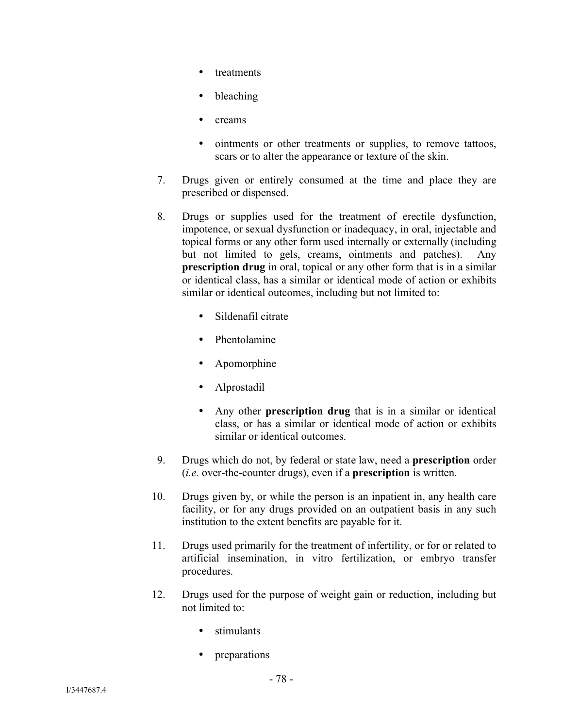- treatments
- bleaching
- creams
- ointments or other treatments or supplies, to remove tattoos, scars or to alter the appearance or texture of the skin.

7. Drugs given or entirely consumed at the time and place they are prescribed or dispensed.

8. Drugs or supplies used for the treatment of erectile dysfunction, impotence, or sexual dysfunction or inadequacy, in oral, injectable and topical forms or any other form used internally or externally (including but not limited to gels, creams, ointments and patches). Any **prescription drug** in oral, topical or any other form that is in a similar or identical class, has a similar or identical mode of action or exhibits similar or identical outcomes, including but not limited to:
   - Sildenafil citrate
   - Phentolamine
   - Apomorphine
   - Alprostadil
   - Any other **prescription drug** that is in a similar or identical class, or has a similar or identical mode of action or exhibits similar or identical outcomes.

9. Drugs which do not, by federal or state law, need a **prescription** order (*i.e.* over-the-counter drugs), even if a **prescription** is written.

10. Drugs given by, or while the person is an inpatient in, any health care facility, or for any drugs provided on an outpatient basis in any such institution to the extent benefits are payable for it.

11. Drugs used primarily for the treatment of infertility, or for or related to artificial insemination, in vitro fertilization, or embryo transfer procedures.

12. Drugs used for the purpose of weight gain or reduction, including but not limited to:
    - stimulants
    - preparations

I/3447687.4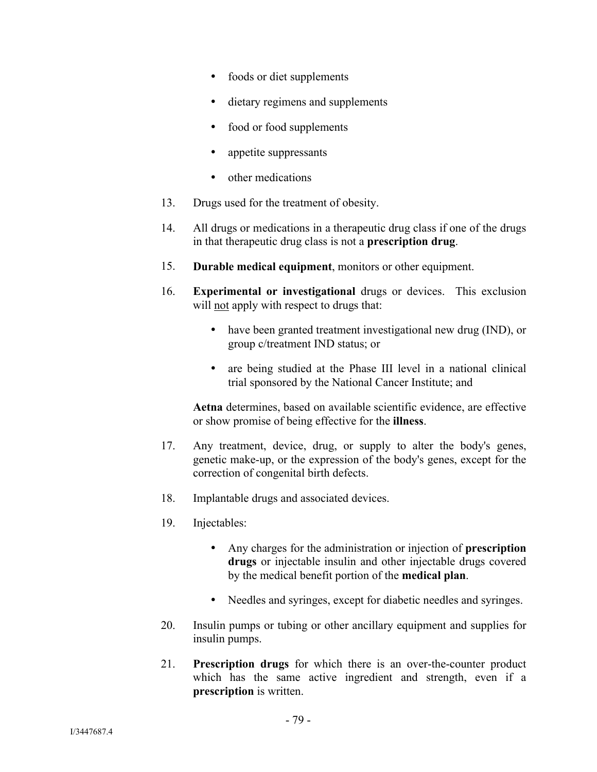- foods or diet supplements
- dietary regimens and supplements
- food or food supplements
- appetite suppressants
- other medications

13. Drugs used for the treatment of obesity.

14. All drugs or medications in a therapeutic drug class if one of the drugs in that therapeutic drug class is not a **prescription drug**.

15. **Durable medical equipment**, monitors or other equipment.

16. **Experimental or investigational** drugs or devices. This exclusion will not apply with respect to drugs that:

    - have been granted treatment investigational new drug (IND), or group c/treatment IND status; or
    - are being studied at the Phase III level in a national clinical trial sponsored by the National Cancer Institute; and

    **Aetna** determines, based on available scientific evidence, are effective or show promise of being effective for the **illness**.

17. Any treatment, device, drug, or supply to alter the body's genes, genetic make-up, or the expression of the body's genes, except for the correction of congenital birth defects.

18. Implantable drugs and associated devices.

19. Injectables:

    - Any charges for the administration or injection of **prescription drugs** or injectable insulin and other injectable drugs covered by the medical benefit portion of the **medical plan**.
    - Needles and syringes, except for diabetic needles and syringes.

20. Insulin pumps or tubing or other ancillary equipment and supplies for insulin pumps.

21. **Prescription drugs** for which there is an over-the-counter product which has the same active ingredient and strength, even if a **prescription** is written.

I/3447687.4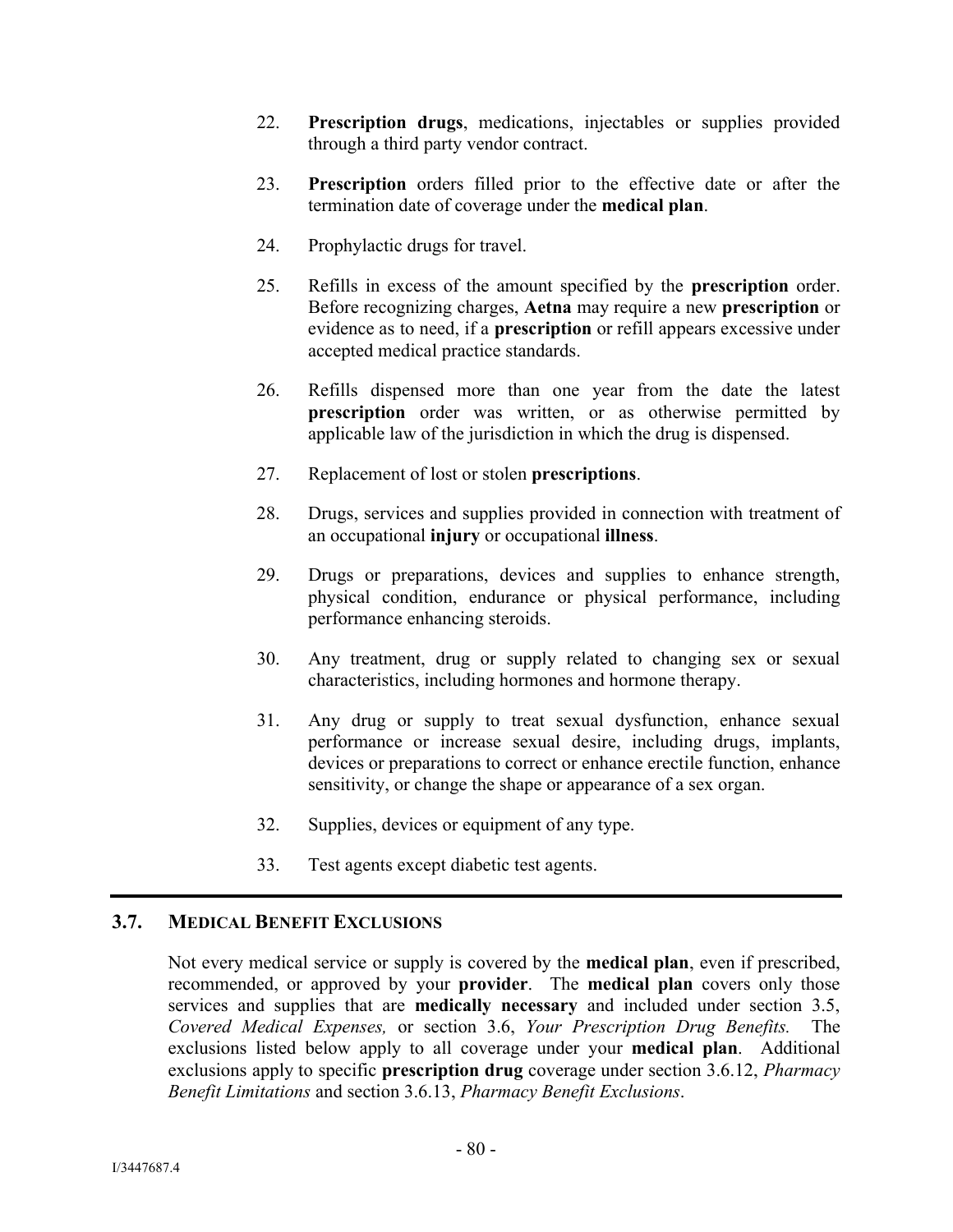22. **Prescription drugs**, medications, injectables or supplies provided through a third party vendor contract.

23. **Prescription** orders filled prior to the effective date or after the termination date of coverage under the **medical plan**.

24. Prophylactic drugs for travel.

25. Refills in excess of the amount specified by the **prescription** order. Before recognizing charges, **Aetna** may require a new **prescription** or evidence as to need, if a **prescription** or refill appears excessive under accepted medical practice standards.

26. Refills dispensed more than one year from the date the latest **prescription** order was written, or as otherwise permitted by applicable law of the jurisdiction in which the drug is dispensed.

27. Replacement of lost or stolen **prescriptions**.

28. Drugs, services and supplies provided in connection with treatment of an occupational **injury** or occupational **illness**.

29. Drugs or preparations, devices and supplies to enhance strength, physical condition, endurance or physical performance, including performance enhancing steroids.

30. Any treatment, drug or supply related to changing sex or sexual characteristics, including hormones and hormone therapy.

31. Any drug or supply to treat sexual dysfunction, enhance sexual performance or increase sexual desire, including drugs, implants, devices or preparations to correct or enhance erectile function, enhance sensitivity, or change the shape or appearance of a sex organ.

32. Supplies, devices or equipment of any type.

33. Test agents except diabetic test agents.

## 3.7. MEDICAL BENEFIT EXCLUSIONS

Not every medical service or supply is covered by the **medical plan**, even if prescribed, recommended, or approved by your **provider**. The **medical plan** covers only those services and supplies that are **medically necessary** and included under section 3.5, *Covered Medical Expenses,* or section 3.6, *Your Prescription Drug Benefits.* The exclusions listed below apply to all coverage under your **medical plan**. Additional exclusions apply to specific **prescription drug** coverage under section 3.6.12, *Pharmacy Benefit Limitations* and section 3.6.13, *Pharmacy Benefit Exclusions*.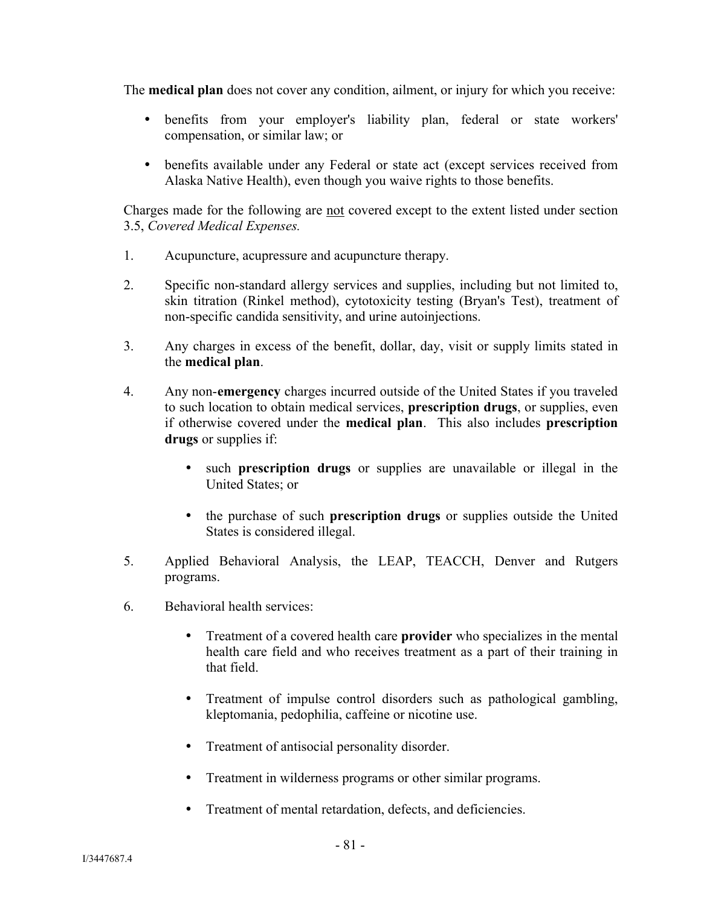The **medical plan** does not cover any condition, ailment, or injury for which you receive:

- benefits from your employer's liability plan, federal or state workers' compensation, or similar law; or
- benefits available under any Federal or state act (except services received from Alaska Native Health), even though you waive rights to those benefits.

Charges made for the following are <u>not</u> covered except to the extent listed under section 3.5, *Covered Medical Expenses.*

1. Acupuncture, acupressure and acupuncture therapy.
2. Specific non-standard allergy services and supplies, including but not limited to, skin titration (Rinkel method), cytotoxicity testing (Bryan's Test), treatment of non-specific candida sensitivity, and urine autoinjections.
3. Any charges in excess of the benefit, dollar, day, visit or supply limits stated in the **medical plan**.
4. Any non-**emergency** charges incurred outside of the United States if you traveled to such location to obtain medical services, **prescription drugs**, or supplies, even if otherwise covered under the **medical plan**. This also includes **prescription drugs** or supplies if:
    - such **prescription drugs** or supplies are unavailable or illegal in the United States; or
    - the purchase of such **prescription drugs** or supplies outside the United States is considered illegal.
5. Applied Behavioral Analysis, the LEAP, TEACCH, Denver and Rutgers programs.
6. Behavioral health services:
    - Treatment of a covered health care **provider** who specializes in the mental health care field and who receives treatment as a part of their training in that field.
    - Treatment of impulse control disorders such as pathological gambling, kleptomania, pedophilia, caffeine or nicotine use.
    - Treatment of antisocial personality disorder.
    - Treatment in wilderness programs or other similar programs.
    - Treatment of mental retardation, defects, and deficiencies.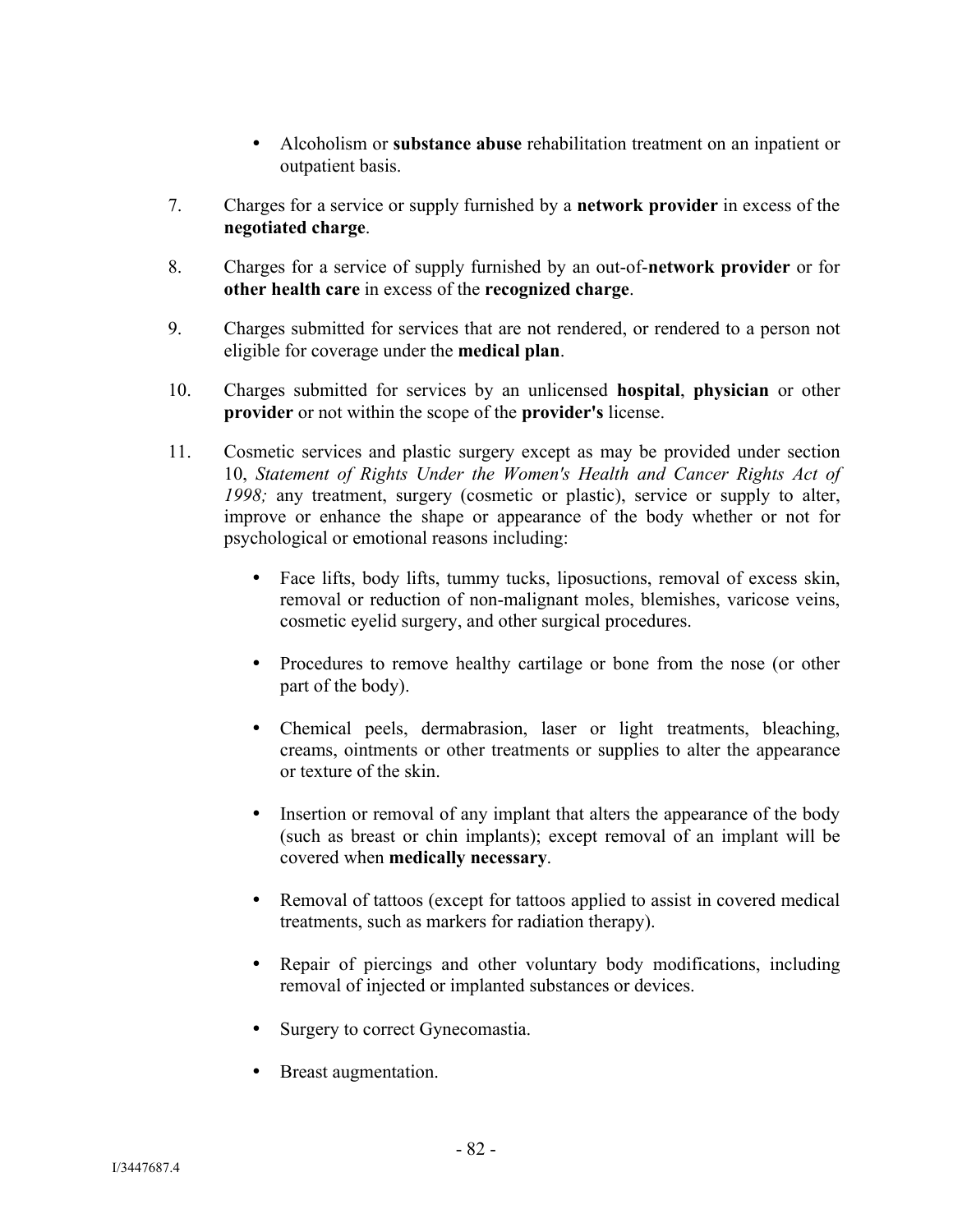- Alcoholism or **substance abuse** rehabilitation treatment on an inpatient or outpatient basis.

7. Charges for a service or supply furnished by a **network provider** in excess of the **negotiated charge**.

8. Charges for a service of supply furnished by an out-of-**network provider** or for **other health care** in excess of the **recognized charge**.

9. Charges submitted for services that are not rendered, or rendered to a person not eligible for coverage under the **medical plan**.

10. Charges submitted for services by an unlicensed **hospital**, **physician** or other **provider** or not within the scope of the **provider's** license.

11. Cosmetic services and plastic surgery except as may be provided under section 10, *Statement of Rights Under the Women's Health and Cancer Rights Act of 1998;* any treatment, surgery (cosmetic or plastic), service or supply to alter, improve or enhance the shape or appearance of the body whether or not for psychological or emotional reasons including:

    - Face lifts, body lifts, tummy tucks, liposuctions, removal of excess skin, removal or reduction of non-malignant moles, blemishes, varicose veins, cosmetic eyelid surgery, and other surgical procedures.

    - Procedures to remove healthy cartilage or bone from the nose (or other part of the body).

    - Chemical peels, dermabrasion, laser or light treatments, bleaching, creams, ointments or other treatments or supplies to alter the appearance or texture of the skin.

    - Insertion or removal of any implant that alters the appearance of the body (such as breast or chin implants); except removal of an implant will be covered when **medically necessary**.

    - Removal of tattoos (except for tattoos applied to assist in covered medical treatments, such as markers for radiation therapy).

    - Repair of piercings and other voluntary body modifications, including removal of injected or implanted substances or devices.

    - Surgery to correct Gynecomastia.

    - Breast augmentation.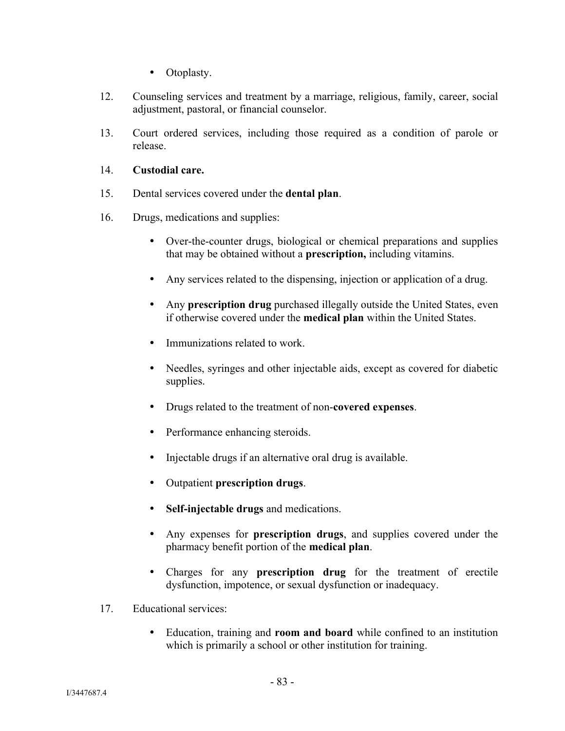- Otoplasty.

12. Counseling services and treatment by a marriage, religious, family, career, social adjustment, pastoral, or financial counselor.

13. Court ordered services, including those required as a condition of parole or release.

14. **Custodial care.**

15. Dental services covered under the **dental plan**.

16. Drugs, medications and supplies:

    - Over-the-counter drugs, biological or chemical preparations and supplies that may be obtained without a **prescription,** including vitamins.
    - Any services related to the dispensing, injection or application of a drug.
    - Any **prescription drug** purchased illegally outside the United States, even if otherwise covered under the **medical plan** within the United States.
    - Immunizations related to work.
    - Needles, syringes and other injectable aids, except as covered for diabetic supplies.
    - Drugs related to the treatment of non-**covered expenses**.
    - Performance enhancing steroids.
    - Injectable drugs if an alternative oral drug is available.
    - Outpatient **prescription drugs**.
    - **Self-injectable drugs** and medications.
    - Any expenses for **prescription drugs**, and supplies covered under the pharmacy benefit portion of the **medical plan**.
    - Charges for any **prescription drug** for the treatment of erectile dysfunction, impotence, or sexual dysfunction or inadequacy.

17. Educational services:

    - Education, training and **room and board** while confined to an institution which is primarily a school or other institution for training.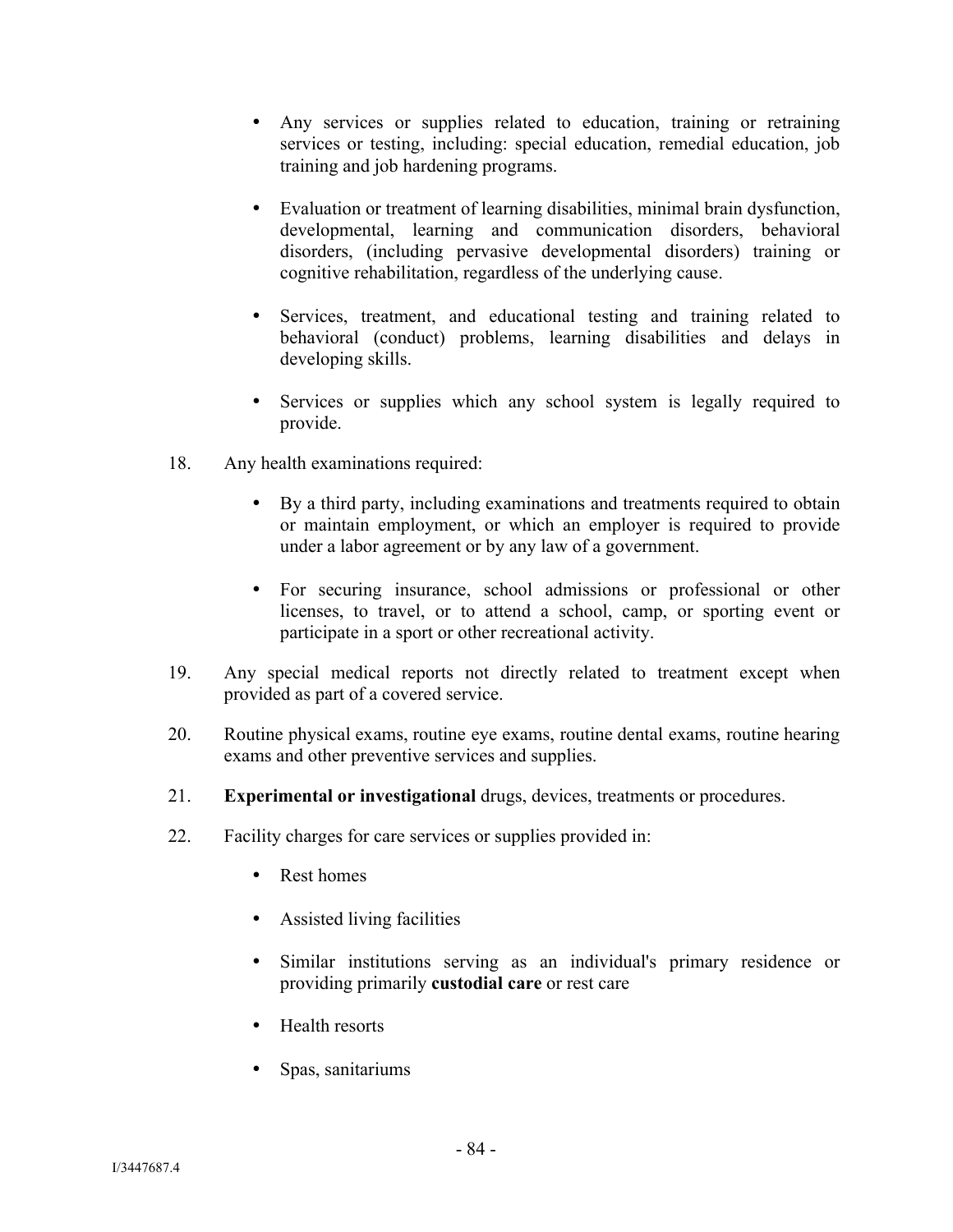- Any services or supplies related to education, training or retraining services or testing, including: special education, remedial education, job training and job hardening programs.

- Evaluation or treatment of learning disabilities, minimal brain dysfunction, developmental, learning and communication disorders, behavioral disorders, (including pervasive developmental disorders) training or cognitive rehabilitation, regardless of the underlying cause.

- Services, treatment, and educational testing and training related to behavioral (conduct) problems, learning disabilities and delays in developing skills.

- Services or supplies which any school system is legally required to provide.

18. Any health examinations required:

    - By a third party, including examinations and treatments required to obtain or maintain employment, or which an employer is required to provide under a labor agreement or by any law of a government.

    - For securing insurance, school admissions or professional or other licenses, to travel, or to attend a school, camp, or sporting event or participate in a sport or other recreational activity.

19. Any special medical reports not directly related to treatment except when provided as part of a covered service.

20. Routine physical exams, routine eye exams, routine dental exams, routine hearing exams and other preventive services and supplies.

21. **Experimental or investigational** drugs, devices, treatments or procedures.

22. Facility charges for care services or supplies provided in:

    - Rest homes

    - Assisted living facilities

    - Similar institutions serving as an individual's primary residence or providing primarily **custodial care** or rest care

    - Health resorts

    - Spas, sanitariums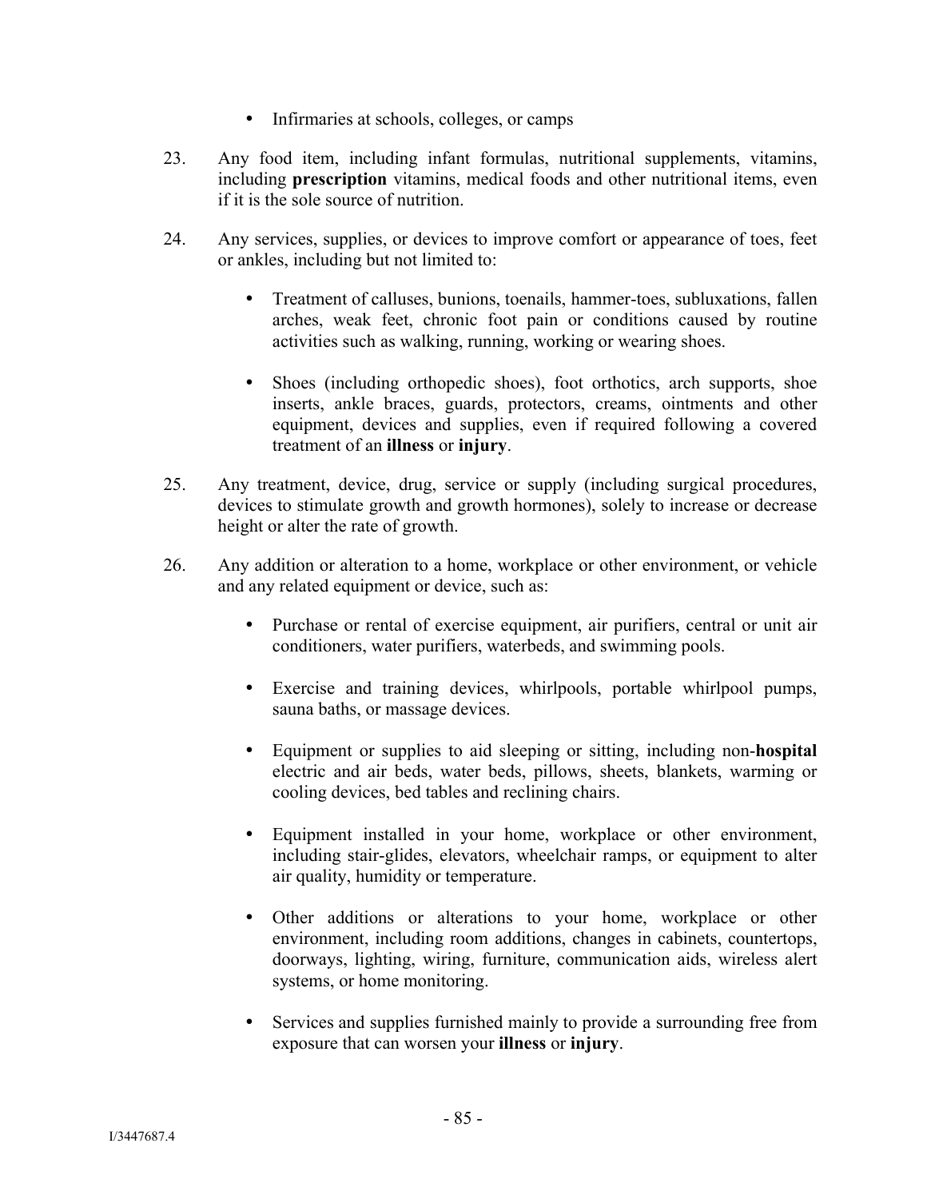- Infirmaries at schools, colleges, or camps

23. Any food item, including infant formulas, nutritional supplements, vitamins, including **prescription** vitamins, medical foods and other nutritional items, even if it is the sole source of nutrition.

24. Any services, supplies, or devices to improve comfort or appearance of toes, feet or ankles, including but not limited to:

    - Treatment of calluses, bunions, toenails, hammer-toes, subluxations, fallen arches, weak feet, chronic foot pain or conditions caused by routine activities such as walking, running, working or wearing shoes.

    - Shoes (including orthopedic shoes), foot orthotics, arch supports, shoe inserts, ankle braces, guards, protectors, creams, ointments and other equipment, devices and supplies, even if required following a covered treatment of an **illness** or **injury**.

25. Any treatment, device, drug, service or supply (including surgical procedures, devices to stimulate growth and growth hormones), solely to increase or decrease height or alter the rate of growth.

26. Any addition or alteration to a home, workplace or other environment, or vehicle and any related equipment or device, such as:

    - Purchase or rental of exercise equipment, air purifiers, central or unit air conditioners, water purifiers, waterbeds, and swimming pools.

    - Exercise and training devices, whirlpools, portable whirlpool pumps, sauna baths, or massage devices.

    - Equipment or supplies to aid sleeping or sitting, including non-**hospital** electric and air beds, water beds, pillows, sheets, blankets, warming or cooling devices, bed tables and reclining chairs.

    - Equipment installed in your home, workplace or other environment, including stair-glides, elevators, wheelchair ramps, or equipment to alter air quality, humidity or temperature.

    - Other additions or alterations to your home, workplace or other environment, including room additions, changes in cabinets, countertops, doorways, lighting, wiring, furniture, communication aids, wireless alert systems, or home monitoring.

    - Services and supplies furnished mainly to provide a surrounding free from exposure that can worsen your **illness** or **injury**.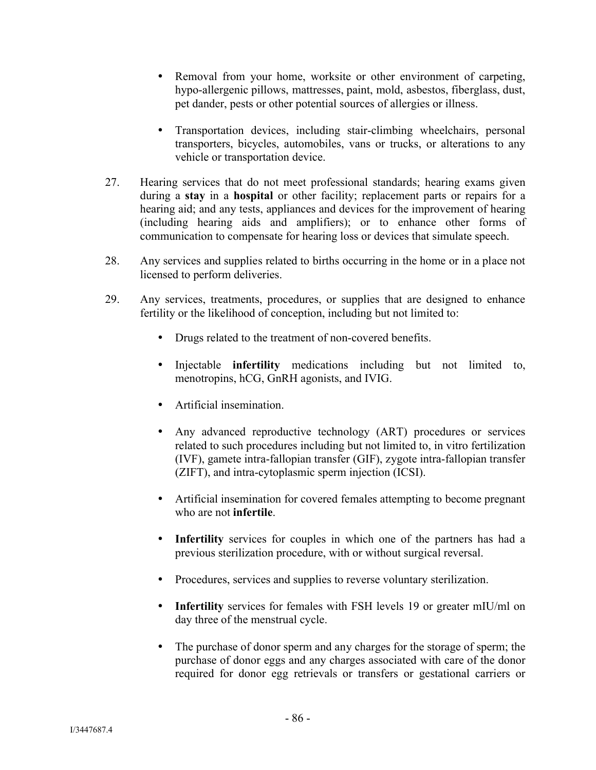- Removal from your home, worksite or other environment of carpeting, hypo-allergenic pillows, mattresses, paint, mold, asbestos, fiberglass, dust, pet dander, pests or other potential sources of allergies or illness.

- Transportation devices, including stair-climbing wheelchairs, personal transporters, bicycles, automobiles, vans or trucks, or alterations to any vehicle or transportation device.

27. Hearing services that do not meet professional standards; hearing exams given during a **stay** in a **hospital** or other facility; replacement parts or repairs for a hearing aid; and any tests, appliances and devices for the improvement of hearing (including hearing aids and amplifiers); or to enhance other forms of communication to compensate for hearing loss or devices that simulate speech.

28. Any services and supplies related to births occurring in the home or in a place not licensed to perform deliveries.

29. Any services, treatments, procedures, or supplies that are designed to enhance fertility or the likelihood of conception, including but not limited to:

    - Drugs related to the treatment of non-covered benefits.

    - Injectable **infertility** medications including but not limited to, menotropins, hCG, GnRH agonists, and IVIG.

    - Artificial insemination.

    - Any advanced reproductive technology (ART) procedures or services related to such procedures including but not limited to, in vitro fertilization (IVF), gamete intra-fallopian transfer (GIF), zygote intra-fallopian transfer (ZIFT), and intra-cytoplasmic sperm injection (ICSI).

    - Artificial insemination for covered females attempting to become pregnant who are not **infertile**.

    - **Infertility** services for couples in which one of the partners has had a previous sterilization procedure, with or without surgical reversal.

    - Procedures, services and supplies to reverse voluntary sterilization.

    - **Infertility** services for females with FSH levels 19 or greater mIU/ml on day three of the menstrual cycle.

    - The purchase of donor sperm and any charges for the storage of sperm; the purchase of donor eggs and any charges associated with care of the donor required for donor egg retrievals or transfers or gestational carriers or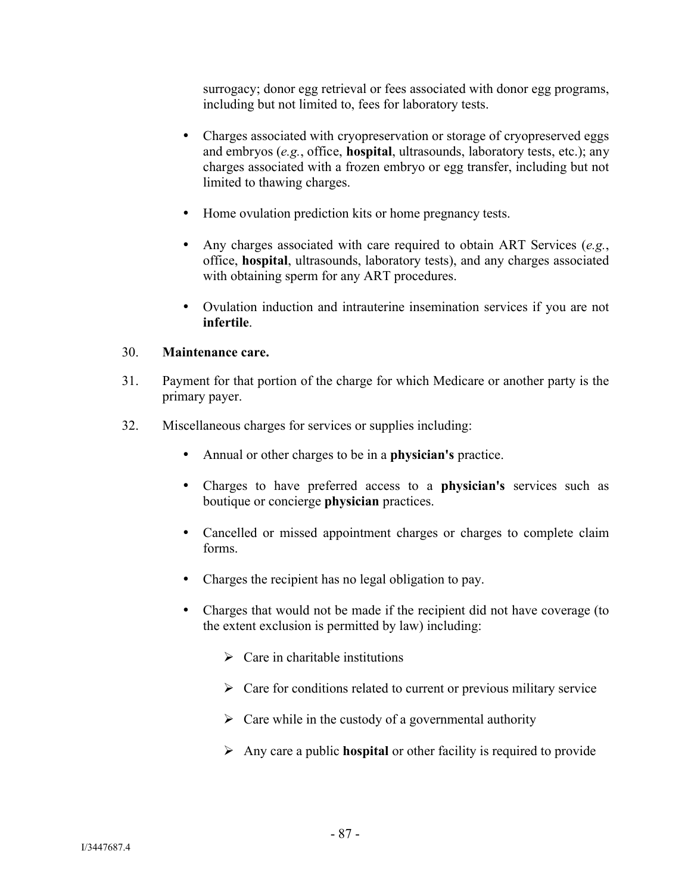surrogacy; donor egg retrieval or fees associated with donor egg programs, including but not limited to, fees for laboratory tests.

- Charges associated with cryopreservation or storage of cryopreserved eggs and embryos (*e.g.*, office, **hospital**, ultrasounds, laboratory tests, etc.); any charges associated with a frozen embryo or egg transfer, including but not limited to thawing charges.

- Home ovulation prediction kits or home pregnancy tests.

- Any charges associated with care required to obtain ART Services (*e.g.*, office, **hospital**, ultrasounds, laboratory tests), and any charges associated with obtaining sperm for any ART procedures.

- Ovulation induction and intrauterine insemination services if you are not **infertile**.

30. **Maintenance care.**

31. Payment for that portion of the charge for which Medicare or another party is the primary payer.

32. Miscellaneous charges for services or supplies including:

    - Annual or other charges to be in a **physician's** practice.

    - Charges to have preferred access to a **physician's** services such as boutique or concierge **physician** practices.

    - Cancelled or missed appointment charges or charges to complete claim forms.

    - Charges the recipient has no legal obligation to pay.

    - Charges that would not be made if the recipient did not have coverage (to the extent exclusion is permitted by law) including:

        - Care in charitable institutions

        - Care for conditions related to current or previous military service

        - Care while in the custody of a governmental authority

        - Any care a public **hospital** or other facility is required to provide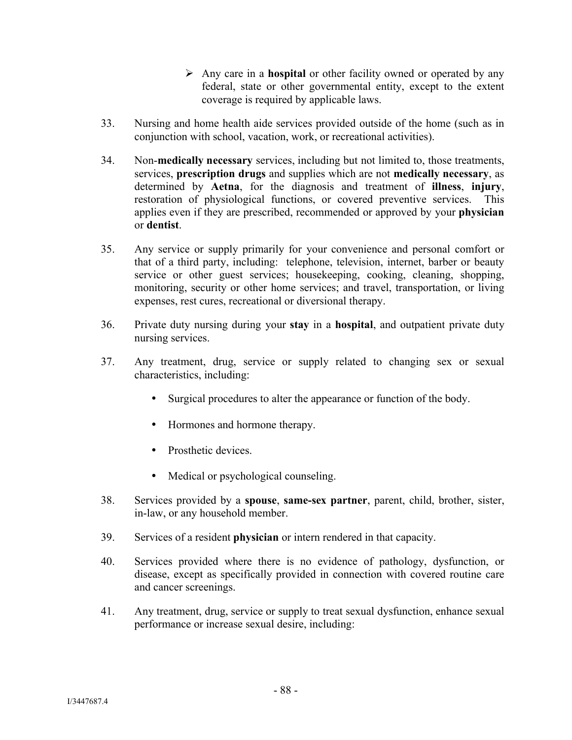- Any care in a **hospital** or other facility owned or operated by any federal, state or other governmental entity, except to the extent coverage is required by applicable laws.

33. Nursing and home health aide services provided outside of the home (such as in conjunction with school, vacation, work, or recreational activities).

34. Non-**medically necessary** services, including but not limited to, those treatments, services, **prescription drugs** and supplies which are not **medically necessary**, as determined by **Aetna**, for the diagnosis and treatment of **illness**, **injury**, restoration of physiological functions, or covered preventive services. This applies even if they are prescribed, recommended or approved by your **physician** or **dentist**.

35. Any service or supply primarily for your convenience and personal comfort or that of a third party, including: telephone, television, internet, barber or beauty service or other guest services; housekeeping, cooking, cleaning, shopping, monitoring, security or other home services; and travel, transportation, or living expenses, rest cures, recreational or diversional therapy.

36. Private duty nursing during your **stay** in a **hospital**, and outpatient private duty nursing services.

37. Any treatment, drug, service or supply related to changing sex or sexual characteristics, including:
    - Surgical procedures to alter the appearance or function of the body.
    - Hormones and hormone therapy.
    - Prosthetic devices.
    - Medical or psychological counseling.

38. Services provided by a **spouse**, **same-sex partner**, parent, child, brother, sister, in-law, or any household member.

39. Services of a resident **physician** or intern rendered in that capacity.

40. Services provided where there is no evidence of pathology, dysfunction, or disease, except as specifically provided in connection with covered routine care and cancer screenings.

41. Any treatment, drug, service or supply to treat sexual dysfunction, enhance sexual performance or increase sexual desire, including: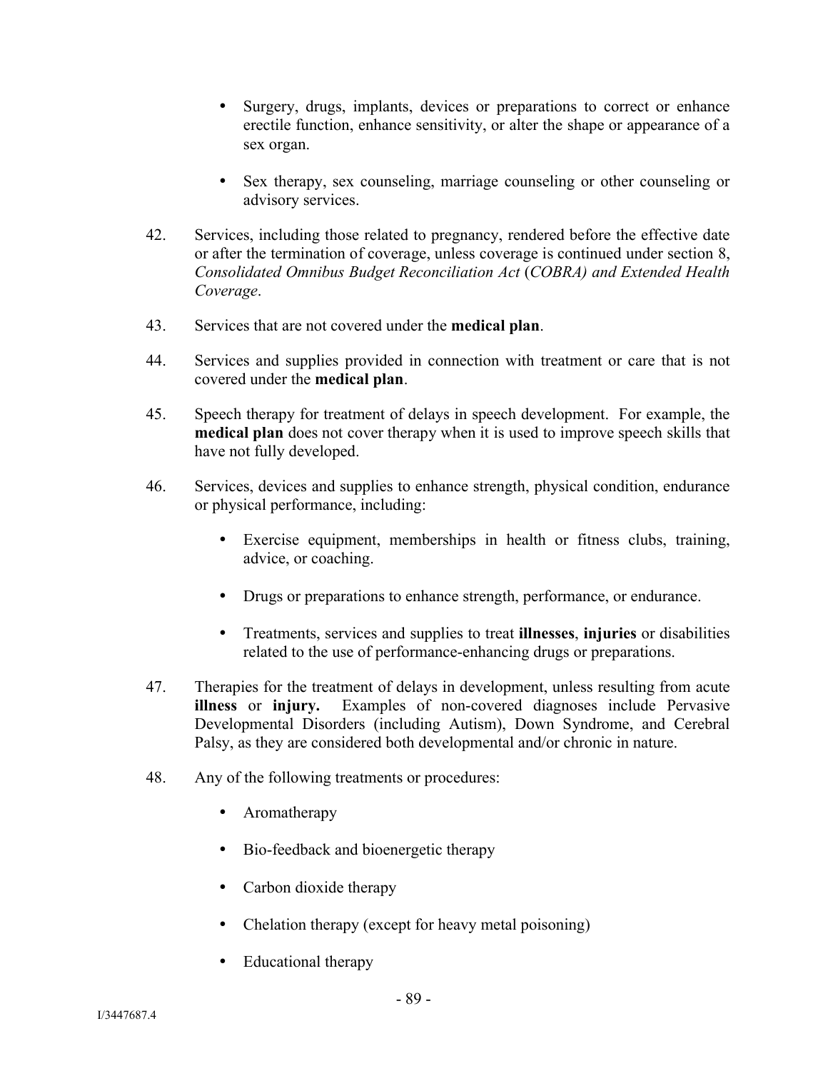- Surgery, drugs, implants, devices or preparations to correct or enhance erectile function, enhance sensitivity, or alter the shape or appearance of a sex organ.

- Sex therapy, sex counseling, marriage counseling or other counseling or advisory services.

42. Services, including those related to pregnancy, rendered before the effective date or after the termination of coverage, unless coverage is continued under section 8, *Consolidated Omnibus Budget Reconciliation Act* (*COBRA) and Extended Health Coverage*.

43. Services that are not covered under the **medical plan**.

44. Services and supplies provided in connection with treatment or care that is not covered under the **medical plan**.

45. Speech therapy for treatment of delays in speech development. For example, the **medical plan** does not cover therapy when it is used to improve speech skills that have not fully developed.

46. Services, devices and supplies to enhance strength, physical condition, endurance or physical performance, including:

    - Exercise equipment, memberships in health or fitness clubs, training, advice, or coaching.

    - Drugs or preparations to enhance strength, performance, or endurance.

    - Treatments, services and supplies to treat **illnesses**, **injuries** or disabilities related to the use of performance-enhancing drugs or preparations.

47. Therapies for the treatment of delays in development, unless resulting from acute **illness** or **injury.** Examples of non-covered diagnoses include Pervasive Developmental Disorders (including Autism), Down Syndrome, and Cerebral Palsy, as they are considered both developmental and/or chronic in nature.

48. Any of the following treatments or procedures:

    - Aromatherapy

    - Bio-feedback and bioenergetic therapy

    - Carbon dioxide therapy

    - Chelation therapy (except for heavy metal poisoning)

    - Educational therapy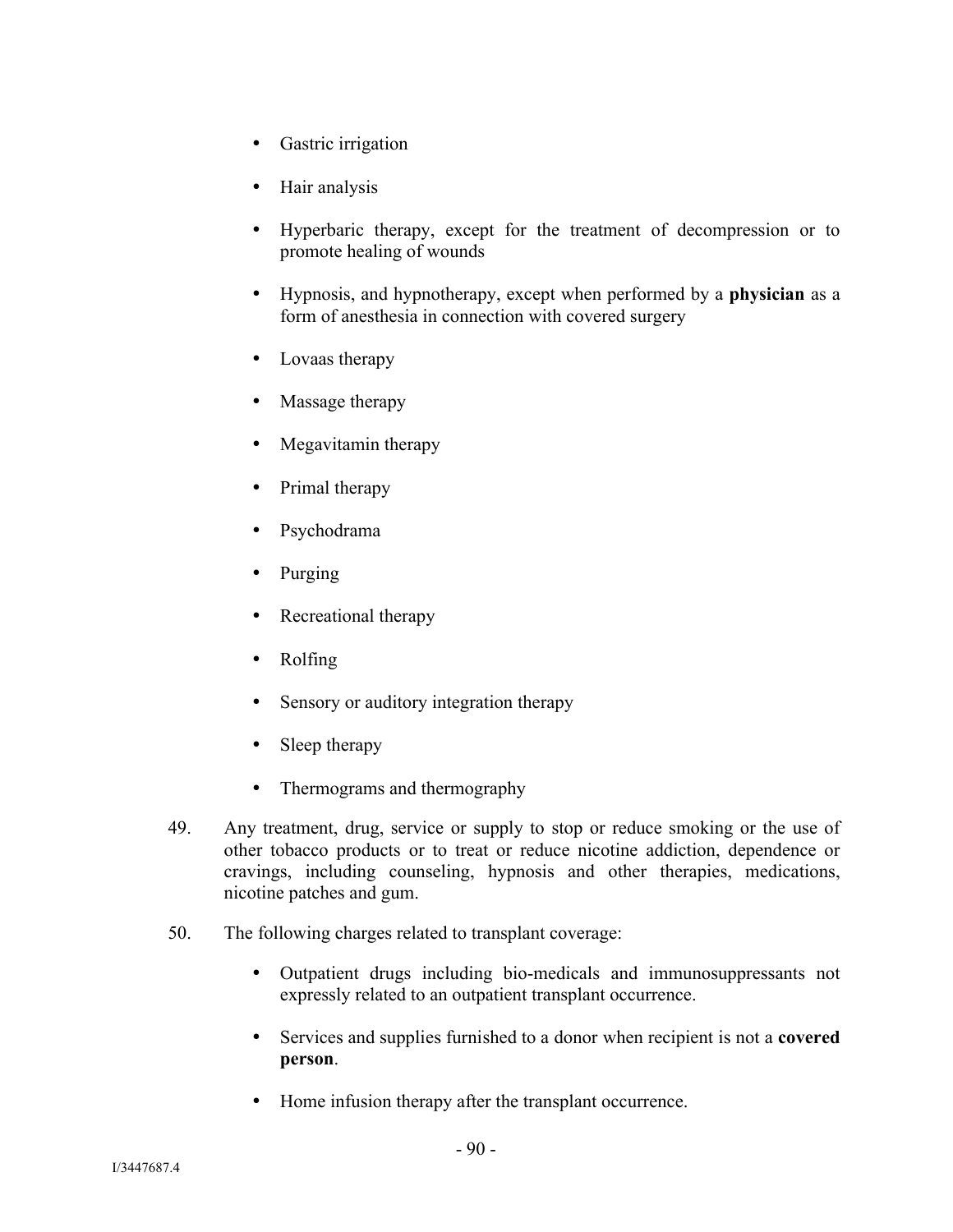- Gastric irrigation
- Hair analysis
- Hyperbaric therapy, except for the treatment of decompression or to promote healing of wounds
- Hypnosis, and hypnotherapy, except when performed by a **physician** as a form of anesthesia in connection with covered surgery
- Lovaas therapy
- Massage therapy
- Megavitamin therapy
- Primal therapy
- Psychodrama
- Purging
- Recreational therapy
- Rolfing
- Sensory or auditory integration therapy
- Sleep therapy
- Thermograms and thermography

49. Any treatment, drug, service or supply to stop or reduce smoking or the use of other tobacco products or to treat or reduce nicotine addiction, dependence or cravings, including counseling, hypnosis and other therapies, medications, nicotine patches and gum.

50. The following charges related to transplant coverage:

    - Outpatient drugs including bio-medicals and immunosuppressants not expressly related to an outpatient transplant occurrence.
    - Services and supplies furnished to a donor when recipient is not a **covered person**.
    - Home infusion therapy after the transplant occurrence.

I/3447687.4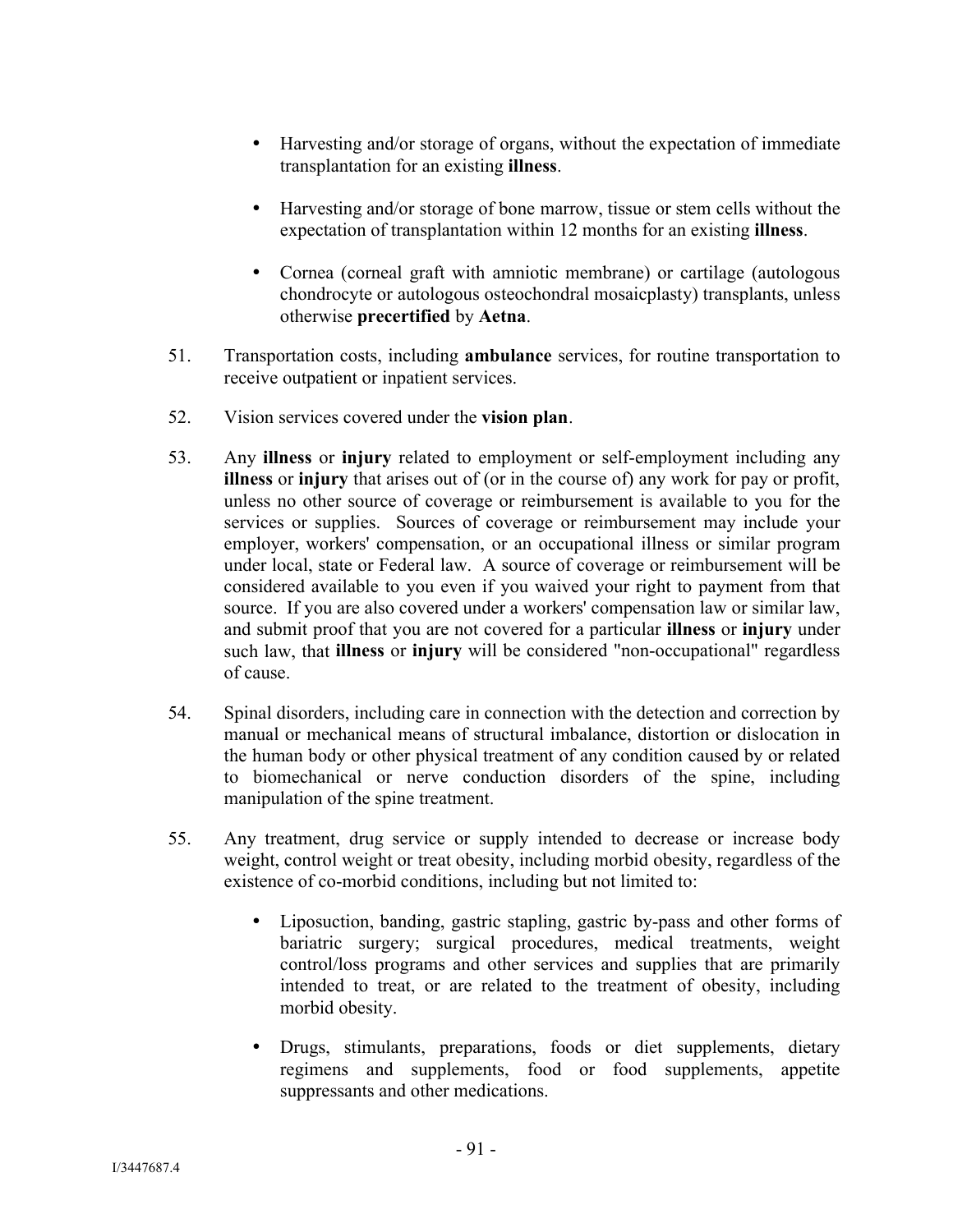- Harvesting and/or storage of organs, without the expectation of immediate transplantation for an existing **illness**.

- Harvesting and/or storage of bone marrow, tissue or stem cells without the expectation of transplantation within 12 months for an existing **illness**.

- Cornea (corneal graft with amniotic membrane) or cartilage (autologous chondrocyte or autologous osteochondral mosaicplasty) transplants, unless otherwise **precertified** by **Aetna**.

51. Transportation costs, including **ambulance** services, for routine transportation to receive outpatient or inpatient services.

52. Vision services covered under the **vision plan**.

53. Any **illness** or **injury** related to employment or self-employment including any **illness** or **injury** that arises out of (or in the course of) any work for pay or profit, unless no other source of coverage or reimbursement is available to you for the services or supplies. Sources of coverage or reimbursement may include your employer, workers' compensation, or an occupational illness or similar program under local, state or Federal law. A source of coverage or reimbursement will be considered available to you even if you waived your right to payment from that source. If you are also covered under a workers' compensation law or similar law, and submit proof that you are not covered for a particular **illness** or **injury** under such law, that **illness** or **injury** will be considered "non-occupational" regardless of cause.

54. Spinal disorders, including care in connection with the detection and correction by manual or mechanical means of structural imbalance, distortion or dislocation in the human body or other physical treatment of any condition caused by or related to biomechanical or nerve conduction disorders of the spine, including manipulation of the spine treatment.

55. Any treatment, drug service or supply intended to decrease or increase body weight, control weight or treat obesity, including morbid obesity, regardless of the existence of co-morbid conditions, including but not limited to:

    - Liposuction, banding, gastric stapling, gastric by-pass and other forms of bariatric surgery; surgical procedures, medical treatments, weight control/loss programs and other services and supplies that are primarily intended to treat, or are related to the treatment of obesity, including morbid obesity.

    - Drugs, stimulants, preparations, foods or diet supplements, dietary regimens and supplements, food or food supplements, appetite suppressants and other medications.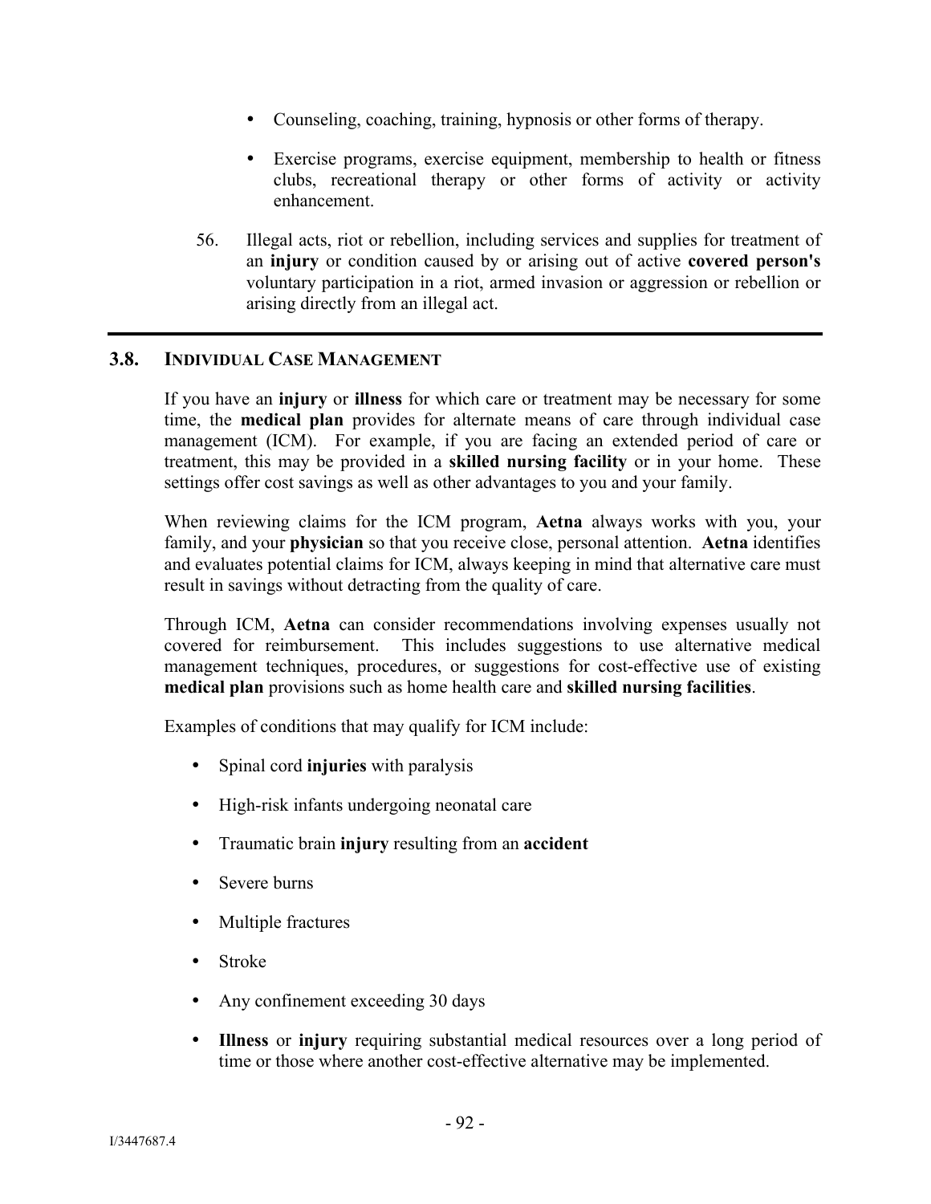- Counseling, coaching, training, hypnosis or other forms of therapy.
- Exercise programs, exercise equipment, membership to health or fitness clubs, recreational therapy or other forms of activity or activity enhancement.

56. Illegal acts, riot or rebellion, including services and supplies for treatment of an **injury** or condition caused by or arising out of active **covered person's** voluntary participation in a riot, armed invasion or aggression or rebellion or arising directly from an illegal act.

---

## 3.8. INDIVIDUAL CASE MANAGEMENT

If you have an **injury** or **illness** for which care or treatment may be necessary for some time, the **medical plan** provides for alternate means of care through individual case management (ICM). For example, if you are facing an extended period of care or treatment, this may be provided in a **skilled nursing facility** or in your home. These settings offer cost savings as well as other advantages to you and your family.

When reviewing claims for the ICM program, **Aetna** always works with you, your family, and your **physician** so that you receive close, personal attention. **Aetna** identifies and evaluates potential claims for ICM, always keeping in mind that alternative care must result in savings without detracting from the quality of care.

Through ICM, **Aetna** can consider recommendations involving expenses usually not covered for reimbursement. This includes suggestions to use alternative medical management techniques, procedures, or suggestions for cost-effective use of existing **medical plan** provisions such as home health care and **skilled nursing facilities**.

Examples of conditions that may qualify for ICM include:

- Spinal cord **injuries** with paralysis
- High-risk infants undergoing neonatal care
- Traumatic brain **injury** resulting from an **accident**
- Severe burns
- Multiple fractures
- Stroke
- Any confinement exceeding 30 days
- **Illness** or **injury** requiring substantial medical resources over a long period of time or those where another cost-effective alternative may be implemented.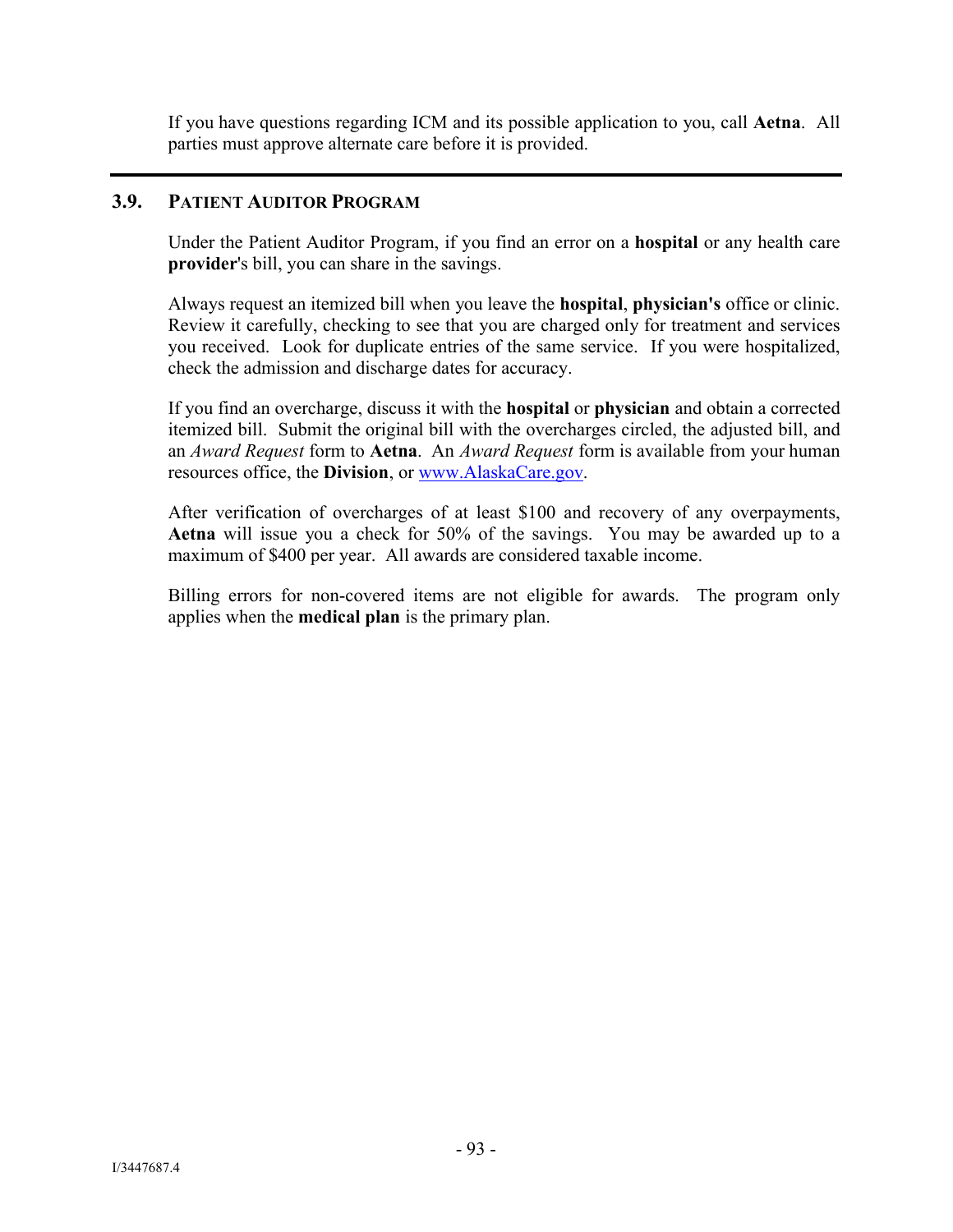If you have questions regarding ICM and its possible application to you, call **Aetna**. All parties must approve alternate care before it is provided.

---

## 3.9. PATIENT AUDITOR PROGRAM

Under the Patient Auditor Program, if you find an error on a **hospital** or any health care **provider**'s bill, you can share in the savings.

Always request an itemized bill when you leave the **hospital**, **physician's** office or clinic. Review it carefully, checking to see that you are charged only for treatment and services you received. Look for duplicate entries of the same service. If you were hospitalized, check the admission and discharge dates for accuracy.

If you find an overcharge, discuss it with the **hospital** or **physician** and obtain a corrected itemized bill. Submit the original bill with the overcharges circled, the adjusted bill, and an *Award Request* form to **Aetna**. An *Award Request* form is available from your human resources office, the **Division**, or [www.AlaskaCare.gov](www.AlaskaCare.gov).

After verification of overcharges of at least $100 and recovery of any overpayments, **Aetna** will issue you a check for 50% of the savings. You may be awarded up to a maximum of $400 per year. All awards are considered taxable income.

Billing errors for non-covered items are not eligible for awards. The program only applies when the **medical plan** is the primary plan.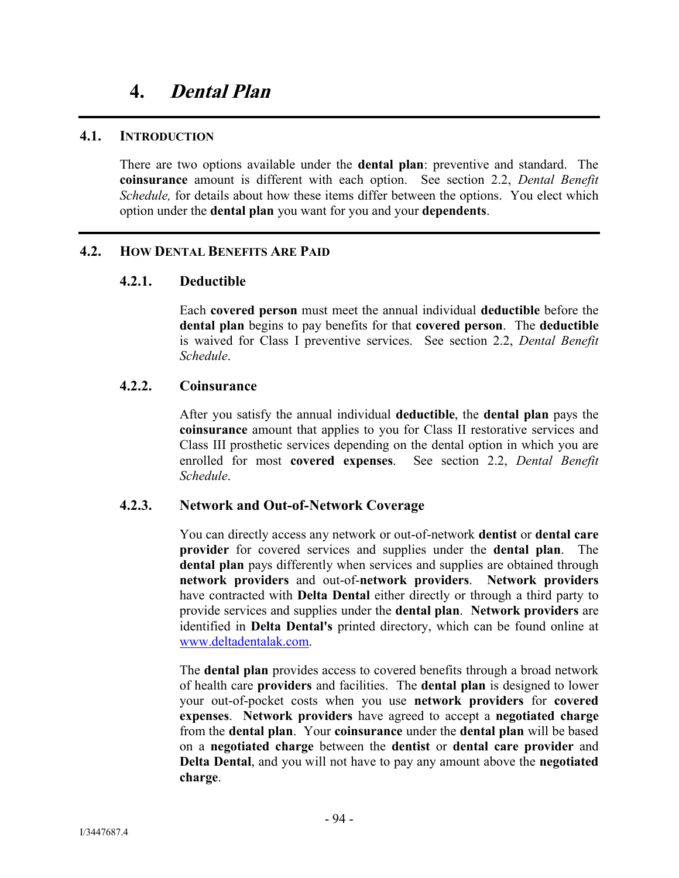# 4. *Dental Plan*

## 4.1. INTRODUCTION

There are two options available under the **dental plan**: preventive and standard. The **coinsurance** amount is different with each option. See section 2.2, *Dental Benefit Schedule,* for details about how these items differ between the options. You elect which option under the **dental plan** you want for you and your **dependents**.

## 4.2. HOW DENTAL BENEFITS ARE PAID

### 4.2.1. Deductible

Each **covered person** must meet the annual individual **deductible** before the **dental plan** begins to pay benefits for that **covered person**. The **deductible** is waived for Class I preventive services. See section 2.2, *Dental Benefit Schedule*.

### 4.2.2. Coinsurance

After you satisfy the annual individual **deductible**, the **dental plan** pays the **coinsurance** amount that applies to you for Class II restorative services and Class III prosthetic services depending on the dental option in which you are enrolled for most **covered expenses**. See section 2.2, *Dental Benefit Schedule*.

### 4.2.3. Network and Out-of-Network Coverage

You can directly access any network or out-of-network **dentist** or **dental care provider** for covered services and supplies under the **dental plan**. The **dental plan** pays differently when services and supplies are obtained through **network providers** and out-of-**network providers**. **Network providers** have contracted with **Delta Dental** either directly or through a third party to provide services and supplies under the **dental plan**. **Network providers** are identified in **Delta Dental's** printed directory, which can be found online at www.deltadentalak.com.

The **dental plan** provides access to covered benefits through a broad network of health care **providers** and facilities. The **dental plan** is designed to lower your out-of-pocket costs when you use **network providers** for **covered expenses**. **Network providers** have agreed to accept a **negotiated charge** from the **dental plan**. Your **coinsurance** under the **dental plan** will be based on a **negotiated charge** between the **dentist** or **dental care provider** and **Delta Dental**, and you will not have to pay any amount above the **negotiated charge**.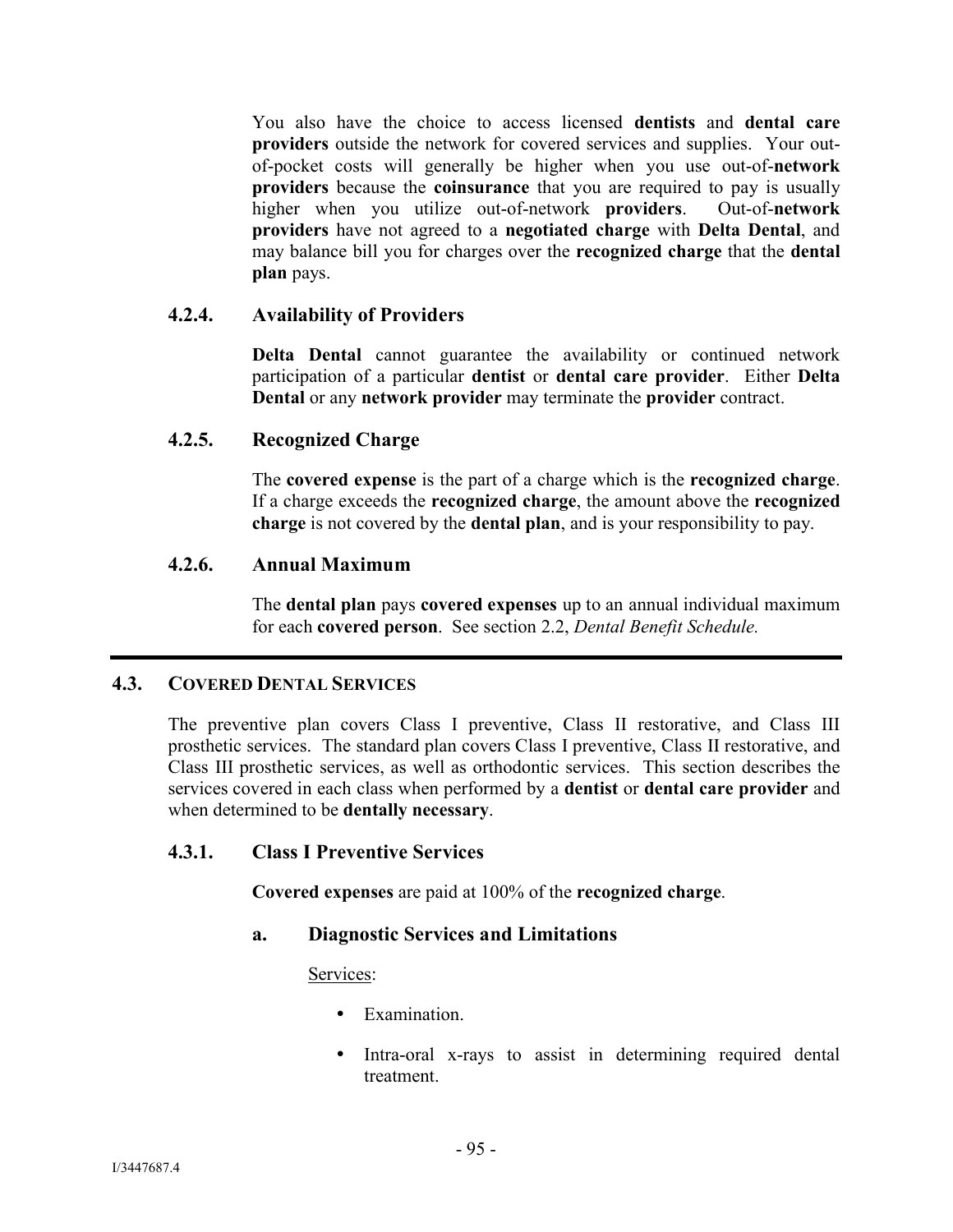You also have the choice to access licensed **dentists** and **dental care providers** outside the network for covered services and supplies. Your out-of-pocket costs will generally be higher when you use out-of-**network providers** because the **coinsurance** that you are required to pay is usually higher when you utilize out-of-network **providers**. Out-of-**network providers** have not agreed to a **negotiated charge** with **Delta Dental**, and may balance bill you for charges over the **recognized charge** that the **dental plan** pays.

### 4.2.4. Availability of Providers

**Delta Dental** cannot guarantee the availability or continued network participation of a particular **dentist** or **dental care provider**. Either **Delta Dental** or any **network provider** may terminate the **provider** contract.

### 4.2.5. Recognized Charge

The **covered expense** is the part of a charge which is the **recognized charge**. If a charge exceeds the **recognized charge**, the amount above the **recognized charge** is not covered by the **dental plan**, and is your responsibility to pay.

### 4.2.6. Annual Maximum

The **dental plan** pays **covered expenses** up to an annual individual maximum for each **covered person**. See section 2.2, *Dental Benefit Schedule.*

---

## 4.3. COVERED DENTAL SERVICES

The preventive plan covers Class I preventive, Class II restorative, and Class III prosthetic services. The standard plan covers Class I preventive, Class II restorative, and Class III prosthetic services, as well as orthodontic services. This section describes the services covered in each class when performed by a **dentist** or **dental care provider** and when determined to be **dentally necessary**.

### 4.3.1. Class I Preventive Services

**Covered expenses** are paid at 100% of the **recognized charge**.

#### a. Diagnostic Services and Limitations

Services:

- Examination.
- Intra-oral x-rays to assist in determining required dental treatment.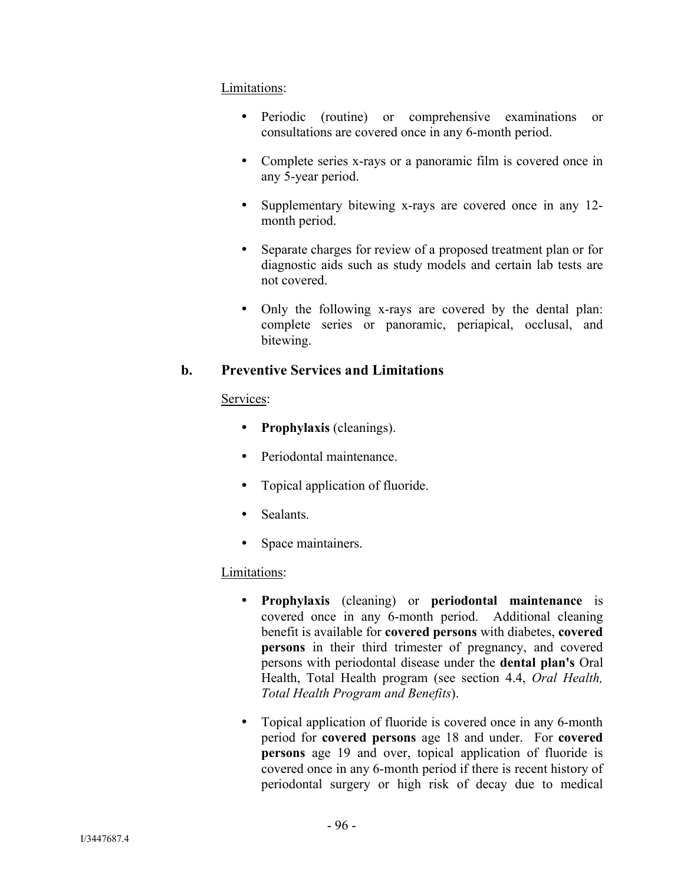Limitations:

- Periodic (routine) or comprehensive examinations or consultations are covered once in any 6-month period.
- Complete series x-rays or a panoramic film is covered once in any 5-year period.
- Supplementary bitewing x-rays are covered once in any 12-month period.
- Separate charges for review of a proposed treatment plan or for diagnostic aids such as study models and certain lab tests are not covered.
- Only the following x-rays are covered by the dental plan: complete series or panoramic, periapical, occlusal, and bitewing.

### b. Preventive Services and Limitations

Services:

- **Prophylaxis** (cleanings).
- Periodontal maintenance.
- Topical application of fluoride.
- Sealants.
- Space maintainers.

Limitations:

- **Prophylaxis** (cleaning) or **periodontal maintenance** is covered once in any 6-month period. Additional cleaning benefit is available for **covered persons** with diabetes, **covered persons** in their third trimester of pregnancy, and covered persons with periodontal disease under the **dental plan's** Oral Health, Total Health program (see section 4.4, *Oral Health, Total Health Program and Benefits*).
- Topical application of fluoride is covered once in any 6-month period for **covered persons** age 18 and under. For **covered persons** age 19 and over, topical application of fluoride is covered once in any 6-month period if there is recent history of periodontal surgery or high risk of decay due to medical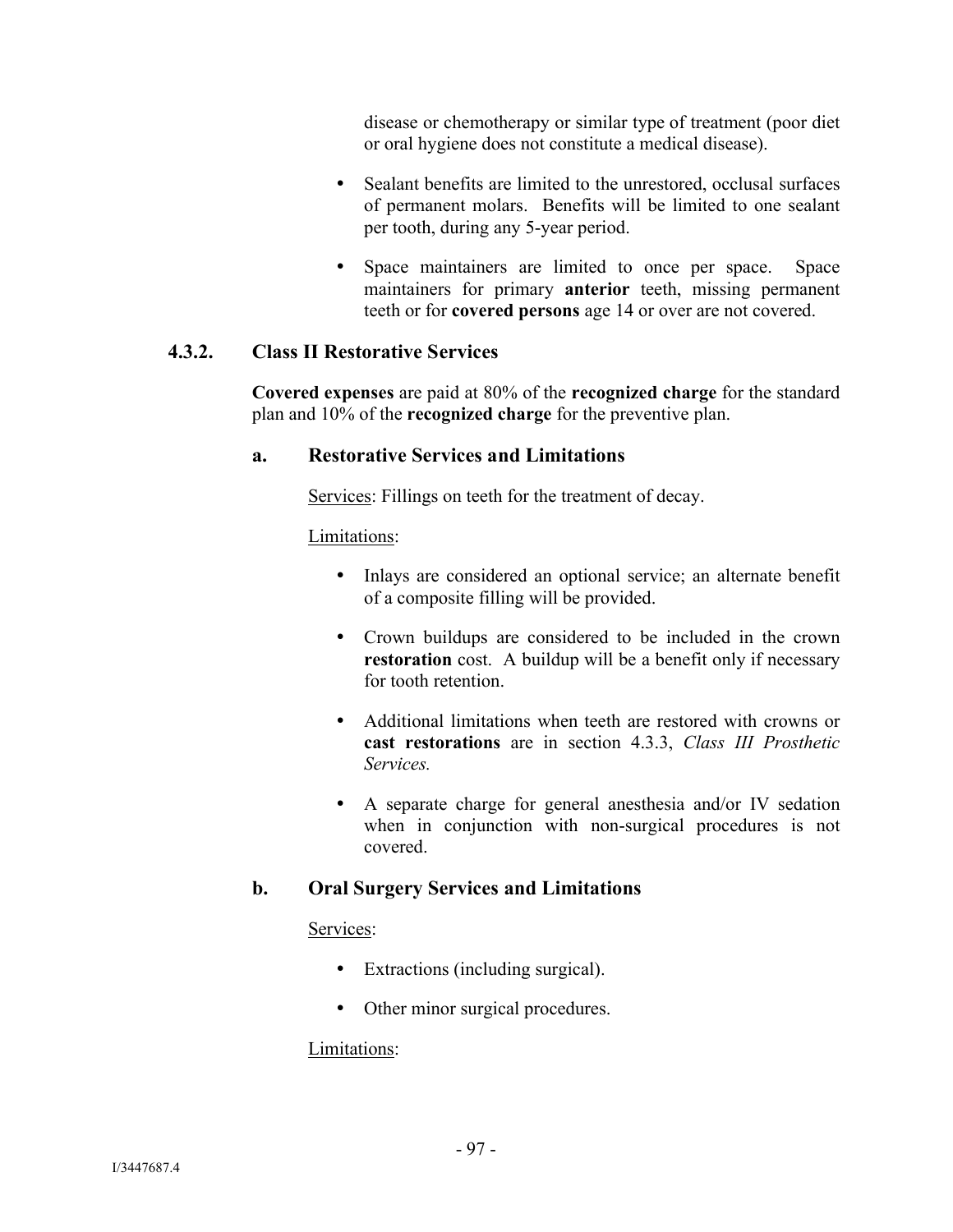disease or chemotherapy or similar type of treatment (poor diet or oral hygiene does not constitute a medical disease).

- Sealant benefits are limited to the unrestored, occlusal surfaces of permanent molars. Benefits will be limited to one sealant per tooth, during any 5-year period.

- Space maintainers are limited to once per space. Space maintainers for primary **anterior** teeth, missing permanent teeth or for **covered persons** age 14 or over are not covered.

### 4.3.2. Class II Restorative Services

**Covered expenses** are paid at 80% of the **recognized charge** for the standard plan and 10% of the **recognized charge** for the preventive plan.

#### a. Restorative Services and Limitations

Services: Fillings on teeth for the treatment of decay.

Limitations:

- Inlays are considered an optional service; an alternate benefit of a composite filling will be provided.

- Crown buildups are considered to be included in the crown **restoration** cost. A buildup will be a benefit only if necessary for tooth retention.

- Additional limitations when teeth are restored with crowns or **cast restorations** are in section 4.3.3, *Class III Prosthetic Services.*

- A separate charge for general anesthesia and/or IV sedation when in conjunction with non-surgical procedures is not covered.

#### b. Oral Surgery Services and Limitations

Services:

- Extractions (including surgical).

- Other minor surgical procedures.

Limitations: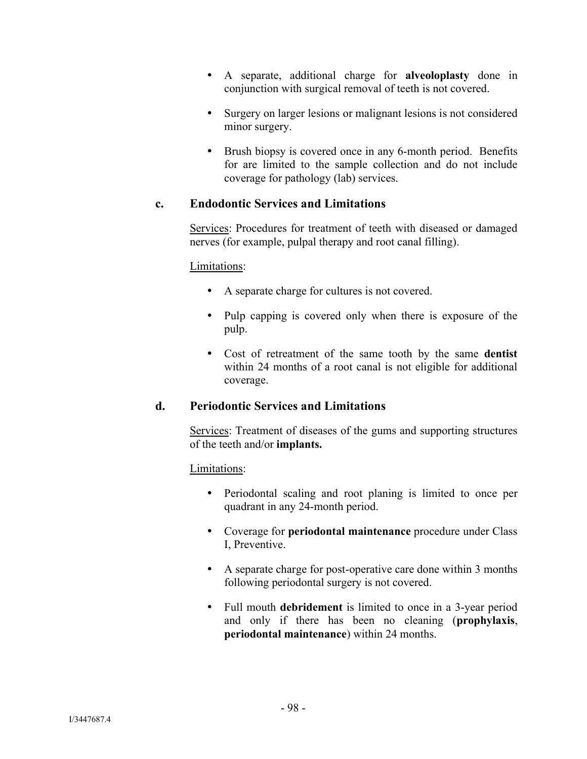- A separate, additional charge for **alveoloplasty** done in conjunction with surgical removal of teeth is not covered.

- Surgery on larger lesions or malignant lesions is not considered minor surgery.

- Brush biopsy is covered once in any 6-month period. Benefits for are limited to the sample collection and do not include coverage for pathology (lab) services.

### c. Endodontic Services and Limitations

Services: Procedures for treatment of teeth with diseased or damaged nerves (for example, pulpal therapy and root canal filling).

Limitations:

- A separate charge for cultures is not covered.

- Pulp capping is covered only when there is exposure of the pulp.

- Cost of retreatment of the same tooth by the same **dentist** within 24 months of a root canal is not eligible for additional coverage.

### d. Periodontic Services and Limitations

Services: Treatment of diseases of the gums and supporting structures of the teeth and/or **implants.**

Limitations:

- Periodontal scaling and root planing is limited to once per quadrant in any 24-month period.

- Coverage for **periodontal maintenance** procedure under Class I, Preventive.

- A separate charge for post-operative care done within 3 months following periodontal surgery is not covered.

- Full mouth **debridement** is limited to once in a 3-year period and only if there has been no cleaning (**prophylaxis**, **periodontal maintenance**) within 24 months.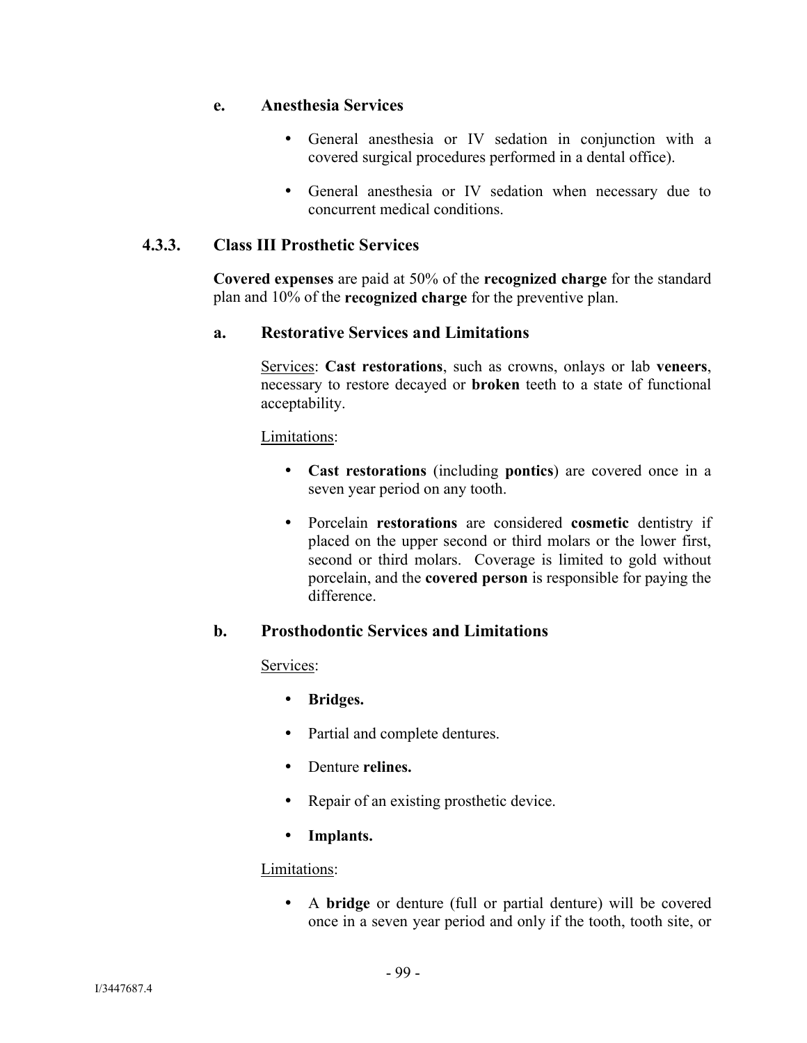#### e. Anesthesia Services

- General anesthesia or IV sedation in conjunction with a covered surgical procedures performed in a dental office).
- General anesthesia or IV sedation when necessary due to concurrent medical conditions.

### 4.3.3. Class III Prosthetic Services

**Covered expenses** are paid at 50% of the **recognized charge** for the standard plan and 10% of the **recognized charge** for the preventive plan.

#### a. Restorative Services and Limitations

Services: **Cast restorations**, such as crowns, onlays or lab **veneers**, necessary to restore decayed or **broken** teeth to a state of functional acceptability.

Limitations:

- **Cast restorations** (including **pontics**) are covered once in a seven year period on any tooth.
- Porcelain **restorations** are considered **cosmetic** dentistry if placed on the upper second or third molars or the lower first, second or third molars. Coverage is limited to gold without porcelain, and the **covered person** is responsible for paying the difference.

#### b. Prosthodontic Services and Limitations

Services:

- **Bridges.**
- Partial and complete dentures.
- Denture **relines.**
- Repair of an existing prosthetic device.
- **Implants.**

Limitations:

- A **bridge** or denture (full or partial denture) will be covered once in a seven year period and only if the tooth, tooth site, or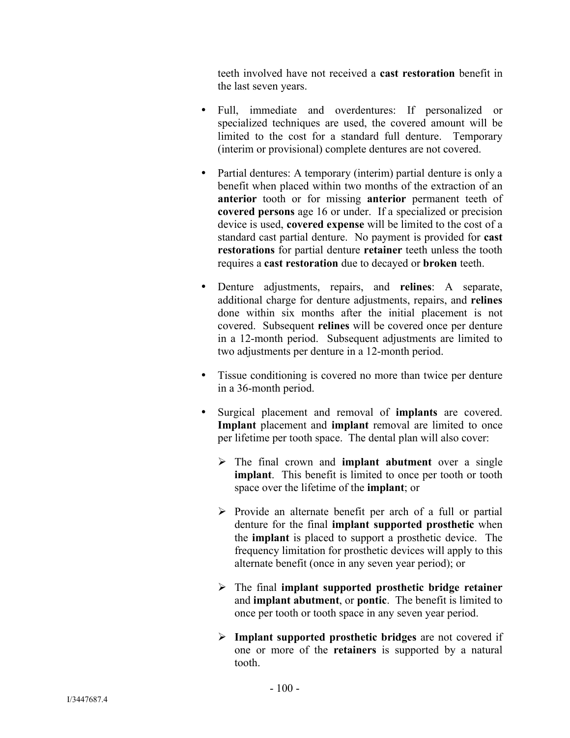teeth involved have not received a **cast restoration** benefit in the last seven years.

- Full, immediate and overdentures: If personalized or specialized techniques are used, the covered amount will be limited to the cost for a standard full denture. Temporary (interim or provisional) complete dentures are not covered.

- Partial dentures: A temporary (interim) partial denture is only a benefit when placed within two months of the extraction of an **anterior** tooth or for missing **anterior** permanent teeth of **covered persons** age 16 or under. If a specialized or precision device is used, **covered expense** will be limited to the cost of a standard cast partial denture. No payment is provided for **cast restorations** for partial denture **retainer** teeth unless the tooth requires a **cast restoration** due to decayed or **broken** teeth.

- Denture adjustments, repairs, and **relines**: A separate, additional charge for denture adjustments, repairs, and **relines** done within six months after the initial placement is not covered. Subsequent **relines** will be covered once per denture in a 12-month period. Subsequent adjustments are limited to two adjustments per denture in a 12-month period.

- Tissue conditioning is covered no more than twice per denture in a 36-month period.

- Surgical placement and removal of **implants** are covered. **Implant** placement and **implant** removal are limited to once per lifetime per tooth space. The dental plan will also cover:

  - The final crown and **implant abutment** over a single **implant**. This benefit is limited to once per tooth or tooth space over the lifetime of the **implant**; or

  - Provide an alternate benefit per arch of a full or partial denture for the final **implant supported prosthetic** when the **implant** is placed to support a prosthetic device. The frequency limitation for prosthetic devices will apply to this alternate benefit (once in any seven year period); or

  - The final **implant supported prosthetic bridge retainer** and **implant abutment**, or **pontic**. The benefit is limited to once per tooth or tooth space in any seven year period.

  - **Implant supported prosthetic bridges** are not covered if one or more of the **retainers** is supported by a natural tooth.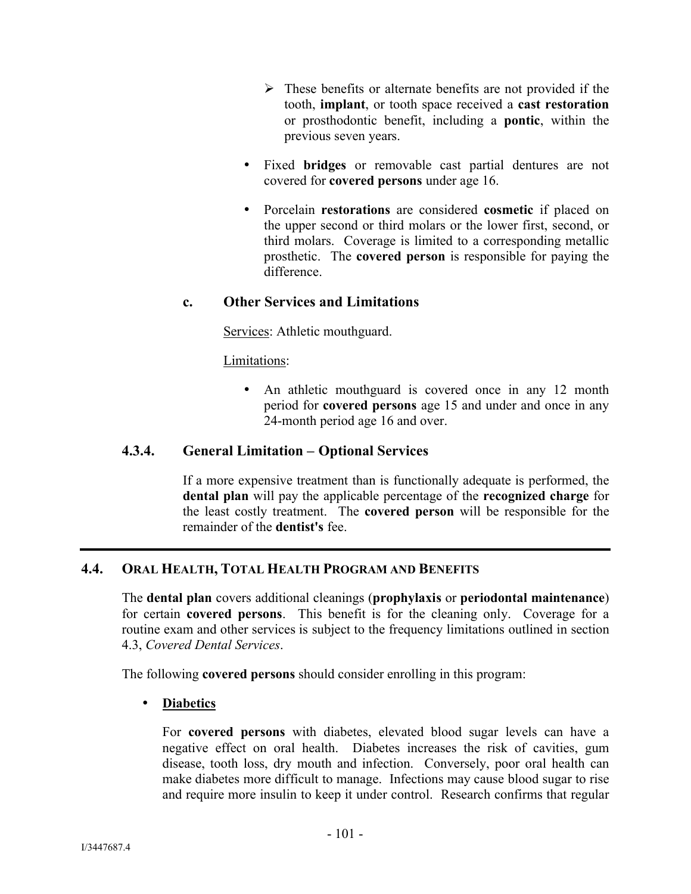- These benefits or alternate benefits are not provided if the tooth, **implant**, or tooth space received a **cast restoration** or prosthodontic benefit, including a **pontic**, within the previous seven years.

- Fixed **bridges** or removable cast partial dentures are not covered for **covered persons** under age 16.

- Porcelain **restorations** are considered **cosmetic** if placed on the upper second or third molars or the lower first, second, or third molars. Coverage is limited to a corresponding metallic prosthetic. The **covered person** is responsible for paying the difference.

#### c. Other Services and Limitations

Services: Athletic mouthguard.

Limitations:

- An athletic mouthguard is covered once in any 12 month period for **covered persons** age 15 and under and once in any 24-month period age 16 and over.

### 4.3.4. General Limitation – Optional Services

If a more expensive treatment than is functionally adequate is performed, the **dental plan** will pay the applicable percentage of the **recognized charge** for the least costly treatment. The **covered person** will be responsible for the remainder of the **dentist's** fee.

---

## 4.4. ORAL HEALTH, TOTAL HEALTH PROGRAM AND BENEFITS

The **dental plan** covers additional cleanings (**prophylaxis** or **periodontal maintenance**) for certain **covered persons**. This benefit is for the cleaning only. Coverage for a routine exam and other services is subject to the frequency limitations outlined in section 4.3, *Covered Dental Services*.

The following **covered persons** should consider enrolling in this program:

- **Diabetics**

  For **covered persons** with diabetes, elevated blood sugar levels can have a negative effect on oral health. Diabetes increases the risk of cavities, gum disease, tooth loss, dry mouth and infection. Conversely, poor oral health can make diabetes more difficult to manage. Infections may cause blood sugar to rise and require more insulin to keep it under control. Research confirms that regular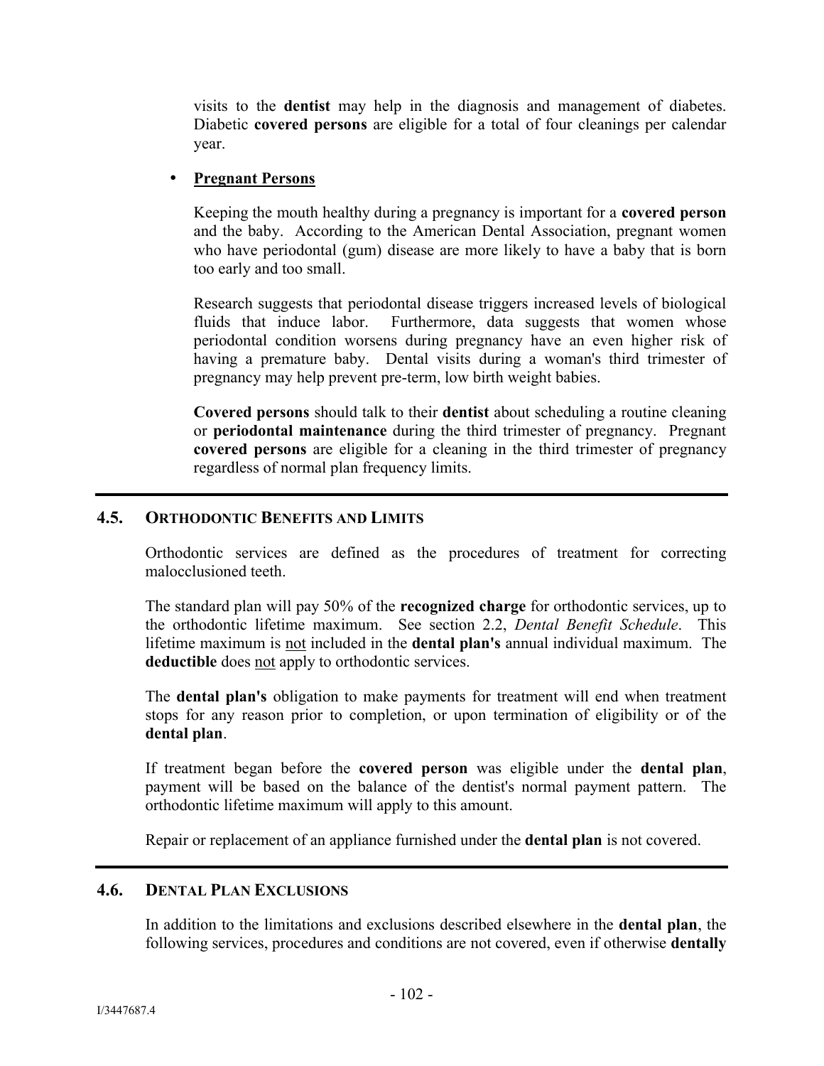visits to the **dentist** may help in the diagnosis and management of diabetes. Diabetic **covered persons** are eligible for a total of four cleanings per calendar year.

- **Pregnant Persons**

  Keeping the mouth healthy during a pregnancy is important for a **covered person** and the baby. According to the American Dental Association, pregnant women who have periodontal (gum) disease are more likely to have a baby that is born too early and too small.

  Research suggests that periodontal disease triggers increased levels of biological fluids that induce labor. Furthermore, data suggests that women whose periodontal condition worsens during pregnancy have an even higher risk of having a premature baby. Dental visits during a woman's third trimester of pregnancy may help prevent pre-term, low birth weight babies.

  **Covered persons** should talk to their **dentist** about scheduling a routine cleaning or **periodontal maintenance** during the third trimester of pregnancy. Pregnant **covered persons** are eligible for a cleaning in the third trimester of pregnancy regardless of normal plan frequency limits.

## 4.5. ORTHODONTIC BENEFITS AND LIMITS

Orthodontic services are defined as the procedures of treatment for correcting malocclusioned teeth.

The standard plan will pay 50% of the **recognized charge** for orthodontic services, up to the orthodontic lifetime maximum. See section 2.2, *Dental Benefit Schedule*. This lifetime maximum is not included in the **dental plan's** annual individual maximum. The **deductible** does not apply to orthodontic services.

The **dental plan's** obligation to make payments for treatment will end when treatment stops for any reason prior to completion, or upon termination of eligibility or of the **dental plan**.

If treatment began before the **covered person** was eligible under the **dental plan**, payment will be based on the balance of the dentist's normal payment pattern. The orthodontic lifetime maximum will apply to this amount.

Repair or replacement of an appliance furnished under the **dental plan** is not covered.

## 4.6. DENTAL PLAN EXCLUSIONS

In addition to the limitations and exclusions described elsewhere in the **dental plan**, the following services, procedures and conditions are not covered, even if otherwise **dentally**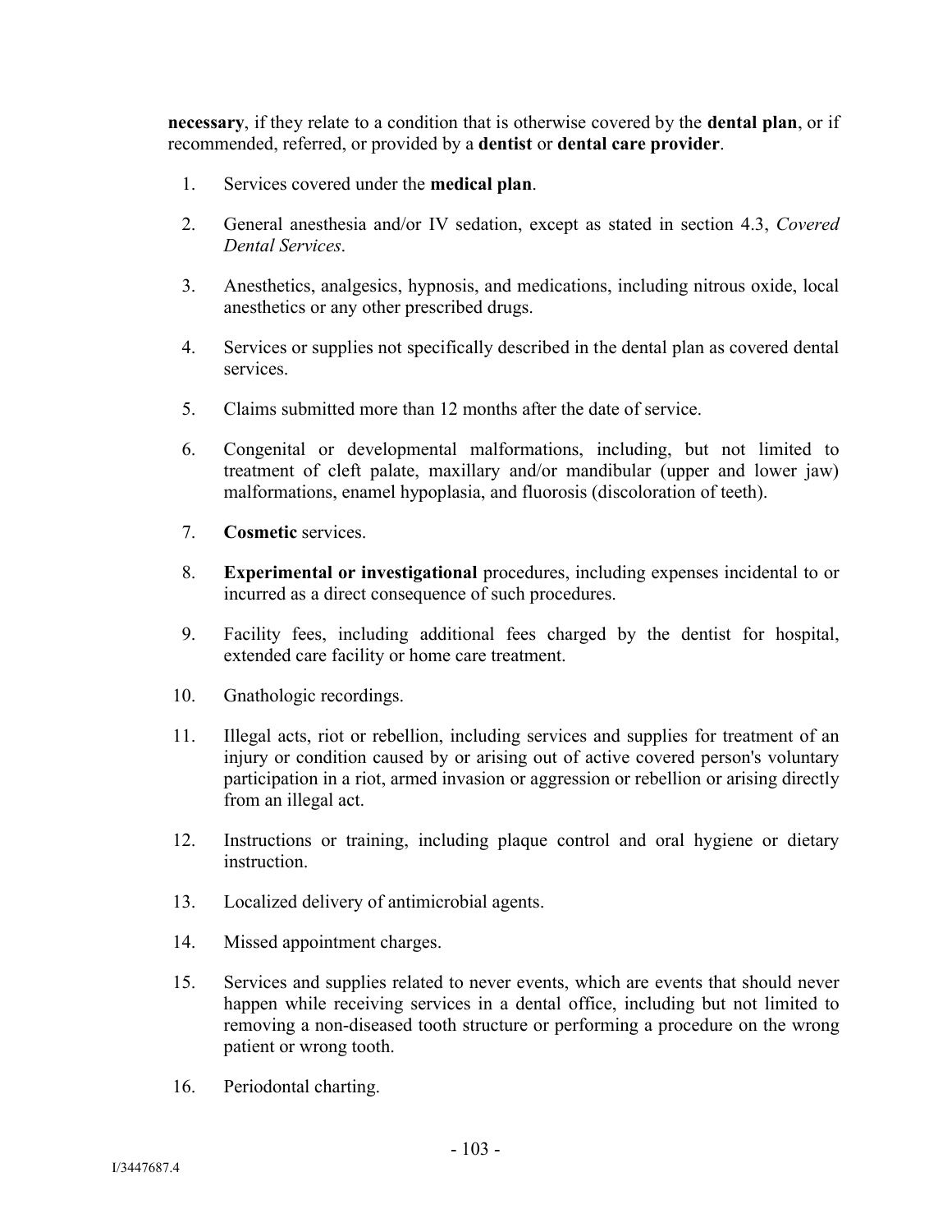**necessary**, if they relate to a condition that is otherwise covered by the **dental plan**, or if recommended, referred, or provided by a **dentist** or **dental care provider**.

1. Services covered under the **medical plan**.

2. General anesthesia and/or IV sedation, except as stated in section 4.3, *Covered Dental Services*.

3. Anesthetics, analgesics, hypnosis, and medications, including nitrous oxide, local anesthetics or any other prescribed drugs.

4. Services or supplies not specifically described in the dental plan as covered dental services.

5. Claims submitted more than 12 months after the date of service.

6. Congenital or developmental malformations, including, but not limited to treatment of cleft palate, maxillary and/or mandibular (upper and lower jaw) malformations, enamel hypoplasia, and fluorosis (discoloration of teeth).

7. **Cosmetic** services.

8. **Experimental or investigational** procedures, including expenses incidental to or incurred as a direct consequence of such procedures.

9. Facility fees, including additional fees charged by the dentist for hospital, extended care facility or home care treatment.

10. Gnathologic recordings.

11. Illegal acts, riot or rebellion, including services and supplies for treatment of an injury or condition caused by or arising out of active covered person's voluntary participation in a riot, armed invasion or aggression or rebellion or arising directly from an illegal act.

12. Instructions or training, including plaque control and oral hygiene or dietary instruction.

13. Localized delivery of antimicrobial agents.

14. Missed appointment charges.

15. Services and supplies related to never events, which are events that should never happen while receiving services in a dental office, including but not limited to removing a non-diseased tooth structure or performing a procedure on the wrong patient or wrong tooth.

16. Periodontal charting.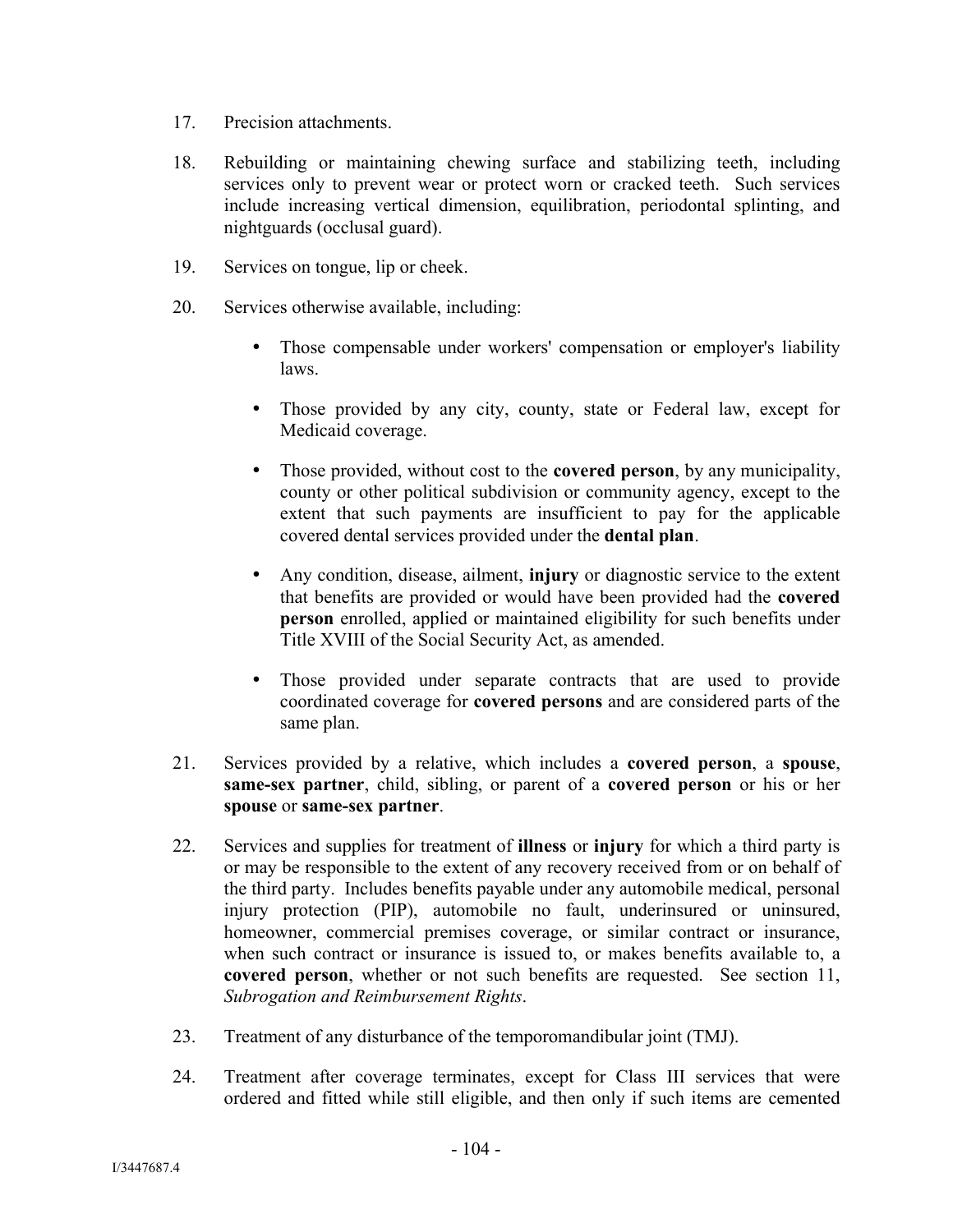17. Precision attachments.

18. Rebuilding or maintaining chewing surface and stabilizing teeth, including services only to prevent wear or protect worn or cracked teeth. Such services include increasing vertical dimension, equilibration, periodontal splinting, and nightguards (occlusal guard).

19. Services on tongue, lip or cheek.

20. Services otherwise available, including:

    - Those compensable under workers' compensation or employer's liability laws.

    - Those provided by any city, county, state or Federal law, except for Medicaid coverage.

    - Those provided, without cost to the **covered person**, by any municipality, county or other political subdivision or community agency, except to the extent that such payments are insufficient to pay for the applicable covered dental services provided under the **dental plan**.

    - Any condition, disease, ailment, **injury** or diagnostic service to the extent that benefits are provided or would have been provided had the **covered person** enrolled, applied or maintained eligibility for such benefits under Title XVIII of the Social Security Act, as amended.

    - Those provided under separate contracts that are used to provide coordinated coverage for **covered persons** and are considered parts of the same plan.

21. Services provided by a relative, which includes a **covered person**, a **spouse**, **same-sex partner**, child, sibling, or parent of a **covered person** or his or her **spouse** or **same-sex partner**.

22. Services and supplies for treatment of **illness** or **injury** for which a third party is or may be responsible to the extent of any recovery received from or on behalf of the third party. Includes benefits payable under any automobile medical, personal injury protection (PIP), automobile no fault, underinsured or uninsured, homeowner, commercial premises coverage, or similar contract or insurance, when such contract or insurance is issued to, or makes benefits available to, a **covered person**, whether or not such benefits are requested. See section 11, *Subrogation and Reimbursement Rights*.

23. Treatment of any disturbance of the temporomandibular joint (TMJ).

24. Treatment after coverage terminates, except for Class III services that were ordered and fitted while still eligible, and then only if such items are cemented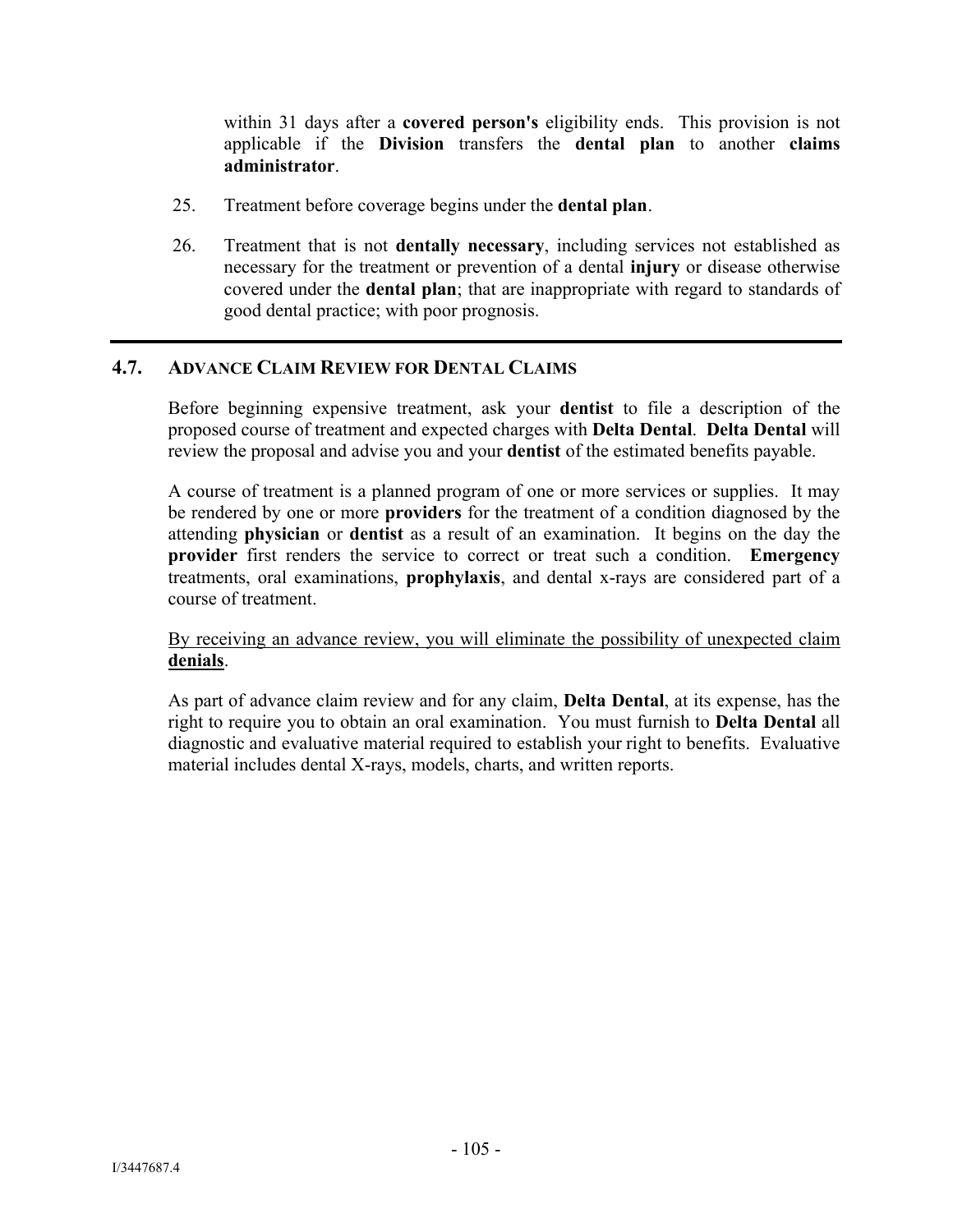within 31 days after a **covered person's** eligibility ends. This provision is not applicable if the **Division** transfers the **dental plan** to another **claims administrator**.

25. Treatment before coverage begins under the **dental plan**.

26. Treatment that is not **dentally necessary**, including services not established as necessary for the treatment or prevention of a dental **injury** or disease otherwise covered under the **dental plan**; that are inappropriate with regard to standards of good dental practice; with poor prognosis.

---

## 4.7. ADVANCE CLAIM REVIEW FOR DENTAL CLAIMS

Before beginning expensive treatment, ask your **dentist** to file a description of the proposed course of treatment and expected charges with **Delta Dental**. **Delta Dental** will review the proposal and advise you and your **dentist** of the estimated benefits payable.

A course of treatment is a planned program of one or more services or supplies. It may be rendered by one or more **providers** for the treatment of a condition diagnosed by the attending **physician** or **dentist** as a result of an examination. It begins on the day the **provider** first renders the service to correct or treat such a condition. **Emergency** treatments, oral examinations, **prophylaxis**, and dental x-rays are considered part of a course of treatment.

<u>By receiving an advance review, you will eliminate the possibility of unexpected claim **denials**</u>.

As part of advance claim review and for any claim, **Delta Dental**, at its expense, has the right to require you to obtain an oral examination. You must furnish to **Delta Dental** all diagnostic and evaluative material required to establish your right to benefits. Evaluative material includes dental X-rays, models, charts, and written reports.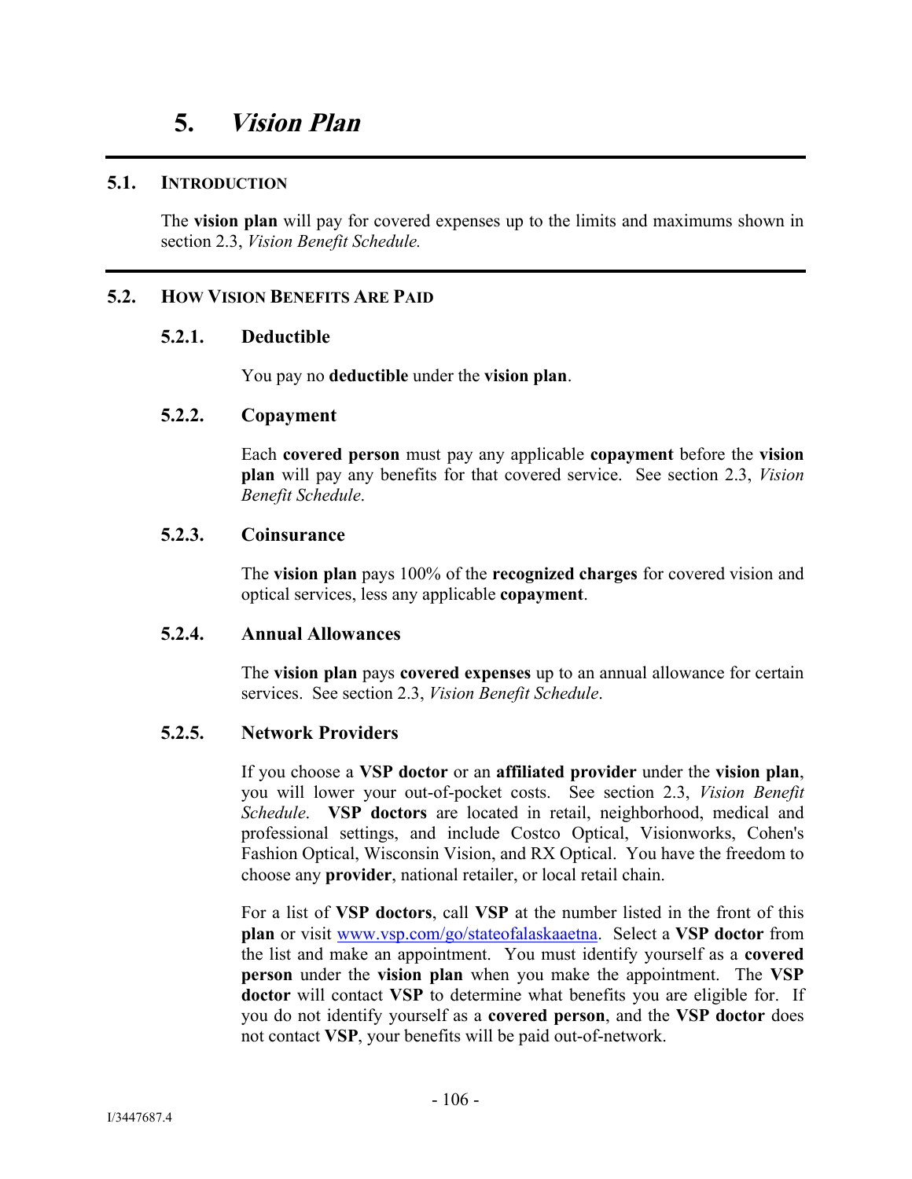# 5. *Vision Plan*

## 5.1. INTRODUCTION

The **vision plan** will pay for covered expenses up to the limits and maximums shown in section 2.3, *Vision Benefit Schedule.*

## 5.2. HOW VISION BENEFITS ARE PAID

### 5.2.1. Deductible

You pay no **deductible** under the **vision plan**.

### 5.2.2. Copayment

Each **covered person** must pay any applicable **copayment** before the **vision plan** will pay any benefits for that covered service. See section 2.3, *Vision Benefit Schedule*.

### 5.2.3. Coinsurance

The **vision plan** pays 100% of the **recognized charges** for covered vision and optical services, less any applicable **copayment**.

### 5.2.4. Annual Allowances

The **vision plan** pays **covered expenses** up to an annual allowance for certain services. See section 2.3, *Vision Benefit Schedule*.

### 5.2.5. Network Providers

If you choose a **VSP doctor** or an **affiliated provider** under the **vision plan**, you will lower your out-of-pocket costs. See section 2.3, *Vision Benefit Schedule*. **VSP doctors** are located in retail, neighborhood, medical and professional settings, and include Costco Optical, Visionworks, Cohen's Fashion Optical, Wisconsin Vision, and RX Optical. You have the freedom to choose any **provider**, national retailer, or local retail chain.

For a list of **VSP doctors**, call **VSP** at the number listed in the front of this **plan** or visit www.vsp.com/go/stateofalaskaaetna. Select a **VSP doctor** from the list and make an appointment. You must identify yourself as a **covered person** under the **vision plan** when you make the appointment. The **VSP doctor** will contact **VSP** to determine what benefits you are eligible for. If you do not identify yourself as a **covered person**, and the **VSP doctor** does not contact **VSP**, your benefits will be paid out-of-network.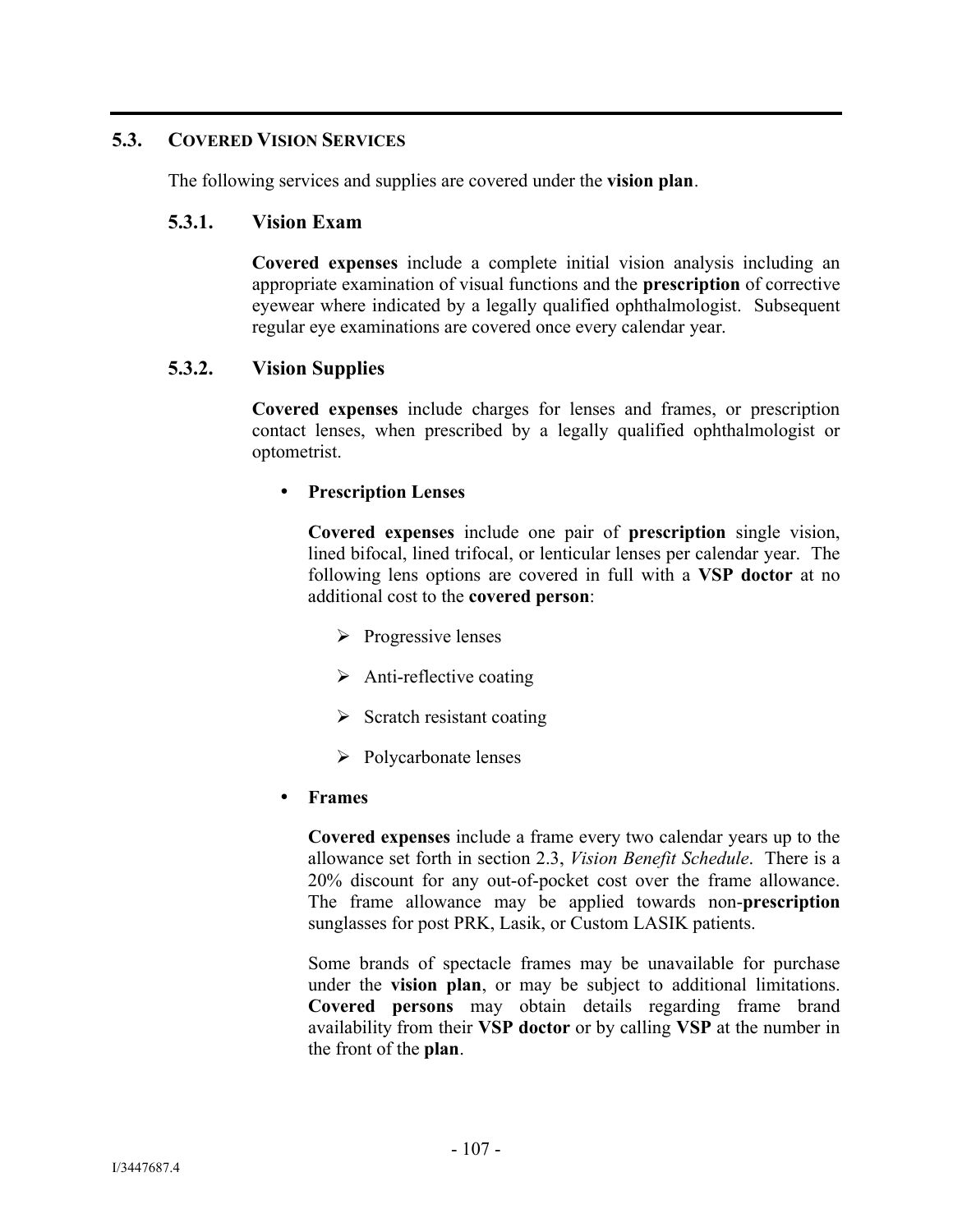## 5.3. COVERED VISION SERVICES

The following services and supplies are covered under the **vision plan**.

### 5.3.1. Vision Exam

**Covered expenses** include a complete initial vision analysis including an appropriate examination of visual functions and the **prescription** of corrective eyewear where indicated by a legally qualified ophthalmologist. Subsequent regular eye examinations are covered once every calendar year.

### 5.3.2. Vision Supplies

**Covered expenses** include charges for lenses and frames, or prescription contact lenses, when prescribed by a legally qualified ophthalmologist or optometrist.

- **Prescription Lenses**

  **Covered expenses** include one pair of **prescription** single vision, lined bifocal, lined trifocal, or lenticular lenses per calendar year. The following lens options are covered in full with a **VSP doctor** at no additional cost to the **covered person**:

  - Progressive lenses
  - Anti-reflective coating
  - Scratch resistant coating
  - Polycarbonate lenses

- **Frames**

  **Covered expenses** include a frame every two calendar years up to the allowance set forth in section 2.3, *Vision Benefit Schedule*. There is a 20% discount for any out-of-pocket cost over the frame allowance. The frame allowance may be applied towards non-**prescription** sunglasses for post PRK, Lasik, or Custom LASIK patients.

  Some brands of spectacle frames may be unavailable for purchase under the **vision plan**, or may be subject to additional limitations. **Covered persons** may obtain details regarding frame brand availability from their **VSP doctor** or by calling **VSP** at the number in the front of the **plan**.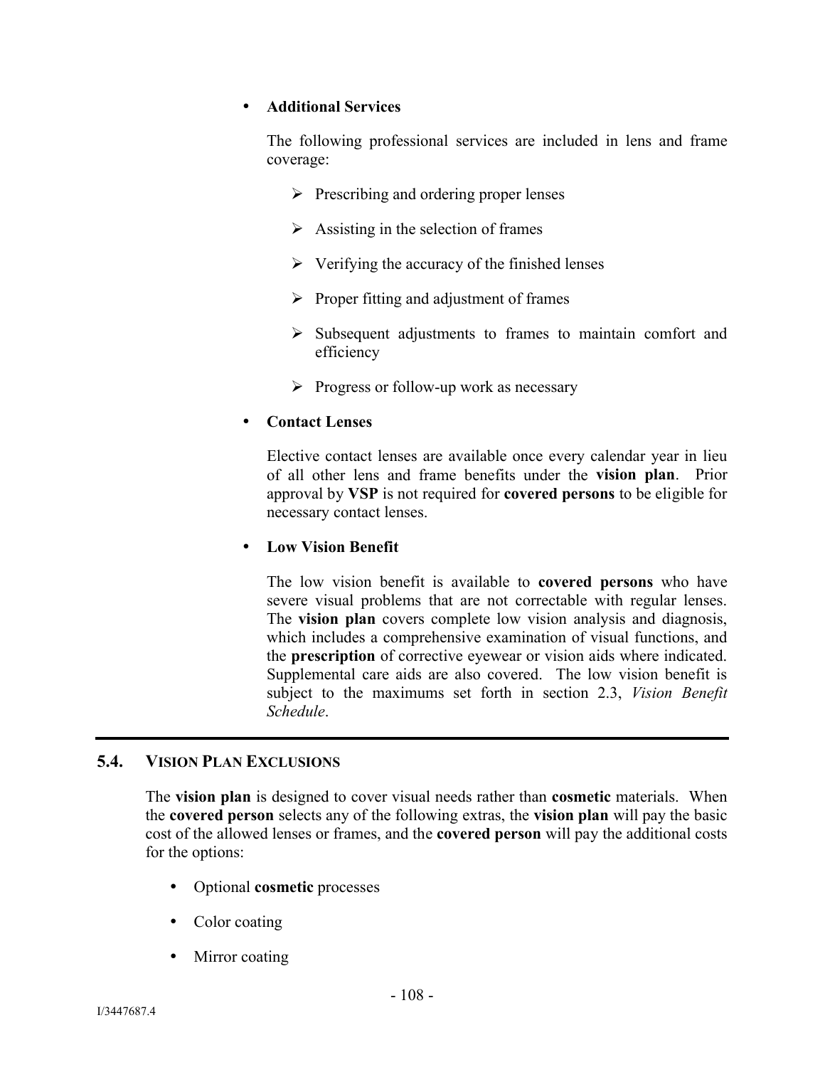- **Additional Services**

  The following professional services are included in lens and frame coverage:

  - Prescribing and ordering proper lenses
  - Assisting in the selection of frames
  - Verifying the accuracy of the finished lenses
  - Proper fitting and adjustment of frames
  - Subsequent adjustments to frames to maintain comfort and efficiency
  - Progress or follow-up work as necessary

- **Contact Lenses**

  Elective contact lenses are available once every calendar year in lieu of all other lens and frame benefits under the **vision plan**. Prior approval by **VSP** is not required for **covered persons** to be eligible for necessary contact lenses.

- **Low Vision Benefit**

  The low vision benefit is available to **covered persons** who have severe visual problems that are not correctable with regular lenses. The **vision plan** covers complete low vision analysis and diagnosis, which includes a comprehensive examination of visual functions, and the **prescription** of corrective eyewear or vision aids where indicated. Supplemental care aids are also covered. The low vision benefit is subject to the maximums set forth in section 2.3, *Vision Benefit Schedule*.

---

## 5.4. VISION PLAN EXCLUSIONS

The **vision plan** is designed to cover visual needs rather than **cosmetic** materials. When the **covered person** selects any of the following extras, the **vision plan** will pay the basic cost of the allowed lenses or frames, and the **covered person** will pay the additional costs for the options:

- Optional **cosmetic** processes
- Color coating
- Mirror coating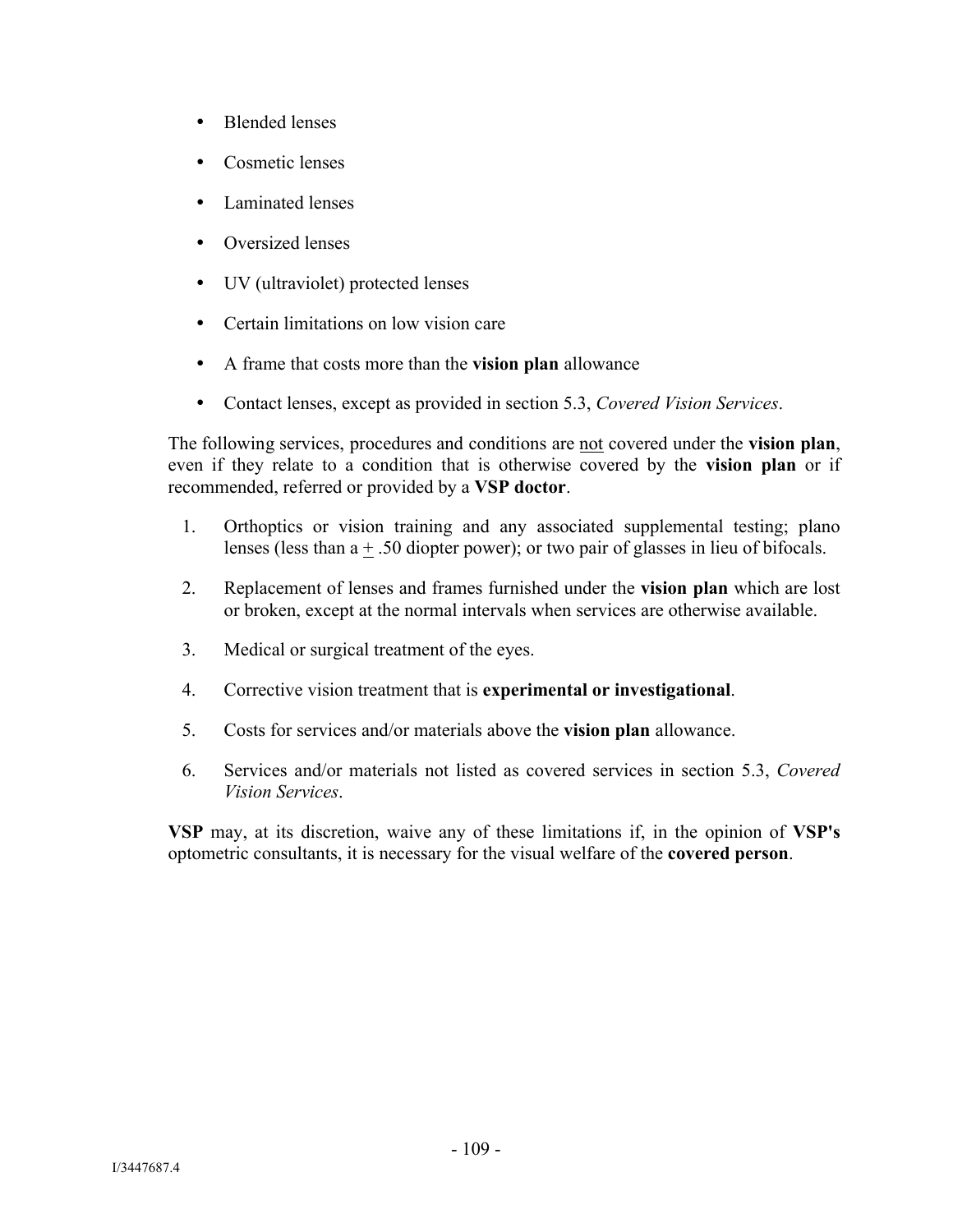- Blended lenses
- Cosmetic lenses
- Laminated lenses
- Oversized lenses
- UV (ultraviolet) protected lenses
- Certain limitations on low vision care
- A frame that costs more than the **vision plan** allowance
- Contact lenses, except as provided in section 5.3, *Covered Vision Services*.

The following services, procedures and conditions are not covered under the **vision plan**, even if they relate to a condition that is otherwise covered by the **vision plan** or if recommended, referred or provided by a **VSP doctor**.

1. Orthoptics or vision training and any associated supplemental testing; plano lenses (less than a ± .50 diopter power); or two pair of glasses in lieu of bifocals.
2. Replacement of lenses and frames furnished under the **vision plan** which are lost or broken, except at the normal intervals when services are otherwise available.
3. Medical or surgical treatment of the eyes.
4. Corrective vision treatment that is **experimental or investigational**.
5. Costs for services and/or materials above the **vision plan** allowance.
6. Services and/or materials not listed as covered services in section 5.3, *Covered Vision Services*.

**VSP** may, at its discretion, waive any of these limitations if, in the opinion of **VSP's** optometric consultants, it is necessary for the visual welfare of the **covered person**.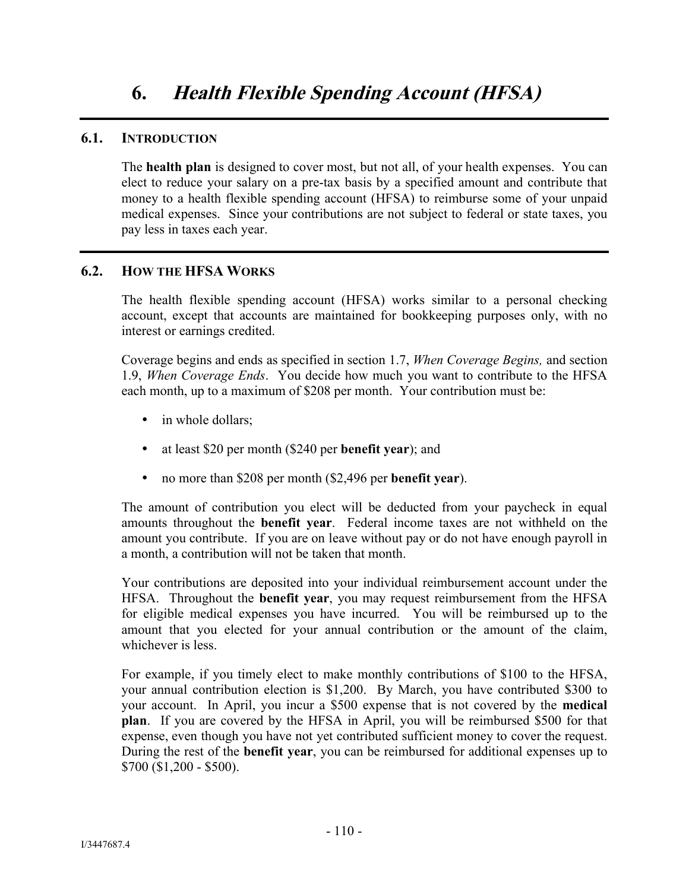# 6. *Health Flexible Spending Account (HFSA)*

## 6.1. INTRODUCTION

The **health plan** is designed to cover most, but not all, of your health expenses. You can elect to reduce your salary on a pre-tax basis by a specified amount and contribute that money to a health flexible spending account (HFSA) to reimburse some of your unpaid medical expenses. Since your contributions are not subject to federal or state taxes, you pay less in taxes each year.

## 6.2. HOW THE HFSA WORKS

The health flexible spending account (HFSA) works similar to a personal checking account, except that accounts are maintained for bookkeeping purposes only, with no interest or earnings credited.

Coverage begins and ends as specified in section 1.7, *When Coverage Begins,* and section 1.9, *When Coverage Ends*. You decide how much you want to contribute to the HFSA each month, up to a maximum of $208 per month. Your contribution must be:

- in whole dollars;
- at least $20 per month ($240 per **benefit year**); and
- no more than $208 per month ($2,496 per **benefit year**).

The amount of contribution you elect will be deducted from your paycheck in equal amounts throughout the **benefit year**. Federal income taxes are not withheld on the amount you contribute. If you are on leave without pay or do not have enough payroll in a month, a contribution will not be taken that month.

Your contributions are deposited into your individual reimbursement account under the HFSA. Throughout the **benefit year**, you may request reimbursement from the HFSA for eligible medical expenses you have incurred. You will be reimbursed up to the amount that you elected for your annual contribution or the amount of the claim, whichever is less.

For example, if you timely elect to make monthly contributions of $100 to the HFSA, your annual contribution election is $1,200. By March, you have contributed $300 to your account. In April, you incur a $500 expense that is not covered by the **medical plan**. If you are covered by the HFSA in April, you will be reimbursed $500 for that expense, even though you have not yet contributed sufficient money to cover the request. During the rest of the **benefit year**, you can be reimbursed for additional expenses up to $700 ($1,200 - $500).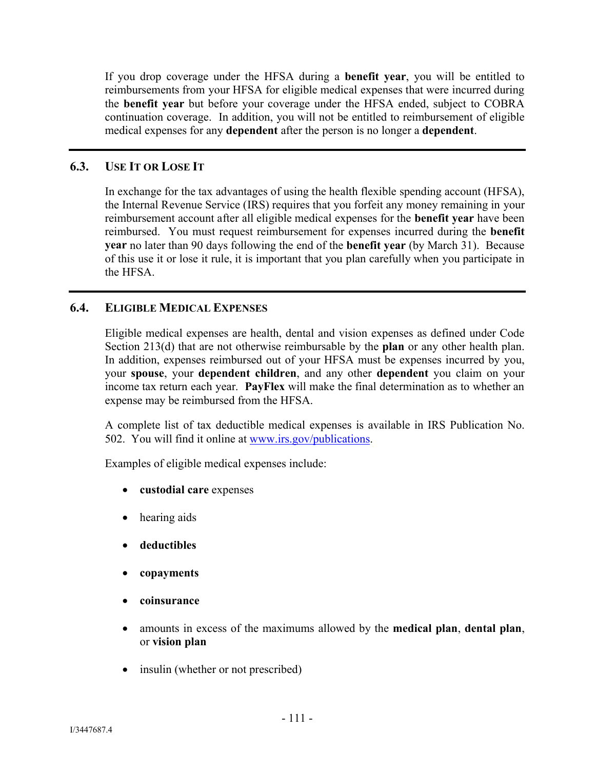If you drop coverage under the HFSA during a **benefit year**, you will be entitled to reimbursements from your HFSA for eligible medical expenses that were incurred during the **benefit year** but before your coverage under the HFSA ended, subject to COBRA continuation coverage. In addition, you will not be entitled to reimbursement of eligible medical expenses for any **dependent** after the person is no longer a **dependent**.

## 6.3. USE IT OR LOSE IT

In exchange for the tax advantages of using the health flexible spending account (HFSA), the Internal Revenue Service (IRS) requires that you forfeit any money remaining in your reimbursement account after all eligible medical expenses for the **benefit year** have been reimbursed. You must request reimbursement for expenses incurred during the **benefit year** no later than 90 days following the end of the **benefit year** (by March 31). Because of this use it or lose it rule, it is important that you plan carefully when you participate in the HFSA.

## 6.4. ELIGIBLE MEDICAL EXPENSES

Eligible medical expenses are health, dental and vision expenses as defined under Code Section 213(d) that are not otherwise reimbursable by the **plan** or any other health plan. In addition, expenses reimbursed out of your HFSA must be expenses incurred by you, your **spouse**, your **dependent children**, and any other **dependent** you claim on your income tax return each year. **PayFlex** will make the final determination as to whether an expense may be reimbursed from the HFSA.

A complete list of tax deductible medical expenses is available in IRS Publication No. 502. You will find it online at www.irs.gov/publications.

Examples of eligible medical expenses include:

- **custodial care** expenses
- hearing aids
- **deductibles**
- **copayments**
- **coinsurance**
- amounts in excess of the maximums allowed by the **medical plan**, **dental plan**, or **vision plan**
- insulin (whether or not prescribed)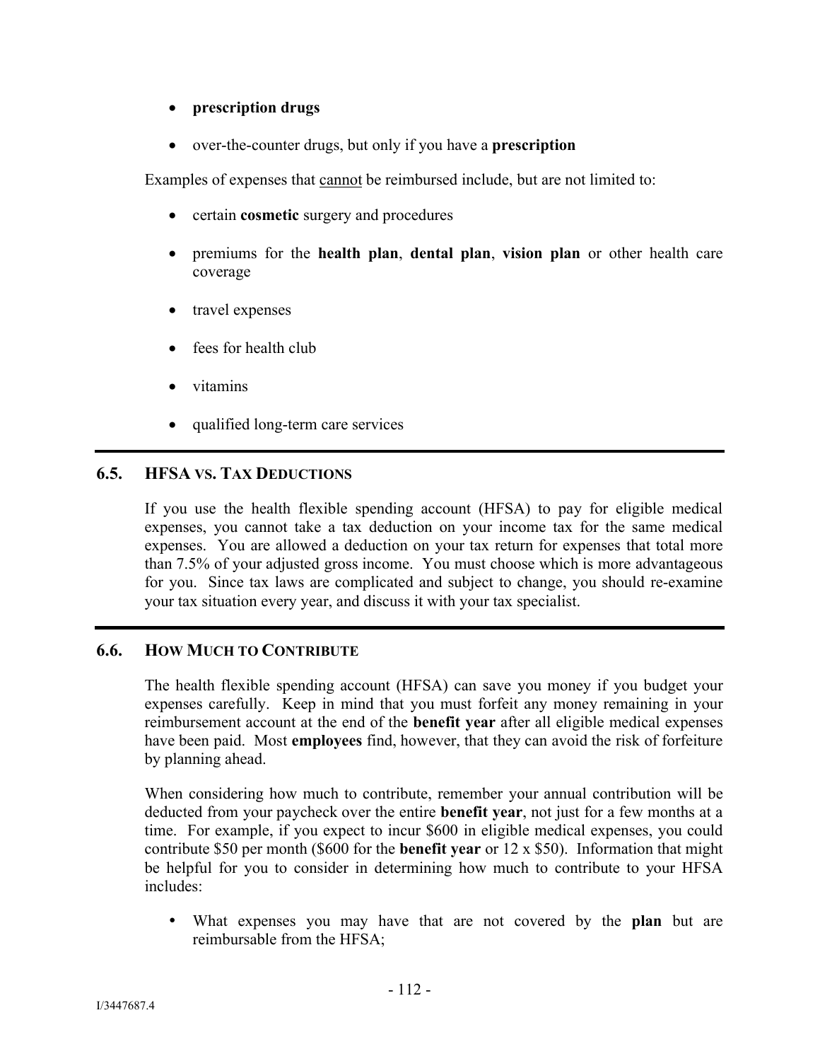- **prescription drugs**
- over-the-counter drugs, but only if you have a **prescription**

Examples of expenses that <u>cannot</u> be reimbursed include, but are not limited to:

- certain **cosmetic** surgery and procedures
- premiums for the **health plan**, **dental plan**, **vision plan** or other health care coverage
- travel expenses
- fees for health club
- vitamins
- qualified long-term care services

## 6.5. HFSA VS. TAX DEDUCTIONS

If you use the health flexible spending account (HFSA) to pay for eligible medical expenses, you cannot take a tax deduction on your income tax for the same medical expenses. You are allowed a deduction on your tax return for expenses that total more than 7.5% of your adjusted gross income. You must choose which is more advantageous for you. Since tax laws are complicated and subject to change, you should re-examine your tax situation every year, and discuss it with your tax specialist.

## 6.6. HOW MUCH TO CONTRIBUTE

The health flexible spending account (HFSA) can save you money if you budget your expenses carefully. Keep in mind that you must forfeit any money remaining in your reimbursement account at the end of the **benefit year** after all eligible medical expenses have been paid. Most **employees** find, however, that they can avoid the risk of forfeiture by planning ahead.

When considering how much to contribute, remember your annual contribution will be deducted from your paycheck over the entire **benefit year**, not just for a few months at a time. For example, if you expect to incur $600 in eligible medical expenses, you could contribute $50 per month ($600 for the **benefit year** or 12 x $50). Information that might be helpful for you to consider in determining how much to contribute to your HFSA includes:

- What expenses you may have that are not covered by the **plan** but are reimbursable from the HFSA;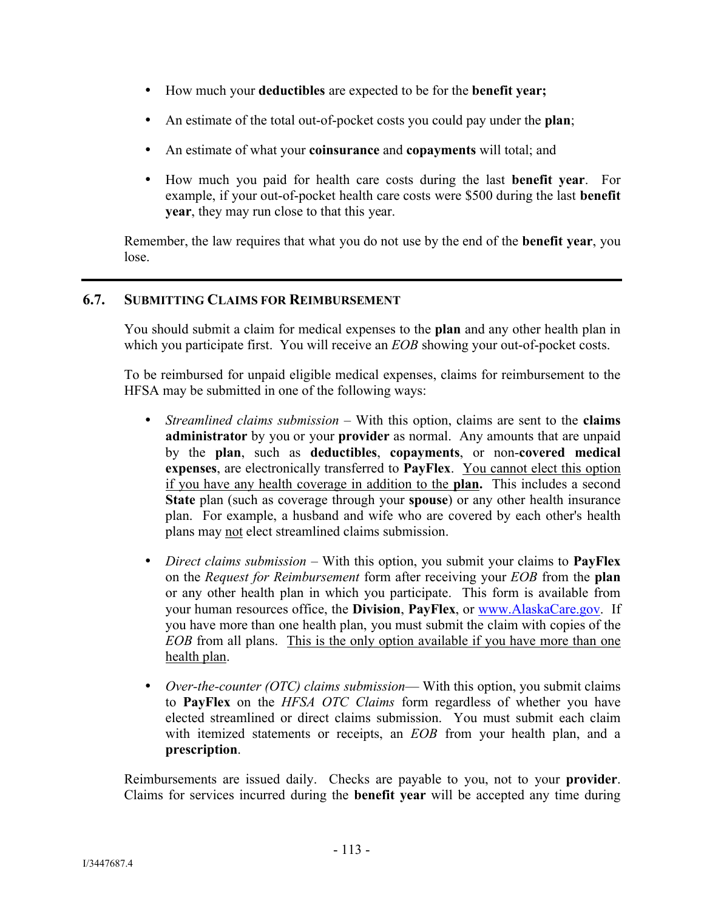- How much your **deductibles** are expected to be for the **benefit year;**
- An estimate of the total out-of-pocket costs you could pay under the **plan**;
- An estimate of what your **coinsurance** and **copayments** will total; and
- How much you paid for health care costs during the last **benefit year**. For example, if your out-of-pocket health care costs were $500 during the last **benefit year**, they may run close to that this year.

Remember, the law requires that what you do not use by the end of the **benefit year**, you lose.

## 6.7. SUBMITTING CLAIMS FOR REIMBURSEMENT

You should submit a claim for medical expenses to the **plan** and any other health plan in which you participate first. You will receive an *EOB* showing your out-of-pocket costs.

To be reimbursed for unpaid eligible medical expenses, claims for reimbursement to the HFSA may be submitted in one of the following ways:

- *Streamlined claims submission* – With this option, claims are sent to the **claims administrator** by you or your **provider** as normal. Any amounts that are unpaid by the **plan**, such as **deductibles**, **copayments**, or non-**covered medical expenses**, are electronically transferred to **PayFlex**. <u>You cannot elect this option if you have any health coverage in addition to the **plan.**</u> This includes a second **State** plan (such as coverage through your **spouse**) or any other health insurance plan. For example, a husband and wife who are covered by each other's health plans may <u>not</u> elect streamlined claims submission.
- *Direct claims submission* – With this option, you submit your claims to **PayFlex** on the *Request for Reimbursement* form after receiving your *EOB* from the **plan** or any other health plan in which you participate. This form is available from your human resources office, the **Division**, **PayFlex**, or www.AlaskaCare.gov. If you have more than one health plan, you must submit the claim with copies of the *EOB* from all plans. <u>This is the only option available if you have more than one health plan</u>.
- *Over-the-counter (OTC) claims submission*— With this option, you submit claims to **PayFlex** on the *HFSA OTC Claims* form regardless of whether you have elected streamlined or direct claims submission. You must submit each claim with itemized statements or receipts, an *EOB* from your health plan, and a **prescription**.

Reimbursements are issued daily. Checks are payable to you, not to your **provider**. Claims for services incurred during the **benefit year** will be accepted any time during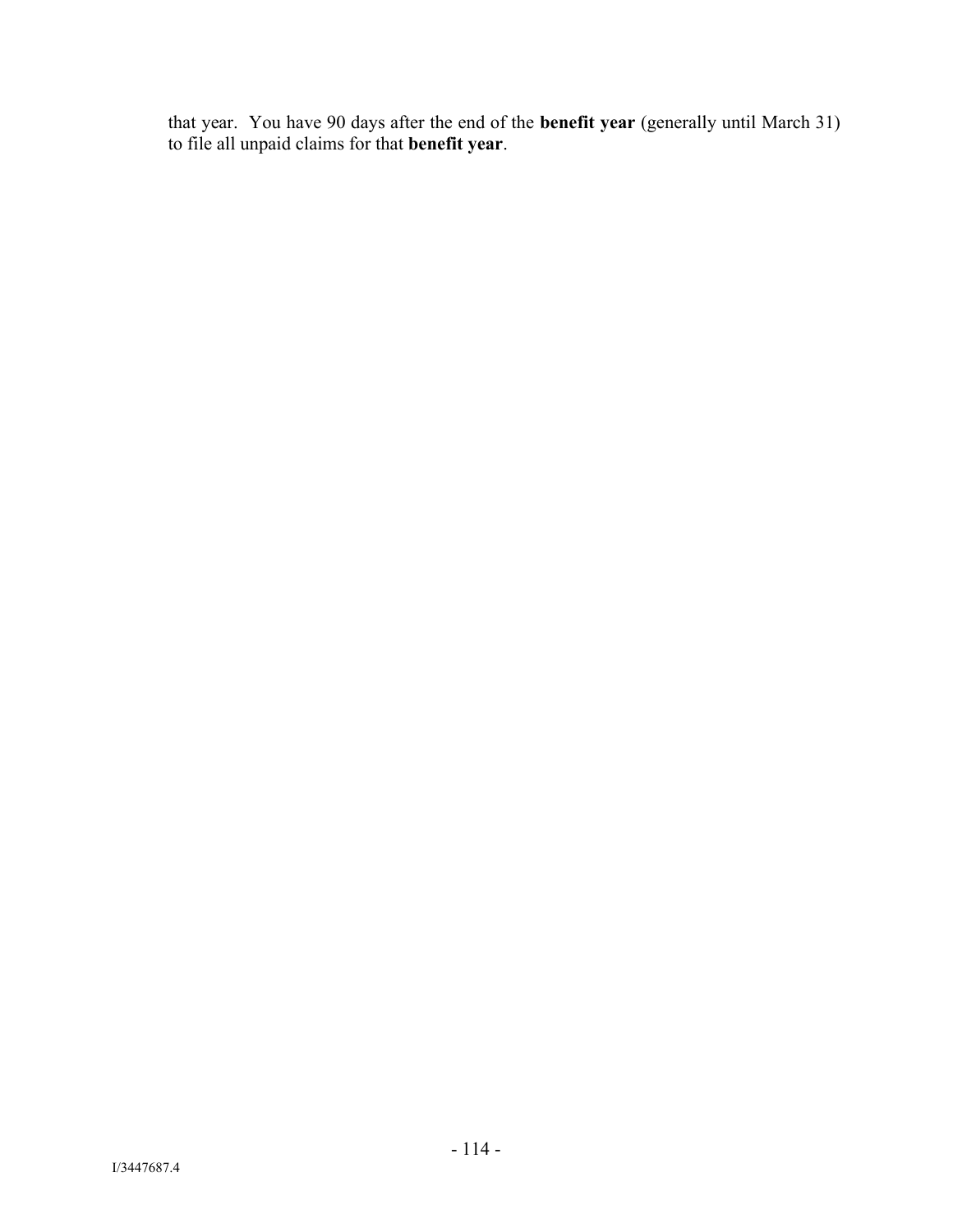that year.  You have 90 days after the end of the **benefit year** (generally until March 31) to file all unpaid claims for that **benefit year**.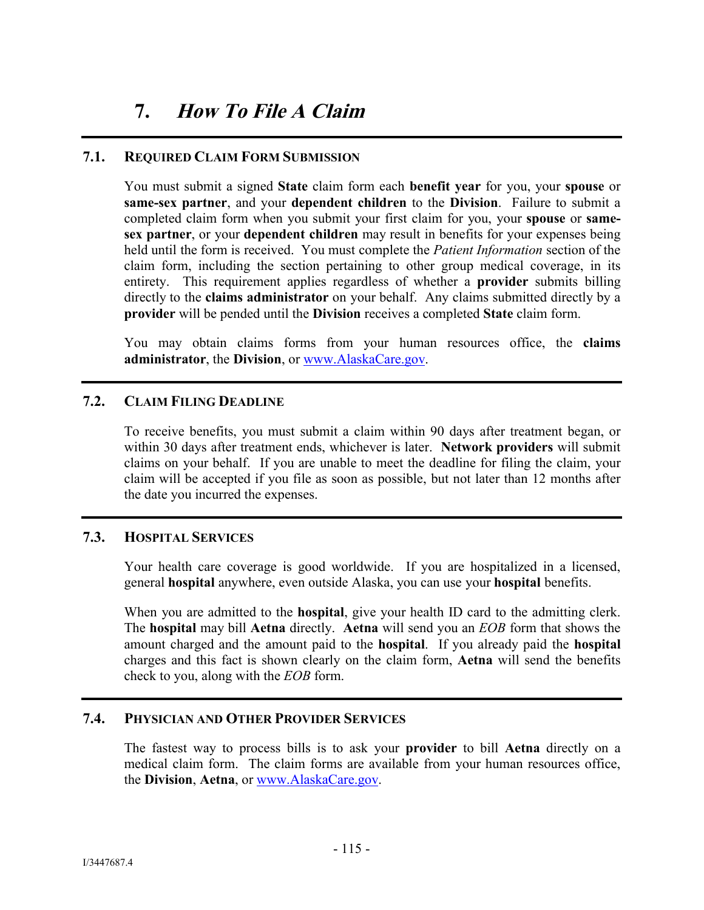# 7. *How To File A Claim*

## 7.1. Required Claim Form Submission

You must submit a signed **State** claim form each **benefit year** for you, your **spouse** or **same-sex partner**, and your **dependent children** to the **Division**. Failure to submit a completed claim form when you submit your first claim for you, your **spouse** or **same-sex partner**, or your **dependent children** may result in benefits for your expenses being held until the form is received. You must complete the *Patient Information* section of the claim form, including the section pertaining to other group medical coverage, in its entirety. This requirement applies regardless of whether a **provider** submits billing directly to the **claims administrator** on your behalf. Any claims submitted directly by a **provider** will be pended until the **Division** receives a completed **State** claim form.

You may obtain claims forms from your human resources office, the **claims administrator**, the **Division**, or www.AlaskaCare.gov.

## 7.2. Claim Filing Deadline

To receive benefits, you must submit a claim within 90 days after treatment began, or within 30 days after treatment ends, whichever is later. **Network providers** will submit claims on your behalf. If you are unable to meet the deadline for filing the claim, your claim will be accepted if you file as soon as possible, but not later than 12 months after the date you incurred the expenses.

## 7.3. Hospital Services

Your health care coverage is good worldwide. If you are hospitalized in a licensed, general **hospital** anywhere, even outside Alaska, you can use your **hospital** benefits.

When you are admitted to the **hospital**, give your health ID card to the admitting clerk. The **hospital** may bill **Aetna** directly. **Aetna** will send you an *EOB* form that shows the amount charged and the amount paid to the **hospital**. If you already paid the **hospital** charges and this fact is shown clearly on the claim form, **Aetna** will send the benefits check to you, along with the *EOB* form.

## 7.4. Physician and Other Provider Services

The fastest way to process bills is to ask your **provider** to bill **Aetna** directly on a medical claim form. The claim forms are available from your human resources office, the **Division**, **Aetna**, or www.AlaskaCare.gov.

I/3447687.4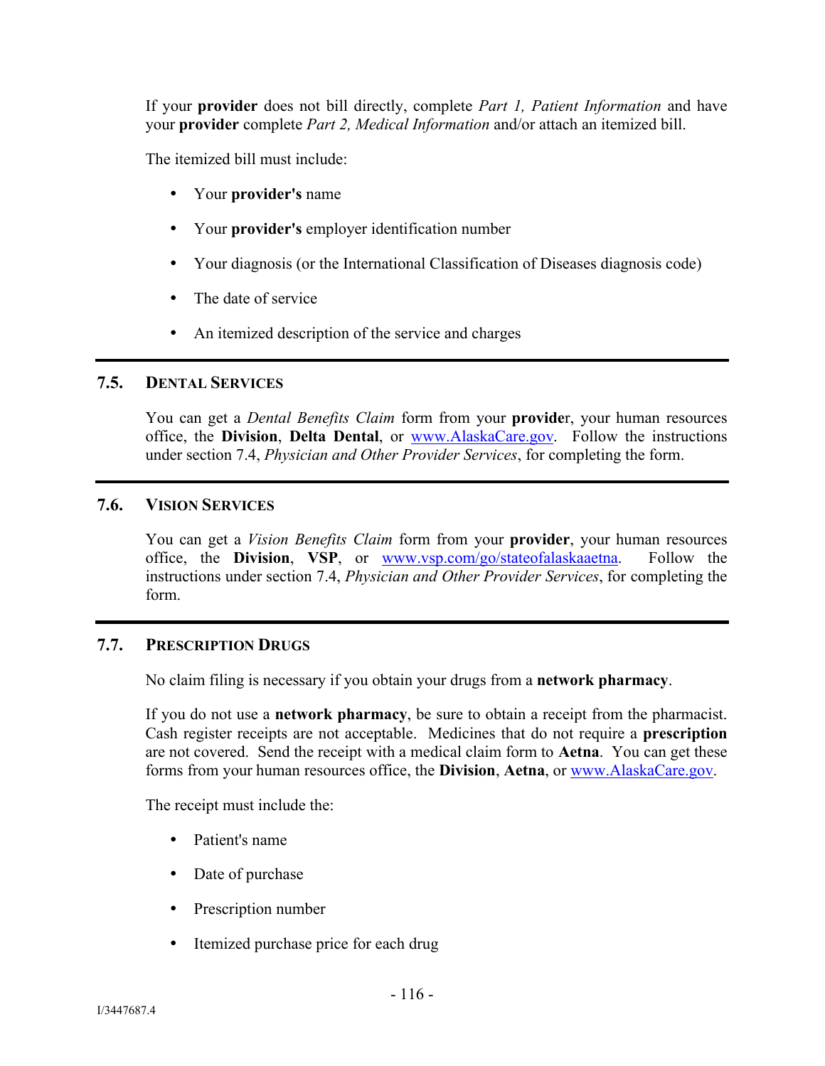If your **provider** does not bill directly, complete *Part 1, Patient Information* and have your **provider** complete *Part 2, Medical Information* and/or attach an itemized bill.

The itemized bill must include:

- Your **provider's** name
- Your **provider's** employer identification number
- Your diagnosis (or the International Classification of Diseases diagnosis code)
- The date of service
- An itemized description of the service and charges

## 7.5. DENTAL SERVICES

You can get a *Dental Benefits Claim* form from your **provide**r, your human resources office, the **Division**, **Delta Dental**, or www.AlaskaCare.gov. Follow the instructions under section 7.4, *Physician and Other Provider Services*, for completing the form.

## 7.6. VISION SERVICES

You can get a *Vision Benefits Claim* form from your **provider**, your human resources office, the **Division**, **VSP**, or www.vsp.com/go/stateofalaskaaetna. Follow the instructions under section 7.4, *Physician and Other Provider Services*, for completing the form.

## 7.7. PRESCRIPTION DRUGS

No claim filing is necessary if you obtain your drugs from a **network pharmacy**.

If you do not use a **network pharmacy**, be sure to obtain a receipt from the pharmacist. Cash register receipts are not acceptable. Medicines that do not require a **prescription** are not covered. Send the receipt with a medical claim form to **Aetna**. You can get these forms from your human resources office, the **Division**, **Aetna**, or www.AlaskaCare.gov.

The receipt must include the:

- Patient's name
- Date of purchase
- Prescription number
- Itemized purchase price for each drug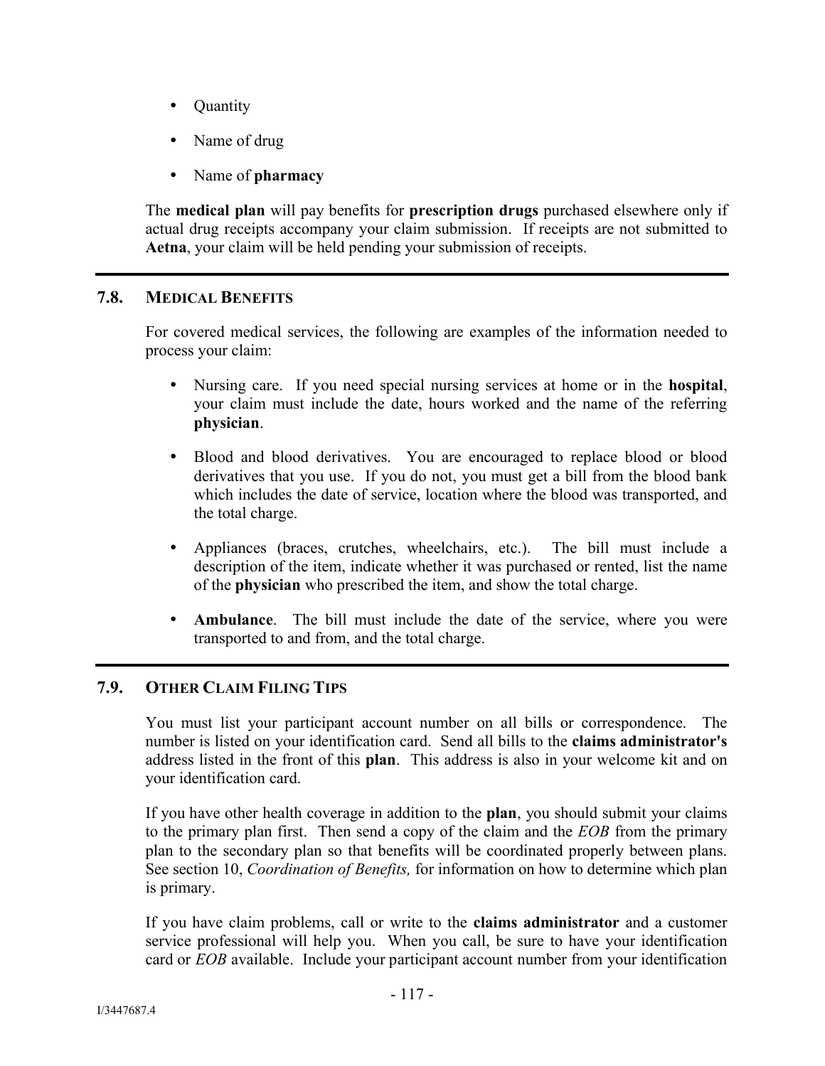- Quantity
- Name of drug
- Name of **pharmacy**

The **medical plan** will pay benefits for **prescription drugs** purchased elsewhere only if actual drug receipts accompany your claim submission. If receipts are not submitted to **Aetna**, your claim will be held pending your submission of receipts.

## 7.8. MEDICAL BENEFITS

For covered medical services, the following are examples of the information needed to process your claim:

- Nursing care. If you need special nursing services at home or in the **hospital**, your claim must include the date, hours worked and the name of the referring **physician**.
- Blood and blood derivatives. You are encouraged to replace blood or blood derivatives that you use. If you do not, you must get a bill from the blood bank which includes the date of service, location where the blood was transported, and the total charge.
- Appliances (braces, crutches, wheelchairs, etc.). The bill must include a description of the item, indicate whether it was purchased or rented, list the name of the **physician** who prescribed the item, and show the total charge.
- **Ambulance**. The bill must include the date of the service, where you were transported to and from, and the total charge.

## 7.9. OTHER CLAIM FILING TIPS

You must list your participant account number on all bills or correspondence. The number is listed on your identification card. Send all bills to the **claims administrator's** address listed in the front of this **plan**. This address is also in your welcome kit and on your identification card.

If you have other health coverage in addition to the **plan**, you should submit your claims to the primary plan first. Then send a copy of the claim and the *EOB* from the primary plan to the secondary plan so that benefits will be coordinated properly between plans. See section 10, *Coordination of Benefits,* for information on how to determine which plan is primary.

If you have claim problems, call or write to the **claims administrator** and a customer service professional will help you. When you call, be sure to have your identification card or *EOB* available. Include your participant account number from your identification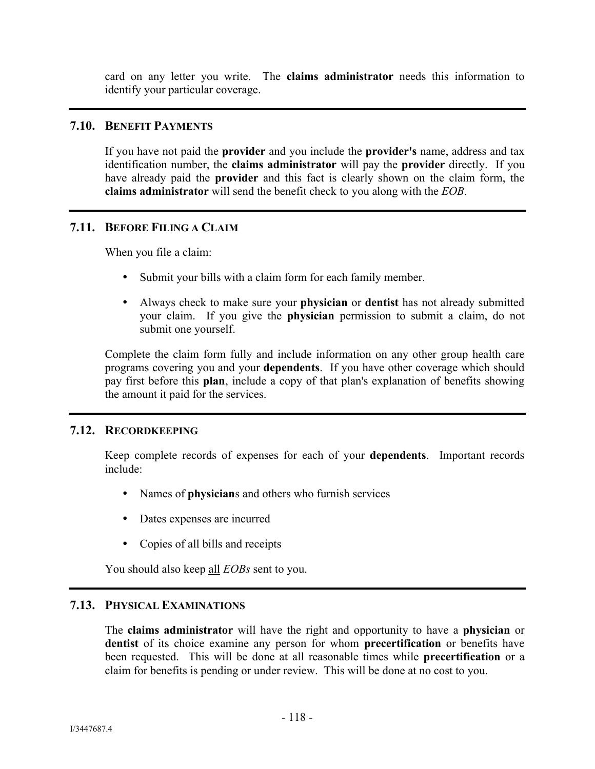card on any letter you write. The **claims administrator** needs this information to identify your particular coverage.

## 7.10. BENEFIT PAYMENTS

If you have not paid the **provider** and you include the **provider's** name, address and tax identification number, the **claims administrator** will pay the **provider** directly. If you have already paid the **provider** and this fact is clearly shown on the claim form, the **claims administrator** will send the benefit check to you along with the *EOB*.

## 7.11. BEFORE FILING A CLAIM

When you file a claim:

- Submit your bills with a claim form for each family member.
- Always check to make sure your **physician** or **dentist** has not already submitted your claim. If you give the **physician** permission to submit a claim, do not submit one yourself.

Complete the claim form fully and include information on any other group health care programs covering you and your **dependents**. If you have other coverage which should pay first before this **plan**, include a copy of that plan's explanation of benefits showing the amount it paid for the services.

## 7.12. RECORDKEEPING

Keep complete records of expenses for each of your **dependents**. Important records include:

- Names of **physician**s and others who furnish services
- Dates expenses are incurred
- Copies of all bills and receipts

You should also keep all *EOBs* sent to you.

## 7.13. PHYSICAL EXAMINATIONS

The **claims administrator** will have the right and opportunity to have a **physician** or **dentist** of its choice examine any person for whom **precertification** or benefits have been requested. This will be done at all reasonable times while **precertification** or a claim for benefits is pending or under review. This will be done at no cost to you.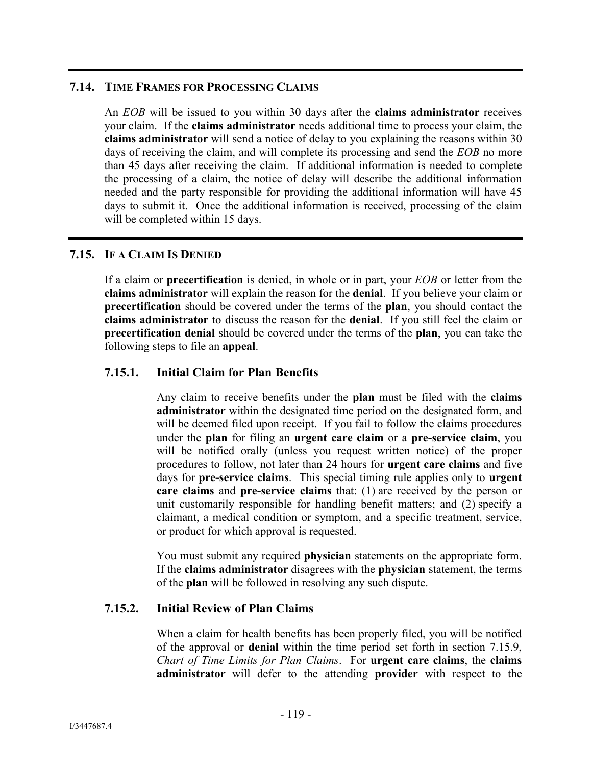## 7.14. TIME FRAMES FOR PROCESSING CLAIMS

An *EOB* will be issued to you within 30 days after the **claims administrator** receives your claim. If the **claims administrator** needs additional time to process your claim, the **claims administrator** will send a notice of delay to you explaining the reasons within 30 days of receiving the claim, and will complete its processing and send the *EOB* no more than 45 days after receiving the claim. If additional information is needed to complete the processing of a claim, the notice of delay will describe the additional information needed and the party responsible for providing the additional information will have 45 days to submit it. Once the additional information is received, processing of the claim will be completed within 15 days.

## 7.15. IF A CLAIM IS DENIED

If a claim or **precertification** is denied, in whole or in part, your *EOB* or letter from the **claims administrator** will explain the reason for the **denial**. If you believe your claim or **precertification** should be covered under the terms of the **plan**, you should contact the **claims administrator** to discuss the reason for the **denial**. If you still feel the claim or **precertification denial** should be covered under the terms of the **plan**, you can take the following steps to file an **appeal**.

### 7.15.1. Initial Claim for Plan Benefits

Any claim to receive benefits under the **plan** must be filed with the **claims administrator** within the designated time period on the designated form, and will be deemed filed upon receipt. If you fail to follow the claims procedures under the **plan** for filing an **urgent care claim** or a **pre-service claim**, you will be notified orally (unless you request written notice) of the proper procedures to follow, not later than 24 hours for **urgent care claims** and five days for **pre-service claims**. This special timing rule applies only to **urgent care claims** and **pre-service claims** that: (1) are received by the person or unit customarily responsible for handling benefit matters; and (2) specify a claimant, a medical condition or symptom, and a specific treatment, service, or product for which approval is requested.

You must submit any required **physician** statements on the appropriate form. If the **claims administrator** disagrees with the **physician** statement, the terms of the **plan** will be followed in resolving any such dispute.

### 7.15.2. Initial Review of Plan Claims

When a claim for health benefits has been properly filed, you will be notified of the approval or **denial** within the time period set forth in section 7.15.9, *Chart of Time Limits for Plan Claims*. For **urgent care claims**, the **claims administrator** will defer to the attending **provider** with respect to the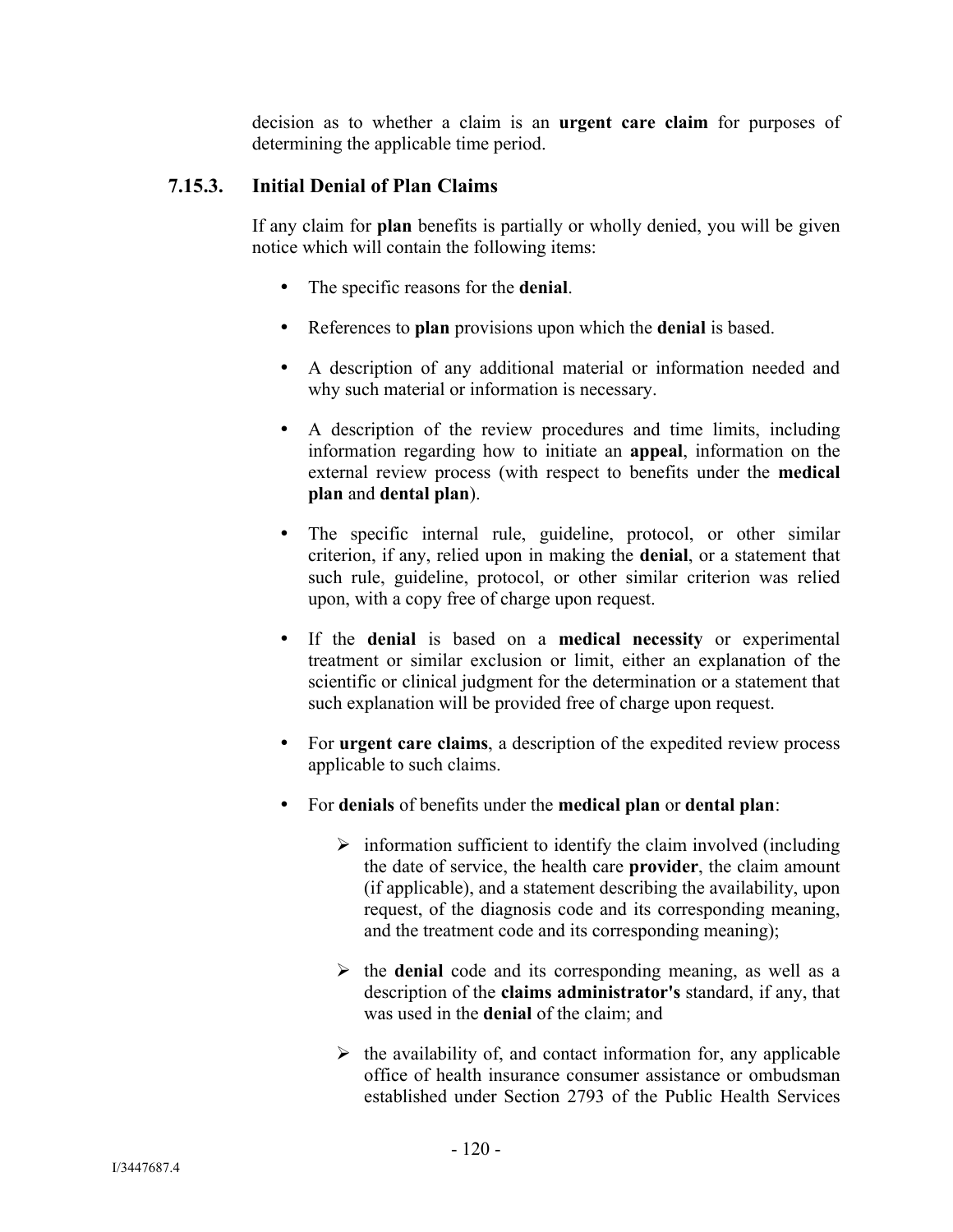decision as to whether a claim is an **urgent care claim** for purposes of determining the applicable time period.

### 7.15.3. Initial Denial of Plan Claims

If any claim for **plan** benefits is partially or wholly denied, you will be given notice which will contain the following items:

- The specific reasons for the **denial**.
- References to **plan** provisions upon which the **denial** is based.
- A description of any additional material or information needed and why such material or information is necessary.
- A description of the review procedures and time limits, including information regarding how to initiate an **appeal**, information on the external review process (with respect to benefits under the **medical plan** and **dental plan**).
- The specific internal rule, guideline, protocol, or other similar criterion, if any, relied upon in making the **denial**, or a statement that such rule, guideline, protocol, or other similar criterion was relied upon, with a copy free of charge upon request.
- If the **denial** is based on a **medical necessity** or experimental treatment or similar exclusion or limit, either an explanation of the scientific or clinical judgment for the determination or a statement that such explanation will be provided free of charge upon request.
- For **urgent care claims**, a description of the expedited review process applicable to such claims.
- For **denials** of benefits under the **medical plan** or **dental plan**:
  - information sufficient to identify the claim involved (including the date of service, the health care **provider**, the claim amount (if applicable), and a statement describing the availability, upon request, of the diagnosis code and its corresponding meaning, and the treatment code and its corresponding meaning);
  - the **denial** code and its corresponding meaning, as well as a description of the **claims administrator's** standard, if any, that was used in the **denial** of the claim; and
  - the availability of, and contact information for, any applicable office of health insurance consumer assistance or ombudsman established under Section 2793 of the Public Health Services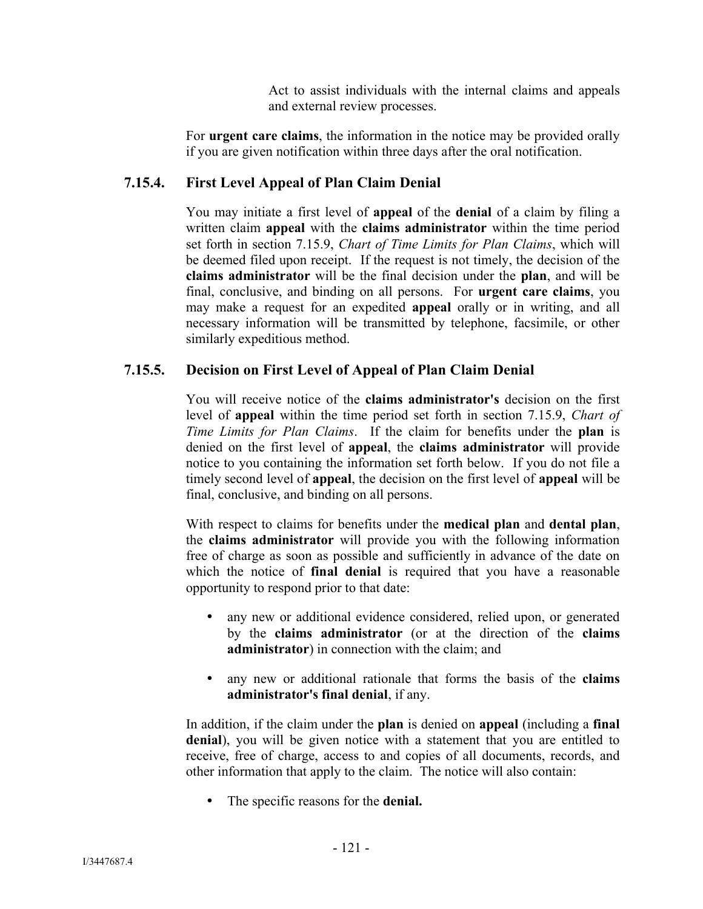Act to assist individuals with the internal claims and appeals and external review processes.

For **urgent care claims**, the information in the notice may be provided orally if you are given notification within three days after the oral notification.

### 7.15.4. First Level Appeal of Plan Claim Denial

You may initiate a first level of **appeal** of the **denial** of a claim by filing a written claim **appeal** with the **claims administrator** within the time period set forth in section 7.15.9, *Chart of Time Limits for Plan Claims*, which will be deemed filed upon receipt. If the request is not timely, the decision of the **claims administrator** will be the final decision under the **plan**, and will be final, conclusive, and binding on all persons. For **urgent care claims**, you may make a request for an expedited **appeal** orally or in writing, and all necessary information will be transmitted by telephone, facsimile, or other similarly expeditious method.

### 7.15.5. Decision on First Level of Appeal of Plan Claim Denial

You will receive notice of the **claims administrator's** decision on the first level of **appeal** within the time period set forth in section 7.15.9, *Chart of Time Limits for Plan Claims*. If the claim for benefits under the **plan** is denied on the first level of **appeal**, the **claims administrator** will provide notice to you containing the information set forth below. If you do not file a timely second level of **appeal**, the decision on the first level of **appeal** will be final, conclusive, and binding on all persons.

With respect to claims for benefits under the **medical plan** and **dental plan**, the **claims administrator** will provide you with the following information free of charge as soon as possible and sufficiently in advance of the date on which the notice of **final denial** is required that you have a reasonable opportunity to respond prior to that date:

- any new or additional evidence considered, relied upon, or generated by the **claims administrator** (or at the direction of the **claims administrator**) in connection with the claim; and
- any new or additional rationale that forms the basis of the **claims administrator's final denial**, if any.

In addition, if the claim under the **plan** is denied on **appeal** (including a **final denial**), you will be given notice with a statement that you are entitled to receive, free of charge, access to and copies of all documents, records, and other information that apply to the claim. The notice will also contain:

- The specific reasons for the **denial.**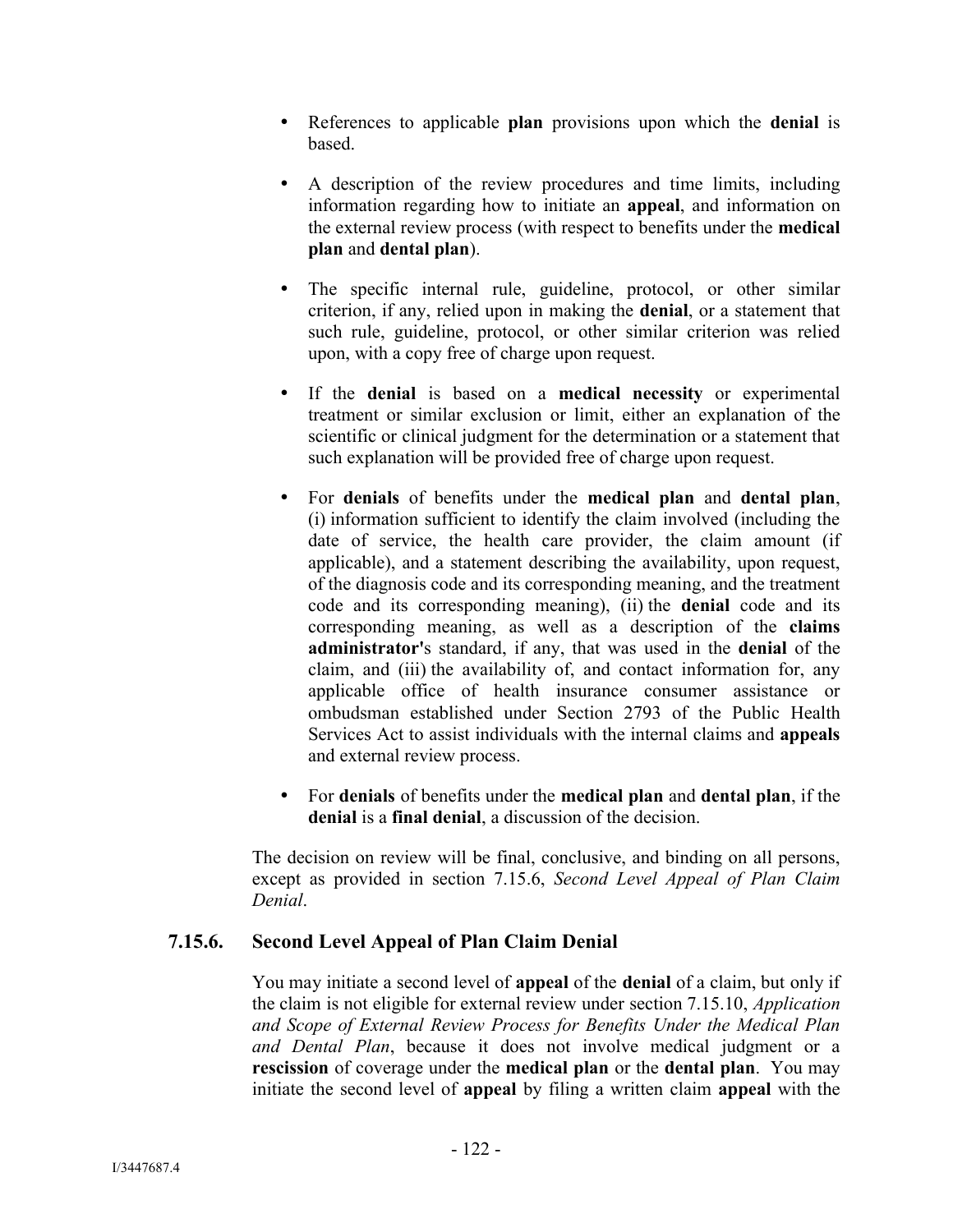- References to applicable **plan** provisions upon which the **denial** is based.

- A description of the review procedures and time limits, including information regarding how to initiate an **appeal**, and information on the external review process (with respect to benefits under the **medical plan** and **dental plan**).

- The specific internal rule, guideline, protocol, or other similar criterion, if any, relied upon in making the **denial**, or a statement that such rule, guideline, protocol, or other similar criterion was relied upon, with a copy free of charge upon request.

- If the **denial** is based on a **medical necessity** or experimental treatment or similar exclusion or limit, either an explanation of the scientific or clinical judgment for the determination or a statement that such explanation will be provided free of charge upon request.

- For **denials** of benefits under the **medical plan** and **dental plan**, (i) information sufficient to identify the claim involved (including the date of service, the health care provider, the claim amount (if applicable), and a statement describing the availability, upon request, of the diagnosis code and its corresponding meaning, and the treatment code and its corresponding meaning), (ii) the **denial** code and its corresponding meaning, as well as a description of the **claims administrator'**s standard, if any, that was used in the **denial** of the claim, and (iii) the availability of, and contact information for, any applicable office of health insurance consumer assistance or ombudsman established under Section 2793 of the Public Health Services Act to assist individuals with the internal claims and **appeals** and external review process.

- For **denials** of benefits under the **medical plan** and **dental plan**, if the **denial** is a **final denial**, a discussion of the decision.

The decision on review will be final, conclusive, and binding on all persons, except as provided in section 7.15.6, *Second Level Appeal of Plan Claim Denial*.

### 7.15.6. Second Level Appeal of Plan Claim Denial

You may initiate a second level of **appeal** of the **denial** of a claim, but only if the claim is not eligible for external review under section 7.15.10, *Application and Scope of External Review Process for Benefits Under the Medical Plan and Dental Plan*, because it does not involve medical judgment or a **rescission** of coverage under the **medical plan** or the **dental plan**. You may initiate the second level of **appeal** by filing a written claim **appeal** with the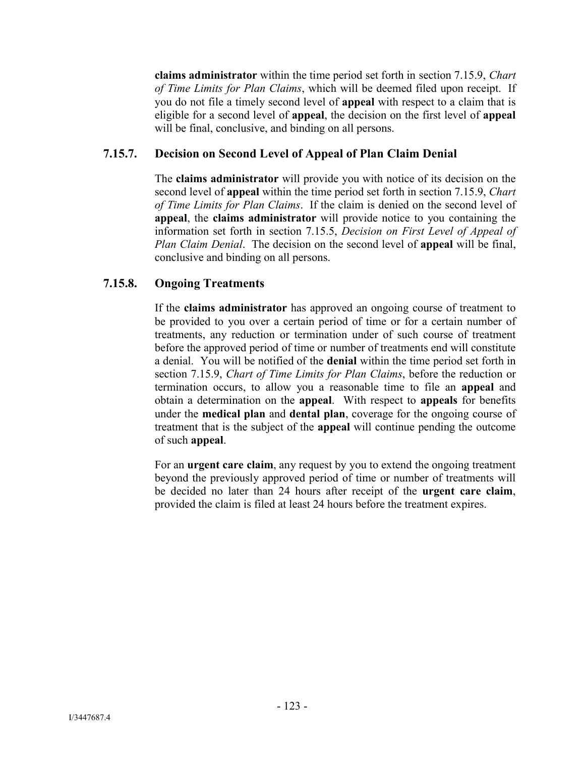**claims administrator** within the time period set forth in section 7.15.9, *Chart of Time Limits for Plan Claims*, which will be deemed filed upon receipt. If you do not file a timely second level of **appeal** with respect to a claim that is eligible for a second level of **appeal**, the decision on the first level of **appeal** will be final, conclusive, and binding on all persons.

### 7.15.7. Decision on Second Level of Appeal of Plan Claim Denial

The **claims administrator** will provide you with notice of its decision on the second level of **appeal** within the time period set forth in section 7.15.9, *Chart of Time Limits for Plan Claims*. If the claim is denied on the second level of **appeal**, the **claims administrator** will provide notice to you containing the information set forth in section 7.15.5, *Decision on First Level of Appeal of Plan Claim Denial*. The decision on the second level of **appeal** will be final, conclusive and binding on all persons.

### 7.15.8. Ongoing Treatments

If the **claims administrator** has approved an ongoing course of treatment to be provided to you over a certain period of time or for a certain number of treatments, any reduction or termination under of such course of treatment before the approved period of time or number of treatments end will constitute a denial. You will be notified of the **denial** within the time period set forth in section 7.15.9, *Chart of Time Limits for Plan Claims*, before the reduction or termination occurs, to allow you a reasonable time to file an **appeal** and obtain a determination on the **appeal**. With respect to **appeals** for benefits under the **medical plan** and **dental plan**, coverage for the ongoing course of treatment that is the subject of the **appeal** will continue pending the outcome of such **appeal**.

For an **urgent care claim**, any request by you to extend the ongoing treatment beyond the previously approved period of time or number of treatments will be decided no later than 24 hours after receipt of the **urgent care claim**, provided the claim is filed at least 24 hours before the treatment expires.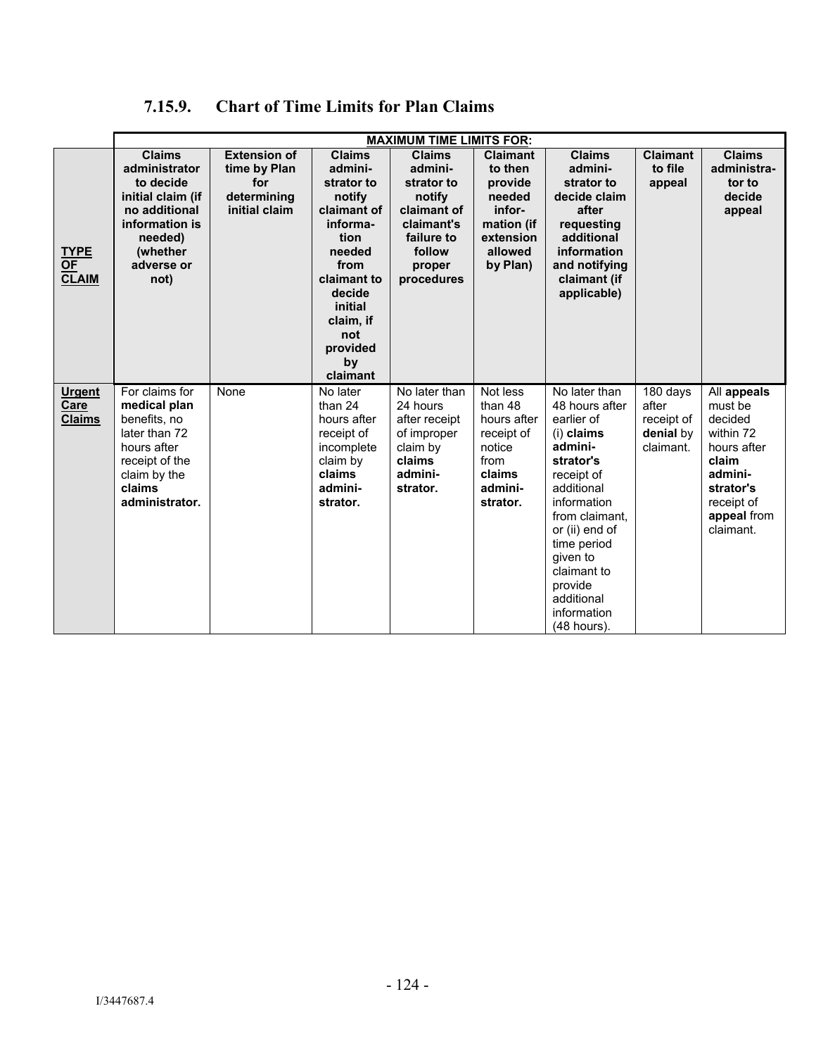### 7.15.9. Chart of Time Limits for Plan Claims

| | MAXIMUM TIME LIMITS FOR: | | | | | | | |
|---|---|---|---|---|---|---|---|---|
| **TYPE OF CLAIM** | **Claims administrator to decide initial claim (if no additional information is needed) (whether adverse or not)** | **Extension of time by Plan for determining initial claim** | **Claims administrator to notify claimant of information needed from claimant to decide initial claim, if not provided by claimant** | **Claims administrator to notify claimant of claimant's failure to follow proper procedures** | **Claimant to then provide needed information (if extension allowed by Plan)** | **Claims administrator to decide claim after requesting additional information and notifying claimant (if applicable)** | **Claimant to file appeal** | **Claims administrator to decide appeal** |
| **Urgent Care Claims** | For claims for **medical plan** benefits, no later than 72 hours after receipt of the claim by the **claims administrator.** | None | No later than 24 hours after receipt of incomplete claim by **claims administrator.** | No later than 24 hours after receipt of improper claim by **claims administrator.** | Not less than 48 hours after receipt of notice from **claims administrator.** | No later than 48 hours after earlier of (i) **claims administrator's** receipt of additional information from claimant, or (ii) end of time period given to claimant to provide additional information (48 hours). | 180 days after receipt of **denial** by claimant. | All **appeals** must be decided within 72 hours after **claim administrator's** receipt of **appeal** from claimant. |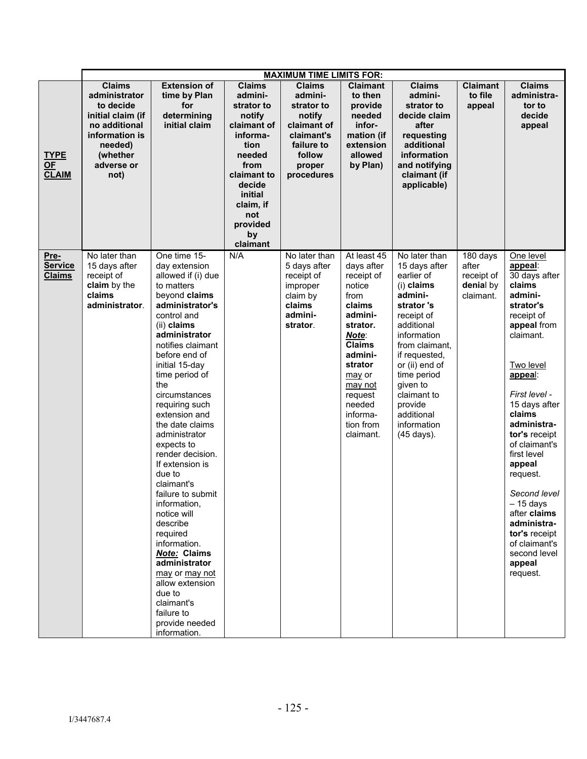| | MAXIMUM TIME LIMITS FOR: | | | | | | | |
|---|---|---|---|---|---|---|---|---|
| **TYPE OF CLAIM** | **Claims administrator to decide initial claim (if no additional information is needed) (whether adverse or not)** | **Extension of time by Plan for determining initial claim** | **Claims administrator to notify claimant of information needed from claimant to decide initial claim, if not provided by claimant** | **Claims administrator to notify claimant of claimant's failure to follow proper procedures** | **Claimant to then provide needed information (if extension allowed by Plan)** | **Claims administrator to decide claim after requesting additional information and notifying claimant (if applicable)** | **Claimant to file appeal** | **Claims administrator to decide appeal** |
| **Pre-Service Claims** | No later than 15 days after receipt of **claim** by the **claims administrator**. | One time 15-day extension allowed if (i) due to matters beyond **claims administrator's** control and (ii) **claims administrator** notifies claimant before end of initial 15-day time period of the circumstances requiring such extension and the date claims administrator expects to render decision. If extension is due to claimant's failure to submit information, notice will describe required information. ***Note:* Claims administrator** may or may not allow extension due to claimant's failure to provide needed information. | N/A | No later than 5 days after receipt of improper claim by **claims administrator**. | At least 45 days after receipt of notice from **claims administrator.** *Note*: **Claims administrator** may or may not request needed information from claimant. | No later than 15 days after earlier of (i) **claims administrator 's** receipt of additional information from claimant, if requested, or (ii) end of time period given to claimant to provide additional information (45 days). | 180 days after receipt of **denia**l by claimant. | One level **appeal**: 30 days after **claims administrator's** receipt of **appeal** from claimant.<br><br>Two level **appea**l:<br><br>*First level* - 15 days after **claims administrator's** receipt of claimant's first level **appeal** request.<br><br>*Second level* – 15 days after **claims administrator's** receipt of claimant's second level **appeal** request. |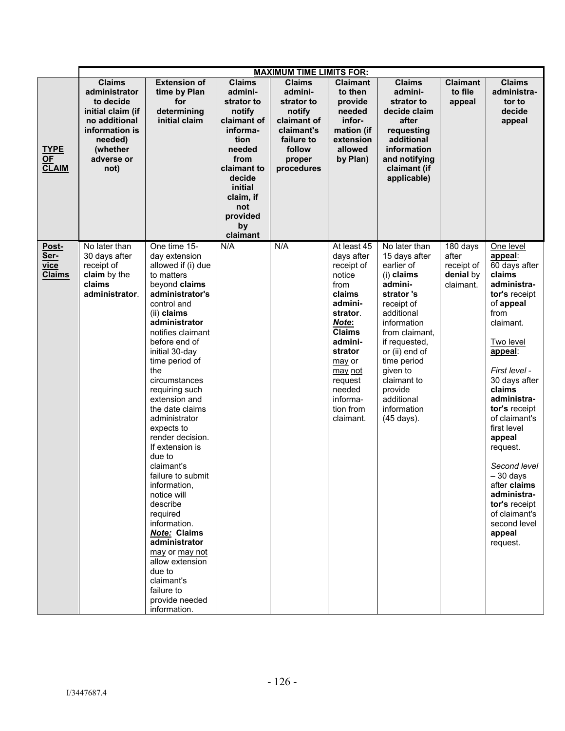| TYPE OF CLAIM | MAXIMUM TIME LIMITS FOR: | | | | | | | |
|---|---|---|---|---|---|---|---|---|
| | **Claims administrator to decide initial claim (if no additional information is needed) (whether adverse or not)** | **Extension of time by Plan for determining initial claim** | **Claims administrator to notify claimant of information needed from claimant to decide initial claim, if not provided by claimant** | **Claims administrator to notify claimant of claimant's failure to follow proper procedures** | **Claimant to then provide needed information (if extension allowed by Plan)** | **Claims administrator to decide claim after requesting additional information and notifying claimant (if applicable)** | **Claimant to file appeal** | **Claims administrator to decide appeal** |
| **Post-Service Claims** | No later than 30 days after receipt of **claim** by the **claims administrator**. | One time 15-day extension allowed if (i) due to matters beyond **claims administrator's** control and (ii) **claims administrator** notifies claimant before end of initial 30-day time period of the circumstances requiring such extension and the date claims administrator expects to render decision. If extension is due to claimant's failure to submit information, notice will describe required information. ***Note:* Claims administrator** may or may not allow extension due to claimant's failure to provide needed information. | N/A | N/A | At least 45 days after receipt of notice from **claims administrator**. ***Note*: Claims administrator** may or may not request needed information from claimant. | No later than 15 days after earlier of (i) **claims administrator 's** receipt of additional information from claimant, if requested, or (ii) end of time period given to claimant to provide additional information (45 days). | 180 days after receipt of **denial** by claimant. | One level **appeal**: 60 days after **claims administrator's** receipt of **appeal** from claimant.<br><br>Two level **appeal**:<br><br>*First level* - 30 days after **claims administrator's** receipt of claimant's first level **appeal** request.<br><br>*Second level* – 30 days after **claims administrator's** receipt of claimant's second level **appeal** request. |

I/3447687.4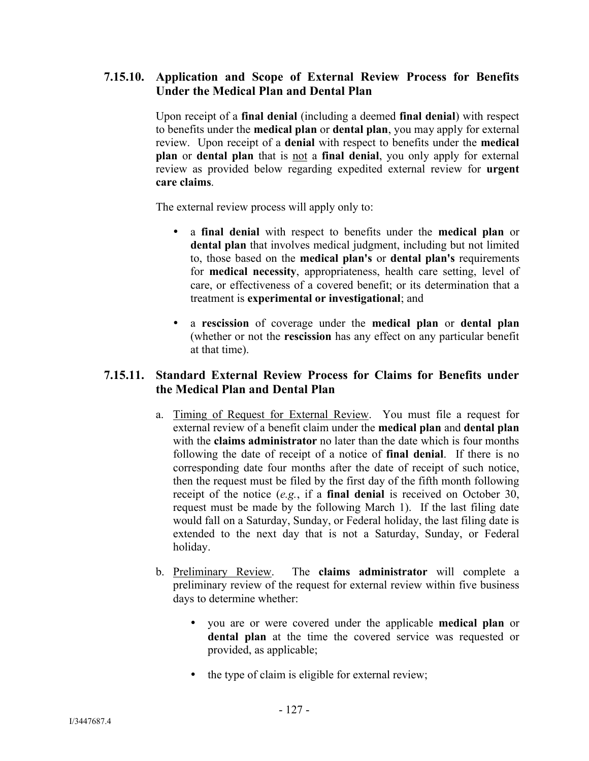### 7.15.10. Application and Scope of External Review Process for Benefits Under the Medical Plan and Dental Plan

Upon receipt of a **final denial** (including a deemed **final denial**) with respect to benefits under the **medical plan** or **dental plan**, you may apply for external review. Upon receipt of a **denial** with respect to benefits under the **medical plan** or **dental plan** that is not a **final denial**, you only apply for external review as provided below regarding expedited external review for **urgent care claims**.

The external review process will apply only to:

- a **final denial** with respect to benefits under the **medical plan** or **dental plan** that involves medical judgment, including but not limited to, those based on the **medical plan's** or **dental plan's** requirements for **medical necessity**, appropriateness, health care setting, level of care, or effectiveness of a covered benefit; or its determination that a treatment is **experimental or investigational**; and
- a **rescission** of coverage under the **medical plan** or **dental plan** (whether or not the **rescission** has any effect on any particular benefit at that time).

### 7.15.11. Standard External Review Process for Claims for Benefits under the Medical Plan and Dental Plan

a. Timing of Request for External Review. You must file a request for external review of a benefit claim under the **medical plan** and **dental plan** with the **claims administrator** no later than the date which is four months following the date of receipt of a notice of **final denial**. If there is no corresponding date four months after the date of receipt of such notice, then the request must be filed by the first day of the fifth month following receipt of the notice (*e.g.*, if a **final denial** is received on October 30, request must be made by the following March 1). If the last filing date would fall on a Saturday, Sunday, or Federal holiday, the last filing date is extended to the next day that is not a Saturday, Sunday, or Federal holiday.

b. Preliminary Review. The **claims administrator** will complete a preliminary review of the request for external review within five business days to determine whether:

   - you are or were covered under the applicable **medical plan** or **dental plan** at the time the covered service was requested or provided, as applicable;
   - the type of claim is eligible for external review;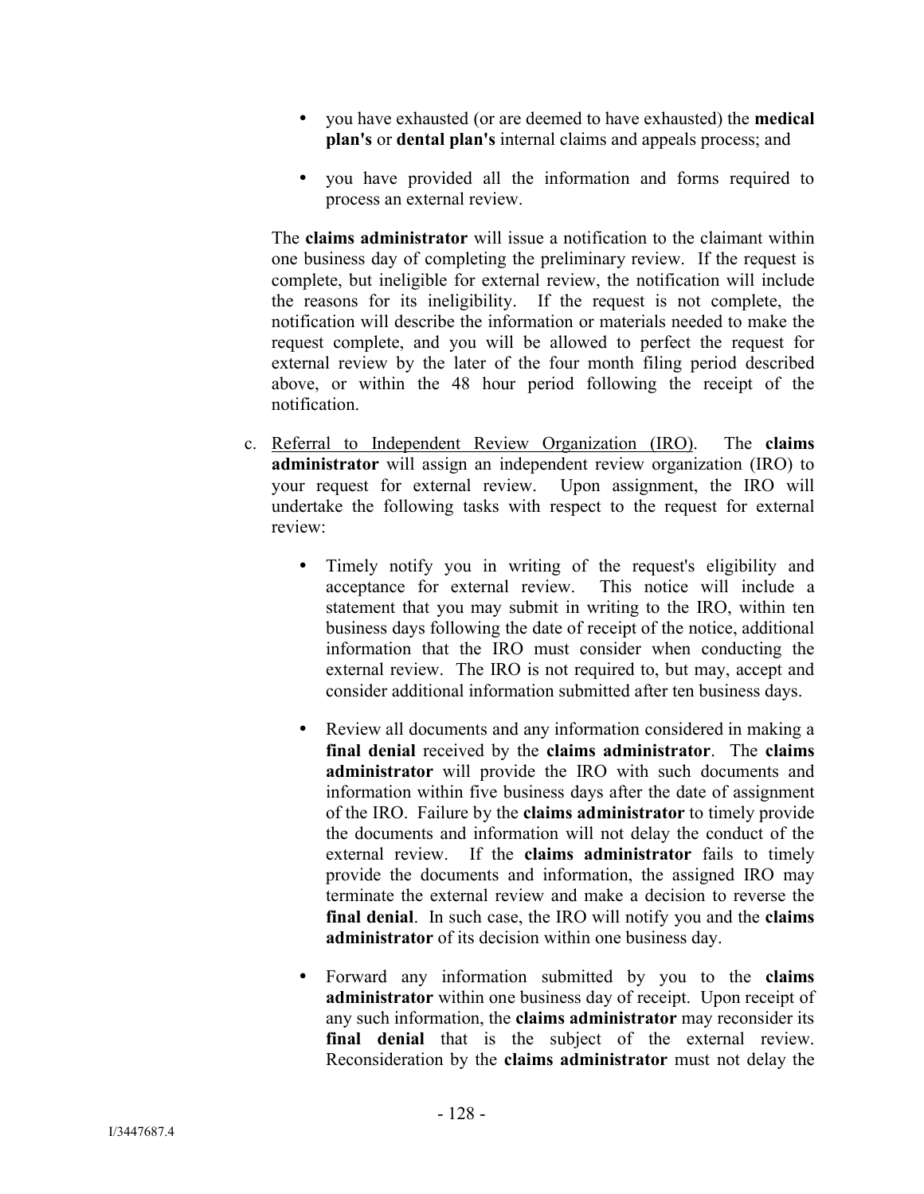- you have exhausted (or are deemed to have exhausted) the **medical plan's** or **dental plan's** internal claims and appeals process; and
- you have provided all the information and forms required to process an external review.

The **claims administrator** will issue a notification to the claimant within one business day of completing the preliminary review. If the request is complete, but ineligible for external review, the notification will include the reasons for its ineligibility. If the request is not complete, the notification will describe the information or materials needed to make the request complete, and you will be allowed to perfect the request for external review by the later of the four month filing period described above, or within the 48 hour period following the receipt of the notification.

c. Referral to Independent Review Organization (IRO). The **claims administrator** will assign an independent review organization (IRO) to your request for external review. Upon assignment, the IRO will undertake the following tasks with respect to the request for external review:

- Timely notify you in writing of the request's eligibility and acceptance for external review. This notice will include a statement that you may submit in writing to the IRO, within ten business days following the date of receipt of the notice, additional information that the IRO must consider when conducting the external review. The IRO is not required to, but may, accept and consider additional information submitted after ten business days.
- Review all documents and any information considered in making a **final denial** received by the **claims administrator**. The **claims administrator** will provide the IRO with such documents and information within five business days after the date of assignment of the IRO. Failure by the **claims administrator** to timely provide the documents and information will not delay the conduct of the external review. If the **claims administrator** fails to timely provide the documents and information, the assigned IRO may terminate the external review and make a decision to reverse the **final denial**. In such case, the IRO will notify you and the **claims administrator** of its decision within one business day.
- Forward any information submitted by you to the **claims administrator** within one business day of receipt. Upon receipt of any such information, the **claims administrator** may reconsider its **final denial** that is the subject of the external review. Reconsideration by the **claims administrator** must not delay the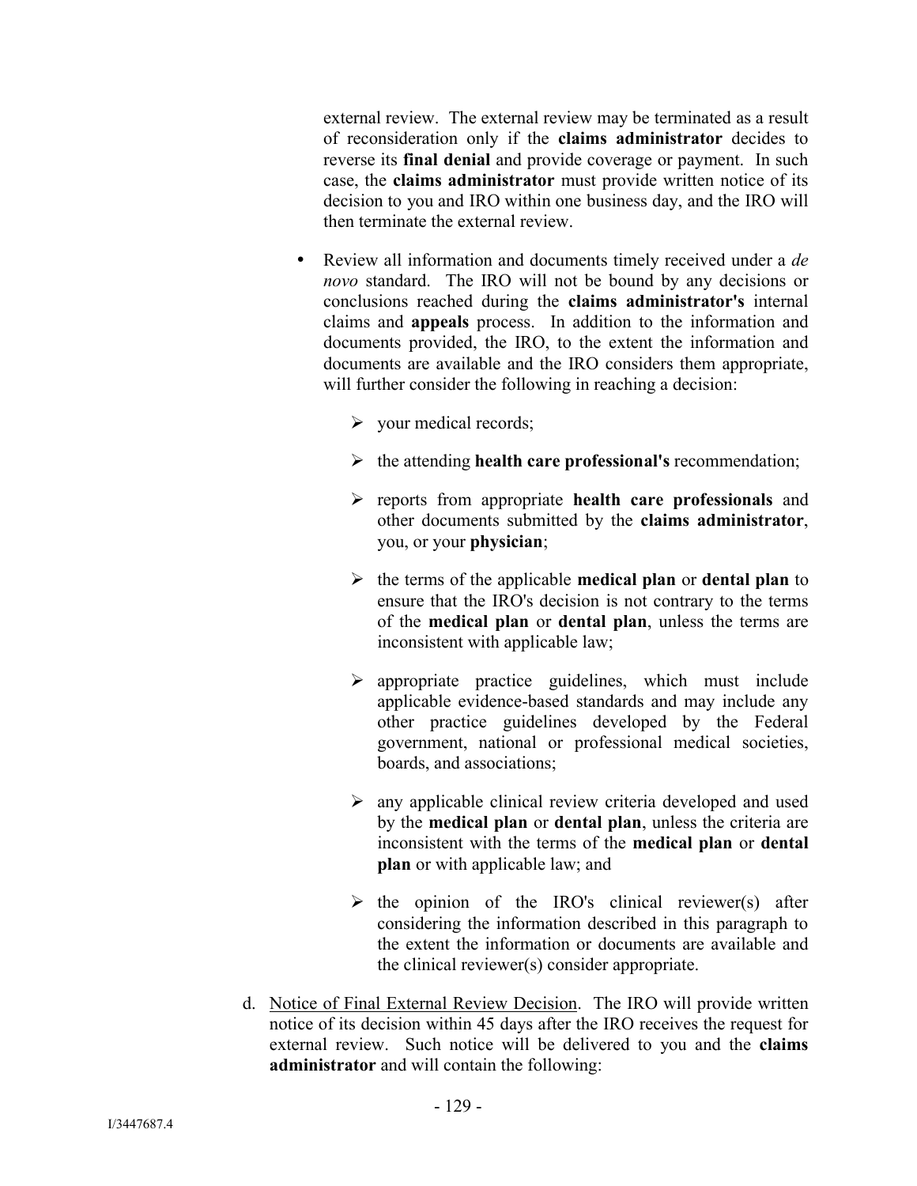external review. The external review may be terminated as a result of reconsideration only if the **claims administrator** decides to reverse its **final denial** and provide coverage or payment. In such case, the **claims administrator** must provide written notice of its decision to you and IRO within one business day, and the IRO will then terminate the external review.

- Review all information and documents timely received under a *de novo* standard. The IRO will not be bound by any decisions or conclusions reached during the **claims administrator's** internal claims and **appeals** process. In addition to the information and documents provided, the IRO, to the extent the information and documents are available and the IRO considers them appropriate, will further consider the following in reaching a decision:
  - your medical records;
  - the attending **health care professional's** recommendation;
  - reports from appropriate **health care professionals** and other documents submitted by the **claims administrator**, you, or your **physician**;
  - the terms of the applicable **medical plan** or **dental plan** to ensure that the IRO's decision is not contrary to the terms of the **medical plan** or **dental plan**, unless the terms are inconsistent with applicable law;
  - appropriate practice guidelines, which must include applicable evidence-based standards and may include any other practice guidelines developed by the Federal government, national or professional medical societies, boards, and associations;
  - any applicable clinical review criteria developed and used by the **medical plan** or **dental plan**, unless the criteria are inconsistent with the terms of the **medical plan** or **dental plan** or with applicable law; and
  - the opinion of the IRO's clinical reviewer(s) after considering the information described in this paragraph to the extent the information or documents are available and the clinical reviewer(s) consider appropriate.

d. Notice of Final External Review Decision. The IRO will provide written notice of its decision within 45 days after the IRO receives the request for external review. Such notice will be delivered to you and the **claims administrator** and will contain the following: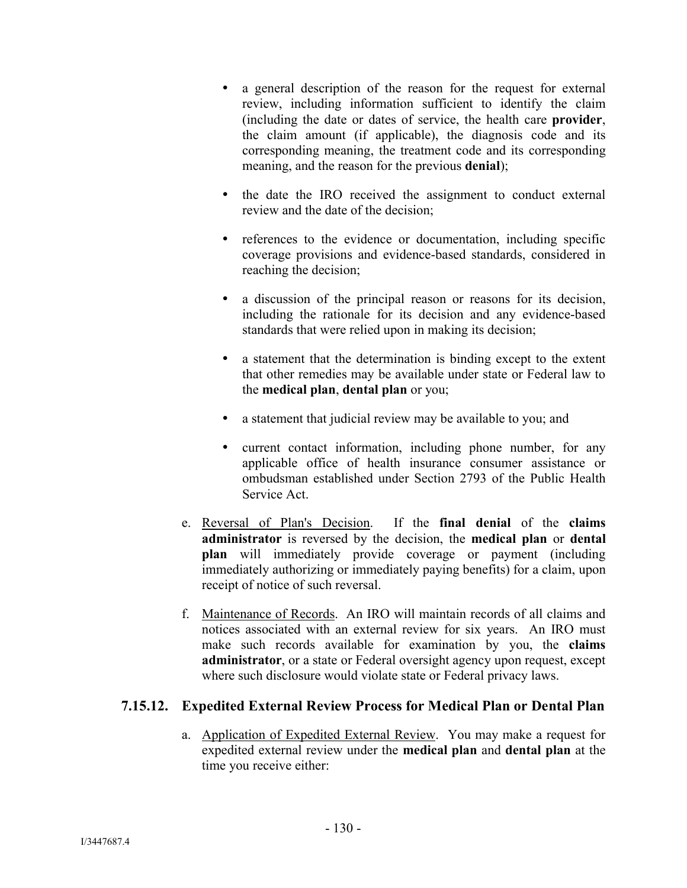- a general description of the reason for the request for external review, including information sufficient to identify the claim (including the date or dates of service, the health care **provider**, the claim amount (if applicable), the diagnosis code and its corresponding meaning, the treatment code and its corresponding meaning, and the reason for the previous **denial**);
- the date the IRO received the assignment to conduct external review and the date of the decision;
- references to the evidence or documentation, including specific coverage provisions and evidence-based standards, considered in reaching the decision;
- a discussion of the principal reason or reasons for its decision, including the rationale for its decision and any evidence-based standards that were relied upon in making its decision;
- a statement that the determination is binding except to the extent that other remedies may be available under state or Federal law to the **medical plan**, **dental plan** or you;
- a statement that judicial review may be available to you; and
- current contact information, including phone number, for any applicable office of health insurance consumer assistance or ombudsman established under Section 2793 of the Public Health Service Act.

e. Reversal of Plan's Decision. If the **final denial** of the **claims administrator** is reversed by the decision, the **medical plan** or **dental plan** will immediately provide coverage or payment (including immediately authorizing or immediately paying benefits) for a claim, upon receipt of notice of such reversal.

f. Maintenance of Records. An IRO will maintain records of all claims and notices associated with an external review for six years. An IRO must make such records available for examination by you, the **claims administrator**, or a state or Federal oversight agency upon request, except where such disclosure would violate state or Federal privacy laws.

### 7.15.12. Expedited External Review Process for Medical Plan or Dental Plan

a. Application of Expedited External Review. You may make a request for expedited external review under the **medical plan** and **dental plan** at the time you receive either: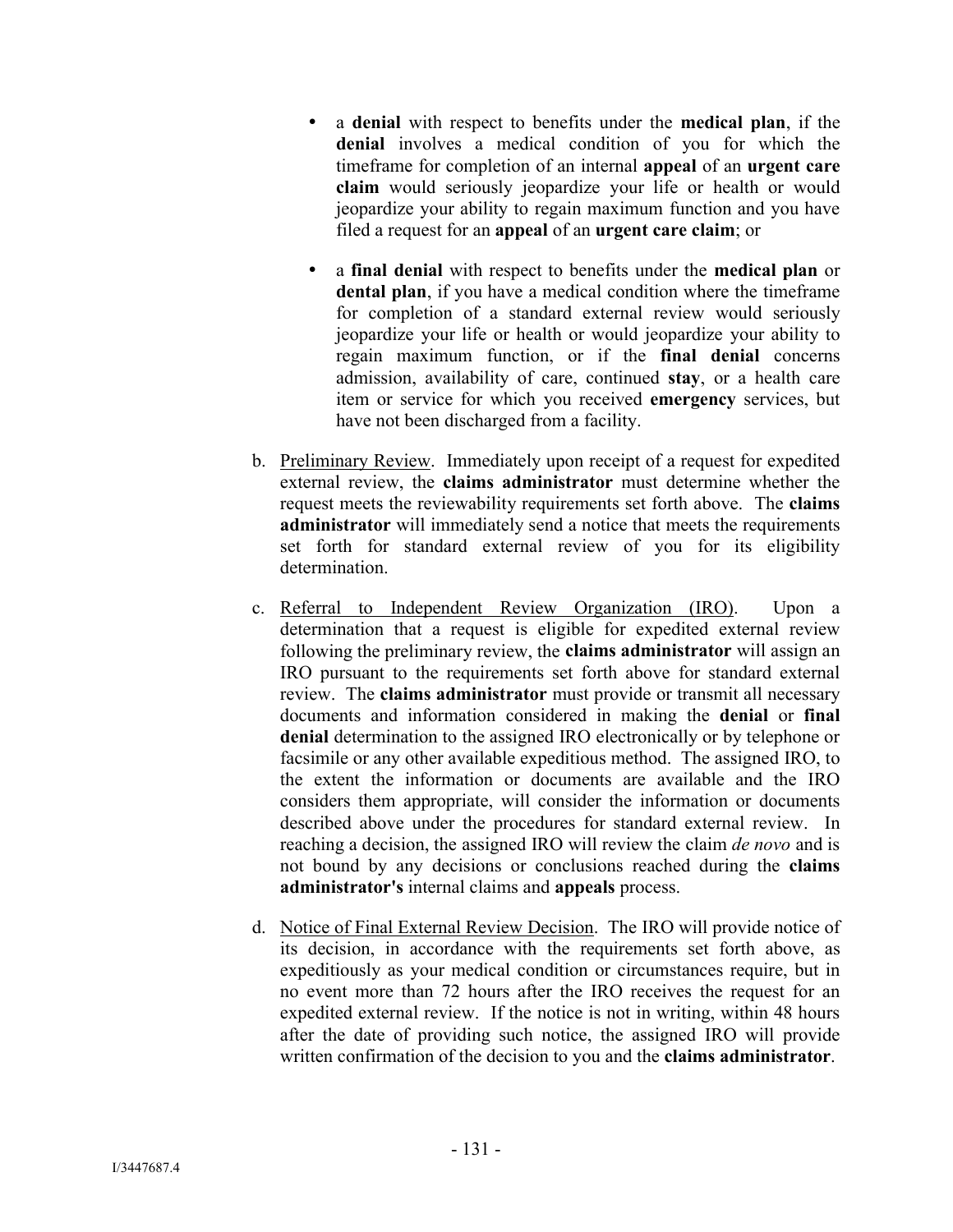- a **denial** with respect to benefits under the **medical plan**, if the **denial** involves a medical condition of you for which the timeframe for completion of an internal **appeal** of an **urgent care claim** would seriously jeopardize your life or health or would jeopardize your ability to regain maximum function and you have filed a request for an **appeal** of an **urgent care claim**; or

- a **final denial** with respect to benefits under the **medical plan** or **dental plan**, if you have a medical condition where the timeframe for completion of a standard external review would seriously jeopardize your life or health or would jeopardize your ability to regain maximum function, or if the **final denial** concerns admission, availability of care, continued **stay**, or a health care item or service for which you received **emergency** services, but have not been discharged from a facility.

b. Preliminary Review. Immediately upon receipt of a request for expedited external review, the **claims administrator** must determine whether the request meets the reviewability requirements set forth above. The **claims administrator** will immediately send a notice that meets the requirements set forth for standard external review of you for its eligibility determination.

c. Referral to Independent Review Organization (IRO). Upon a determination that a request is eligible for expedited external review following the preliminary review, the **claims administrator** will assign an IRO pursuant to the requirements set forth above for standard external review. The **claims administrator** must provide or transmit all necessary documents and information considered in making the **denial** or **final denial** determination to the assigned IRO electronically or by telephone or facsimile or any other available expeditious method. The assigned IRO, to the extent the information or documents are available and the IRO considers them appropriate, will consider the information or documents described above under the procedures for standard external review. In reaching a decision, the assigned IRO will review the claim *de novo* and is not bound by any decisions or conclusions reached during the **claims administrator's** internal claims and **appeals** process.

d. Notice of Final External Review Decision. The IRO will provide notice of its decision, in accordance with the requirements set forth above, as expeditiously as your medical condition or circumstances require, but in no event more than 72 hours after the IRO receives the request for an expedited external review. If the notice is not in writing, within 48 hours after the date of providing such notice, the assigned IRO will provide written confirmation of the decision to you and the **claims administrator**.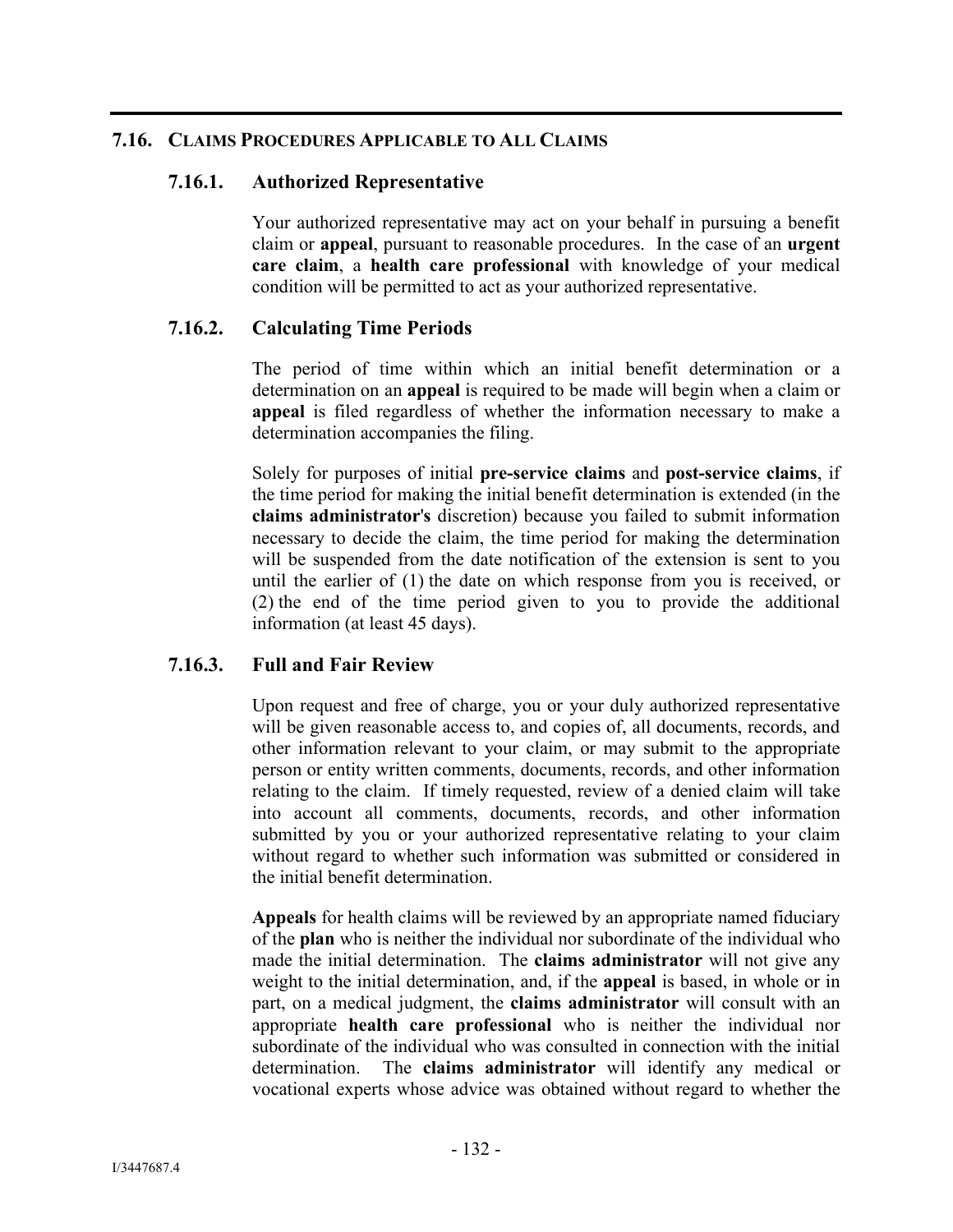## 7.16. Claims Procedures Applicable to All Claims

### 7.16.1. Authorized Representative

Your authorized representative may act on your behalf in pursuing a benefit claim or **appeal**, pursuant to reasonable procedures. In the case of an **urgent care claim**, a **health care professional** with knowledge of your medical condition will be permitted to act as your authorized representative.

### 7.16.2. Calculating Time Periods

The period of time within which an initial benefit determination or a determination on an **appeal** is required to be made will begin when a claim or **appeal** is filed regardless of whether the information necessary to make a determination accompanies the filing.

Solely for purposes of initial **pre-service claims** and **post-service claims**, if the time period for making the initial benefit determination is extended (in the **claims administrator's** discretion) because you failed to submit information necessary to decide the claim, the time period for making the determination will be suspended from the date notification of the extension is sent to you until the earlier of (1) the date on which response from you is received, or (2) the end of the time period given to you to provide the additional information (at least 45 days).

### 7.16.3. Full and Fair Review

Upon request and free of charge, you or your duly authorized representative will be given reasonable access to, and copies of, all documents, records, and other information relevant to your claim, or may submit to the appropriate person or entity written comments, documents, records, and other information relating to the claim. If timely requested, review of a denied claim will take into account all comments, documents, records, and other information submitted by you or your authorized representative relating to your claim without regard to whether such information was submitted or considered in the initial benefit determination.

**Appeals** for health claims will be reviewed by an appropriate named fiduciary of the **plan** who is neither the individual nor subordinate of the individual who made the initial determination. The **claims administrator** will not give any weight to the initial determination, and, if the **appeal** is based, in whole or in part, on a medical judgment, the **claims administrator** will consult with an appropriate **health care professional** who is neither the individual nor subordinate of the individual who was consulted in connection with the initial determination. The **claims administrator** will identify any medical or vocational experts whose advice was obtained without regard to whether the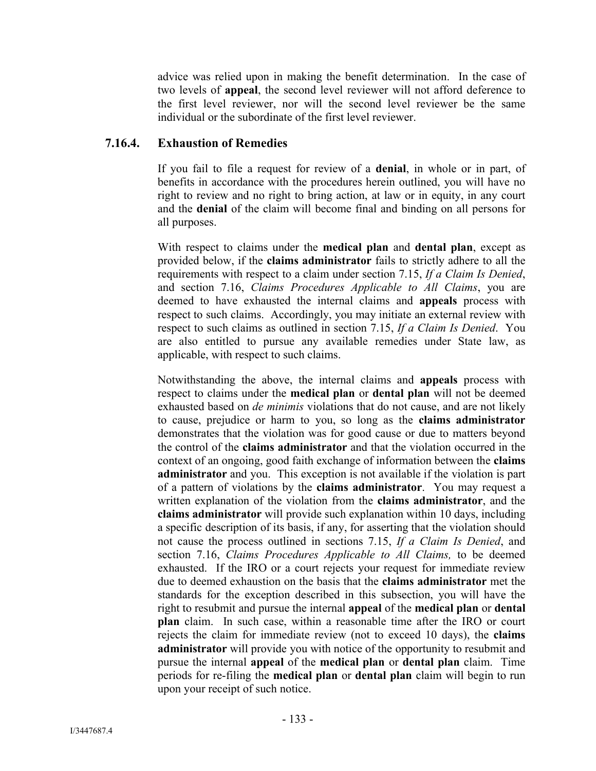advice was relied upon in making the benefit determination. In the case of two levels of **appeal**, the second level reviewer will not afford deference to the first level reviewer, nor will the second level reviewer be the same individual or the subordinate of the first level reviewer.

### 7.16.4. Exhaustion of Remedies

If you fail to file a request for review of a **denial**, in whole or in part, of benefits in accordance with the procedures herein outlined, you will have no right to review and no right to bring action, at law or in equity, in any court and the **denial** of the claim will become final and binding on all persons for all purposes.

With respect to claims under the **medical plan** and **dental plan**, except as provided below, if the **claims administrator** fails to strictly adhere to all the requirements with respect to a claim under section 7.15, *If a Claim Is Denied*, and section 7.16, *Claims Procedures Applicable to All Claims*, you are deemed to have exhausted the internal claims and **appeals** process with respect to such claims. Accordingly, you may initiate an external review with respect to such claims as outlined in section 7.15, *If a Claim Is Denied*. You are also entitled to pursue any available remedies under State law, as applicable, with respect to such claims.

Notwithstanding the above, the internal claims and **appeals** process with respect to claims under the **medical plan** or **dental plan** will not be deemed exhausted based on *de minimis* violations that do not cause, and are not likely to cause, prejudice or harm to you, so long as the **claims administrator** demonstrates that the violation was for good cause or due to matters beyond the control of the **claims administrator** and that the violation occurred in the context of an ongoing, good faith exchange of information between the **claims administrator** and you. This exception is not available if the violation is part of a pattern of violations by the **claims administrator**. You may request a written explanation of the violation from the **claims administrator**, and the **claims administrator** will provide such explanation within 10 days, including a specific description of its basis, if any, for asserting that the violation should not cause the process outlined in sections 7.15, *If a Claim Is Denied*, and section 7.16, *Claims Procedures Applicable to All Claims,* to be deemed exhausted. If the IRO or a court rejects your request for immediate review due to deemed exhaustion on the basis that the **claims administrator** met the standards for the exception described in this subsection, you will have the right to resubmit and pursue the internal **appeal** of the **medical plan** or **dental plan** claim. In such case, within a reasonable time after the IRO or court rejects the claim for immediate review (not to exceed 10 days), the **claims administrator** will provide you with notice of the opportunity to resubmit and pursue the internal **appeal** of the **medical plan** or **dental plan** claim. Time periods for re-filing the **medical plan** or **dental plan** claim will begin to run upon your receipt of such notice.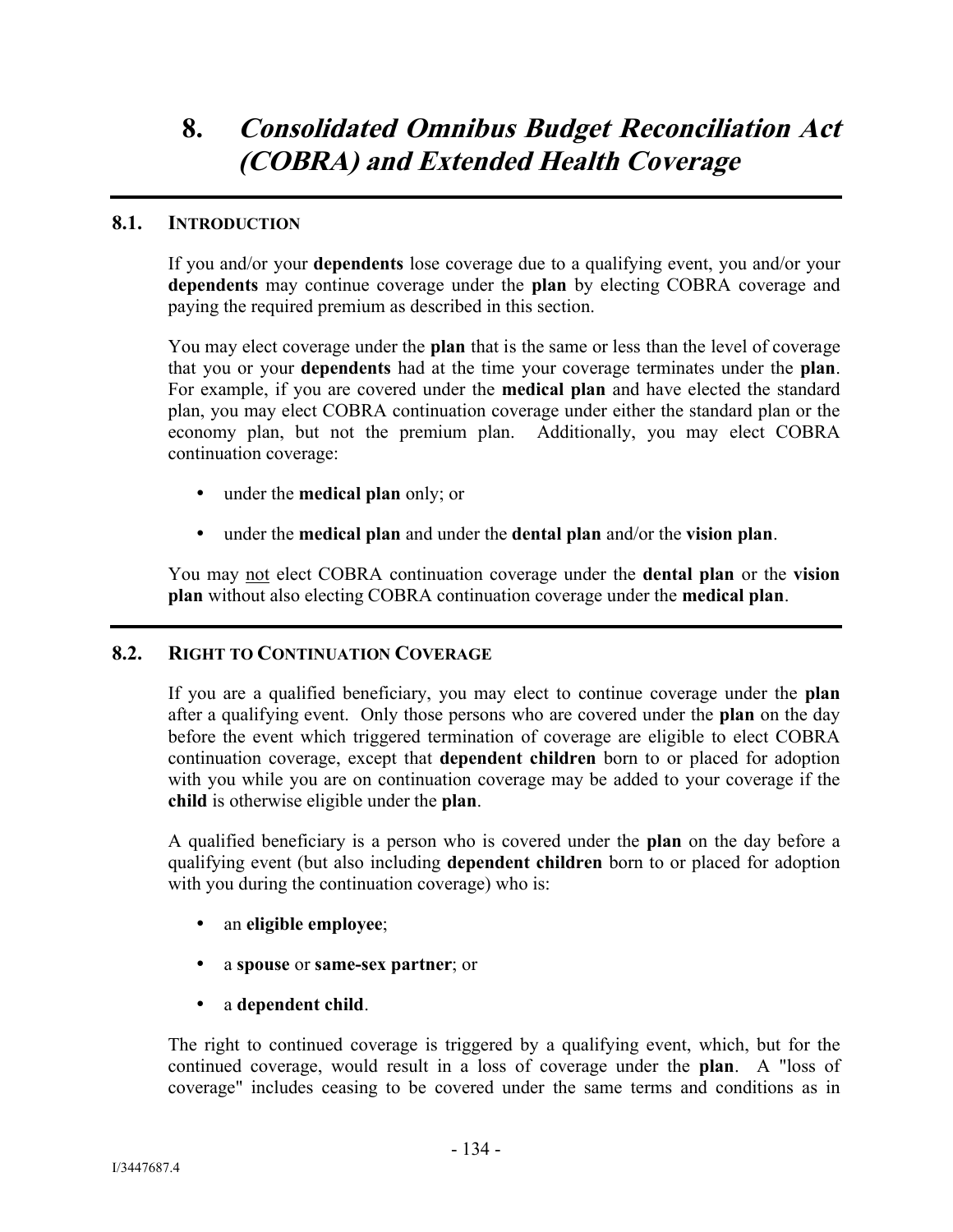# 8. *Consolidated Omnibus Budget Reconciliation Act (COBRA) and Extended Health Coverage*

## 8.1. INTRODUCTION

If you and/or your **dependents** lose coverage due to a qualifying event, you and/or your **dependents** may continue coverage under the **plan** by electing COBRA coverage and paying the required premium as described in this section.

You may elect coverage under the **plan** that is the same or less than the level of coverage that you or your **dependents** had at the time your coverage terminates under the **plan**. For example, if you are covered under the **medical plan** and have elected the standard plan, you may elect COBRA continuation coverage under either the standard plan or the economy plan, but not the premium plan. Additionally, you may elect COBRA continuation coverage:

- under the **medical plan** only; or
- under the **medical plan** and under the **dental plan** and/or the **vision plan**.

You may not elect COBRA continuation coverage under the **dental plan** or the **vision plan** without also electing COBRA continuation coverage under the **medical plan**.

## 8.2. RIGHT TO CONTINUATION COVERAGE

If you are a qualified beneficiary, you may elect to continue coverage under the **plan** after a qualifying event. Only those persons who are covered under the **plan** on the day before the event which triggered termination of coverage are eligible to elect COBRA continuation coverage, except that **dependent children** born to or placed for adoption with you while you are on continuation coverage may be added to your coverage if the **child** is otherwise eligible under the **plan**.

A qualified beneficiary is a person who is covered under the **plan** on the day before a qualifying event (but also including **dependent children** born to or placed for adoption with you during the continuation coverage) who is:

- an **eligible employee**;
- a **spouse** or **same-sex partner**; or
- a **dependent child**.

The right to continued coverage is triggered by a qualifying event, which, but for the continued coverage, would result in a loss of coverage under the **plan**. A "loss of coverage" includes ceasing to be covered under the same terms and conditions as in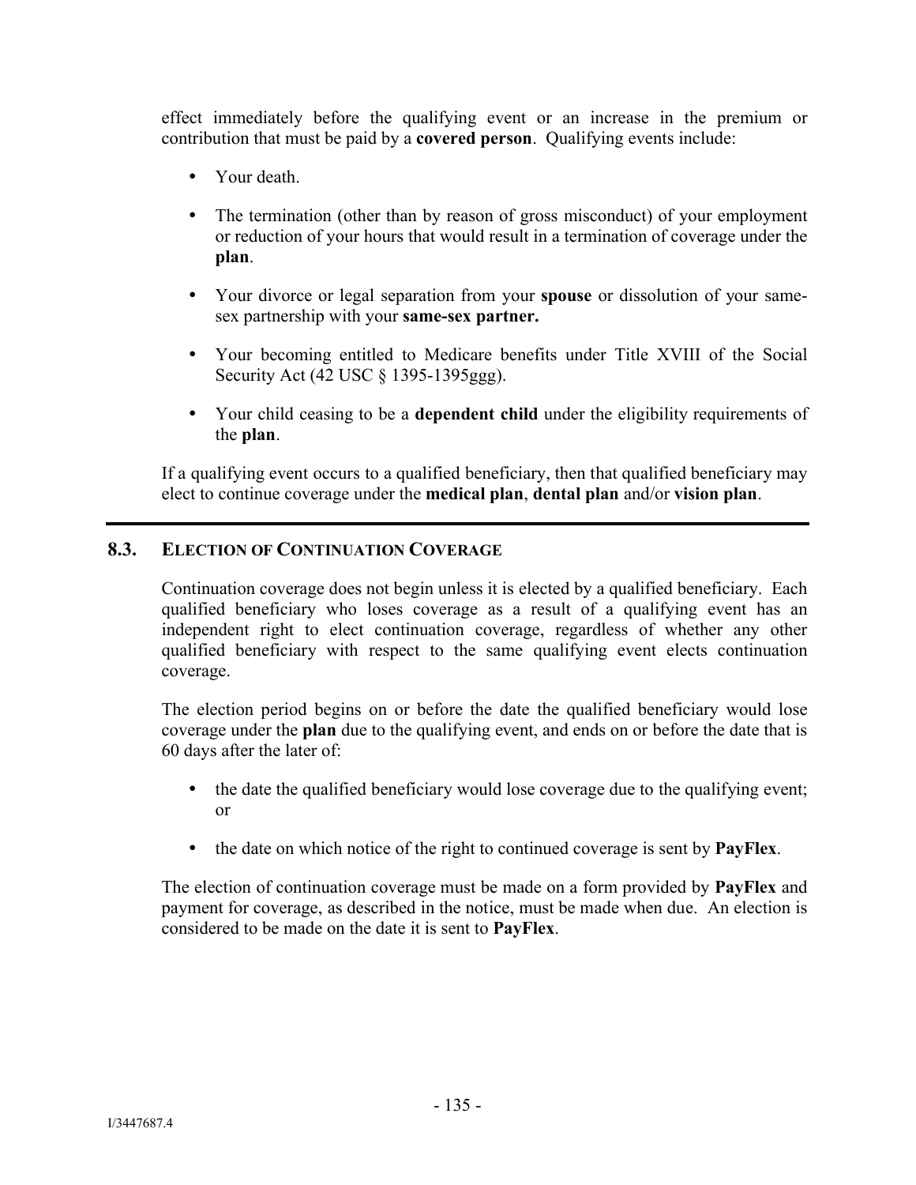effect immediately before the qualifying event or an increase in the premium or contribution that must be paid by a **covered person**. Qualifying events include:

- Your death.
- The termination (other than by reason of gross misconduct) of your employment or reduction of your hours that would result in a termination of coverage under the **plan**.
- Your divorce or legal separation from your **spouse** or dissolution of your same-sex partnership with your **same-sex partner.**
- Your becoming entitled to Medicare benefits under Title XVIII of the Social Security Act (42 USC § 1395-1395ggg).
- Your child ceasing to be a **dependent child** under the eligibility requirements of the **plan**.

If a qualifying event occurs to a qualified beneficiary, then that qualified beneficiary may elect to continue coverage under the **medical plan**, **dental plan** and/or **vision plan**.

---

## 8.3. ELECTION OF CONTINUATION COVERAGE

Continuation coverage does not begin unless it is elected by a qualified beneficiary. Each qualified beneficiary who loses coverage as a result of a qualifying event has an independent right to elect continuation coverage, regardless of whether any other qualified beneficiary with respect to the same qualifying event elects continuation coverage.

The election period begins on or before the date the qualified beneficiary would lose coverage under the **plan** due to the qualifying event, and ends on or before the date that is 60 days after the later of:

- the date the qualified beneficiary would lose coverage due to the qualifying event; or
- the date on which notice of the right to continued coverage is sent by **PayFlex**.

The election of continuation coverage must be made on a form provided by **PayFlex** and payment for coverage, as described in the notice, must be made when due. An election is considered to be made on the date it is sent to **PayFlex**.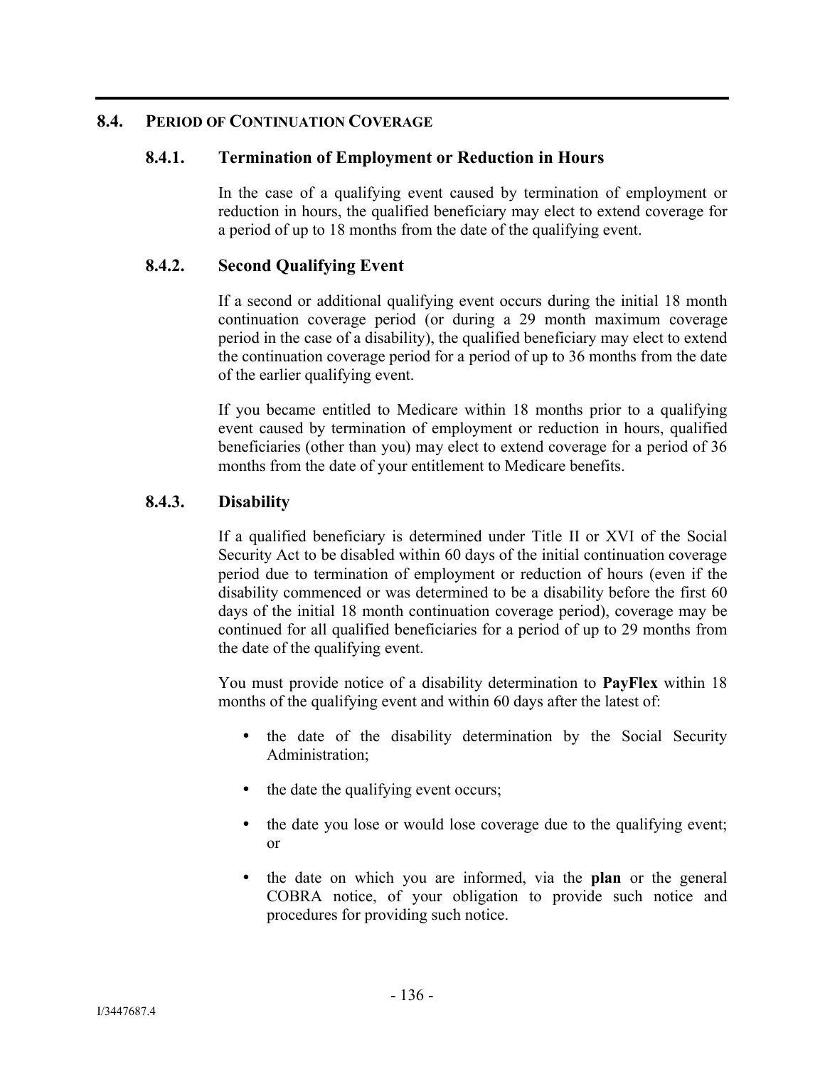## 8.4. PERIOD OF CONTINUATION COVERAGE

### 8.4.1. Termination of Employment or Reduction in Hours

In the case of a qualifying event caused by termination of employment or reduction in hours, the qualified beneficiary may elect to extend coverage for a period of up to 18 months from the date of the qualifying event.

### 8.4.2. Second Qualifying Event

If a second or additional qualifying event occurs during the initial 18 month continuation coverage period (or during a 29 month maximum coverage period in the case of a disability), the qualified beneficiary may elect to extend the continuation coverage period for a period of up to 36 months from the date of the earlier qualifying event.

If you became entitled to Medicare within 18 months prior to a qualifying event caused by termination of employment or reduction in hours, qualified beneficiaries (other than you) may elect to extend coverage for a period of 36 months from the date of your entitlement to Medicare benefits.

### 8.4.3. Disability

If a qualified beneficiary is determined under Title II or XVI of the Social Security Act to be disabled within 60 days of the initial continuation coverage period due to termination of employment or reduction of hours (even if the disability commenced or was determined to be a disability before the first 60 days of the initial 18 month continuation coverage period), coverage may be continued for all qualified beneficiaries for a period of up to 29 months from the date of the qualifying event.

You must provide notice of a disability determination to **PayFlex** within 18 months of the qualifying event and within 60 days after the latest of:

- the date of the disability determination by the Social Security Administration;
- the date the qualifying event occurs;
- the date you lose or would lose coverage due to the qualifying event; or
- the date on which you are informed, via the **plan** or the general COBRA notice, of your obligation to provide such notice and procedures for providing such notice.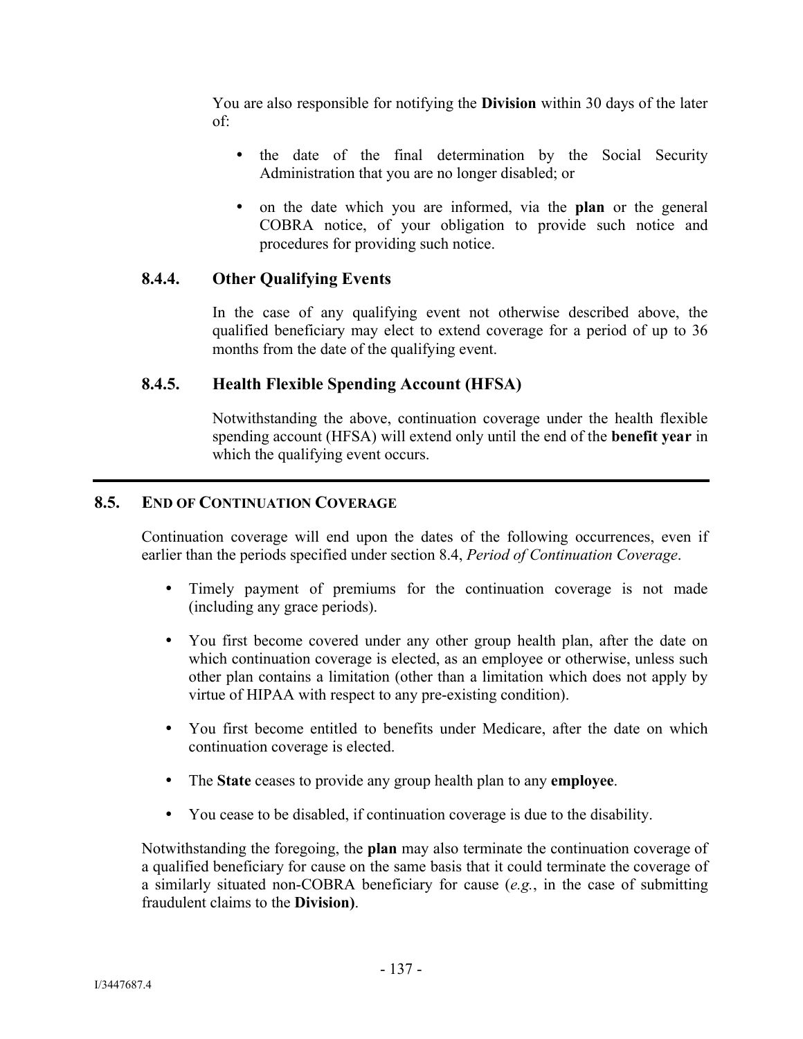You are also responsible for notifying the **Division** within 30 days of the later of:

- the date of the final determination by the Social Security Administration that you are no longer disabled; or
- on the date which you are informed, via the **plan** or the general COBRA notice, of your obligation to provide such notice and procedures for providing such notice.

### 8.4.4. Other Qualifying Events

In the case of any qualifying event not otherwise described above, the qualified beneficiary may elect to extend coverage for a period of up to 36 months from the date of the qualifying event.

### 8.4.5. Health Flexible Spending Account (HFSA)

Notwithstanding the above, continuation coverage under the health flexible spending account (HFSA) will extend only until the end of the **benefit year** in which the qualifying event occurs.

---

## 8.5. END OF CONTINUATION COVERAGE

Continuation coverage will end upon the dates of the following occurrences, even if earlier than the periods specified under section 8.4, *Period of Continuation Coverage*.

- Timely payment of premiums for the continuation coverage is not made (including any grace periods).
- You first become covered under any other group health plan, after the date on which continuation coverage is elected, as an employee or otherwise, unless such other plan contains a limitation (other than a limitation which does not apply by virtue of HIPAA with respect to any pre-existing condition).
- You first become entitled to benefits under Medicare, after the date on which continuation coverage is elected.
- The **State** ceases to provide any group health plan to any **employee**.
- You cease to be disabled, if continuation coverage is due to the disability.

Notwithstanding the foregoing, the **plan** may also terminate the continuation coverage of a qualified beneficiary for cause on the same basis that it could terminate the coverage of a similarly situated non-COBRA beneficiary for cause (*e.g.*, in the case of submitting fraudulent claims to the **Division)**.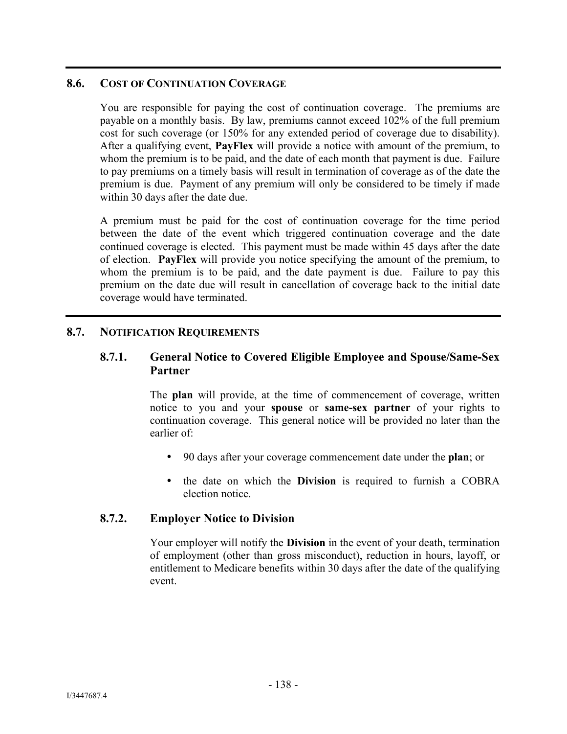## 8.6. COST OF CONTINUATION COVERAGE

You are responsible for paying the cost of continuation coverage. The premiums are payable on a monthly basis. By law, premiums cannot exceed 102% of the full premium cost for such coverage (or 150% for any extended period of coverage due to disability). After a qualifying event, **PayFlex** will provide a notice with amount of the premium, to whom the premium is to be paid, and the date of each month that payment is due. Failure to pay premiums on a timely basis will result in termination of coverage as of the date the premium is due. Payment of any premium will only be considered to be timely if made within 30 days after the date due.

A premium must be paid for the cost of continuation coverage for the time period between the date of the event which triggered continuation coverage and the date continued coverage is elected. This payment must be made within 45 days after the date of election. **PayFlex** will provide you notice specifying the amount of the premium, to whom the premium is to be paid, and the date payment is due. Failure to pay this premium on the date due will result in cancellation of coverage back to the initial date coverage would have terminated.

## 8.7. NOTIFICATION REQUIREMENTS

### 8.7.1. General Notice to Covered Eligible Employee and Spouse/Same-Sex Partner

The **plan** will provide, at the time of commencement of coverage, written notice to you and your **spouse** or **same-sex partner** of your rights to continuation coverage. This general notice will be provided no later than the earlier of:

- 90 days after your coverage commencement date under the **plan**; or
- the date on which the **Division** is required to furnish a COBRA election notice.

### 8.7.2. Employer Notice to Division

Your employer will notify the **Division** in the event of your death, termination of employment (other than gross misconduct), reduction in hours, layoff, or entitlement to Medicare benefits within 30 days after the date of the qualifying event.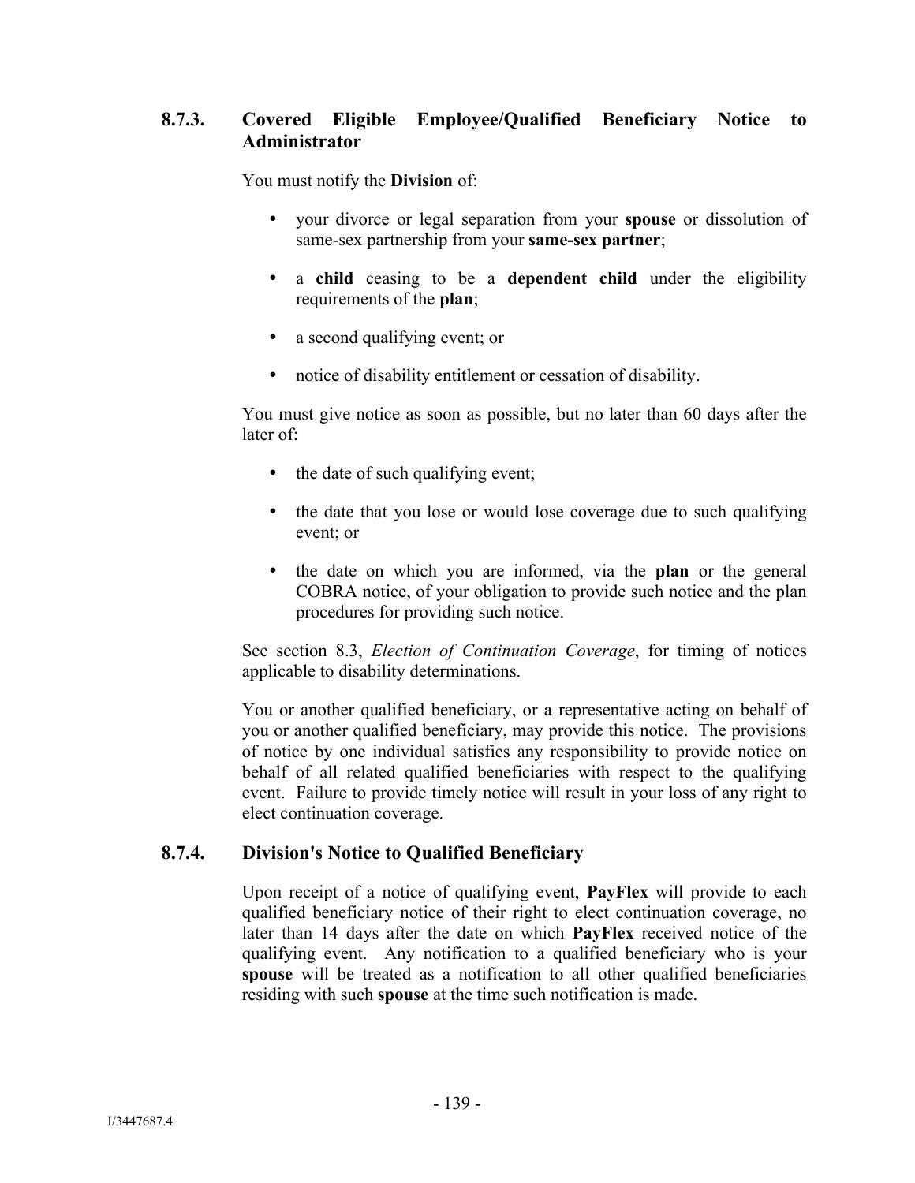### 8.7.3. Covered Eligible Employee/Qualified Beneficiary Notice to Administrator

You must notify the **Division** of:

- your divorce or legal separation from your **spouse** or dissolution of same-sex partnership from your **same-sex partner**;
- a **child** ceasing to be a **dependent child** under the eligibility requirements of the **plan**;
- a second qualifying event; or
- notice of disability entitlement or cessation of disability.

You must give notice as soon as possible, but no later than 60 days after the later of:

- the date of such qualifying event;
- the date that you lose or would lose coverage due to such qualifying event; or
- the date on which you are informed, via the **plan** or the general COBRA notice, of your obligation to provide such notice and the plan procedures for providing such notice.

See section 8.3, *Election of Continuation Coverage*, for timing of notices applicable to disability determinations.

You or another qualified beneficiary, or a representative acting on behalf of you or another qualified beneficiary, may provide this notice. The provisions of notice by one individual satisfies any responsibility to provide notice on behalf of all related qualified beneficiaries with respect to the qualifying event. Failure to provide timely notice will result in your loss of any right to elect continuation coverage.

### 8.7.4. Division's Notice to Qualified Beneficiary

Upon receipt of a notice of qualifying event, **PayFlex** will provide to each qualified beneficiary notice of their right to elect continuation coverage, no later than 14 days after the date on which **PayFlex** received notice of the qualifying event. Any notification to a qualified beneficiary who is your **spouse** will be treated as a notification to all other qualified beneficiaries residing with such **spouse** at the time such notification is made.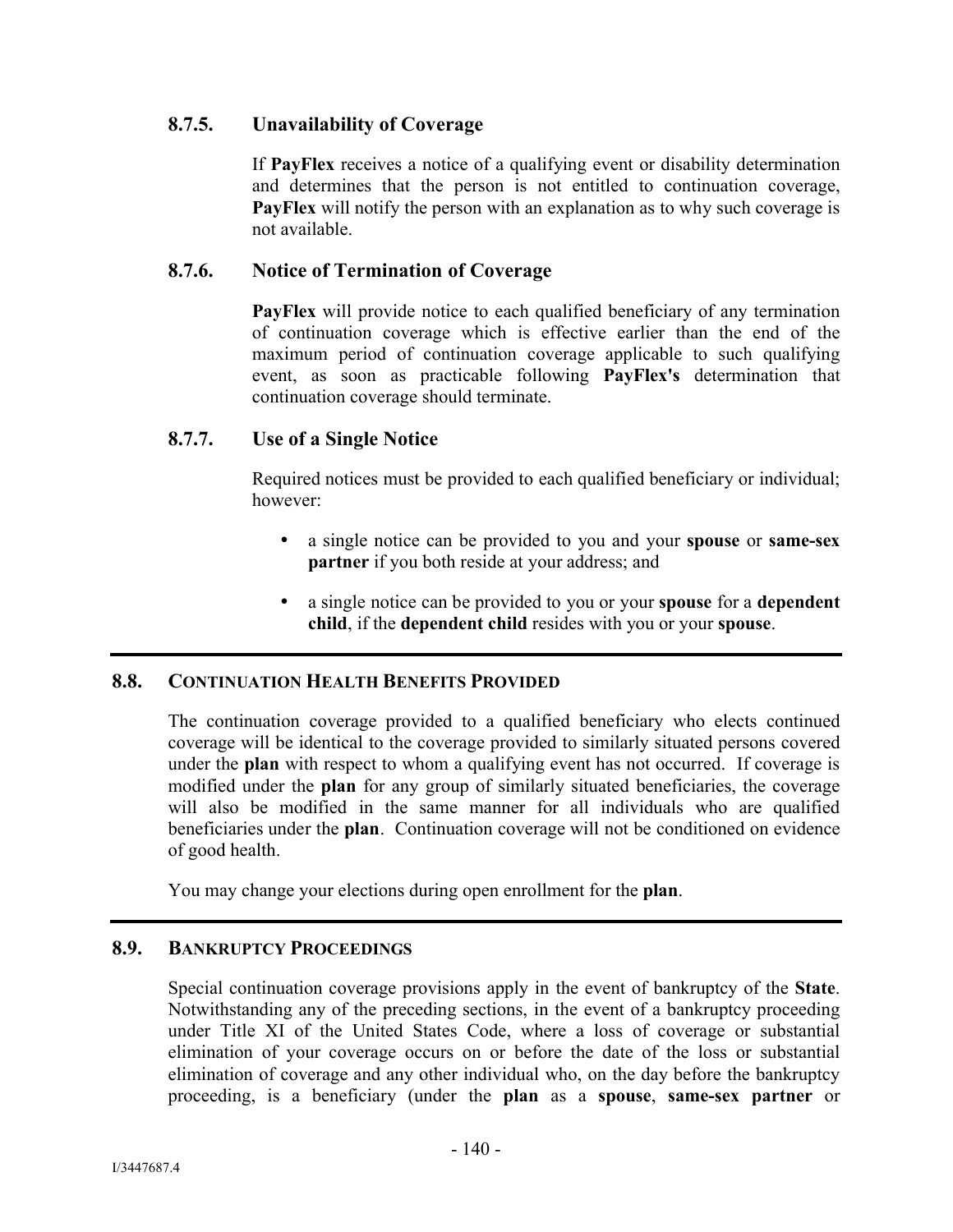#### 8.7.5. Unavailability of Coverage

If **PayFlex** receives a notice of a qualifying event or disability determination and determines that the person is not entitled to continuation coverage, **PayFlex** will notify the person with an explanation as to why such coverage is not available.

#### 8.7.6. Notice of Termination of Coverage

**PayFlex** will provide notice to each qualified beneficiary of any termination of continuation coverage which is effective earlier than the end of the maximum period of continuation coverage applicable to such qualifying event, as soon as practicable following **PayFlex's** determination that continuation coverage should terminate.

#### 8.7.7. Use of a Single Notice

Required notices must be provided to each qualified beneficiary or individual; however:

- a single notice can be provided to you and your **spouse** or **same-sex partner** if you both reside at your address; and
- a single notice can be provided to you or your **spouse** for a **dependent child**, if the **dependent child** resides with you or your **spouse**.

### 8.8. CONTINUATION HEALTH BENEFITS PROVIDED

The continuation coverage provided to a qualified beneficiary who elects continued coverage will be identical to the coverage provided to similarly situated persons covered under the **plan** with respect to whom a qualifying event has not occurred. If coverage is modified under the **plan** for any group of similarly situated beneficiaries, the coverage will also be modified in the same manner for all individuals who are qualified beneficiaries under the **plan**. Continuation coverage will not be conditioned on evidence of good health.

You may change your elections during open enrollment for the **plan**.

### 8.9. BANKRUPTCY PROCEEDINGS

Special continuation coverage provisions apply in the event of bankruptcy of the **State**. Notwithstanding any of the preceding sections, in the event of a bankruptcy proceeding under Title XI of the United States Code, where a loss of coverage or substantial elimination of your coverage occurs on or before the date of the loss or substantial elimination of coverage and any other individual who, on the day before the bankruptcy proceeding, is a beneficiary (under the **plan** as a **spouse**, **same-sex partner** or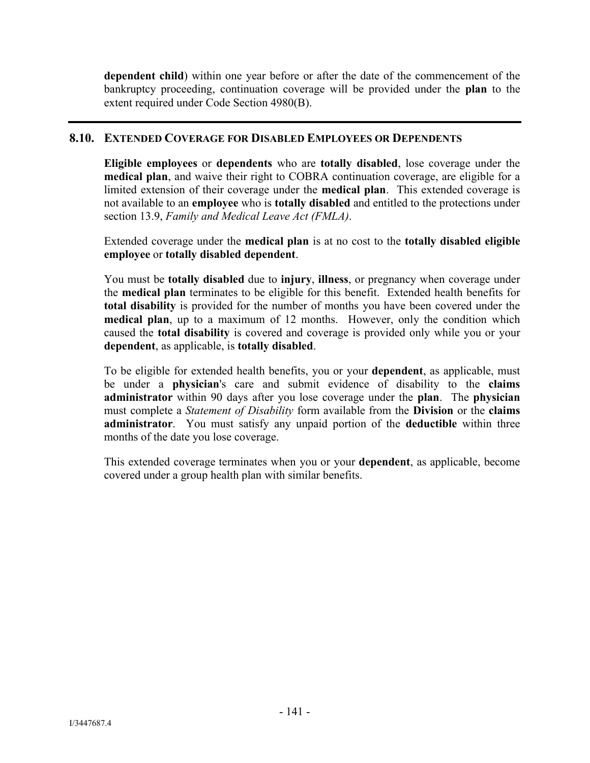**dependent child**) within one year before or after the date of the commencement of the bankruptcy proceeding, continuation coverage will be provided under the **plan** to the extent required under Code Section 4980(B).

---

## 8.10. EXTENDED COVERAGE FOR DISABLED EMPLOYEES OR DEPENDENTS

**Eligible employees** or **dependents** who are **totally disabled**, lose coverage under the **medical plan**, and waive their right to COBRA continuation coverage, are eligible for a limited extension of their coverage under the **medical plan**. This extended coverage is not available to an **employee** who is **totally disabled** and entitled to the protections under section 13.9, *Family and Medical Leave Act (FMLA)*.

Extended coverage under the **medical plan** is at no cost to the **totally disabled eligible employee** or **totally disabled dependent**.

You must be **totally disabled** due to **injury**, **illness**, or pregnancy when coverage under the **medical plan** terminates to be eligible for this benefit. Extended health benefits for **total disability** is provided for the number of months you have been covered under the **medical plan**, up to a maximum of 12 months. However, only the condition which caused the **total disability** is covered and coverage is provided only while you or your **dependent**, as applicable, is **totally disabled**.

To be eligible for extended health benefits, you or your **dependent**, as applicable, must be under a **physician**'s care and submit evidence of disability to the **claims administrator** within 90 days after you lose coverage under the **plan**. The **physician** must complete a *Statement of Disability* form available from the **Division** or the **claims administrator**. You must satisfy any unpaid portion of the **deductible** within three months of the date you lose coverage.

This extended coverage terminates when you or your **dependent**, as applicable, become covered under a group health plan with similar benefits.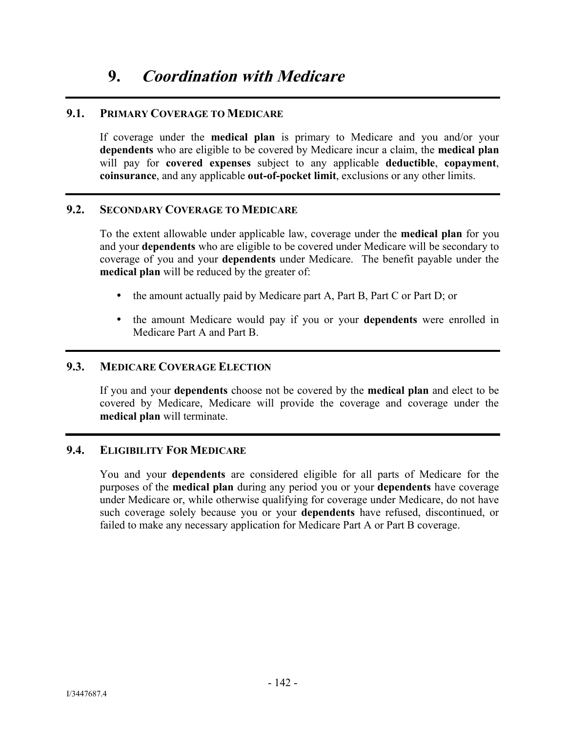# 9. *Coordination with Medicare*

## 9.1. PRIMARY COVERAGE TO MEDICARE

If coverage under the **medical plan** is primary to Medicare and you and/or your **dependents** who are eligible to be covered by Medicare incur a claim, the **medical plan** will pay for **covered expenses** subject to any applicable **deductible**, **copayment**, **coinsurance**, and any applicable **out-of-pocket limit**, exclusions or any other limits.

## 9.2. SECONDARY COVERAGE TO MEDICARE

To the extent allowable under applicable law, coverage under the **medical plan** for you and your **dependents** who are eligible to be covered under Medicare will be secondary to coverage of you and your **dependents** under Medicare. The benefit payable under the **medical plan** will be reduced by the greater of:

- the amount actually paid by Medicare part A, Part B, Part C or Part D; or
- the amount Medicare would pay if you or your **dependents** were enrolled in Medicare Part A and Part B.

## 9.3. MEDICARE COVERAGE ELECTION

If you and your **dependents** choose not be covered by the **medical plan** and elect to be covered by Medicare, Medicare will provide the coverage and coverage under the **medical plan** will terminate.

## 9.4. ELIGIBILITY FOR MEDICARE

You and your **dependents** are considered eligible for all parts of Medicare for the purposes of the **medical plan** during any period you or your **dependents** have coverage under Medicare or, while otherwise qualifying for coverage under Medicare, do not have such coverage solely because you or your **dependents** have refused, discontinued, or failed to make any necessary application for Medicare Part A or Part B coverage.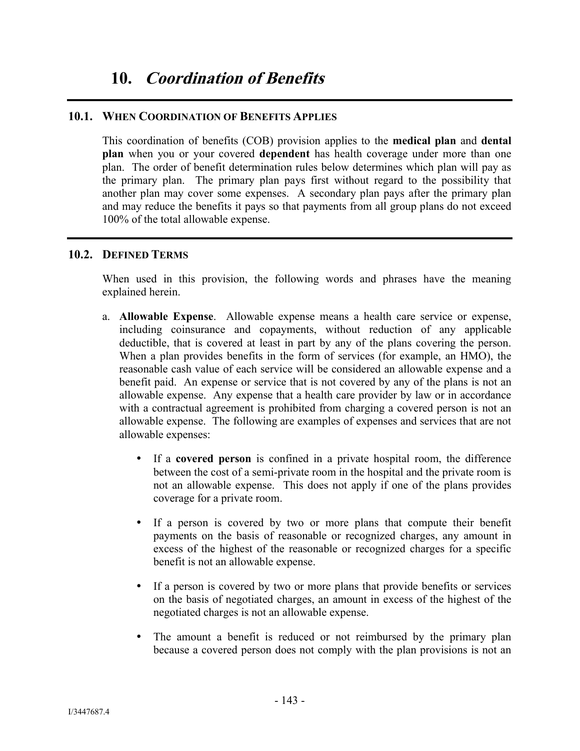# 10. *Coordination of Benefits*

## 10.1. When Coordination of Benefits Applies

This coordination of benefits (COB) provision applies to the **medical plan** and **dental plan** when you or your covered **dependent** has health coverage under more than one plan. The order of benefit determination rules below determines which plan will pay as the primary plan. The primary plan pays first without regard to the possibility that another plan may cover some expenses. A secondary plan pays after the primary plan and may reduce the benefits it pays so that payments from all group plans do not exceed 100% of the total allowable expense.

## 10.2. Defined Terms

When used in this provision, the following words and phrases have the meaning explained herein.

a. **Allowable Expense**. Allowable expense means a health care service or expense, including coinsurance and copayments, without reduction of any applicable deductible, that is covered at least in part by any of the plans covering the person. When a plan provides benefits in the form of services (for example, an HMO), the reasonable cash value of each service will be considered an allowable expense and a benefit paid. An expense or service that is not covered by any of the plans is not an allowable expense. Any expense that a health care provider by law or in accordance with a contractual agreement is prohibited from charging a covered person is not an allowable expense. The following are examples of expenses and services that are not allowable expenses:

   - If a **covered person** is confined in a private hospital room, the difference between the cost of a semi-private room in the hospital and the private room is not an allowable expense. This does not apply if one of the plans provides coverage for a private room.

   - If a person is covered by two or more plans that compute their benefit payments on the basis of reasonable or recognized charges, any amount in excess of the highest of the reasonable or recognized charges for a specific benefit is not an allowable expense.

   - If a person is covered by two or more plans that provide benefits or services on the basis of negotiated charges, an amount in excess of the highest of the negotiated charges is not an allowable expense.

   - The amount a benefit is reduced or not reimbursed by the primary plan because a covered person does not comply with the plan provisions is not an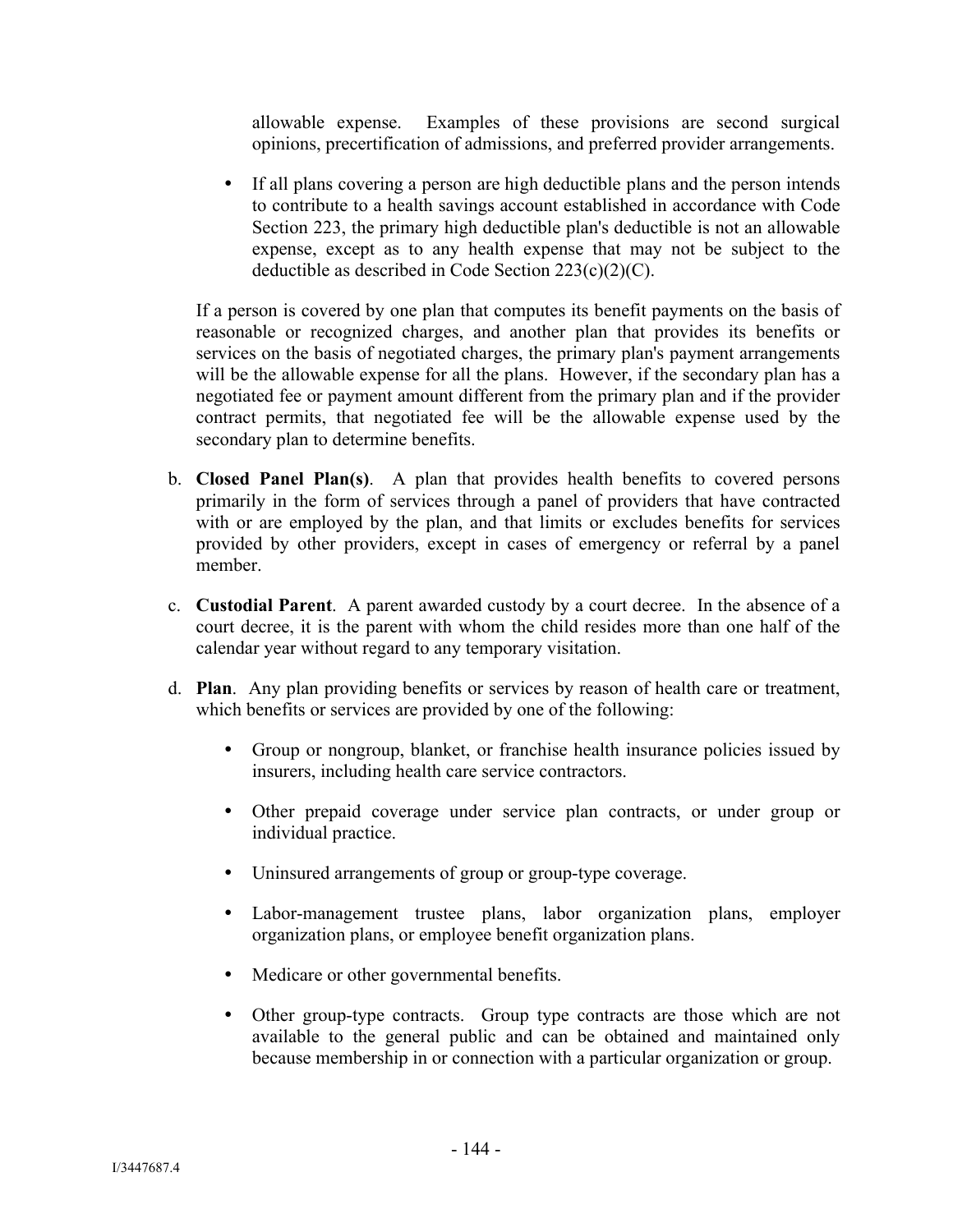allowable expense. Examples of these provisions are second surgical opinions, precertification of admissions, and preferred provider arrangements.

- If all plans covering a person are high deductible plans and the person intends to contribute to a health savings account established in accordance with Code Section 223, the primary high deductible plan's deductible is not an allowable expense, except as to any health expense that may not be subject to the deductible as described in Code Section 223(c)(2)(C).

If a person is covered by one plan that computes its benefit payments on the basis of reasonable or recognized charges, and another plan that provides its benefits or services on the basis of negotiated charges, the primary plan's payment arrangements will be the allowable expense for all the plans. However, if the secondary plan has a negotiated fee or payment amount different from the primary plan and if the provider contract permits, that negotiated fee will be the allowable expense used by the secondary plan to determine benefits.

b. **Closed Panel Plan(s)**. A plan that provides health benefits to covered persons primarily in the form of services through a panel of providers that have contracted with or are employed by the plan, and that limits or excludes benefits for services provided by other providers, except in cases of emergency or referral by a panel member.

c. **Custodial Parent**. A parent awarded custody by a court decree. In the absence of a court decree, it is the parent with whom the child resides more than one half of the calendar year without regard to any temporary visitation.

d. **Plan**. Any plan providing benefits or services by reason of health care or treatment, which benefits or services are provided by one of the following:

   - Group or nongroup, blanket, or franchise health insurance policies issued by insurers, including health care service contractors.
   - Other prepaid coverage under service plan contracts, or under group or individual practice.
   - Uninsured arrangements of group or group-type coverage.
   - Labor-management trustee plans, labor organization plans, employer organization plans, or employee benefit organization plans.
   - Medicare or other governmental benefits.
   - Other group-type contracts. Group type contracts are those which are not available to the general public and can be obtained and maintained only because membership in or connection with a particular organization or group.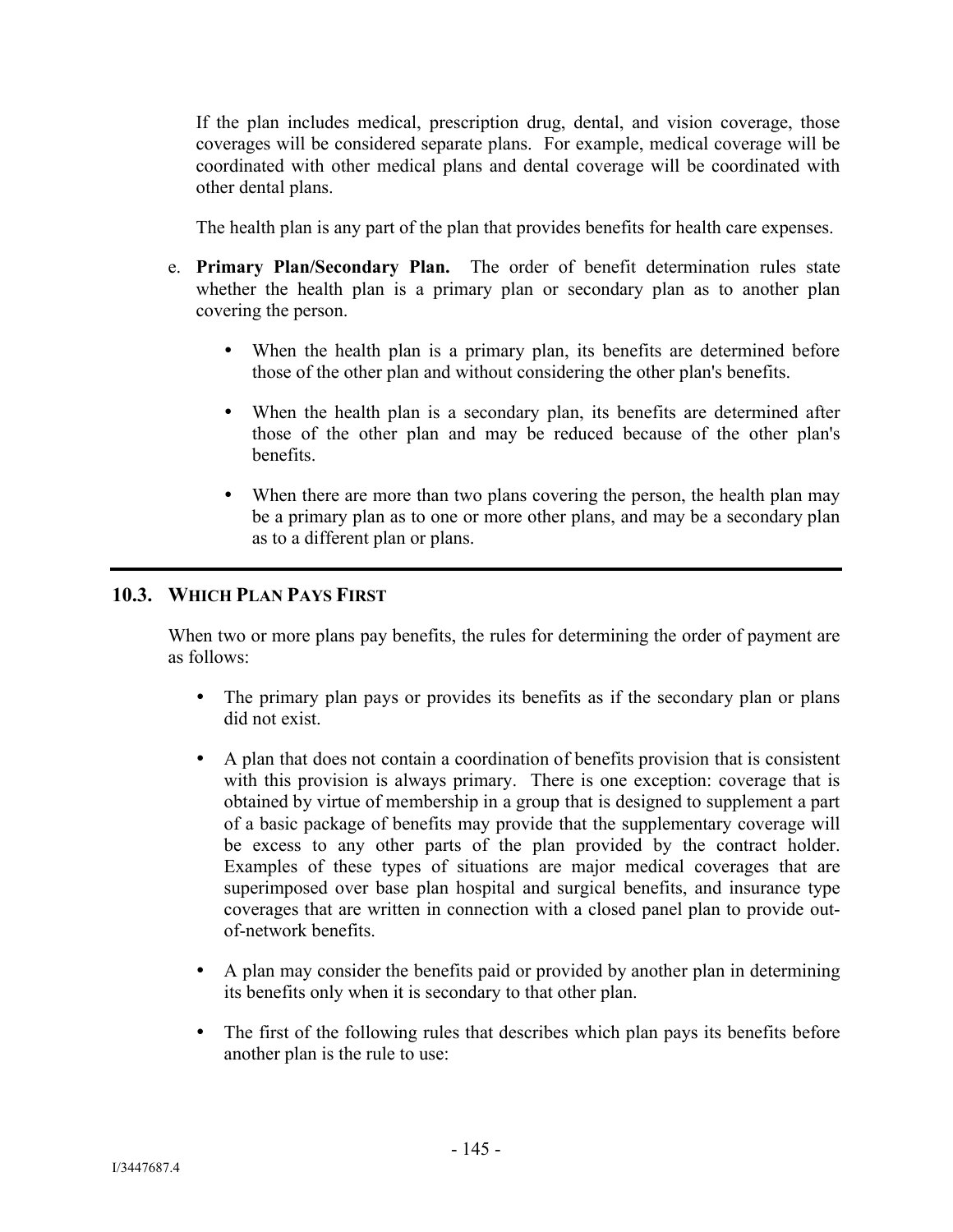If the plan includes medical, prescription drug, dental, and vision coverage, those coverages will be considered separate plans. For example, medical coverage will be coordinated with other medical plans and dental coverage will be coordinated with other dental plans.

The health plan is any part of the plan that provides benefits for health care expenses.

e. **Primary Plan/Secondary Plan.** The order of benefit determination rules state whether the health plan is a primary plan or secondary plan as to another plan covering the person.

  - When the health plan is a primary plan, its benefits are determined before those of the other plan and without considering the other plan's benefits.
  - When the health plan is a secondary plan, its benefits are determined after those of the other plan and may be reduced because of the other plan's benefits.
  - When there are more than two plans covering the person, the health plan may be a primary plan as to one or more other plans, and may be a secondary plan as to a different plan or plans.

---

## 10.3. WHICH PLAN PAYS FIRST

When two or more plans pay benefits, the rules for determining the order of payment are as follows:

- The primary plan pays or provides its benefits as if the secondary plan or plans did not exist.
- A plan that does not contain a coordination of benefits provision that is consistent with this provision is always primary. There is one exception: coverage that is obtained by virtue of membership in a group that is designed to supplement a part of a basic package of benefits may provide that the supplementary coverage will be excess to any other parts of the plan provided by the contract holder. Examples of these types of situations are major medical coverages that are superimposed over base plan hospital and surgical benefits, and insurance type coverages that are written in connection with a closed panel plan to provide out-of-network benefits.
- A plan may consider the benefits paid or provided by another plan in determining its benefits only when it is secondary to that other plan.
- The first of the following rules that describes which plan pays its benefits before another plan is the rule to use: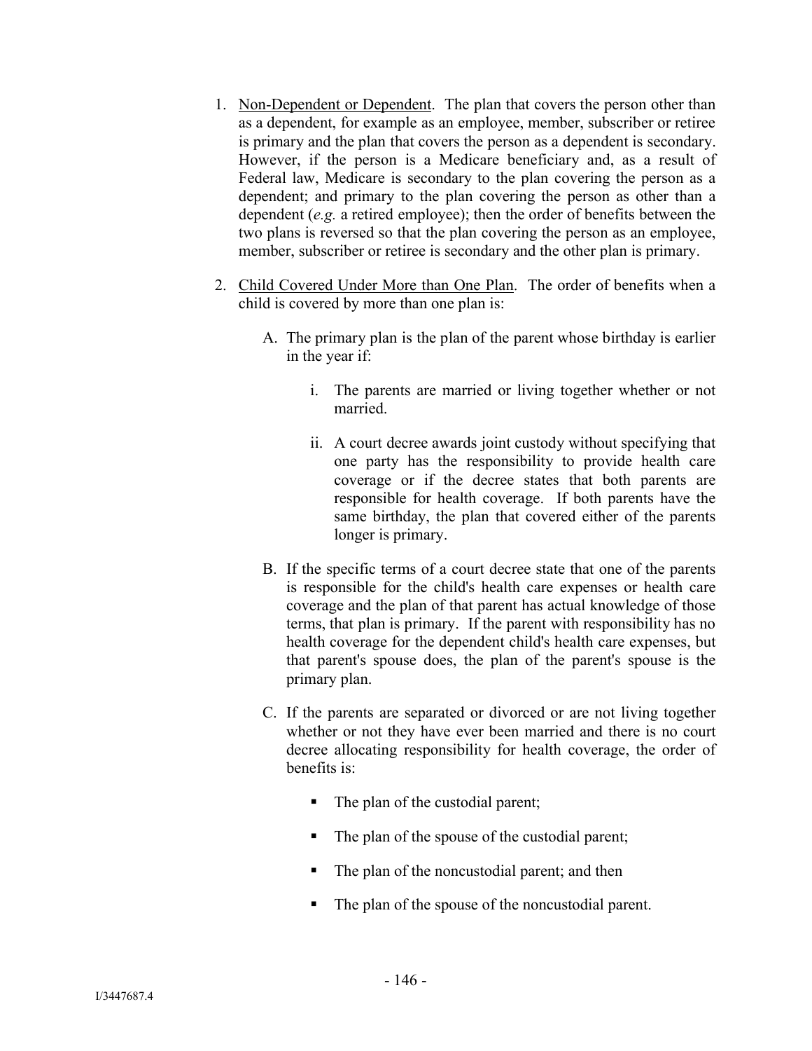1. <u>Non-Dependent or Dependent</u>. The plan that covers the person other than as a dependent, for example as an employee, member, subscriber or retiree is primary and the plan that covers the person as a dependent is secondary. However, if the person is a Medicare beneficiary and, as a result of Federal law, Medicare is secondary to the plan covering the person as a dependent; and primary to the plan covering the person as other than a dependent (*e.g.* a retired employee); then the order of benefits between the two plans is reversed so that the plan covering the person as an employee, member, subscriber or retiree is secondary and the other plan is primary.

2. <u>Child Covered Under More than One Plan</u>. The order of benefits when a child is covered by more than one plan is:

   A. The primary plan is the plan of the parent whose birthday is earlier in the year if:

      i. The parents are married or living together whether or not married.

      ii. A court decree awards joint custody without specifying that one party has the responsibility to provide health care coverage or if the decree states that both parents are responsible for health coverage. If both parents have the same birthday, the plan that covered either of the parents longer is primary.

   B. If the specific terms of a court decree state that one of the parents is responsible for the child's health care expenses or health care coverage and the plan of that parent has actual knowledge of those terms, that plan is primary. If the parent with responsibility has no health coverage for the dependent child's health care expenses, but that parent's spouse does, the plan of the parent's spouse is the primary plan.

   C. If the parents are separated or divorced or are not living together whether or not they have ever been married and there is no court decree allocating responsibility for health coverage, the order of benefits is:

      - The plan of the custodial parent;
      - The plan of the spouse of the custodial parent;
      - The plan of the noncustodial parent; and then
      - The plan of the spouse of the noncustodial parent.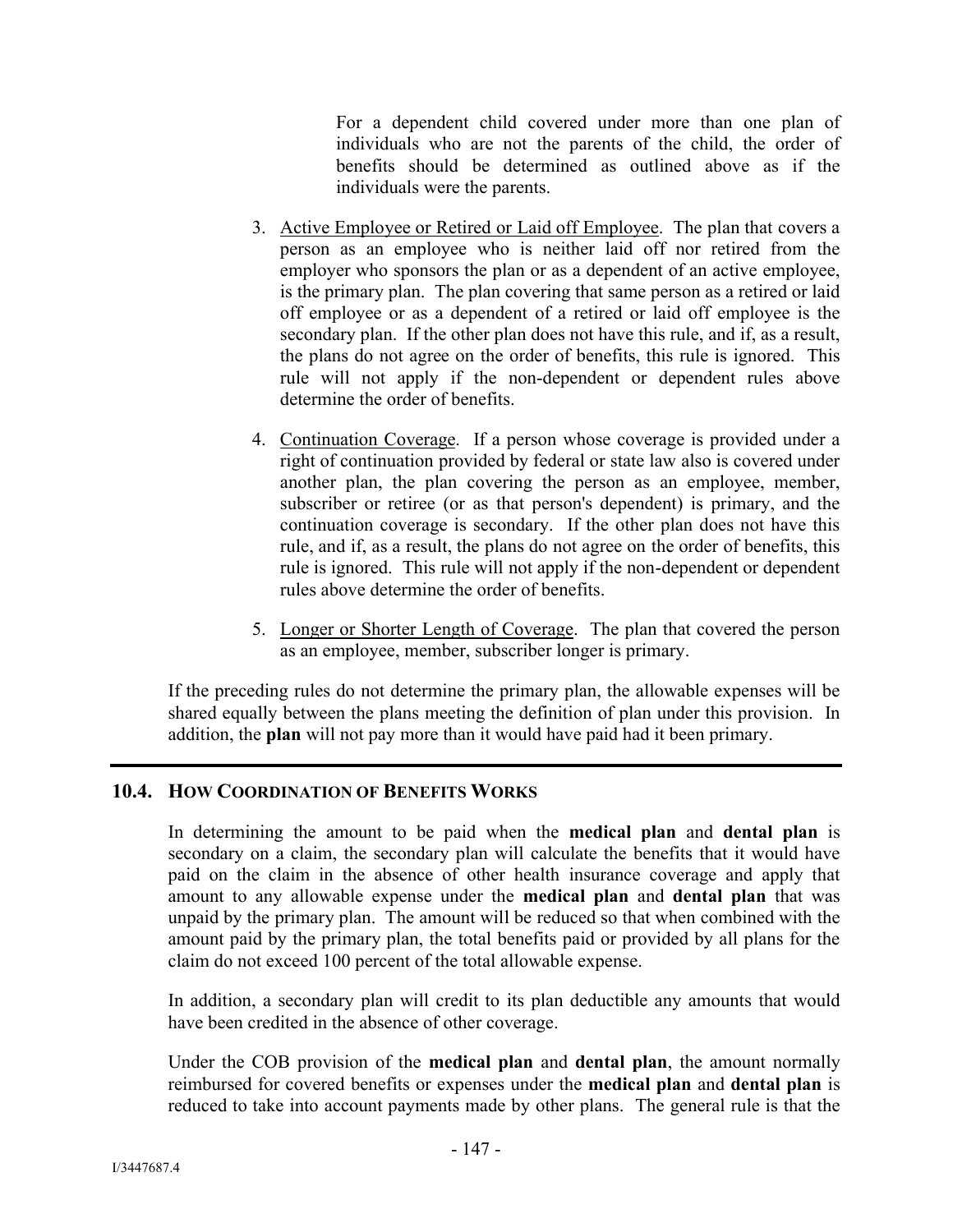For a dependent child covered under more than one plan of individuals who are not the parents of the child, the order of benefits should be determined as outlined above as if the individuals were the parents.

3. Active Employee or Retired or Laid off Employee. The plan that covers a person as an employee who is neither laid off nor retired from the employer who sponsors the plan or as a dependent of an active employee, is the primary plan. The plan covering that same person as a retired or laid off employee or as a dependent of a retired or laid off employee is the secondary plan. If the other plan does not have this rule, and if, as a result, the plans do not agree on the order of benefits, this rule is ignored. This rule will not apply if the non-dependent or dependent rules above determine the order of benefits.

4. Continuation Coverage. If a person whose coverage is provided under a right of continuation provided by federal or state law also is covered under another plan, the plan covering the person as an employee, member, subscriber or retiree (or as that person's dependent) is primary, and the continuation coverage is secondary. If the other plan does not have this rule, and if, as a result, the plans do not agree on the order of benefits, this rule is ignored. This rule will not apply if the non-dependent or dependent rules above determine the order of benefits.

5. Longer or Shorter Length of Coverage. The plan that covered the person as an employee, member, subscriber longer is primary.

If the preceding rules do not determine the primary plan, the allowable expenses will be shared equally between the plans meeting the definition of plan under this provision. In addition, the **plan** will not pay more than it would have paid had it been primary.

## 10.4. HOW COORDINATION OF BENEFITS WORKS

In determining the amount to be paid when the **medical plan** and **dental plan** is secondary on a claim, the secondary plan will calculate the benefits that it would have paid on the claim in the absence of other health insurance coverage and apply that amount to any allowable expense under the **medical plan** and **dental plan** that was unpaid by the primary plan. The amount will be reduced so that when combined with the amount paid by the primary plan, the total benefits paid or provided by all plans for the claim do not exceed 100 percent of the total allowable expense.

In addition, a secondary plan will credit to its plan deductible any amounts that would have been credited in the absence of other coverage.

Under the COB provision of the **medical plan** and **dental plan**, the amount normally reimbursed for covered benefits or expenses under the **medical plan** and **dental plan** is reduced to take into account payments made by other plans. The general rule is that the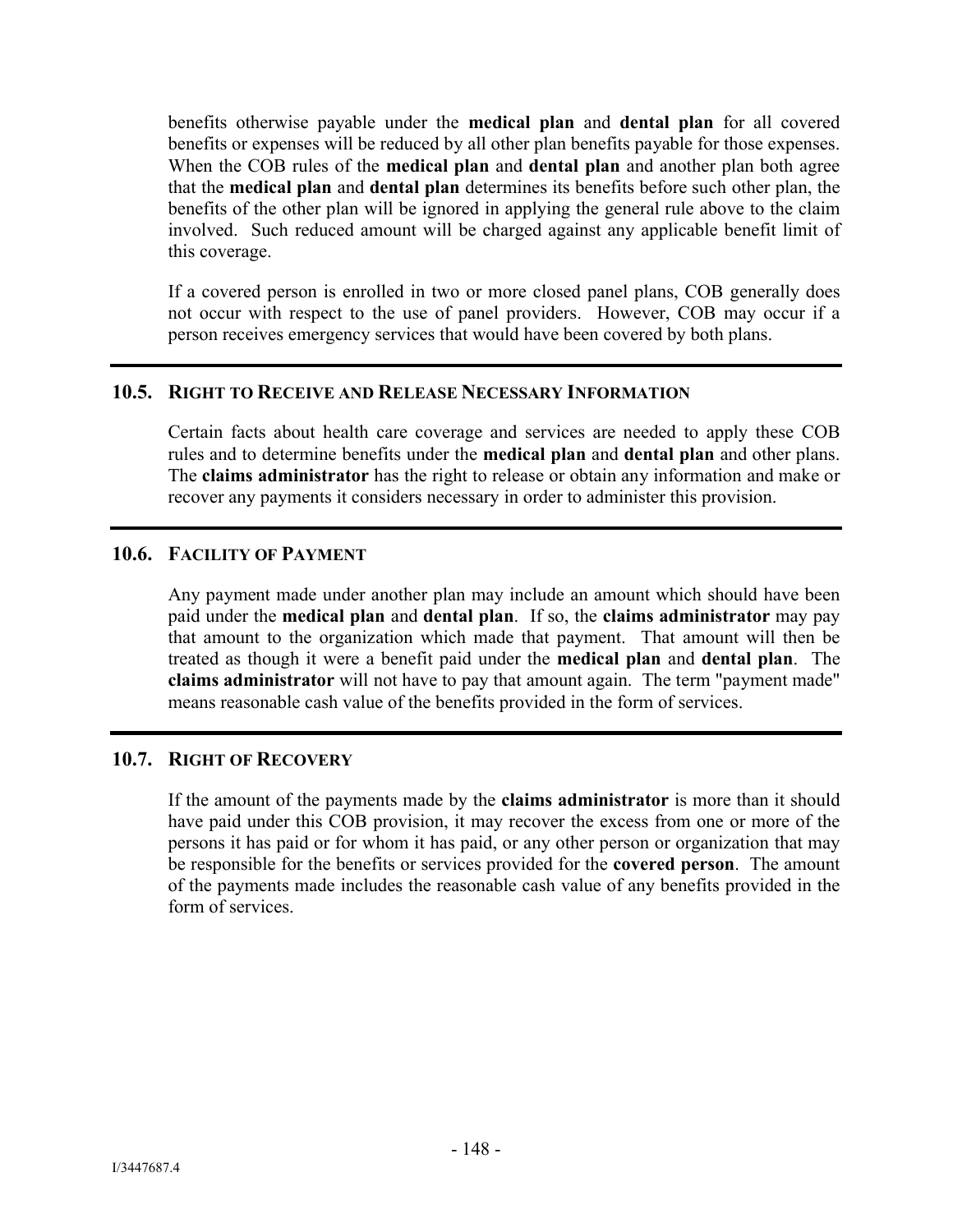benefits otherwise payable under the **medical plan** and **dental plan** for all covered benefits or expenses will be reduced by all other plan benefits payable for those expenses. When the COB rules of the **medical plan** and **dental plan** and another plan both agree that the **medical plan** and **dental plan** determines its benefits before such other plan, the benefits of the other plan will be ignored in applying the general rule above to the claim involved. Such reduced amount will be charged against any applicable benefit limit of this coverage.

If a covered person is enrolled in two or more closed panel plans, COB generally does not occur with respect to the use of panel providers. However, COB may occur if a person receives emergency services that would have been covered by both plans.

## 10.5. RIGHT TO RECEIVE AND RELEASE NECESSARY INFORMATION

Certain facts about health care coverage and services are needed to apply these COB rules and to determine benefits under the **medical plan** and **dental plan** and other plans. The **claims administrator** has the right to release or obtain any information and make or recover any payments it considers necessary in order to administer this provision.

## 10.6. FACILITY OF PAYMENT

Any payment made under another plan may include an amount which should have been paid under the **medical plan** and **dental plan**. If so, the **claims administrator** may pay that amount to the organization which made that payment. That amount will then be treated as though it were a benefit paid under the **medical plan** and **dental plan**. The **claims administrator** will not have to pay that amount again. The term "payment made" means reasonable cash value of the benefits provided in the form of services.

## 10.7. RIGHT OF RECOVERY

If the amount of the payments made by the **claims administrator** is more than it should have paid under this COB provision, it may recover the excess from one or more of the persons it has paid or for whom it has paid, or any other person or organization that may be responsible for the benefits or services provided for the **covered person**. The amount of the payments made includes the reasonable cash value of any benefits provided in the form of services.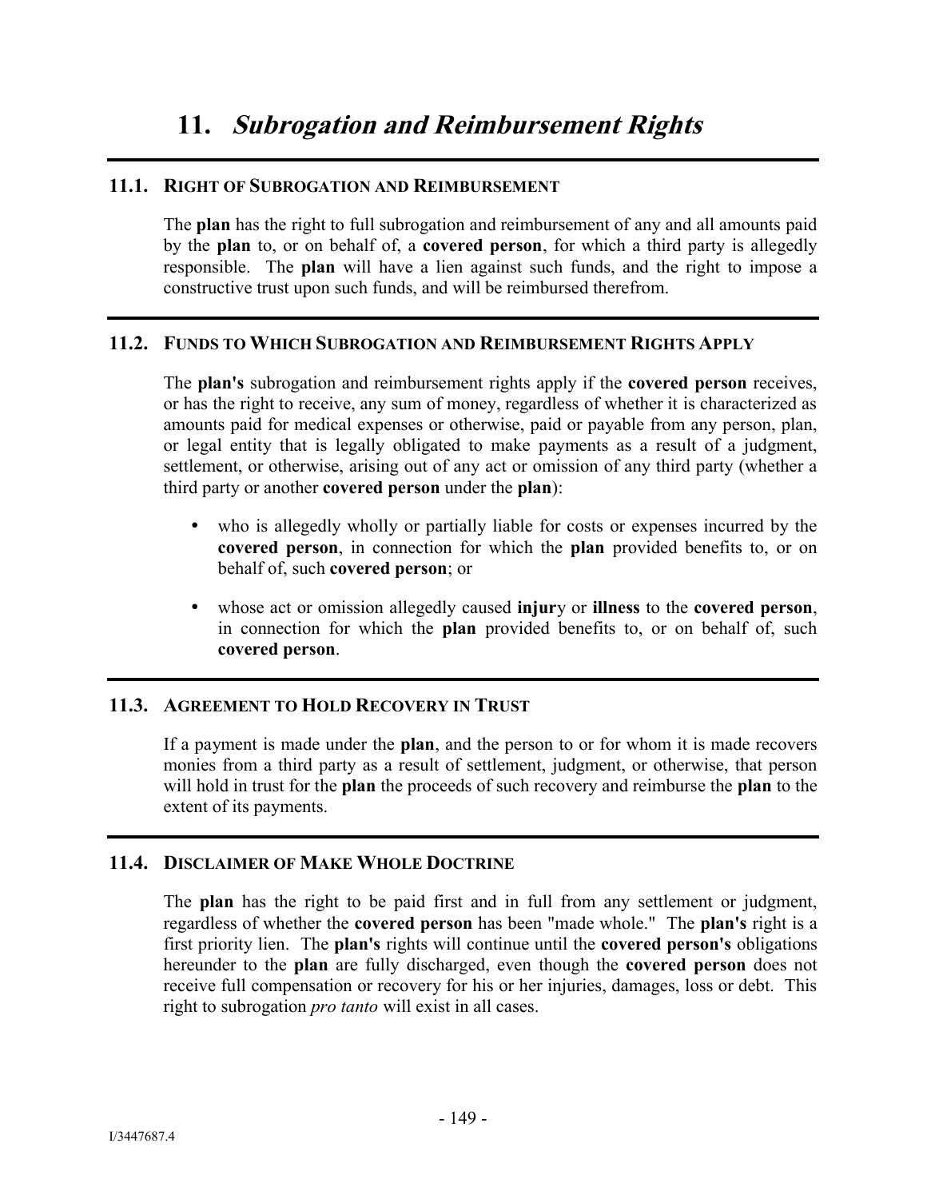# 11. *Subrogation and Reimbursement Rights*

## 11.1. RIGHT OF SUBROGATION AND REIMBURSEMENT

The **plan** has the right to full subrogation and reimbursement of any and all amounts paid by the **plan** to, or on behalf of, a **covered person**, for which a third party is allegedly responsible. The **plan** will have a lien against such funds, and the right to impose a constructive trust upon such funds, and will be reimbursed therefrom.

## 11.2. FUNDS TO WHICH SUBROGATION AND REIMBURSEMENT RIGHTS APPLY

The **plan's** subrogation and reimbursement rights apply if the **covered person** receives, or has the right to receive, any sum of money, regardless of whether it is characterized as amounts paid for medical expenses or otherwise, paid or payable from any person, plan, or legal entity that is legally obligated to make payments as a result of a judgment, settlement, or otherwise, arising out of any act or omission of any third party (whether a third party or another **covered person** under the **plan**):

- who is allegedly wholly or partially liable for costs or expenses incurred by the **covered person**, in connection for which the **plan** provided benefits to, or on behalf of, such **covered person**; or
- whose act or omission allegedly caused **injur**y or **illness** to the **covered person**, in connection for which the **plan** provided benefits to, or on behalf of, such **covered person**.

## 11.3. AGREEMENT TO HOLD RECOVERY IN TRUST

If a payment is made under the **plan**, and the person to or for whom it is made recovers monies from a third party as a result of settlement, judgment, or otherwise, that person will hold in trust for the **plan** the proceeds of such recovery and reimburse the **plan** to the extent of its payments.

## 11.4. DISCLAIMER OF MAKE WHOLE DOCTRINE

The **plan** has the right to be paid first and in full from any settlement or judgment, regardless of whether the **covered person** has been "made whole." The **plan's** right is a first priority lien. The **plan's** rights will continue until the **covered person's** obligations hereunder to the **plan** are fully discharged, even though the **covered person** does not receive full compensation or recovery for his or her injuries, damages, loss or debt. This right to subrogation *pro tanto* will exist in all cases.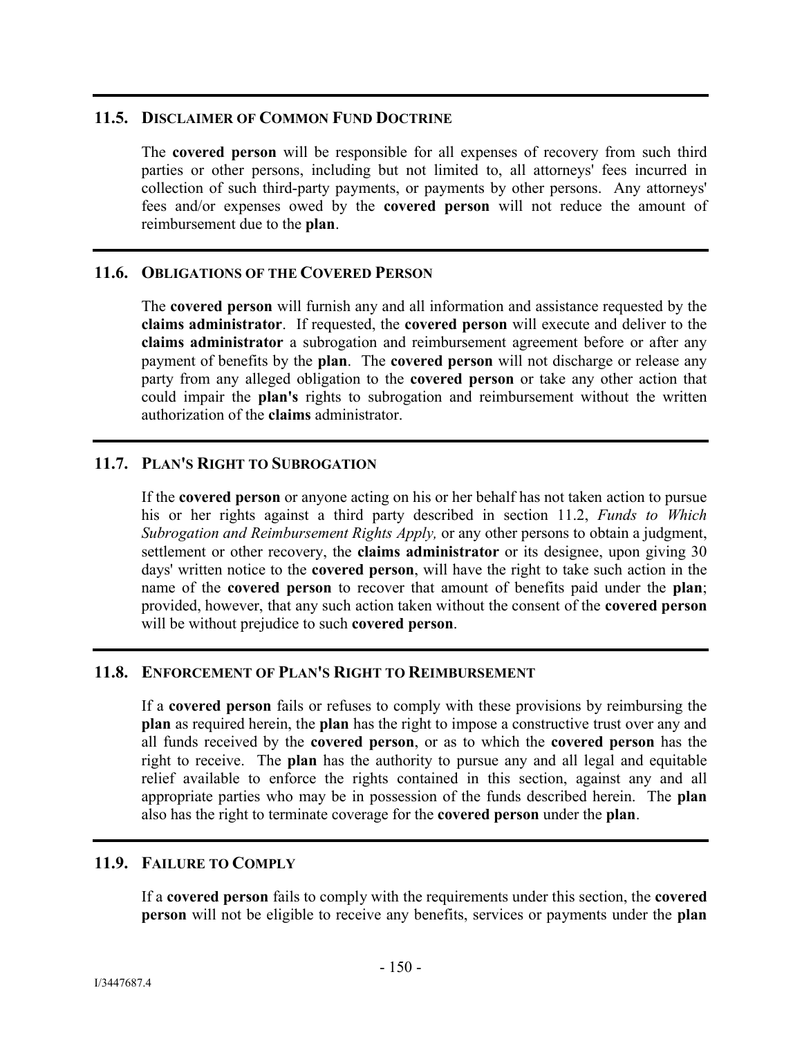## 11.5. DISCLAIMER OF COMMON FUND DOCTRINE

The **covered person** will be responsible for all expenses of recovery from such third parties or other persons, including but not limited to, all attorneys' fees incurred in collection of such third-party payments, or payments by other persons. Any attorneys' fees and/or expenses owed by the **covered person** will not reduce the amount of reimbursement due to the **plan**.

## 11.6. OBLIGATIONS OF THE COVERED PERSON

The **covered person** will furnish any and all information and assistance requested by the **claims administrator**. If requested, the **covered person** will execute and deliver to the **claims administrator** a subrogation and reimbursement agreement before or after any payment of benefits by the **plan**. The **covered person** will not discharge or release any party from any alleged obligation to the **covered person** or take any other action that could impair the **plan's** rights to subrogation and reimbursement without the written authorization of the **claims** administrator.

## 11.7. PLAN'S RIGHT TO SUBROGATION

If the **covered person** or anyone acting on his or her behalf has not taken action to pursue his or her rights against a third party described in section 11.2, *Funds to Which Subrogation and Reimbursement Rights Apply,* or any other persons to obtain a judgment, settlement or other recovery, the **claims administrator** or its designee, upon giving 30 days' written notice to the **covered person**, will have the right to take such action in the name of the **covered person** to recover that amount of benefits paid under the **plan**; provided, however, that any such action taken without the consent of the **covered person** will be without prejudice to such **covered person**.

## 11.8. ENFORCEMENT OF PLAN'S RIGHT TO REIMBURSEMENT

If a **covered person** fails or refuses to comply with these provisions by reimbursing the **plan** as required herein, the **plan** has the right to impose a constructive trust over any and all funds received by the **covered person**, or as to which the **covered person** has the right to receive. The **plan** has the authority to pursue any and all legal and equitable relief available to enforce the rights contained in this section, against any and all appropriate parties who may be in possession of the funds described herein. The **plan** also has the right to terminate coverage for the **covered person** under the **plan**.

## 11.9. FAILURE TO COMPLY

If a **covered person** fails to comply with the requirements under this section, the **covered person** will not be eligible to receive any benefits, services or payments under the **plan**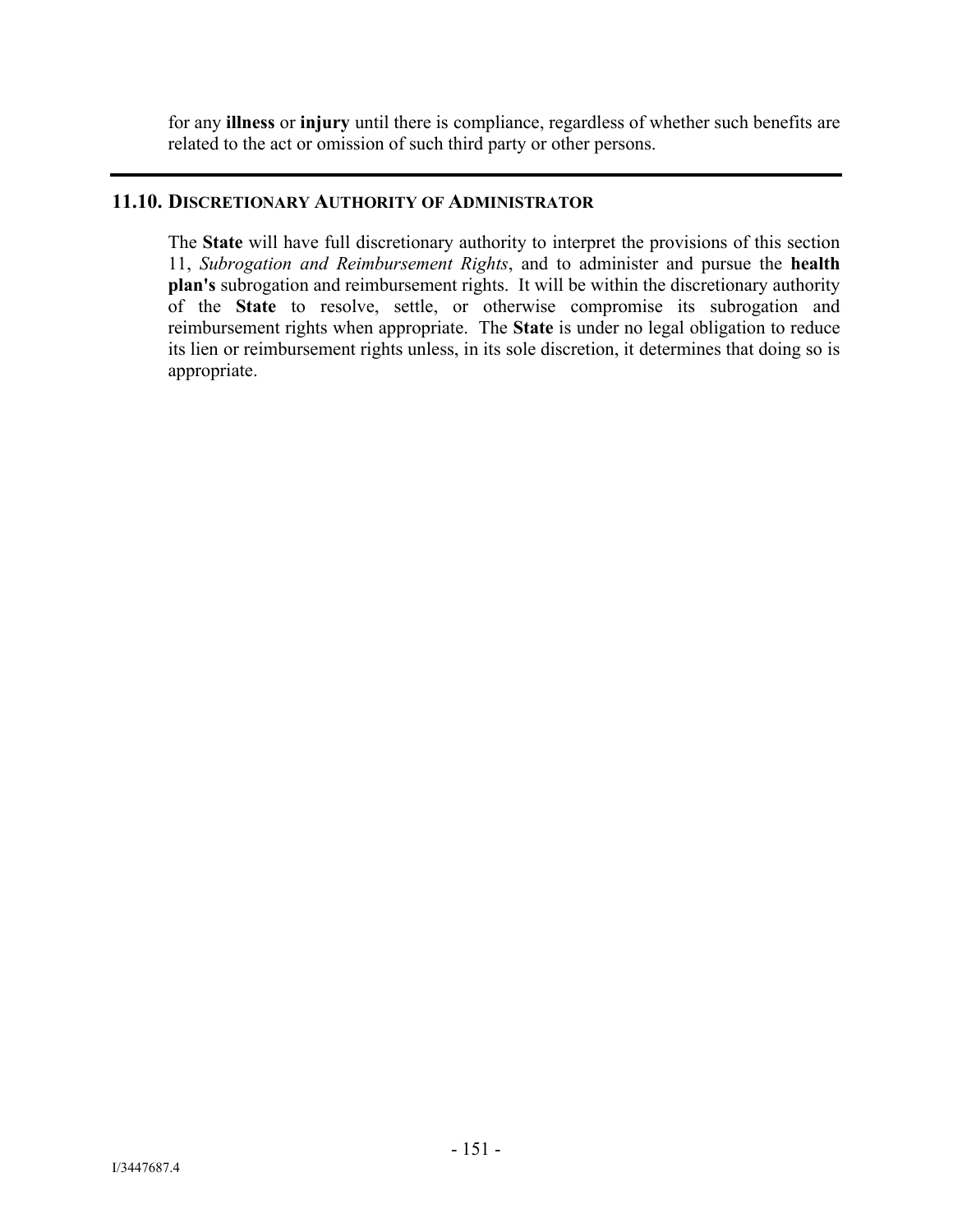for any **illness** or **injury** until there is compliance, regardless of whether such benefits are related to the act or omission of such third party or other persons.

---

## 11.10. DISCRETIONARY AUTHORITY OF ADMINISTRATOR

The **State** will have full discretionary authority to interpret the provisions of this section 11, *Subrogation and Reimbursement Rights*, and to administer and pursue the **health plan's** subrogation and reimbursement rights. It will be within the discretionary authority of the **State** to resolve, settle, or otherwise compromise its subrogation and reimbursement rights when appropriate. The **State** is under no legal obligation to reduce its lien or reimbursement rights unless, in its sole discretion, it determines that doing so is appropriate.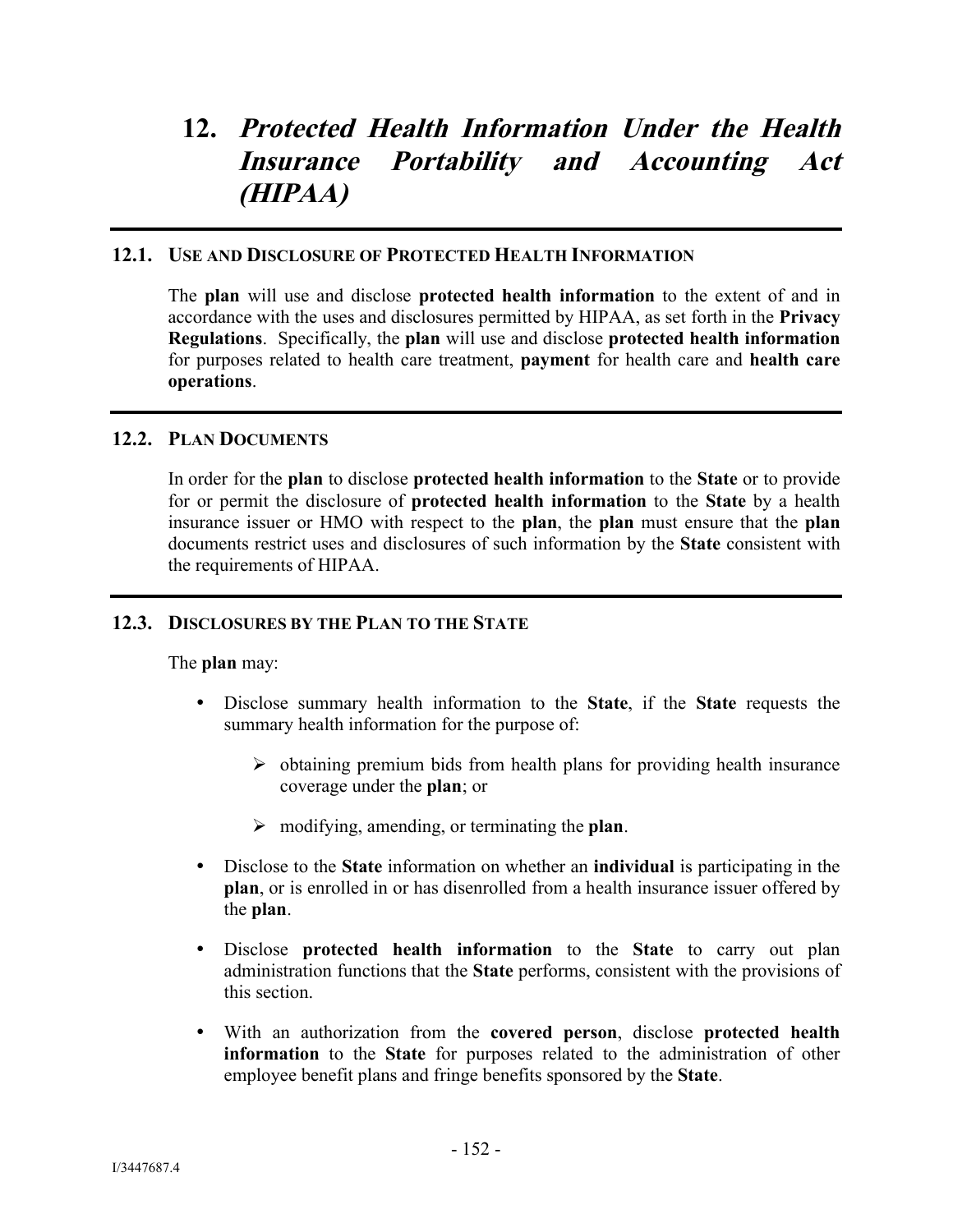# 12. *Protected Health Information Under the Health Insurance Portability and Accounting Act (HIPAA)*

## 12.1. USE AND DISCLOSURE OF PROTECTED HEALTH INFORMATION

The **plan** will use and disclose **protected health information** to the extent of and in accordance with the uses and disclosures permitted by HIPAA, as set forth in the **Privacy Regulations**. Specifically, the **plan** will use and disclose **protected health information** for purposes related to health care treatment, **payment** for health care and **health care operations**.

## 12.2. PLAN DOCUMENTS

In order for the **plan** to disclose **protected health information** to the **State** or to provide for or permit the disclosure of **protected health information** to the **State** by a health insurance issuer or HMO with respect to the **plan**, the **plan** must ensure that the **plan** documents restrict uses and disclosures of such information by the **State** consistent with the requirements of HIPAA.

## 12.3. DISCLOSURES BY THE PLAN TO THE STATE

The **plan** may:

- Disclose summary health information to the **State**, if the **State** requests the summary health information for the purpose of:
  - obtaining premium bids from health plans for providing health insurance coverage under the **plan**; or
  - modifying, amending, or terminating the **plan**.
- Disclose to the **State** information on whether an **individual** is participating in the **plan**, or is enrolled in or has disenrolled from a health insurance issuer offered by the **plan**.
- Disclose **protected health information** to the **State** to carry out plan administration functions that the **State** performs, consistent with the provisions of this section.
- With an authorization from the **covered person**, disclose **protected health information** to the **State** for purposes related to the administration of other employee benefit plans and fringe benefits sponsored by the **State**.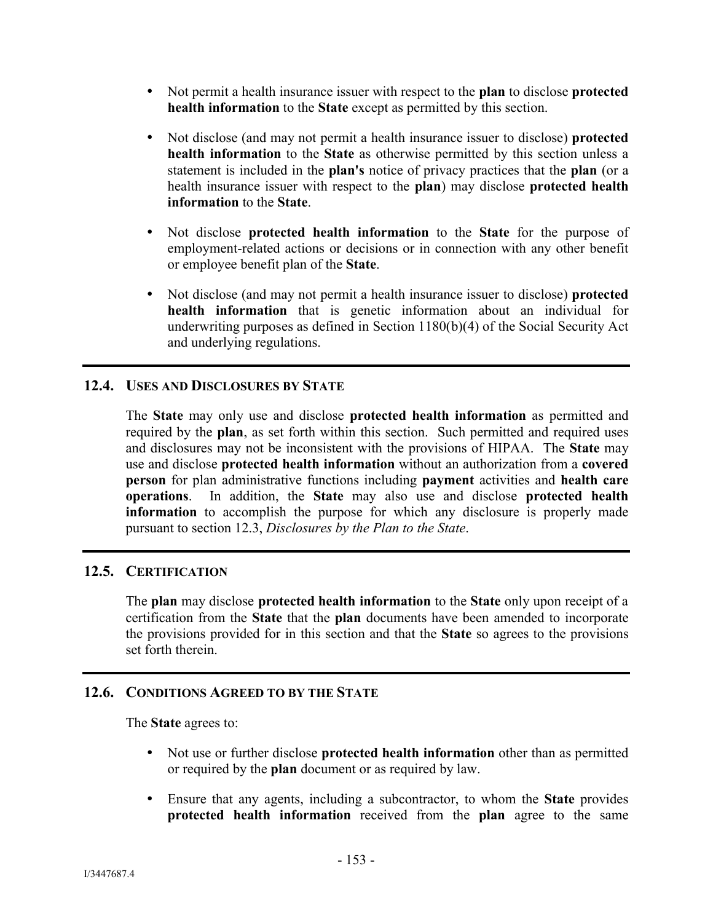- Not permit a health insurance issuer with respect to the **plan** to disclose **protected health information** to the **State** except as permitted by this section.

- Not disclose (and may not permit a health insurance issuer to disclose) **protected health information** to the **State** as otherwise permitted by this section unless a statement is included in the **plan's** notice of privacy practices that the **plan** (or a health insurance issuer with respect to the **plan**) may disclose **protected health information** to the **State**.

- Not disclose **protected health information** to the **State** for the purpose of employment-related actions or decisions or in connection with any other benefit or employee benefit plan of the **State**.

- Not disclose (and may not permit a health insurance issuer to disclose) **protected health information** that is genetic information about an individual for underwriting purposes as defined in Section 1180(b)(4) of the Social Security Act and underlying regulations.

---

### 12.4. USES AND DISCLOSURES BY STATE

The **State** may only use and disclose **protected health information** as permitted and required by the **plan**, as set forth within this section. Such permitted and required uses and disclosures may not be inconsistent with the provisions of HIPAA. The **State** may use and disclose **protected health information** without an authorization from a **covered person** for plan administrative functions including **payment** activities and **health care operations**. In addition, the **State** may also use and disclose **protected health information** to accomplish the purpose for which any disclosure is properly made pursuant to section 12.3, *Disclosures by the Plan to the State*.

---

### 12.5. CERTIFICATION

The **plan** may disclose **protected health information** to the **State** only upon receipt of a certification from the **State** that the **plan** documents have been amended to incorporate the provisions provided for in this section and that the **State** so agrees to the provisions set forth therein.

---

### 12.6. CONDITIONS AGREED TO BY THE STATE

The **State** agrees to:

- Not use or further disclose **protected health information** other than as permitted or required by the **plan** document or as required by law.

- Ensure that any agents, including a subcontractor, to whom the **State** provides **protected health information** received from the **plan** agree to the same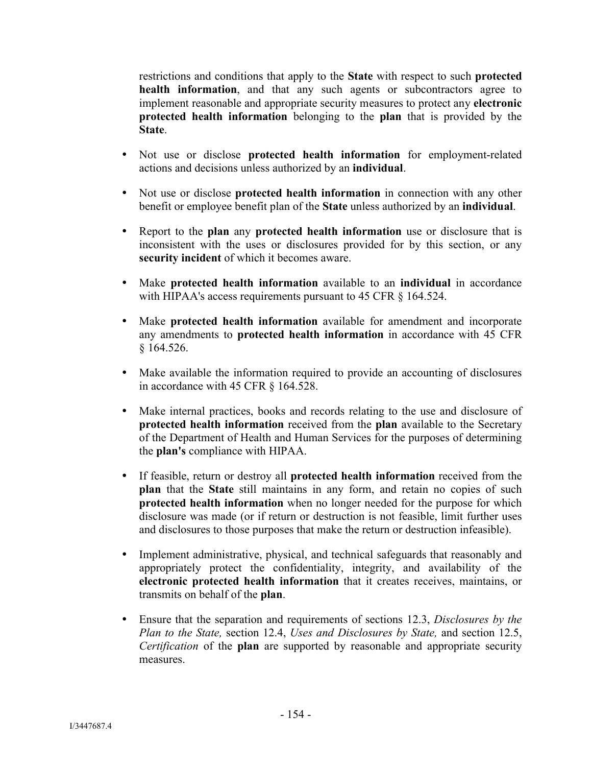restrictions and conditions that apply to the **State** with respect to such **protected health information**, and that any such agents or subcontractors agree to implement reasonable and appropriate security measures to protect any **electronic protected health information** belonging to the **plan** that is provided by the **State**.

- Not use or disclose **protected health information** for employment-related actions and decisions unless authorized by an **individual**.
- Not use or disclose **protected health information** in connection with any other benefit or employee benefit plan of the **State** unless authorized by an **individual**.
- Report to the **plan** any **protected health information** use or disclosure that is inconsistent with the uses or disclosures provided for by this section, or any **security incident** of which it becomes aware.
- Make **protected health information** available to an **individual** in accordance with HIPAA's access requirements pursuant to 45 CFR § 164.524.
- Make **protected health information** available for amendment and incorporate any amendments to **protected health information** in accordance with 45 CFR § 164.526.
- Make available the information required to provide an accounting of disclosures in accordance with 45 CFR § 164.528.
- Make internal practices, books and records relating to the use and disclosure of **protected health information** received from the **plan** available to the Secretary of the Department of Health and Human Services for the purposes of determining the **plan's** compliance with HIPAA.
- If feasible, return or destroy all **protected health information** received from the **plan** that the **State** still maintains in any form, and retain no copies of such **protected health information** when no longer needed for the purpose for which disclosure was made (or if return or destruction is not feasible, limit further uses and disclosures to those purposes that make the return or destruction infeasible).
- Implement administrative, physical, and technical safeguards that reasonably and appropriately protect the confidentiality, integrity, and availability of the **electronic protected health information** that it creates receives, maintains, or transmits on behalf of the **plan**.
- Ensure that the separation and requirements of sections 12.3, *Disclosures by the Plan to the State,* section 12.4, *Uses and Disclosures by State,* and section 12.5, *Certification* of the **plan** are supported by reasonable and appropriate security measures.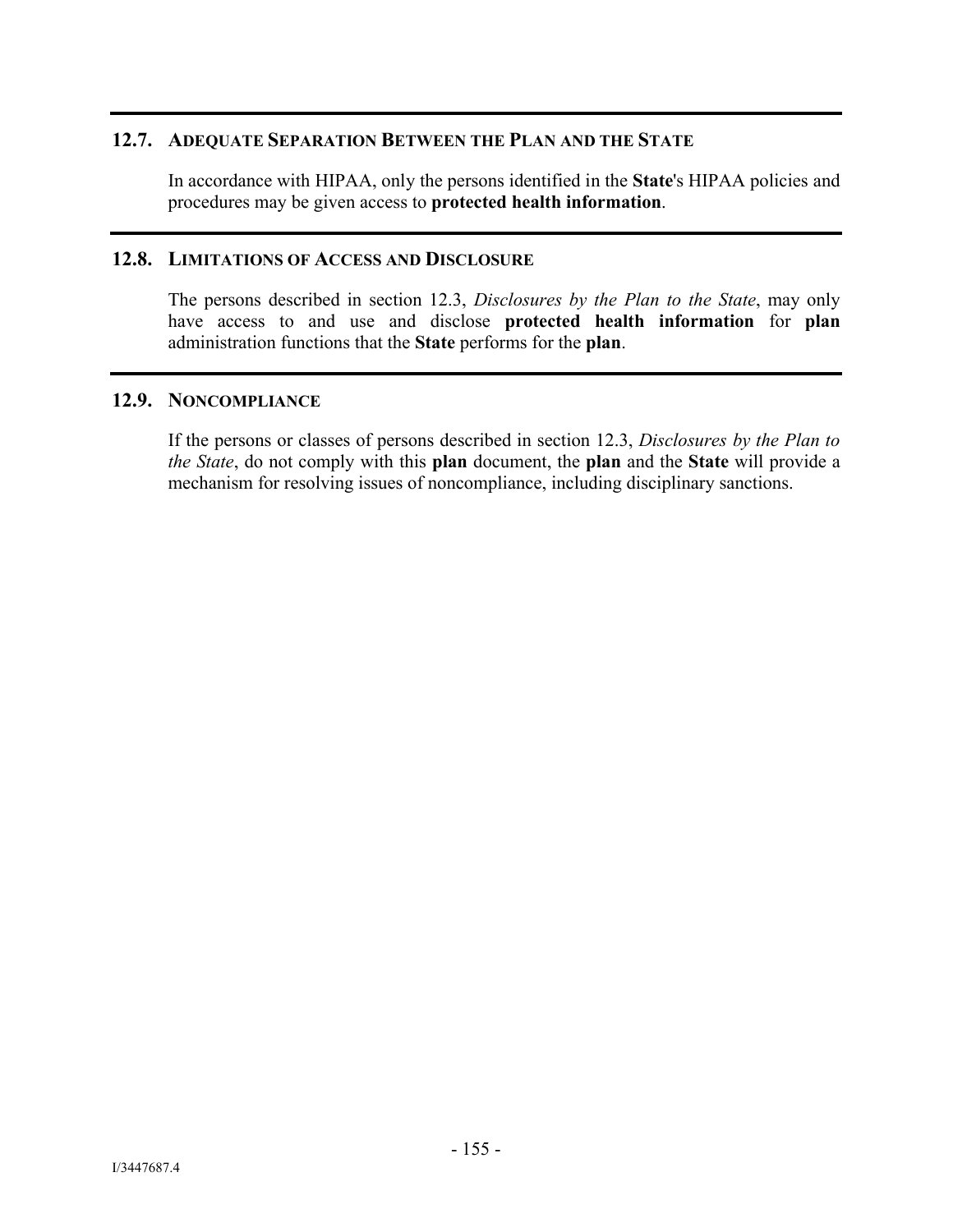## 12.7. ADEQUATE SEPARATION BETWEEN THE PLAN AND THE STATE

In accordance with HIPAA, only the persons identified in the **State**'s HIPAA policies and procedures may be given access to **protected health information**.

## 12.8. LIMITATIONS OF ACCESS AND DISCLOSURE

The persons described in section 12.3, *Disclosures by the Plan to the State*, may only have access to and use and disclose **protected health information** for **plan** administration functions that the **State** performs for the **plan**.

## 12.9. NONCOMPLIANCE

If the persons or classes of persons described in section 12.3, *Disclosures by the Plan to the State*, do not comply with this **plan** document, the **plan** and the **State** will provide a mechanism for resolving issues of noncompliance, including disciplinary sanctions.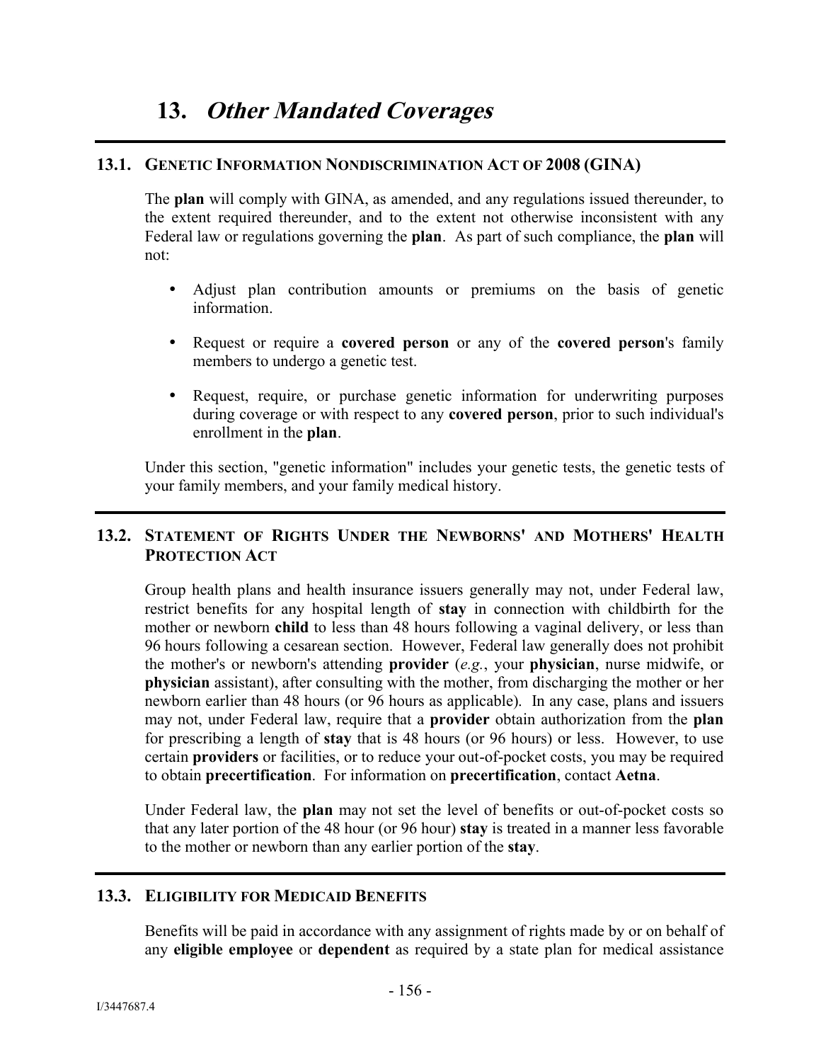# 13. *Other Mandated Coverages*

## 13.1. GENETIC INFORMATION NONDISCRIMINATION ACT OF 2008 (GINA)

The **plan** will comply with GINA, as amended, and any regulations issued thereunder, to the extent required thereunder, and to the extent not otherwise inconsistent with any Federal law or regulations governing the **plan**. As part of such compliance, the **plan** will not:

- Adjust plan contribution amounts or premiums on the basis of genetic information.
- Request or require a **covered person** or any of the **covered person**'s family members to undergo a genetic test.
- Request, require, or purchase genetic information for underwriting purposes during coverage or with respect to any **covered person**, prior to such individual's enrollment in the **plan**.

Under this section, "genetic information" includes your genetic tests, the genetic tests of your family members, and your family medical history.

## 13.2. STATEMENT OF RIGHTS UNDER THE NEWBORNS' AND MOTHERS' HEALTH PROTECTION ACT

Group health plans and health insurance issuers generally may not, under Federal law, restrict benefits for any hospital length of **stay** in connection with childbirth for the mother or newborn **child** to less than 48 hours following a vaginal delivery, or less than 96 hours following a cesarean section. However, Federal law generally does not prohibit the mother's or newborn's attending **provider** (*e.g.*, your **physician**, nurse midwife, or **physician** assistant), after consulting with the mother, from discharging the mother or her newborn earlier than 48 hours (or 96 hours as applicable). In any case, plans and issuers may not, under Federal law, require that a **provider** obtain authorization from the **plan** for prescribing a length of **stay** that is 48 hours (or 96 hours) or less. However, to use certain **providers** or facilities, or to reduce your out-of-pocket costs, you may be required to obtain **precertification**. For information on **precertification**, contact **Aetna**.

Under Federal law, the **plan** may not set the level of benefits or out-of-pocket costs so that any later portion of the 48 hour (or 96 hour) **stay** is treated in a manner less favorable to the mother or newborn than any earlier portion of the **stay**.

## 13.3. ELIGIBILITY FOR MEDICAID BENEFITS

Benefits will be paid in accordance with any assignment of rights made by or on behalf of any **eligible employee** or **dependent** as required by a state plan for medical assistance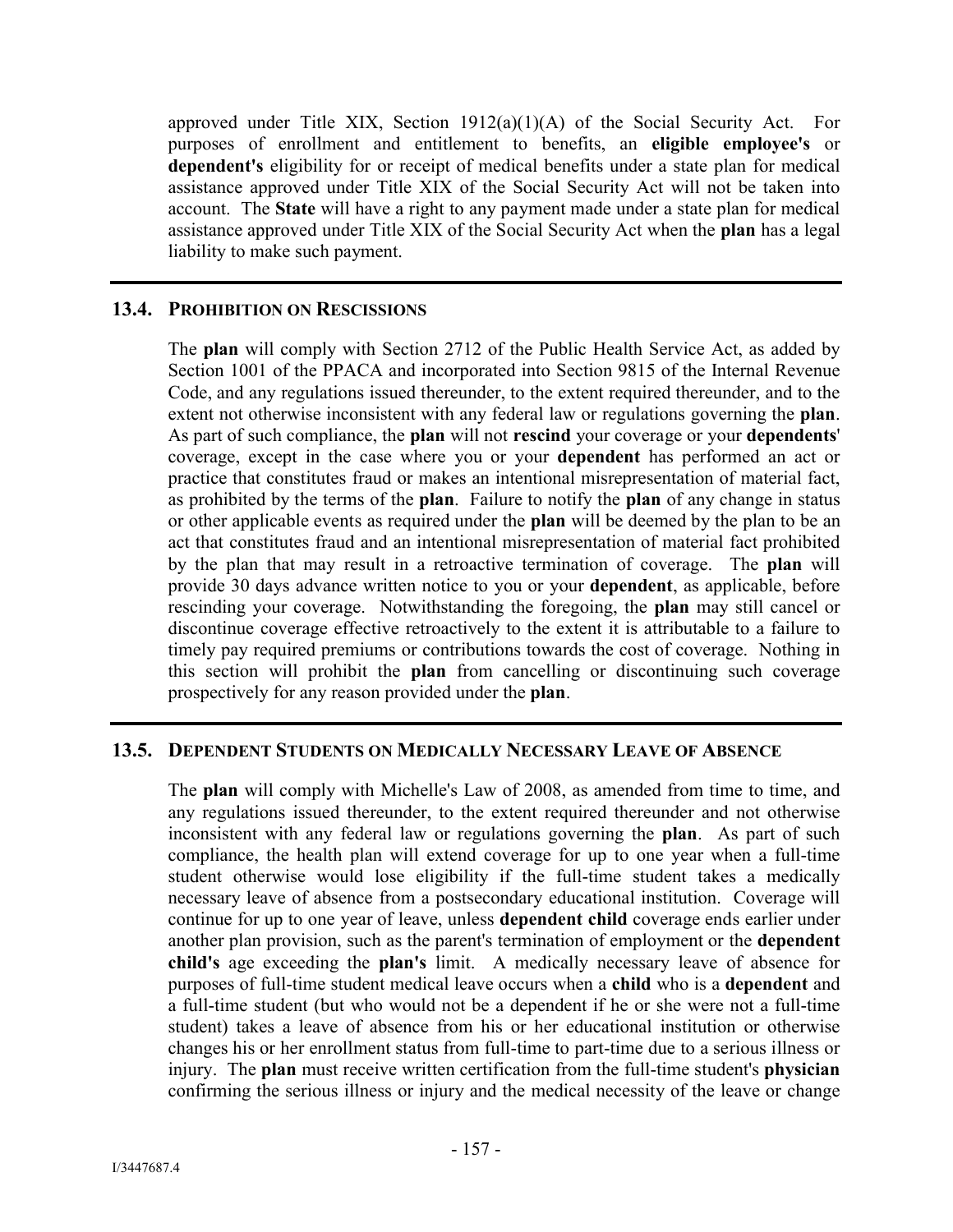approved under Title XIX, Section 1912(a)(1)(A) of the Social Security Act. For purposes of enrollment and entitlement to benefits, an **eligible employee's** or **dependent's** eligibility for or receipt of medical benefits under a state plan for medical assistance approved under Title XIX of the Social Security Act will not be taken into account. The **State** will have a right to any payment made under a state plan for medical assistance approved under Title XIX of the Social Security Act when the **plan** has a legal liability to make such payment.

---

### 13.4. PROHIBITION ON RESCISSIONS

The **plan** will comply with Section 2712 of the Public Health Service Act, as added by Section 1001 of the PPACA and incorporated into Section 9815 of the Internal Revenue Code, and any regulations issued thereunder, to the extent required thereunder, and to the extent not otherwise inconsistent with any federal law or regulations governing the **plan**. As part of such compliance, the **plan** will not **rescind** your coverage or your **dependents**' coverage, except in the case where you or your **dependent** has performed an act or practice that constitutes fraud or makes an intentional misrepresentation of material fact, as prohibited by the terms of the **plan**. Failure to notify the **plan** of any change in status or other applicable events as required under the **plan** will be deemed by the plan to be an act that constitutes fraud and an intentional misrepresentation of material fact prohibited by the plan that may result in a retroactive termination of coverage. The **plan** will provide 30 days advance written notice to you or your **dependent**, as applicable, before rescinding your coverage. Notwithstanding the foregoing, the **plan** may still cancel or discontinue coverage effective retroactively to the extent it is attributable to a failure to timely pay required premiums or contributions towards the cost of coverage. Nothing in this section will prohibit the **plan** from cancelling or discontinuing such coverage prospectively for any reason provided under the **plan**.

---

### 13.5. DEPENDENT STUDENTS ON MEDICALLY NECESSARY LEAVE OF ABSENCE

The **plan** will comply with Michelle's Law of 2008, as amended from time to time, and any regulations issued thereunder, to the extent required thereunder and not otherwise inconsistent with any federal law or regulations governing the **plan**. As part of such compliance, the health plan will extend coverage for up to one year when a full-time student otherwise would lose eligibility if the full-time student takes a medically necessary leave of absence from a postsecondary educational institution. Coverage will continue for up to one year of leave, unless **dependent child** coverage ends earlier under another plan provision, such as the parent's termination of employment or the **dependent child's** age exceeding the **plan's** limit. A medically necessary leave of absence for purposes of full-time student medical leave occurs when a **child** who is a **dependent** and a full-time student (but who would not be a dependent if he or she were not a full-time student) takes a leave of absence from his or her educational institution or otherwise changes his or her enrollment status from full-time to part-time due to a serious illness or injury. The **plan** must receive written certification from the full-time student's **physician** confirming the serious illness or injury and the medical necessity of the leave or change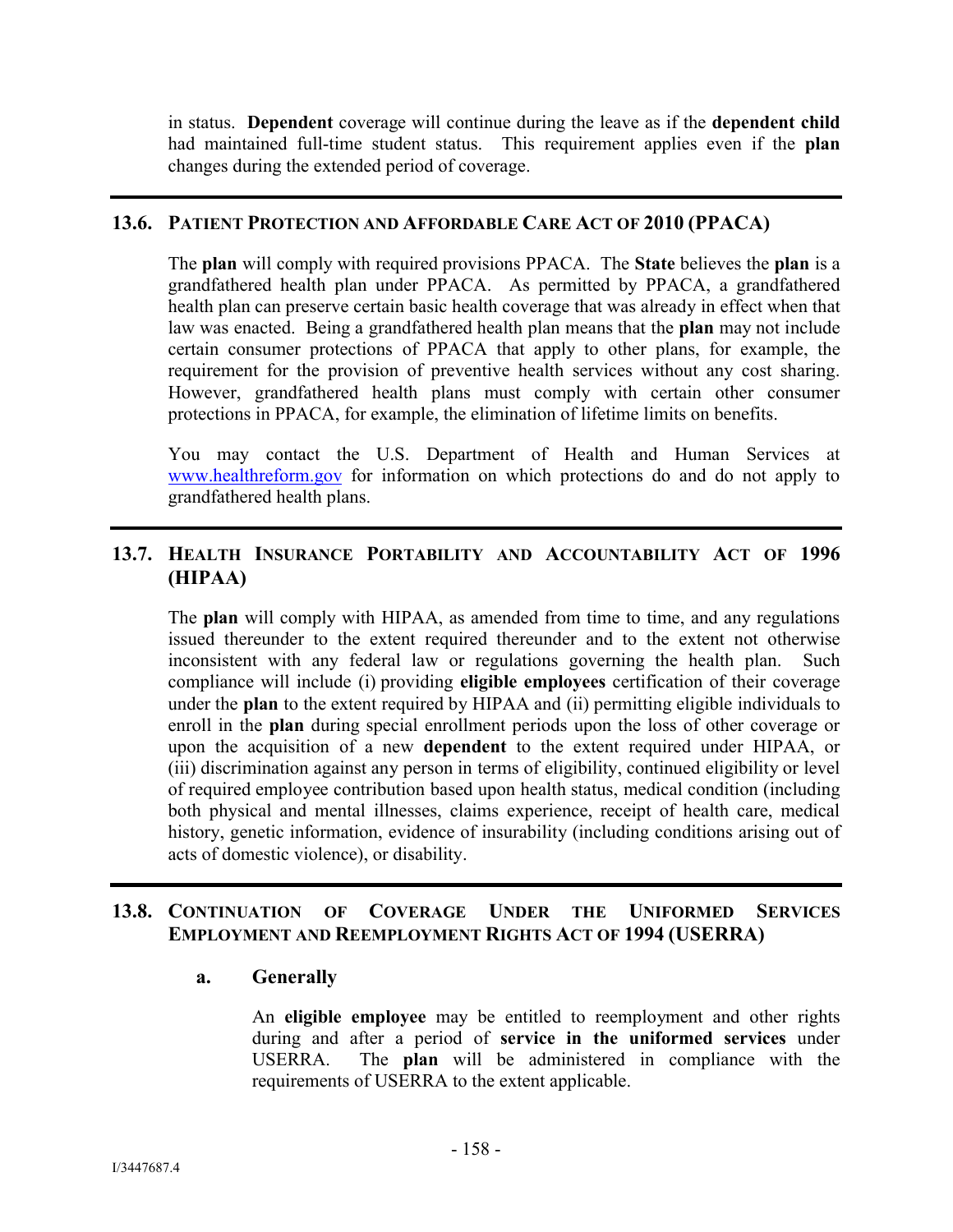in status. **Dependent** coverage will continue during the leave as if the **dependent child** had maintained full-time student status. This requirement applies even if the **plan** changes during the extended period of coverage.

## 13.6. PATIENT PROTECTION AND AFFORDABLE CARE ACT OF 2010 (PPACA)

The **plan** will comply with required provisions PPACA. The **State** believes the **plan** is a grandfathered health plan under PPACA. As permitted by PPACA, a grandfathered health plan can preserve certain basic health coverage that was already in effect when that law was enacted. Being a grandfathered health plan means that the **plan** may not include certain consumer protections of PPACA that apply to other plans, for example, the requirement for the provision of preventive health services without any cost sharing. However, grandfathered health plans must comply with certain other consumer protections in PPACA, for example, the elimination of lifetime limits on benefits.

You may contact the U.S. Department of Health and Human Services at www.healthreform.gov for information on which protections do and do not apply to grandfathered health plans.

## 13.7. HEALTH INSURANCE PORTABILITY AND ACCOUNTABILITY ACT OF 1996 (HIPAA)

The **plan** will comply with HIPAA, as amended from time to time, and any regulations issued thereunder to the extent required thereunder and to the extent not otherwise inconsistent with any federal law or regulations governing the health plan. Such compliance will include (i) providing **eligible employees** certification of their coverage under the **plan** to the extent required by HIPAA and (ii) permitting eligible individuals to enroll in the **plan** during special enrollment periods upon the loss of other coverage or upon the acquisition of a new **dependent** to the extent required under HIPAA, or (iii) discrimination against any person in terms of eligibility, continued eligibility or level of required employee contribution based upon health status, medical condition (including both physical and mental illnesses, claims experience, receipt of health care, medical history, genetic information, evidence of insurability (including conditions arising out of acts of domestic violence), or disability.

## 13.8. CONTINUATION OF COVERAGE UNDER THE UNIFORMED SERVICES EMPLOYMENT AND REEMPLOYMENT RIGHTS ACT OF 1994 (USERRA)

### a. Generally

An **eligible employee** may be entitled to reemployment and other rights during and after a period of **service in the uniformed services** under USERRA. The **plan** will be administered in compliance with the requirements of USERRA to the extent applicable.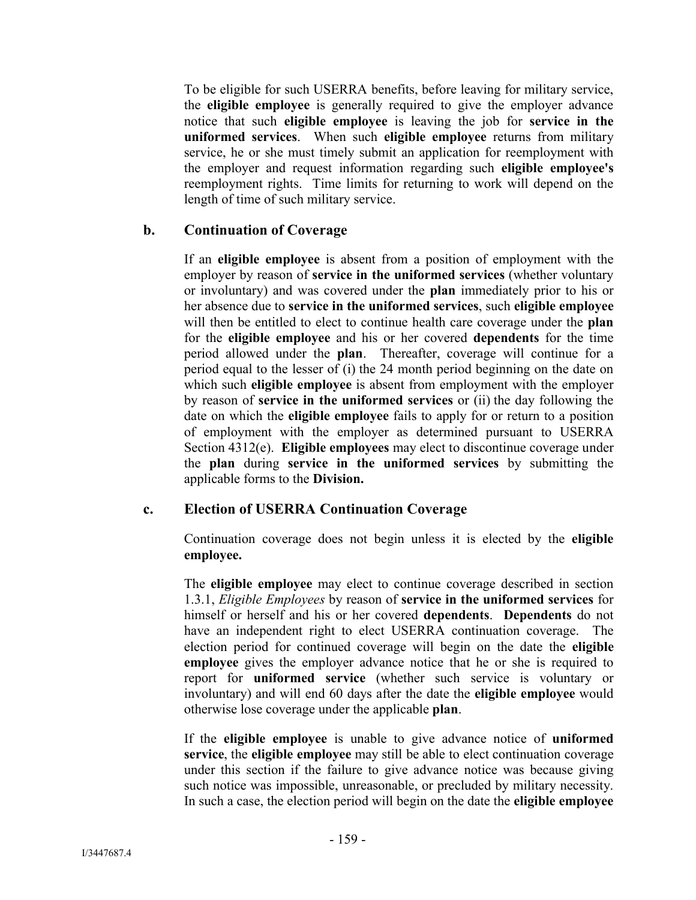To be eligible for such USERRA benefits, before leaving for military service, the **eligible employee** is generally required to give the employer advance notice that such **eligible employee** is leaving the job for **service in the uniformed services**. When such **eligible employee** returns from military service, he or she must timely submit an application for reemployment with the employer and request information regarding such **eligible employee's** reemployment rights. Time limits for returning to work will depend on the length of time of such military service.

### b. Continuation of Coverage

If an **eligible employee** is absent from a position of employment with the employer by reason of **service in the uniformed services** (whether voluntary or involuntary) and was covered under the **plan** immediately prior to his or her absence due to **service in the uniformed services**, such **eligible employee** will then be entitled to elect to continue health care coverage under the **plan** for the **eligible employee** and his or her covered **dependents** for the time period allowed under the **plan**. Thereafter, coverage will continue for a period equal to the lesser of (i) the 24 month period beginning on the date on which such **eligible employee** is absent from employment with the employer by reason of **service in the uniformed services** or (ii) the day following the date on which the **eligible employee** fails to apply for or return to a position of employment with the employer as determined pursuant to USERRA Section 4312(e). **Eligible employees** may elect to discontinue coverage under the **plan** during **service in the uniformed services** by submitting the applicable forms to the **Division.**

### c. Election of USERRA Continuation Coverage

Continuation coverage does not begin unless it is elected by the **eligible employee.**

The **eligible employee** may elect to continue coverage described in section 1.3.1, *Eligible Employees* by reason of **service in the uniformed services** for himself or herself and his or her covered **dependents**. **Dependents** do not have an independent right to elect USERRA continuation coverage. The election period for continued coverage will begin on the date the **eligible employee** gives the employer advance notice that he or she is required to report for **uniformed service** (whether such service is voluntary or involuntary) and will end 60 days after the date the **eligible employee** would otherwise lose coverage under the applicable **plan**.

If the **eligible employee** is unable to give advance notice of **uniformed service**, the **eligible employee** may still be able to elect continuation coverage under this section if the failure to give advance notice was because giving such notice was impossible, unreasonable, or precluded by military necessity. In such a case, the election period will begin on the date the **eligible employee**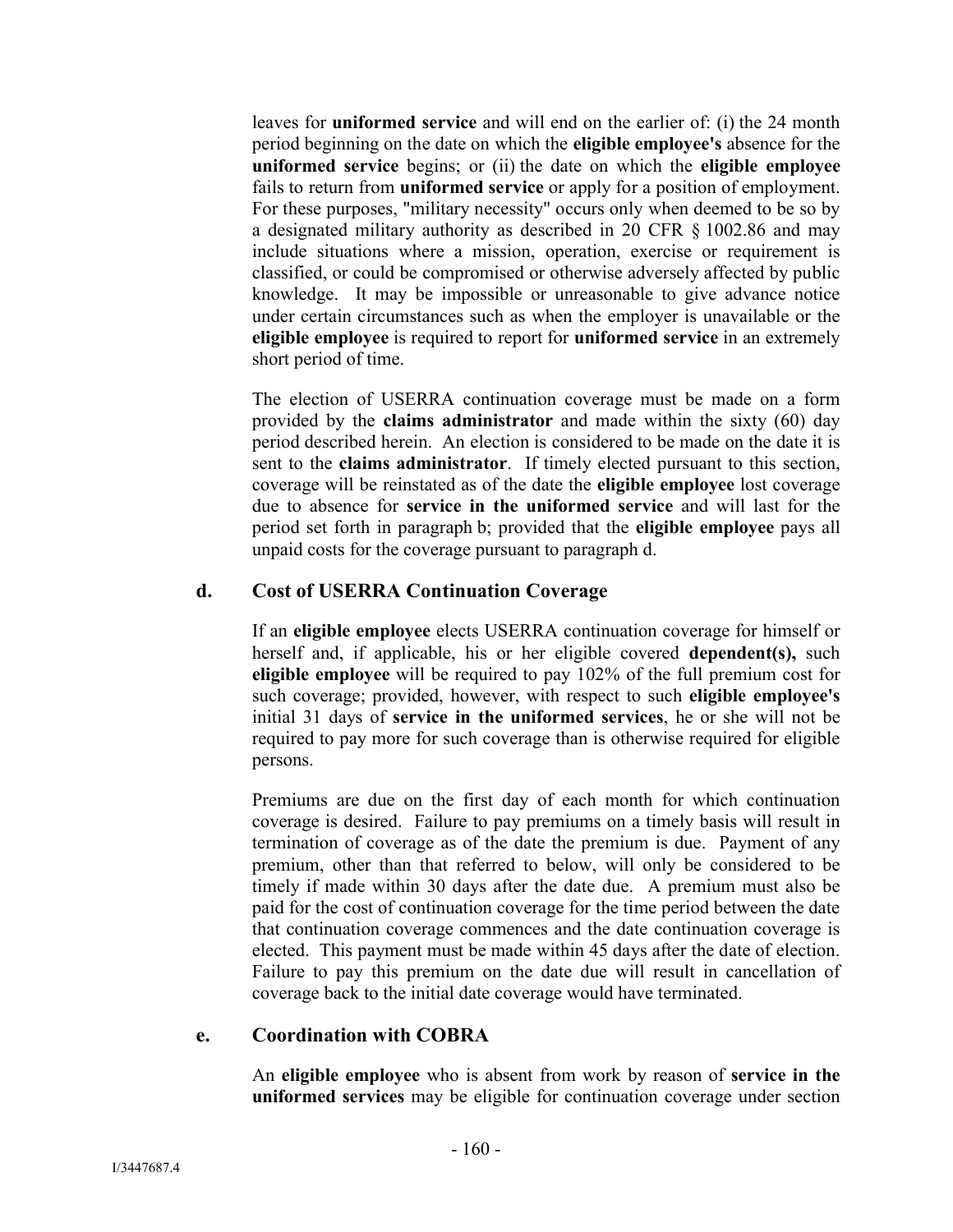leaves for **uniformed service** and will end on the earlier of: (i) the 24 month period beginning on the date on which the **eligible employee's** absence for the **uniformed service** begins; or (ii) the date on which the **eligible employee** fails to return from **uniformed service** or apply for a position of employment. For these purposes, "military necessity" occurs only when deemed to be so by a designated military authority as described in 20 CFR § 1002.86 and may include situations where a mission, operation, exercise or requirement is classified, or could be compromised or otherwise adversely affected by public knowledge. It may be impossible or unreasonable to give advance notice under certain circumstances such as when the employer is unavailable or the **eligible employee** is required to report for **uniformed service** in an extremely short period of time.

The election of USERRA continuation coverage must be made on a form provided by the **claims administrator** and made within the sixty (60) day period described herein. An election is considered to be made on the date it is sent to the **claims administrator**. If timely elected pursuant to this section, coverage will be reinstated as of the date the **eligible employee** lost coverage due to absence for **service in the uniformed service** and will last for the period set forth in paragraph b; provided that the **eligible employee** pays all unpaid costs for the coverage pursuant to paragraph d.

### d. Cost of USERRA Continuation Coverage

If an **eligible employee** elects USERRA continuation coverage for himself or herself and, if applicable, his or her eligible covered **dependent(s),** such **eligible employee** will be required to pay 102% of the full premium cost for such coverage; provided, however, with respect to such **eligible employee's** initial 31 days of **service in the uniformed services**, he or she will not be required to pay more for such coverage than is otherwise required for eligible persons.

Premiums are due on the first day of each month for which continuation coverage is desired. Failure to pay premiums on a timely basis will result in termination of coverage as of the date the premium is due. Payment of any premium, other than that referred to below, will only be considered to be timely if made within 30 days after the date due. A premium must also be paid for the cost of continuation coverage for the time period between the date that continuation coverage commences and the date continuation coverage is elected. This payment must be made within 45 days after the date of election. Failure to pay this premium on the date due will result in cancellation of coverage back to the initial date coverage would have terminated.

### e. Coordination with COBRA

An **eligible employee** who is absent from work by reason of **service in the uniformed services** may be eligible for continuation coverage under section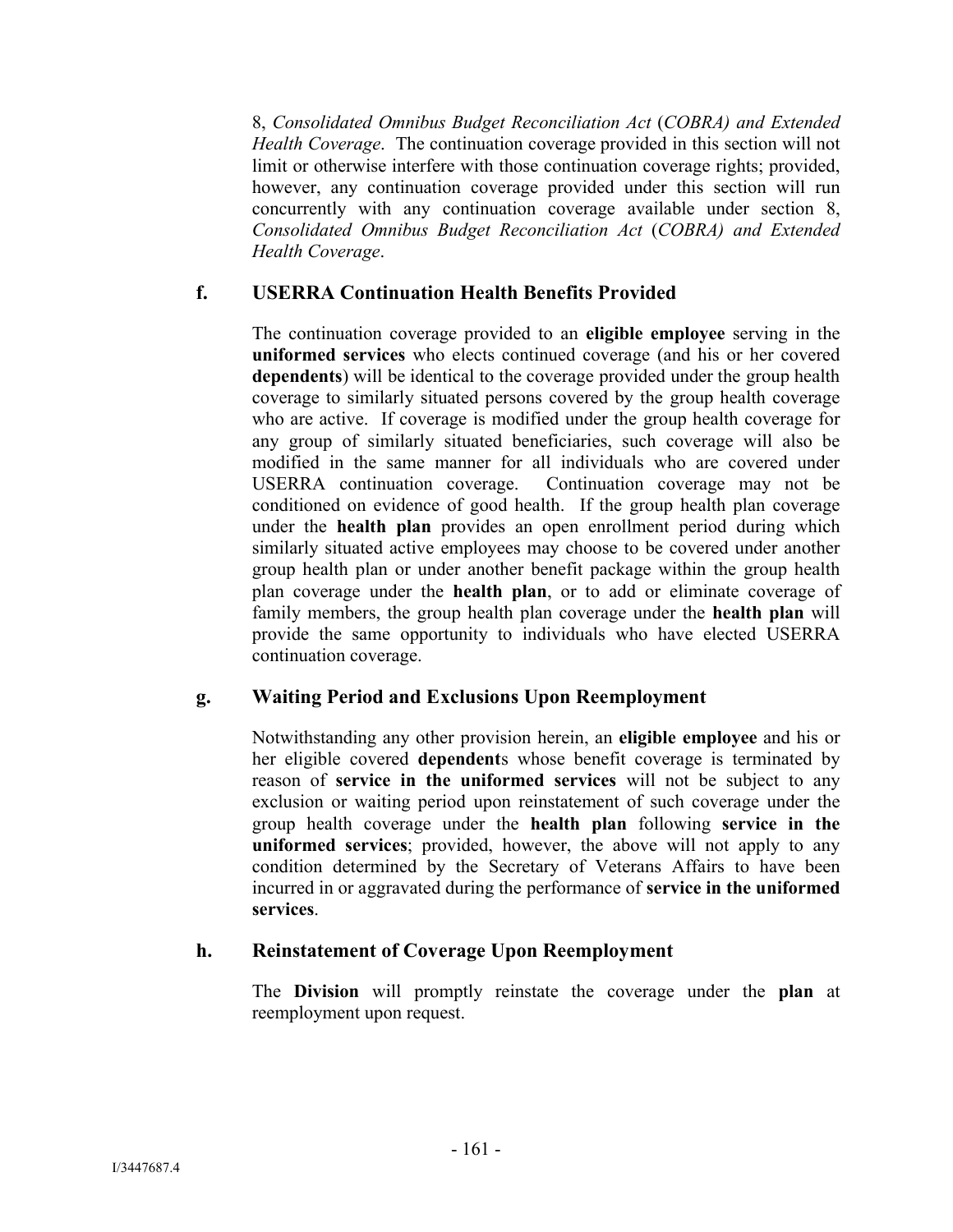8, *Consolidated Omnibus Budget Reconciliation Act* (*COBRA) and Extended Health Coverage*. The continuation coverage provided in this section will not limit or otherwise interfere with those continuation coverage rights; provided, however, any continuation coverage provided under this section will run concurrently with any continuation coverage available under section 8, *Consolidated Omnibus Budget Reconciliation Act* (*COBRA) and Extended Health Coverage*.

### f. USERRA Continuation Health Benefits Provided

The continuation coverage provided to an **eligible employee** serving in the **uniformed services** who elects continued coverage (and his or her covered **dependents**) will be identical to the coverage provided under the group health coverage to similarly situated persons covered by the group health coverage who are active. If coverage is modified under the group health coverage for any group of similarly situated beneficiaries, such coverage will also be modified in the same manner for all individuals who are covered under USERRA continuation coverage. Continuation coverage may not be conditioned on evidence of good health. If the group health plan coverage under the **health plan** provides an open enrollment period during which similarly situated active employees may choose to be covered under another group health plan or under another benefit package within the group health plan coverage under the **health plan**, or to add or eliminate coverage of family members, the group health plan coverage under the **health plan** will provide the same opportunity to individuals who have elected USERRA continuation coverage.

### g. Waiting Period and Exclusions Upon Reemployment

Notwithstanding any other provision herein, an **eligible employee** and his or her eligible covered **dependent**s whose benefit coverage is terminated by reason of **service in the uniformed services** will not be subject to any exclusion or waiting period upon reinstatement of such coverage under the group health coverage under the **health plan** following **service in the uniformed services**; provided, however, the above will not apply to any condition determined by the Secretary of Veterans Affairs to have been incurred in or aggravated during the performance of **service in the uniformed services**.

### h. Reinstatement of Coverage Upon Reemployment

The **Division** will promptly reinstate the coverage under the **plan** at reemployment upon request.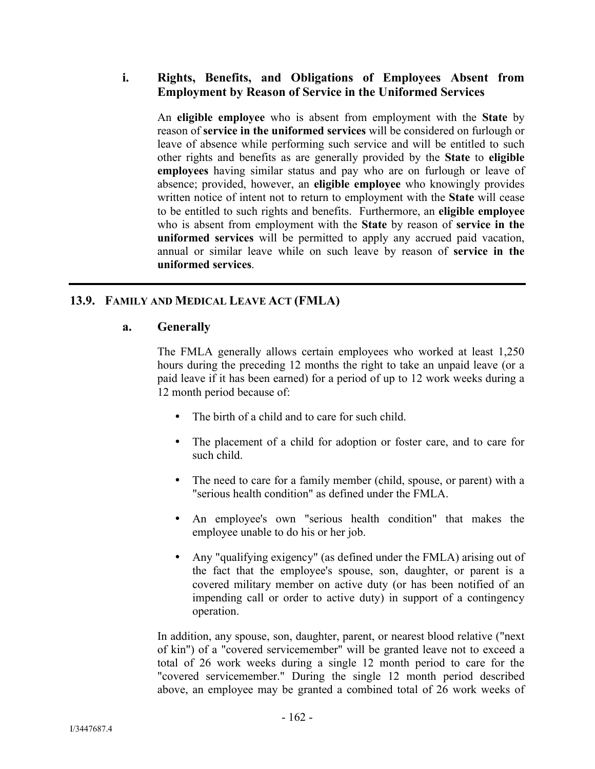### i. Rights, Benefits, and Obligations of Employees Absent from Employment by Reason of Service in the Uniformed Services

An **eligible employee** who is absent from employment with the **State** by reason of **service in the uniformed services** will be considered on furlough or leave of absence while performing such service and will be entitled to such other rights and benefits as are generally provided by the **State** to **eligible employees** having similar status and pay who are on furlough or leave of absence; provided, however, an **eligible employee** who knowingly provides written notice of intent not to return to employment with the **State** will cease to be entitled to such rights and benefits. Furthermore, an **eligible employee** who is absent from employment with the **State** by reason of **service in the uniformed services** will be permitted to apply any accrued paid vacation, annual or similar leave while on such leave by reason of **service in the uniformed services**.

---

## 13.9. FAMILY AND MEDICAL LEAVE ACT (FMLA)

### a. Generally

The FMLA generally allows certain employees who worked at least 1,250 hours during the preceding 12 months the right to take an unpaid leave (or a paid leave if it has been earned) for a period of up to 12 work weeks during a 12 month period because of:

- The birth of a child and to care for such child.
- The placement of a child for adoption or foster care, and to care for such child.
- The need to care for a family member (child, spouse, or parent) with a "serious health condition" as defined under the FMLA.
- An employee's own "serious health condition" that makes the employee unable to do his or her job.
- Any "qualifying exigency" (as defined under the FMLA) arising out of the fact that the employee's spouse, son, daughter, or parent is a covered military member on active duty (or has been notified of an impending call or order to active duty) in support of a contingency operation.

In addition, any spouse, son, daughter, parent, or nearest blood relative ("next of kin") of a "covered servicemember" will be granted leave not to exceed a total of 26 work weeks during a single 12 month period to care for the "covered servicemember." During the single 12 month period described above, an employee may be granted a combined total of 26 work weeks of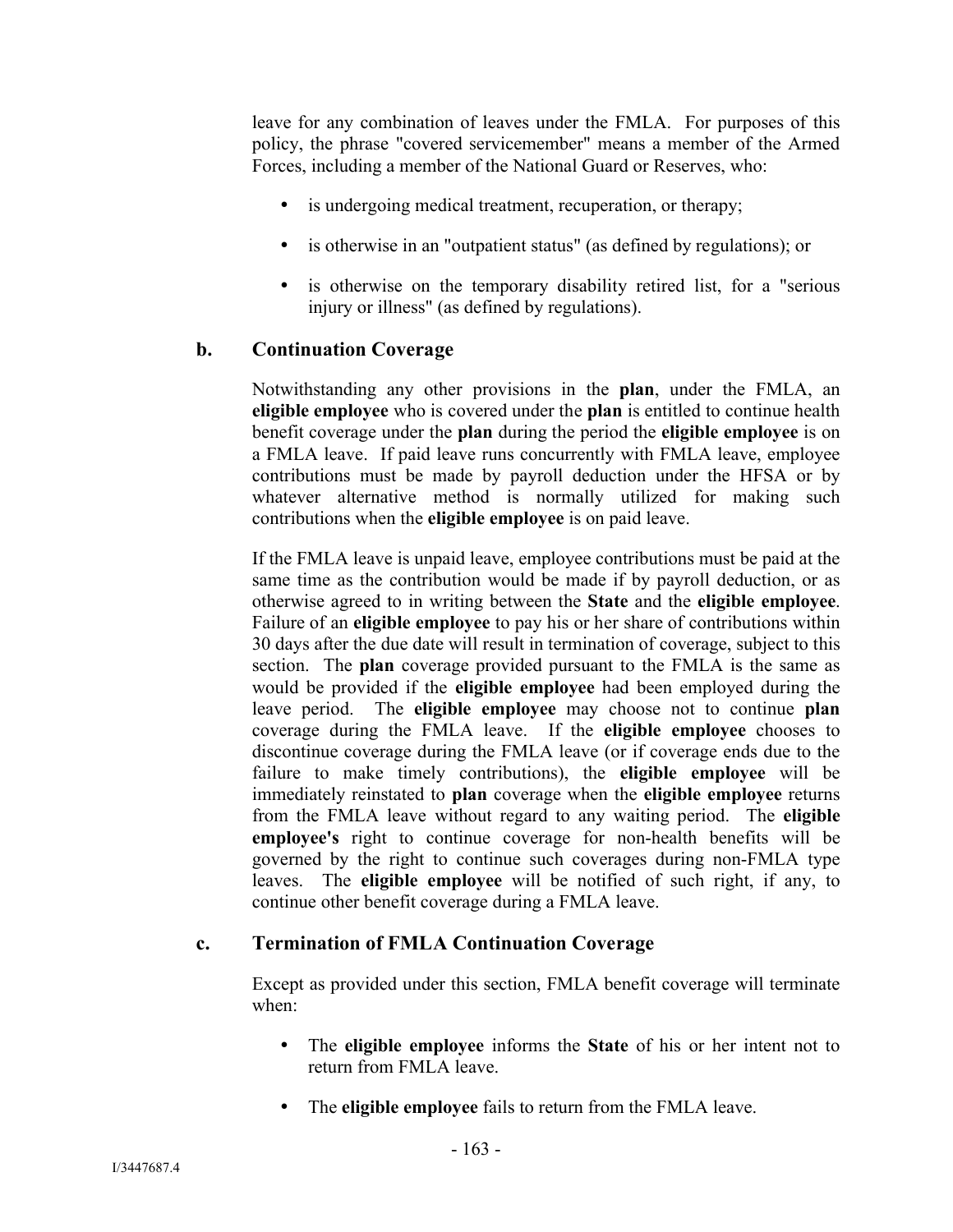leave for any combination of leaves under the FMLA. For purposes of this policy, the phrase "covered servicemember" means a member of the Armed Forces, including a member of the National Guard or Reserves, who:

- is undergoing medical treatment, recuperation, or therapy;
- is otherwise in an "outpatient status" (as defined by regulations); or
- is otherwise on the temporary disability retired list, for a "serious injury or illness" (as defined by regulations).

### b. Continuation Coverage

Notwithstanding any other provisions in the **plan**, under the FMLA, an **eligible employee** who is covered under the **plan** is entitled to continue health benefit coverage under the **plan** during the period the **eligible employee** is on a FMLA leave. If paid leave runs concurrently with FMLA leave, employee contributions must be made by payroll deduction under the HFSA or by whatever alternative method is normally utilized for making such contributions when the **eligible employee** is on paid leave.

If the FMLA leave is unpaid leave, employee contributions must be paid at the same time as the contribution would be made if by payroll deduction, or as otherwise agreed to in writing between the **State** and the **eligible employee**. Failure of an **eligible employee** to pay his or her share of contributions within 30 days after the due date will result in termination of coverage, subject to this section. The **plan** coverage provided pursuant to the FMLA is the same as would be provided if the **eligible employee** had been employed during the leave period. The **eligible employee** may choose not to continue **plan** coverage during the FMLA leave. If the **eligible employee** chooses to discontinue coverage during the FMLA leave (or if coverage ends due to the failure to make timely contributions), the **eligible employee** will be immediately reinstated to **plan** coverage when the **eligible employee** returns from the FMLA leave without regard to any waiting period. The **eligible employee's** right to continue coverage for non-health benefits will be governed by the right to continue such coverages during non-FMLA type leaves. The **eligible employee** will be notified of such right, if any, to continue other benefit coverage during a FMLA leave.

### c. Termination of FMLA Continuation Coverage

Except as provided under this section, FMLA benefit coverage will terminate when:

- The **eligible employee** informs the **State** of his or her intent not to return from FMLA leave.
- The **eligible employee** fails to return from the FMLA leave.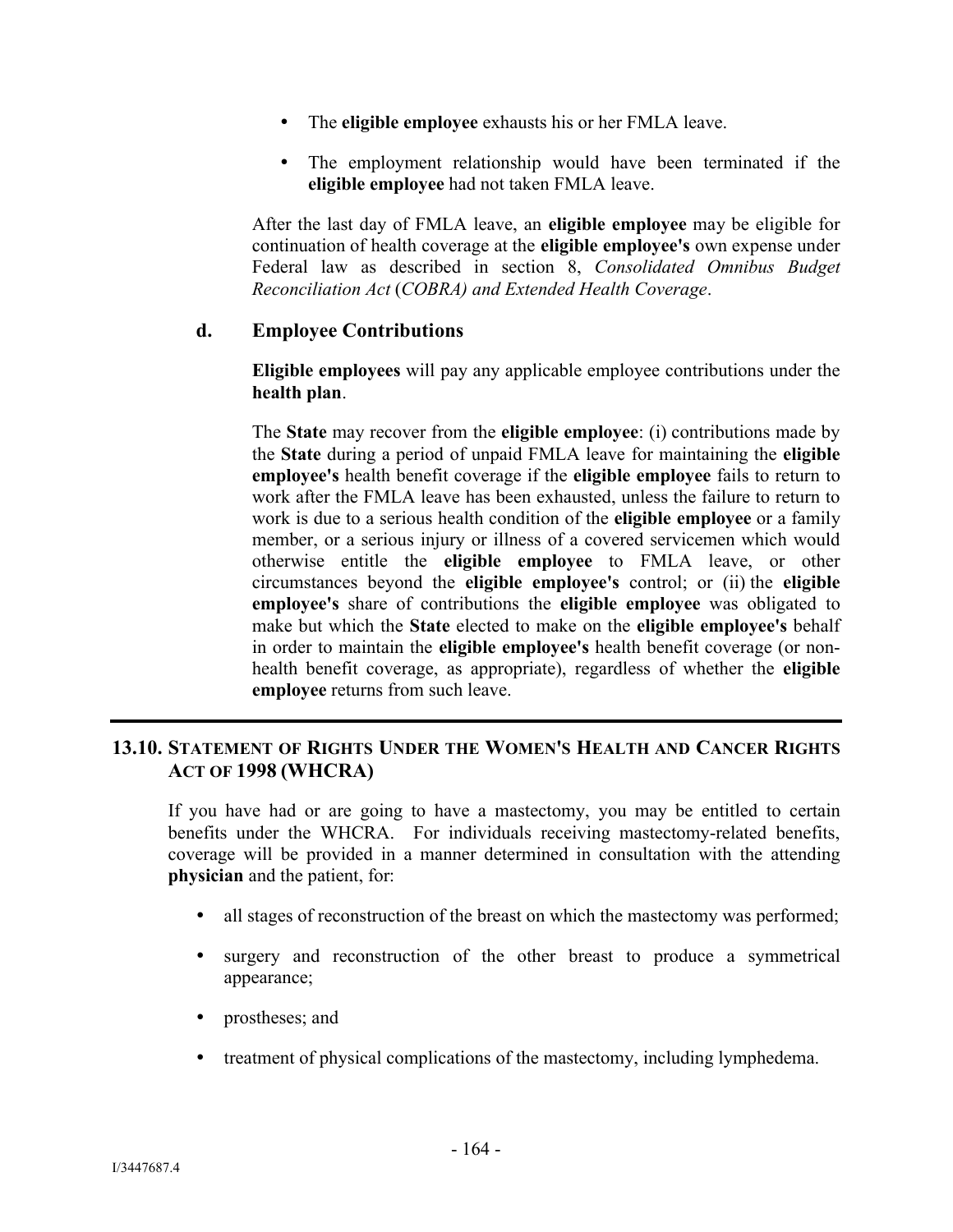- The **eligible employee** exhausts his or her FMLA leave.
- The employment relationship would have been terminated if the **eligible employee** had not taken FMLA leave.

After the last day of FMLA leave, an **eligible employee** may be eligible for continuation of health coverage at the **eligible employee's** own expense under Federal law as described in section 8, *Consolidated Omnibus Budget Reconciliation Act* (*COBRA) and Extended Health Coverage*.

### d. Employee Contributions

**Eligible employees** will pay any applicable employee contributions under the **health plan**.

The **State** may recover from the **eligible employee**: (i) contributions made by the **State** during a period of unpaid FMLA leave for maintaining the **eligible employee's** health benefit coverage if the **eligible employee** fails to return to work after the FMLA leave has been exhausted, unless the failure to return to work is due to a serious health condition of the **eligible employee** or a family member, or a serious injury or illness of a covered servicemen which would otherwise entitle the **eligible employee** to FMLA leave, or other circumstances beyond the **eligible employee's** control; or (ii) the **eligible employee's** share of contributions the **eligible employee** was obligated to make but which the **State** elected to make on the **eligible employee's** behalf in order to maintain the **eligible employee's** health benefit coverage (or non-health benefit coverage, as appropriate), regardless of whether the **eligible employee** returns from such leave.

## 13.10. STATEMENT OF RIGHTS UNDER THE WOMEN'S HEALTH AND CANCER RIGHTS ACT OF 1998 (WHCRA)

If you have had or are going to have a mastectomy, you may be entitled to certain benefits under the WHCRA. For individuals receiving mastectomy-related benefits, coverage will be provided in a manner determined in consultation with the attending **physician** and the patient, for:

- all stages of reconstruction of the breast on which the mastectomy was performed;
- surgery and reconstruction of the other breast to produce a symmetrical appearance;
- prostheses; and
- treatment of physical complications of the mastectomy, including lymphedema.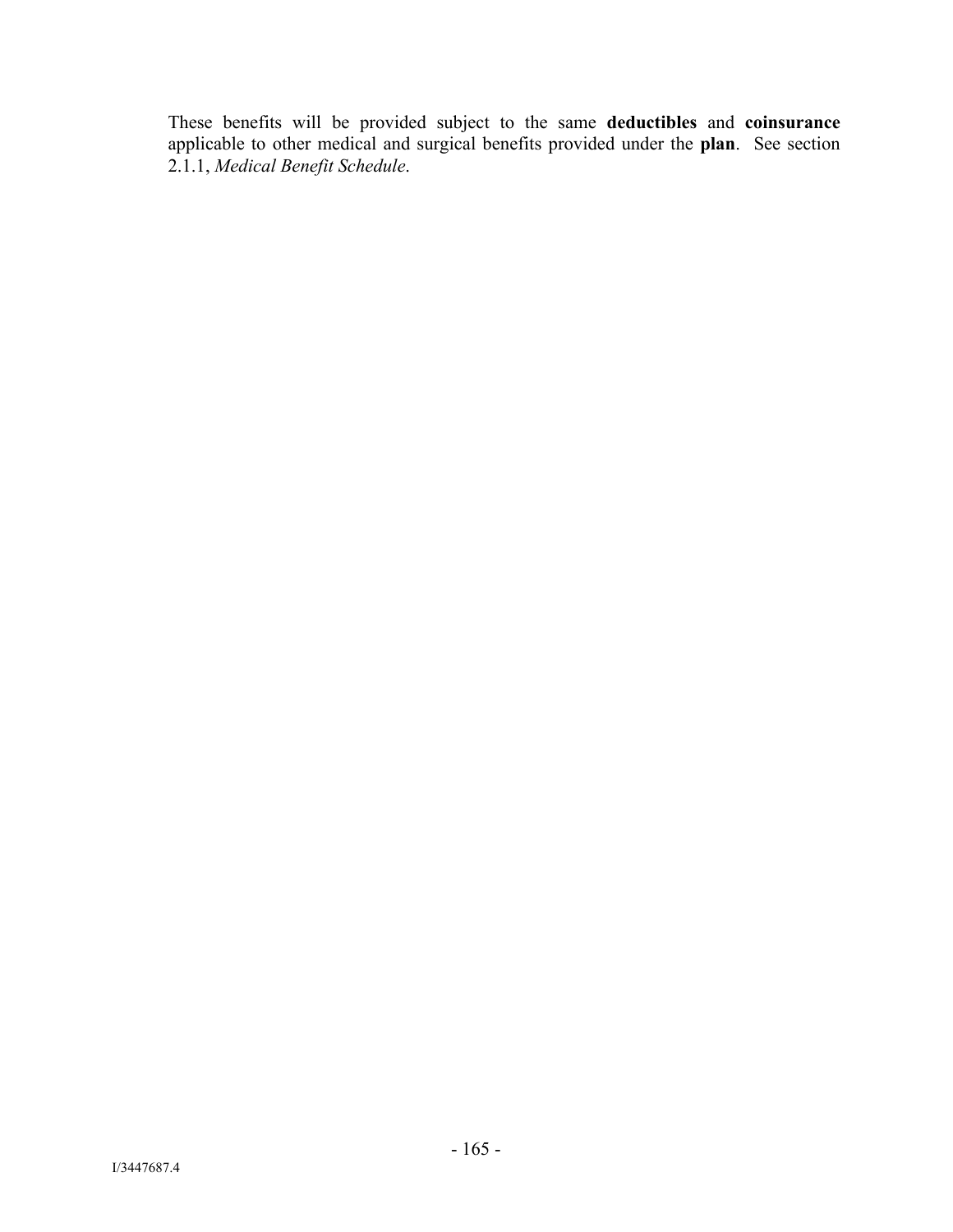These benefits will be provided subject to the same **deductibles** and **coinsurance** applicable to other medical and surgical benefits provided under the **plan**. See section 2.1.1, *Medical Benefit Schedule*.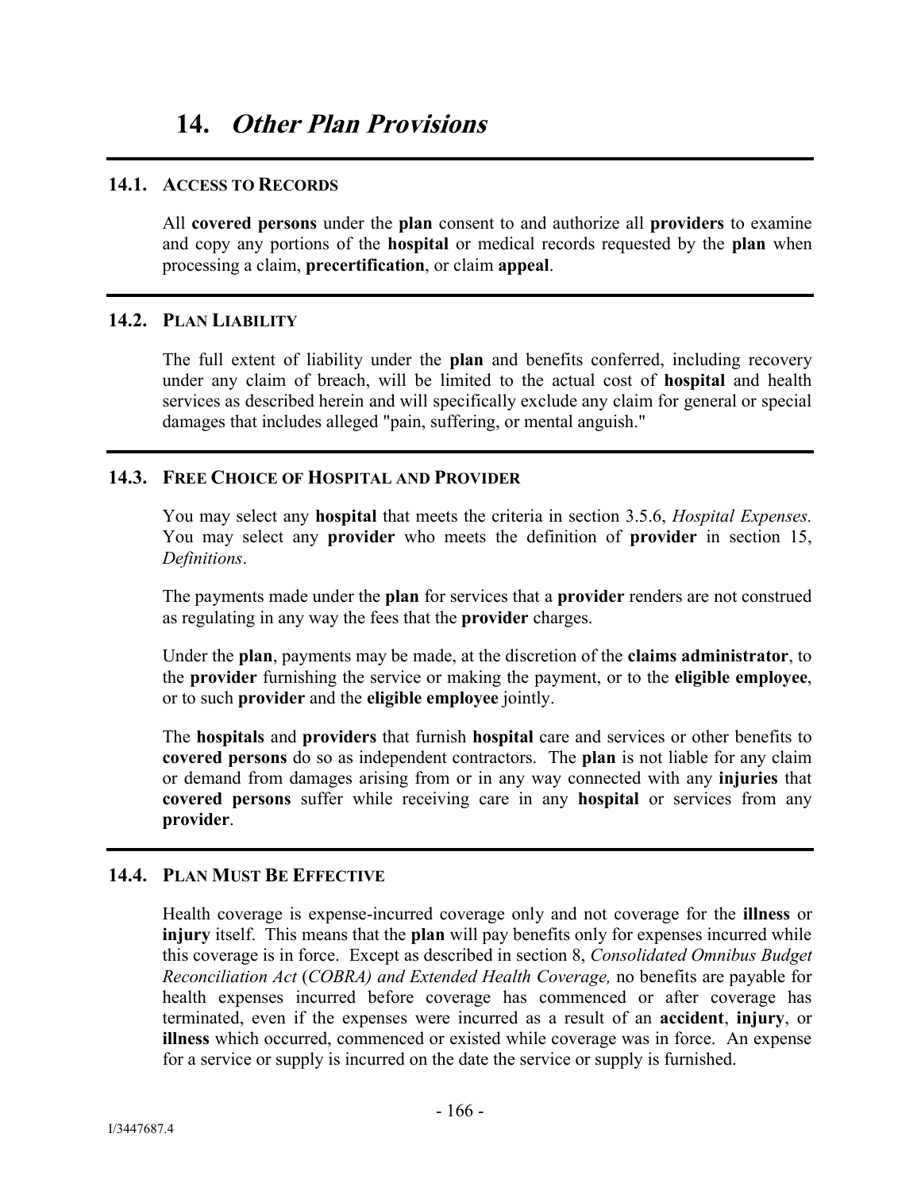# 14. *Other Plan Provisions*

## 14.1. Access to Records

All **covered persons** under the **plan** consent to and authorize all **providers** to examine and copy any portions of the **hospital** or medical records requested by the **plan** when processing a claim, **precertification**, or claim **appeal**.

## 14.2. Plan Liability

The full extent of liability under the **plan** and benefits conferred, including recovery under any claim of breach, will be limited to the actual cost of **hospital** and health services as described herein and will specifically exclude any claim for general or special damages that includes alleged "pain, suffering, or mental anguish."

## 14.3. Free Choice of Hospital and Provider

You may select any **hospital** that meets the criteria in section 3.5.6, *Hospital Expenses.* You may select any **provider** who meets the definition of **provider** in section 15, *Definitions*.

The payments made under the **plan** for services that a **provider** renders are not construed as regulating in any way the fees that the **provider** charges.

Under the **plan**, payments may be made, at the discretion of the **claims administrator**, to the **provider** furnishing the service or making the payment, or to the **eligible employee**, or to such **provider** and the **eligible employee** jointly.

The **hospitals** and **providers** that furnish **hospital** care and services or other benefits to **covered persons** do so as independent contractors. The **plan** is not liable for any claim or demand from damages arising from or in any way connected with any **injuries** that **covered persons** suffer while receiving care in any **hospital** or services from any **provider**.

## 14.4. Plan Must Be Effective

Health coverage is expense-incurred coverage only and not coverage for the **illness** or **injury** itself. This means that the **plan** will pay benefits only for expenses incurred while this coverage is in force. Except as described in section 8, *Consolidated Omnibus Budget Reconciliation Act* (*COBRA) and Extended Health Coverage,* no benefits are payable for health expenses incurred before coverage has commenced or after coverage has terminated, even if the expenses were incurred as a result of an **accident**, **injury**, or **illness** which occurred, commenced or existed while coverage was in force. An expense for a service or supply is incurred on the date the service or supply is furnished.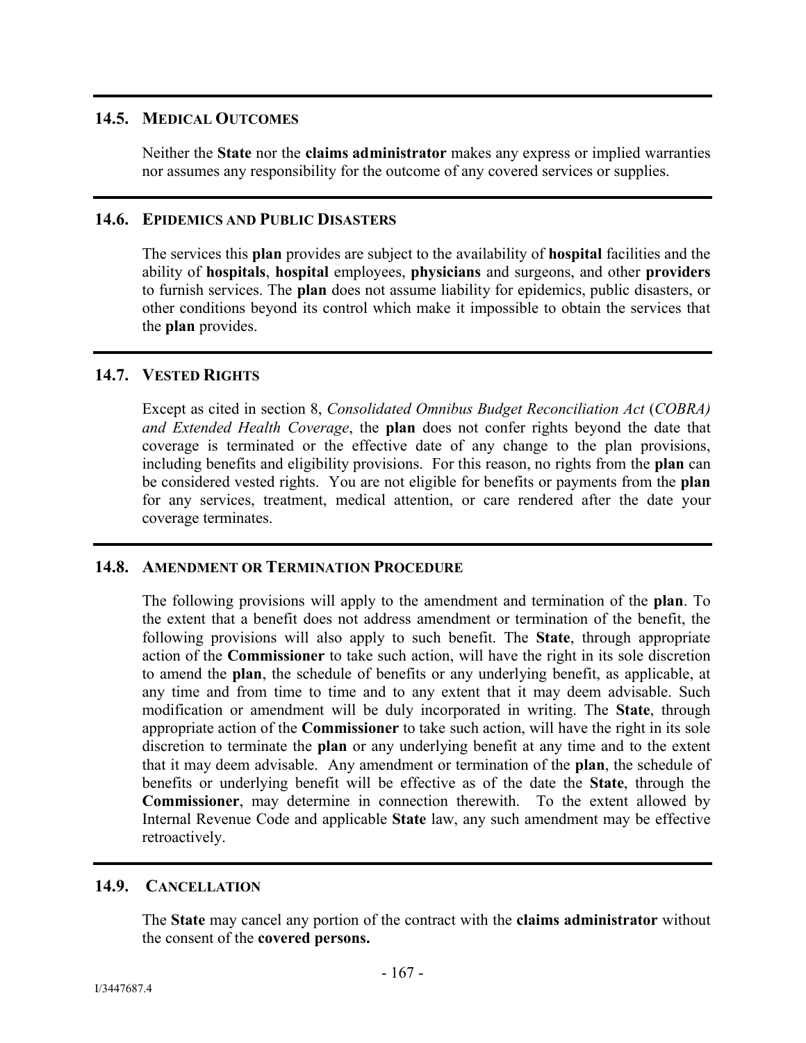## 14.5. MEDICAL OUTCOMES

Neither the **State** nor the **claims administrator** makes any express or implied warranties nor assumes any responsibility for the outcome of any covered services or supplies.

## 14.6. EPIDEMICS AND PUBLIC DISASTERS

The services this **plan** provides are subject to the availability of **hospital** facilities and the ability of **hospitals**, **hospital** employees, **physicians** and surgeons, and other **providers** to furnish services. The **plan** does not assume liability for epidemics, public disasters, or other conditions beyond its control which make it impossible to obtain the services that the **plan** provides.

## 14.7. VESTED RIGHTS

Except as cited in section 8, *Consolidated Omnibus Budget Reconciliation Act* (*COBRA) and Extended Health Coverage*, the **plan** does not confer rights beyond the date that coverage is terminated or the effective date of any change to the plan provisions, including benefits and eligibility provisions. For this reason, no rights from the **plan** can be considered vested rights. You are not eligible for benefits or payments from the **plan** for any services, treatment, medical attention, or care rendered after the date your coverage terminates.

## 14.8. AMENDMENT OR TERMINATION PROCEDURE

The following provisions will apply to the amendment and termination of the **plan**. To the extent that a benefit does not address amendment or termination of the benefit, the following provisions will also apply to such benefit. The **State**, through appropriate action of the **Commissioner** to take such action, will have the right in its sole discretion to amend the **plan**, the schedule of benefits or any underlying benefit, as applicable, at any time and from time to time and to any extent that it may deem advisable. Such modification or amendment will be duly incorporated in writing. The **State**, through appropriate action of the **Commissioner** to take such action, will have the right in its sole discretion to terminate the **plan** or any underlying benefit at any time and to the extent that it may deem advisable. Any amendment or termination of the **plan**, the schedule of benefits or underlying benefit will be effective as of the date the **State**, through the **Commissioner**, may determine in connection therewith. To the extent allowed by Internal Revenue Code and applicable **State** law, any such amendment may be effective retroactively.

## 14.9. CANCELLATION

The **State** may cancel any portion of the contract with the **claims administrator** without the consent of the **covered persons.**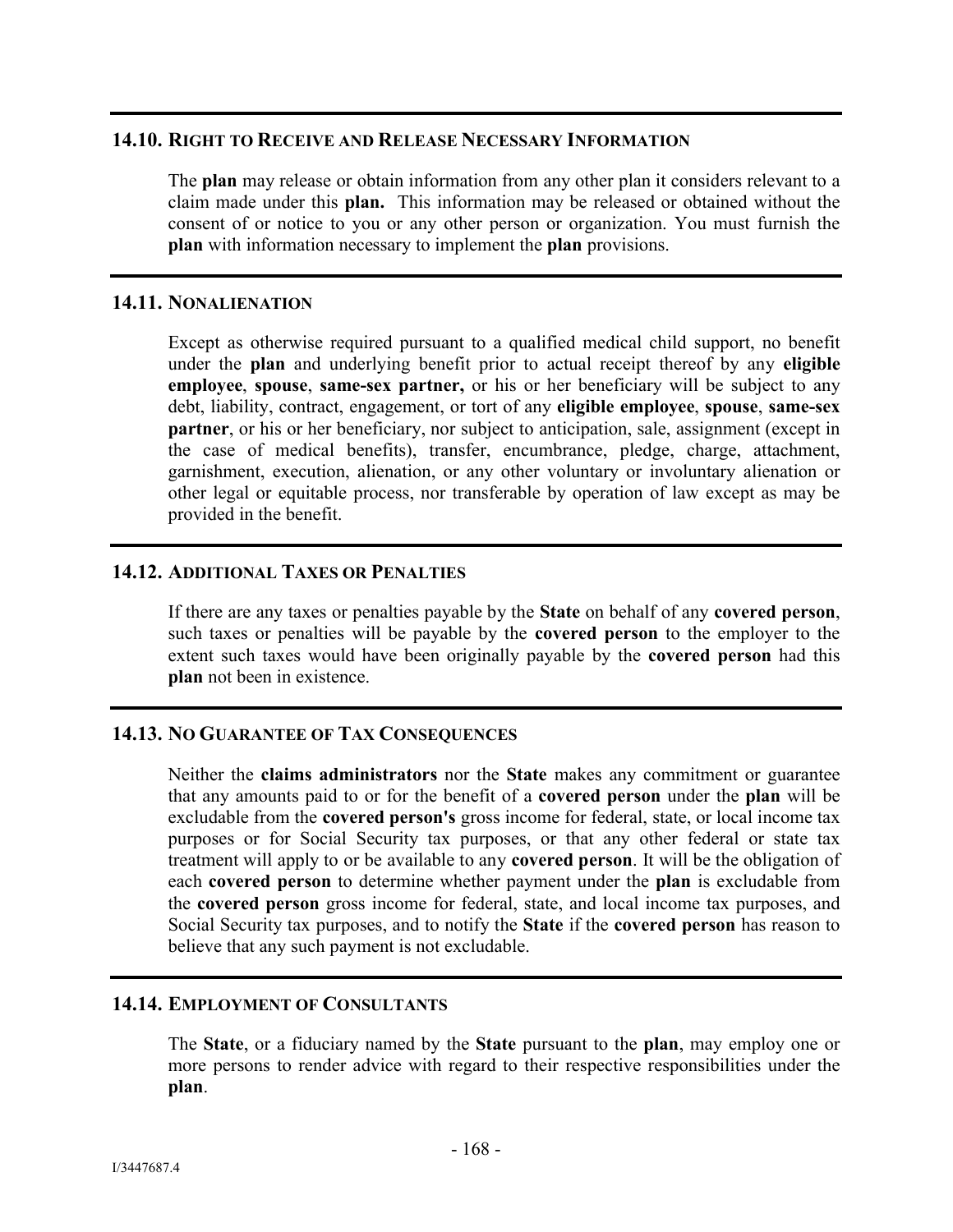## 14.10. RIGHT TO RECEIVE AND RELEASE NECESSARY INFORMATION

The **plan** may release or obtain information from any other plan it considers relevant to a claim made under this **plan.** This information may be released or obtained without the consent of or notice to you or any other person or organization. You must furnish the **plan** with information necessary to implement the **plan** provisions.

## 14.11. NONALIENATION

Except as otherwise required pursuant to a qualified medical child support, no benefit under the **plan** and underlying benefit prior to actual receipt thereof by any **eligible employee**, **spouse**, **same-sex partner,** or his or her beneficiary will be subject to any debt, liability, contract, engagement, or tort of any **eligible employee**, **spouse**, **same-sex partner**, or his or her beneficiary, nor subject to anticipation, sale, assignment (except in the case of medical benefits), transfer, encumbrance, pledge, charge, attachment, garnishment, execution, alienation, or any other voluntary or involuntary alienation or other legal or equitable process, nor transferable by operation of law except as may be provided in the benefit.

## 14.12. ADDITIONAL TAXES OR PENALTIES

If there are any taxes or penalties payable by the **State** on behalf of any **covered person**, such taxes or penalties will be payable by the **covered person** to the employer to the extent such taxes would have been originally payable by the **covered person** had this **plan** not been in existence.

## 14.13. NO GUARANTEE OF TAX CONSEQUENCES

Neither the **claims administrators** nor the **State** makes any commitment or guarantee that any amounts paid to or for the benefit of a **covered person** under the **plan** will be excludable from the **covered person's** gross income for federal, state, or local income tax purposes or for Social Security tax purposes, or that any other federal or state tax treatment will apply to or be available to any **covered person**. It will be the obligation of each **covered person** to determine whether payment under the **plan** is excludable from the **covered person** gross income for federal, state, and local income tax purposes, and Social Security tax purposes, and to notify the **State** if the **covered person** has reason to believe that any such payment is not excludable.

## 14.14. EMPLOYMENT OF CONSULTANTS

The **State**, or a fiduciary named by the **State** pursuant to the **plan**, may employ one or more persons to render advice with regard to their respective responsibilities under the **plan**.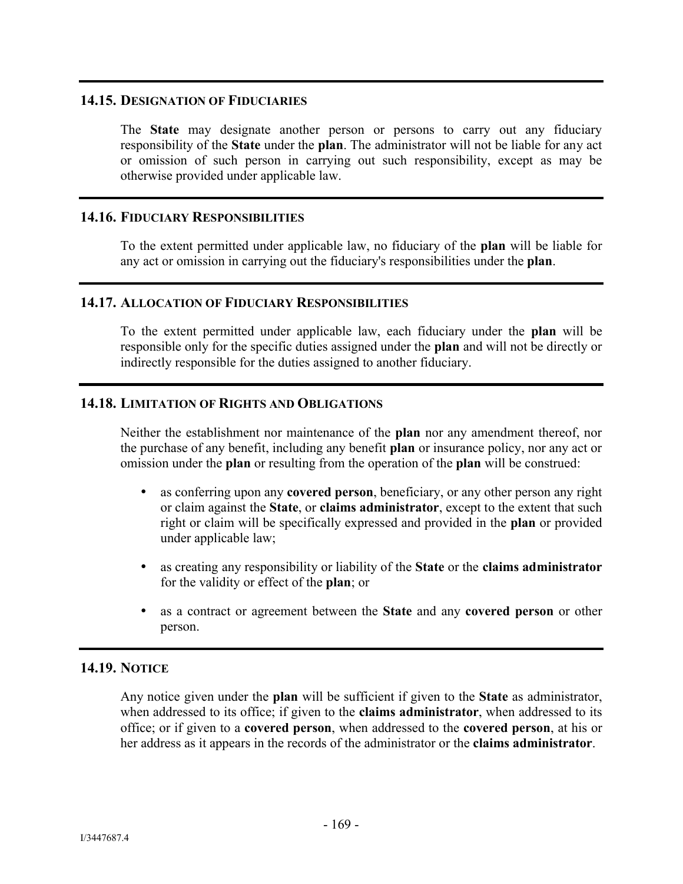### 14.15. DESIGNATION OF FIDUCIARIES

The **State** may designate another person or persons to carry out any fiduciary responsibility of the **State** under the **plan**. The administrator will not be liable for any act or omission of such person in carrying out such responsibility, except as may be otherwise provided under applicable law.

### 14.16. FIDUCIARY RESPONSIBILITIES

To the extent permitted under applicable law, no fiduciary of the **plan** will be liable for any act or omission in carrying out the fiduciary's responsibilities under the **plan**.

### 14.17. ALLOCATION OF FIDUCIARY RESPONSIBILITIES

To the extent permitted under applicable law, each fiduciary under the **plan** will be responsible only for the specific duties assigned under the **plan** and will not be directly or indirectly responsible for the duties assigned to another fiduciary.

### 14.18. LIMITATION OF RIGHTS AND OBLIGATIONS

Neither the establishment nor maintenance of the **plan** nor any amendment thereof, nor the purchase of any benefit, including any benefit **plan** or insurance policy, nor any act or omission under the **plan** or resulting from the operation of the **plan** will be construed:

- as conferring upon any **covered person**, beneficiary, or any other person any right or claim against the **State**, or **claims administrator**, except to the extent that such right or claim will be specifically expressed and provided in the **plan** or provided under applicable law;
- as creating any responsibility or liability of the **State** or the **claims administrator** for the validity or effect of the **plan**; or
- as a contract or agreement between the **State** and any **covered person** or other person.

### 14.19. NOTICE

Any notice given under the **plan** will be sufficient if given to the **State** as administrator, when addressed to its office; if given to the **claims administrator**, when addressed to its office; or if given to a **covered person**, when addressed to the **covered person**, at his or her address as it appears in the records of the administrator or the **claims administrator**.

I/3447687.4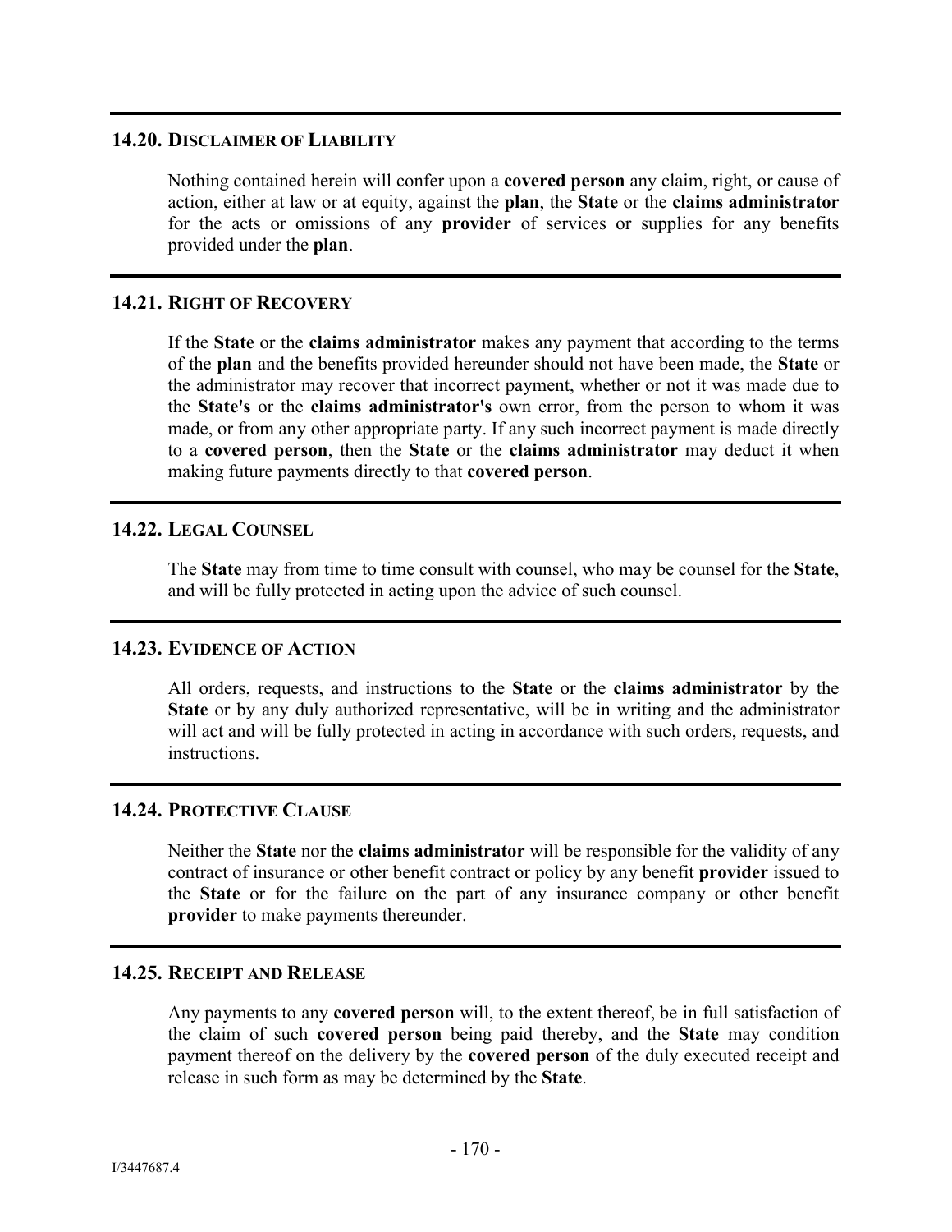### 14.20. DISCLAIMER OF LIABILITY

Nothing contained herein will confer upon a **covered person** any claim, right, or cause of action, either at law or at equity, against the **plan**, the **State** or the **claims administrator** for the acts or omissions of any **provider** of services or supplies for any benefits provided under the **plan**.

### 14.21. RIGHT OF RECOVERY

If the **State** or the **claims administrator** makes any payment that according to the terms of the **plan** and the benefits provided hereunder should not have been made, the **State** or the administrator may recover that incorrect payment, whether or not it was made due to the **State's** or the **claims administrator's** own error, from the person to whom it was made, or from any other appropriate party. If any such incorrect payment is made directly to a **covered person**, then the **State** or the **claims administrator** may deduct it when making future payments directly to that **covered person**.

### 14.22. LEGAL COUNSEL

The **State** may from time to time consult with counsel, who may be counsel for the **State**, and will be fully protected in acting upon the advice of such counsel.

### 14.23. EVIDENCE OF ACTION

All orders, requests, and instructions to the **State** or the **claims administrator** by the **State** or by any duly authorized representative, will be in writing and the administrator will act and will be fully protected in acting in accordance with such orders, requests, and instructions.

### 14.24. PROTECTIVE CLAUSE

Neither the **State** nor the **claims administrator** will be responsible for the validity of any contract of insurance or other benefit contract or policy by any benefit **provider** issued to the **State** or for the failure on the part of any insurance company or other benefit **provider** to make payments thereunder.

### 14.25. RECEIPT AND RELEASE

Any payments to any **covered person** will, to the extent thereof, be in full satisfaction of the claim of such **covered person** being paid thereby, and the **State** may condition payment thereof on the delivery by the **covered person** of the duly executed receipt and release in such form as may be determined by the **State**.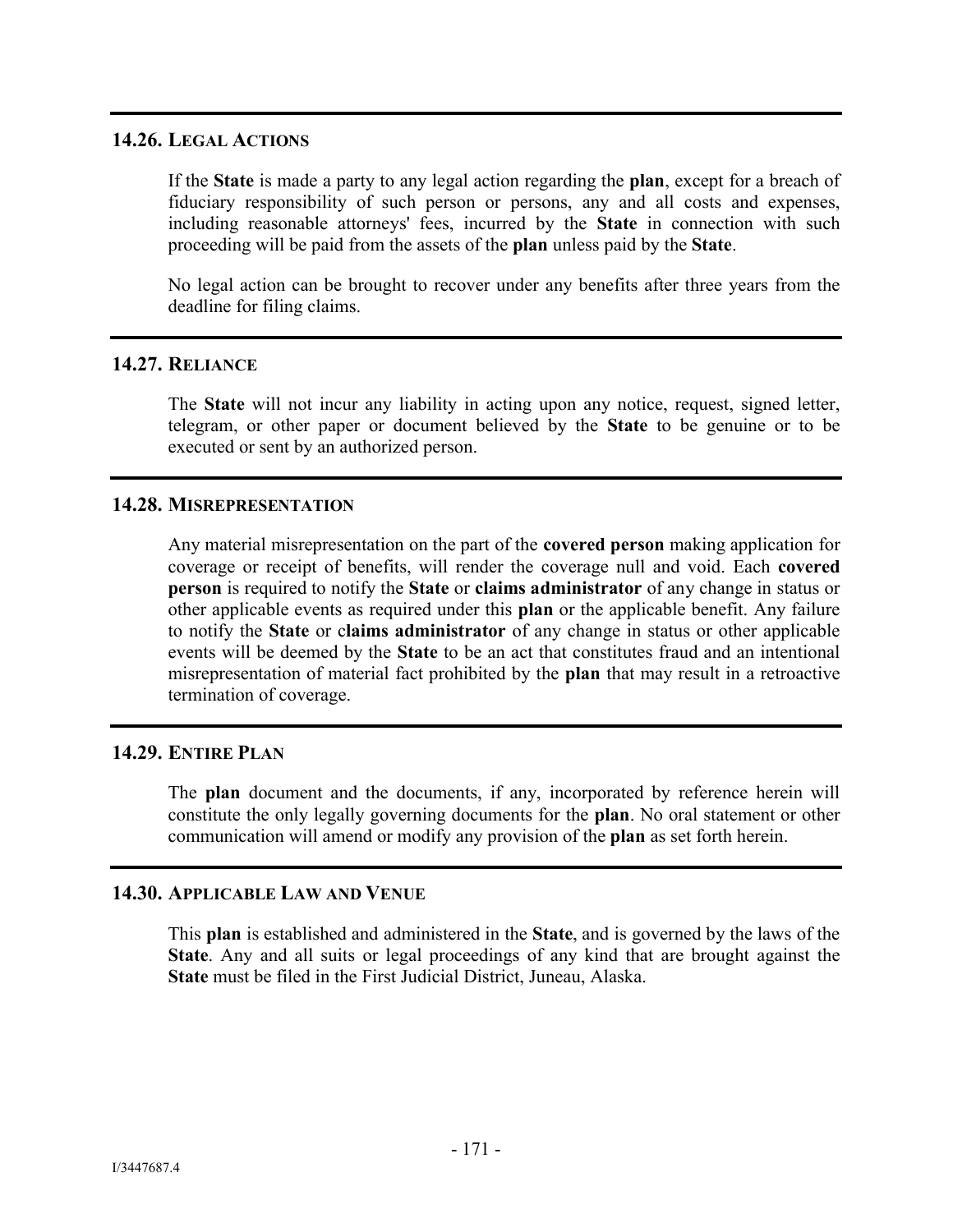## 14.26. Legal Actions

If the **State** is made a party to any legal action regarding the **plan**, except for a breach of fiduciary responsibility of such person or persons, any and all costs and expenses, including reasonable attorneys' fees, incurred by the **State** in connection with such proceeding will be paid from the assets of the **plan** unless paid by the **State**.

No legal action can be brought to recover under any benefits after three years from the deadline for filing claims.

## 14.27. Reliance

The **State** will not incur any liability in acting upon any notice, request, signed letter, telegram, or other paper or document believed by the **State** to be genuine or to be executed or sent by an authorized person.

## 14.28. Misrepresentation

Any material misrepresentation on the part of the **covered person** making application for coverage or receipt of benefits, will render the coverage null and void. Each **covered person** is required to notify the **State** or **claims administrator** of any change in status or other applicable events as required under this **plan** or the applicable benefit. Any failure to notify the **State** or **claims administrator** of any change in status or other applicable events will be deemed by the **State** to be an act that constitutes fraud and an intentional misrepresentation of material fact prohibited by the **plan** that may result in a retroactive termination of coverage.

## 14.29. Entire Plan

The **plan** document and the documents, if any, incorporated by reference herein will constitute the only legally governing documents for the **plan**. No oral statement or other communication will amend or modify any provision of the **plan** as set forth herein.

## 14.30. Applicable Law and Venue

This **plan** is established and administered in the **State**, and is governed by the laws of the **State**. Any and all suits or legal proceedings of any kind that are brought against the **State** must be filed in the First Judicial District, Juneau, Alaska.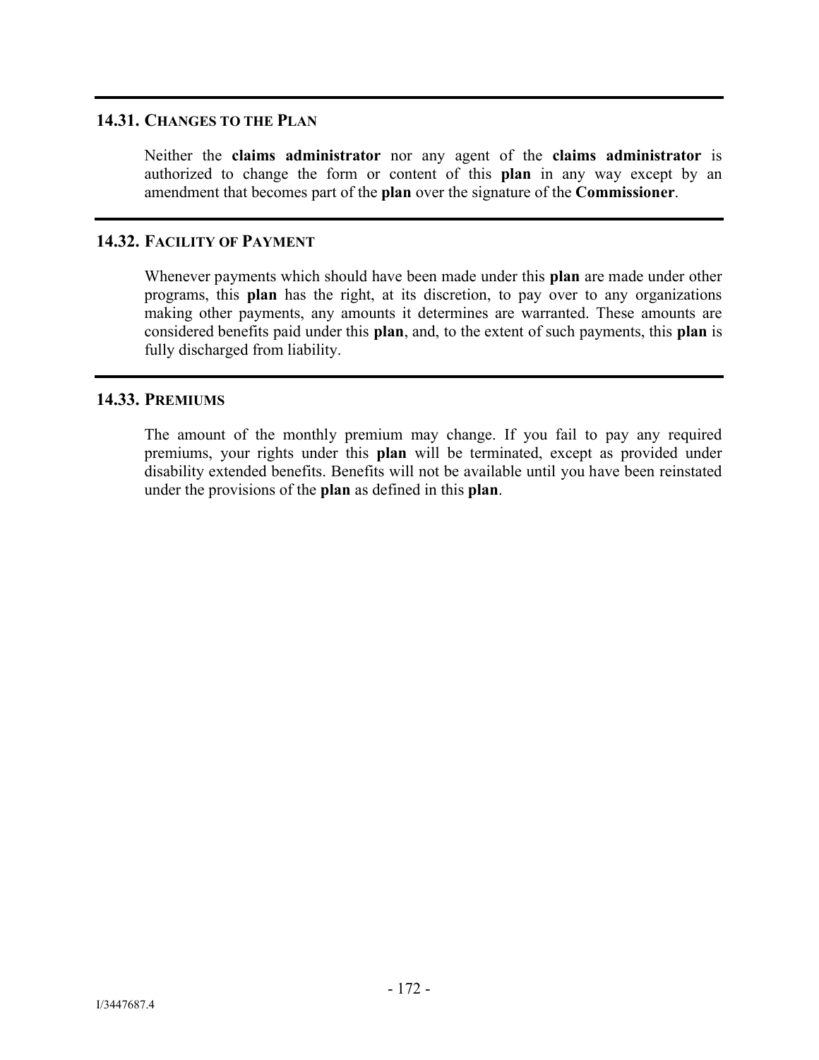### 14.31. Changes to the Plan

Neither the **claims administrator** nor any agent of the **claims administrator** is authorized to change the form or content of this **plan** in any way except by an amendment that becomes part of the **plan** over the signature of the **Commissioner**.

### 14.32. Facility of Payment

Whenever payments which should have been made under this **plan** are made under other programs, this **plan** has the right, at its discretion, to pay over to any organizations making other payments, any amounts it determines are warranted. These amounts are considered benefits paid under this **plan**, and, to the extent of such payments, this **plan** is fully discharged from liability.

### 14.33. Premiums

The amount of the monthly premium may change. If you fail to pay any required premiums, your rights under this **plan** will be terminated, except as provided under disability extended benefits. Benefits will not be available until you have been reinstated under the provisions of the **plan** as defined in this **plan**.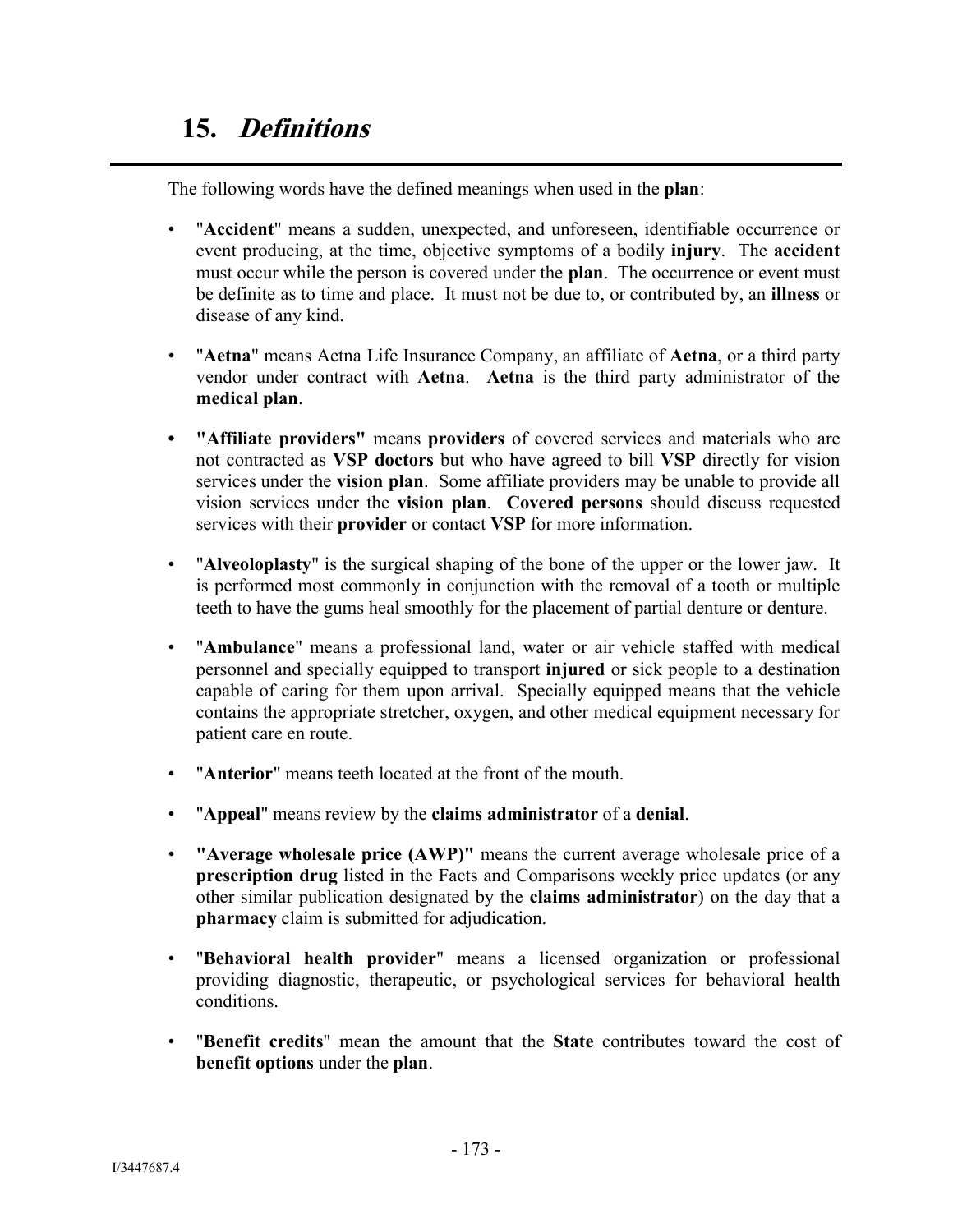# 15. *Definitions*

The following words have the defined meanings when used in the **plan**:

- "**Accident**" means a sudden, unexpected, and unforeseen, identifiable occurrence or event producing, at the time, objective symptoms of a bodily **injury**. The **accident** must occur while the person is covered under the **plan**. The occurrence or event must be definite as to time and place. It must not be due to, or contributed by, an **illness** or disease of any kind.

- "**Aetna**" means Aetna Life Insurance Company, an affiliate of **Aetna**, or a third party vendor under contract with **Aetna**. **Aetna** is the third party administrator of the **medical plan**.

- **"Affiliate providers"** means **providers** of covered services and materials who are not contracted as **VSP doctors** but who have agreed to bill **VSP** directly for vision services under the **vision plan**. Some affiliate providers may be unable to provide all vision services under the **vision plan**. **Covered persons** should discuss requested services with their **provider** or contact **VSP** for more information.

- "**Alveoloplasty**" is the surgical shaping of the bone of the upper or the lower jaw. It is performed most commonly in conjunction with the removal of a tooth or multiple teeth to have the gums heal smoothly for the placement of partial denture or denture.

- "**Ambulance**" means a professional land, water or air vehicle staffed with medical personnel and specially equipped to transport **injured** or sick people to a destination capable of caring for them upon arrival. Specially equipped means that the vehicle contains the appropriate stretcher, oxygen, and other medical equipment necessary for patient care en route.

- "**Anterior**" means teeth located at the front of the mouth.

- "**Appeal**" means review by the **claims administrator** of a **denial**.

- **"Average wholesale price (AWP)"** means the current average wholesale price of a **prescription drug** listed in the Facts and Comparisons weekly price updates (or any other similar publication designated by the **claims administrator**) on the day that a **pharmacy** claim is submitted for adjudication.

- "**Behavioral health provider**" means a licensed organization or professional providing diagnostic, therapeutic, or psychological services for behavioral health conditions.

- "**Benefit credits**" mean the amount that the **State** contributes toward the cost of **benefit options** under the **plan**.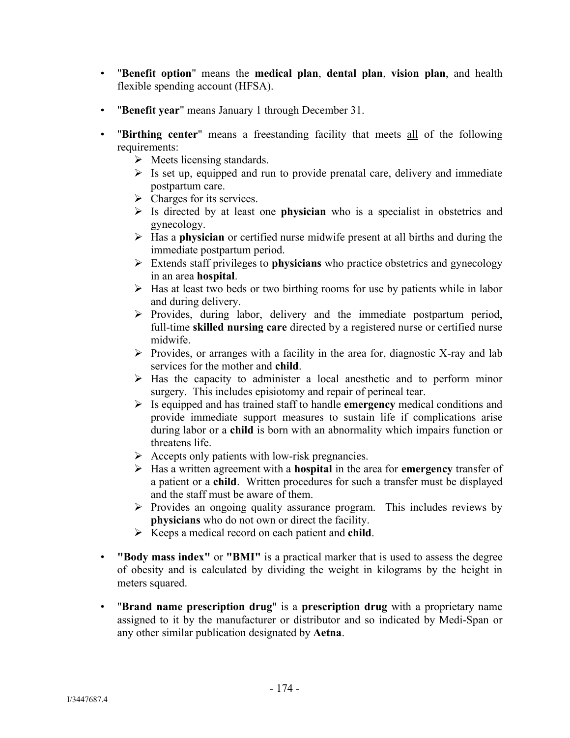- "**Benefit option**" means the **medical plan**, **dental plan**, **vision plan**, and health flexible spending account (HFSA).

- "**Benefit year**" means January 1 through December 31.

- "**Birthing center**" means a freestanding facility that meets all of the following requirements:
  - Meets licensing standards.
  - Is set up, equipped and run to provide prenatal care, delivery and immediate postpartum care.
  - Charges for its services.
  - Is directed by at least one **physician** who is a specialist in obstetrics and gynecology.
  - Has a **physician** or certified nurse midwife present at all births and during the immediate postpartum period.
  - Extends staff privileges to **physicians** who practice obstetrics and gynecology in an area **hospital**.
  - Has at least two beds or two birthing rooms for use by patients while in labor and during delivery.
  - Provides, during labor, delivery and the immediate postpartum period, full-time **skilled nursing care** directed by a registered nurse or certified nurse midwife.
  - Provides, or arranges with a facility in the area for, diagnostic X-ray and lab services for the mother and **child**.
  - Has the capacity to administer a local anesthetic and to perform minor surgery. This includes episiotomy and repair of perineal tear.
  - Is equipped and has trained staff to handle **emergency** medical conditions and provide immediate support measures to sustain life if complications arise during labor or a **child** is born with an abnormality which impairs function or threatens life.
  - Accepts only patients with low-risk pregnancies.
  - Has a written agreement with a **hospital** in the area for **emergency** transfer of a patient or a **child**. Written procedures for such a transfer must be displayed and the staff must be aware of them.
  - Provides an ongoing quality assurance program. This includes reviews by **physicians** who do not own or direct the facility.
  - Keeps a medical record on each patient and **child**.

- **"Body mass index"** or **"BMI"** is a practical marker that is used to assess the degree of obesity and is calculated by dividing the weight in kilograms by the height in meters squared.

- "**Brand name prescription drug**" is a **prescription drug** with a proprietary name assigned to it by the manufacturer or distributor and so indicated by Medi-Span or any other similar publication designated by **Aetna**.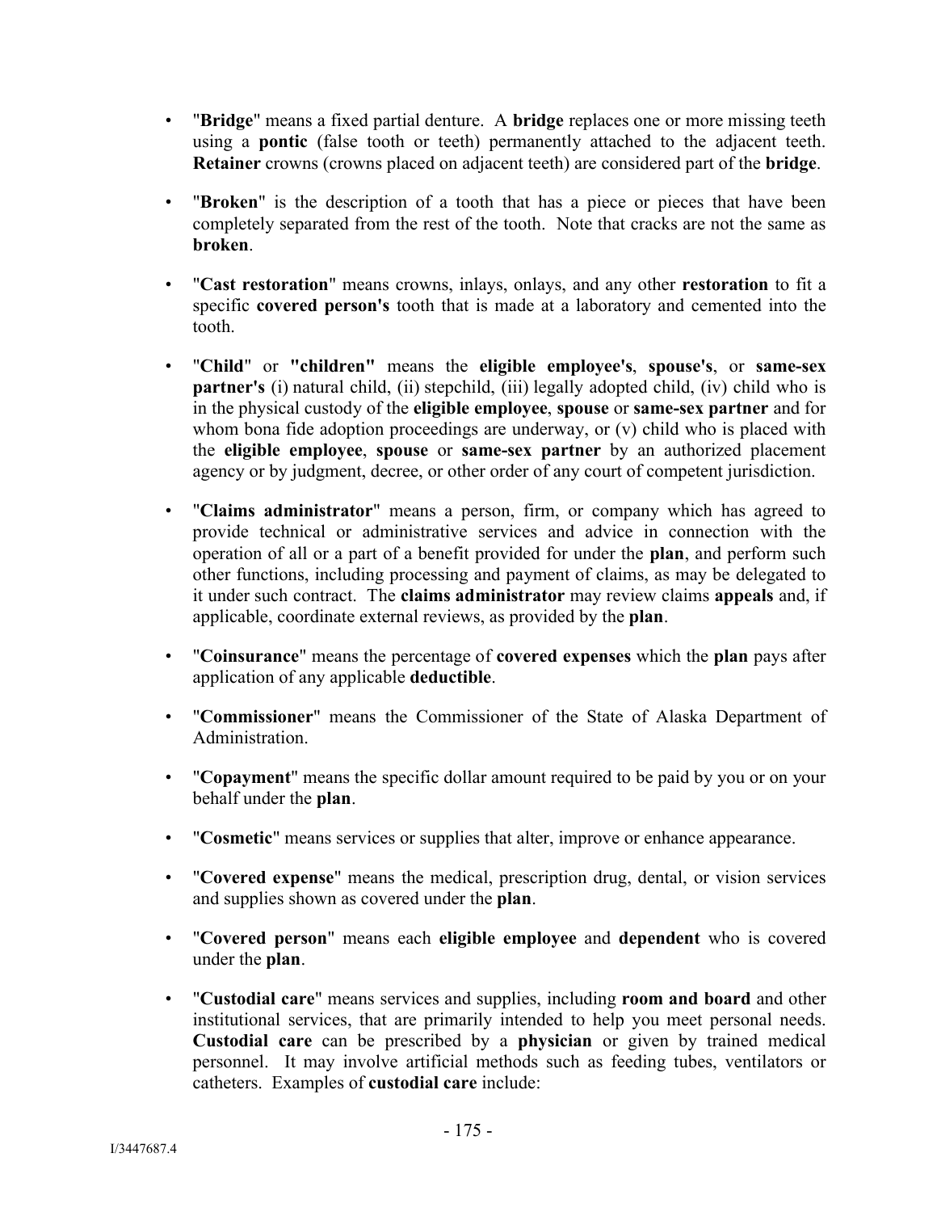- "**Bridge**" means a fixed partial denture. A **bridge** replaces one or more missing teeth using a **pontic** (false tooth or teeth) permanently attached to the adjacent teeth. **Retainer** crowns (crowns placed on adjacent teeth) are considered part of the **bridge**.

- "**Broken**" is the description of a tooth that has a piece or pieces that have been completely separated from the rest of the tooth. Note that cracks are not the same as **broken**.

- "**Cast restoration**" means crowns, inlays, onlays, and any other **restoration** to fit a specific **covered person's** tooth that is made at a laboratory and cemented into the tooth.

- "**Child**" or **"children"** means the **eligible employee's**, **spouse's**, or **same-sex partner's** (i) natural child, (ii) stepchild, (iii) legally adopted child, (iv) child who is in the physical custody of the **eligible employee**, **spouse** or **same-sex partner** and for whom bona fide adoption proceedings are underway, or (v) child who is placed with the **eligible employee**, **spouse** or **same-sex partner** by an authorized placement agency or by judgment, decree, or other order of any court of competent jurisdiction.

- "**Claims administrator**" means a person, firm, or company which has agreed to provide technical or administrative services and advice in connection with the operation of all or a part of a benefit provided for under the **plan**, and perform such other functions, including processing and payment of claims, as may be delegated to it under such contract. The **claims administrator** may review claims **appeals** and, if applicable, coordinate external reviews, as provided by the **plan**.

- "**Coinsurance**" means the percentage of **covered expenses** which the **plan** pays after application of any applicable **deductible**.

- "**Commissioner**" means the Commissioner of the State of Alaska Department of Administration.

- "**Copayment**" means the specific dollar amount required to be paid by you or on your behalf under the **plan**.

- "**Cosmetic**" means services or supplies that alter, improve or enhance appearance.

- "**Covered expense**" means the medical, prescription drug, dental, or vision services and supplies shown as covered under the **plan**.

- "**Covered person**" means each **eligible employee** and **dependent** who is covered under the **plan**.

- "**Custodial care**" means services and supplies, including **room and board** and other institutional services, that are primarily intended to help you meet personal needs. **Custodial care** can be prescribed by a **physician** or given by trained medical personnel. It may involve artificial methods such as feeding tubes, ventilators or catheters. Examples of **custodial care** include: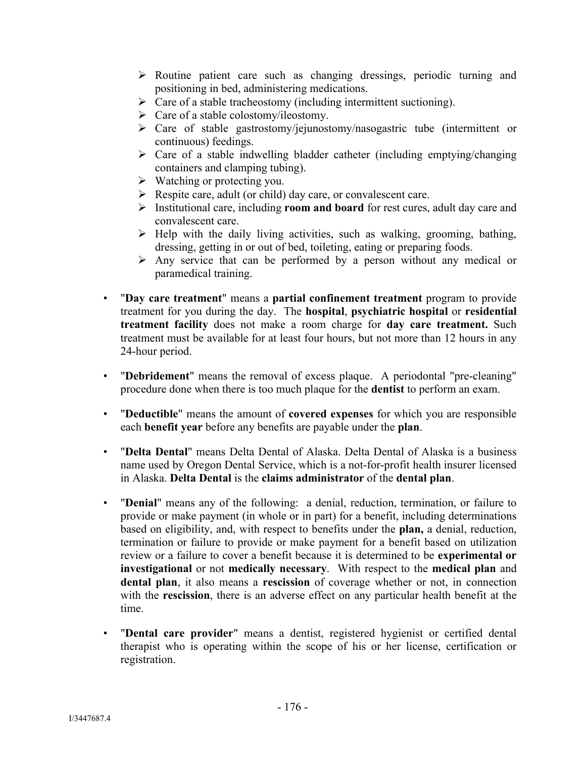- Routine patient care such as changing dressings, periodic turning and positioning in bed, administering medications.
  - Care of a stable tracheostomy (including intermittent suctioning).
  - Care of a stable colostomy/ileostomy.
  - Care of stable gastrostomy/jejunostomy/nasogastric tube (intermittent or continuous) feedings.
  - Care of a stable indwelling bladder catheter (including emptying/changing containers and clamping tubing).
  - Watching or protecting you.
  - Respite care, adult (or child) day care, or convalescent care.
  - Institutional care, including **room and board** for rest cures, adult day care and convalescent care.
  - Help with the daily living activities, such as walking, grooming, bathing, dressing, getting in or out of bed, toileting, eating or preparing foods.
  - Any service that can be performed by a person without any medical or paramedical training.

- "**Day care treatment**" means a **partial confinement treatment** program to provide treatment for you during the day. The **hospital**, **psychiatric hospital** or **residential treatment facility** does not make a room charge for **day care treatment.** Such treatment must be available for at least four hours, but not more than 12 hours in any 24-hour period.

- "**Debridement**" means the removal of excess plaque. A periodontal "pre-cleaning" procedure done when there is too much plaque for the **dentist** to perform an exam.

- "**Deductible**" means the amount of **covered expenses** for which you are responsible each **benefit year** before any benefits are payable under the **plan**.

- "**Delta Dental**" means Delta Dental of Alaska. Delta Dental of Alaska is a business name used by Oregon Dental Service, which is a not-for-profit health insurer licensed in Alaska. **Delta Dental** is the **claims administrator** of the **dental plan**.

- "**Denial**" means any of the following: a denial, reduction, termination, or failure to provide or make payment (in whole or in part) for a benefit, including determinations based on eligibility, and, with respect to benefits under the **plan,** a denial, reduction, termination or failure to provide or make payment for a benefit based on utilization review or a failure to cover a benefit because it is determined to be **experimental or investigational** or not **medically necessary**. With respect to the **medical plan** and **dental plan**, it also means a **rescission** of coverage whether or not, in connection with the **rescission**, there is an adverse effect on any particular health benefit at the time.

- "**Dental care provider**" means a dentist, registered hygienist or certified dental therapist who is operating within the scope of his or her license, certification or registration.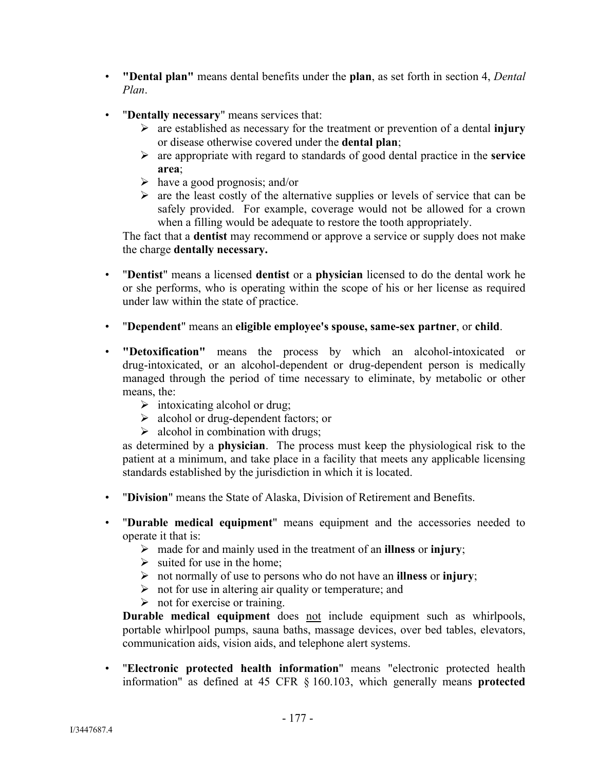- **"Dental plan"** means dental benefits under the **plan**, as set forth in section 4, *Dental Plan*.

- "**Dentally necessary**" means services that:
  - ➢ are established as necessary for the treatment or prevention of a dental **injury** or disease otherwise covered under the **dental plan**;
  - ➢ are appropriate with regard to standards of good dental practice in the **service area**;
  - ➢ have a good prognosis; and/or
  - ➢ are the least costly of the alternative supplies or levels of service that can be safely provided. For example, coverage would not be allowed for a crown when a filling would be adequate to restore the tooth appropriately.

  The fact that a **dentist** may recommend or approve a service or supply does not make the charge **dentally necessary.**

- "**Dentist**" means a licensed **dentist** or a **physician** licensed to do the dental work he or she performs, who is operating within the scope of his or her license as required under law within the state of practice.

- "**Dependent**" means an **eligible employee's spouse, same-sex partner**, or **child**.

- **"Detoxification"** means the process by which an alcohol-intoxicated or drug-intoxicated, or an alcohol-dependent or drug-dependent person is medically managed through the period of time necessary to eliminate, by metabolic or other means, the:
  - ➢ intoxicating alcohol or drug;
  - ➢ alcohol or drug-dependent factors; or
  - ➢ alcohol in combination with drugs;

  as determined by a **physician**. The process must keep the physiological risk to the patient at a minimum, and take place in a facility that meets any applicable licensing standards established by the jurisdiction in which it is located.

- "**Division**" means the State of Alaska, Division of Retirement and Benefits.

- "**Durable medical equipment**" means equipment and the accessories needed to operate it that is:
  - ➢ made for and mainly used in the treatment of an **illness** or **injury**;
  - ➢ suited for use in the home;
  - ➢ not normally of use to persons who do not have an **illness** or **injury**;
  - ➢ not for use in altering air quality or temperature; and
  - ➢ not for exercise or training.

  **Durable medical equipment** does <u>not</u> include equipment such as whirlpools, portable whirlpool pumps, sauna baths, massage devices, over bed tables, elevators, communication aids, vision aids, and telephone alert systems.

- "**Electronic protected health information**" means "electronic protected health information" as defined at 45 CFR § 160.103, which generally means **protected**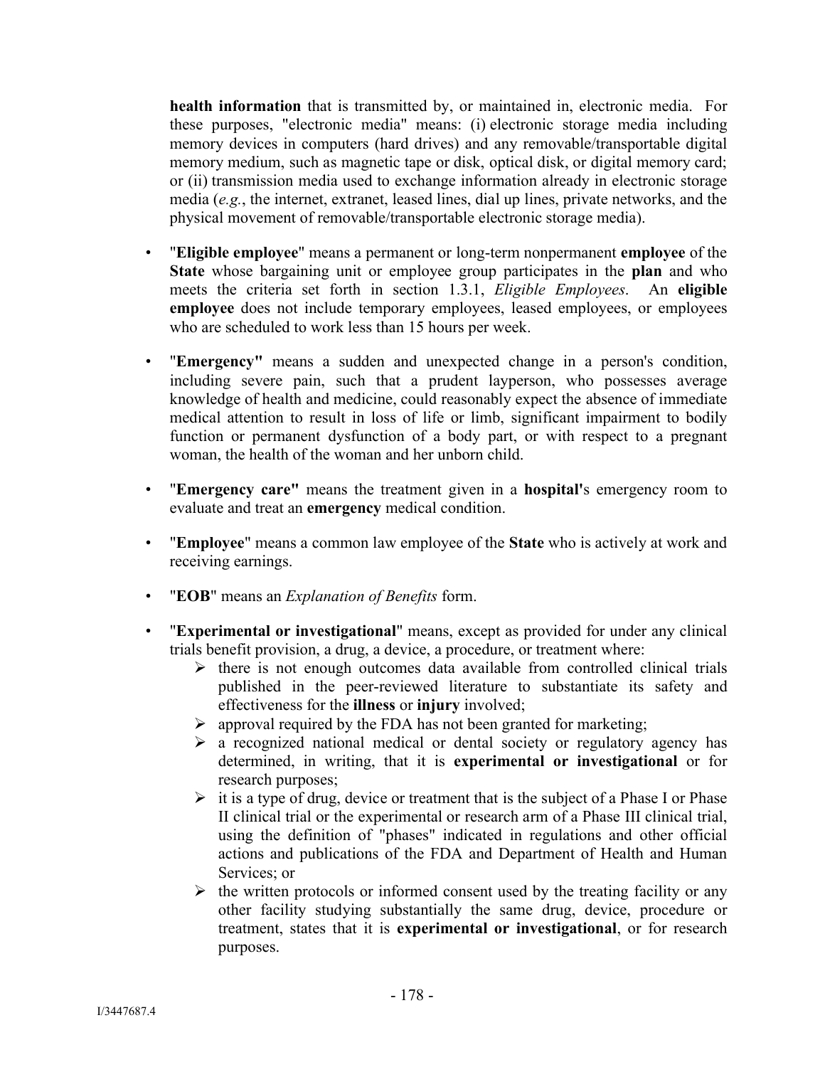**health information** that is transmitted by, or maintained in, electronic media. For these purposes, "electronic media" means: (i) electronic storage media including memory devices in computers (hard drives) and any removable/transportable digital memory medium, such as magnetic tape or disk, optical disk, or digital memory card; or (ii) transmission media used to exchange information already in electronic storage media (*e.g.*, the internet, extranet, leased lines, dial up lines, private networks, and the physical movement of removable/transportable electronic storage media).

- "**Eligible employee**" means a permanent or long-term nonpermanent **employee** of the **State** whose bargaining unit or employee group participates in the **plan** and who meets the criteria set forth in section 1.3.1, *Eligible Employees*. An **eligible employee** does not include temporary employees, leased employees, or employees who are scheduled to work less than 15 hours per week.

- "**Emergency"** means a sudden and unexpected change in a person's condition, including severe pain, such that a prudent layperson, who possesses average knowledge of health and medicine, could reasonably expect the absence of immediate medical attention to result in loss of life or limb, significant impairment to bodily function or permanent dysfunction of a body part, or with respect to a pregnant woman, the health of the woman and her unborn child.

- "**Emergency care"** means the treatment given in a **hospital'**s emergency room to evaluate and treat an **emergency** medical condition.

- "**Employee**" means a common law employee of the **State** who is actively at work and receiving earnings.

- "**EOB**" means an *Explanation of Benefits* form.

- "**Experimental or investigational**" means, except as provided for under any clinical trials benefit provision, a drug, a device, a procedure, or treatment where:
  - there is not enough outcomes data available from controlled clinical trials published in the peer-reviewed literature to substantiate its safety and effectiveness for the **illness** or **injury** involved;
  - approval required by the FDA has not been granted for marketing;
  - a recognized national medical or dental society or regulatory agency has determined, in writing, that it is **experimental or investigational** or for research purposes;
  - it is a type of drug, device or treatment that is the subject of a Phase I or Phase II clinical trial or the experimental or research arm of a Phase III clinical trial, using the definition of "phases" indicated in regulations and other official actions and publications of the FDA and Department of Health and Human Services; or
  - the written protocols or informed consent used by the treating facility or any other facility studying substantially the same drug, device, procedure or treatment, states that it is **experimental or investigational**, or for research purposes.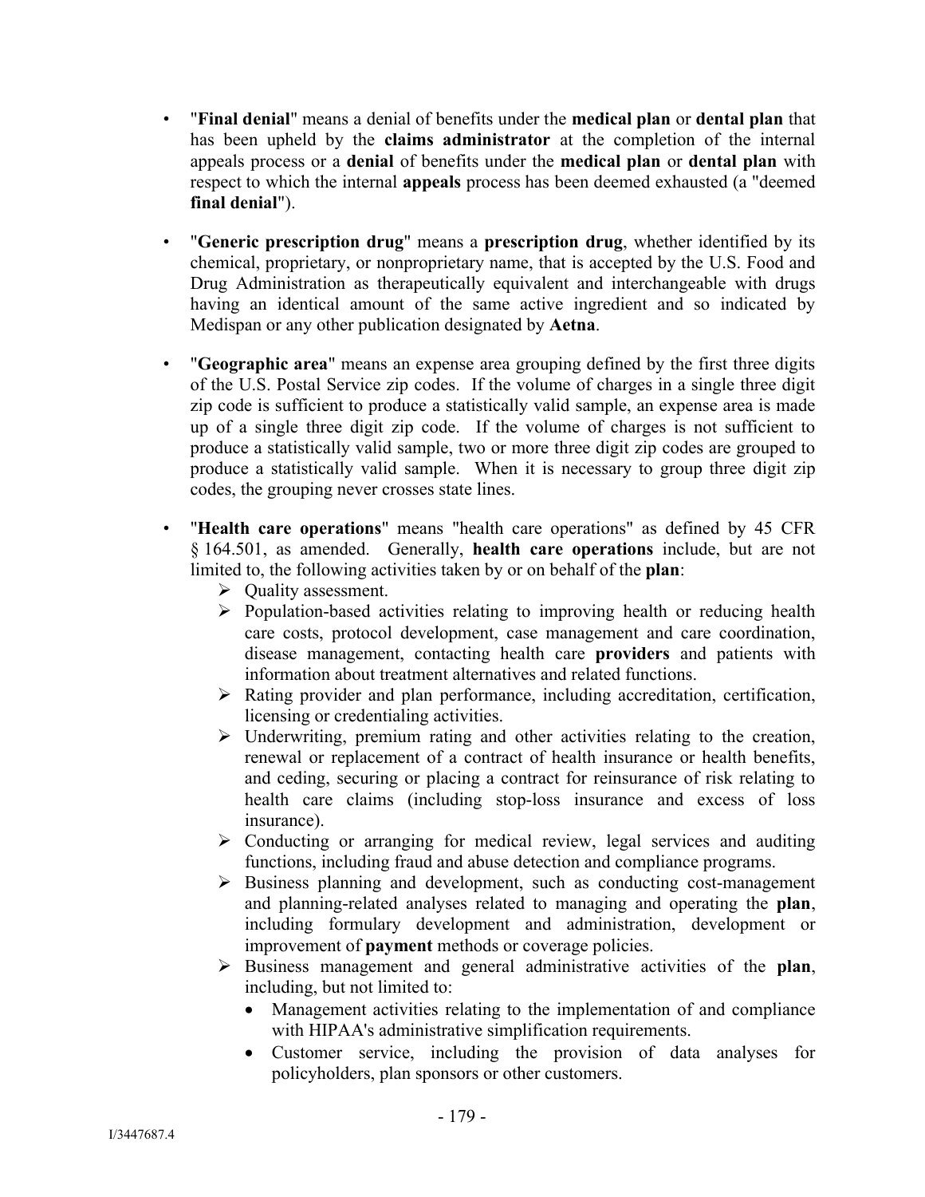- "**Final denial**" means a denial of benefits under the **medical plan** or **dental plan** that has been upheld by the **claims administrator** at the completion of the internal appeals process or a **denial** of benefits under the **medical plan** or **dental plan** with respect to which the internal **appeals** process has been deemed exhausted (a "deemed **final denial**").

- "**Generic prescription drug**" means a **prescription drug**, whether identified by its chemical, proprietary, or nonproprietary name, that is accepted by the U.S. Food and Drug Administration as therapeutically equivalent and interchangeable with drugs having an identical amount of the same active ingredient and so indicated by Medispan or any other publication designated by **Aetna**.

- "**Geographic area**" means an expense area grouping defined by the first three digits of the U.S. Postal Service zip codes. If the volume of charges in a single three digit zip code is sufficient to produce a statistically valid sample, an expense area is made up of a single three digit zip code. If the volume of charges is not sufficient to produce a statistically valid sample, two or more three digit zip codes are grouped to produce a statistically valid sample. When it is necessary to group three digit zip codes, the grouping never crosses state lines.

- "**Health care operations**" means "health care operations" as defined by 45 CFR § 164.501, as amended. Generally, **health care operations** include, but are not limited to, the following activities taken by or on behalf of the **plan**:
  - Quality assessment.
  - Population-based activities relating to improving health or reducing health care costs, protocol development, case management and care coordination, disease management, contacting health care **providers** and patients with information about treatment alternatives and related functions.
  - Rating provider and plan performance, including accreditation, certification, licensing or credentialing activities.
  - Underwriting, premium rating and other activities relating to the creation, renewal or replacement of a contract of health insurance or health benefits, and ceding, securing or placing a contract for reinsurance of risk relating to health care claims (including stop-loss insurance and excess of loss insurance).
  - Conducting or arranging for medical review, legal services and auditing functions, including fraud and abuse detection and compliance programs.
  - Business planning and development, such as conducting cost-management and planning-related analyses related to managing and operating the **plan**, including formulary development and administration, development or improvement of **payment** methods or coverage policies.
  - Business management and general administrative activities of the **plan**, including, but not limited to:
    - Management activities relating to the implementation of and compliance with HIPAA's administrative simplification requirements.
    - Customer service, including the provision of data analyses for policyholders, plan sponsors or other customers.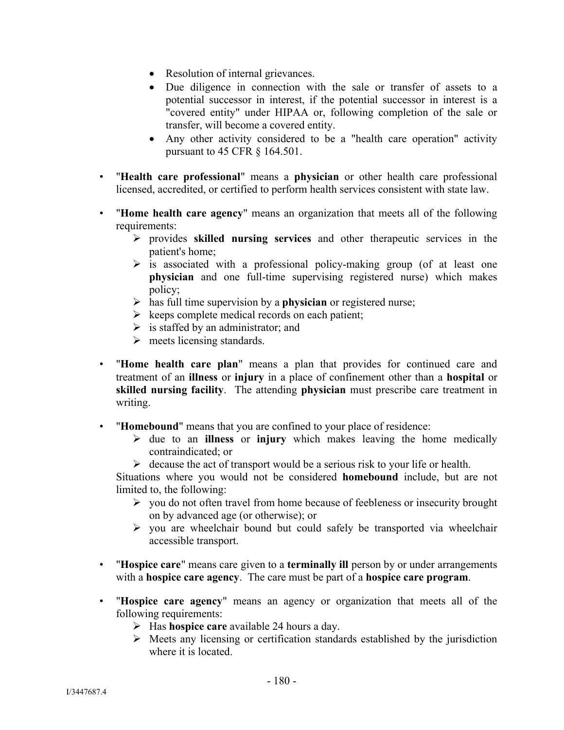- Resolution of internal grievances.
- Due diligence in connection with the sale or transfer of assets to a potential successor in interest, if the potential successor in interest is a "covered entity" under HIPAA or, following completion of the sale or transfer, will become a covered entity.
- Any other activity considered to be a "health care operation" activity pursuant to 45 CFR § 164.501.

- "**Health care professional**" means a **physician** or other health care professional licensed, accredited, or certified to perform health services consistent with state law.

- "**Home health care agency**" means an organization that meets all of the following requirements:
  - provides **skilled nursing services** and other therapeutic services in the patient's home;
  - is associated with a professional policy-making group (of at least one **physician** and one full-time supervising registered nurse) which makes policy;
  - has full time supervision by a **physician** or registered nurse;
  - keeps complete medical records on each patient;
  - is staffed by an administrator; and
  - meets licensing standards.

- "**Home health care plan**" means a plan that provides for continued care and treatment of an **illness** or **injury** in a place of confinement other than a **hospital** or **skilled nursing facility**. The attending **physician** must prescribe care treatment in writing.

- "**Homebound**" means that you are confined to your place of residence:
  - due to an **illness** or **injury** which makes leaving the home medically contraindicated; or
  - decause the act of transport would be a serious risk to your life or health.

  Situations where you would not be considered **homebound** include, but are not limited to, the following:
  - you do not often travel from home because of feebleness or insecurity brought on by advanced age (or otherwise); or
  - you are wheelchair bound but could safely be transported via wheelchair accessible transport.

- "**Hospice care**" means care given to a **terminally ill** person by or under arrangements with a **hospice care agency**. The care must be part of a **hospice care program**.

- "**Hospice care agency**" means an agency or organization that meets all of the following requirements:
  - Has **hospice care** available 24 hours a day.
  - Meets any licensing or certification standards established by the jurisdiction where it is located.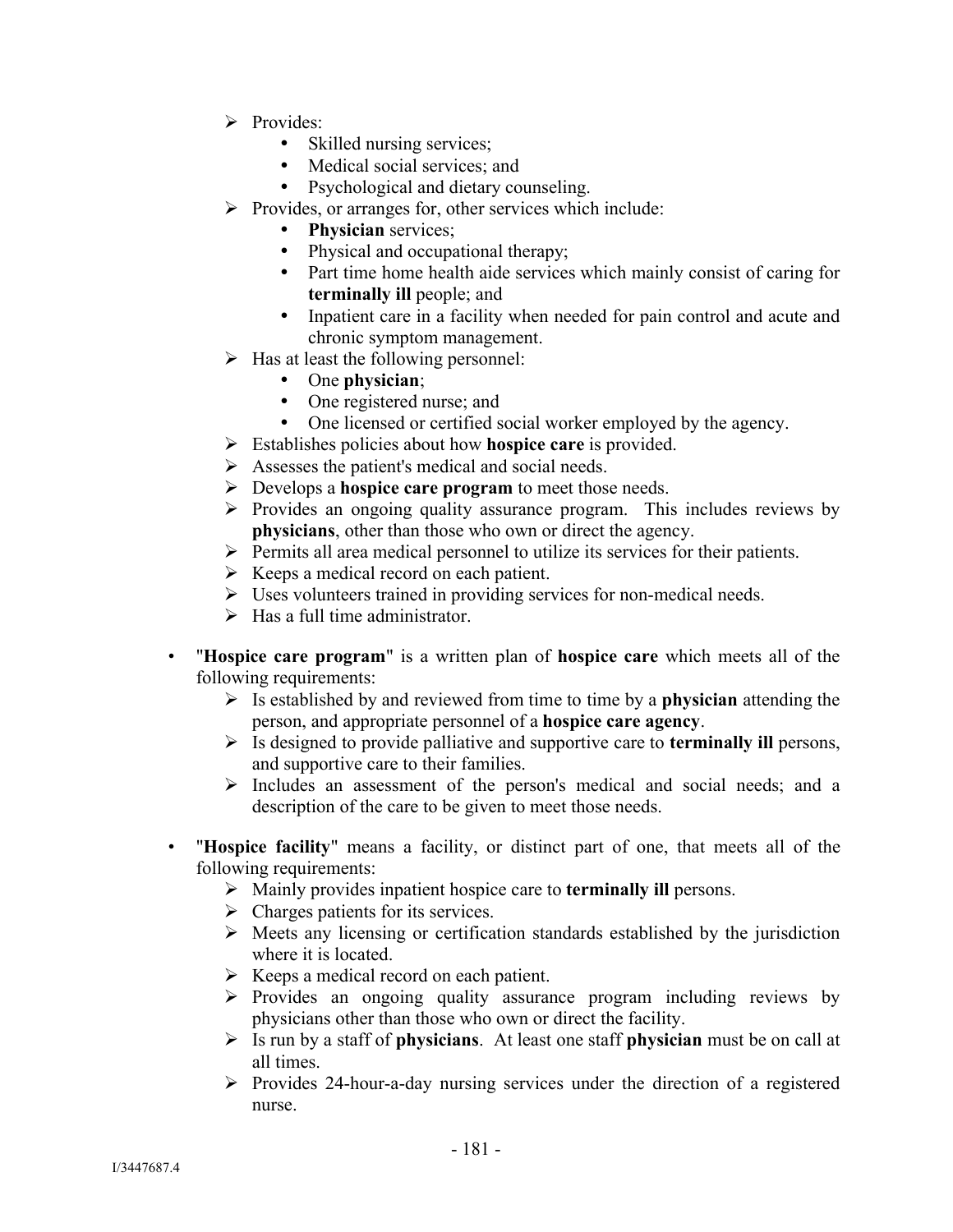- Provides:
    - Skilled nursing services;
    - Medical social services; and
    - Psychological and dietary counseling.
- Provides, or arranges for, other services which include:
    - **Physician** services;
    - Physical and occupational therapy;
    - Part time home health aide services which mainly consist of caring for **terminally ill** people; and
    - Inpatient care in a facility when needed for pain control and acute and chronic symptom management.
- Has at least the following personnel:
    - One **physician**;
    - One registered nurse; and
    - One licensed or certified social worker employed by the agency.
- Establishes policies about how **hospice care** is provided.
- Assesses the patient's medical and social needs.
- Develops a **hospice care program** to meet those needs.
- Provides an ongoing quality assurance program. This includes reviews by **physicians**, other than those who own or direct the agency.
- Permits all area medical personnel to utilize its services for their patients.
- Keeps a medical record on each patient.
- Uses volunteers trained in providing services for non-medical needs.
- Has a full time administrator.

- "**Hospice care program**" is a written plan of **hospice care** which meets all of the following requirements:
    - Is established by and reviewed from time to time by a **physician** attending the person, and appropriate personnel of a **hospice care agency**.
    - Is designed to provide palliative and supportive care to **terminally ill** persons, and supportive care to their families.
    - Includes an assessment of the person's medical and social needs; and a description of the care to be given to meet those needs.

- "**Hospice facility**" means a facility, or distinct part of one, that meets all of the following requirements:
    - Mainly provides inpatient hospice care to **terminally ill** persons.
    - Charges patients for its services.
    - Meets any licensing or certification standards established by the jurisdiction where it is located.
    - Keeps a medical record on each patient.
    - Provides an ongoing quality assurance program including reviews by physicians other than those who own or direct the facility.
    - Is run by a staff of **physicians**. At least one staff **physician** must be on call at all times.
    - Provides 24-hour-a-day nursing services under the direction of a registered nurse.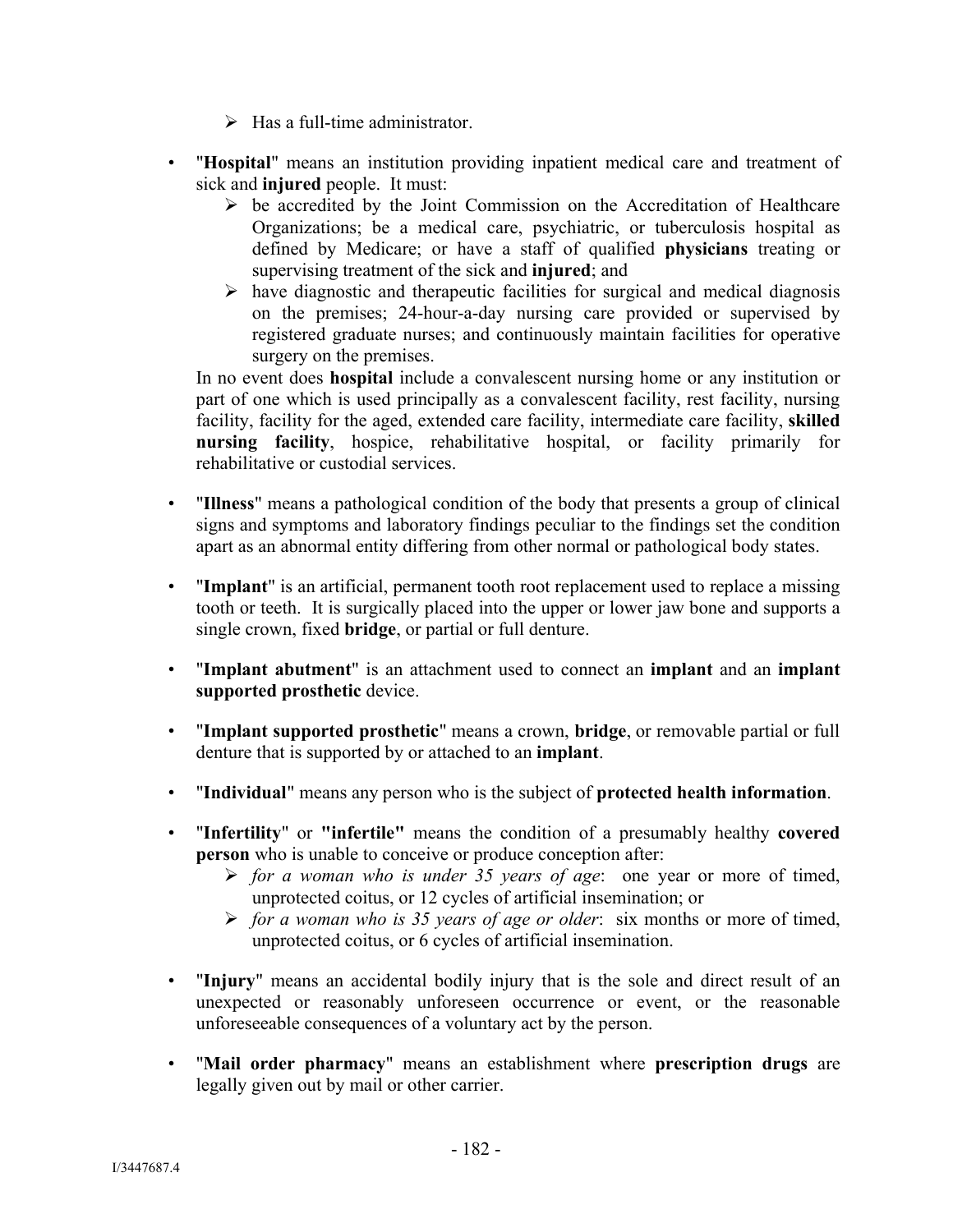- Has a full-time administrator.

- "**Hospital**" means an institution providing inpatient medical care and treatment of sick and **injured** people. It must:
  - be accredited by the Joint Commission on the Accreditation of Healthcare Organizations; be a medical care, psychiatric, or tuberculosis hospital as defined by Medicare; or have a staff of qualified **physicians** treating or supervising treatment of the sick and **injured**; and
  - have diagnostic and therapeutic facilities for surgical and medical diagnosis on the premises; 24-hour-a-day nursing care provided or supervised by registered graduate nurses; and continuously maintain facilities for operative surgery on the premises.

  In no event does **hospital** include a convalescent nursing home or any institution or part of one which is used principally as a convalescent facility, rest facility, nursing facility, facility for the aged, extended care facility, intermediate care facility, **skilled nursing facility**, hospice, rehabilitative hospital, or facility primarily for rehabilitative or custodial services.

- "**Illness**" means a pathological condition of the body that presents a group of clinical signs and symptoms and laboratory findings peculiar to the findings set the condition apart as an abnormal entity differing from other normal or pathological body states.

- "**Implant**" is an artificial, permanent tooth root replacement used to replace a missing tooth or teeth. It is surgically placed into the upper or lower jaw bone and supports a single crown, fixed **bridge**, or partial or full denture.

- "**Implant abutment**" is an attachment used to connect an **implant** and an **implant supported prosthetic** device.

- "**Implant supported prosthetic**" means a crown, **bridge**, or removable partial or full denture that is supported by or attached to an **implant**.

- "**Individual**" means any person who is the subject of **protected health information**.

- "**Infertility**" or **"infertile"** means the condition of a presumably healthy **covered person** who is unable to conceive or produce conception after:
  - *for a woman who is under 35 years of age*: one year or more of timed, unprotected coitus, or 12 cycles of artificial insemination; or
  - *for a woman who is 35 years of age or older*: six months or more of timed, unprotected coitus, or 6 cycles of artificial insemination.

- "**Injury**" means an accidental bodily injury that is the sole and direct result of an unexpected or reasonably unforeseen occurrence or event, or the reasonable unforeseeable consequences of a voluntary act by the person.

- "**Mail order pharmacy**" means an establishment where **prescription drugs** are legally given out by mail or other carrier.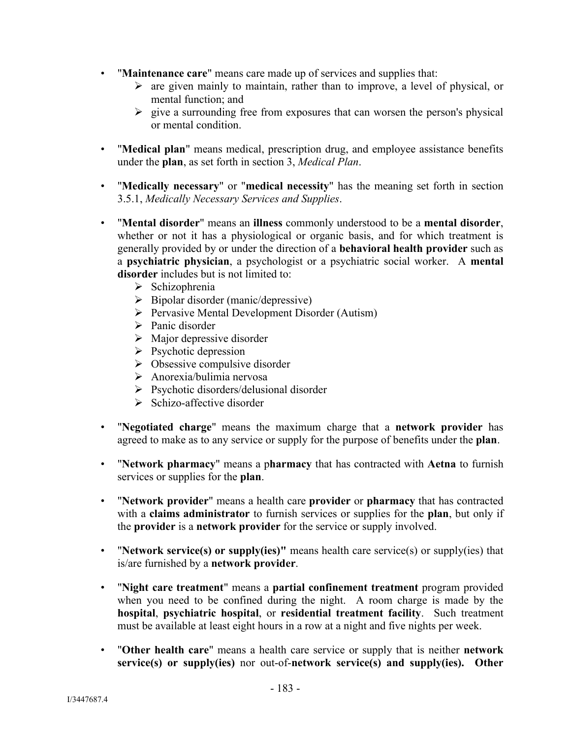- "**Maintenance care**" means care made up of services and supplies that:
  - are given mainly to maintain, rather than to improve, a level of physical, or mental function; and
  - give a surrounding free from exposures that can worsen the person's physical or mental condition.

- "**Medical plan**" means medical, prescription drug, and employee assistance benefits under the **plan**, as set forth in section 3, *Medical Plan*.

- "**Medically necessary**" or "**medical necessity**" has the meaning set forth in section 3.5.1, *Medically Necessary Services and Supplies*.

- "**Mental disorder**" means an **illness** commonly understood to be a **mental disorder**, whether or not it has a physiological or organic basis, and for which treatment is generally provided by or under the direction of a **behavioral health provider** such as a **psychiatric physician**, a psychologist or a psychiatric social worker. A **mental disorder** includes but is not limited to:
  - Schizophrenia
  - Bipolar disorder (manic/depressive)
  - Pervasive Mental Development Disorder (Autism)
  - Panic disorder
  - Major depressive disorder
  - Psychotic depression
  - Obsessive compulsive disorder
  - Anorexia/bulimia nervosa
  - Psychotic disorders/delusional disorder
  - Schizo-affective disorder

- "**Negotiated charge**" means the maximum charge that a **network provider** has agreed to make as to any service or supply for the purpose of benefits under the **plan**.

- "**Network pharmacy**" means a p**harmacy** that has contracted with **Aetna** to furnish services or supplies for the **plan**.

- "**Network provider**" means a health care **provider** or **pharmacy** that has contracted with a **claims administrator** to furnish services or supplies for the **plan**, but only if the **provider** is a **network provider** for the service or supply involved.

- "**Network service(s) or supply(ies)"** means health care service(s) or supply(ies) that is/are furnished by a **network provider**.

- "**Night care treatment**" means a **partial confinement treatment** program provided when you need to be confined during the night. A room charge is made by the **hospital**, **psychiatric hospital**, or **residential treatment facility**. Such treatment must be available at least eight hours in a row at a night and five nights per week.

- "**Other health care**" means a health care service or supply that is neither **network service(s) or supply(ies)** nor out-of-**network service(s) and supply(ies). Other**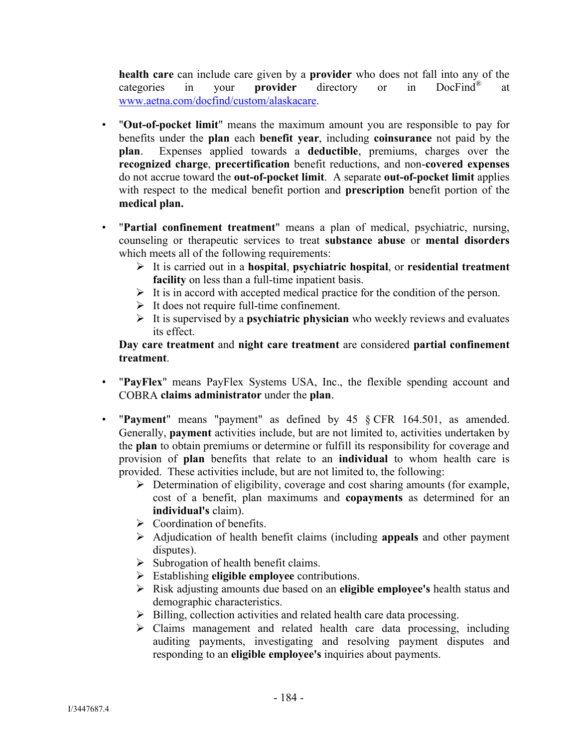**health care** can include care given by a **provider** who does not fall into any of the categories in your **provider** directory or in DocFind® at [www.aetna.com/docfind/custom/alaskacare](www.aetna.com/docfind/custom/alaskacare).

- "**Out-of-pocket limit**" means the maximum amount you are responsible to pay for benefits under the **plan** each **benefit year**, including **coinsurance** not paid by the **plan**. Expenses applied towards a **deductible**, premiums, charges over the **recognized charge**, **precertification** benefit reductions, and non-**covered expenses** do not accrue toward the **out-of-pocket limit**. A separate **out-of-pocket limit** applies with respect to the medical benefit portion and **prescription** benefit portion of the **medical plan.**

- "**Partial confinement treatment**" means a plan of medical, psychiatric, nursing, counseling or therapeutic services to treat **substance abuse** or **mental disorders** which meets all of the following requirements:
  - It is carried out in a **hospital**, **psychiatric hospital**, or **residential treatment facility** on less than a full-time inpatient basis.
  - It is in accord with accepted medical practice for the condition of the person.
  - It does not require full-time confinement.
  - It is supervised by a **psychiatric physician** who weekly reviews and evaluates its effect.

  **Day care treatment** and **night care treatment** are considered **partial confinement treatment**.

- "**PayFlex**" means PayFlex Systems USA, Inc., the flexible spending account and COBRA **claims administrator** under the **plan**.

- "**Payment**" means "payment" as defined by 45 § CFR 164.501, as amended. Generally, **payment** activities include, but are not limited to, activities undertaken by the **plan** to obtain premiums or determine or fulfill its responsibility for coverage and provision of **plan** benefits that relate to an **individual** to whom health care is provided. These activities include, but are not limited to, the following:
  - Determination of eligibility, coverage and cost sharing amounts (for example, cost of a benefit, plan maximums and **copayments** as determined for an **individual's** claim).
  - Coordination of benefits.
  - Adjudication of health benefit claims (including **appeals** and other payment disputes).
  - Subrogation of health benefit claims.
  - Establishing **eligible employee** contributions.
  - Risk adjusting amounts due based on an **eligible employee's** health status and demographic characteristics.
  - Billing, collection activities and related health care data processing.
  - Claims management and related health care data processing, including auditing payments, investigating and resolving payment disputes and responding to an **eligible employee's** inquiries about payments.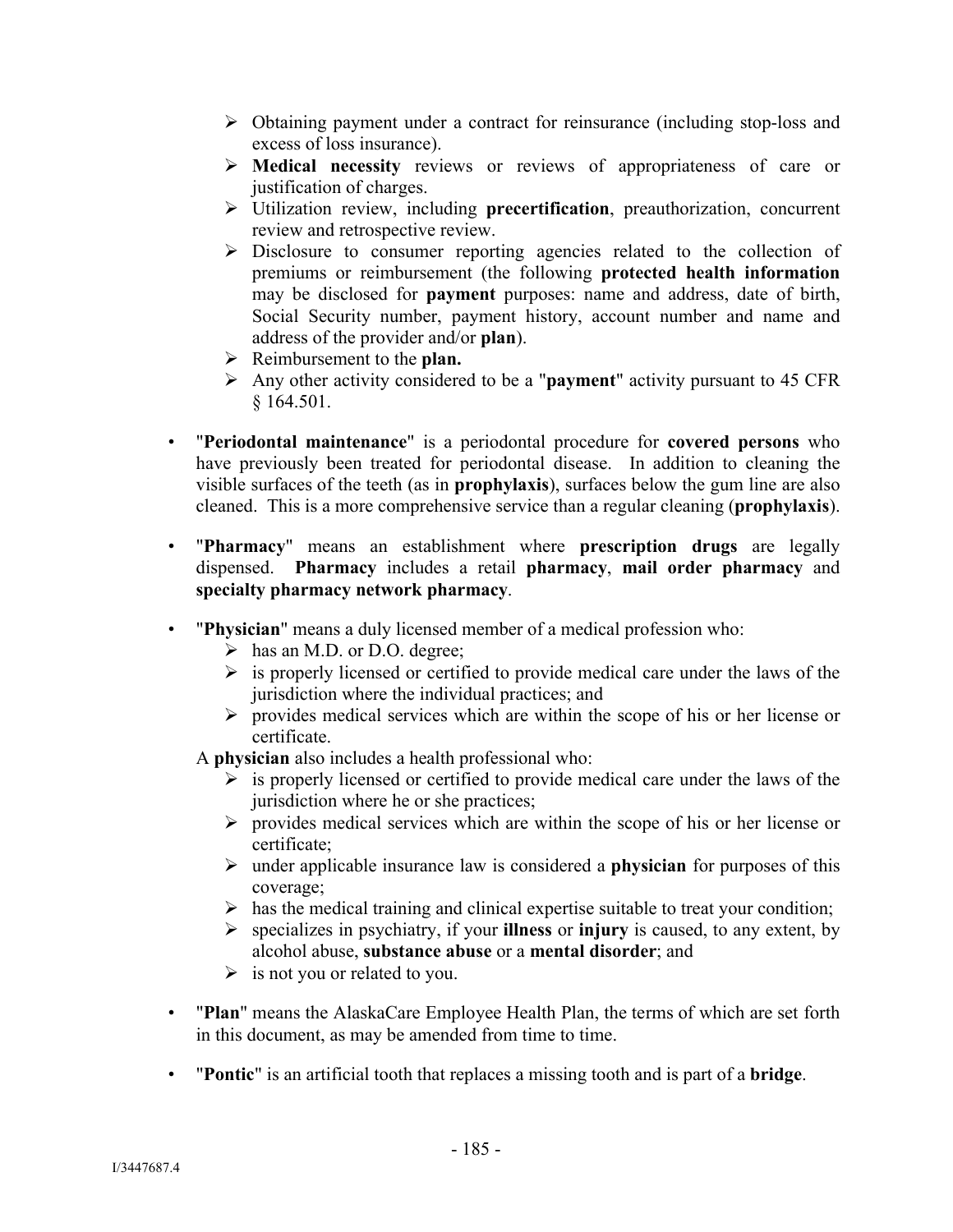- Obtaining payment under a contract for reinsurance (including stop-loss and excess of loss insurance).
  - **Medical necessity** reviews or reviews of appropriateness of care or justification of charges.
  - Utilization review, including **precertification**, preauthorization, concurrent review and retrospective review.
  - Disclosure to consumer reporting agencies related to the collection of premiums or reimbursement (the following **protected health information** may be disclosed for **payment** purposes: name and address, date of birth, Social Security number, payment history, account number and name and address of the provider and/or **plan**).
  - Reimbursement to the **plan.**
  - Any other activity considered to be a "**payment**" activity pursuant to 45 CFR § 164.501.

- "**Periodontal maintenance**" is a periodontal procedure for **covered persons** who have previously been treated for periodontal disease. In addition to cleaning the visible surfaces of the teeth (as in **prophylaxis**), surfaces below the gum line are also cleaned. This is a more comprehensive service than a regular cleaning (**prophylaxis**).

- "**Pharmacy**" means an establishment where **prescription drugs** are legally dispensed. **Pharmacy** includes a retail **pharmacy**, **mail order pharmacy** and **specialty pharmacy network pharmacy**.

- "**Physician**" means a duly licensed member of a medical profession who:
  - has an M.D. or D.O. degree;
  - is properly licensed or certified to provide medical care under the laws of the jurisdiction where the individual practices; and
  - provides medical services which are within the scope of his or her license or certificate.

  A **physician** also includes a health professional who:
  - is properly licensed or certified to provide medical care under the laws of the jurisdiction where he or she practices;
  - provides medical services which are within the scope of his or her license or certificate;
  - under applicable insurance law is considered a **physician** for purposes of this coverage;
  - has the medical training and clinical expertise suitable to treat your condition;
  - specializes in psychiatry, if your **illness** or **injury** is caused, to any extent, by alcohol abuse, **substance abuse** or a **mental disorder**; and
  - is not you or related to you.

- "**Plan**" means the AlaskaCare Employee Health Plan, the terms of which are set forth in this document, as may be amended from time to time.

- "**Pontic**" is an artificial tooth that replaces a missing tooth and is part of a **bridge**.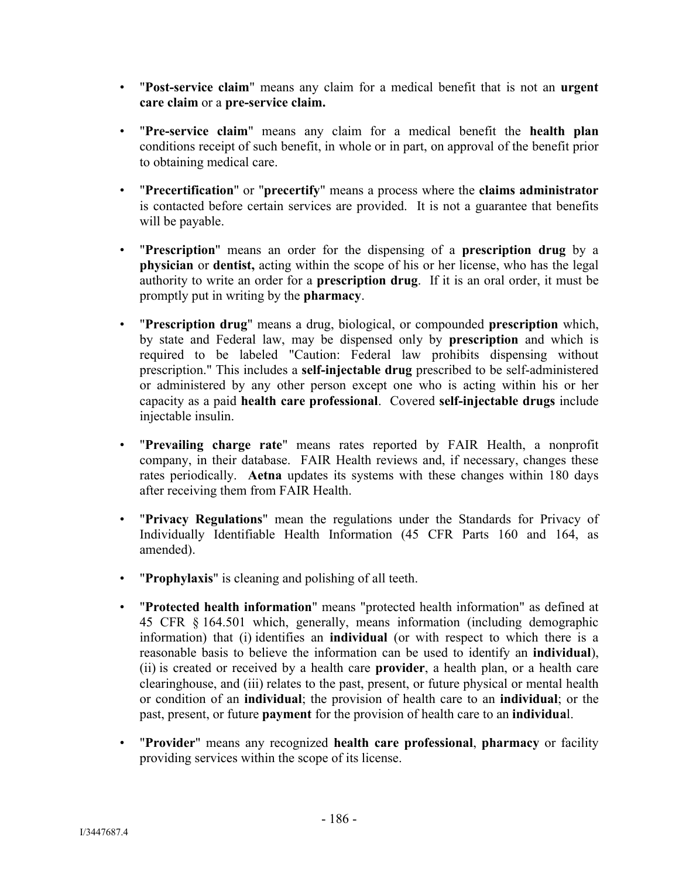- "**Post-service claim**" means any claim for a medical benefit that is not an **urgent care claim** or a **pre-service claim.**

- "**Pre-service claim**" means any claim for a medical benefit the **health plan** conditions receipt of such benefit, in whole or in part, on approval of the benefit prior to obtaining medical care.

- "**Precertification**" or "**precertify**" means a process where the **claims administrator** is contacted before certain services are provided. It is not a guarantee that benefits will be payable.

- "**Prescription**" means an order for the dispensing of a **prescription drug** by a **physician** or **dentist,** acting within the scope of his or her license, who has the legal authority to write an order for a **prescription drug**. If it is an oral order, it must be promptly put in writing by the **pharmacy**.

- "**Prescription drug**" means a drug, biological, or compounded **prescription** which, by state and Federal law, may be dispensed only by **prescription** and which is required to be labeled "Caution: Federal law prohibits dispensing without prescription." This includes a **self-injectable drug** prescribed to be self-administered or administered by any other person except one who is acting within his or her capacity as a paid **health care professional**. Covered **self-injectable drugs** include injectable insulin.

- "**Prevailing charge rate**" means rates reported by FAIR Health, a nonprofit company, in their database. FAIR Health reviews and, if necessary, changes these rates periodically. **Aetna** updates its systems with these changes within 180 days after receiving them from FAIR Health.

- "**Privacy Regulations**" mean the regulations under the Standards for Privacy of Individually Identifiable Health Information (45 CFR Parts 160 and 164, as amended).

- "**Prophylaxis**" is cleaning and polishing of all teeth.

- "**Protected health information**" means "protected health information" as defined at 45 CFR § 164.501 which, generally, means information (including demographic information) that (i) identifies an **individual** (or with respect to which there is a reasonable basis to believe the information can be used to identify an **individual**), (ii) is created or received by a health care **provider**, a health plan, or a health care clearinghouse, and (iii) relates to the past, present, or future physical or mental health or condition of an **individual**; the provision of health care to an **individual**; or the past, present, or future **payment** for the provision of health care to an **individual**.

- "**Provider**" means any recognized **health care professional**, **pharmacy** or facility providing services within the scope of its license.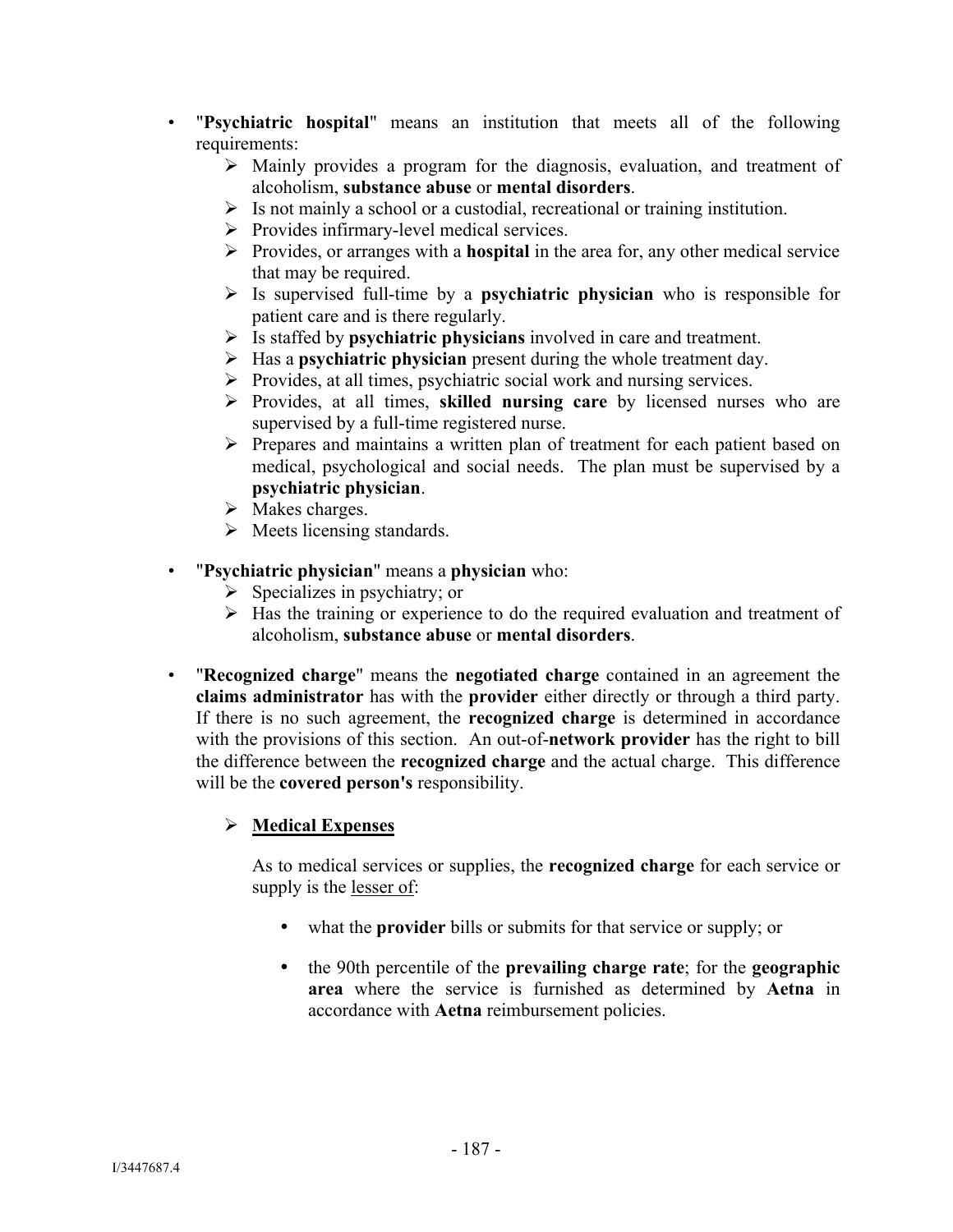- "**Psychiatric hospital**" means an institution that meets all of the following requirements:
  - Mainly provides a program for the diagnosis, evaluation, and treatment of alcoholism, **substance abuse** or **mental disorders**.
  - Is not mainly a school or a custodial, recreational or training institution.
  - Provides infirmary-level medical services.
  - Provides, or arranges with a **hospital** in the area for, any other medical service that may be required.
  - Is supervised full-time by a **psychiatric physician** who is responsible for patient care and is there regularly.
  - Is staffed by **psychiatric physicians** involved in care and treatment.
  - Has a **psychiatric physician** present during the whole treatment day.
  - Provides, at all times, psychiatric social work and nursing services.
  - Provides, at all times, **skilled nursing care** by licensed nurses who are supervised by a full-time registered nurse.
  - Prepares and maintains a written plan of treatment for each patient based on medical, psychological and social needs. The plan must be supervised by a **psychiatric physician**.
  - Makes charges.
  - Meets licensing standards.

- "**Psychiatric physician**" means a **physician** who:
  - Specializes in psychiatry; or
  - Has the training or experience to do the required evaluation and treatment of alcoholism, **substance abuse** or **mental disorders**.

- "**Recognized charge**" means the **negotiated charge** contained in an agreement the **claims administrator** has with the **provider** either directly or through a third party. If there is no such agreement, the **recognized charge** is determined in accordance with the provisions of this section. An out-of-**network provider** has the right to bill the difference between the **recognized charge** and the actual charge. This difference will be the **covered person's** responsibility.

  - **Medical Expenses**

    As to medical services or supplies, the **recognized charge** for each service or supply is the lesser of:

    - what the **provider** bills or submits for that service or supply; or
    - the 90th percentile of the **prevailing charge rate**; for the **geographic area** where the service is furnished as determined by **Aetna** in accordance with **Aetna** reimbursement policies.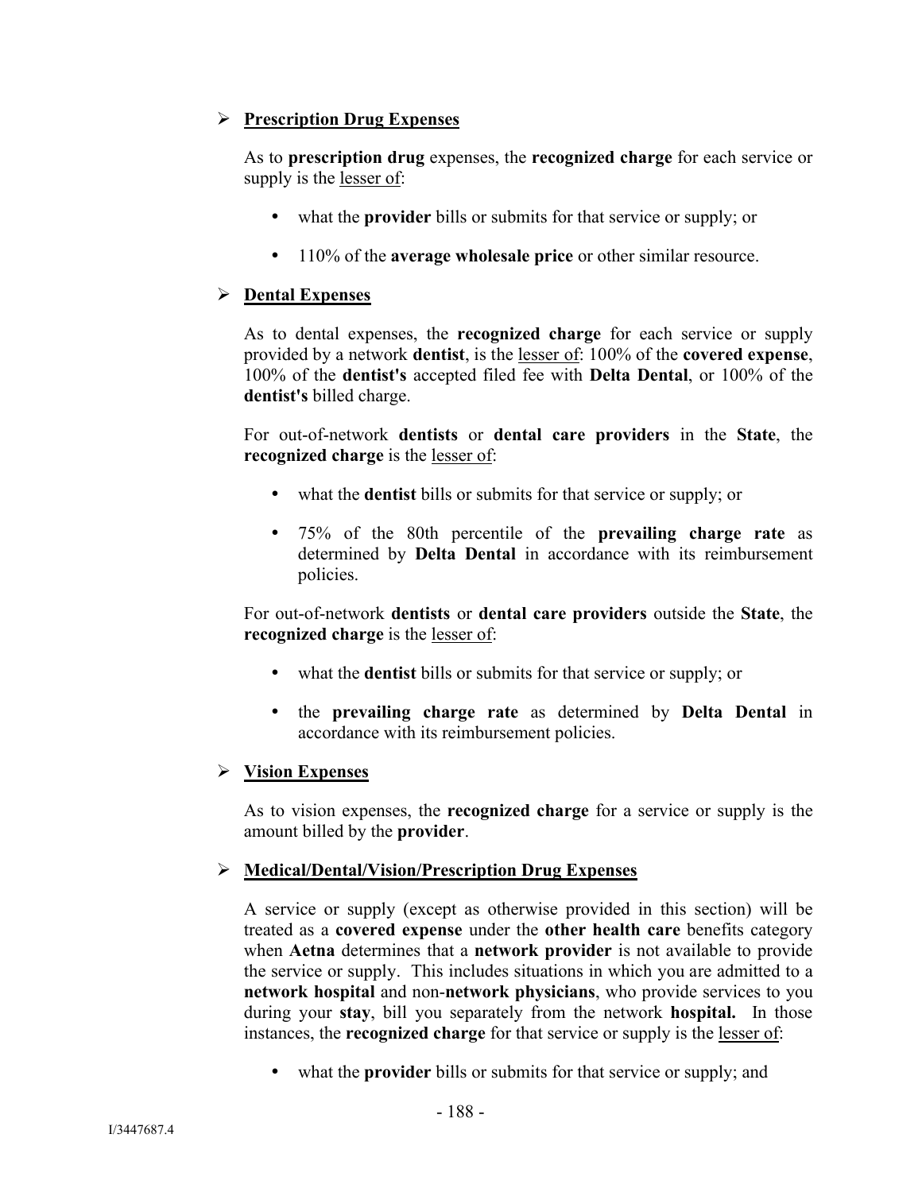- **Prescription Drug Expenses**

  As to **prescription drug** expenses, the **recognized charge** for each service or supply is the lesser of:

  - what the **provider** bills or submits for that service or supply; or
  - 110% of the **average wholesale price** or other similar resource.

- **Dental Expenses**

  As to dental expenses, the **recognized charge** for each service or supply provided by a network **dentist**, is the lesser of: 100% of the **covered expense**, 100% of the **dentist's** accepted filed fee with **Delta Dental**, or 100% of the **dentist's** billed charge.

  For out-of-network **dentists** or **dental care providers** in the **State**, the **recognized charge** is the lesser of:

  - what the **dentist** bills or submits for that service or supply; or
  - 75% of the 80th percentile of the **prevailing charge rate** as determined by **Delta Dental** in accordance with its reimbursement policies.

  For out-of-network **dentists** or **dental care providers** outside the **State**, the **recognized charge** is the lesser of:

  - what the **dentist** bills or submits for that service or supply; or
  - the **prevailing charge rate** as determined by **Delta Dental** in accordance with its reimbursement policies.

- **Vision Expenses**

  As to vision expenses, the **recognized charge** for a service or supply is the amount billed by the **provider**.

- **Medical/Dental/Vision/Prescription Drug Expenses**

  A service or supply (except as otherwise provided in this section) will be treated as a **covered expense** under the **other health care** benefits category when **Aetna** determines that a **network provider** is not available to provide the service or supply. This includes situations in which you are admitted to a **network hospital** and non-**network physicians**, who provide services to you during your **stay**, bill you separately from the network **hospital.** In those instances, the **recognized charge** for that service or supply is the lesser of:

  - what the **provider** bills or submits for that service or supply; and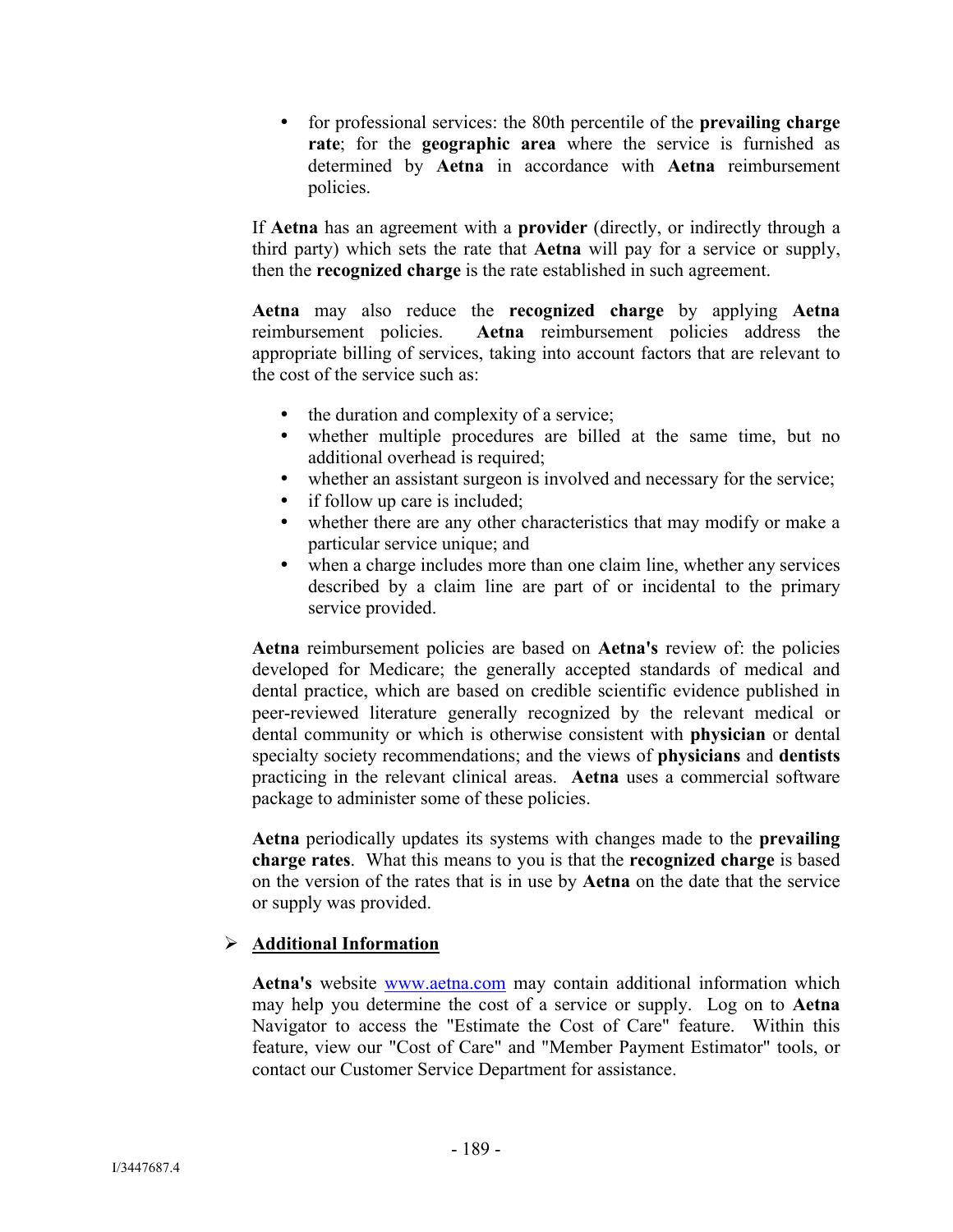- for professional services: the 80th percentile of the **prevailing charge rate**; for the **geographic area** where the service is furnished as determined by **Aetna** in accordance with **Aetna** reimbursement policies.

If **Aetna** has an agreement with a **provider** (directly, or indirectly through a third party) which sets the rate that **Aetna** will pay for a service or supply, then the **recognized charge** is the rate established in such agreement.

**Aetna** may also reduce the **recognized charge** by applying **Aetna** reimbursement policies. **Aetna** reimbursement policies address the appropriate billing of services, taking into account factors that are relevant to the cost of the service such as:

- the duration and complexity of a service;
- whether multiple procedures are billed at the same time, but no additional overhead is required;
- whether an assistant surgeon is involved and necessary for the service;
- if follow up care is included;
- whether there are any other characteristics that may modify or make a particular service unique; and
- when a charge includes more than one claim line, whether any services described by a claim line are part of or incidental to the primary service provided.

**Aetna** reimbursement policies are based on **Aetna's** review of: the policies developed for Medicare; the generally accepted standards of medical and dental practice, which are based on credible scientific evidence published in peer-reviewed literature generally recognized by the relevant medical or dental community or which is otherwise consistent with **physician** or dental specialty society recommendations; and the views of **physicians** and **dentists** practicing in the relevant clinical areas. **Aetna** uses a commercial software package to administer some of these policies.

**Aetna** periodically updates its systems with changes made to the **prevailing charge rates**. What this means to you is that the **recognized charge** is based on the version of the rates that is in use by **Aetna** on the date that the service or supply was provided.

- **Additional Information**

**Aetna's** website www.aetna.com may contain additional information which may help you determine the cost of a service or supply. Log on to **Aetna** Navigator to access the "Estimate the Cost of Care" feature. Within this feature, view our "Cost of Care" and "Member Payment Estimator" tools, or contact our Customer Service Department for assistance.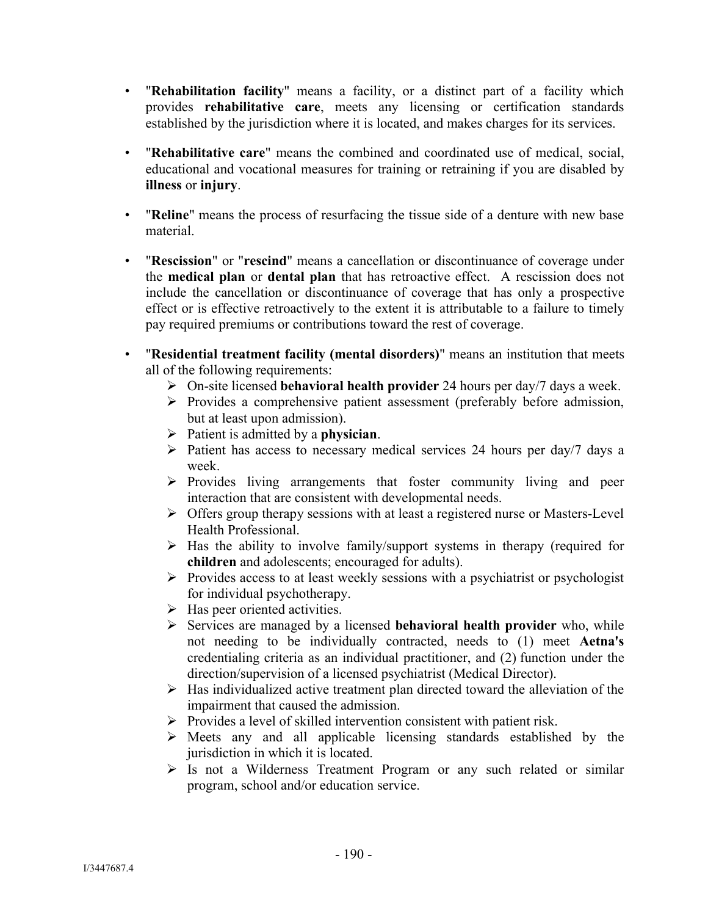- "**Rehabilitation facility**" means a facility, or a distinct part of a facility which provides **rehabilitative care**, meets any licensing or certification standards established by the jurisdiction where it is located, and makes charges for its services.

- "**Rehabilitative care**" means the combined and coordinated use of medical, social, educational and vocational measures for training or retraining if you are disabled by **illness** or **injury**.

- "**Reline**" means the process of resurfacing the tissue side of a denture with new base material.

- "**Rescission**" or "**rescind**" means a cancellation or discontinuance of coverage under the **medical plan** or **dental plan** that has retroactive effect. A rescission does not include the cancellation or discontinuance of coverage that has only a prospective effect or is effective retroactively to the extent it is attributable to a failure to timely pay required premiums or contributions toward the rest of coverage.

- "**Residential treatment facility (mental disorders)**" means an institution that meets all of the following requirements:
  - On-site licensed **behavioral health provider** 24 hours per day/7 days a week.
  - Provides a comprehensive patient assessment (preferably before admission, but at least upon admission).
  - Patient is admitted by a **physician**.
  - Patient has access to necessary medical services 24 hours per day/7 days a week.
  - Provides living arrangements that foster community living and peer interaction that are consistent with developmental needs.
  - Offers group therapy sessions with at least a registered nurse or Masters-Level Health Professional.
  - Has the ability to involve family/support systems in therapy (required for **children** and adolescents; encouraged for adults).
  - Provides access to at least weekly sessions with a psychiatrist or psychologist for individual psychotherapy.
  - Has peer oriented activities.
  - Services are managed by a licensed **behavioral health provider** who, while not needing to be individually contracted, needs to (1) meet **Aetna's** credentialing criteria as an individual practitioner, and (2) function under the direction/supervision of a licensed psychiatrist (Medical Director).
  - Has individualized active treatment plan directed toward the alleviation of the impairment that caused the admission.
  - Provides a level of skilled intervention consistent with patient risk.
  - Meets any and all applicable licensing standards established by the jurisdiction in which it is located.
  - Is not a Wilderness Treatment Program or any such related or similar program, school and/or education service.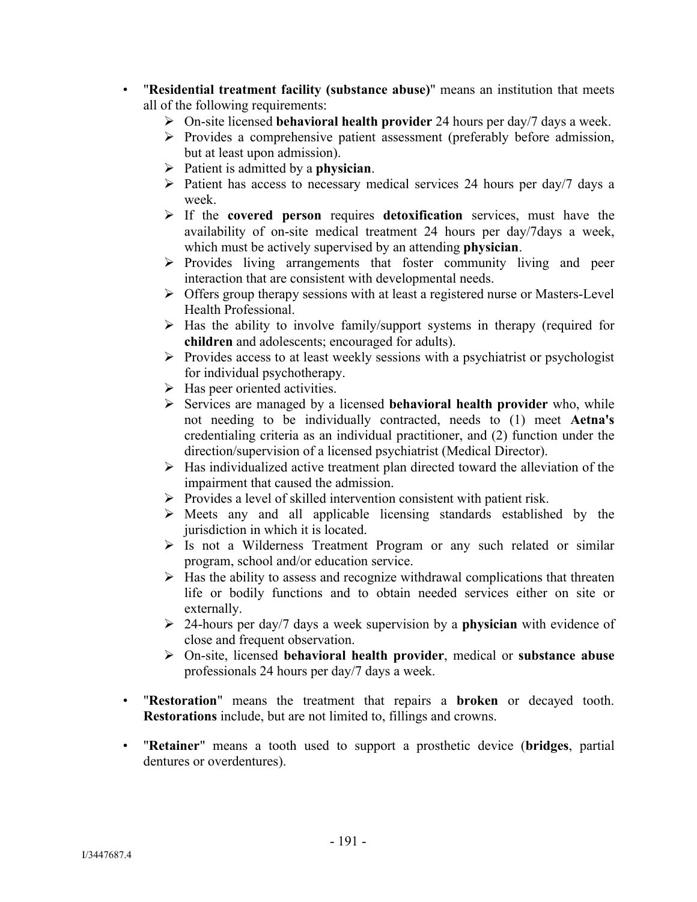- "**Residential treatment facility (substance abuse)**" means an institution that meets all of the following requirements:
  - On-site licensed **behavioral health provider** 24 hours per day/7 days a week.
  - Provides a comprehensive patient assessment (preferably before admission, but at least upon admission).
  - Patient is admitted by a **physician**.
  - Patient has access to necessary medical services 24 hours per day/7 days a week.
  - If the **covered person** requires **detoxification** services, must have the availability of on-site medical treatment 24 hours per day/7days a week, which must be actively supervised by an attending **physician**.
  - Provides living arrangements that foster community living and peer interaction that are consistent with developmental needs.
  - Offers group therapy sessions with at least a registered nurse or Masters-Level Health Professional.
  - Has the ability to involve family/support systems in therapy (required for **children** and adolescents; encouraged for adults).
  - Provides access to at least weekly sessions with a psychiatrist or psychologist for individual psychotherapy.
  - Has peer oriented activities.
  - Services are managed by a licensed **behavioral health provider** who, while not needing to be individually contracted, needs to (1) meet **Aetna's** credentialing criteria as an individual practitioner, and (2) function under the direction/supervision of a licensed psychiatrist (Medical Director).
  - Has individualized active treatment plan directed toward the alleviation of the impairment that caused the admission.
  - Provides a level of skilled intervention consistent with patient risk.
  - Meets any and all applicable licensing standards established by the jurisdiction in which it is located.
  - Is not a Wilderness Treatment Program or any such related or similar program, school and/or education service.
  - Has the ability to assess and recognize withdrawal complications that threaten life or bodily functions and to obtain needed services either on site or externally.
  - 24-hours per day/7 days a week supervision by a **physician** with evidence of close and frequent observation.
  - On-site, licensed **behavioral health provider**, medical or **substance abuse** professionals 24 hours per day/7 days a week.

- "**Restoration**" means the treatment that repairs a **broken** or decayed tooth. **Restorations** include, but are not limited to, fillings and crowns.

- "**Retainer**" means a tooth used to support a prosthetic device (**bridges**, partial dentures or overdentures).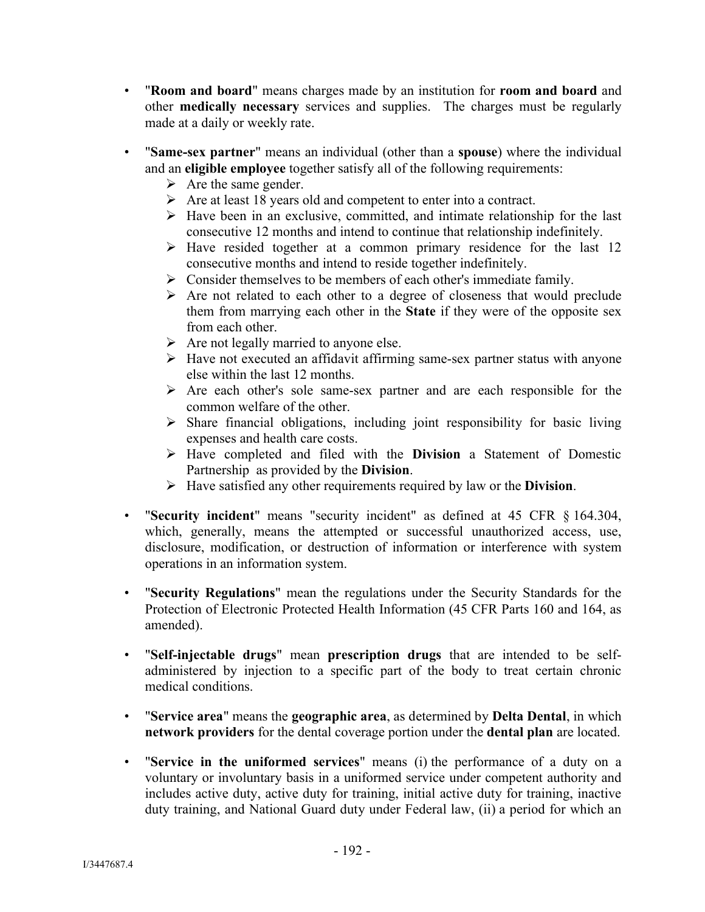- "**Room and board**" means charges made by an institution for **room and board** and other **medically necessary** services and supplies. The charges must be regularly made at a daily or weekly rate.

- "**Same-sex partner**" means an individual (other than a **spouse**) where the individual and an **eligible employee** together satisfy all of the following requirements:
  - Are the same gender.
  - Are at least 18 years old and competent to enter into a contract.
  - Have been in an exclusive, committed, and intimate relationship for the last consecutive 12 months and intend to continue that relationship indefinitely.
  - Have resided together at a common primary residence for the last 12 consecutive months and intend to reside together indefinitely.
  - Consider themselves to be members of each other's immediate family.
  - Are not related to each other to a degree of closeness that would preclude them from marrying each other in the **State** if they were of the opposite sex from each other.
  - Are not legally married to anyone else.
  - Have not executed an affidavit affirming same-sex partner status with anyone else within the last 12 months.
  - Are each other's sole same-sex partner and are each responsible for the common welfare of the other.
  - Share financial obligations, including joint responsibility for basic living expenses and health care costs.
  - Have completed and filed with the **Division** a Statement of Domestic Partnership as provided by the **Division**.
  - Have satisfied any other requirements required by law or the **Division**.

- "**Security incident**" means "security incident" as defined at 45 CFR § 164.304, which, generally, means the attempted or successful unauthorized access, use, disclosure, modification, or destruction of information or interference with system operations in an information system.

- "**Security Regulations**" mean the regulations under the Security Standards for the Protection of Electronic Protected Health Information (45 CFR Parts 160 and 164, as amended).

- "**Self-injectable drugs**" mean **prescription drugs** that are intended to be self-administered by injection to a specific part of the body to treat certain chronic medical conditions.

- "**Service area**" means the **geographic area**, as determined by **Delta Dental**, in which **network providers** for the dental coverage portion under the **dental plan** are located.

- "**Service in the uniformed services**" means (i) the performance of a duty on a voluntary or involuntary basis in a uniformed service under competent authority and includes active duty, active duty for training, initial active duty for training, inactive duty training, and National Guard duty under Federal law, (ii) a period for which an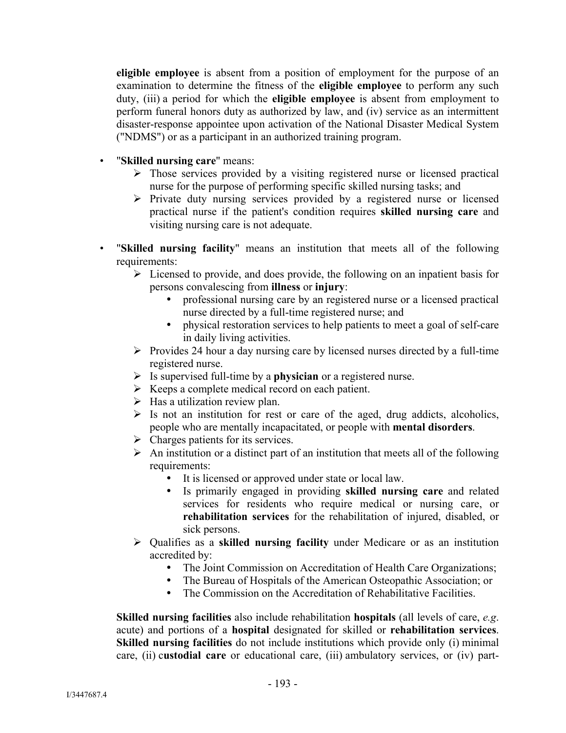**eligible employee** is absent from a position of employment for the purpose of an examination to determine the fitness of the **eligible employee** to perform any such duty, (iii) a period for which the **eligible employee** is absent from employment to perform funeral honors duty as authorized by law, and (iv) service as an intermittent disaster-response appointee upon activation of the National Disaster Medical System ("NDMS") or as a participant in an authorized training program.

- "**Skilled nursing care**" means:
  - Those services provided by a visiting registered nurse or licensed practical nurse for the purpose of performing specific skilled nursing tasks; and
  - Private duty nursing services provided by a registered nurse or licensed practical nurse if the patient's condition requires **skilled nursing care** and visiting nursing care is not adequate.

- "**Skilled nursing facility**" means an institution that meets all of the following requirements:
  - Licensed to provide, and does provide, the following on an inpatient basis for persons convalescing from **illness** or **injury**:
    - professional nursing care by an registered nurse or a licensed practical nurse directed by a full-time registered nurse; and
    - physical restoration services to help patients to meet a goal of self-care in daily living activities.
  - Provides 24 hour a day nursing care by licensed nurses directed by a full-time registered nurse.
  - Is supervised full-time by a **physician** or a registered nurse.
  - Keeps a complete medical record on each patient.
  - Has a utilization review plan.
  - Is not an institution for rest or care of the aged, drug addicts, alcoholics, people who are mentally incapacitated, or people with **mental disorders**.
  - Charges patients for its services.
  - An institution or a distinct part of an institution that meets all of the following requirements:
    - It is licensed or approved under state or local law.
    - Is primarily engaged in providing **skilled nursing care** and related services for residents who require medical or nursing care, or **rehabilitation services** for the rehabilitation of injured, disabled, or sick persons.
  - Qualifies as a **skilled nursing facility** under Medicare or as an institution accredited by:
    - The Joint Commission on Accreditation of Health Care Organizations;
    - The Bureau of Hospitals of the American Osteopathic Association; or
    - The Commission on the Accreditation of Rehabilitative Facilities.

**Skilled nursing facilities** also include rehabilitation **hospitals** (all levels of care, *e.g*. acute) and portions of a **hospital** designated for skilled or **rehabilitation services**. **Skilled nursing facilities** do not include institutions which provide only (i) minimal care, (ii) c**ustodial care** or educational care, (iii) ambulatory services, or (iv) part-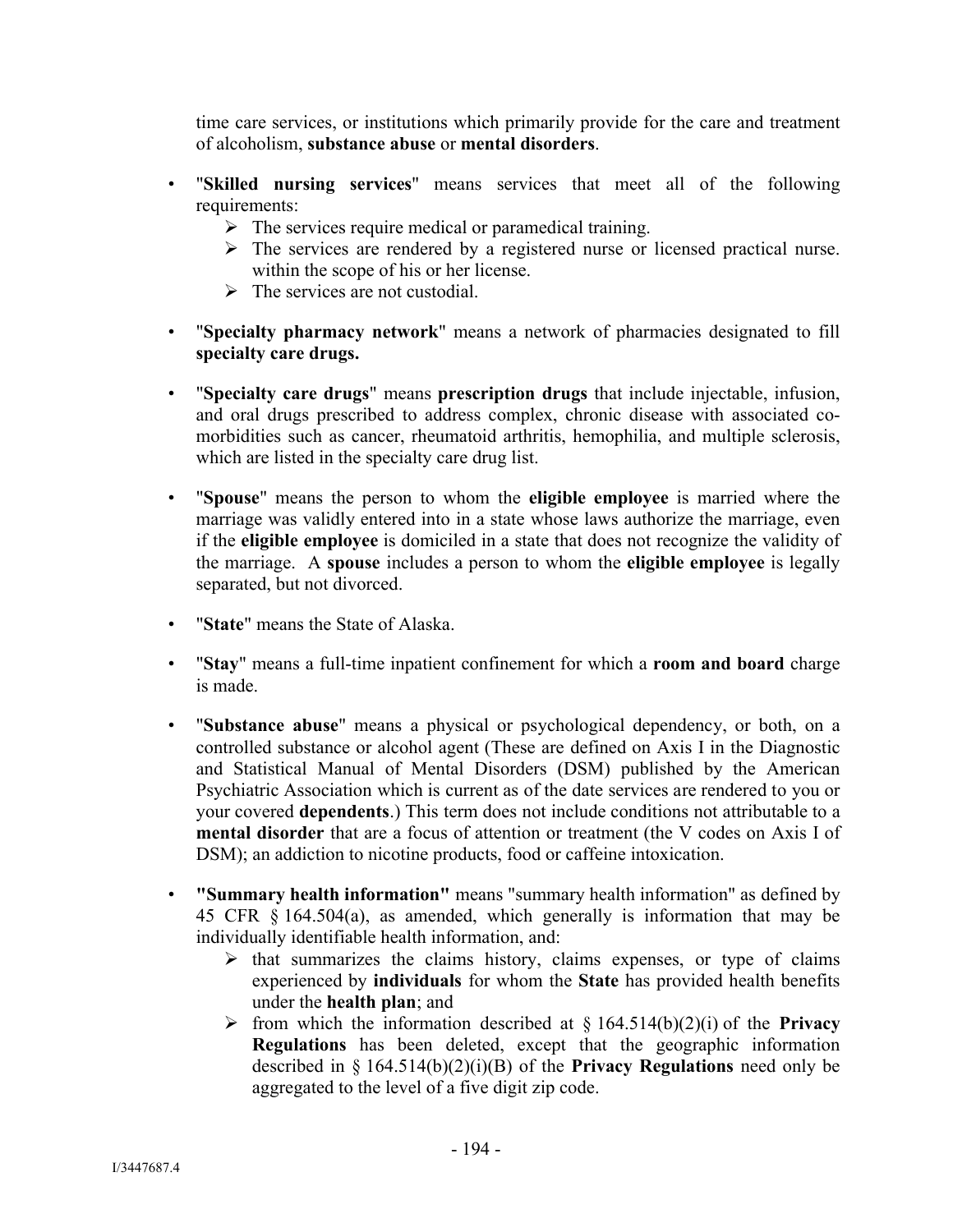time care services, or institutions which primarily provide for the care and treatment of alcoholism, **substance abuse** or **mental disorders**.

- "**Skilled nursing services**" means services that meet all of the following requirements:
  - The services require medical or paramedical training.
  - The services are rendered by a registered nurse or licensed practical nurse. within the scope of his or her license.
  - The services are not custodial.

- "**Specialty pharmacy network**" means a network of pharmacies designated to fill **specialty care drugs.**

- "**Specialty care drugs**" means **prescription drugs** that include injectable, infusion, and oral drugs prescribed to address complex, chronic disease with associated co-morbidities such as cancer, rheumatoid arthritis, hemophilia, and multiple sclerosis, which are listed in the specialty care drug list.

- "**Spouse**" means the person to whom the **eligible employee** is married where the marriage was validly entered into in a state whose laws authorize the marriage, even if the **eligible employee** is domiciled in a state that does not recognize the validity of the marriage. A **spouse** includes a person to whom the **eligible employee** is legally separated, but not divorced.

- "**State**" means the State of Alaska.

- "**Stay**" means a full-time inpatient confinement for which a **room and board** charge is made.

- "**Substance abuse**" means a physical or psychological dependency, or both, on a controlled substance or alcohol agent (These are defined on Axis I in the Diagnostic and Statistical Manual of Mental Disorders (DSM) published by the American Psychiatric Association which is current as of the date services are rendered to you or your covered **dependents**.) This term does not include conditions not attributable to a **mental disorder** that are a focus of attention or treatment (the V codes on Axis I of DSM); an addiction to nicotine products, food or caffeine intoxication.

- **"Summary health information"** means "summary health information" as defined by 45 CFR § 164.504(a), as amended, which generally is information that may be individually identifiable health information, and:
  - that summarizes the claims history, claims expenses, or type of claims experienced by **individuals** for whom the **State** has provided health benefits under the **health plan**; and
  - from which the information described at § 164.514(b)(2)(i) of the **Privacy Regulations** has been deleted, except that the geographic information described in § 164.514(b)(2)(i)(B) of the **Privacy Regulations** need only be aggregated to the level of a five digit zip code.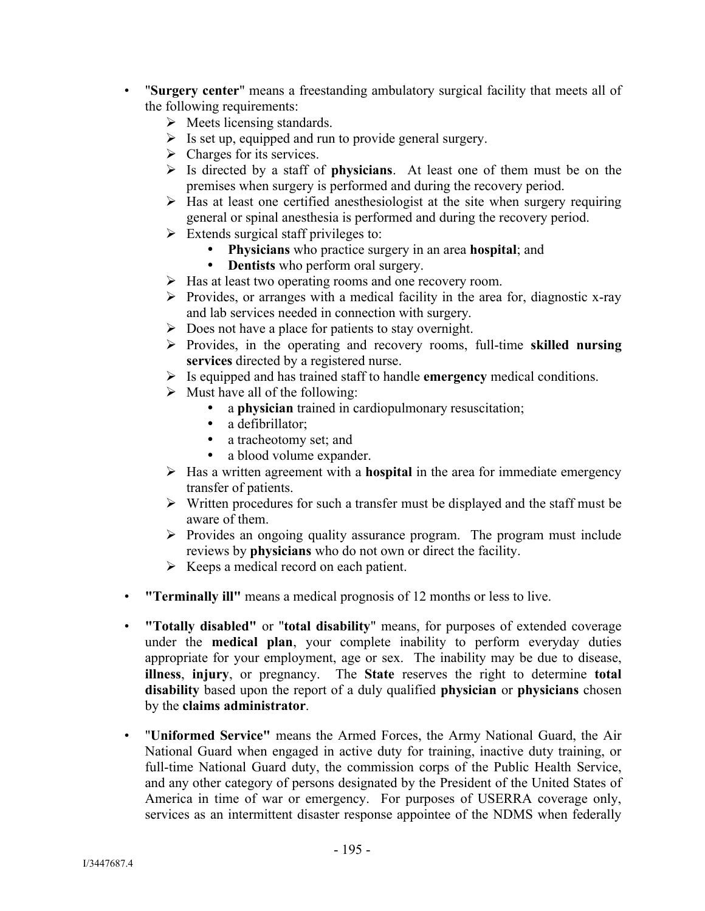- "**Surgery center**" means a freestanding ambulatory surgical facility that meets all of the following requirements:
  - Meets licensing standards.
  - Is set up, equipped and run to provide general surgery.
  - Charges for its services.
  - Is directed by a staff of **physicians**. At least one of them must be on the premises when surgery is performed and during the recovery period.
  - Has at least one certified anesthesiologist at the site when surgery requiring general or spinal anesthesia is performed and during the recovery period.
  - Extends surgical staff privileges to:
    - **Physicians** who practice surgery in an area **hospital**; and
    - **Dentists** who perform oral surgery.
  - Has at least two operating rooms and one recovery room.
  - Provides, or arranges with a medical facility in the area for, diagnostic x-ray and lab services needed in connection with surgery.
  - Does not have a place for patients to stay overnight.
  - Provides, in the operating and recovery rooms, full-time **skilled nursing services** directed by a registered nurse.
  - Is equipped and has trained staff to handle **emergency** medical conditions.
  - Must have all of the following:
    - a **physician** trained in cardiopulmonary resuscitation;
    - a defibrillator;
    - a tracheotomy set; and
    - a blood volume expander.
  - Has a written agreement with a **hospital** in the area for immediate emergency transfer of patients.
  - Written procedures for such a transfer must be displayed and the staff must be aware of them.
  - Provides an ongoing quality assurance program. The program must include reviews by **physicians** who do not own or direct the facility.
  - Keeps a medical record on each patient.

- **"Terminally ill"** means a medical prognosis of 12 months or less to live.

- **"Totally disabled"** or "**total disability**" means, for purposes of extended coverage under the **medical plan**, your complete inability to perform everyday duties appropriate for your employment, age or sex. The inability may be due to disease, **illness**, **injury**, or pregnancy. The **State** reserves the right to determine **total disability** based upon the report of a duly qualified **physician** or **physicians** chosen by the **claims administrator**.

- "**Uniformed Service"** means the Armed Forces, the Army National Guard, the Air National Guard when engaged in active duty for training, inactive duty training, or full-time National Guard duty, the commission corps of the Public Health Service, and any other category of persons designated by the President of the United States of America in time of war or emergency. For purposes of USERRA coverage only, services as an intermittent disaster response appointee of the NDMS when federally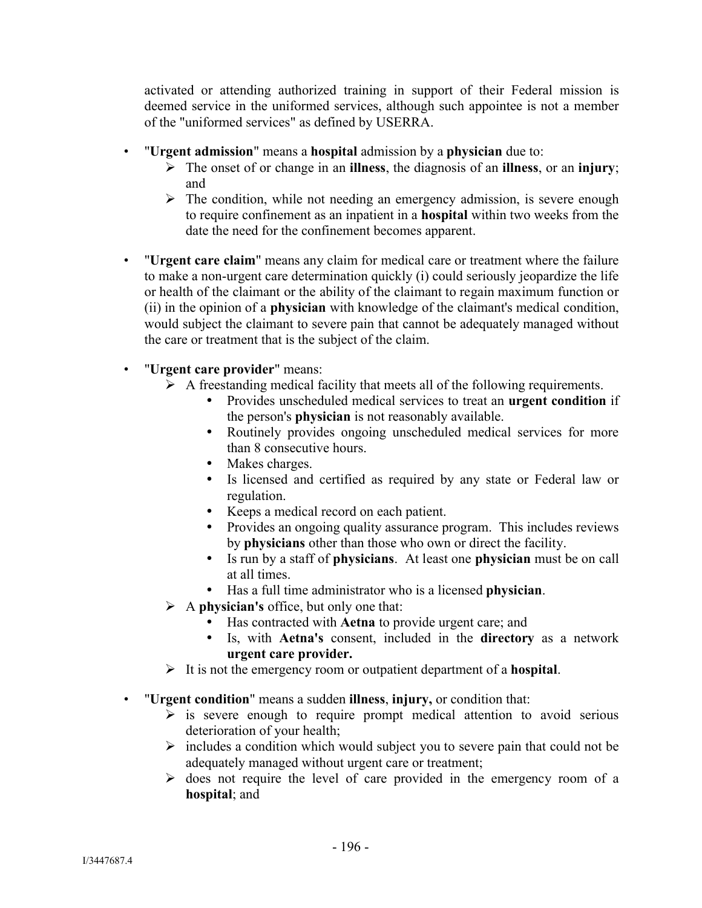activated or attending authorized training in support of their Federal mission is deemed service in the uniformed services, although such appointee is not a member of the "uniformed services" as defined by USERRA.

- "**Urgent admission**" means a **hospital** admission by a **physician** due to:
  - The onset of or change in an **illness**, the diagnosis of an **illness**, or an **injury**; and
  - The condition, while not needing an emergency admission, is severe enough to require confinement as an inpatient in a **hospital** within two weeks from the date the need for the confinement becomes apparent.

- "**Urgent care claim**" means any claim for medical care or treatment where the failure to make a non-urgent care determination quickly (i) could seriously jeopardize the life or health of the claimant or the ability of the claimant to regain maximum function or (ii) in the opinion of a **physician** with knowledge of the claimant's medical condition, would subject the claimant to severe pain that cannot be adequately managed without the care or treatment that is the subject of the claim.

- "**Urgent care provider**" means:
  - A freestanding medical facility that meets all of the following requirements.
    - Provides unscheduled medical services to treat an **urgent condition** if the person's **physician** is not reasonably available.
    - Routinely provides ongoing unscheduled medical services for more than 8 consecutive hours.
    - Makes charges.
    - Is licensed and certified as required by any state or Federal law or regulation.
    - Keeps a medical record on each patient.
    - Provides an ongoing quality assurance program. This includes reviews by **physicians** other than those who own or direct the facility.
    - Is run by a staff of **physicians**. At least one **physician** must be on call at all times.
    - Has a full time administrator who is a licensed **physician**.
  - A **physician's** office, but only one that:
    - Has contracted with **Aetna** to provide urgent care; and
    - Is, with **Aetna's** consent, included in the **directory** as a network **urgent care provider.**
  - It is not the emergency room or outpatient department of a **hospital**.

- "**Urgent condition**" means a sudden **illness**, **injury,** or condition that:
  - is severe enough to require prompt medical attention to avoid serious deterioration of your health;
  - includes a condition which would subject you to severe pain that could not be adequately managed without urgent care or treatment;
  - does not require the level of care provided in the emergency room of a **hospital**; and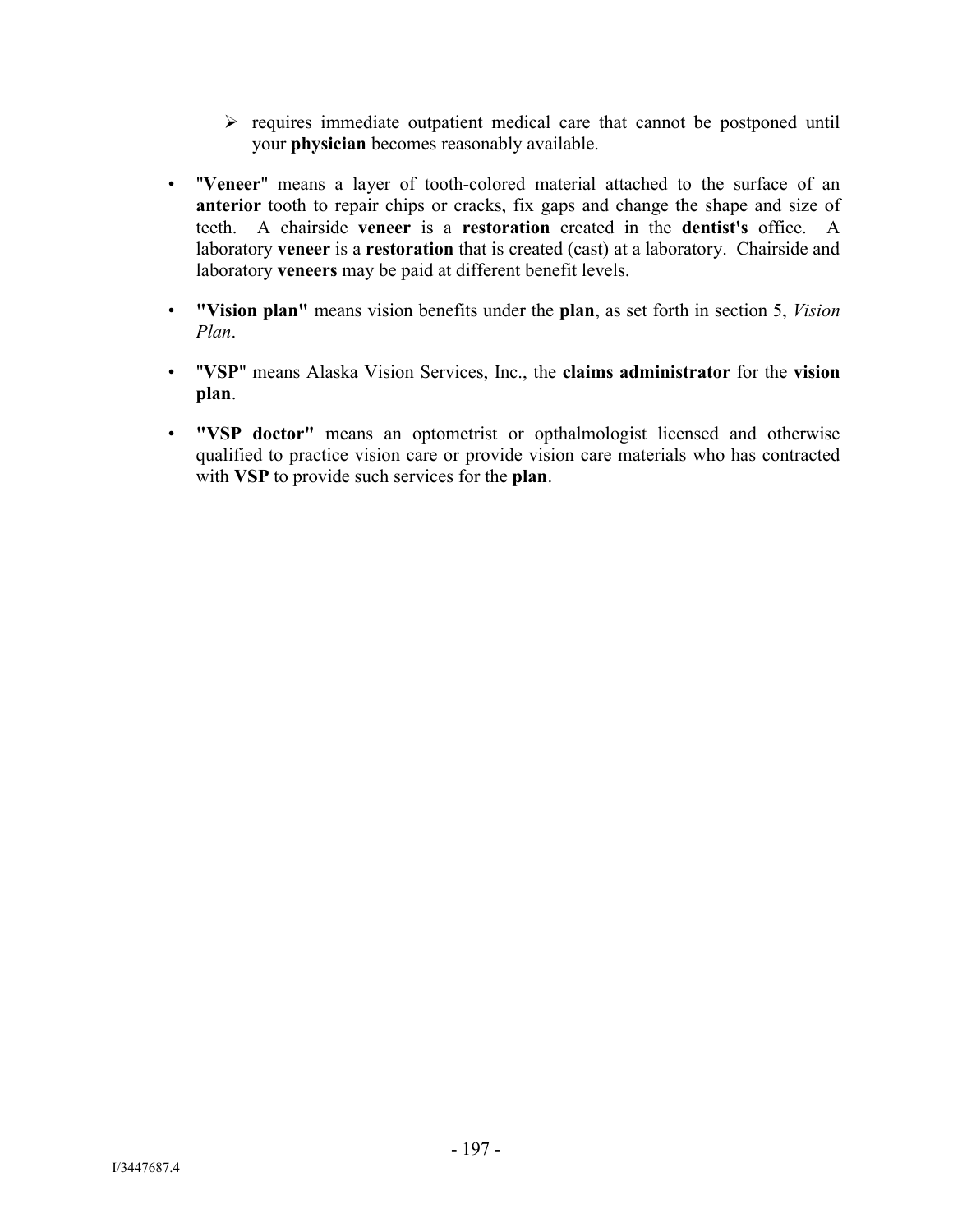- requires immediate outpatient medical care that cannot be postponed until your **physician** becomes reasonably available.

- "**Veneer**" means a layer of tooth-colored material attached to the surface of an **anterior** tooth to repair chips or cracks, fix gaps and change the shape and size of teeth. A chairside **veneer** is a **restoration** created in the **dentist's** office. A laboratory **veneer** is a **restoration** that is created (cast) at a laboratory. Chairside and laboratory **veneers** may be paid at different benefit levels.

- **"Vision plan"** means vision benefits under the **plan**, as set forth in section 5, *Vision Plan*.

- "**VSP**" means Alaska Vision Services, Inc., the **claims administrator** for the **vision plan**.

- **"VSP doctor"** means an optometrist or opthalmologist licensed and otherwise qualified to practice vision care or provide vision care materials who has contracted with **VSP** to provide such services for the **plan**.

I/3447687.4